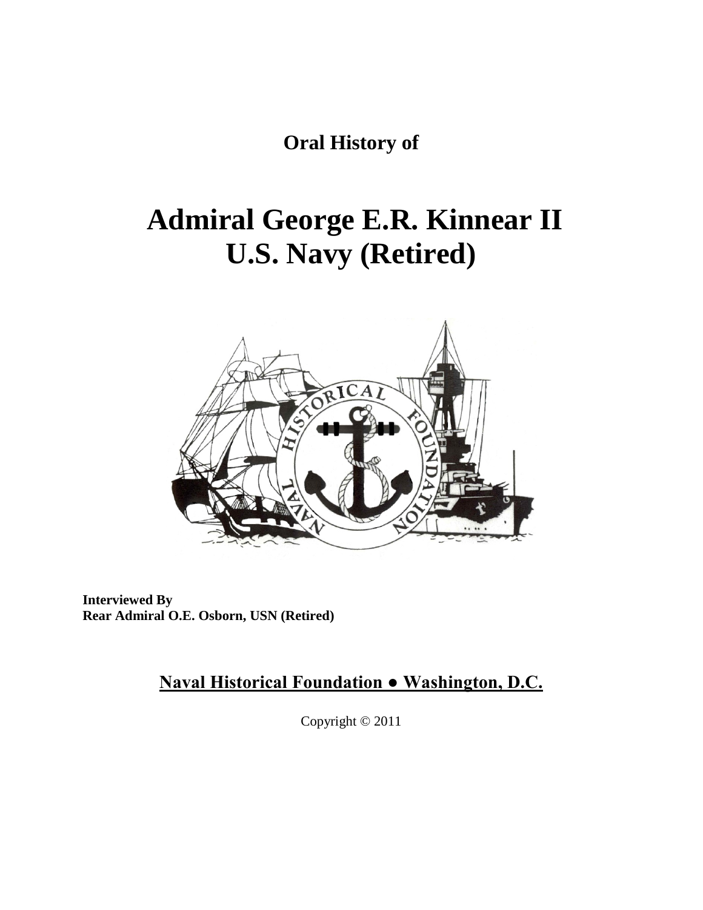**Oral History of**

# Admiral George E.R. Kinnear II
# U.S. Navy (Retired)

**Interviewed By**
**Rear Admiral O.E. Osborn, USN (Retired)**

**Naval Historical Foundation ● Washington, D.C.**

Copyright © 2011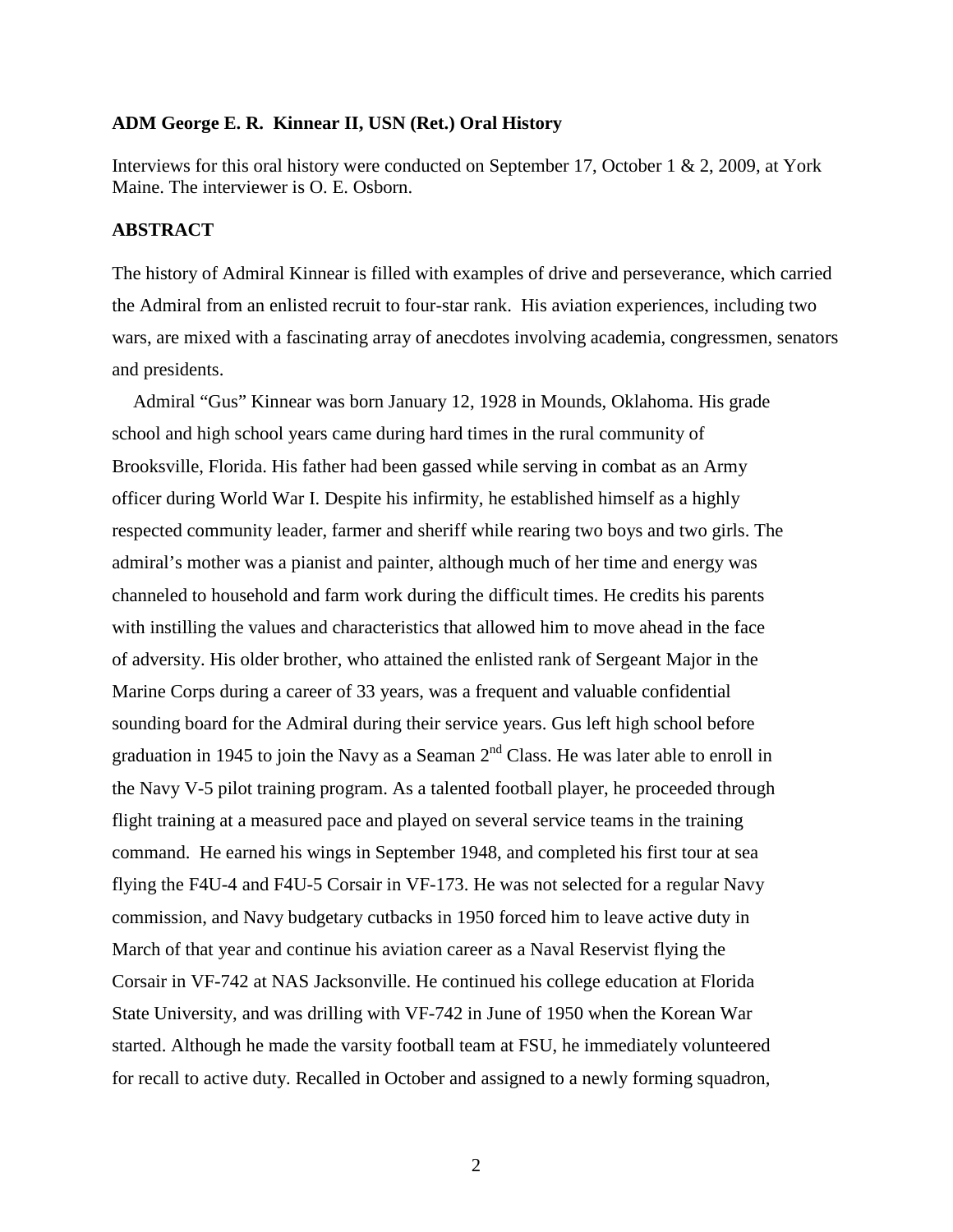**ADM George E. R. Kinnear II, USN (Ret.) Oral History**

Interviews for this oral history were conducted on September 17, October 1 & 2, 2009, at York Maine. The interviewer is O. E. Osborn.

**ABSTRACT**

The history of Admiral Kinnear is filled with examples of drive and perseverance, which carried the Admiral from an enlisted recruit to four-star rank. His aviation experiences, including two wars, are mixed with a fascinating array of anecdotes involving academia, congressmen, senators and presidents.

Admiral "Gus" Kinnear was born January 12, 1928 in Mounds, Oklahoma. His grade school and high school years came during hard times in the rural community of Brooksville, Florida. His father had been gassed while serving in combat as an Army officer during World War I. Despite his infirmity, he established himself as a highly respected community leader, farmer and sheriff while rearing two boys and two girls. The admiral's mother was a pianist and painter, although much of her time and energy was channeled to household and farm work during the difficult times. He credits his parents with instilling the values and characteristics that allowed him to move ahead in the face of adversity. His older brother, who attained the enlisted rank of Sergeant Major in the Marine Corps during a career of 33 years, was a frequent and valuable confidential sounding board for the Admiral during their service years. Gus left high school before graduation in 1945 to join the Navy as a Seaman 2nd Class. He was later able to enroll in the Navy V-5 pilot training program. As a talented football player, he proceeded through flight training at a measured pace and played on several service teams in the training command. He earned his wings in September 1948, and completed his first tour at sea flying the F4U-4 and F4U-5 Corsair in VF-173. He was not selected for a regular Navy commission, and Navy budgetary cutbacks in 1950 forced him to leave active duty in March of that year and continue his aviation career as a Naval Reservist flying the Corsair in VF-742 at NAS Jacksonville. He continued his college education at Florida State University, and was drilling with VF-742 in June of 1950 when the Korean War started. Although he made the varsity football team at FSU, he immediately volunteered for recall to active duty. Recalled in October and assigned to a newly forming squadron,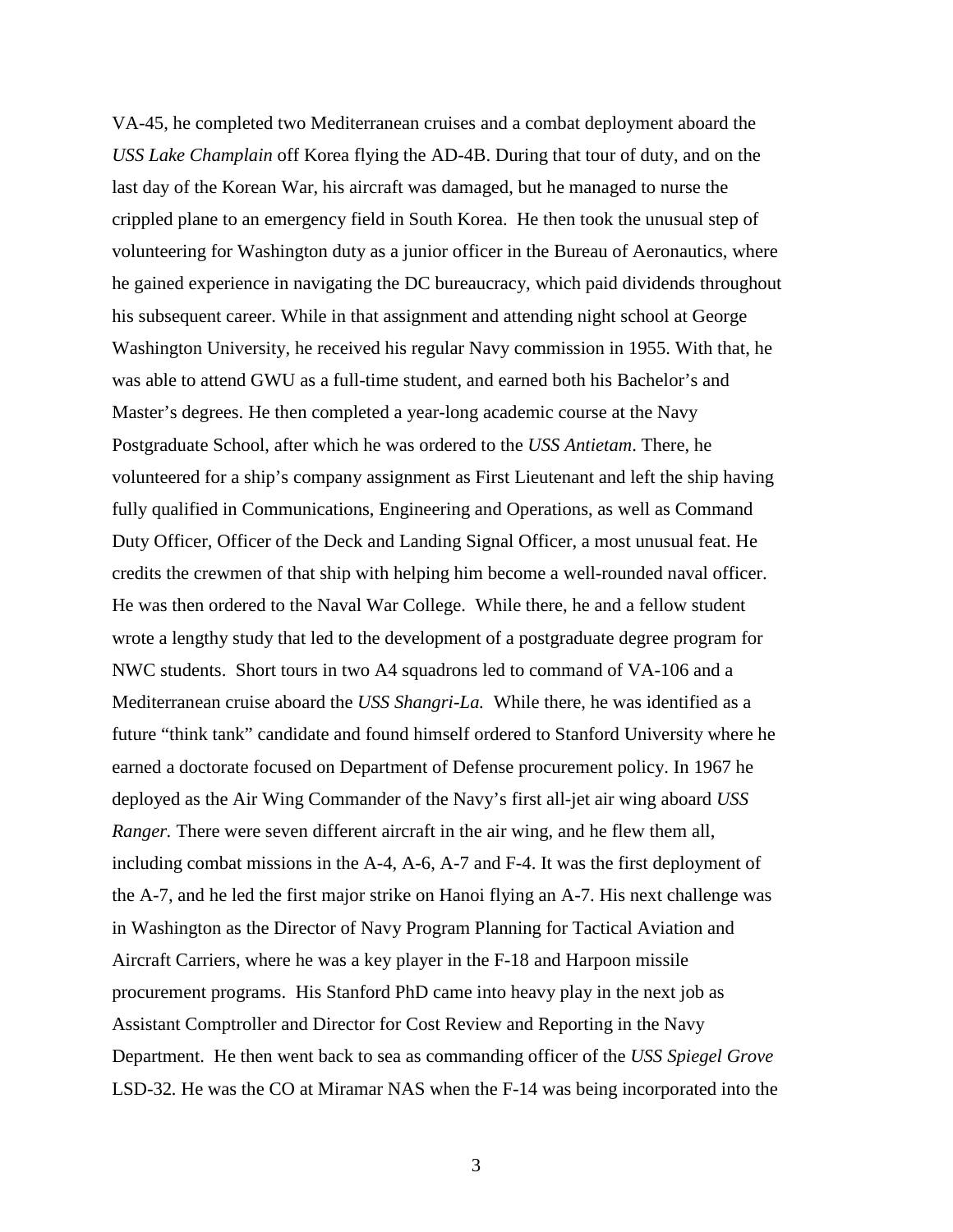VA-45, he completed two Mediterranean cruises and a combat deployment aboard the *USS Lake Champlain* off Korea flying the AD-4B. During that tour of duty, and on the last day of the Korean War, his aircraft was damaged, but he managed to nurse the crippled plane to an emergency field in South Korea. He then took the unusual step of volunteering for Washington duty as a junior officer in the Bureau of Aeronautics, where he gained experience in navigating the DC bureaucracy, which paid dividends throughout his subsequent career. While in that assignment and attending night school at George Washington University, he received his regular Navy commission in 1955. With that, he was able to attend GWU as a full-time student, and earned both his Bachelor's and Master's degrees. He then completed a year-long academic course at the Navy Postgraduate School, after which he was ordered to the *USS Antietam*. There, he volunteered for a ship's company assignment as First Lieutenant and left the ship having fully qualified in Communications, Engineering and Operations, as well as Command Duty Officer, Officer of the Deck and Landing Signal Officer, a most unusual feat. He credits the crewmen of that ship with helping him become a well-rounded naval officer. He was then ordered to the Naval War College. While there, he and a fellow student wrote a lengthy study that led to the development of a postgraduate degree program for NWC students. Short tours in two A4 squadrons led to command of VA-106 and a Mediterranean cruise aboard the *USS Shangri-La.* While there, he was identified as a future "think tank" candidate and found himself ordered to Stanford University where he earned a doctorate focused on Department of Defense procurement policy. In 1967 he deployed as the Air Wing Commander of the Navy's first all-jet air wing aboard *USS Ranger.* There were seven different aircraft in the air wing, and he flew them all, including combat missions in the A-4, A-6, A-7 and F-4. It was the first deployment of the A-7, and he led the first major strike on Hanoi flying an A-7. His next challenge was in Washington as the Director of Navy Program Planning for Tactical Aviation and Aircraft Carriers, where he was a key player in the F-18 and Harpoon missile procurement programs. His Stanford PhD came into heavy play in the next job as Assistant Comptroller and Director for Cost Review and Reporting in the Navy Department. He then went back to sea as commanding officer of the *USS Spiegel Grove* LSD-32*.* He was the CO at Miramar NAS when the F-14 was being incorporated into the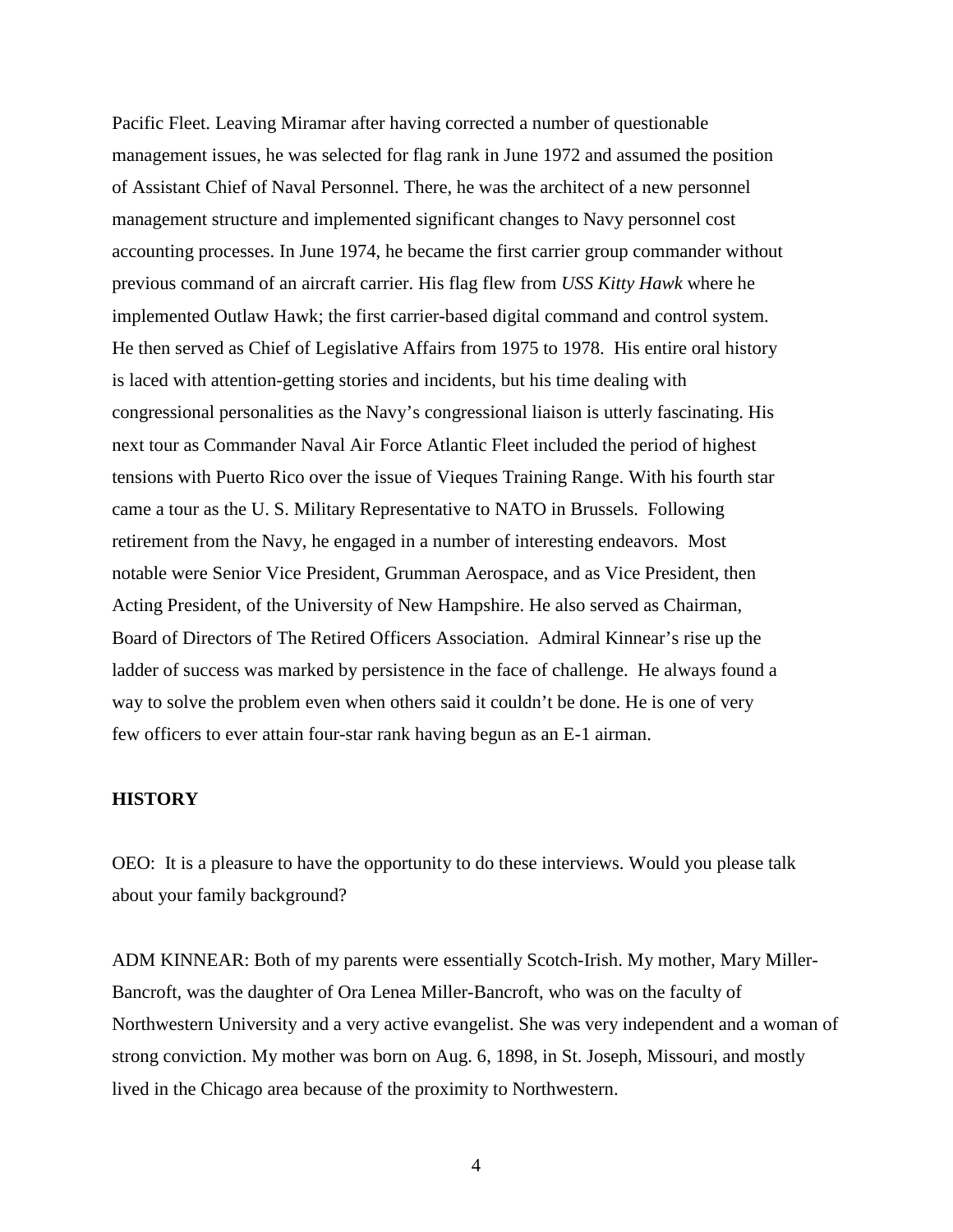Pacific Fleet. Leaving Miramar after having corrected a number of questionable management issues, he was selected for flag rank in June 1972 and assumed the position of Assistant Chief of Naval Personnel. There, he was the architect of a new personnel management structure and implemented significant changes to Navy personnel cost accounting processes. In June 1974, he became the first carrier group commander without previous command of an aircraft carrier. His flag flew from *USS Kitty Hawk* where he implemented Outlaw Hawk; the first carrier-based digital command and control system. He then served as Chief of Legislative Affairs from 1975 to 1978. His entire oral history is laced with attention-getting stories and incidents, but his time dealing with congressional personalities as the Navy's congressional liaison is utterly fascinating. His next tour as Commander Naval Air Force Atlantic Fleet included the period of highest tensions with Puerto Rico over the issue of Vieques Training Range. With his fourth star came a tour as the U. S. Military Representative to NATO in Brussels. Following retirement from the Navy, he engaged in a number of interesting endeavors. Most notable were Senior Vice President, Grumman Aerospace, and as Vice President, then Acting President, of the University of New Hampshire. He also served as Chairman, Board of Directors of The Retired Officers Association. Admiral Kinnear's rise up the ladder of success was marked by persistence in the face of challenge. He always found a way to solve the problem even when others said it couldn't be done. He is one of very few officers to ever attain four-star rank having begun as an E-1 airman.

## HISTORY

OEO: It is a pleasure to have the opportunity to do these interviews. Would you please talk about your family background?

ADM KINNEAR: Both of my parents were essentially Scotch-Irish. My mother, Mary Miller-Bancroft, was the daughter of Ora Lenea Miller-Bancroft, who was on the faculty of Northwestern University and a very active evangelist. She was very independent and a woman of strong conviction. My mother was born on Aug. 6, 1898, in St. Joseph, Missouri, and mostly lived in the Chicago area because of the proximity to Northwestern.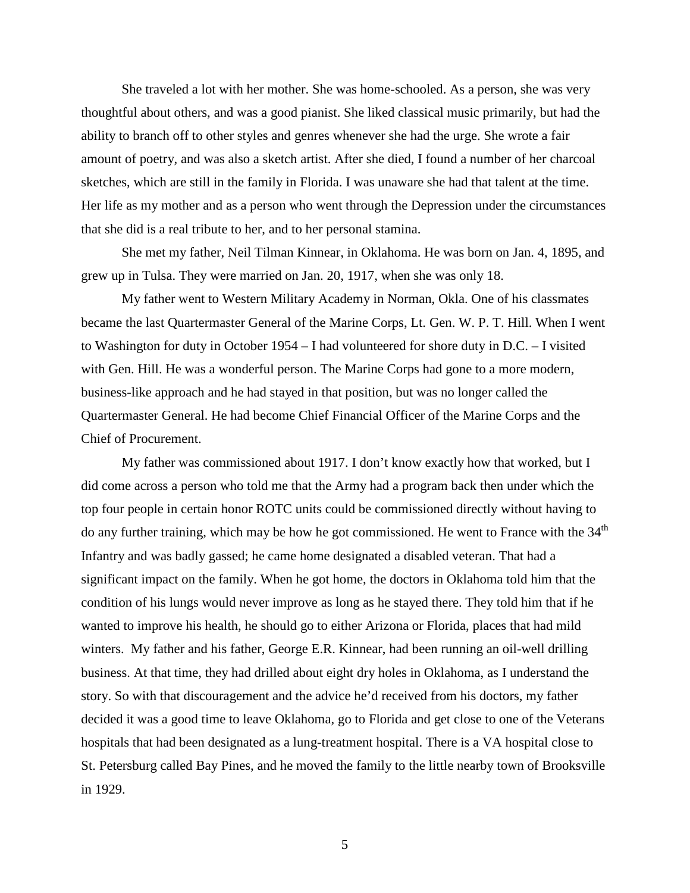She traveled a lot with her mother. She was home-schooled. As a person, she was very thoughtful about others, and was a good pianist. She liked classical music primarily, but had the ability to branch off to other styles and genres whenever she had the urge. She wrote a fair amount of poetry, and was also a sketch artist. After she died, I found a number of her charcoal sketches, which are still in the family in Florida. I was unaware she had that talent at the time. Her life as my mother and as a person who went through the Depression under the circumstances that she did is a real tribute to her, and to her personal stamina.

She met my father, Neil Tilman Kinnear, in Oklahoma. He was born on Jan. 4, 1895, and grew up in Tulsa. They were married on Jan. 20, 1917, when she was only 18.

My father went to Western Military Academy in Norman, Okla. One of his classmates became the last Quartermaster General of the Marine Corps, Lt. Gen. W. P. T. Hill. When I went to Washington for duty in October 1954 – I had volunteered for shore duty in D.C. – I visited with Gen. Hill. He was a wonderful person. The Marine Corps had gone to a more modern, business-like approach and he had stayed in that position, but was no longer called the Quartermaster General. He had become Chief Financial Officer of the Marine Corps and the Chief of Procurement.

My father was commissioned about 1917. I don't know exactly how that worked, but I did come across a person who told me that the Army had a program back then under which the top four people in certain honor ROTC units could be commissioned directly without having to do any further training, which may be how he got commissioned. He went to France with the 34th Infantry and was badly gassed; he came home designated a disabled veteran. That had a significant impact on the family. When he got home, the doctors in Oklahoma told him that the condition of his lungs would never improve as long as he stayed there. They told him that if he wanted to improve his health, he should go to either Arizona or Florida, places that had mild winters. My father and his father, George E.R. Kinnear, had been running an oil-well drilling business. At that time, they had drilled about eight dry holes in Oklahoma, as I understand the story. So with that discouragement and the advice he'd received from his doctors, my father decided it was a good time to leave Oklahoma, go to Florida and get close to one of the Veterans hospitals that had been designated as a lung-treatment hospital. There is a VA hospital close to St. Petersburg called Bay Pines, and he moved the family to the little nearby town of Brooksville in 1929.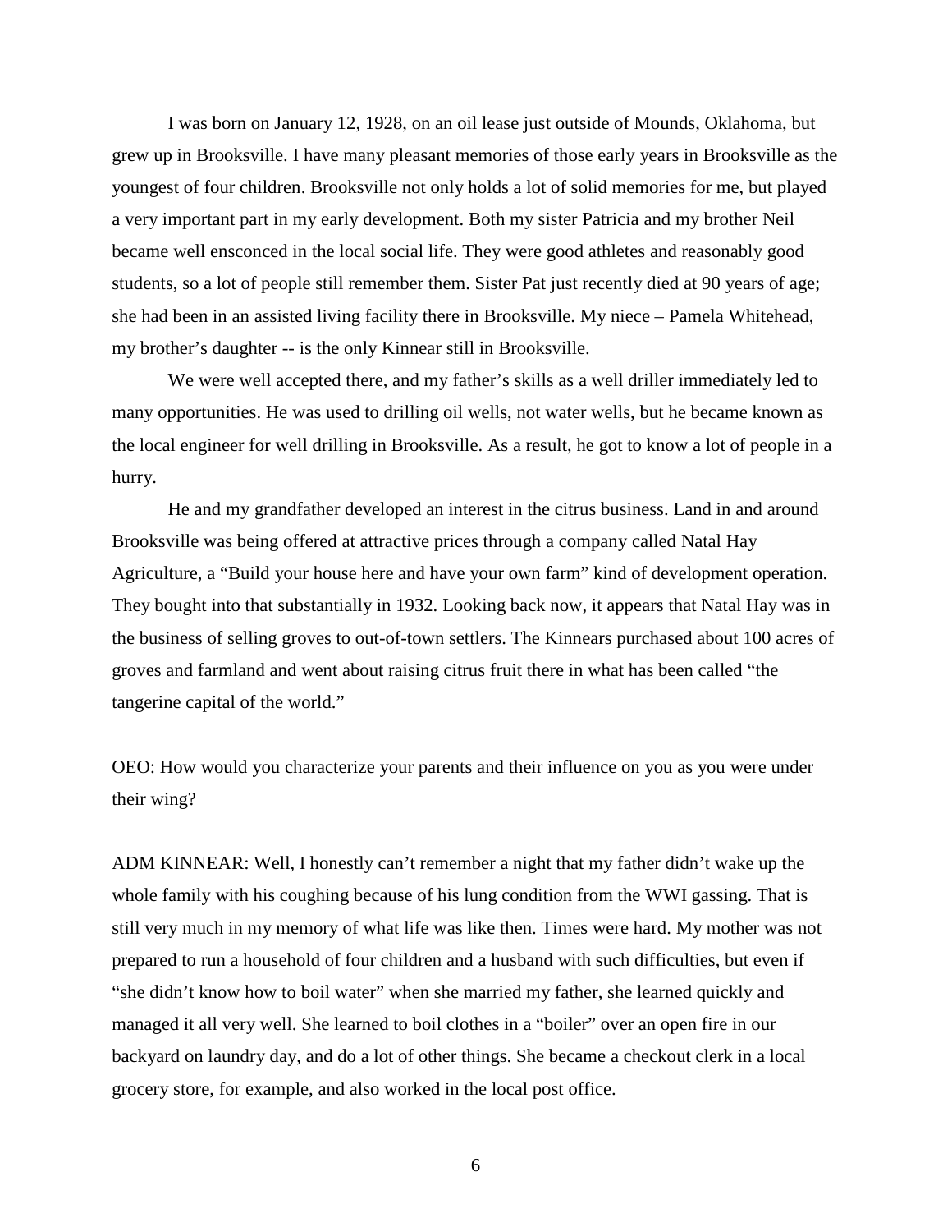I was born on January 12, 1928, on an oil lease just outside of Mounds, Oklahoma, but grew up in Brooksville. I have many pleasant memories of those early years in Brooksville as the youngest of four children. Brooksville not only holds a lot of solid memories for me, but played a very important part in my early development. Both my sister Patricia and my brother Neil became well ensconced in the local social life. They were good athletes and reasonably good students, so a lot of people still remember them. Sister Pat just recently died at 90 years of age; she had been in an assisted living facility there in Brooksville. My niece – Pamela Whitehead, my brother's daughter -- is the only Kinnear still in Brooksville.

We were well accepted there, and my father's skills as a well driller immediately led to many opportunities. He was used to drilling oil wells, not water wells, but he became known as the local engineer for well drilling in Brooksville. As a result, he got to know a lot of people in a hurry.

He and my grandfather developed an interest in the citrus business. Land in and around Brooksville was being offered at attractive prices through a company called Natal Hay Agriculture, a "Build your house here and have your own farm" kind of development operation. They bought into that substantially in 1932. Looking back now, it appears that Natal Hay was in the business of selling groves to out-of-town settlers. The Kinnears purchased about 100 acres of groves and farmland and went about raising citrus fruit there in what has been called "the tangerine capital of the world."

OEO: How would you characterize your parents and their influence on you as you were under their wing?

ADM KINNEAR: Well, I honestly can't remember a night that my father didn't wake up the whole family with his coughing because of his lung condition from the WWI gassing. That is still very much in my memory of what life was like then. Times were hard. My mother was not prepared to run a household of four children and a husband with such difficulties, but even if "she didn't know how to boil water" when she married my father, she learned quickly and managed it all very well. She learned to boil clothes in a "boiler" over an open fire in our backyard on laundry day, and do a lot of other things. She became a checkout clerk in a local grocery store, for example, and also worked in the local post office.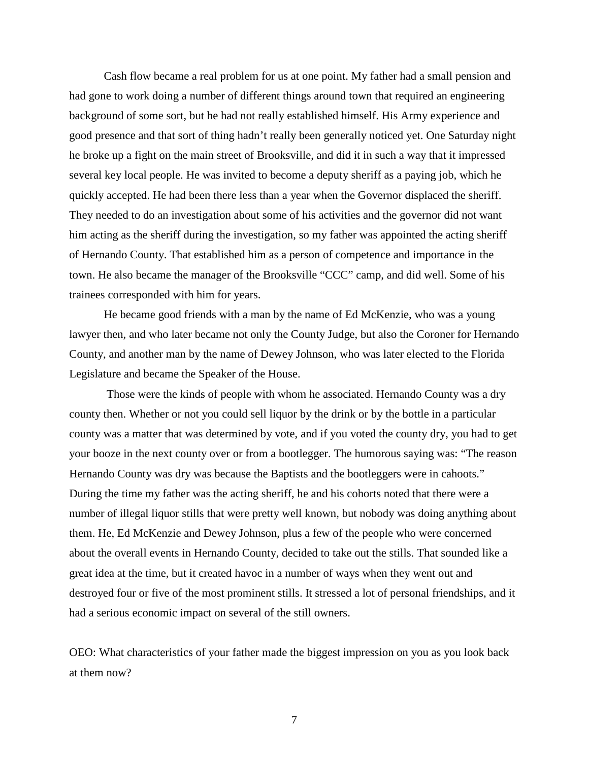Cash flow became a real problem for us at one point. My father had a small pension and had gone to work doing a number of different things around town that required an engineering background of some sort, but he had not really established himself. His Army experience and good presence and that sort of thing hadn't really been generally noticed yet. One Saturday night he broke up a fight on the main street of Brooksville, and did it in such a way that it impressed several key local people. He was invited to become a deputy sheriff as a paying job, which he quickly accepted. He had been there less than a year when the Governor displaced the sheriff. They needed to do an investigation about some of his activities and the governor did not want him acting as the sheriff during the investigation, so my father was appointed the acting sheriff of Hernando County. That established him as a person of competence and importance in the town. He also became the manager of the Brooksville "CCC" camp, and did well. Some of his trainees corresponded with him for years.

He became good friends with a man by the name of Ed McKenzie, who was a young lawyer then, and who later became not only the County Judge, but also the Coroner for Hernando County, and another man by the name of Dewey Johnson, who was later elected to the Florida Legislature and became the Speaker of the House.

Those were the kinds of people with whom he associated. Hernando County was a dry county then. Whether or not you could sell liquor by the drink or by the bottle in a particular county was a matter that was determined by vote, and if you voted the county dry, you had to get your booze in the next county over or from a bootlegger. The humorous saying was: "The reason Hernando County was dry was because the Baptists and the bootleggers were in cahoots." During the time my father was the acting sheriff, he and his cohorts noted that there were a number of illegal liquor stills that were pretty well known, but nobody was doing anything about them. He, Ed McKenzie and Dewey Johnson, plus a few of the people who were concerned about the overall events in Hernando County, decided to take out the stills. That sounded like a great idea at the time, but it created havoc in a number of ways when they went out and destroyed four or five of the most prominent stills. It stressed a lot of personal friendships, and it had a serious economic impact on several of the still owners.

OEO: What characteristics of your father made the biggest impression on you as you look back at them now?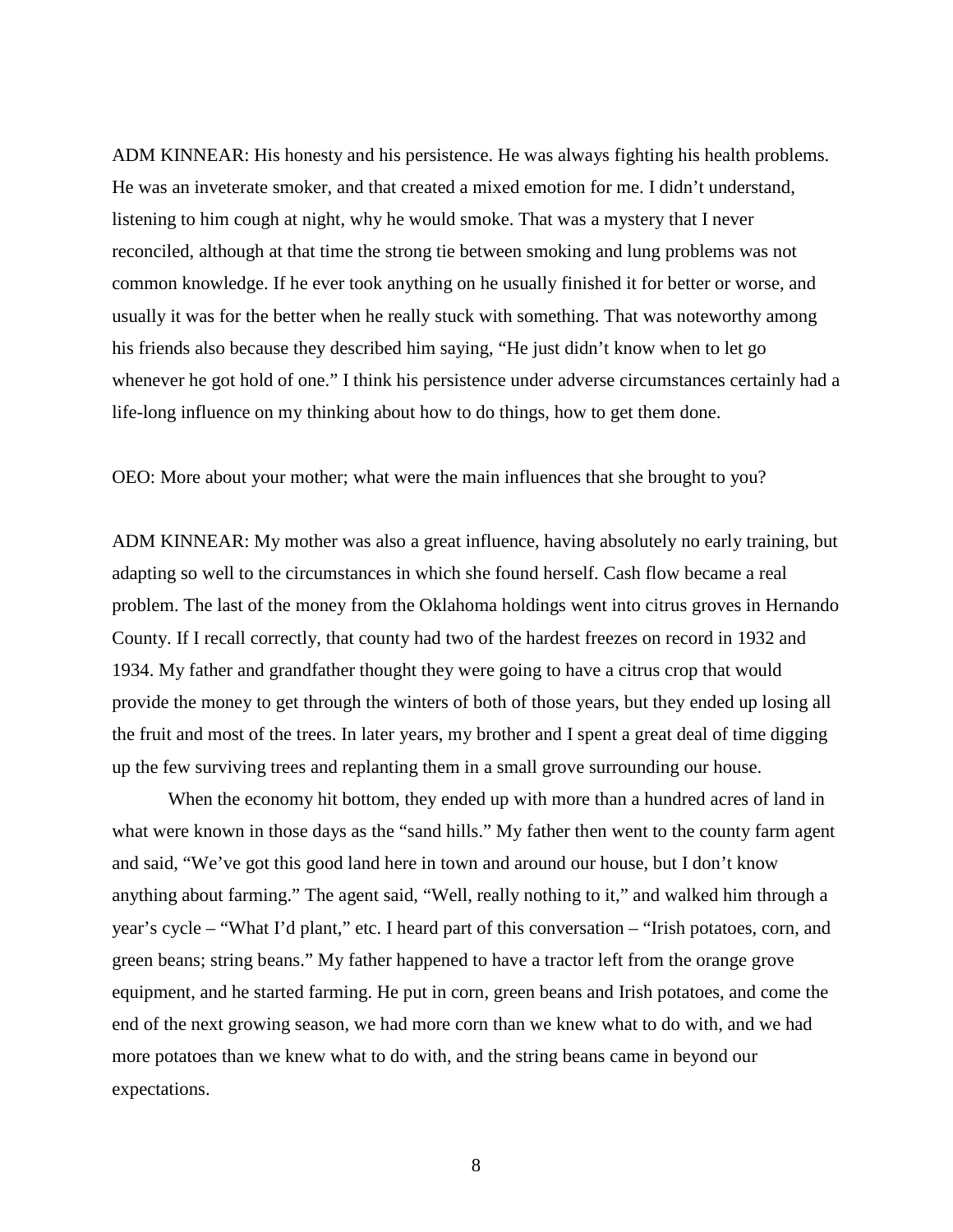ADM KINNEAR: His honesty and his persistence. He was always fighting his health problems. He was an inveterate smoker, and that created a mixed emotion for me. I didn't understand, listening to him cough at night, why he would smoke. That was a mystery that I never reconciled, although at that time the strong tie between smoking and lung problems was not common knowledge. If he ever took anything on he usually finished it for better or worse, and usually it was for the better when he really stuck with something. That was noteworthy among his friends also because they described him saying, "He just didn't know when to let go whenever he got hold of one." I think his persistence under adverse circumstances certainly had a life-long influence on my thinking about how to do things, how to get them done.

OEO: More about your mother; what were the main influences that she brought to you?

ADM KINNEAR: My mother was also a great influence, having absolutely no early training, but adapting so well to the circumstances in which she found herself. Cash flow became a real problem. The last of the money from the Oklahoma holdings went into citrus groves in Hernando County. If I recall correctly, that county had two of the hardest freezes on record in 1932 and 1934. My father and grandfather thought they were going to have a citrus crop that would provide the money to get through the winters of both of those years, but they ended up losing all the fruit and most of the trees. In later years, my brother and I spent a great deal of time digging up the few surviving trees and replanting them in a small grove surrounding our house.

When the economy hit bottom, they ended up with more than a hundred acres of land in what were known in those days as the "sand hills." My father then went to the county farm agent and said, "We've got this good land here in town and around our house, but I don't know anything about farming." The agent said, "Well, really nothing to it," and walked him through a year's cycle – "What I'd plant," etc. I heard part of this conversation – "Irish potatoes, corn, and green beans; string beans." My father happened to have a tractor left from the orange grove equipment, and he started farming. He put in corn, green beans and Irish potatoes, and come the end of the next growing season, we had more corn than we knew what to do with, and we had more potatoes than we knew what to do with, and the string beans came in beyond our expectations.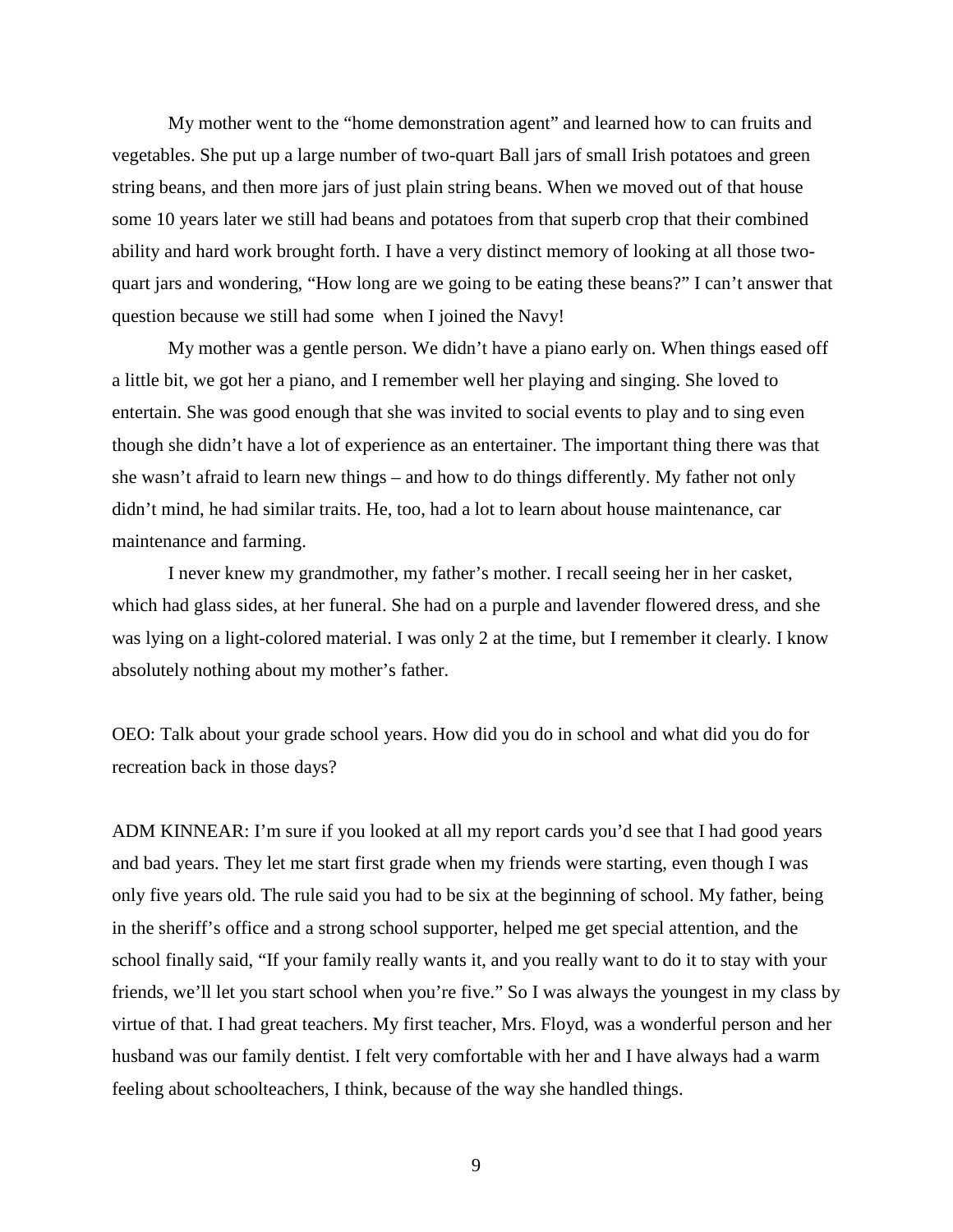My mother went to the "home demonstration agent" and learned how to can fruits and vegetables. She put up a large number of two-quart Ball jars of small Irish potatoes and green string beans, and then more jars of just plain string beans. When we moved out of that house some 10 years later we still had beans and potatoes from that superb crop that their combined ability and hard work brought forth. I have a very distinct memory of looking at all those two-quart jars and wondering, "How long are we going to be eating these beans?" I can't answer that question because we still had some when I joined the Navy!

My mother was a gentle person. We didn't have a piano early on. When things eased off a little bit, we got her a piano, and I remember well her playing and singing. She loved to entertain. She was good enough that she was invited to social events to play and to sing even though she didn't have a lot of experience as an entertainer. The important thing there was that she wasn't afraid to learn new things – and how to do things differently. My father not only didn't mind, he had similar traits. He, too, had a lot to learn about house maintenance, car maintenance and farming.

I never knew my grandmother, my father's mother. I recall seeing her in her casket, which had glass sides, at her funeral. She had on a purple and lavender flowered dress, and she was lying on a light-colored material. I was only 2 at the time, but I remember it clearly. I know absolutely nothing about my mother's father.

OEO: Talk about your grade school years. How did you do in school and what did you do for recreation back in those days?

ADM KINNEAR: I'm sure if you looked at all my report cards you'd see that I had good years and bad years. They let me start first grade when my friends were starting, even though I was only five years old. The rule said you had to be six at the beginning of school. My father, being in the sheriff's office and a strong school supporter, helped me get special attention, and the school finally said, "If your family really wants it, and you really want to do it to stay with your friends, we'll let you start school when you're five." So I was always the youngest in my class by virtue of that. I had great teachers. My first teacher, Mrs. Floyd, was a wonderful person and her husband was our family dentist. I felt very comfortable with her and I have always had a warm feeling about schoolteachers, I think, because of the way she handled things.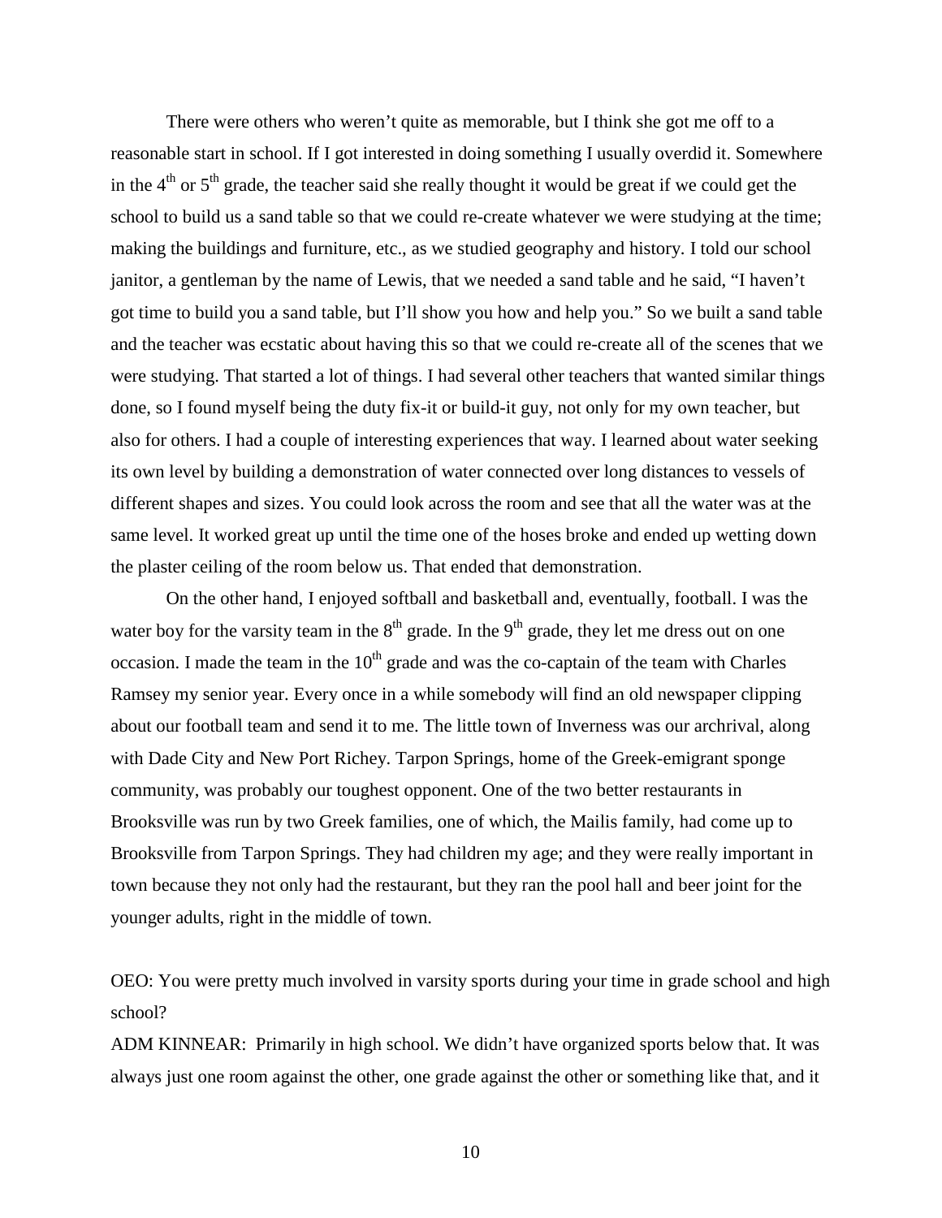There were others who weren't quite as memorable, but I think she got me off to a reasonable start in school. If I got interested in doing something I usually overdid it. Somewhere in the 4th or 5th grade, the teacher said she really thought it would be great if we could get the school to build us a sand table so that we could re-create whatever we were studying at the time; making the buildings and furniture, etc., as we studied geography and history. I told our school janitor, a gentleman by the name of Lewis, that we needed a sand table and he said, "I haven't got time to build you a sand table, but I'll show you how and help you." So we built a sand table and the teacher was ecstatic about having this so that we could re-create all of the scenes that we were studying. That started a lot of things. I had several other teachers that wanted similar things done, so I found myself being the duty fix-it or build-it guy, not only for my own teacher, but also for others. I had a couple of interesting experiences that way. I learned about water seeking its own level by building a demonstration of water connected over long distances to vessels of different shapes and sizes. You could look across the room and see that all the water was at the same level. It worked great up until the time one of the hoses broke and ended up wetting down the plaster ceiling of the room below us. That ended that demonstration.

On the other hand, I enjoyed softball and basketball and, eventually, football. I was the water boy for the varsity team in the 8th grade. In the 9th grade, they let me dress out on one occasion. I made the team in the 10th grade and was the co-captain of the team with Charles Ramsey my senior year. Every once in a while somebody will find an old newspaper clipping about our football team and send it to me. The little town of Inverness was our archrival, along with Dade City and New Port Richey. Tarpon Springs, home of the Greek-emigrant sponge community, was probably our toughest opponent. One of the two better restaurants in Brooksville was run by two Greek families, one of which, the Mailis family, had come up to Brooksville from Tarpon Springs. They had children my age; and they were really important in town because they not only had the restaurant, but they ran the pool hall and beer joint for the younger adults, right in the middle of town.

OEO: You were pretty much involved in varsity sports during your time in grade school and high school?

ADM KINNEAR: Primarily in high school. We didn't have organized sports below that. It was always just one room against the other, one grade against the other or something like that, and it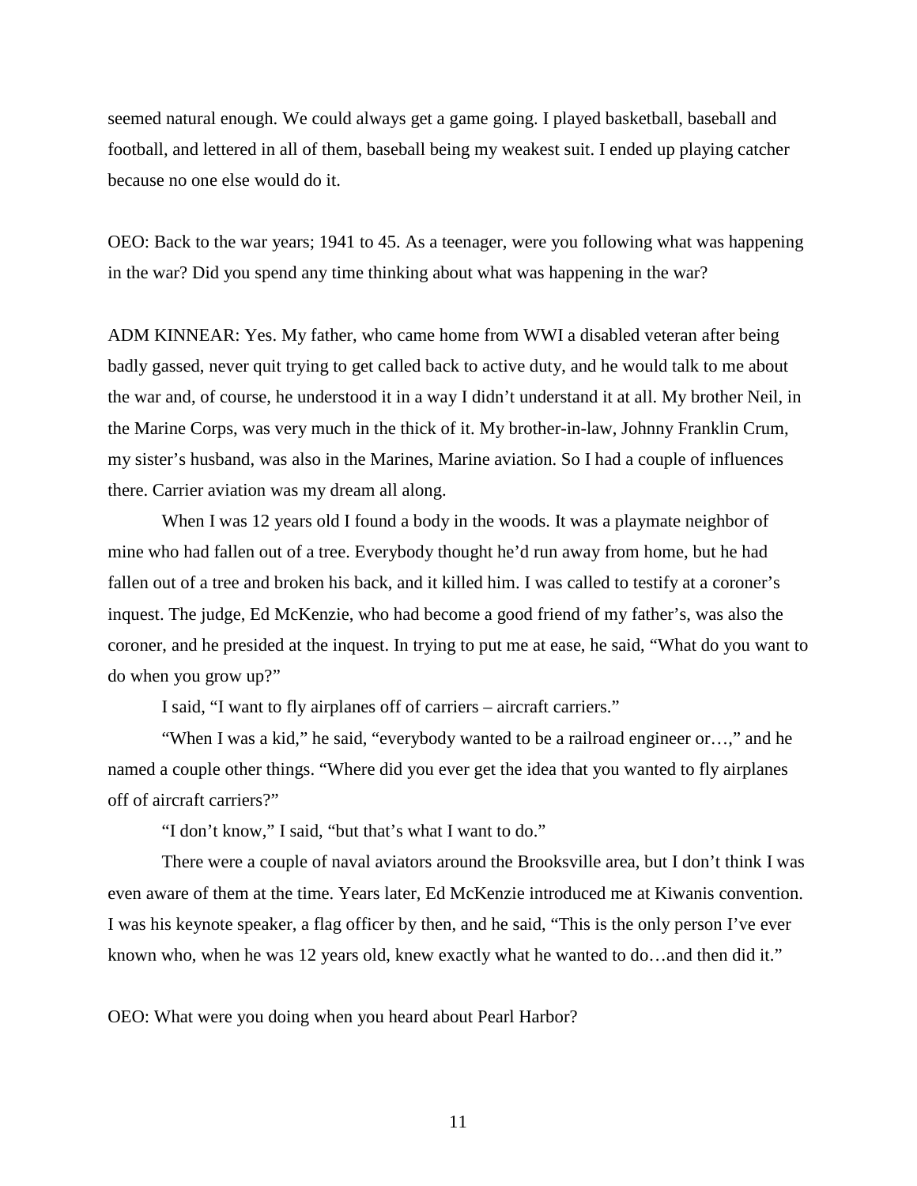seemed natural enough. We could always get a game going. I played basketball, baseball and football, and lettered in all of them, baseball being my weakest suit. I ended up playing catcher because no one else would do it.

OEO: Back to the war years; 1941 to 45. As a teenager, were you following what was happening in the war? Did you spend any time thinking about what was happening in the war?

ADM KINNEAR: Yes. My father, who came home from WWI a disabled veteran after being badly gassed, never quit trying to get called back to active duty, and he would talk to me about the war and, of course, he understood it in a way I didn't understand it at all. My brother Neil, in the Marine Corps, was very much in the thick of it. My brother-in-law, Johnny Franklin Crum, my sister's husband, was also in the Marines, Marine aviation. So I had a couple of influences there. Carrier aviation was my dream all along.

When I was 12 years old I found a body in the woods. It was a playmate neighbor of mine who had fallen out of a tree. Everybody thought he'd run away from home, but he had fallen out of a tree and broken his back, and it killed him. I was called to testify at a coroner's inquest. The judge, Ed McKenzie, who had become a good friend of my father's, was also the coroner, and he presided at the inquest. In trying to put me at ease, he said, "What do you want to do when you grow up?"

I said, "I want to fly airplanes off of carriers – aircraft carriers."

"When I was a kid," he said, "everybody wanted to be a railroad engineer or…," and he named a couple other things. "Where did you ever get the idea that you wanted to fly airplanes off of aircraft carriers?"

"I don't know," I said, "but that's what I want to do."

There were a couple of naval aviators around the Brooksville area, but I don't think I was even aware of them at the time. Years later, Ed McKenzie introduced me at Kiwanis convention. I was his keynote speaker, a flag officer by then, and he said, "This is the only person I've ever known who, when he was 12 years old, knew exactly what he wanted to do…and then did it."

OEO: What were you doing when you heard about Pearl Harbor?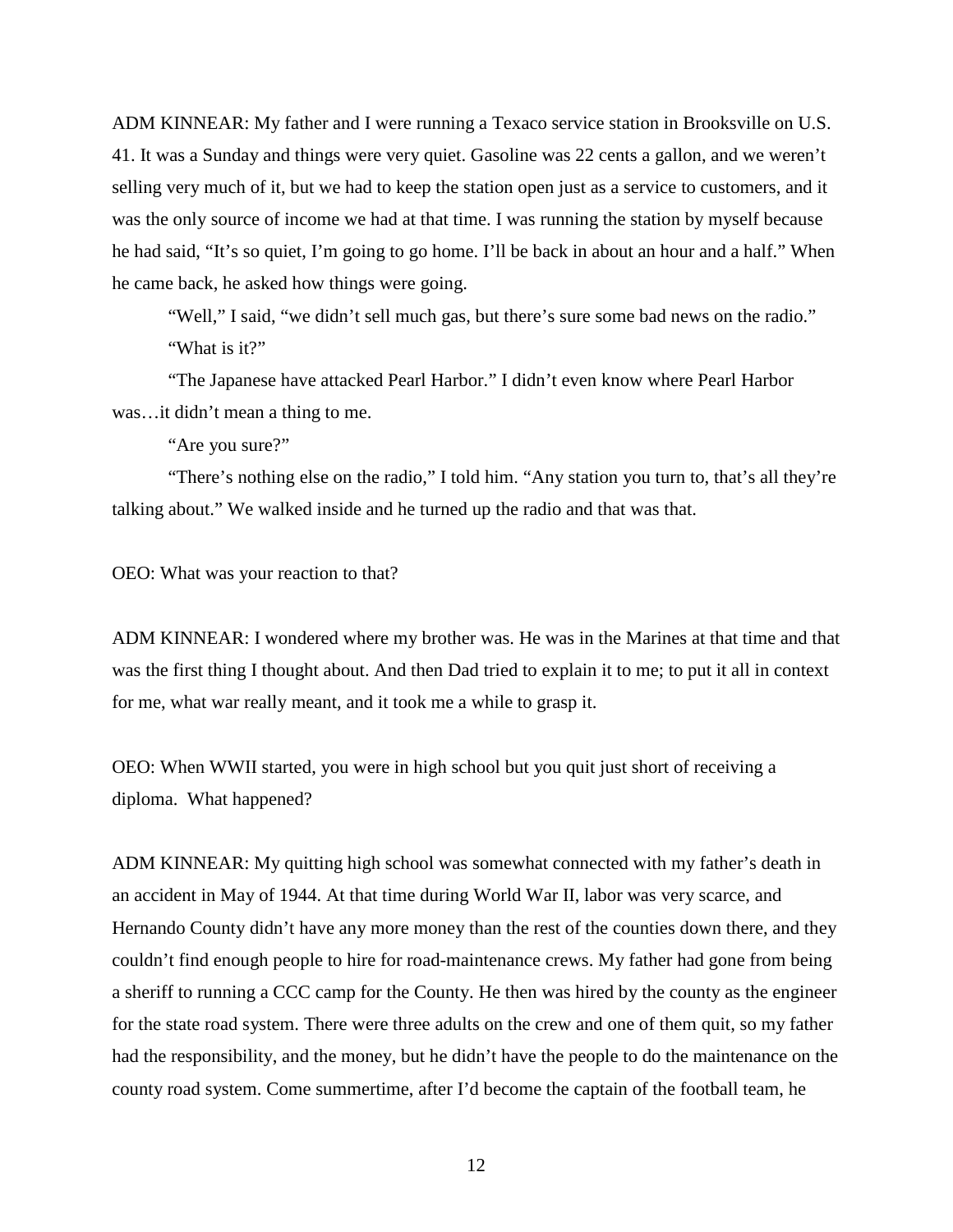ADM KINNEAR: My father and I were running a Texaco service station in Brooksville on U.S. 41. It was a Sunday and things were very quiet. Gasoline was 22 cents a gallon, and we weren't selling very much of it, but we had to keep the station open just as a service to customers, and it was the only source of income we had at that time. I was running the station by myself because he had said, "It's so quiet, I'm going to go home. I'll be back in about an hour and a half." When he came back, he asked how things were going.

"Well," I said, "we didn't sell much gas, but there's sure some bad news on the radio."

"What is it?"

"The Japanese have attacked Pearl Harbor." I didn't even know where Pearl Harbor was…it didn't mean a thing to me.

"Are you sure?"

"There's nothing else on the radio," I told him. "Any station you turn to, that's all they're talking about." We walked inside and he turned up the radio and that was that.

OEO: What was your reaction to that?

ADM KINNEAR: I wondered where my brother was. He was in the Marines at that time and that was the first thing I thought about. And then Dad tried to explain it to me; to put it all in context for me, what war really meant, and it took me a while to grasp it.

OEO: When WWII started, you were in high school but you quit just short of receiving a diploma. What happened?

ADM KINNEAR: My quitting high school was somewhat connected with my father's death in an accident in May of 1944. At that time during World War II, labor was very scarce, and Hernando County didn't have any more money than the rest of the counties down there, and they couldn't find enough people to hire for road-maintenance crews. My father had gone from being a sheriff to running a CCC camp for the County. He then was hired by the county as the engineer for the state road system. There were three adults on the crew and one of them quit, so my father had the responsibility, and the money, but he didn't have the people to do the maintenance on the county road system. Come summertime, after I'd become the captain of the football team, he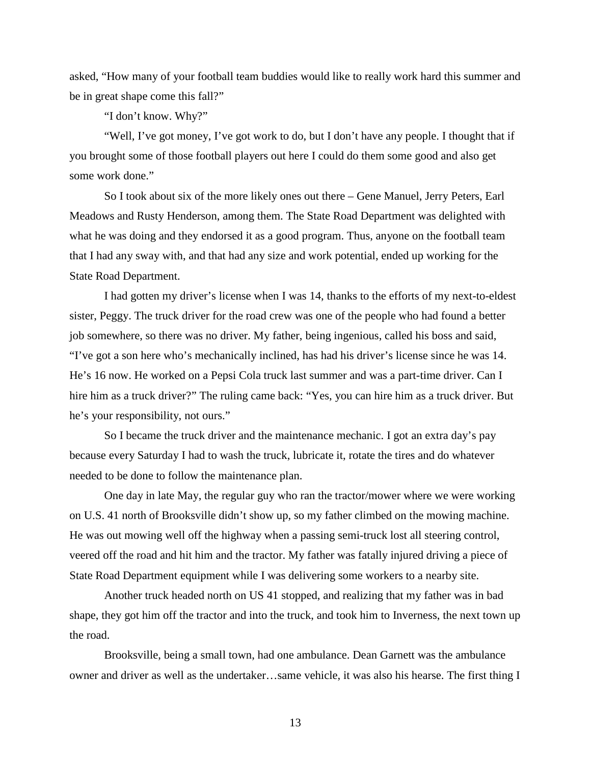asked, "How many of your football team buddies would like to really work hard this summer and be in great shape come this fall?"

"I don't know. Why?"

"Well, I've got money, I've got work to do, but I don't have any people. I thought that if you brought some of those football players out here I could do them some good and also get some work done."

So I took about six of the more likely ones out there – Gene Manuel, Jerry Peters, Earl Meadows and Rusty Henderson, among them. The State Road Department was delighted with what he was doing and they endorsed it as a good program. Thus, anyone on the football team that I had any sway with, and that had any size and work potential, ended up working for the State Road Department.

I had gotten my driver's license when I was 14, thanks to the efforts of my next-to-eldest sister, Peggy. The truck driver for the road crew was one of the people who had found a better job somewhere, so there was no driver. My father, being ingenious, called his boss and said, "I've got a son here who's mechanically inclined, has had his driver's license since he was 14. He's 16 now. He worked on a Pepsi Cola truck last summer and was a part-time driver. Can I hire him as a truck driver?" The ruling came back: "Yes, you can hire him as a truck driver. But he's your responsibility, not ours."

So I became the truck driver and the maintenance mechanic. I got an extra day's pay because every Saturday I had to wash the truck, lubricate it, rotate the tires and do whatever needed to be done to follow the maintenance plan.

One day in late May, the regular guy who ran the tractor/mower where we were working on U.S. 41 north of Brooksville didn't show up, so my father climbed on the mowing machine. He was out mowing well off the highway when a passing semi-truck lost all steering control, veered off the road and hit him and the tractor. My father was fatally injured driving a piece of State Road Department equipment while I was delivering some workers to a nearby site.

Another truck headed north on US 41 stopped, and realizing that my father was in bad shape, they got him off the tractor and into the truck, and took him to Inverness, the next town up the road.

Brooksville, being a small town, had one ambulance. Dean Garnett was the ambulance owner and driver as well as the undertaker…same vehicle, it was also his hearse. The first thing I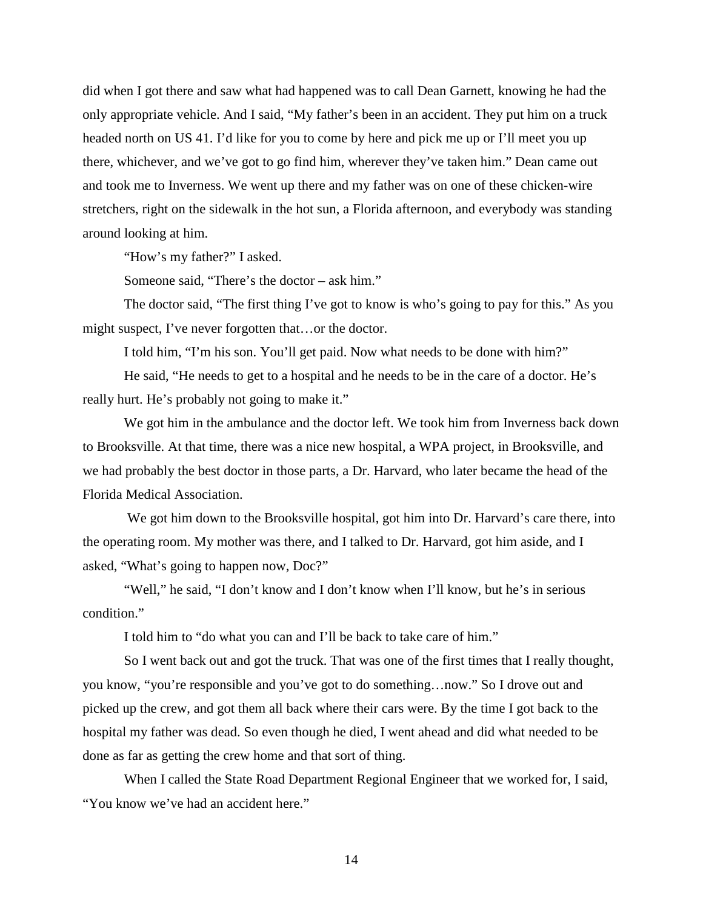did when I got there and saw what had happened was to call Dean Garnett, knowing he had the only appropriate vehicle. And I said, "My father's been in an accident. They put him on a truck headed north on US 41. I'd like for you to come by here and pick me up or I'll meet you up there, whichever, and we've got to go find him, wherever they've taken him." Dean came out and took me to Inverness. We went up there and my father was on one of these chicken-wire stretchers, right on the sidewalk in the hot sun, a Florida afternoon, and everybody was standing around looking at him.

"How's my father?" I asked.

Someone said, "There's the doctor – ask him."

The doctor said, "The first thing I've got to know is who's going to pay for this." As you might suspect, I've never forgotten that…or the doctor.

I told him, "I'm his son. You'll get paid. Now what needs to be done with him?"

He said, "He needs to get to a hospital and he needs to be in the care of a doctor. He's really hurt. He's probably not going to make it."

We got him in the ambulance and the doctor left. We took him from Inverness back down to Brooksville. At that time, there was a nice new hospital, a WPA project, in Brooksville, and we had probably the best doctor in those parts, a Dr. Harvard, who later became the head of the Florida Medical Association.

We got him down to the Brooksville hospital, got him into Dr. Harvard's care there, into the operating room. My mother was there, and I talked to Dr. Harvard, got him aside, and I asked, "What's going to happen now, Doc?"

"Well," he said, "I don't know and I don't know when I'll know, but he's in serious condition."

I told him to "do what you can and I'll be back to take care of him."

So I went back out and got the truck. That was one of the first times that I really thought, you know, "you're responsible and you've got to do something…now." So I drove out and picked up the crew, and got them all back where their cars were. By the time I got back to the hospital my father was dead. So even though he died, I went ahead and did what needed to be done as far as getting the crew home and that sort of thing.

When I called the State Road Department Regional Engineer that we worked for, I said, "You know we've had an accident here."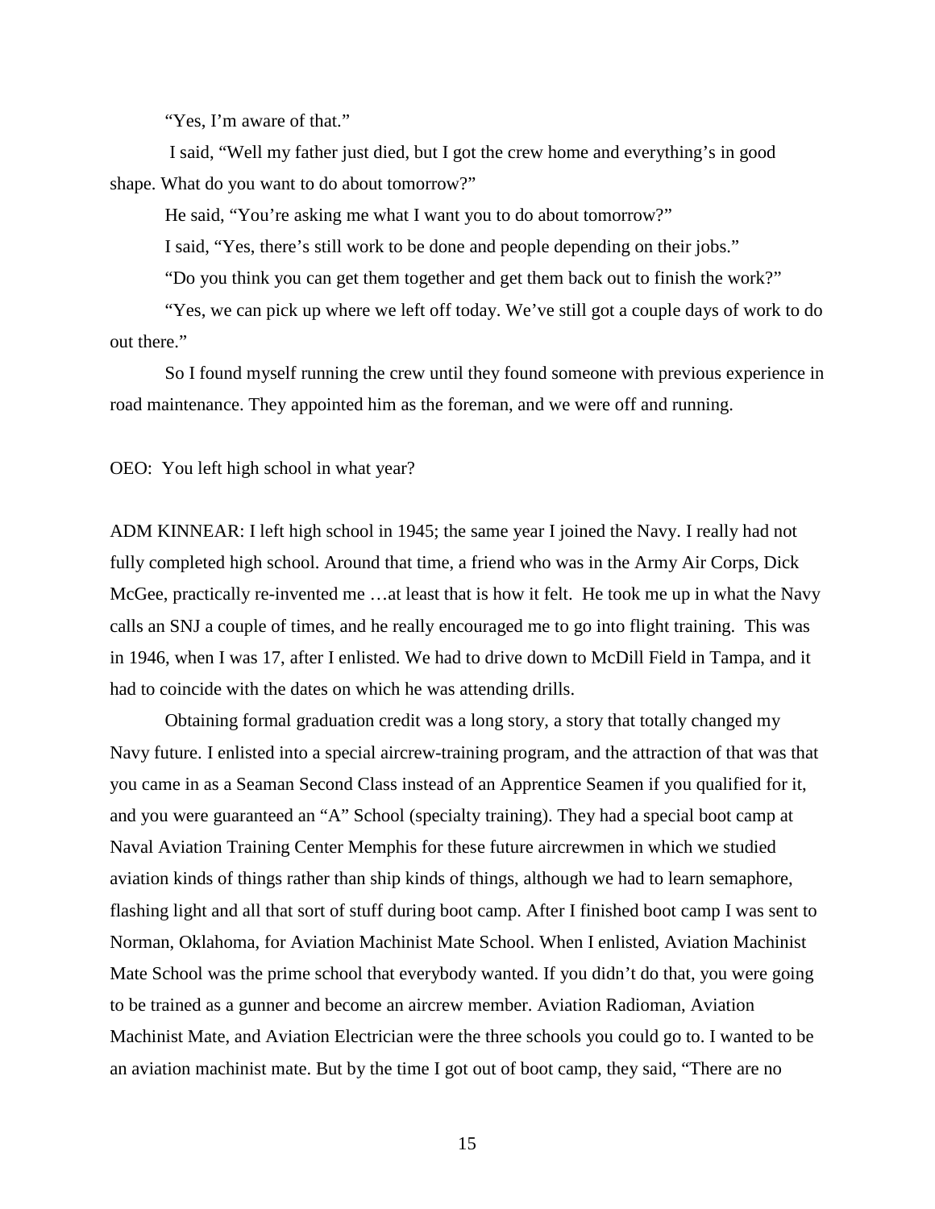"Yes, I'm aware of that."

I said, "Well my father just died, but I got the crew home and everything's in good shape. What do you want to do about tomorrow?"

He said, "You're asking me what I want you to do about tomorrow?"

I said, "Yes, there's still work to be done and people depending on their jobs."

"Do you think you can get them together and get them back out to finish the work?"

"Yes, we can pick up where we left off today. We've still got a couple days of work to do out there."

So I found myself running the crew until they found someone with previous experience in road maintenance. They appointed him as the foreman, and we were off and running.

OEO: You left high school in what year?

ADM KINNEAR: I left high school in 1945; the same year I joined the Navy. I really had not fully completed high school. Around that time, a friend who was in the Army Air Corps, Dick McGee, practically re-invented me …at least that is how it felt. He took me up in what the Navy calls an SNJ a couple of times, and he really encouraged me to go into flight training. This was in 1946, when I was 17, after I enlisted. We had to drive down to McDill Field in Tampa, and it had to coincide with the dates on which he was attending drills.

Obtaining formal graduation credit was a long story, a story that totally changed my Navy future. I enlisted into a special aircrew-training program, and the attraction of that was that you came in as a Seaman Second Class instead of an Apprentice Seamen if you qualified for it, and you were guaranteed an "A" School (specialty training). They had a special boot camp at Naval Aviation Training Center Memphis for these future aircrewmen in which we studied aviation kinds of things rather than ship kinds of things, although we had to learn semaphore, flashing light and all that sort of stuff during boot camp. After I finished boot camp I was sent to Norman, Oklahoma, for Aviation Machinist Mate School. When I enlisted, Aviation Machinist Mate School was the prime school that everybody wanted. If you didn't do that, you were going to be trained as a gunner and become an aircrew member. Aviation Radioman, Aviation Machinist Mate, and Aviation Electrician were the three schools you could go to. I wanted to be an aviation machinist mate. But by the time I got out of boot camp, they said, "There are no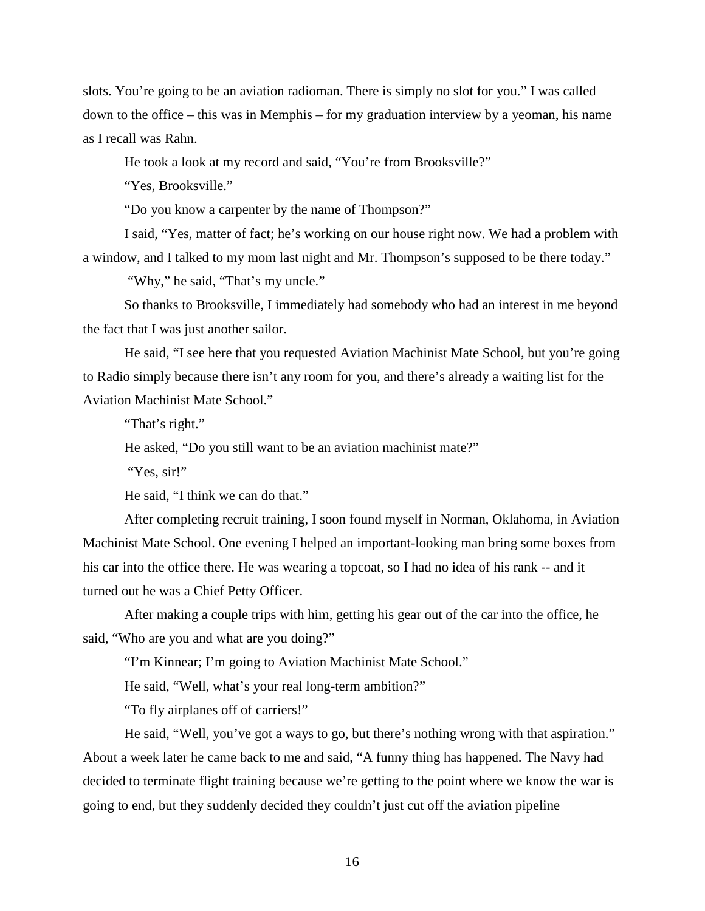slots. You're going to be an aviation radioman. There is simply no slot for you." I was called down to the office – this was in Memphis – for my graduation interview by a yeoman, his name as I recall was Rahn.

He took a look at my record and said, "You're from Brooksville?"

"Yes, Brooksville."

"Do you know a carpenter by the name of Thompson?"

I said, "Yes, matter of fact; he's working on our house right now. We had a problem with a window, and I talked to my mom last night and Mr. Thompson's supposed to be there today."

"Why," he said, "That's my uncle."

So thanks to Brooksville, I immediately had somebody who had an interest in me beyond the fact that I was just another sailor.

He said, "I see here that you requested Aviation Machinist Mate School, but you're going to Radio simply because there isn't any room for you, and there's already a waiting list for the Aviation Machinist Mate School."

"That's right."

He asked, "Do you still want to be an aviation machinist mate?"

"Yes, sir!"

He said, "I think we can do that."

After completing recruit training, I soon found myself in Norman, Oklahoma, in Aviation Machinist Mate School. One evening I helped an important-looking man bring some boxes from his car into the office there. He was wearing a topcoat, so I had no idea of his rank -- and it turned out he was a Chief Petty Officer.

After making a couple trips with him, getting his gear out of the car into the office, he said, "Who are you and what are you doing?"

"I'm Kinnear; I'm going to Aviation Machinist Mate School."

He said, "Well, what's your real long-term ambition?"

"To fly airplanes off of carriers!"

He said, "Well, you've got a ways to go, but there's nothing wrong with that aspiration." About a week later he came back to me and said, "A funny thing has happened. The Navy had decided to terminate flight training because we're getting to the point where we know the war is going to end, but they suddenly decided they couldn't just cut off the aviation pipeline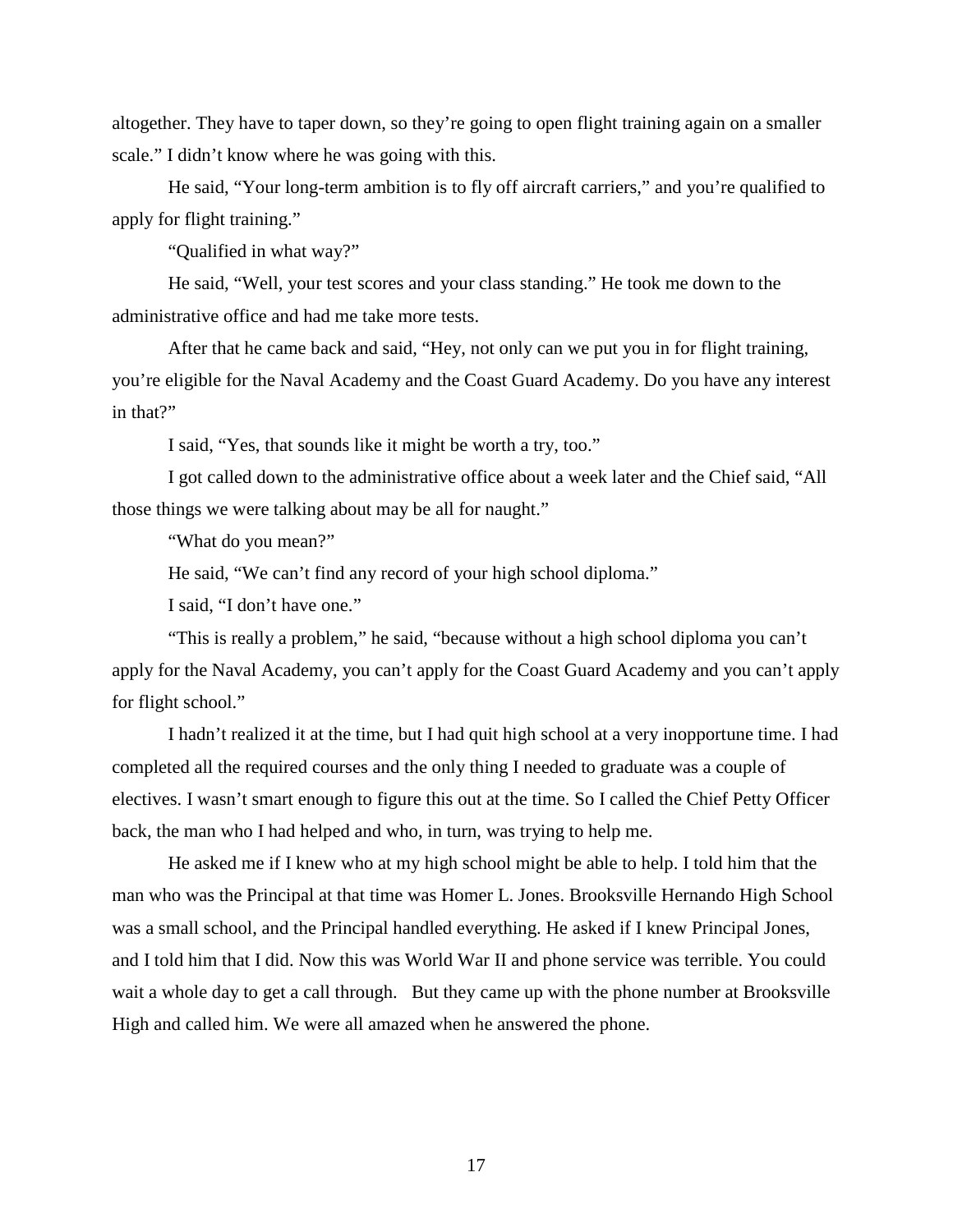altogether. They have to taper down, so they're going to open flight training again on a smaller scale." I didn't know where he was going with this.

He said, "Your long-term ambition is to fly off aircraft carriers," and you're qualified to apply for flight training."

"Qualified in what way?"

He said, "Well, your test scores and your class standing." He took me down to the administrative office and had me take more tests.

After that he came back and said, "Hey, not only can we put you in for flight training, you're eligible for the Naval Academy and the Coast Guard Academy. Do you have any interest in that?"

I said, "Yes, that sounds like it might be worth a try, too."

I got called down to the administrative office about a week later and the Chief said, "All those things we were talking about may be all for naught."

"What do you mean?"

He said, "We can't find any record of your high school diploma."

I said, "I don't have one."

"This is really a problem," he said, "because without a high school diploma you can't apply for the Naval Academy, you can't apply for the Coast Guard Academy and you can't apply for flight school."

I hadn't realized it at the time, but I had quit high school at a very inopportune time. I had completed all the required courses and the only thing I needed to graduate was a couple of electives. I wasn't smart enough to figure this out at the time. So I called the Chief Petty Officer back, the man who I had helped and who, in turn, was trying to help me.

He asked me if I knew who at my high school might be able to help. I told him that the man who was the Principal at that time was Homer L. Jones. Brooksville Hernando High School was a small school, and the Principal handled everything. He asked if I knew Principal Jones, and I told him that I did. Now this was World War II and phone service was terrible. You could wait a whole day to get a call through. But they came up with the phone number at Brooksville High and called him. We were all amazed when he answered the phone.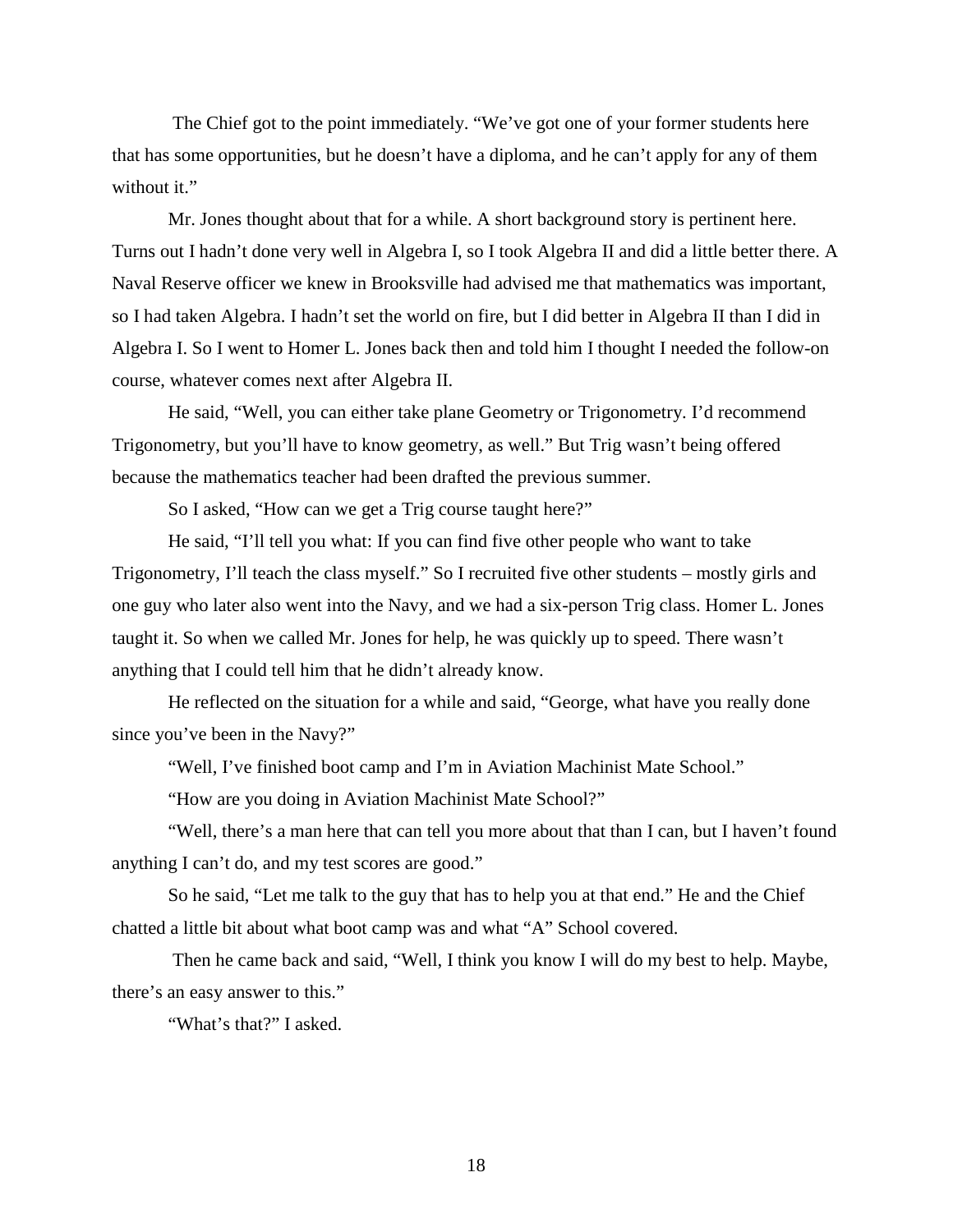The Chief got to the point immediately. "We've got one of your former students here that has some opportunities, but he doesn't have a diploma, and he can't apply for any of them without it."

Mr. Jones thought about that for a while. A short background story is pertinent here. Turns out I hadn't done very well in Algebra I, so I took Algebra II and did a little better there. A Naval Reserve officer we knew in Brooksville had advised me that mathematics was important, so I had taken Algebra. I hadn't set the world on fire, but I did better in Algebra II than I did in Algebra I. So I went to Homer L. Jones back then and told him I thought I needed the follow-on course, whatever comes next after Algebra II.

He said, "Well, you can either take plane Geometry or Trigonometry. I'd recommend Trigonometry, but you'll have to know geometry, as well." But Trig wasn't being offered because the mathematics teacher had been drafted the previous summer.

So I asked, "How can we get a Trig course taught here?"

He said, "I'll tell you what: If you can find five other people who want to take Trigonometry, I'll teach the class myself." So I recruited five other students – mostly girls and one guy who later also went into the Navy, and we had a six-person Trig class. Homer L. Jones taught it. So when we called Mr. Jones for help, he was quickly up to speed. There wasn't anything that I could tell him that he didn't already know.

He reflected on the situation for a while and said, "George, what have you really done since you've been in the Navy?"

"Well, I've finished boot camp and I'm in Aviation Machinist Mate School."

"How are you doing in Aviation Machinist Mate School?"

"Well, there's a man here that can tell you more about that than I can, but I haven't found anything I can't do, and my test scores are good."

So he said, "Let me talk to the guy that has to help you at that end." He and the Chief chatted a little bit about what boot camp was and what "A" School covered.

Then he came back and said, "Well, I think you know I will do my best to help. Maybe, there's an easy answer to this."

"What's that?" I asked.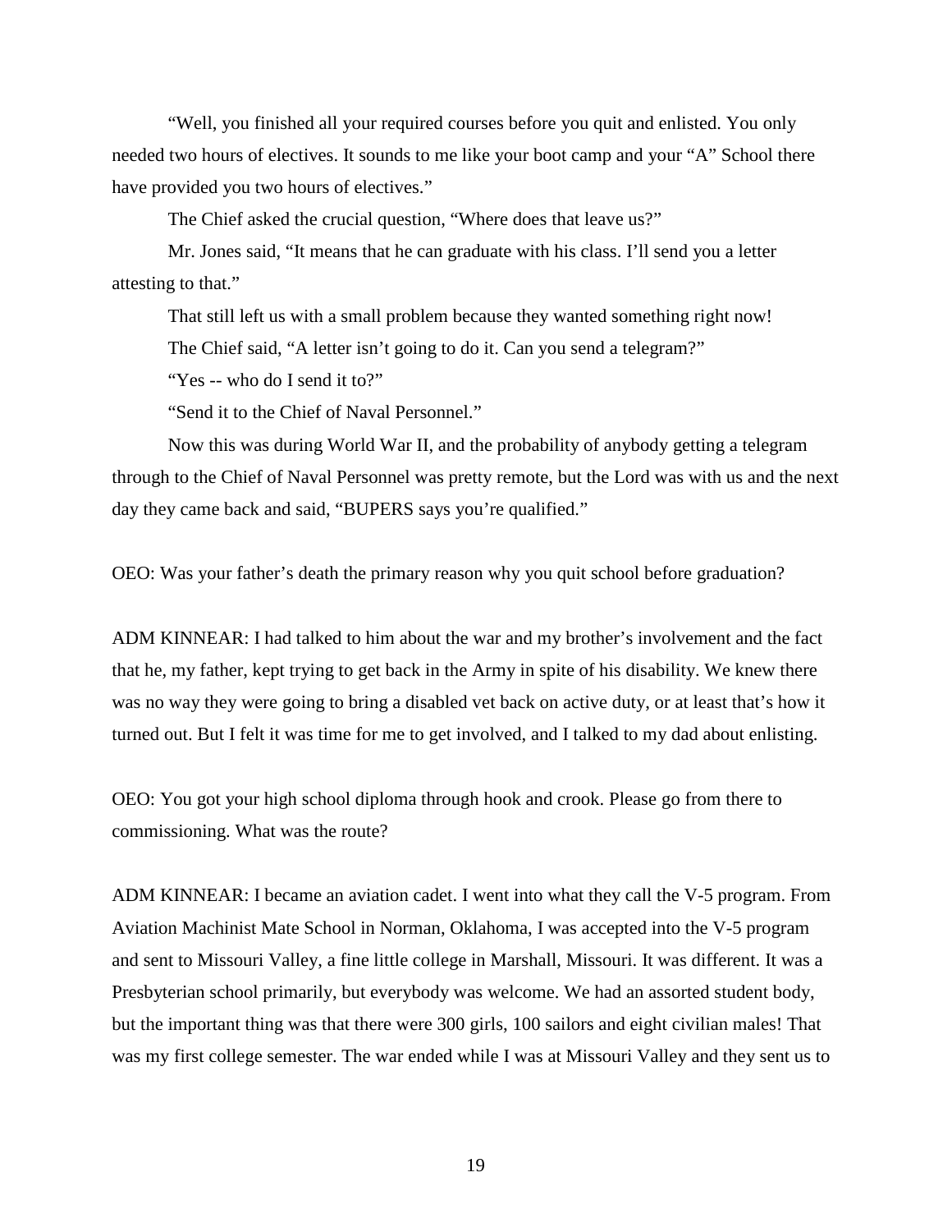"Well, you finished all your required courses before you quit and enlisted. You only needed two hours of electives. It sounds to me like your boot camp and your "A" School there have provided you two hours of electives."

The Chief asked the crucial question, "Where does that leave us?"

Mr. Jones said, "It means that he can graduate with his class. I'll send you a letter attesting to that."

That still left us with a small problem because they wanted something right now!

The Chief said, "A letter isn't going to do it. Can you send a telegram?"

"Yes -- who do I send it to?"

"Send it to the Chief of Naval Personnel."

Now this was during World War II, and the probability of anybody getting a telegram through to the Chief of Naval Personnel was pretty remote, but the Lord was with us and the next day they came back and said, "BUPERS says you're qualified."

OEO: Was your father's death the primary reason why you quit school before graduation?

ADM KINNEAR: I had talked to him about the war and my brother's involvement and the fact that he, my father, kept trying to get back in the Army in spite of his disability. We knew there was no way they were going to bring a disabled vet back on active duty, or at least that's how it turned out. But I felt it was time for me to get involved, and I talked to my dad about enlisting.

OEO: You got your high school diploma through hook and crook. Please go from there to commissioning. What was the route?

ADM KINNEAR: I became an aviation cadet. I went into what they call the V-5 program. From Aviation Machinist Mate School in Norman, Oklahoma, I was accepted into the V-5 program and sent to Missouri Valley, a fine little college in Marshall, Missouri. It was different. It was a Presbyterian school primarily, but everybody was welcome. We had an assorted student body, but the important thing was that there were 300 girls, 100 sailors and eight civilian males! That was my first college semester. The war ended while I was at Missouri Valley and they sent us to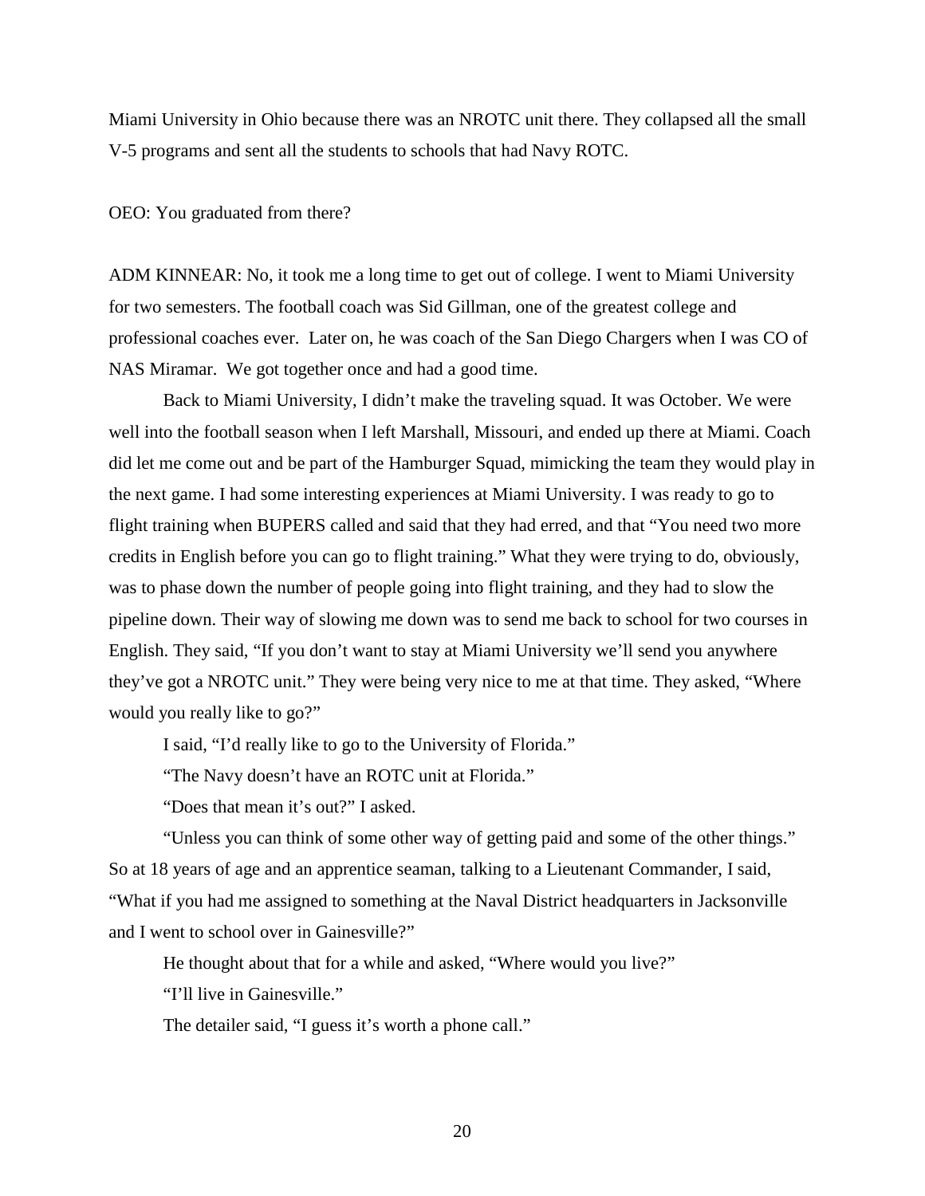Miami University in Ohio because there was an NROTC unit there. They collapsed all the small V-5 programs and sent all the students to schools that had Navy ROTC.

OEO: You graduated from there?

ADM KINNEAR: No, it took me a long time to get out of college. I went to Miami University for two semesters. The football coach was Sid Gillman, one of the greatest college and professional coaches ever. Later on, he was coach of the San Diego Chargers when I was CO of NAS Miramar. We got together once and had a good time.

Back to Miami University, I didn't make the traveling squad. It was October. We were well into the football season when I left Marshall, Missouri, and ended up there at Miami. Coach did let me come out and be part of the Hamburger Squad, mimicking the team they would play in the next game. I had some interesting experiences at Miami University. I was ready to go to flight training when BUPERS called and said that they had erred, and that "You need two more credits in English before you can go to flight training." What they were trying to do, obviously, was to phase down the number of people going into flight training, and they had to slow the pipeline down. Their way of slowing me down was to send me back to school for two courses in English. They said, "If you don't want to stay at Miami University we'll send you anywhere they've got a NROTC unit." They were being very nice to me at that time. They asked, "Where would you really like to go?"

I said, "I'd really like to go to the University of Florida."

"The Navy doesn't have an ROTC unit at Florida."

"Does that mean it's out?" I asked.

"Unless you can think of some other way of getting paid and some of the other things." So at 18 years of age and an apprentice seaman, talking to a Lieutenant Commander, I said, "What if you had me assigned to something at the Naval District headquarters in Jacksonville and I went to school over in Gainesville?"

He thought about that for a while and asked, "Where would you live?"

"I'll live in Gainesville."

The detailer said, "I guess it's worth a phone call."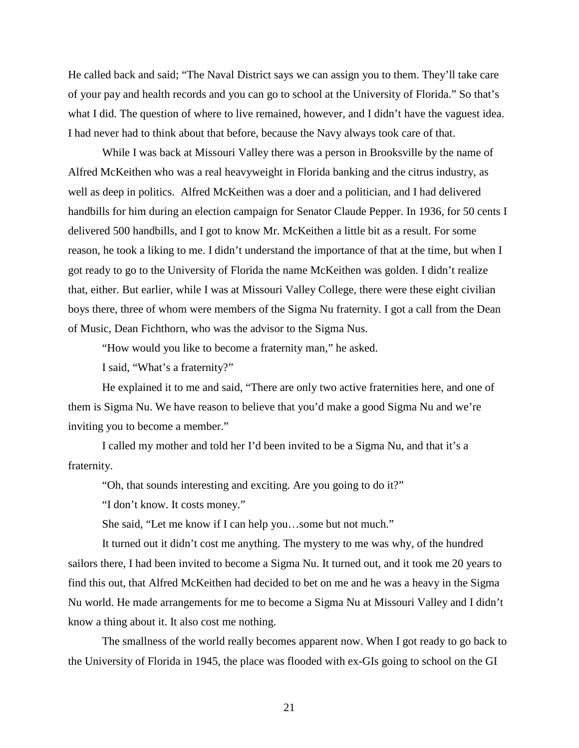He called back and said; "The Naval District says we can assign you to them. They'll take care of your pay and health records and you can go to school at the University of Florida." So that's what I did. The question of where to live remained, however, and I didn't have the vaguest idea. I had never had to think about that before, because the Navy always took care of that.

While I was back at Missouri Valley there was a person in Brooksville by the name of Alfred McKeithen who was a real heavyweight in Florida banking and the citrus industry, as well as deep in politics. Alfred McKeithen was a doer and a politician, and I had delivered handbills for him during an election campaign for Senator Claude Pepper. In 1936, for 50 cents I delivered 500 handbills, and I got to know Mr. McKeithen a little bit as a result. For some reason, he took a liking to me. I didn't understand the importance of that at the time, but when I got ready to go to the University of Florida the name McKeithen was golden. I didn't realize that, either. But earlier, while I was at Missouri Valley College, there were these eight civilian boys there, three of whom were members of the Sigma Nu fraternity. I got a call from the Dean of Music, Dean Fichthorn, who was the advisor to the Sigma Nus.

"How would you like to become a fraternity man," he asked.

I said, "What's a fraternity?"

He explained it to me and said, "There are only two active fraternities here, and one of them is Sigma Nu. We have reason to believe that you'd make a good Sigma Nu and we're inviting you to become a member."

I called my mother and told her I'd been invited to be a Sigma Nu, and that it's a fraternity.

"Oh, that sounds interesting and exciting. Are you going to do it?"

"I don't know. It costs money."

She said, "Let me know if I can help you…some but not much."

It turned out it didn't cost me anything. The mystery to me was why, of the hundred sailors there, I had been invited to become a Sigma Nu. It turned out, and it took me 20 years to find this out, that Alfred McKeithen had decided to bet on me and he was a heavy in the Sigma Nu world. He made arrangements for me to become a Sigma Nu at Missouri Valley and I didn't know a thing about it. It also cost me nothing.

The smallness of the world really becomes apparent now. When I got ready to go back to the University of Florida in 1945, the place was flooded with ex-GIs going to school on the GI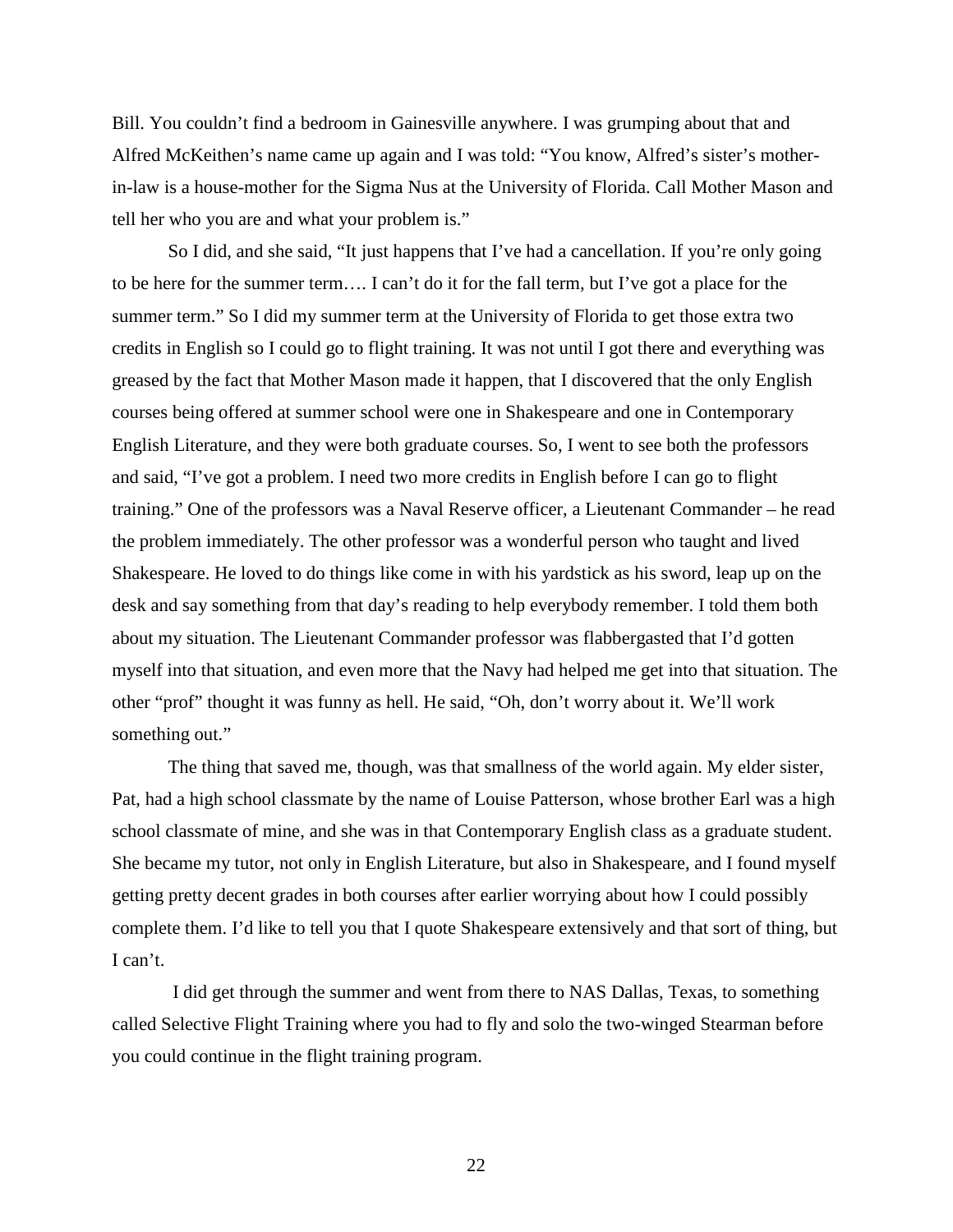Bill. You couldn't find a bedroom in Gainesville anywhere. I was grumping about that and Alfred McKeithen's name came up again and I was told: "You know, Alfred's sister's mother-in-law is a house-mother for the Sigma Nus at the University of Florida. Call Mother Mason and tell her who you are and what your problem is."

So I did, and she said, "It just happens that I've had a cancellation. If you're only going to be here for the summer term…. I can't do it for the fall term, but I've got a place for the summer term." So I did my summer term at the University of Florida to get those extra two credits in English so I could go to flight training. It was not until I got there and everything was greased by the fact that Mother Mason made it happen, that I discovered that the only English courses being offered at summer school were one in Shakespeare and one in Contemporary English Literature, and they were both graduate courses. So, I went to see both the professors and said, "I've got a problem. I need two more credits in English before I can go to flight training." One of the professors was a Naval Reserve officer, a Lieutenant Commander – he read the problem immediately. The other professor was a wonderful person who taught and lived Shakespeare. He loved to do things like come in with his yardstick as his sword, leap up on the desk and say something from that day's reading to help everybody remember. I told them both about my situation. The Lieutenant Commander professor was flabbergasted that I'd gotten myself into that situation, and even more that the Navy had helped me get into that situation. The other "prof" thought it was funny as hell. He said, "Oh, don't worry about it. We'll work something out."

The thing that saved me, though, was that smallness of the world again. My elder sister, Pat, had a high school classmate by the name of Louise Patterson, whose brother Earl was a high school classmate of mine, and she was in that Contemporary English class as a graduate student. She became my tutor, not only in English Literature, but also in Shakespeare, and I found myself getting pretty decent grades in both courses after earlier worrying about how I could possibly complete them. I'd like to tell you that I quote Shakespeare extensively and that sort of thing, but I can't.

I did get through the summer and went from there to NAS Dallas, Texas, to something called Selective Flight Training where you had to fly and solo the two-winged Stearman before you could continue in the flight training program.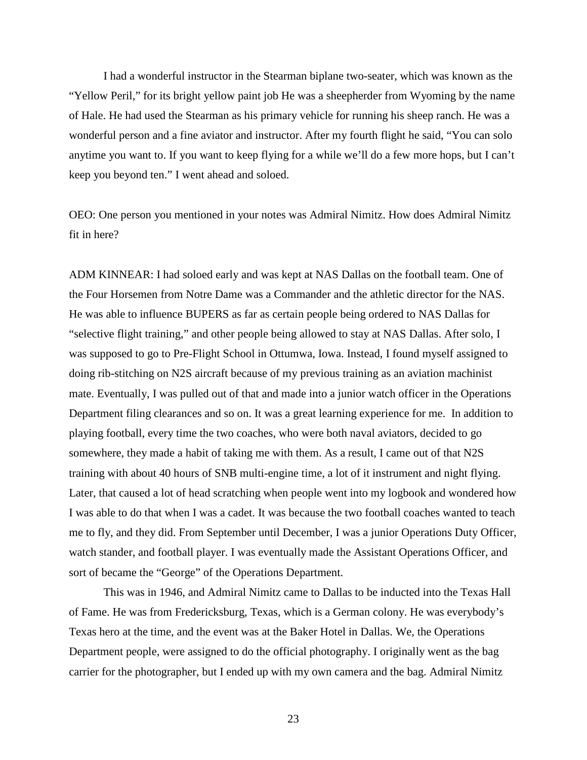I had a wonderful instructor in the Stearman biplane two-seater, which was known as the "Yellow Peril," for its bright yellow paint job He was a sheepherder from Wyoming by the name of Hale. He had used the Stearman as his primary vehicle for running his sheep ranch. He was a wonderful person and a fine aviator and instructor. After my fourth flight he said, "You can solo anytime you want to. If you want to keep flying for a while we'll do a few more hops, but I can't keep you beyond ten." I went ahead and soloed.

OEO: One person you mentioned in your notes was Admiral Nimitz. How does Admiral Nimitz fit in here?

ADM KINNEAR: I had soloed early and was kept at NAS Dallas on the football team. One of the Four Horsemen from Notre Dame was a Commander and the athletic director for the NAS. He was able to influence BUPERS as far as certain people being ordered to NAS Dallas for "selective flight training," and other people being allowed to stay at NAS Dallas. After solo, I was supposed to go to Pre-Flight School in Ottumwa, Iowa. Instead, I found myself assigned to doing rib-stitching on N2S aircraft because of my previous training as an aviation machinist mate. Eventually, I was pulled out of that and made into a junior watch officer in the Operations Department filing clearances and so on. It was a great learning experience for me. In addition to playing football, every time the two coaches, who were both naval aviators, decided to go somewhere, they made a habit of taking me with them. As a result, I came out of that N2S training with about 40 hours of SNB multi-engine time, a lot of it instrument and night flying. Later, that caused a lot of head scratching when people went into my logbook and wondered how I was able to do that when I was a cadet. It was because the two football coaches wanted to teach me to fly, and they did. From September until December, I was a junior Operations Duty Officer, watch stander, and football player. I was eventually made the Assistant Operations Officer, and sort of became the "George" of the Operations Department.

This was in 1946, and Admiral Nimitz came to Dallas to be inducted into the Texas Hall of Fame. He was from Fredericksburg, Texas, which is a German colony. He was everybody's Texas hero at the time, and the event was at the Baker Hotel in Dallas. We, the Operations Department people, were assigned to do the official photography. I originally went as the bag carrier for the photographer, but I ended up with my own camera and the bag. Admiral Nimitz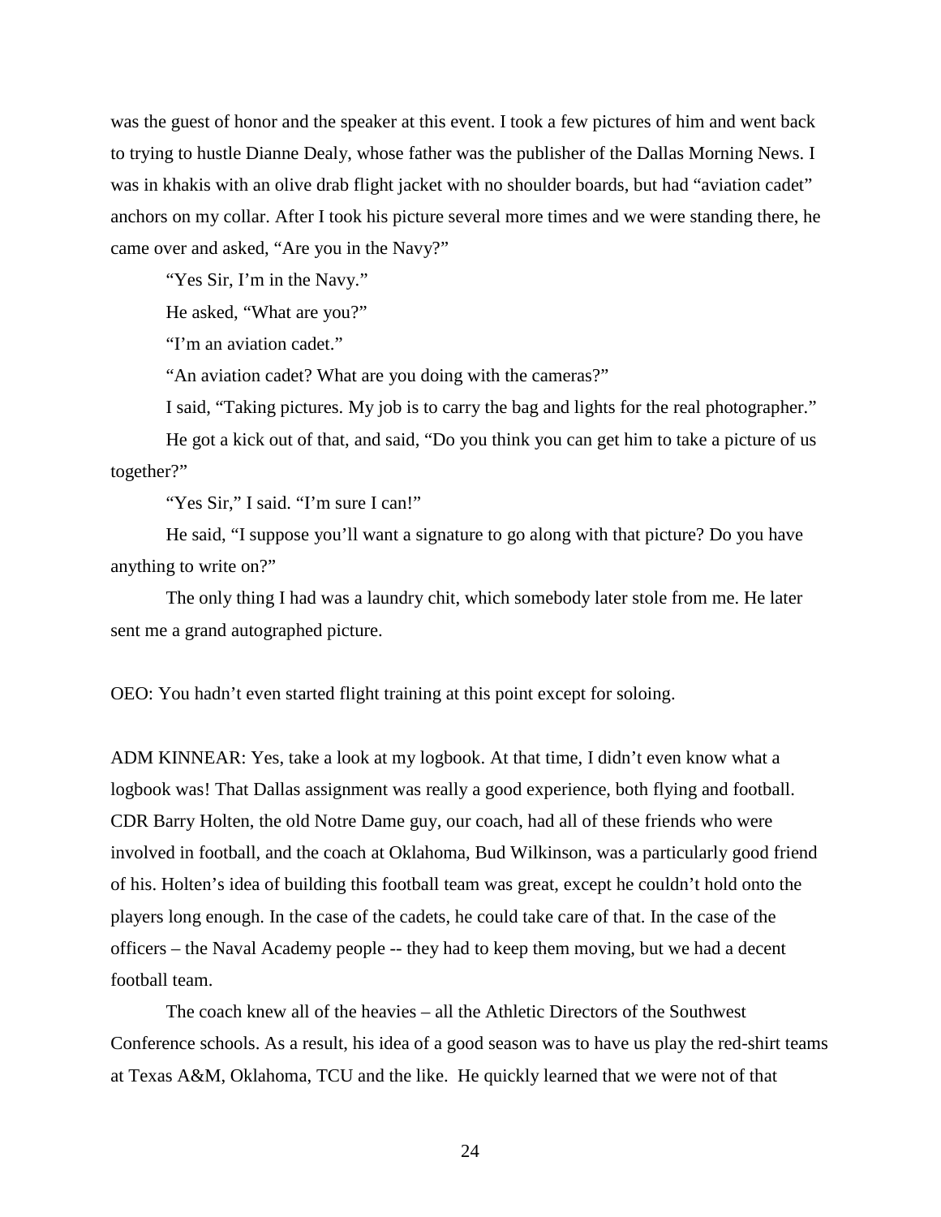was the guest of honor and the speaker at this event. I took a few pictures of him and went back to trying to hustle Dianne Dealy, whose father was the publisher of the Dallas Morning News. I was in khakis with an olive drab flight jacket with no shoulder boards, but had "aviation cadet" anchors on my collar. After I took his picture several more times and we were standing there, he came over and asked, "Are you in the Navy?"

"Yes Sir, I'm in the Navy."

He asked, "What are you?"

"I'm an aviation cadet."

"An aviation cadet? What are you doing with the cameras?"

I said, "Taking pictures. My job is to carry the bag and lights for the real photographer."

He got a kick out of that, and said, "Do you think you can get him to take a picture of us together?"

"Yes Sir," I said. "I'm sure I can!"

He said, "I suppose you'll want a signature to go along with that picture? Do you have anything to write on?"

The only thing I had was a laundry chit, which somebody later stole from me. He later sent me a grand autographed picture.

OEO: You hadn't even started flight training at this point except for soloing.

ADM KINNEAR: Yes, take a look at my logbook. At that time, I didn't even know what a logbook was! That Dallas assignment was really a good experience, both flying and football. CDR Barry Holten, the old Notre Dame guy, our coach, had all of these friends who were involved in football, and the coach at Oklahoma, Bud Wilkinson, was a particularly good friend of his. Holten's idea of building this football team was great, except he couldn't hold onto the players long enough. In the case of the cadets, he could take care of that. In the case of the officers – the Naval Academy people -- they had to keep them moving, but we had a decent football team.

The coach knew all of the heavies – all the Athletic Directors of the Southwest Conference schools. As a result, his idea of a good season was to have us play the red-shirt teams at Texas A&M, Oklahoma, TCU and the like. He quickly learned that we were not of that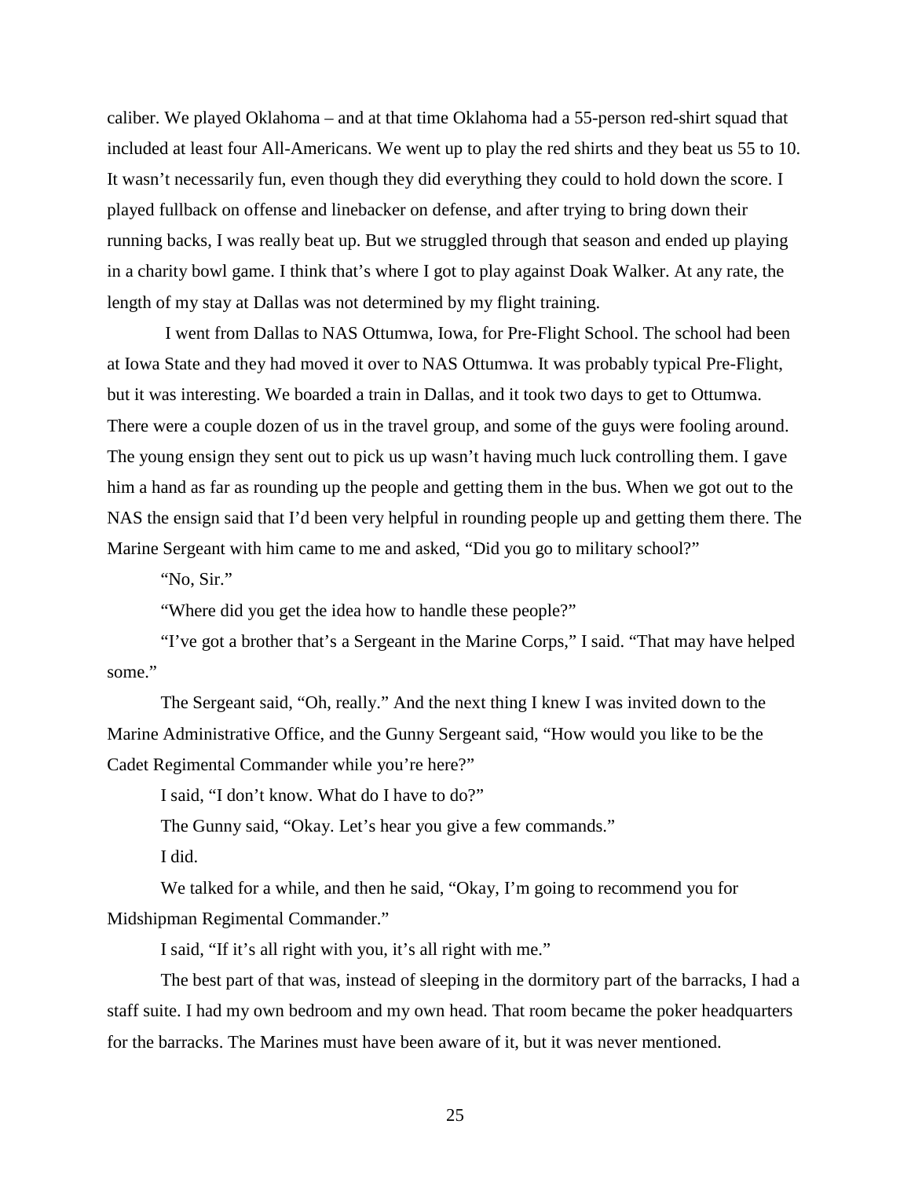caliber. We played Oklahoma – and at that time Oklahoma had a 55-person red-shirt squad that included at least four All-Americans. We went up to play the red shirts and they beat us 55 to 10. It wasn't necessarily fun, even though they did everything they could to hold down the score. I played fullback on offense and linebacker on defense, and after trying to bring down their running backs, I was really beat up. But we struggled through that season and ended up playing in a charity bowl game. I think that's where I got to play against Doak Walker. At any rate, the length of my stay at Dallas was not determined by my flight training.

I went from Dallas to NAS Ottumwa, Iowa, for Pre-Flight School. The school had been at Iowa State and they had moved it over to NAS Ottumwa. It was probably typical Pre-Flight, but it was interesting. We boarded a train in Dallas, and it took two days to get to Ottumwa. There were a couple dozen of us in the travel group, and some of the guys were fooling around. The young ensign they sent out to pick us up wasn't having much luck controlling them. I gave him a hand as far as rounding up the people and getting them in the bus. When we got out to the NAS the ensign said that I'd been very helpful in rounding people up and getting them there. The Marine Sergeant with him came to me and asked, "Did you go to military school?"

"No, Sir."

"Where did you get the idea how to handle these people?"

"I've got a brother that's a Sergeant in the Marine Corps," I said. "That may have helped some."

The Sergeant said, "Oh, really." And the next thing I knew I was invited down to the Marine Administrative Office, and the Gunny Sergeant said, "How would you like to be the Cadet Regimental Commander while you're here?"

I said, "I don't know. What do I have to do?"

The Gunny said, "Okay. Let's hear you give a few commands."

I did.

We talked for a while, and then he said, "Okay, I'm going to recommend you for Midshipman Regimental Commander."

I said, "If it's all right with you, it's all right with me."

The best part of that was, instead of sleeping in the dormitory part of the barracks, I had a staff suite. I had my own bedroom and my own head. That room became the poker headquarters for the barracks. The Marines must have been aware of it, but it was never mentioned.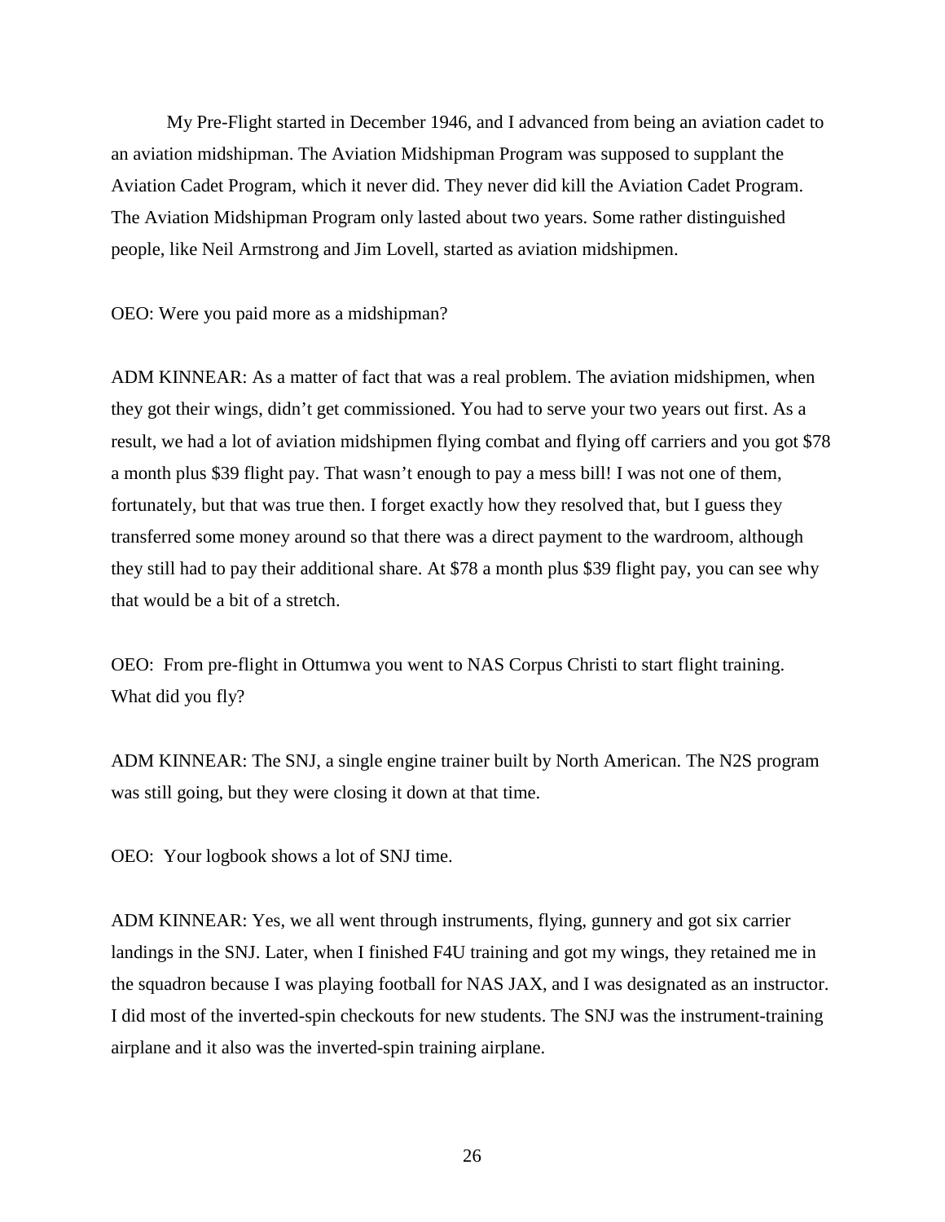My Pre-Flight started in December 1946, and I advanced from being an aviation cadet to an aviation midshipman. The Aviation Midshipman Program was supposed to supplant the Aviation Cadet Program, which it never did. They never did kill the Aviation Cadet Program. The Aviation Midshipman Program only lasted about two years. Some rather distinguished people, like Neil Armstrong and Jim Lovell, started as aviation midshipmen.

OEO: Were you paid more as a midshipman?

ADM KINNEAR: As a matter of fact that was a real problem. The aviation midshipmen, when they got their wings, didn't get commissioned. You had to serve your two years out first. As a result, we had a lot of aviation midshipmen flying combat and flying off carriers and you got $78 a month plus $39 flight pay. That wasn't enough to pay a mess bill! I was not one of them, fortunately, but that was true then. I forget exactly how they resolved that, but I guess they transferred some money around so that there was a direct payment to the wardroom, although they still had to pay their additional share. At $78 a month plus $39 flight pay, you can see why that would be a bit of a stretch.

OEO: From pre-flight in Ottumwa you went to NAS Corpus Christi to start flight training. What did you fly?

ADM KINNEAR: The SNJ, a single engine trainer built by North American. The N2S program was still going, but they were closing it down at that time.

OEO: Your logbook shows a lot of SNJ time.

ADM KINNEAR: Yes, we all went through instruments, flying, gunnery and got six carrier landings in the SNJ. Later, when I finished F4U training and got my wings, they retained me in the squadron because I was playing football for NAS JAX, and I was designated as an instructor. I did most of the inverted-spin checkouts for new students. The SNJ was the instrument-training airplane and it also was the inverted-spin training airplane.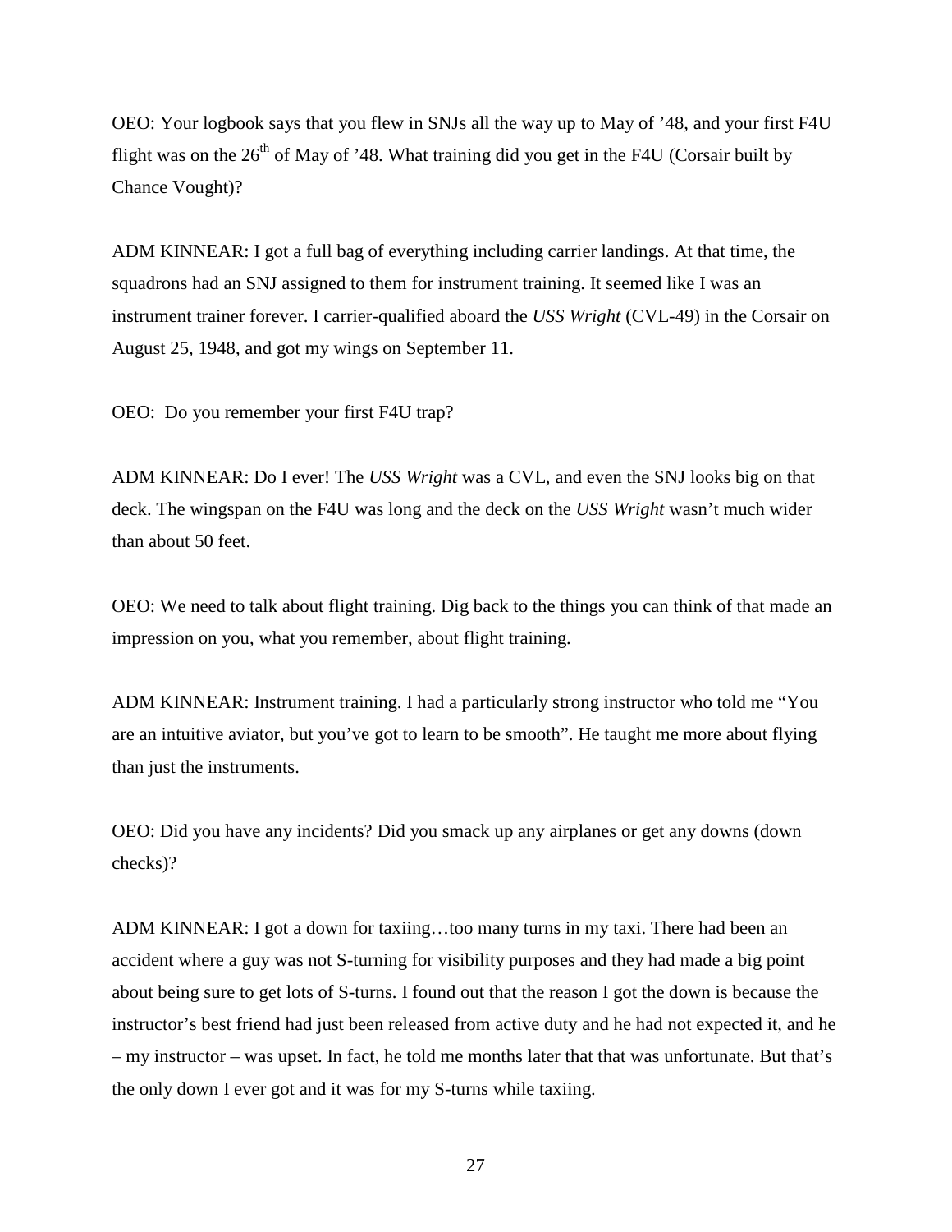OEO: Your logbook says that you flew in SNJs all the way up to May of ’48, and your first F4U flight was on the 26th of May of ’48. What training did you get in the F4U (Corsair built by Chance Vought)?

ADM KINNEAR: I got a full bag of everything including carrier landings. At that time, the squadrons had an SNJ assigned to them for instrument training. It seemed like I was an instrument trainer forever. I carrier-qualified aboard the *USS Wright* (CVL-49) in the Corsair on August 25, 1948, and got my wings on September 11.

OEO: Do you remember your first F4U trap?

ADM KINNEAR: Do I ever! The *USS Wright* was a CVL, and even the SNJ looks big on that deck. The wingspan on the F4U was long and the deck on the *USS Wright* wasn’t much wider than about 50 feet.

OEO: We need to talk about flight training. Dig back to the things you can think of that made an impression on you, what you remember, about flight training.

ADM KINNEAR: Instrument training. I had a particularly strong instructor who told me “You are an intuitive aviator, but you’ve got to learn to be smooth”. He taught me more about flying than just the instruments.

OEO: Did you have any incidents? Did you smack up any airplanes or get any downs (down checks)?

ADM KINNEAR: I got a down for taxiing…too many turns in my taxi. There had been an accident where a guy was not S-turning for visibility purposes and they had made a big point about being sure to get lots of S-turns. I found out that the reason I got the down is because the instructor’s best friend had just been released from active duty and he had not expected it, and he – my instructor – was upset. In fact, he told me months later that that was unfortunate. But that’s the only down I ever got and it was for my S-turns while taxiing.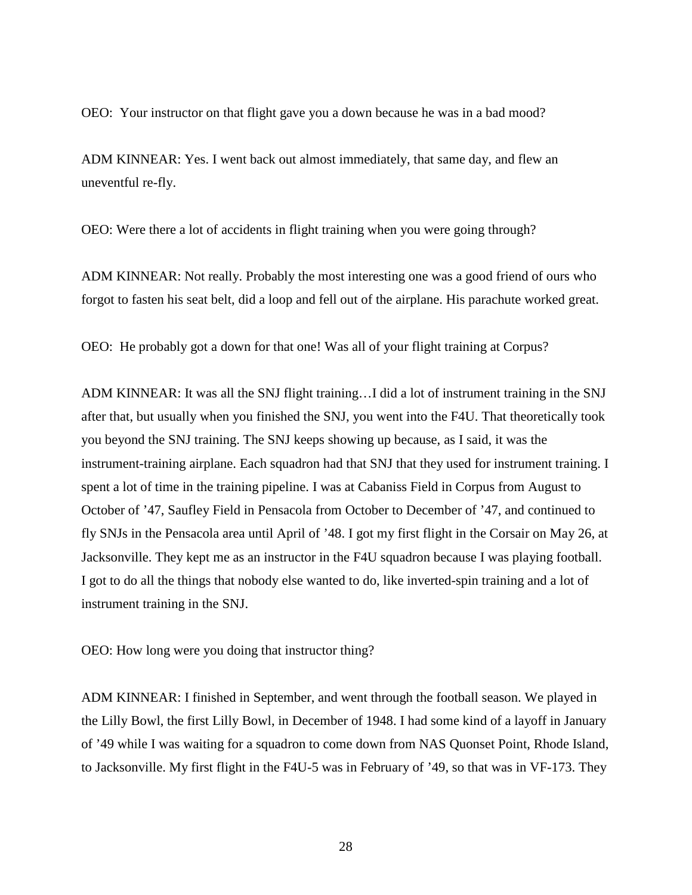OEO: Your instructor on that flight gave you a down because he was in a bad mood?

ADM KINNEAR: Yes. I went back out almost immediately, that same day, and flew an uneventful re-fly.

OEO: Were there a lot of accidents in flight training when you were going through?

ADM KINNEAR: Not really. Probably the most interesting one was a good friend of ours who forgot to fasten his seat belt, did a loop and fell out of the airplane. His parachute worked great.

OEO: He probably got a down for that one! Was all of your flight training at Corpus?

ADM KINNEAR: It was all the SNJ flight training…I did a lot of instrument training in the SNJ after that, but usually when you finished the SNJ, you went into the F4U. That theoretically took you beyond the SNJ training. The SNJ keeps showing up because, as I said, it was the instrument-training airplane. Each squadron had that SNJ that they used for instrument training. I spent a lot of time in the training pipeline. I was at Cabaniss Field in Corpus from August to October of '47, Saufley Field in Pensacola from October to December of '47, and continued to fly SNJs in the Pensacola area until April of '48. I got my first flight in the Corsair on May 26, at Jacksonville. They kept me as an instructor in the F4U squadron because I was playing football. I got to do all the things that nobody else wanted to do, like inverted-spin training and a lot of instrument training in the SNJ.

OEO: How long were you doing that instructor thing?

ADM KINNEAR: I finished in September, and went through the football season. We played in the Lilly Bowl, the first Lilly Bowl, in December of 1948. I had some kind of a layoff in January of '49 while I was waiting for a squadron to come down from NAS Quonset Point, Rhode Island, to Jacksonville. My first flight in the F4U-5 was in February of '49, so that was in VF-173. They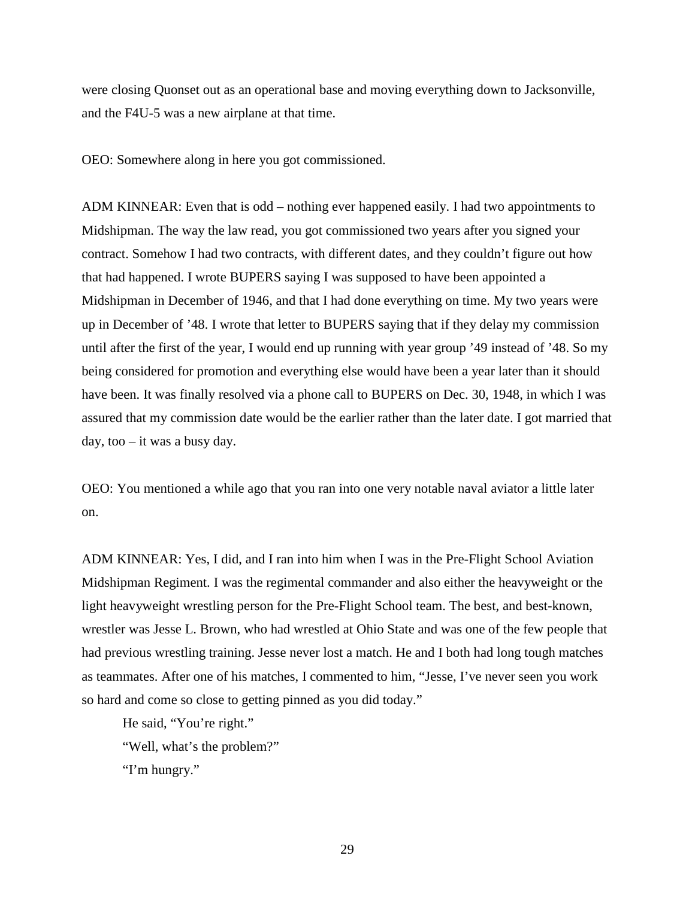were closing Quonset out as an operational base and moving everything down to Jacksonville, and the F4U-5 was a new airplane at that time.

OEO: Somewhere along in here you got commissioned.

ADM KINNEAR: Even that is odd – nothing ever happened easily. I had two appointments to Midshipman. The way the law read, you got commissioned two years after you signed your contract. Somehow I had two contracts, with different dates, and they couldn't figure out how that had happened. I wrote BUPERS saying I was supposed to have been appointed a Midshipman in December of 1946, and that I had done everything on time. My two years were up in December of '48. I wrote that letter to BUPERS saying that if they delay my commission until after the first of the year, I would end up running with year group '49 instead of '48. So my being considered for promotion and everything else would have been a year later than it should have been. It was finally resolved via a phone call to BUPERS on Dec. 30, 1948, in which I was assured that my commission date would be the earlier rather than the later date. I got married that day, too – it was a busy day.

OEO: You mentioned a while ago that you ran into one very notable naval aviator a little later on.

ADM KINNEAR: Yes, I did, and I ran into him when I was in the Pre-Flight School Aviation Midshipman Regiment. I was the regimental commander and also either the heavyweight or the light heavyweight wrestling person for the Pre-Flight School team. The best, and best-known, wrestler was Jesse L. Brown, who had wrestled at Ohio State and was one of the few people that had previous wrestling training. Jesse never lost a match. He and I both had long tough matches as teammates. After one of his matches, I commented to him, "Jesse, I've never seen you work so hard and come so close to getting pinned as you did today."

He said, "You're right."

"Well, what's the problem?"

"I'm hungry."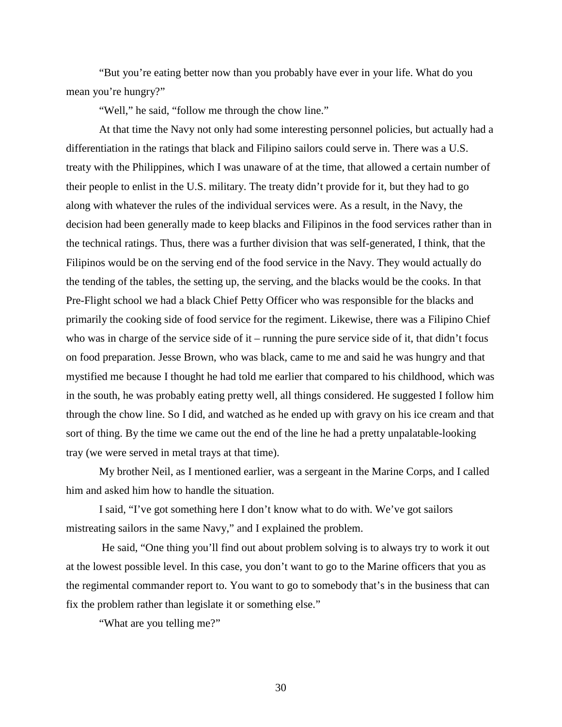"But you're eating better now than you probably have ever in your life. What do you mean you're hungry?"

"Well," he said, "follow me through the chow line."

At that time the Navy not only had some interesting personnel policies, but actually had a differentiation in the ratings that black and Filipino sailors could serve in. There was a U.S. treaty with the Philippines, which I was unaware of at the time, that allowed a certain number of their people to enlist in the U.S. military. The treaty didn't provide for it, but they had to go along with whatever the rules of the individual services were. As a result, in the Navy, the decision had been generally made to keep blacks and Filipinos in the food services rather than in the technical ratings. Thus, there was a further division that was self-generated, I think, that the Filipinos would be on the serving end of the food service in the Navy. They would actually do the tending of the tables, the setting up, the serving, and the blacks would be the cooks. In that Pre-Flight school we had a black Chief Petty Officer who was responsible for the blacks and primarily the cooking side of food service for the regiment. Likewise, there was a Filipino Chief who was in charge of the service side of it – running the pure service side of it, that didn't focus on food preparation. Jesse Brown, who was black, came to me and said he was hungry and that mystified me because I thought he had told me earlier that compared to his childhood, which was in the south, he was probably eating pretty well, all things considered. He suggested I follow him through the chow line. So I did, and watched as he ended up with gravy on his ice cream and that sort of thing. By the time we came out the end of the line he had a pretty unpalatable-looking tray (we were served in metal trays at that time).

My brother Neil, as I mentioned earlier, was a sergeant in the Marine Corps, and I called him and asked him how to handle the situation.

I said, "I've got something here I don't know what to do with. We've got sailors mistreating sailors in the same Navy," and I explained the problem.

He said, "One thing you'll find out about problem solving is to always try to work it out at the lowest possible level. In this case, you don't want to go to the Marine officers that you as the regimental commander report to. You want to go to somebody that's in the business that can fix the problem rather than legislate it or something else."

"What are you telling me?"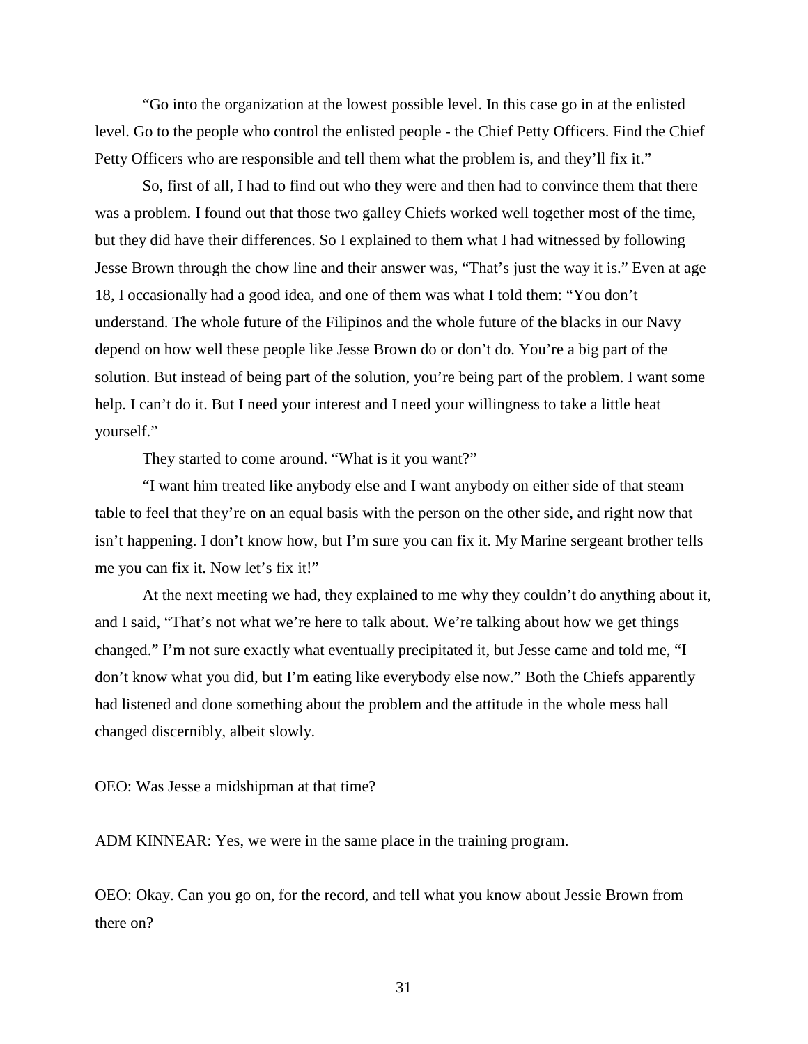"Go into the organization at the lowest possible level. In this case go in at the enlisted level. Go to the people who control the enlisted people - the Chief Petty Officers. Find the Chief Petty Officers who are responsible and tell them what the problem is, and they'll fix it."

So, first of all, I had to find out who they were and then had to convince them that there was a problem. I found out that those two galley Chiefs worked well together most of the time, but they did have their differences. So I explained to them what I had witnessed by following Jesse Brown through the chow line and their answer was, "That's just the way it is." Even at age 18, I occasionally had a good idea, and one of them was what I told them: "You don't understand. The whole future of the Filipinos and the whole future of the blacks in our Navy depend on how well these people like Jesse Brown do or don't do. You're a big part of the solution. But instead of being part of the solution, you're being part of the problem. I want some help. I can't do it. But I need your interest and I need your willingness to take a little heat yourself."

They started to come around. "What is it you want?"

"I want him treated like anybody else and I want anybody on either side of that steam table to feel that they're on an equal basis with the person on the other side, and right now that isn't happening. I don't know how, but I'm sure you can fix it. My Marine sergeant brother tells me you can fix it. Now let's fix it!"

At the next meeting we had, they explained to me why they couldn't do anything about it, and I said, "That's not what we're here to talk about. We're talking about how we get things changed." I'm not sure exactly what eventually precipitated it, but Jesse came and told me, "I don't know what you did, but I'm eating like everybody else now." Both the Chiefs apparently had listened and done something about the problem and the attitude in the whole mess hall changed discernibly, albeit slowly.

OEO: Was Jesse a midshipman at that time?

ADM KINNEAR: Yes, we were in the same place in the training program.

OEO: Okay. Can you go on, for the record, and tell what you know about Jessie Brown from there on?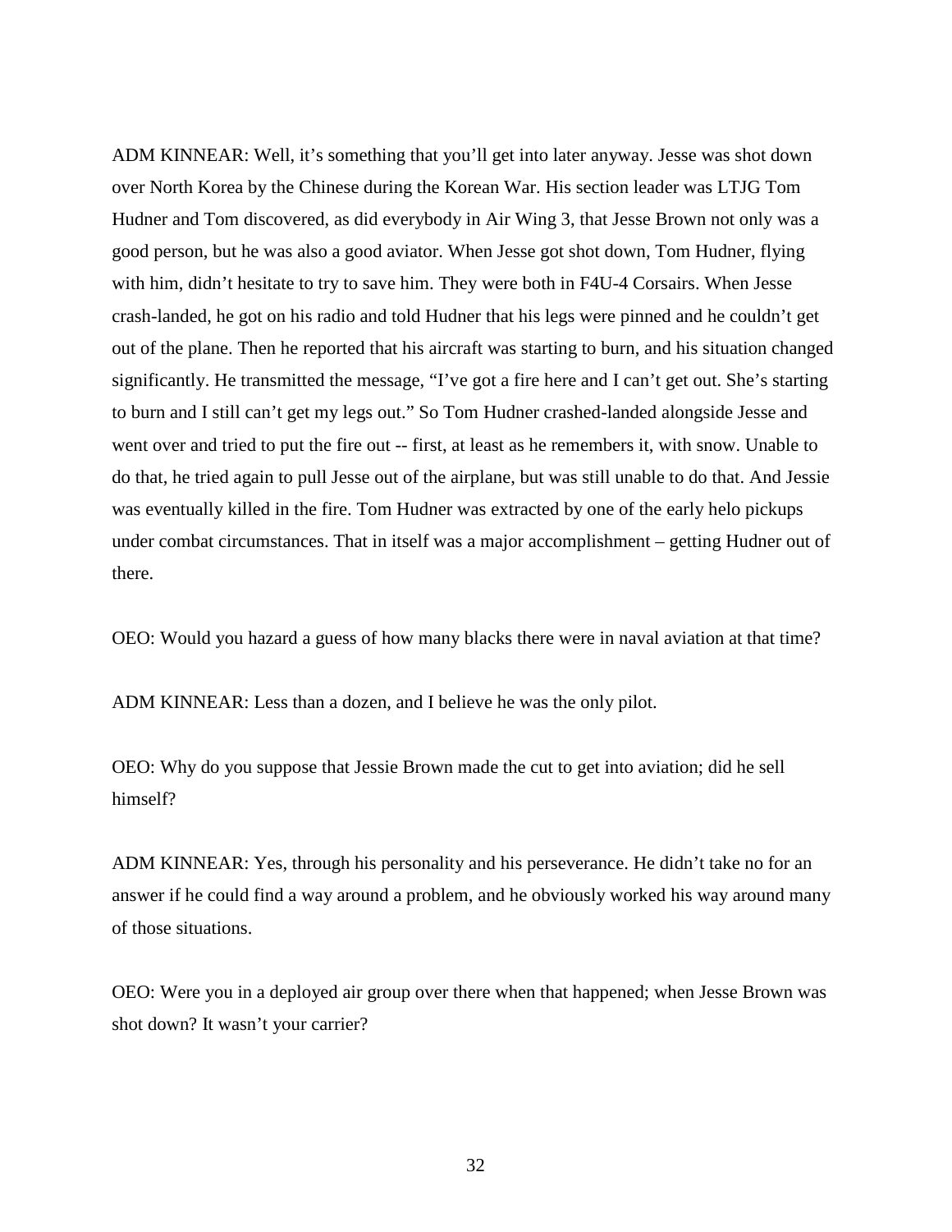ADM KINNEAR: Well, it's something that you'll get into later anyway. Jesse was shot down over North Korea by the Chinese during the Korean War. His section leader was LTJG Tom Hudner and Tom discovered, as did everybody in Air Wing 3, that Jesse Brown not only was a good person, but he was also a good aviator. When Jesse got shot down, Tom Hudner, flying with him, didn't hesitate to try to save him. They were both in F4U-4 Corsairs. When Jesse crash-landed, he got on his radio and told Hudner that his legs were pinned and he couldn't get out of the plane. Then he reported that his aircraft was starting to burn, and his situation changed significantly. He transmitted the message, "I've got a fire here and I can't get out. She's starting to burn and I still can't get my legs out." So Tom Hudner crashed-landed alongside Jesse and went over and tried to put the fire out -- first, at least as he remembers it, with snow. Unable to do that, he tried again to pull Jesse out of the airplane, but was still unable to do that. And Jessie was eventually killed in the fire. Tom Hudner was extracted by one of the early helo pickups under combat circumstances. That in itself was a major accomplishment – getting Hudner out of there.

OEO: Would you hazard a guess of how many blacks there were in naval aviation at that time?

ADM KINNEAR: Less than a dozen, and I believe he was the only pilot.

OEO: Why do you suppose that Jessie Brown made the cut to get into aviation; did he sell himself?

ADM KINNEAR: Yes, through his personality and his perseverance. He didn't take no for an answer if he could find a way around a problem, and he obviously worked his way around many of those situations.

OEO: Were you in a deployed air group over there when that happened; when Jesse Brown was shot down? It wasn't your carrier?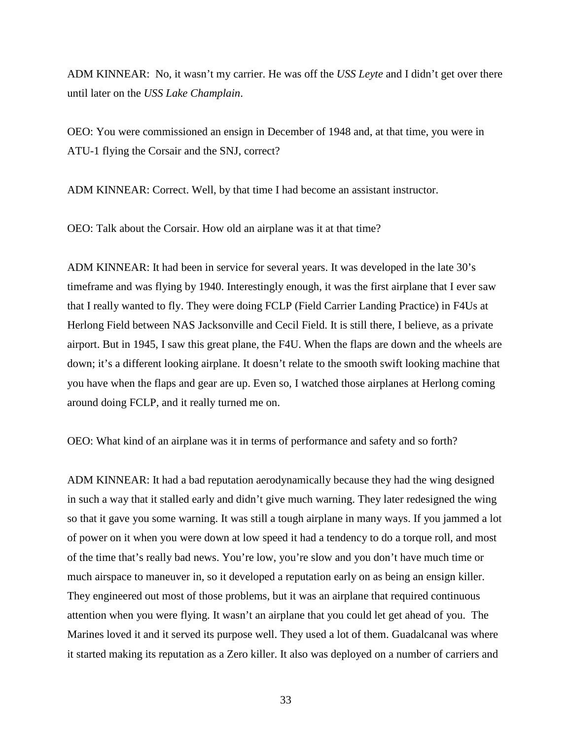ADM KINNEAR: No, it wasn't my carrier. He was off the *USS Leyte* and I didn't get over there until later on the *USS Lake Champlain*.

OEO: You were commissioned an ensign in December of 1948 and, at that time, you were in ATU-1 flying the Corsair and the SNJ, correct?

ADM KINNEAR: Correct. Well, by that time I had become an assistant instructor.

OEO: Talk about the Corsair. How old an airplane was it at that time?

ADM KINNEAR: It had been in service for several years. It was developed in the late 30's timeframe and was flying by 1940. Interestingly enough, it was the first airplane that I ever saw that I really wanted to fly. They were doing FCLP (Field Carrier Landing Practice) in F4Us at Herlong Field between NAS Jacksonville and Cecil Field. It is still there, I believe, as a private airport. But in 1945, I saw this great plane, the F4U. When the flaps are down and the wheels are down; it's a different looking airplane. It doesn't relate to the smooth swift looking machine that you have when the flaps and gear are up. Even so, I watched those airplanes at Herlong coming around doing FCLP, and it really turned me on.

OEO: What kind of an airplane was it in terms of performance and safety and so forth?

ADM KINNEAR: It had a bad reputation aerodynamically because they had the wing designed in such a way that it stalled early and didn't give much warning. They later redesigned the wing so that it gave you some warning. It was still a tough airplane in many ways. If you jammed a lot of power on it when you were down at low speed it had a tendency to do a torque roll, and most of the time that's really bad news. You're low, you're slow and you don't have much time or much airspace to maneuver in, so it developed a reputation early on as being an ensign killer. They engineered out most of those problems, but it was an airplane that required continuous attention when you were flying. It wasn't an airplane that you could let get ahead of you. The Marines loved it and it served its purpose well. They used a lot of them. Guadalcanal was where it started making its reputation as a Zero killer. It also was deployed on a number of carriers and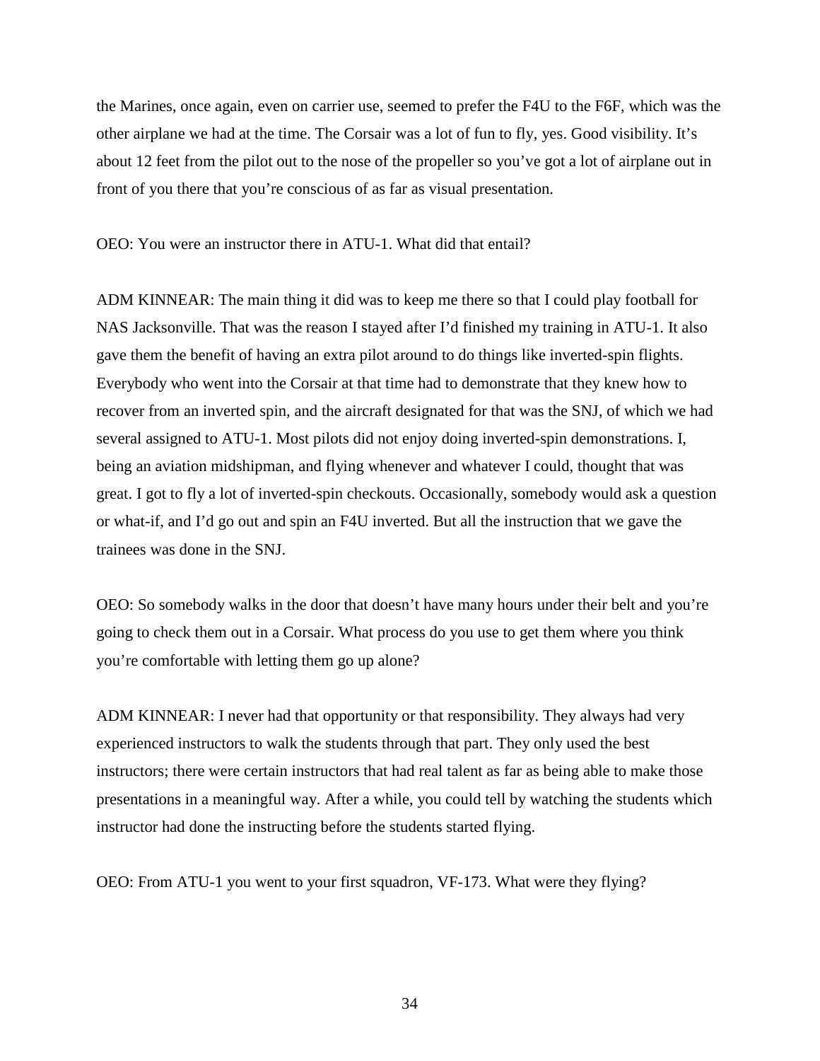the Marines, once again, even on carrier use, seemed to prefer the F4U to the F6F, which was the other airplane we had at the time. The Corsair was a lot of fun to fly, yes. Good visibility. It's about 12 feet from the pilot out to the nose of the propeller so you've got a lot of airplane out in front of you there that you're conscious of as far as visual presentation.

OEO: You were an instructor there in ATU-1. What did that entail?

ADM KINNEAR: The main thing it did was to keep me there so that I could play football for NAS Jacksonville. That was the reason I stayed after I'd finished my training in ATU-1. It also gave them the benefit of having an extra pilot around to do things like inverted-spin flights. Everybody who went into the Corsair at that time had to demonstrate that they knew how to recover from an inverted spin, and the aircraft designated for that was the SNJ, of which we had several assigned to ATU-1. Most pilots did not enjoy doing inverted-spin demonstrations. I, being an aviation midshipman, and flying whenever and whatever I could, thought that was great. I got to fly a lot of inverted-spin checkouts. Occasionally, somebody would ask a question or what-if, and I'd go out and spin an F4U inverted. But all the instruction that we gave the trainees was done in the SNJ.

OEO: So somebody walks in the door that doesn't have many hours under their belt and you're going to check them out in a Corsair. What process do you use to get them where you think you're comfortable with letting them go up alone?

ADM KINNEAR: I never had that opportunity or that responsibility. They always had very experienced instructors to walk the students through that part. They only used the best instructors; there were certain instructors that had real talent as far as being able to make those presentations in a meaningful way. After a while, you could tell by watching the students which instructor had done the instructing before the students started flying.

OEO: From ATU-1 you went to your first squadron, VF-173. What were they flying?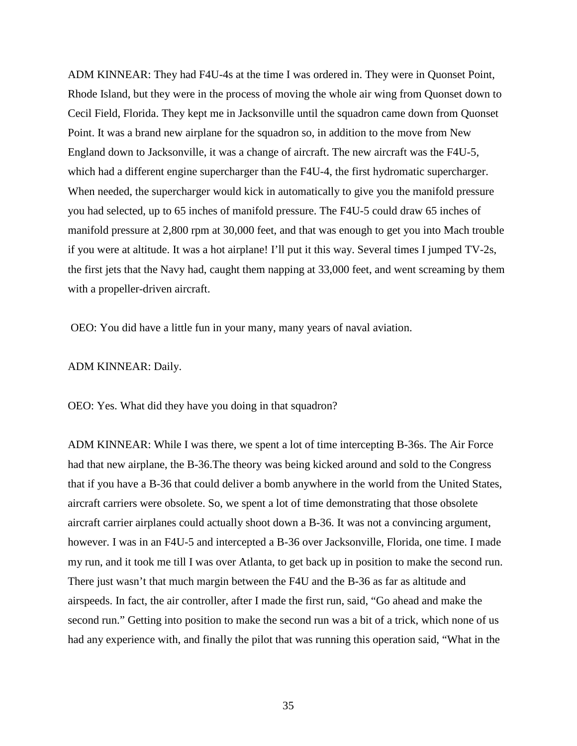ADM KINNEAR: They had F4U-4s at the time I was ordered in. They were in Quonset Point, Rhode Island, but they were in the process of moving the whole air wing from Quonset down to Cecil Field, Florida. They kept me in Jacksonville until the squadron came down from Quonset Point. It was a brand new airplane for the squadron so, in addition to the move from New England down to Jacksonville, it was a change of aircraft. The new aircraft was the F4U-5, which had a different engine supercharger than the F4U-4, the first hydromatic supercharger. When needed, the supercharger would kick in automatically to give you the manifold pressure you had selected, up to 65 inches of manifold pressure. The F4U-5 could draw 65 inches of manifold pressure at 2,800 rpm at 30,000 feet, and that was enough to get you into Mach trouble if you were at altitude. It was a hot airplane! I'll put it this way. Several times I jumped TV-2s, the first jets that the Navy had, caught them napping at 33,000 feet, and went screaming by them with a propeller-driven aircraft.

OEO: You did have a little fun in your many, many years of naval aviation.

ADM KINNEAR: Daily.

OEO: Yes. What did they have you doing in that squadron?

ADM KINNEAR: While I was there, we spent a lot of time intercepting B-36s. The Air Force had that new airplane, the B-36.The theory was being kicked around and sold to the Congress that if you have a B-36 that could deliver a bomb anywhere in the world from the United States, aircraft carriers were obsolete. So, we spent a lot of time demonstrating that those obsolete aircraft carrier airplanes could actually shoot down a B-36. It was not a convincing argument, however. I was in an F4U-5 and intercepted a B-36 over Jacksonville, Florida, one time. I made my run, and it took me till I was over Atlanta, to get back up in position to make the second run. There just wasn't that much margin between the F4U and the B-36 as far as altitude and airspeeds. In fact, the air controller, after I made the first run, said, "Go ahead and make the second run." Getting into position to make the second run was a bit of a trick, which none of us had any experience with, and finally the pilot that was running this operation said, "What in the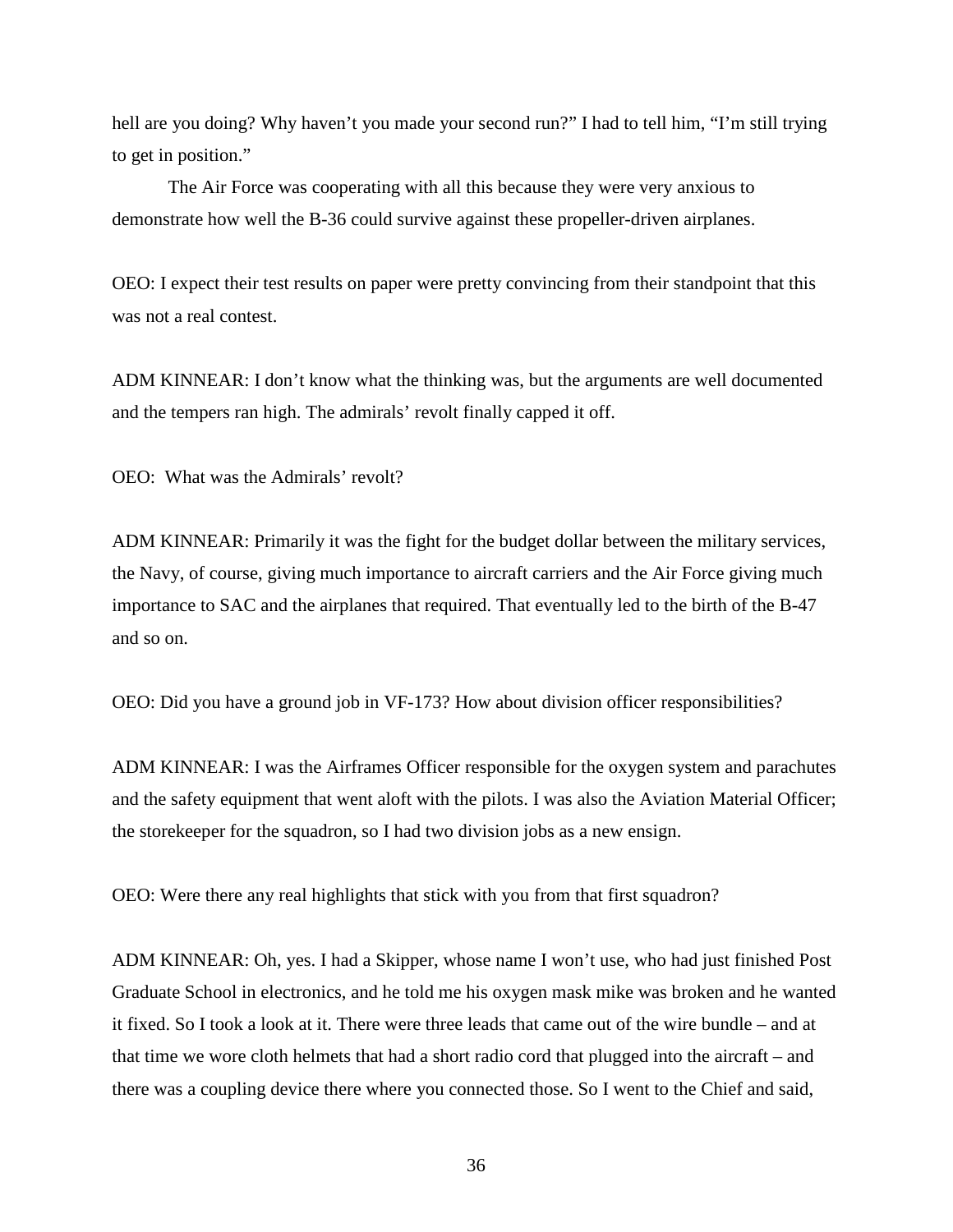hell are you doing? Why haven't you made your second run?" I had to tell him, "I'm still trying to get in position."

The Air Force was cooperating with all this because they were very anxious to demonstrate how well the B-36 could survive against these propeller-driven airplanes.

OEO: I expect their test results on paper were pretty convincing from their standpoint that this was not a real contest.

ADM KINNEAR: I don't know what the thinking was, but the arguments are well documented and the tempers ran high. The admirals' revolt finally capped it off.

OEO: What was the Admirals' revolt?

ADM KINNEAR: Primarily it was the fight for the budget dollar between the military services, the Navy, of course, giving much importance to aircraft carriers and the Air Force giving much importance to SAC and the airplanes that required. That eventually led to the birth of the B-47 and so on.

OEO: Did you have a ground job in VF-173? How about division officer responsibilities?

ADM KINNEAR: I was the Airframes Officer responsible for the oxygen system and parachutes and the safety equipment that went aloft with the pilots. I was also the Aviation Material Officer; the storekeeper for the squadron, so I had two division jobs as a new ensign.

OEO: Were there any real highlights that stick with you from that first squadron?

ADM KINNEAR: Oh, yes. I had a Skipper, whose name I won't use, who had just finished Post Graduate School in electronics, and he told me his oxygen mask mike was broken and he wanted it fixed. So I took a look at it. There were three leads that came out of the wire bundle – and at that time we wore cloth helmets that had a short radio cord that plugged into the aircraft – and there was a coupling device there where you connected those. So I went to the Chief and said,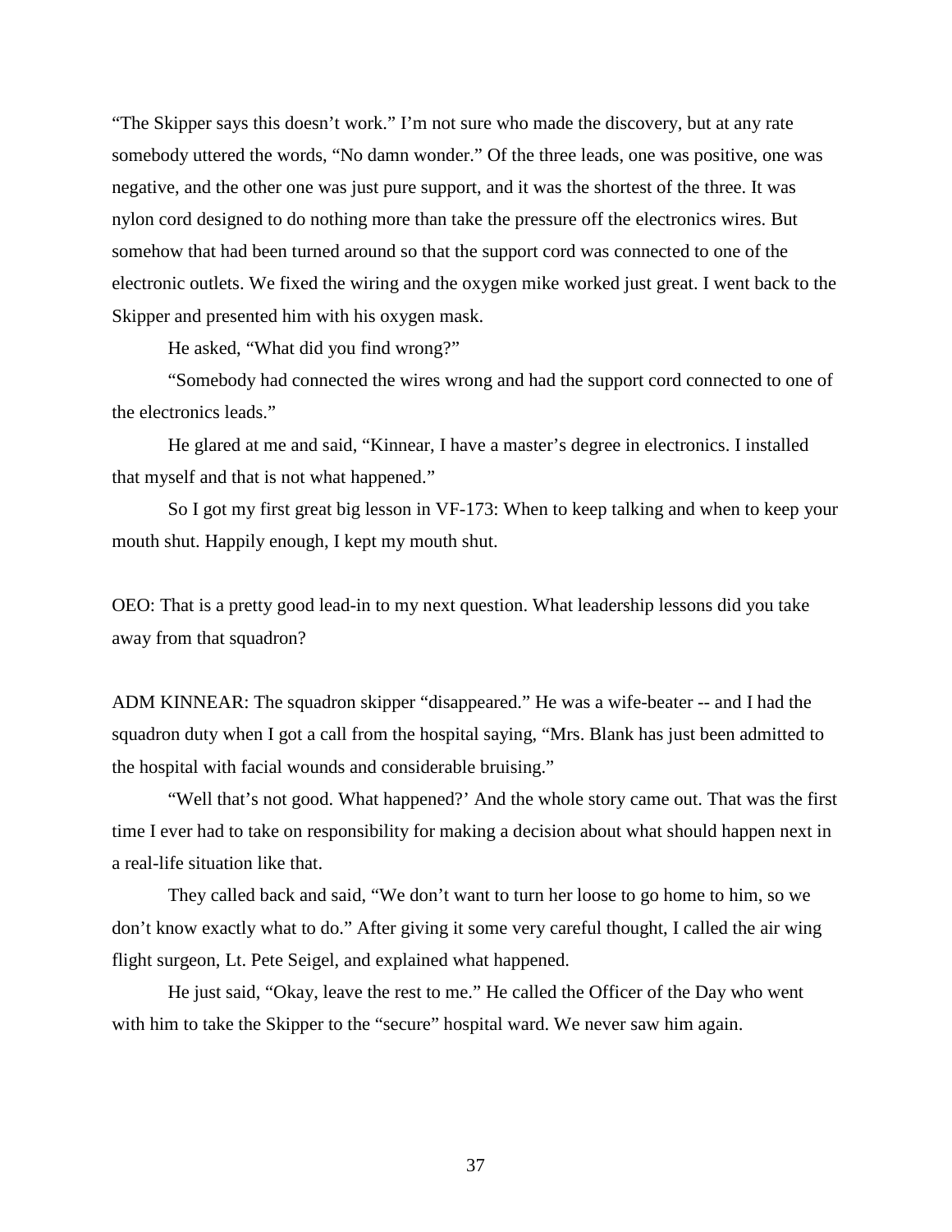"The Skipper says this doesn't work." I'm not sure who made the discovery, but at any rate somebody uttered the words, "No damn wonder." Of the three leads, one was positive, one was negative, and the other one was just pure support, and it was the shortest of the three. It was nylon cord designed to do nothing more than take the pressure off the electronics wires. But somehow that had been turned around so that the support cord was connected to one of the electronic outlets. We fixed the wiring and the oxygen mike worked just great. I went back to the Skipper and presented him with his oxygen mask.

He asked, "What did you find wrong?"

"Somebody had connected the wires wrong and had the support cord connected to one of the electronics leads."

He glared at me and said, "Kinnear, I have a master's degree in electronics. I installed that myself and that is not what happened."

So I got my first great big lesson in VF-173: When to keep talking and when to keep your mouth shut. Happily enough, I kept my mouth shut.

OEO: That is a pretty good lead-in to my next question. What leadership lessons did you take away from that squadron?

ADM KINNEAR: The squadron skipper "disappeared." He was a wife-beater -- and I had the squadron duty when I got a call from the hospital saying, "Mrs. Blank has just been admitted to the hospital with facial wounds and considerable bruising."

"Well that's not good. What happened?' And the whole story came out. That was the first time I ever had to take on responsibility for making a decision about what should happen next in a real-life situation like that.

They called back and said, "We don't want to turn her loose to go home to him, so we don't know exactly what to do." After giving it some very careful thought, I called the air wing flight surgeon, Lt. Pete Seigel, and explained what happened.

He just said, "Okay, leave the rest to me." He called the Officer of the Day who went with him to take the Skipper to the "secure" hospital ward. We never saw him again.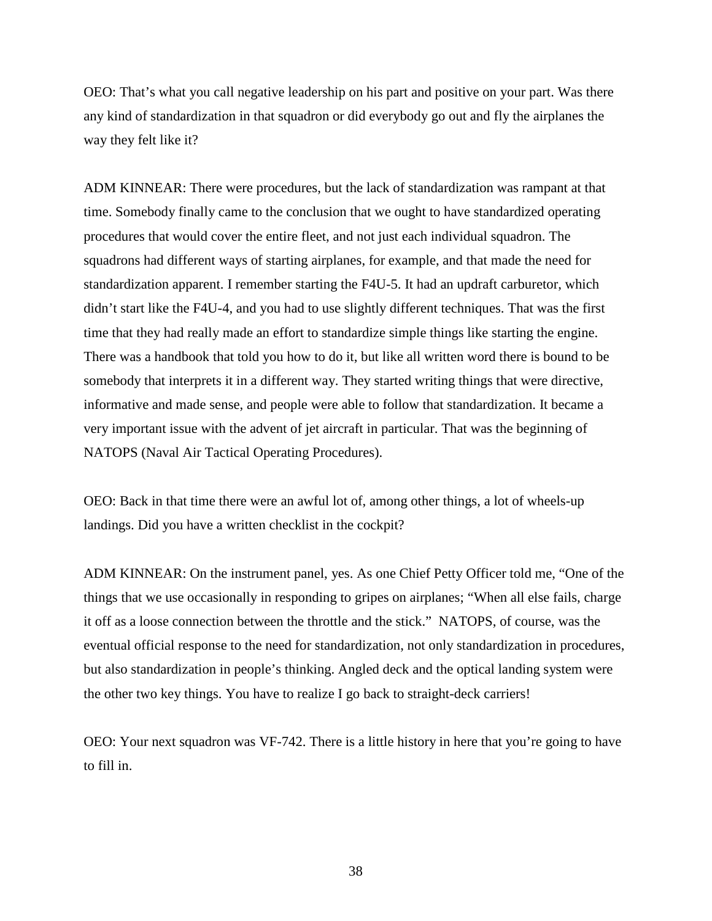OEO: That's what you call negative leadership on his part and positive on your part. Was there any kind of standardization in that squadron or did everybody go out and fly the airplanes the way they felt like it?

ADM KINNEAR: There were procedures, but the lack of standardization was rampant at that time. Somebody finally came to the conclusion that we ought to have standardized operating procedures that would cover the entire fleet, and not just each individual squadron. The squadrons had different ways of starting airplanes, for example, and that made the need for standardization apparent. I remember starting the F4U-5. It had an updraft carburetor, which didn't start like the F4U-4, and you had to use slightly different techniques. That was the first time that they had really made an effort to standardize simple things like starting the engine. There was a handbook that told you how to do it, but like all written word there is bound to be somebody that interprets it in a different way. They started writing things that were directive, informative and made sense, and people were able to follow that standardization. It became a very important issue with the advent of jet aircraft in particular. That was the beginning of NATOPS (Naval Air Tactical Operating Procedures).

OEO: Back in that time there were an awful lot of, among other things, a lot of wheels-up landings. Did you have a written checklist in the cockpit?

ADM KINNEAR: On the instrument panel, yes. As one Chief Petty Officer told me, "One of the things that we use occasionally in responding to gripes on airplanes; "When all else fails, charge it off as a loose connection between the throttle and the stick." NATOPS, of course, was the eventual official response to the need for standardization, not only standardization in procedures, but also standardization in people's thinking. Angled deck and the optical landing system were the other two key things. You have to realize I go back to straight-deck carriers!

OEO: Your next squadron was VF-742. There is a little history in here that you're going to have to fill in.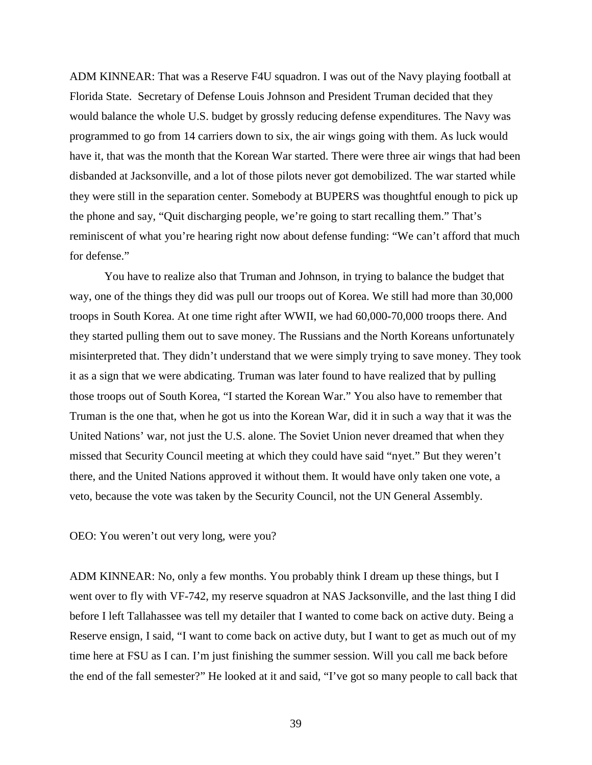ADM KINNEAR: That was a Reserve F4U squadron. I was out of the Navy playing football at Florida State. Secretary of Defense Louis Johnson and President Truman decided that they would balance the whole U.S. budget by grossly reducing defense expenditures. The Navy was programmed to go from 14 carriers down to six, the air wings going with them. As luck would have it, that was the month that the Korean War started. There were three air wings that had been disbanded at Jacksonville, and a lot of those pilots never got demobilized. The war started while they were still in the separation center. Somebody at BUPERS was thoughtful enough to pick up the phone and say, "Quit discharging people, we're going to start recalling them." That's reminiscent of what you're hearing right now about defense funding: "We can't afford that much for defense."

You have to realize also that Truman and Johnson, in trying to balance the budget that way, one of the things they did was pull our troops out of Korea. We still had more than 30,000 troops in South Korea. At one time right after WWII, we had 60,000-70,000 troops there. And they started pulling them out to save money. The Russians and the North Koreans unfortunately misinterpreted that. They didn't understand that we were simply trying to save money. They took it as a sign that we were abdicating. Truman was later found to have realized that by pulling those troops out of South Korea, "I started the Korean War." You also have to remember that Truman is the one that, when he got us into the Korean War, did it in such a way that it was the United Nations' war, not just the U.S. alone. The Soviet Union never dreamed that when they missed that Security Council meeting at which they could have said "nyet." But they weren't there, and the United Nations approved it without them. It would have only taken one vote, a veto, because the vote was taken by the Security Council, not the UN General Assembly.

OEO: You weren't out very long, were you?

ADM KINNEAR: No, only a few months. You probably think I dream up these things, but I went over to fly with VF-742, my reserve squadron at NAS Jacksonville, and the last thing I did before I left Tallahassee was tell my detailer that I wanted to come back on active duty. Being a Reserve ensign, I said, "I want to come back on active duty, but I want to get as much out of my time here at FSU as I can. I'm just finishing the summer session. Will you call me back before the end of the fall semester?" He looked at it and said, "I've got so many people to call back that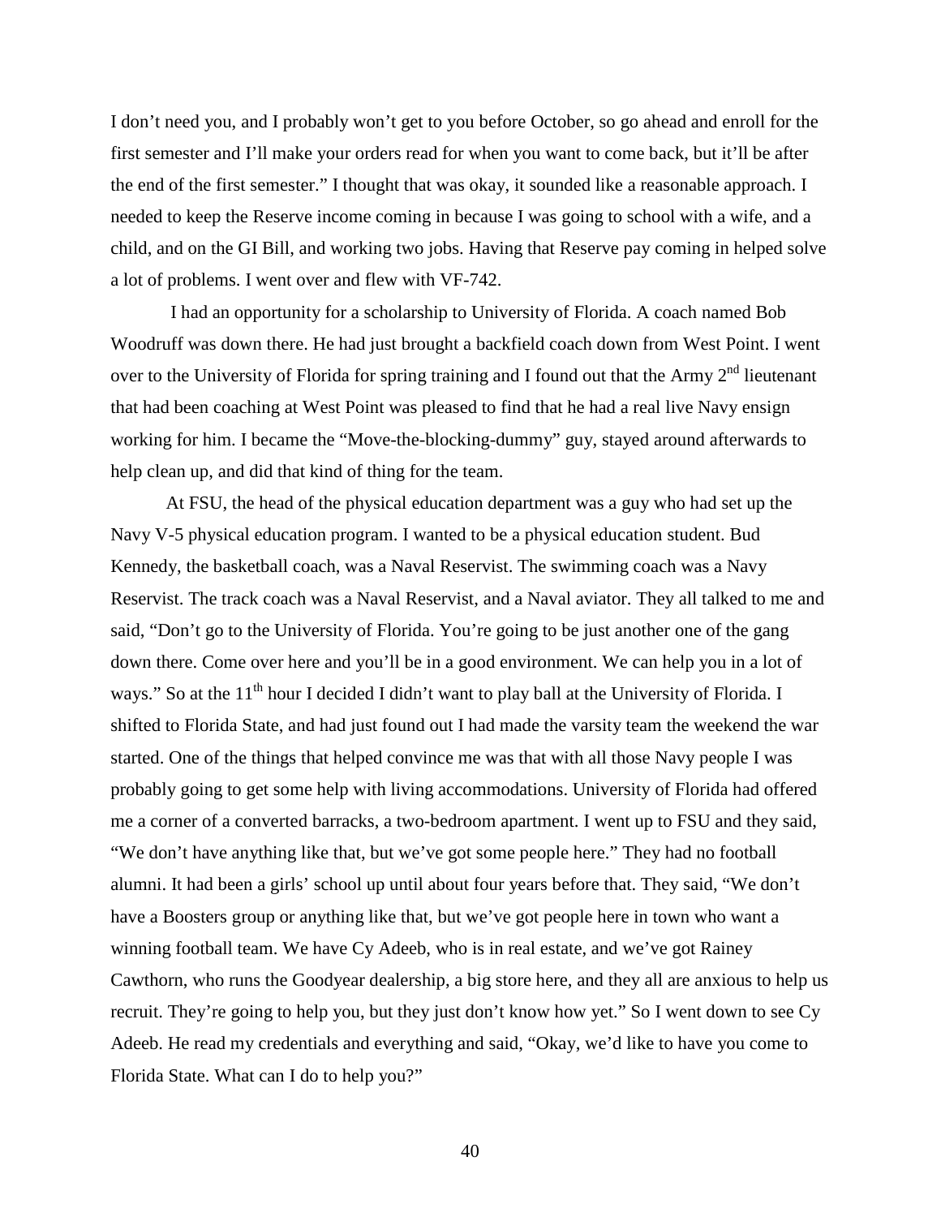I don't need you, and I probably won't get to you before October, so go ahead and enroll for the first semester and I'll make your orders read for when you want to come back, but it'll be after the end of the first semester." I thought that was okay, it sounded like a reasonable approach. I needed to keep the Reserve income coming in because I was going to school with a wife, and a child, and on the GI Bill, and working two jobs. Having that Reserve pay coming in helped solve a lot of problems. I went over and flew with VF-742.

I had an opportunity for a scholarship to University of Florida. A coach named Bob Woodruff was down there. He had just brought a backfield coach down from West Point. I went over to the University of Florida for spring training and I found out that the Army 2nd lieutenant that had been coaching at West Point was pleased to find that he had a real live Navy ensign working for him. I became the "Move-the-blocking-dummy" guy, stayed around afterwards to help clean up, and did that kind of thing for the team.

At FSU, the head of the physical education department was a guy who had set up the Navy V-5 physical education program. I wanted to be a physical education student. Bud Kennedy, the basketball coach, was a Naval Reservist. The swimming coach was a Navy Reservist. The track coach was a Naval Reservist, and a Naval aviator. They all talked to me and said, "Don't go to the University of Florida. You're going to be just another one of the gang down there. Come over here and you'll be in a good environment. We can help you in a lot of ways." So at the 11th hour I decided I didn't want to play ball at the University of Florida. I shifted to Florida State, and had just found out I had made the varsity team the weekend the war started. One of the things that helped convince me was that with all those Navy people I was probably going to get some help with living accommodations. University of Florida had offered me a corner of a converted barracks, a two-bedroom apartment. I went up to FSU and they said, "We don't have anything like that, but we've got some people here." They had no football alumni. It had been a girls' school up until about four years before that. They said, "We don't have a Boosters group or anything like that, but we've got people here in town who want a winning football team. We have Cy Adeeb, who is in real estate, and we've got Rainey Cawthorn, who runs the Goodyear dealership, a big store here, and they all are anxious to help us recruit. They're going to help you, but they just don't know how yet." So I went down to see Cy Adeeb. He read my credentials and everything and said, "Okay, we'd like to have you come to Florida State. What can I do to help you?"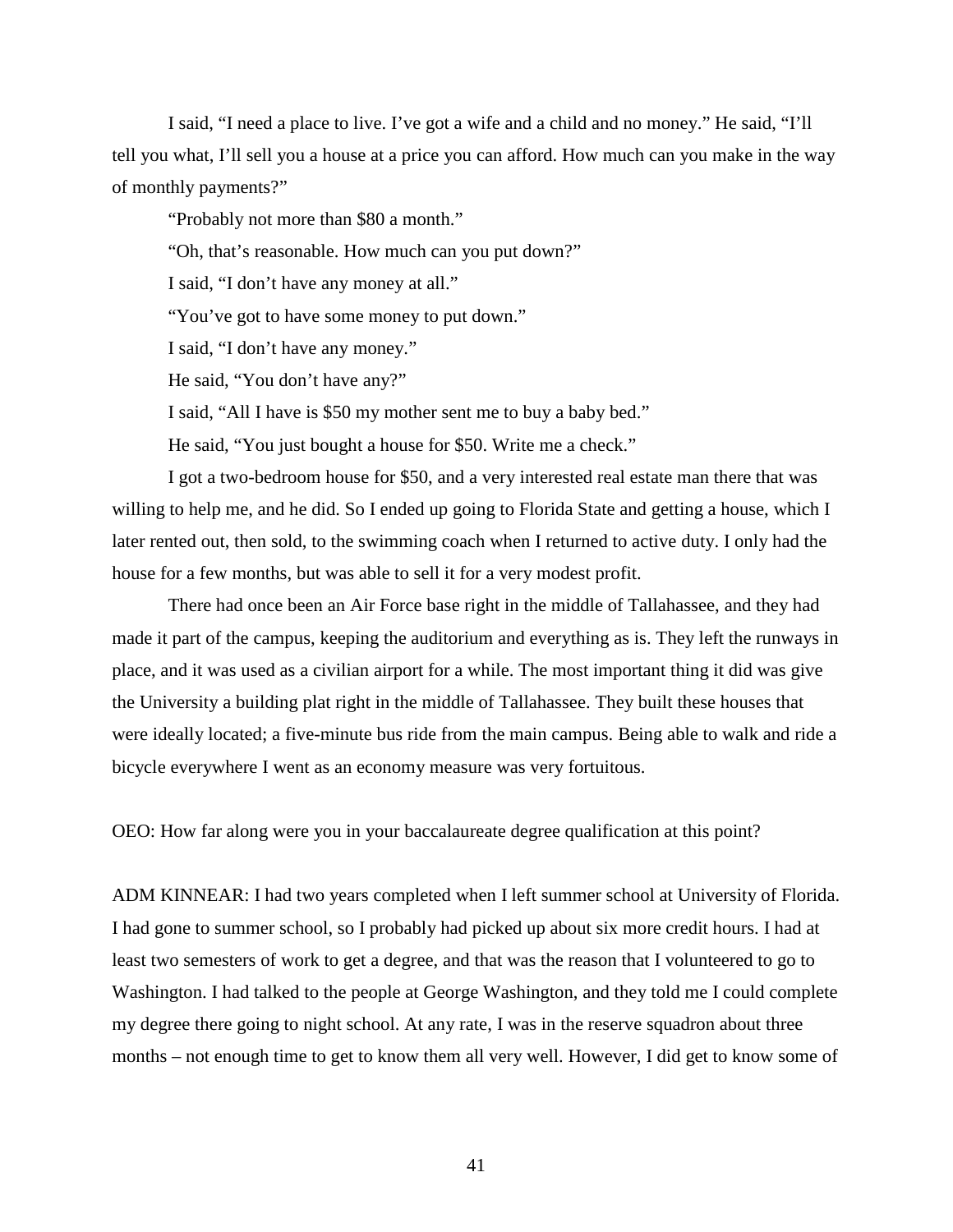I said, "I need a place to live. I've got a wife and a child and no money." He said, "I'll tell you what, I'll sell you a house at a price you can afford. How much can you make in the way of monthly payments?"

"Probably not more than $80 a month."

"Oh, that's reasonable. How much can you put down?"

I said, "I don't have any money at all."

"You've got to have some money to put down."

I said, "I don't have any money."

He said, "You don't have any?"

I said, "All I have is $50 my mother sent me to buy a baby bed."

He said, "You just bought a house for $50. Write me a check."

I got a two-bedroom house for $50, and a very interested real estate man there that was willing to help me, and he did. So I ended up going to Florida State and getting a house, which I later rented out, then sold, to the swimming coach when I returned to active duty. I only had the house for a few months, but was able to sell it for a very modest profit.

There had once been an Air Force base right in the middle of Tallahassee, and they had made it part of the campus, keeping the auditorium and everything as is. They left the runways in place, and it was used as a civilian airport for a while. The most important thing it did was give the University a building plat right in the middle of Tallahassee. They built these houses that were ideally located; a five-minute bus ride from the main campus. Being able to walk and ride a bicycle everywhere I went as an economy measure was very fortuitous.

OEO: How far along were you in your baccalaureate degree qualification at this point?

ADM KINNEAR: I had two years completed when I left summer school at University of Florida. I had gone to summer school, so I probably had picked up about six more credit hours. I had at least two semesters of work to get a degree, and that was the reason that I volunteered to go to Washington. I had talked to the people at George Washington, and they told me I could complete my degree there going to night school. At any rate, I was in the reserve squadron about three months – not enough time to get to know them all very well. However, I did get to know some of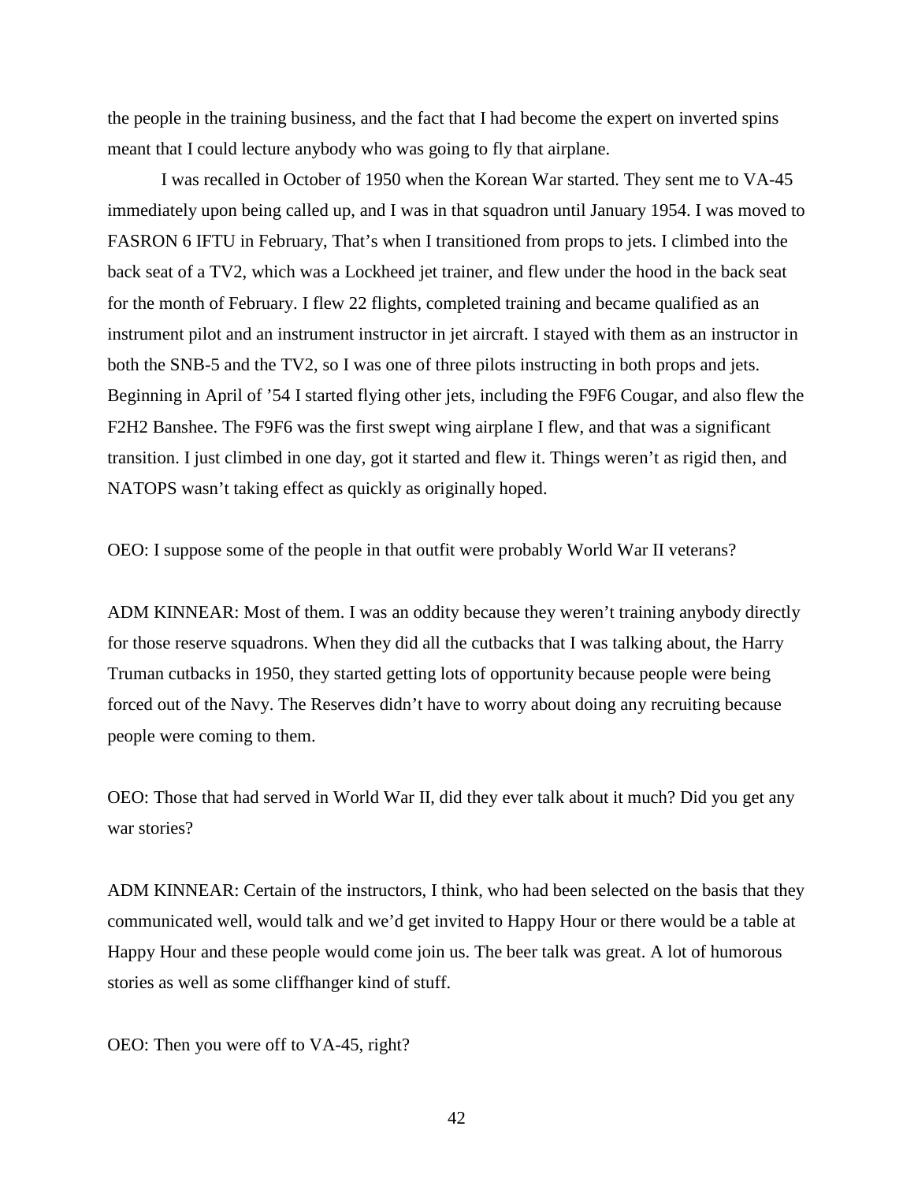the people in the training business, and the fact that I had become the expert on inverted spins meant that I could lecture anybody who was going to fly that airplane.

I was recalled in October of 1950 when the Korean War started. They sent me to VA-45 immediately upon being called up, and I was in that squadron until January 1954. I was moved to FASRON 6 IFTU in February, That's when I transitioned from props to jets. I climbed into the back seat of a TV2, which was a Lockheed jet trainer, and flew under the hood in the back seat for the month of February. I flew 22 flights, completed training and became qualified as an instrument pilot and an instrument instructor in jet aircraft. I stayed with them as an instructor in both the SNB-5 and the TV2, so I was one of three pilots instructing in both props and jets. Beginning in April of '54 I started flying other jets, including the F9F6 Cougar, and also flew the F2H2 Banshee. The F9F6 was the first swept wing airplane I flew, and that was a significant transition. I just climbed in one day, got it started and flew it. Things weren't as rigid then, and NATOPS wasn't taking effect as quickly as originally hoped.

OEO: I suppose some of the people in that outfit were probably World War II veterans?

ADM KINNEAR: Most of them. I was an oddity because they weren't training anybody directly for those reserve squadrons. When they did all the cutbacks that I was talking about, the Harry Truman cutbacks in 1950, they started getting lots of opportunity because people were being forced out of the Navy. The Reserves didn't have to worry about doing any recruiting because people were coming to them.

OEO: Those that had served in World War II, did they ever talk about it much? Did you get any war stories?

ADM KINNEAR: Certain of the instructors, I think, who had been selected on the basis that they communicated well, would talk and we'd get invited to Happy Hour or there would be a table at Happy Hour and these people would come join us. The beer talk was great. A lot of humorous stories as well as some cliffhanger kind of stuff.

OEO: Then you were off to VA-45, right?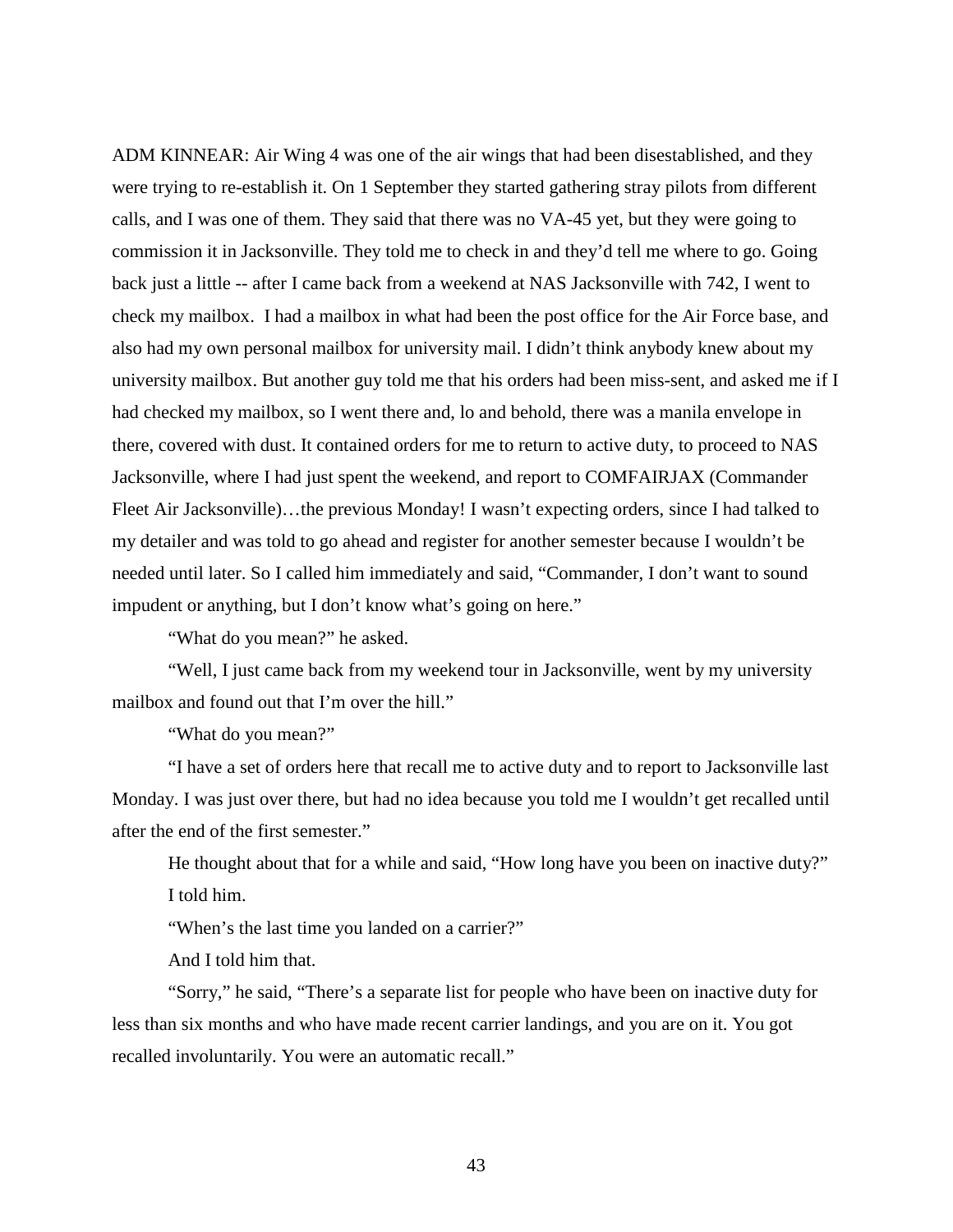ADM KINNEAR: Air Wing 4 was one of the air wings that had been disestablished, and they were trying to re-establish it. On 1 September they started gathering stray pilots from different calls, and I was one of them. They said that there was no VA-45 yet, but they were going to commission it in Jacksonville. They told me to check in and they'd tell me where to go. Going back just a little -- after I came back from a weekend at NAS Jacksonville with 742, I went to check my mailbox. I had a mailbox in what had been the post office for the Air Force base, and also had my own personal mailbox for university mail. I didn't think anybody knew about my university mailbox. But another guy told me that his orders had been miss-sent, and asked me if I had checked my mailbox, so I went there and, lo and behold, there was a manila envelope in there, covered with dust. It contained orders for me to return to active duty, to proceed to NAS Jacksonville, where I had just spent the weekend, and report to COMFAIRJAX (Commander Fleet Air Jacksonville)…the previous Monday! I wasn't expecting orders, since I had talked to my detailer and was told to go ahead and register for another semester because I wouldn't be needed until later. So I called him immediately and said, "Commander, I don't want to sound impudent or anything, but I don't know what's going on here."

"What do you mean?" he asked.

"Well, I just came back from my weekend tour in Jacksonville, went by my university mailbox and found out that I'm over the hill."

"What do you mean?"

"I have a set of orders here that recall me to active duty and to report to Jacksonville last Monday. I was just over there, but had no idea because you told me I wouldn't get recalled until after the end of the first semester."

He thought about that for a while and said, "How long have you been on inactive duty?"

I told him.

"When's the last time you landed on a carrier?"

And I told him that.

"Sorry," he said, "There's a separate list for people who have been on inactive duty for less than six months and who have made recent carrier landings, and you are on it. You got recalled involuntarily. You were an automatic recall."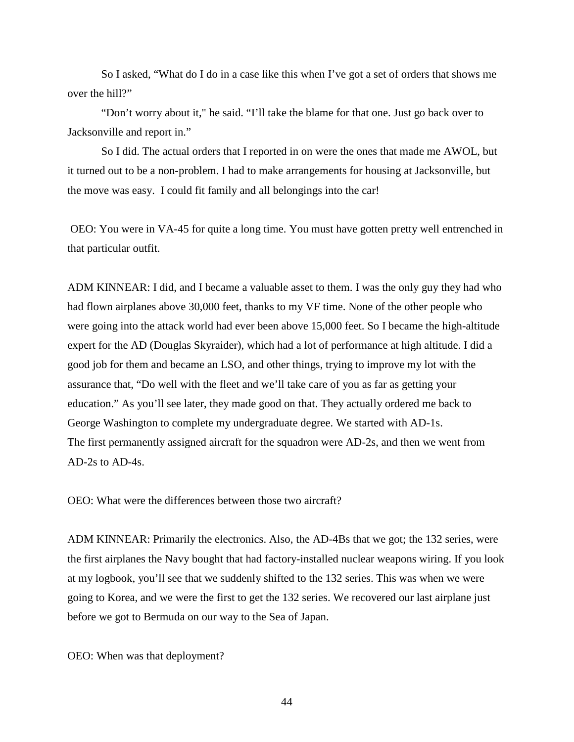So I asked, "What do I do in a case like this when I've got a set of orders that shows me over the hill?"

"Don't worry about it," he said. "I'll take the blame for that one. Just go back over to Jacksonville and report in."

So I did. The actual orders that I reported in on were the ones that made me AWOL, but it turned out to be a non-problem. I had to make arrangements for housing at Jacksonville, but the move was easy. I could fit family and all belongings into the car!

OEO: You were in VA-45 for quite a long time. You must have gotten pretty well entrenched in that particular outfit.

ADM KINNEAR: I did, and I became a valuable asset to them. I was the only guy they had who had flown airplanes above 30,000 feet, thanks to my VF time. None of the other people who were going into the attack world had ever been above 15,000 feet. So I became the high-altitude expert for the AD (Douglas Skyraider), which had a lot of performance at high altitude. I did a good job for them and became an LSO, and other things, trying to improve my lot with the assurance that, "Do well with the fleet and we'll take care of you as far as getting your education." As you'll see later, they made good on that. They actually ordered me back to George Washington to complete my undergraduate degree. We started with AD-1s. The first permanently assigned aircraft for the squadron were AD-2s, and then we went from AD-2s to AD-4s.

OEO: What were the differences between those two aircraft?

ADM KINNEAR: Primarily the electronics. Also, the AD-4Bs that we got; the 132 series, were the first airplanes the Navy bought that had factory-installed nuclear weapons wiring. If you look at my logbook, you'll see that we suddenly shifted to the 132 series. This was when we were going to Korea, and we were the first to get the 132 series. We recovered our last airplane just before we got to Bermuda on our way to the Sea of Japan.

OEO: When was that deployment?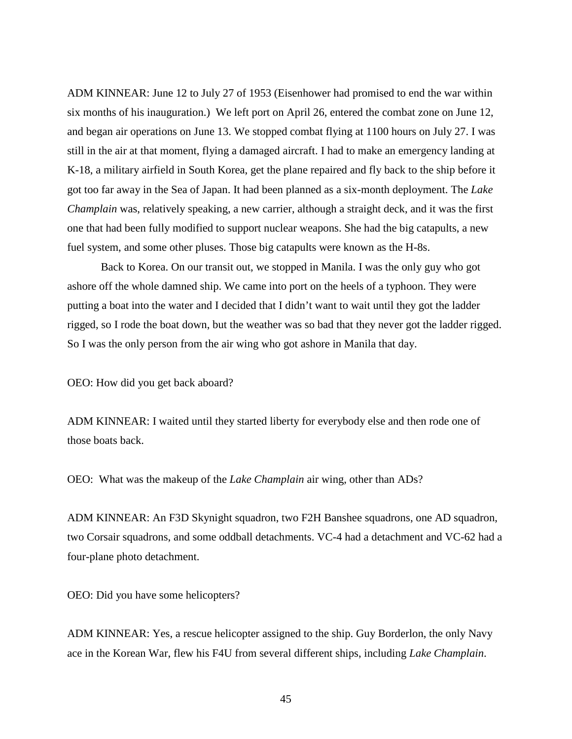ADM KINNEAR: June 12 to July 27 of 1953 (Eisenhower had promised to end the war within six months of his inauguration.) We left port on April 26, entered the combat zone on June 12, and began air operations on June 13. We stopped combat flying at 1100 hours on July 27. I was still in the air at that moment, flying a damaged aircraft. I had to make an emergency landing at K-18, a military airfield in South Korea, get the plane repaired and fly back to the ship before it got too far away in the Sea of Japan. It had been planned as a six-month deployment. The *Lake Champlain* was, relatively speaking, a new carrier, although a straight deck, and it was the first one that had been fully modified to support nuclear weapons. She had the big catapults, a new fuel system, and some other pluses. Those big catapults were known as the H-8s.

Back to Korea. On our transit out, we stopped in Manila. I was the only guy who got ashore off the whole damned ship. We came into port on the heels of a typhoon. They were putting a boat into the water and I decided that I didn't want to wait until they got the ladder rigged, so I rode the boat down, but the weather was so bad that they never got the ladder rigged. So I was the only person from the air wing who got ashore in Manila that day.

OEO: How did you get back aboard?

ADM KINNEAR: I waited until they started liberty for everybody else and then rode one of those boats back.

OEO: What was the makeup of the *Lake Champlain* air wing, other than ADs?

ADM KINNEAR: An F3D Skynight squadron, two F2H Banshee squadrons, one AD squadron, two Corsair squadrons, and some oddball detachments. VC-4 had a detachment and VC-62 had a four-plane photo detachment.

OEO: Did you have some helicopters?

ADM KINNEAR: Yes, a rescue helicopter assigned to the ship. Guy Borderlon, the only Navy ace in the Korean War, flew his F4U from several different ships, including *Lake Champlain*.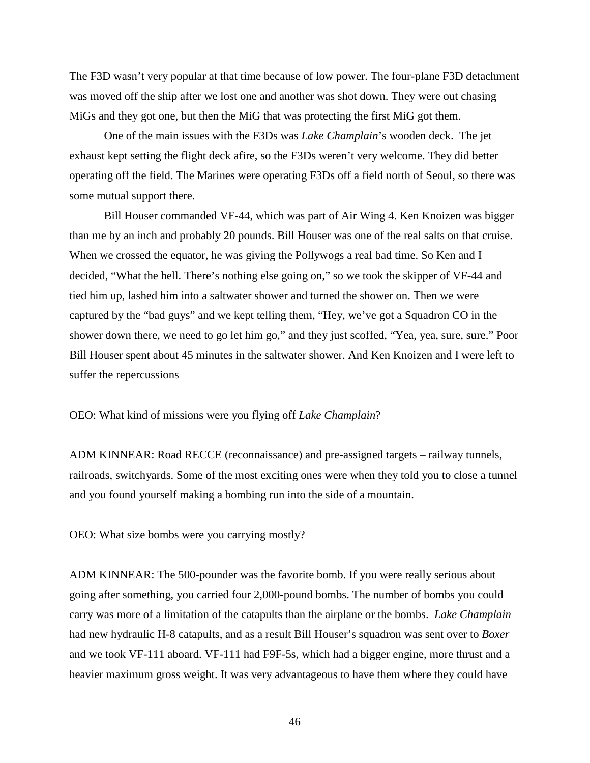The F3D wasn't very popular at that time because of low power. The four-plane F3D detachment was moved off the ship after we lost one and another was shot down. They were out chasing MiGs and they got one, but then the MiG that was protecting the first MiG got them.

One of the main issues with the F3Ds was *Lake Champlain*'s wooden deck. The jet exhaust kept setting the flight deck afire, so the F3Ds weren't very welcome. They did better operating off the field. The Marines were operating F3Ds off a field north of Seoul, so there was some mutual support there.

Bill Houser commanded VF-44, which was part of Air Wing 4. Ken Knoizen was bigger than me by an inch and probably 20 pounds. Bill Houser was one of the real salts on that cruise. When we crossed the equator, he was giving the Pollywogs a real bad time. So Ken and I decided, "What the hell. There's nothing else going on," so we took the skipper of VF-44 and tied him up, lashed him into a saltwater shower and turned the shower on. Then we were captured by the "bad guys" and we kept telling them, "Hey, we've got a Squadron CO in the shower down there, we need to go let him go," and they just scoffed, "Yea, yea, sure, sure." Poor Bill Houser spent about 45 minutes in the saltwater shower. And Ken Knoizen and I were left to suffer the repercussions

OEO: What kind of missions were you flying off *Lake Champlain*?

ADM KINNEAR: Road RECCE (reconnaissance) and pre-assigned targets – railway tunnels, railroads, switchyards. Some of the most exciting ones were when they told you to close a tunnel and you found yourself making a bombing run into the side of a mountain.

OEO: What size bombs were you carrying mostly?

ADM KINNEAR: The 500-pounder was the favorite bomb. If you were really serious about going after something, you carried four 2,000-pound bombs. The number of bombs you could carry was more of a limitation of the catapults than the airplane or the bombs. *Lake Champlain* had new hydraulic H-8 catapults, and as a result Bill Houser's squadron was sent over to *Boxer* and we took VF-111 aboard. VF-111 had F9F-5s, which had a bigger engine, more thrust and a heavier maximum gross weight. It was very advantageous to have them where they could have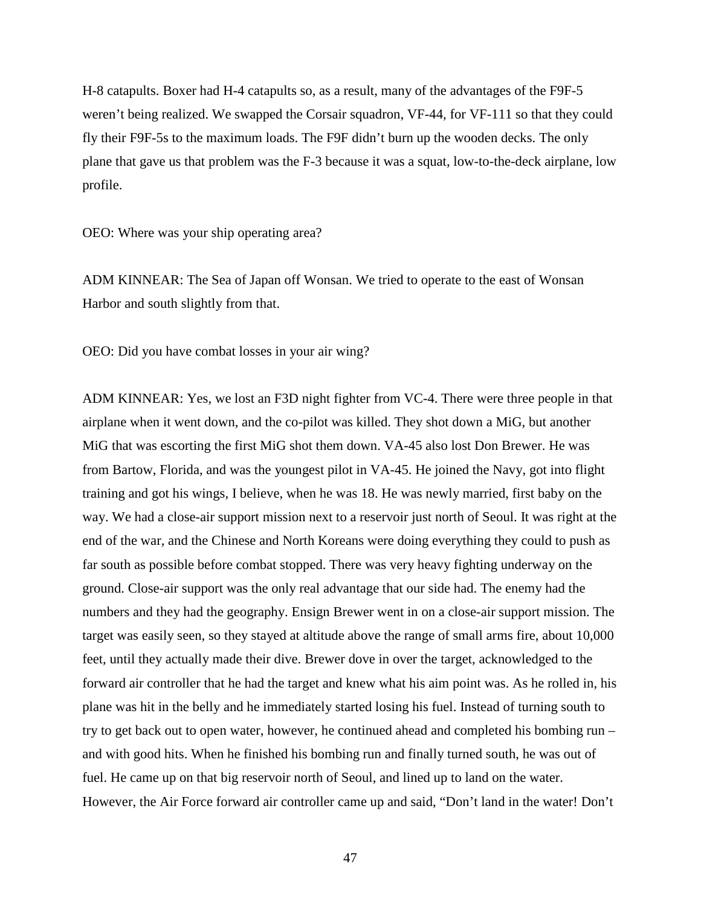H-8 catapults. Boxer had H-4 catapults so, as a result, many of the advantages of the F9F-5 weren't being realized. We swapped the Corsair squadron, VF-44, for VF-111 so that they could fly their F9F-5s to the maximum loads. The F9F didn't burn up the wooden decks. The only plane that gave us that problem was the F-3 because it was a squat, low-to-the-deck airplane, low profile.

OEO: Where was your ship operating area?

ADM KINNEAR: The Sea of Japan off Wonsan. We tried to operate to the east of Wonsan Harbor and south slightly from that.

OEO: Did you have combat losses in your air wing?

ADM KINNEAR: Yes, we lost an F3D night fighter from VC-4. There were three people in that airplane when it went down, and the co-pilot was killed. They shot down a MiG, but another MiG that was escorting the first MiG shot them down. VA-45 also lost Don Brewer. He was from Bartow, Florida, and was the youngest pilot in VA-45. He joined the Navy, got into flight training and got his wings, I believe, when he was 18. He was newly married, first baby on the way. We had a close-air support mission next to a reservoir just north of Seoul. It was right at the end of the war, and the Chinese and North Koreans were doing everything they could to push as far south as possible before combat stopped. There was very heavy fighting underway on the ground. Close-air support was the only real advantage that our side had. The enemy had the numbers and they had the geography. Ensign Brewer went in on a close-air support mission. The target was easily seen, so they stayed at altitude above the range of small arms fire, about 10,000 feet, until they actually made their dive. Brewer dove in over the target, acknowledged to the forward air controller that he had the target and knew what his aim point was. As he rolled in, his plane was hit in the belly and he immediately started losing his fuel. Instead of turning south to try to get back out to open water, however, he continued ahead and completed his bombing run – and with good hits. When he finished his bombing run and finally turned south, he was out of fuel. He came up on that big reservoir north of Seoul, and lined up to land on the water. However, the Air Force forward air controller came up and said, "Don't land in the water! Don't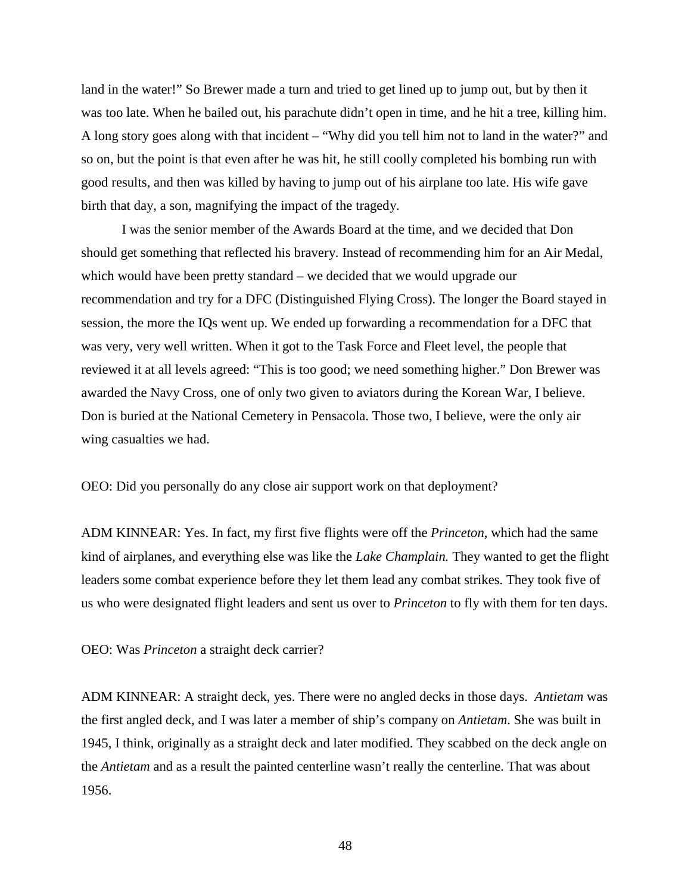land in the water!" So Brewer made a turn and tried to get lined up to jump out, but by then it was too late. When he bailed out, his parachute didn't open in time, and he hit a tree, killing him. A long story goes along with that incident – "Why did you tell him not to land in the water?" and so on, but the point is that even after he was hit, he still coolly completed his bombing run with good results, and then was killed by having to jump out of his airplane too late. His wife gave birth that day, a son, magnifying the impact of the tragedy.

I was the senior member of the Awards Board at the time, and we decided that Don should get something that reflected his bravery. Instead of recommending him for an Air Medal, which would have been pretty standard – we decided that we would upgrade our recommendation and try for a DFC (Distinguished Flying Cross). The longer the Board stayed in session, the more the IQs went up. We ended up forwarding a recommendation for a DFC that was very, very well written. When it got to the Task Force and Fleet level, the people that reviewed it at all levels agreed: "This is too good; we need something higher." Don Brewer was awarded the Navy Cross, one of only two given to aviators during the Korean War, I believe. Don is buried at the National Cemetery in Pensacola. Those two, I believe, were the only air wing casualties we had.

OEO: Did you personally do any close air support work on that deployment?

ADM KINNEAR: Yes. In fact, my first five flights were off the *Princeton*, which had the same kind of airplanes, and everything else was like the *Lake Champlain.* They wanted to get the flight leaders some combat experience before they let them lead any combat strikes. They took five of us who were designated flight leaders and sent us over to *Princeton* to fly with them for ten days.

OEO: Was *Princeton* a straight deck carrier?

ADM KINNEAR: A straight deck, yes. There were no angled decks in those days. *Antietam* was the first angled deck, and I was later a member of ship's company on *Antietam*. She was built in 1945, I think, originally as a straight deck and later modified. They scabbed on the deck angle on the *Antietam* and as a result the painted centerline wasn't really the centerline. That was about 1956.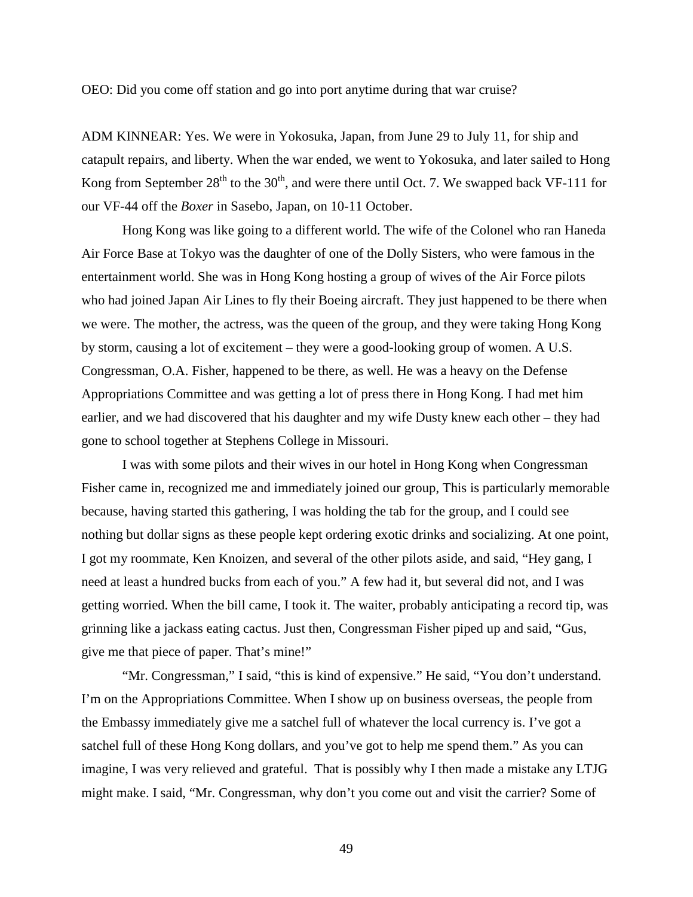OEO: Did you come off station and go into port anytime during that war cruise?

ADM KINNEAR: Yes. We were in Yokosuka, Japan, from June 29 to July 11, for ship and catapult repairs, and liberty. When the war ended, we went to Yokosuka, and later sailed to Hong Kong from September 28th to the 30th, and were there until Oct. 7. We swapped back VF-111 for our VF-44 off the *Boxer* in Sasebo, Japan, on 10-11 October.

Hong Kong was like going to a different world. The wife of the Colonel who ran Haneda Air Force Base at Tokyo was the daughter of one of the Dolly Sisters, who were famous in the entertainment world. She was in Hong Kong hosting a group of wives of the Air Force pilots who had joined Japan Air Lines to fly their Boeing aircraft. They just happened to be there when we were. The mother, the actress, was the queen of the group, and they were taking Hong Kong by storm, causing a lot of excitement – they were a good-looking group of women. A U.S. Congressman, O.A. Fisher, happened to be there, as well. He was a heavy on the Defense Appropriations Committee and was getting a lot of press there in Hong Kong. I had met him earlier, and we had discovered that his daughter and my wife Dusty knew each other – they had gone to school together at Stephens College in Missouri.

I was with some pilots and their wives in our hotel in Hong Kong when Congressman Fisher came in, recognized me and immediately joined our group, This is particularly memorable because, having started this gathering, I was holding the tab for the group, and I could see nothing but dollar signs as these people kept ordering exotic drinks and socializing. At one point, I got my roommate, Ken Knoizen, and several of the other pilots aside, and said, "Hey gang, I need at least a hundred bucks from each of you." A few had it, but several did not, and I was getting worried. When the bill came, I took it. The waiter, probably anticipating a record tip, was grinning like a jackass eating cactus. Just then, Congressman Fisher piped up and said, "Gus, give me that piece of paper. That's mine!"

"Mr. Congressman," I said, "this is kind of expensive." He said, "You don't understand. I'm on the Appropriations Committee. When I show up on business overseas, the people from the Embassy immediately give me a satchel full of whatever the local currency is. I've got a satchel full of these Hong Kong dollars, and you've got to help me spend them." As you can imagine, I was very relieved and grateful. That is possibly why I then made a mistake any LTJG might make. I said, "Mr. Congressman, why don't you come out and visit the carrier? Some of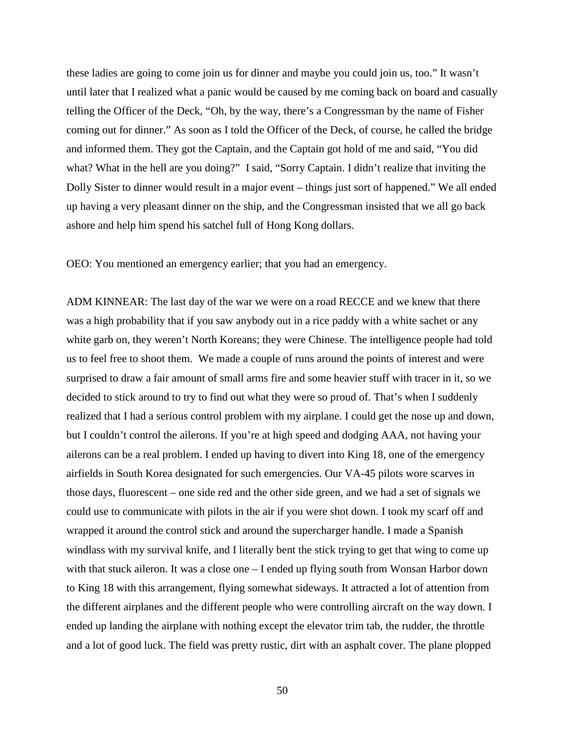these ladies are going to come join us for dinner and maybe you could join us, too." It wasn't until later that I realized what a panic would be caused by me coming back on board and casually telling the Officer of the Deck, "Oh, by the way, there's a Congressman by the name of Fisher coming out for dinner." As soon as I told the Officer of the Deck, of course, he called the bridge and informed them. They got the Captain, and the Captain got hold of me and said, "You did what? What in the hell are you doing?" I said, "Sorry Captain. I didn't realize that inviting the Dolly Sister to dinner would result in a major event – things just sort of happened." We all ended up having a very pleasant dinner on the ship, and the Congressman insisted that we all go back ashore and help him spend his satchel full of Hong Kong dollars.

OEO: You mentioned an emergency earlier; that you had an emergency.

ADM KINNEAR: The last day of the war we were on a road RECCE and we knew that there was a high probability that if you saw anybody out in a rice paddy with a white sachet or any white garb on, they weren't North Koreans; they were Chinese. The intelligence people had told us to feel free to shoot them. We made a couple of runs around the points of interest and were surprised to draw a fair amount of small arms fire and some heavier stuff with tracer in it, so we decided to stick around to try to find out what they were so proud of. That's when I suddenly realized that I had a serious control problem with my airplane. I could get the nose up and down, but I couldn't control the ailerons. If you're at high speed and dodging AAA, not having your ailerons can be a real problem. I ended up having to divert into King 18, one of the emergency airfields in South Korea designated for such emergencies. Our VA-45 pilots wore scarves in those days, fluorescent – one side red and the other side green, and we had a set of signals we could use to communicate with pilots in the air if you were shot down. I took my scarf off and wrapped it around the control stick and around the supercharger handle. I made a Spanish windlass with my survival knife, and I literally bent the stick trying to get that wing to come up with that stuck aileron. It was a close one – I ended up flying south from Wonsan Harbor down to King 18 with this arrangement, flying somewhat sideways. It attracted a lot of attention from the different airplanes and the different people who were controlling aircraft on the way down. I ended up landing the airplane with nothing except the elevator trim tab, the rudder, the throttle and a lot of good luck. The field was pretty rustic, dirt with an asphalt cover. The plane plopped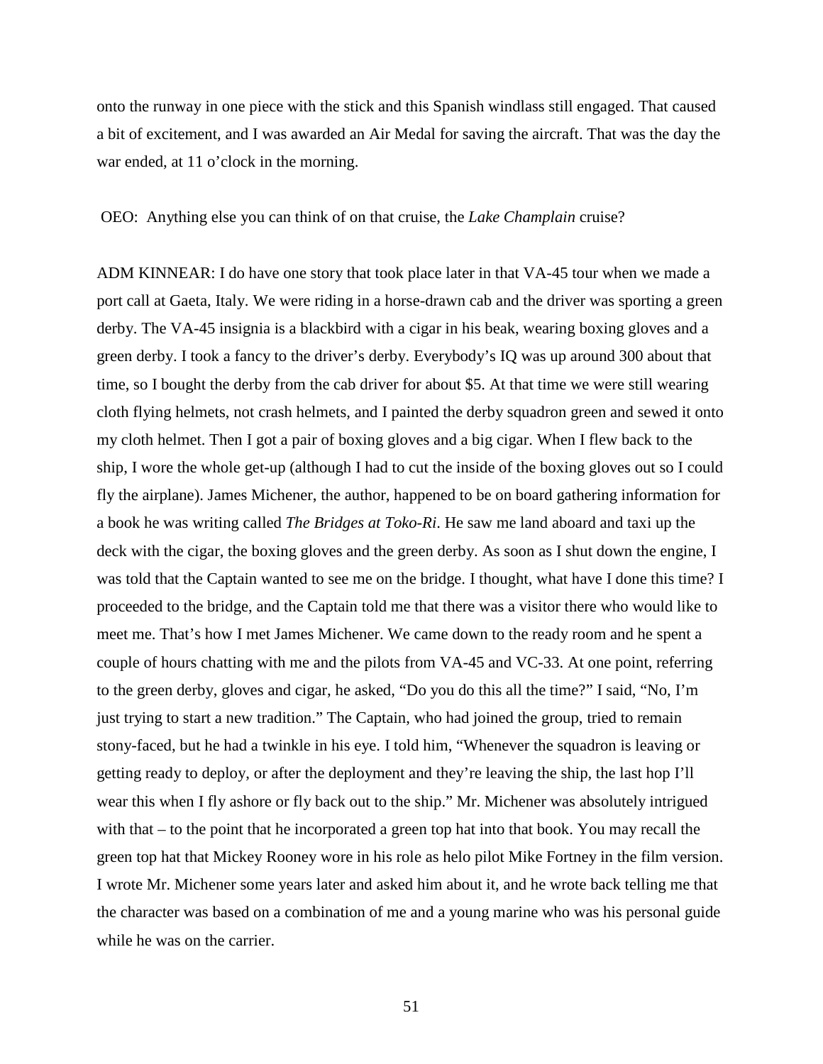onto the runway in one piece with the stick and this Spanish windlass still engaged. That caused a bit of excitement, and I was awarded an Air Medal for saving the aircraft. That was the day the war ended, at 11 o'clock in the morning.

OEO: Anything else you can think of on that cruise, the *Lake Champlain* cruise?

ADM KINNEAR: I do have one story that took place later in that VA-45 tour when we made a port call at Gaeta, Italy. We were riding in a horse-drawn cab and the driver was sporting a green derby. The VA-45 insignia is a blackbird with a cigar in his beak, wearing boxing gloves and a green derby. I took a fancy to the driver's derby. Everybody's IQ was up around 300 about that time, so I bought the derby from the cab driver for about $5. At that time we were still wearing cloth flying helmets, not crash helmets, and I painted the derby squadron green and sewed it onto my cloth helmet. Then I got a pair of boxing gloves and a big cigar. When I flew back to the ship, I wore the whole get-up (although I had to cut the inside of the boxing gloves out so I could fly the airplane). James Michener, the author, happened to be on board gathering information for a book he was writing called *The Bridges at Toko-Ri*. He saw me land aboard and taxi up the deck with the cigar, the boxing gloves and the green derby. As soon as I shut down the engine, I was told that the Captain wanted to see me on the bridge. I thought, what have I done this time? I proceeded to the bridge, and the Captain told me that there was a visitor there who would like to meet me. That's how I met James Michener. We came down to the ready room and he spent a couple of hours chatting with me and the pilots from VA-45 and VC-33. At one point, referring to the green derby, gloves and cigar, he asked, "Do you do this all the time?" I said, "No, I'm just trying to start a new tradition." The Captain, who had joined the group, tried to remain stony-faced, but he had a twinkle in his eye. I told him, "Whenever the squadron is leaving or getting ready to deploy, or after the deployment and they're leaving the ship, the last hop I'll wear this when I fly ashore or fly back out to the ship." Mr. Michener was absolutely intrigued with that – to the point that he incorporated a green top hat into that book. You may recall the green top hat that Mickey Rooney wore in his role as helo pilot Mike Fortney in the film version. I wrote Mr. Michener some years later and asked him about it, and he wrote back telling me that the character was based on a combination of me and a young marine who was his personal guide while he was on the carrier.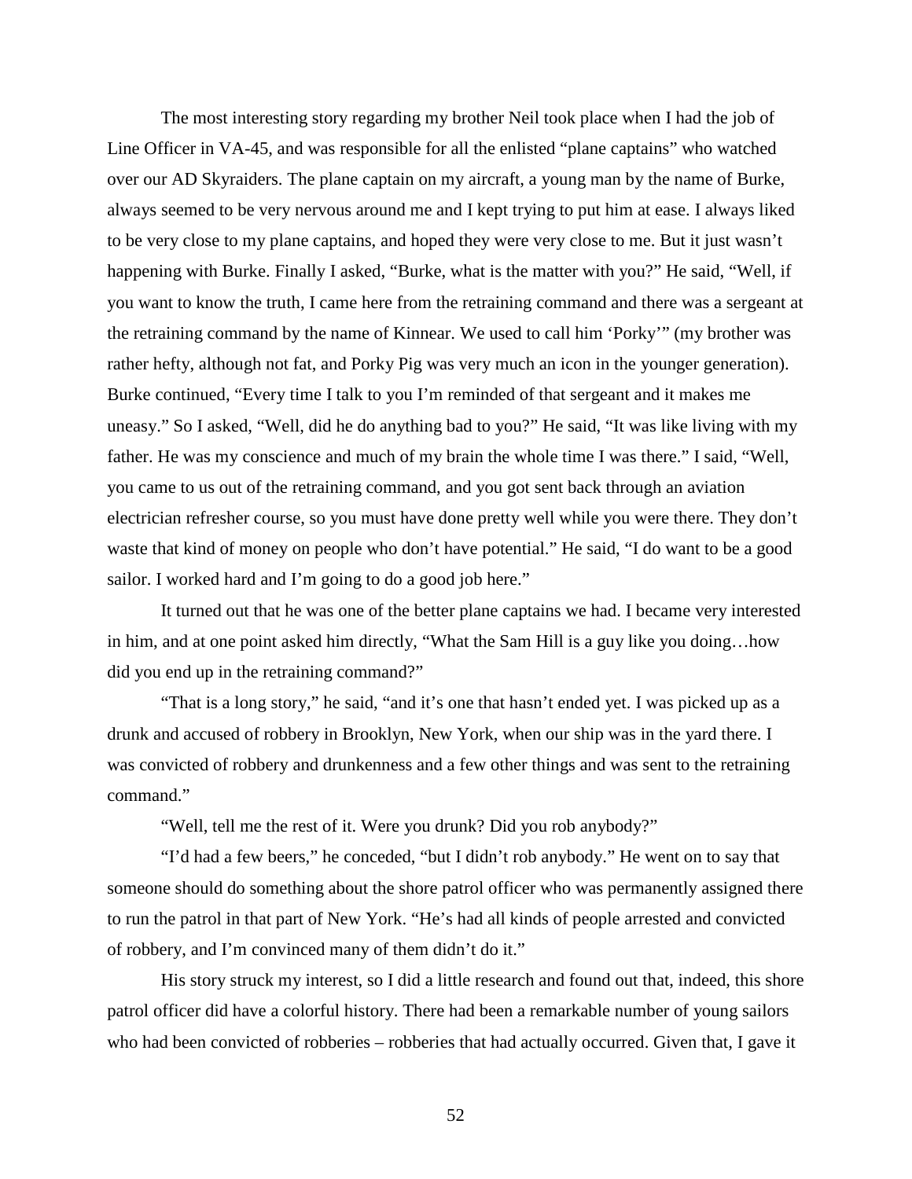The most interesting story regarding my brother Neil took place when I had the job of Line Officer in VA-45, and was responsible for all the enlisted "plane captains" who watched over our AD Skyraiders. The plane captain on my aircraft, a young man by the name of Burke, always seemed to be very nervous around me and I kept trying to put him at ease. I always liked to be very close to my plane captains, and hoped they were very close to me. But it just wasn't happening with Burke. Finally I asked, "Burke, what is the matter with you?" He said, "Well, if you want to know the truth, I came here from the retraining command and there was a sergeant at the retraining command by the name of Kinnear. We used to call him 'Porky'" (my brother was rather hefty, although not fat, and Porky Pig was very much an icon in the younger generation). Burke continued, "Every time I talk to you I'm reminded of that sergeant and it makes me uneasy." So I asked, "Well, did he do anything bad to you?" He said, "It was like living with my father. He was my conscience and much of my brain the whole time I was there." I said, "Well, you came to us out of the retraining command, and you got sent back through an aviation electrician refresher course, so you must have done pretty well while you were there. They don't waste that kind of money on people who don't have potential." He said, "I do want to be a good sailor. I worked hard and I'm going to do a good job here."

It turned out that he was one of the better plane captains we had. I became very interested in him, and at one point asked him directly, "What the Sam Hill is a guy like you doing…how did you end up in the retraining command?"

"That is a long story," he said, "and it's one that hasn't ended yet. I was picked up as a drunk and accused of robbery in Brooklyn, New York, when our ship was in the yard there. I was convicted of robbery and drunkenness and a few other things and was sent to the retraining command."

"Well, tell me the rest of it. Were you drunk? Did you rob anybody?"

"I'd had a few beers," he conceded, "but I didn't rob anybody." He went on to say that someone should do something about the shore patrol officer who was permanently assigned there to run the patrol in that part of New York. "He's had all kinds of people arrested and convicted of robbery, and I'm convinced many of them didn't do it."

His story struck my interest, so I did a little research and found out that, indeed, this shore patrol officer did have a colorful history. There had been a remarkable number of young sailors who had been convicted of robberies – robberies that had actually occurred. Given that, I gave it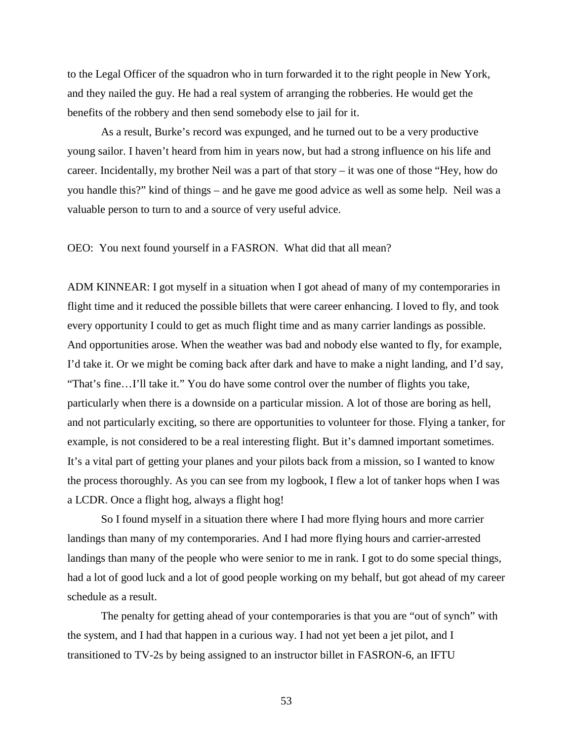to the Legal Officer of the squadron who in turn forwarded it to the right people in New York, and they nailed the guy. He had a real system of arranging the robberies. He would get the benefits of the robbery and then send somebody else to jail for it.

As a result, Burke's record was expunged, and he turned out to be a very productive young sailor. I haven't heard from him in years now, but had a strong influence on his life and career. Incidentally, my brother Neil was a part of that story – it was one of those "Hey, how do you handle this?" kind of things – and he gave me good advice as well as some help. Neil was a valuable person to turn to and a source of very useful advice.

OEO: You next found yourself in a FASRON. What did that all mean?

ADM KINNEAR: I got myself in a situation when I got ahead of many of my contemporaries in flight time and it reduced the possible billets that were career enhancing. I loved to fly, and took every opportunity I could to get as much flight time and as many carrier landings as possible. And opportunities arose. When the weather was bad and nobody else wanted to fly, for example, I'd take it. Or we might be coming back after dark and have to make a night landing, and I'd say, "That's fine…I'll take it." You do have some control over the number of flights you take, particularly when there is a downside on a particular mission. A lot of those are boring as hell, and not particularly exciting, so there are opportunities to volunteer for those. Flying a tanker, for example, is not considered to be a real interesting flight. But it's damned important sometimes. It's a vital part of getting your planes and your pilots back from a mission, so I wanted to know the process thoroughly. As you can see from my logbook, I flew a lot of tanker hops when I was a LCDR. Once a flight hog, always a flight hog!

So I found myself in a situation there where I had more flying hours and more carrier landings than many of my contemporaries. And I had more flying hours and carrier-arrested landings than many of the people who were senior to me in rank. I got to do some special things, had a lot of good luck and a lot of good people working on my behalf, but got ahead of my career schedule as a result.

The penalty for getting ahead of your contemporaries is that you are "out of synch" with the system, and I had that happen in a curious way. I had not yet been a jet pilot, and I transitioned to TV-2s by being assigned to an instructor billet in FASRON-6, an IFTU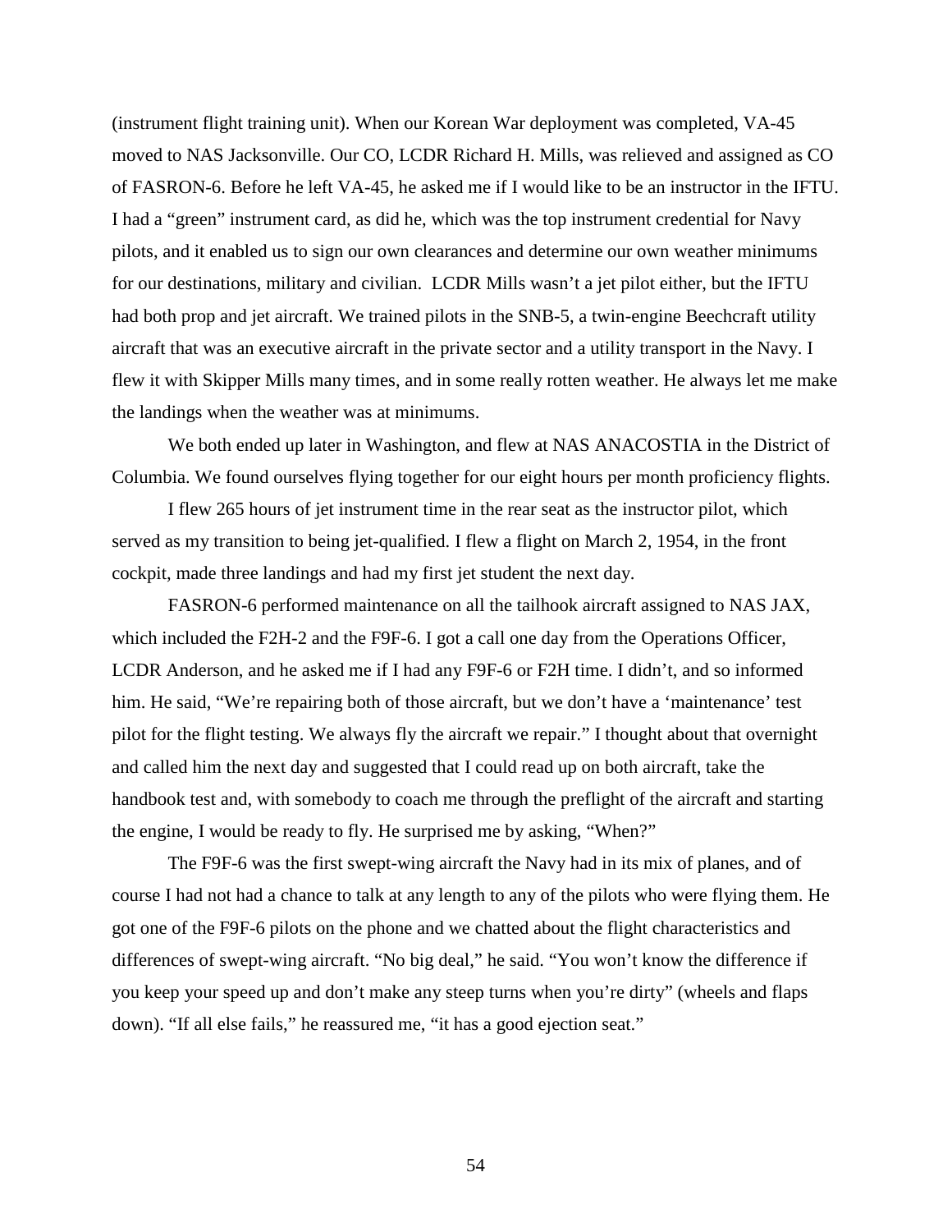(instrument flight training unit). When our Korean War deployment was completed, VA-45 moved to NAS Jacksonville. Our CO, LCDR Richard H. Mills, was relieved and assigned as CO of FASRON-6. Before he left VA-45, he asked me if I would like to be an instructor in the IFTU. I had a "green" instrument card, as did he, which was the top instrument credential for Navy pilots, and it enabled us to sign our own clearances and determine our own weather minimums for our destinations, military and civilian. LCDR Mills wasn't a jet pilot either, but the IFTU had both prop and jet aircraft. We trained pilots in the SNB-5, a twin-engine Beechcraft utility aircraft that was an executive aircraft in the private sector and a utility transport in the Navy. I flew it with Skipper Mills many times, and in some really rotten weather. He always let me make the landings when the weather was at minimums.

We both ended up later in Washington, and flew at NAS ANACOSTIA in the District of Columbia. We found ourselves flying together for our eight hours per month proficiency flights.

I flew 265 hours of jet instrument time in the rear seat as the instructor pilot, which served as my transition to being jet-qualified. I flew a flight on March 2, 1954, in the front cockpit, made three landings and had my first jet student the next day.

FASRON-6 performed maintenance on all the tailhook aircraft assigned to NAS JAX, which included the F2H-2 and the F9F-6. I got a call one day from the Operations Officer, LCDR Anderson, and he asked me if I had any F9F-6 or F2H time. I didn't, and so informed him. He said, "We're repairing both of those aircraft, but we don't have a 'maintenance' test pilot for the flight testing. We always fly the aircraft we repair." I thought about that overnight and called him the next day and suggested that I could read up on both aircraft, take the handbook test and, with somebody to coach me through the preflight of the aircraft and starting the engine, I would be ready to fly. He surprised me by asking, "When?"

The F9F-6 was the first swept-wing aircraft the Navy had in its mix of planes, and of course I had not had a chance to talk at any length to any of the pilots who were flying them. He got one of the F9F-6 pilots on the phone and we chatted about the flight characteristics and differences of swept-wing aircraft. "No big deal," he said. "You won't know the difference if you keep your speed up and don't make any steep turns when you're dirty" (wheels and flaps down). "If all else fails," he reassured me, "it has a good ejection seat."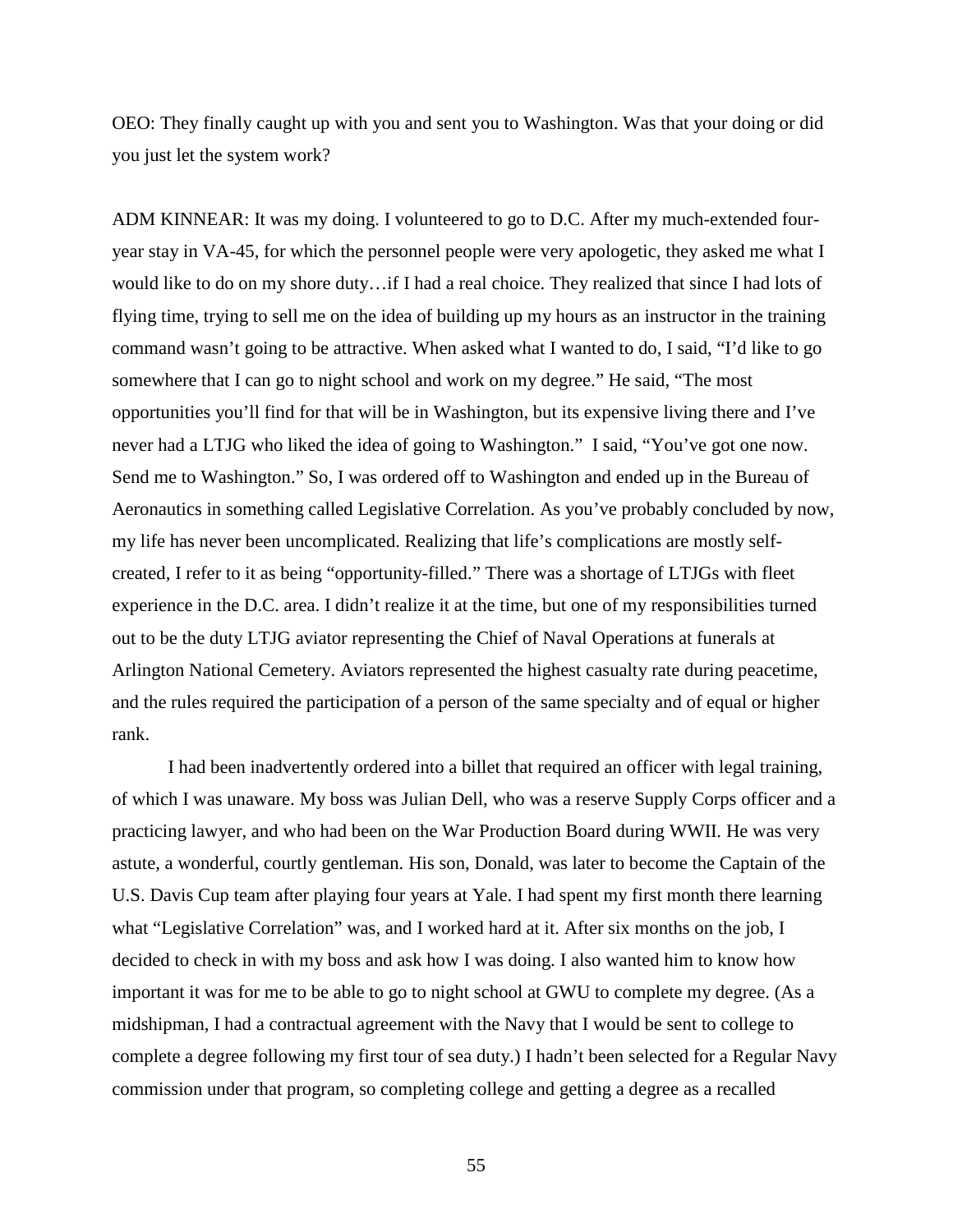OEO: They finally caught up with you and sent you to Washington. Was that your doing or did you just let the system work?

ADM KINNEAR: It was my doing. I volunteered to go to D.C. After my much-extended four-year stay in VA-45, for which the personnel people were very apologetic, they asked me what I would like to do on my shore duty…if I had a real choice. They realized that since I had lots of flying time, trying to sell me on the idea of building up my hours as an instructor in the training command wasn't going to be attractive. When asked what I wanted to do, I said, "I'd like to go somewhere that I can go to night school and work on my degree." He said, "The most opportunities you'll find for that will be in Washington, but its expensive living there and I've never had a LTJG who liked the idea of going to Washington." I said, "You've got one now. Send me to Washington." So, I was ordered off to Washington and ended up in the Bureau of Aeronautics in something called Legislative Correlation. As you've probably concluded by now, my life has never been uncomplicated. Realizing that life's complications are mostly self-created, I refer to it as being "opportunity-filled." There was a shortage of LTJGs with fleet experience in the D.C. area. I didn't realize it at the time, but one of my responsibilities turned out to be the duty LTJG aviator representing the Chief of Naval Operations at funerals at Arlington National Cemetery. Aviators represented the highest casualty rate during peacetime, and the rules required the participation of a person of the same specialty and of equal or higher rank.

I had been inadvertently ordered into a billet that required an officer with legal training, of which I was unaware. My boss was Julian Dell, who was a reserve Supply Corps officer and a practicing lawyer, and who had been on the War Production Board during WWII. He was very astute, a wonderful, courtly gentleman. His son, Donald, was later to become the Captain of the U.S. Davis Cup team after playing four years at Yale. I had spent my first month there learning what "Legislative Correlation" was, and I worked hard at it. After six months on the job, I decided to check in with my boss and ask how I was doing. I also wanted him to know how important it was for me to be able to go to night school at GWU to complete my degree. (As a midshipman, I had a contractual agreement with the Navy that I would be sent to college to complete a degree following my first tour of sea duty.) I hadn't been selected for a Regular Navy commission under that program, so completing college and getting a degree as a recalled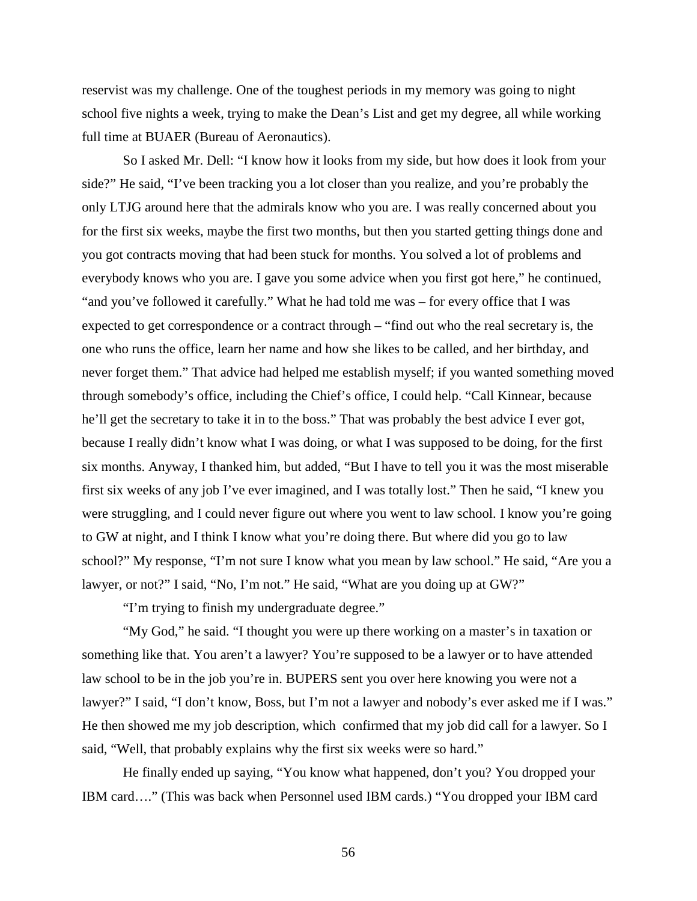reservist was my challenge. One of the toughest periods in my memory was going to night school five nights a week, trying to make the Dean's List and get my degree, all while working full time at BUAER (Bureau of Aeronautics).

So I asked Mr. Dell: "I know how it looks from my side, but how does it look from your side?" He said, "I've been tracking you a lot closer than you realize, and you're probably the only LTJG around here that the admirals know who you are. I was really concerned about you for the first six weeks, maybe the first two months, but then you started getting things done and you got contracts moving that had been stuck for months. You solved a lot of problems and everybody knows who you are. I gave you some advice when you first got here," he continued, "and you've followed it carefully." What he had told me was – for every office that I was expected to get correspondence or a contract through – "find out who the real secretary is, the one who runs the office, learn her name and how she likes to be called, and her birthday, and never forget them." That advice had helped me establish myself; if you wanted something moved through somebody's office, including the Chief's office, I could help. "Call Kinnear, because he'll get the secretary to take it in to the boss." That was probably the best advice I ever got, because I really didn't know what I was doing, or what I was supposed to be doing, for the first six months. Anyway, I thanked him, but added, "But I have to tell you it was the most miserable first six weeks of any job I've ever imagined, and I was totally lost." Then he said, "I knew you were struggling, and I could never figure out where you went to law school. I know you're going to GW at night, and I think I know what you're doing there. But where did you go to law school?" My response, "I'm not sure I know what you mean by law school." He said, "Are you a lawyer, or not?" I said, "No, I'm not." He said, "What are you doing up at GW?"

"I'm trying to finish my undergraduate degree."

"My God," he said. "I thought you were up there working on a master's in taxation or something like that. You aren't a lawyer? You're supposed to be a lawyer or to have attended law school to be in the job you're in. BUPERS sent you over here knowing you were not a lawyer?" I said, "I don't know, Boss, but I'm not a lawyer and nobody's ever asked me if I was." He then showed me my job description, which confirmed that my job did call for a lawyer. So I said, "Well, that probably explains why the first six weeks were so hard."

He finally ended up saying, "You know what happened, don't you? You dropped your IBM card…." (This was back when Personnel used IBM cards.) "You dropped your IBM card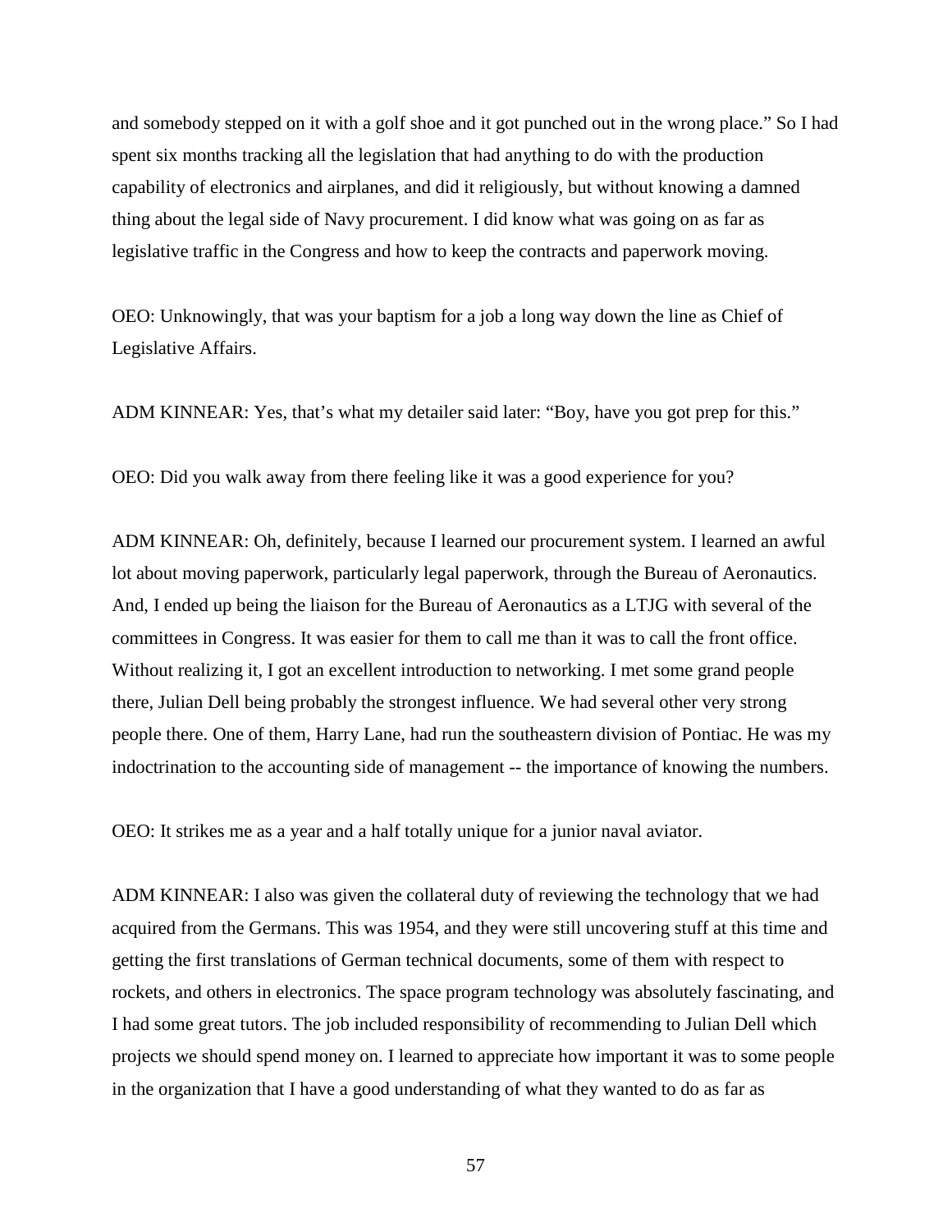and somebody stepped on it with a golf shoe and it got punched out in the wrong place." So I had spent six months tracking all the legislation that had anything to do with the production capability of electronics and airplanes, and did it religiously, but without knowing a damned thing about the legal side of Navy procurement. I did know what was going on as far as legislative traffic in the Congress and how to keep the contracts and paperwork moving.

OEO: Unknowingly, that was your baptism for a job a long way down the line as Chief of Legislative Affairs.

ADM KINNEAR: Yes, that's what my detailer said later: "Boy, have you got prep for this."

OEO: Did you walk away from there feeling like it was a good experience for you?

ADM KINNEAR: Oh, definitely, because I learned our procurement system. I learned an awful lot about moving paperwork, particularly legal paperwork, through the Bureau of Aeronautics. And, I ended up being the liaison for the Bureau of Aeronautics as a LTJG with several of the committees in Congress. It was easier for them to call me than it was to call the front office. Without realizing it, I got an excellent introduction to networking. I met some grand people there, Julian Dell being probably the strongest influence. We had several other very strong people there. One of them, Harry Lane, had run the southeastern division of Pontiac. He was my indoctrination to the accounting side of management -- the importance of knowing the numbers.

OEO: It strikes me as a year and a half totally unique for a junior naval aviator.

ADM KINNEAR: I also was given the collateral duty of reviewing the technology that we had acquired from the Germans. This was 1954, and they were still uncovering stuff at this time and getting the first translations of German technical documents, some of them with respect to rockets, and others in electronics. The space program technology was absolutely fascinating, and I had some great tutors. The job included responsibility of recommending to Julian Dell which projects we should spend money on. I learned to appreciate how important it was to some people in the organization that I have a good understanding of what they wanted to do as far as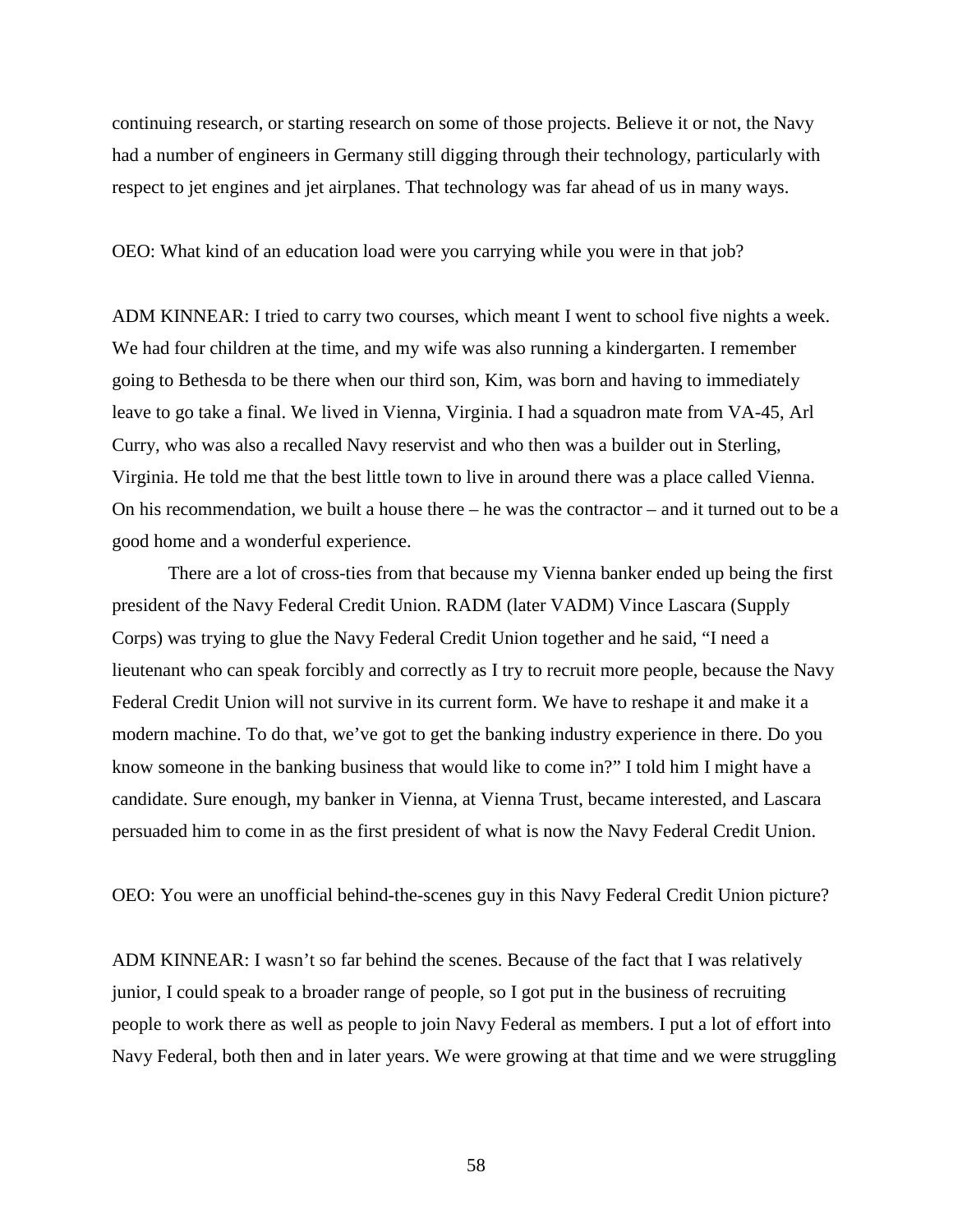continuing research, or starting research on some of those projects. Believe it or not, the Navy had a number of engineers in Germany still digging through their technology, particularly with respect to jet engines and jet airplanes. That technology was far ahead of us in many ways.

OEO: What kind of an education load were you carrying while you were in that job?

ADM KINNEAR: I tried to carry two courses, which meant I went to school five nights a week. We had four children at the time, and my wife was also running a kindergarten. I remember going to Bethesda to be there when our third son, Kim, was born and having to immediately leave to go take a final. We lived in Vienna, Virginia. I had a squadron mate from VA-45, Arl Curry, who was also a recalled Navy reservist and who then was a builder out in Sterling, Virginia. He told me that the best little town to live in around there was a place called Vienna. On his recommendation, we built a house there – he was the contractor – and it turned out to be a good home and a wonderful experience.

There are a lot of cross-ties from that because my Vienna banker ended up being the first president of the Navy Federal Credit Union. RADM (later VADM) Vince Lascara (Supply Corps) was trying to glue the Navy Federal Credit Union together and he said, "I need a lieutenant who can speak forcibly and correctly as I try to recruit more people, because the Navy Federal Credit Union will not survive in its current form. We have to reshape it and make it a modern machine. To do that, we've got to get the banking industry experience in there. Do you know someone in the banking business that would like to come in?" I told him I might have a candidate. Sure enough, my banker in Vienna, at Vienna Trust, became interested, and Lascara persuaded him to come in as the first president of what is now the Navy Federal Credit Union.

OEO: You were an unofficial behind-the-scenes guy in this Navy Federal Credit Union picture?

ADM KINNEAR: I wasn't so far behind the scenes. Because of the fact that I was relatively junior, I could speak to a broader range of people, so I got put in the business of recruiting people to work there as well as people to join Navy Federal as members. I put a lot of effort into Navy Federal, both then and in later years. We were growing at that time and we were struggling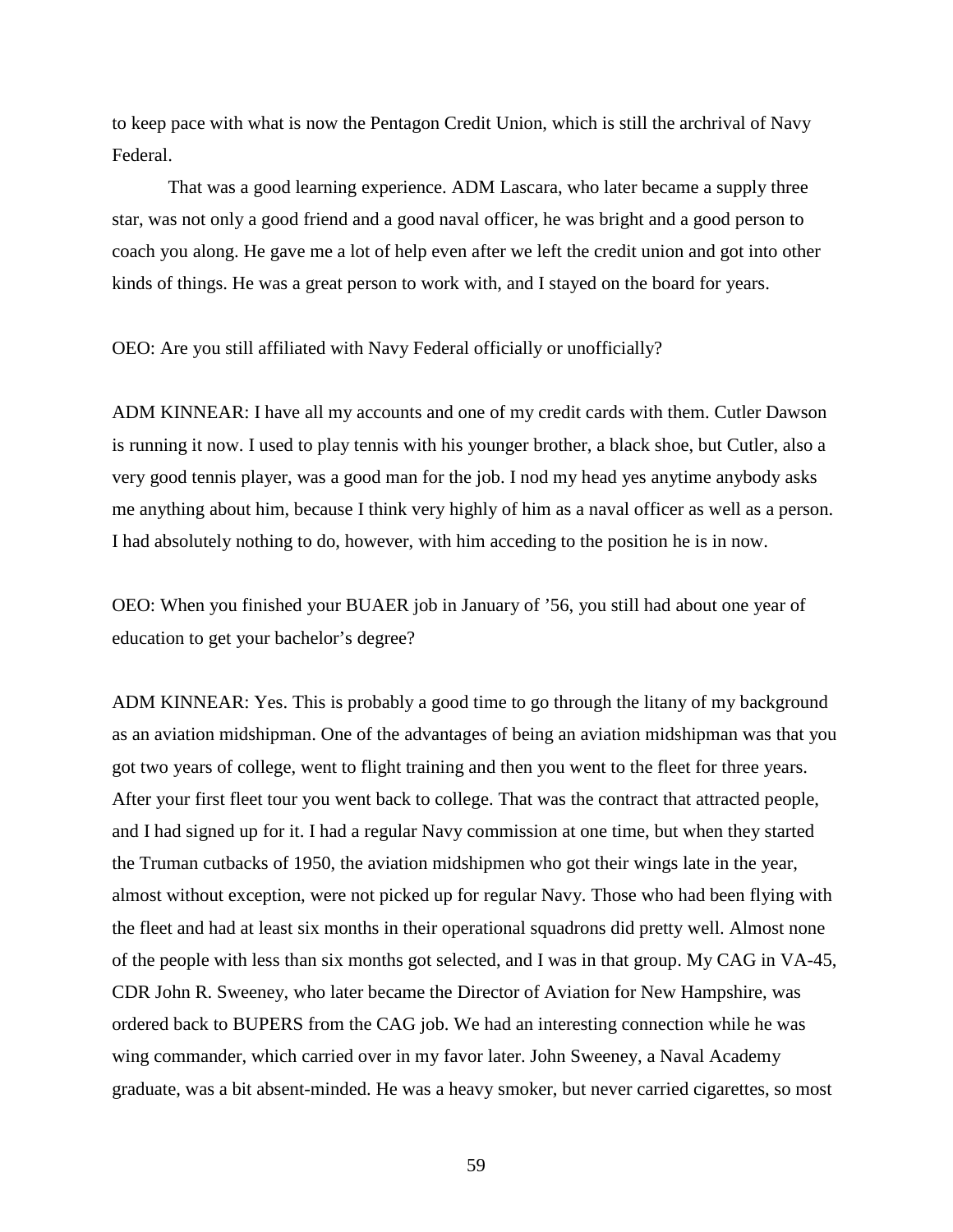to keep pace with what is now the Pentagon Credit Union, which is still the archrival of Navy Federal.

That was a good learning experience. ADM Lascara, who later became a supply three star, was not only a good friend and a good naval officer, he was bright and a good person to coach you along. He gave me a lot of help even after we left the credit union and got into other kinds of things. He was a great person to work with, and I stayed on the board for years.

OEO: Are you still affiliated with Navy Federal officially or unofficially?

ADM KINNEAR: I have all my accounts and one of my credit cards with them. Cutler Dawson is running it now. I used to play tennis with his younger brother, a black shoe, but Cutler, also a very good tennis player, was a good man for the job. I nod my head yes anytime anybody asks me anything about him, because I think very highly of him as a naval officer as well as a person. I had absolutely nothing to do, however, with him acceding to the position he is in now.

OEO: When you finished your BUAER job in January of ’56, you still had about one year of education to get your bachelor’s degree?

ADM KINNEAR: Yes. This is probably a good time to go through the litany of my background as an aviation midshipman. One of the advantages of being an aviation midshipman was that you got two years of college, went to flight training and then you went to the fleet for three years. After your first fleet tour you went back to college. That was the contract that attracted people, and I had signed up for it. I had a regular Navy commission at one time, but when they started the Truman cutbacks of 1950, the aviation midshipmen who got their wings late in the year, almost without exception, were not picked up for regular Navy. Those who had been flying with the fleet and had at least six months in their operational squadrons did pretty well. Almost none of the people with less than six months got selected, and I was in that group. My CAG in VA-45, CDR John R. Sweeney, who later became the Director of Aviation for New Hampshire, was ordered back to BUPERS from the CAG job. We had an interesting connection while he was wing commander, which carried over in my favor later. John Sweeney, a Naval Academy graduate, was a bit absent-minded. He was a heavy smoker, but never carried cigarettes, so most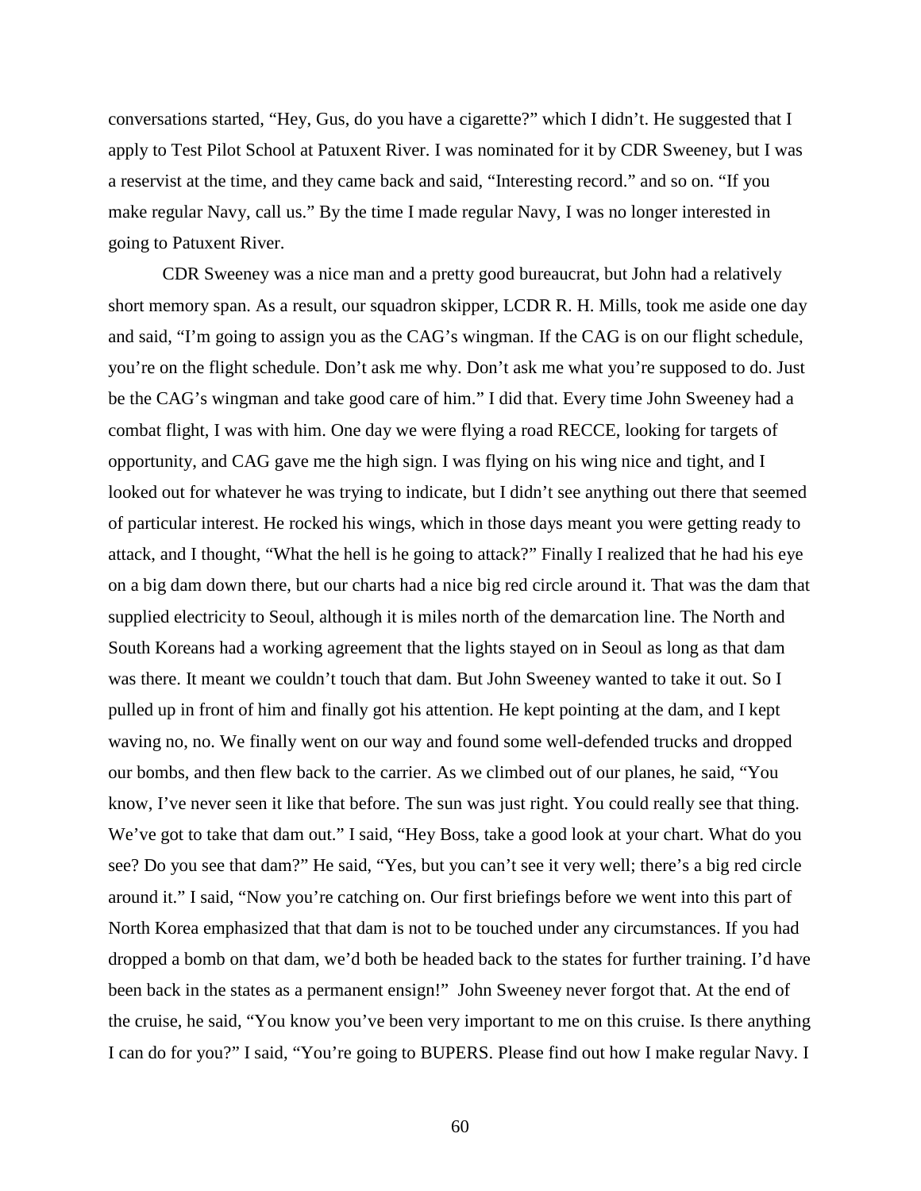conversations started, “Hey, Gus, do you have a cigarette?” which I didn’t. He suggested that I apply to Test Pilot School at Patuxent River. I was nominated for it by CDR Sweeney, but I was a reservist at the time, and they came back and said, “Interesting record.” and so on. “If you make regular Navy, call us.” By the time I made regular Navy, I was no longer interested in going to Patuxent River.

CDR Sweeney was a nice man and a pretty good bureaucrat, but John had a relatively short memory span. As a result, our squadron skipper, LCDR R. H. Mills, took me aside one day and said, “I’m going to assign you as the CAG’s wingman. If the CAG is on our flight schedule, you’re on the flight schedule. Don’t ask me why. Don’t ask me what you’re supposed to do. Just be the CAG’s wingman and take good care of him.” I did that. Every time John Sweeney had a combat flight, I was with him. One day we were flying a road RECCE, looking for targets of opportunity, and CAG gave me the high sign. I was flying on his wing nice and tight, and I looked out for whatever he was trying to indicate, but I didn’t see anything out there that seemed of particular interest. He rocked his wings, which in those days meant you were getting ready to attack, and I thought, “What the hell is he going to attack?” Finally I realized that he had his eye on a big dam down there, but our charts had a nice big red circle around it. That was the dam that supplied electricity to Seoul, although it is miles north of the demarcation line. The North and South Koreans had a working agreement that the lights stayed on in Seoul as long as that dam was there. It meant we couldn’t touch that dam. But John Sweeney wanted to take it out. So I pulled up in front of him and finally got his attention. He kept pointing at the dam, and I kept waving no, no. We finally went on our way and found some well-defended trucks and dropped our bombs, and then flew back to the carrier. As we climbed out of our planes, he said, “You know, I’ve never seen it like that before. The sun was just right. You could really see that thing. We’ve got to take that dam out.” I said, “Hey Boss, take a good look at your chart. What do you see? Do you see that dam?” He said, “Yes, but you can’t see it very well; there’s a big red circle around it.” I said, “Now you’re catching on. Our first briefings before we went into this part of North Korea emphasized that that dam is not to be touched under any circumstances. If you had dropped a bomb on that dam, we’d both be headed back to the states for further training. I’d have been back in the states as a permanent ensign!” John Sweeney never forgot that. At the end of the cruise, he said, “You know you’ve been very important to me on this cruise. Is there anything I can do for you?” I said, “You’re going to BUPERS. Please find out how I make regular Navy. I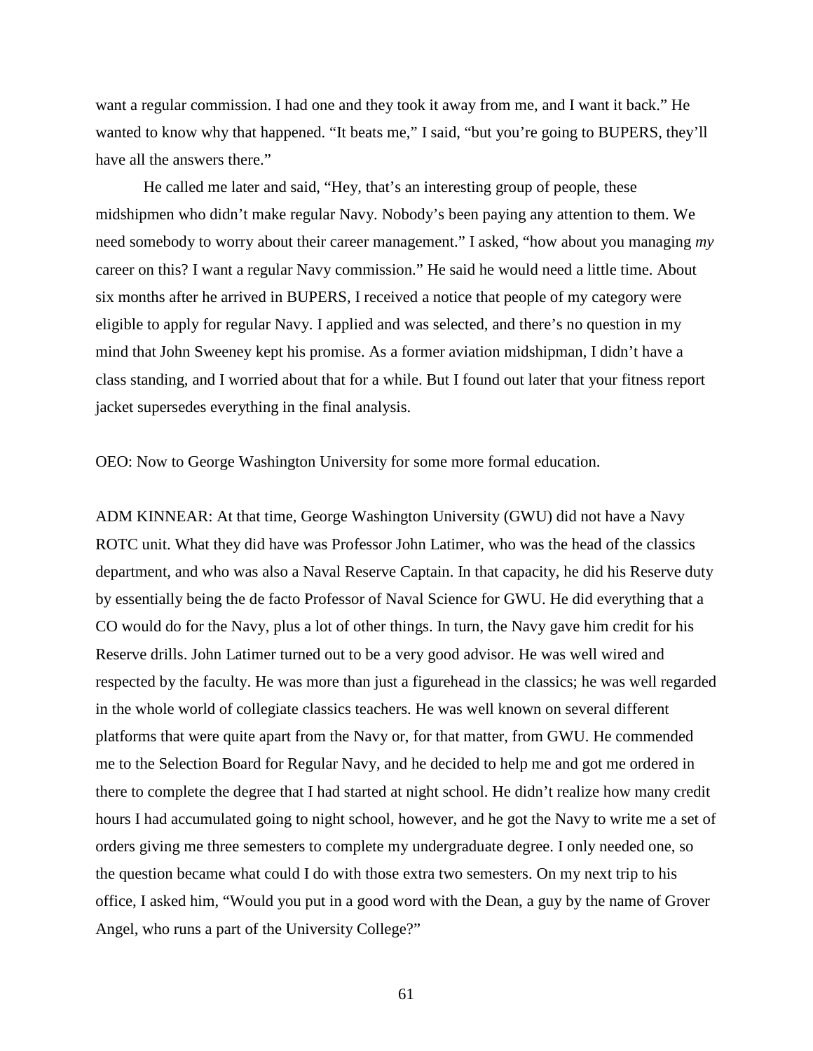want a regular commission. I had one and they took it away from me, and I want it back." He wanted to know why that happened. "It beats me," I said, "but you're going to BUPERS, they'll have all the answers there."

He called me later and said, "Hey, that's an interesting group of people, these midshipmen who didn't make regular Navy. Nobody's been paying any attention to them. We need somebody to worry about their career management." I asked, "how about you managing *my* career on this? I want a regular Navy commission." He said he would need a little time. About six months after he arrived in BUPERS, I received a notice that people of my category were eligible to apply for regular Navy. I applied and was selected, and there's no question in my mind that John Sweeney kept his promise. As a former aviation midshipman, I didn't have a class standing, and I worried about that for a while. But I found out later that your fitness report jacket supersedes everything in the final analysis.

OEO: Now to George Washington University for some more formal education.

ADM KINNEAR: At that time, George Washington University (GWU) did not have a Navy ROTC unit. What they did have was Professor John Latimer, who was the head of the classics department, and who was also a Naval Reserve Captain. In that capacity, he did his Reserve duty by essentially being the de facto Professor of Naval Science for GWU. He did everything that a CO would do for the Navy, plus a lot of other things. In turn, the Navy gave him credit for his Reserve drills. John Latimer turned out to be a very good advisor. He was well wired and respected by the faculty. He was more than just a figurehead in the classics; he was well regarded in the whole world of collegiate classics teachers. He was well known on several different platforms that were quite apart from the Navy or, for that matter, from GWU. He commended me to the Selection Board for Regular Navy, and he decided to help me and got me ordered in there to complete the degree that I had started at night school. He didn't realize how many credit hours I had accumulated going to night school, however, and he got the Navy to write me a set of orders giving me three semesters to complete my undergraduate degree. I only needed one, so the question became what could I do with those extra two semesters. On my next trip to his office, I asked him, "Would you put in a good word with the Dean, a guy by the name of Grover Angel, who runs a part of the University College?"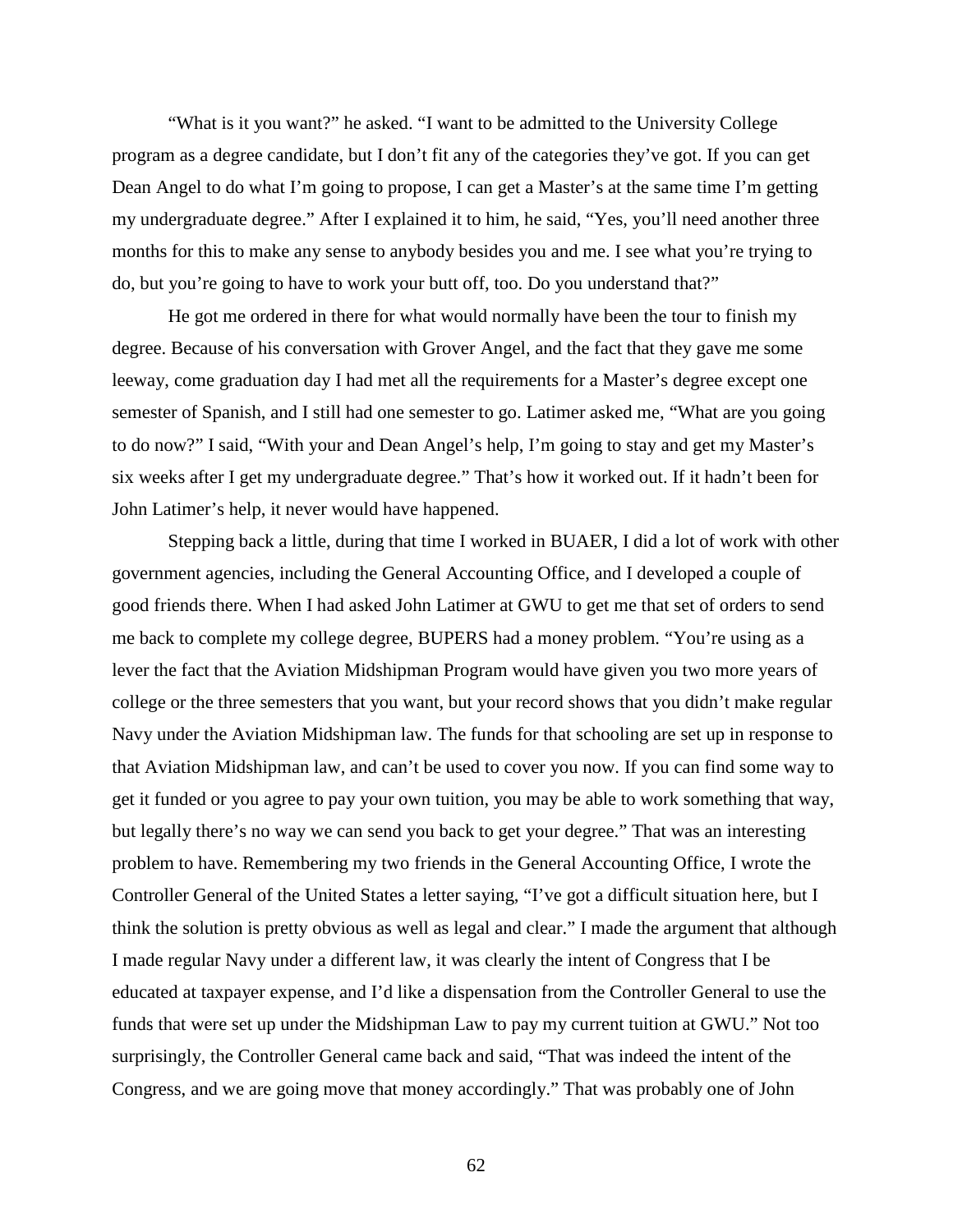"What is it you want?" he asked. "I want to be admitted to the University College program as a degree candidate, but I don't fit any of the categories they've got. If you can get Dean Angel to do what I'm going to propose, I can get a Master's at the same time I'm getting my undergraduate degree." After I explained it to him, he said, "Yes, you'll need another three months for this to make any sense to anybody besides you and me. I see what you're trying to do, but you're going to have to work your butt off, too. Do you understand that?"

He got me ordered in there for what would normally have been the tour to finish my degree. Because of his conversation with Grover Angel, and the fact that they gave me some leeway, come graduation day I had met all the requirements for a Master's degree except one semester of Spanish, and I still had one semester to go. Latimer asked me, "What are you going to do now?" I said, "With your and Dean Angel's help, I'm going to stay and get my Master's six weeks after I get my undergraduate degree." That's how it worked out. If it hadn't been for John Latimer's help, it never would have happened.

Stepping back a little, during that time I worked in BUAER, I did a lot of work with other government agencies, including the General Accounting Office, and I developed a couple of good friends there. When I had asked John Latimer at GWU to get me that set of orders to send me back to complete my college degree, BUPERS had a money problem. "You're using as a lever the fact that the Aviation Midshipman Program would have given you two more years of college or the three semesters that you want, but your record shows that you didn't make regular Navy under the Aviation Midshipman law. The funds for that schooling are set up in response to that Aviation Midshipman law, and can't be used to cover you now. If you can find some way to get it funded or you agree to pay your own tuition, you may be able to work something that way, but legally there's no way we can send you back to get your degree." That was an interesting problem to have. Remembering my two friends in the General Accounting Office, I wrote the Controller General of the United States a letter saying, "I've got a difficult situation here, but I think the solution is pretty obvious as well as legal and clear." I made the argument that although I made regular Navy under a different law, it was clearly the intent of Congress that I be educated at taxpayer expense, and I'd like a dispensation from the Controller General to use the funds that were set up under the Midshipman Law to pay my current tuition at GWU." Not too surprisingly, the Controller General came back and said, "That was indeed the intent of the Congress, and we are going move that money accordingly." That was probably one of John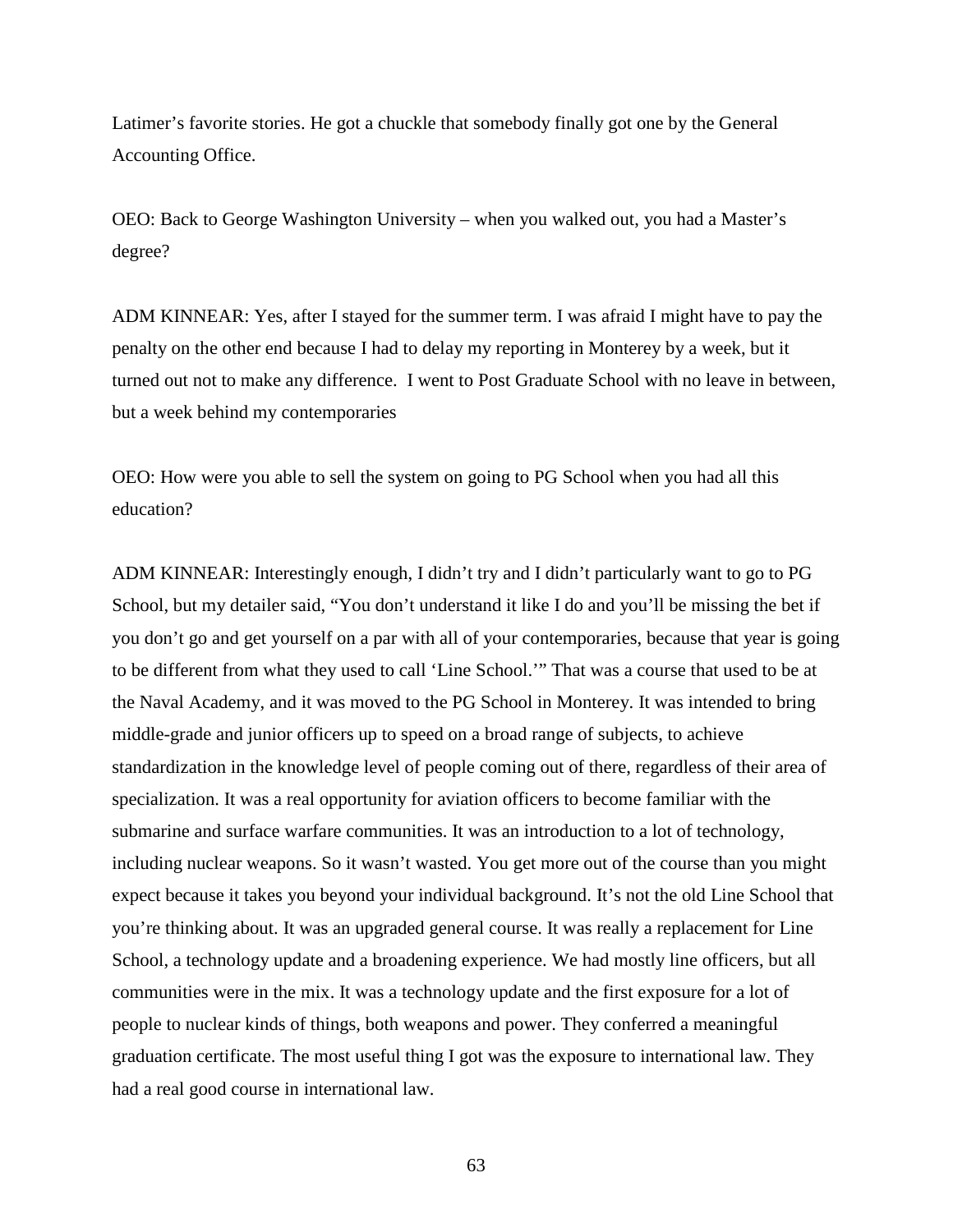Latimer's favorite stories. He got a chuckle that somebody finally got one by the General Accounting Office.

OEO: Back to George Washington University – when you walked out, you had a Master's degree?

ADM KINNEAR: Yes, after I stayed for the summer term. I was afraid I might have to pay the penalty on the other end because I had to delay my reporting in Monterey by a week, but it turned out not to make any difference. I went to Post Graduate School with no leave in between, but a week behind my contemporaries

OEO: How were you able to sell the system on going to PG School when you had all this education?

ADM KINNEAR: Interestingly enough, I didn't try and I didn't particularly want to go to PG School, but my detailer said, "You don't understand it like I do and you'll be missing the bet if you don't go and get yourself on a par with all of your contemporaries, because that year is going to be different from what they used to call 'Line School.'" That was a course that used to be at the Naval Academy, and it was moved to the PG School in Monterey. It was intended to bring middle-grade and junior officers up to speed on a broad range of subjects, to achieve standardization in the knowledge level of people coming out of there, regardless of their area of specialization. It was a real opportunity for aviation officers to become familiar with the submarine and surface warfare communities. It was an introduction to a lot of technology, including nuclear weapons. So it wasn't wasted. You get more out of the course than you might expect because it takes you beyond your individual background. It's not the old Line School that you're thinking about. It was an upgraded general course. It was really a replacement for Line School, a technology update and a broadening experience. We had mostly line officers, but all communities were in the mix. It was a technology update and the first exposure for a lot of people to nuclear kinds of things, both weapons and power. They conferred a meaningful graduation certificate. The most useful thing I got was the exposure to international law. They had a real good course in international law.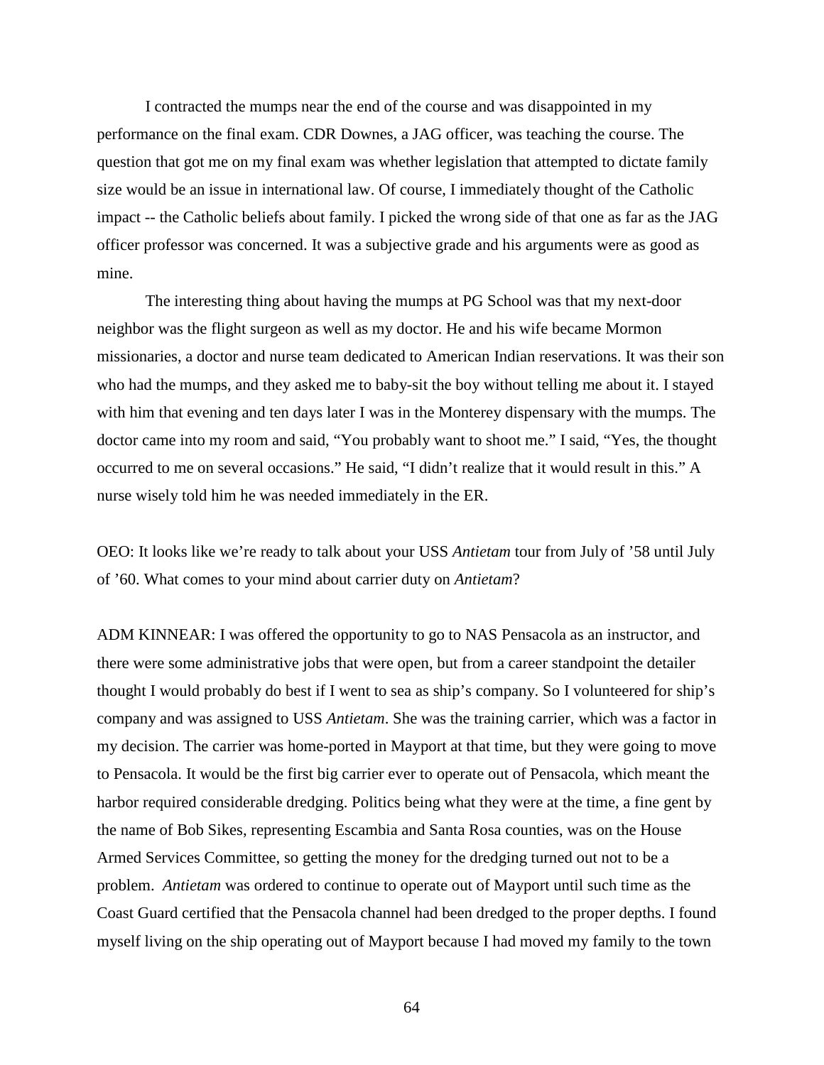I contracted the mumps near the end of the course and was disappointed in my performance on the final exam. CDR Downes, a JAG officer, was teaching the course. The question that got me on my final exam was whether legislation that attempted to dictate family size would be an issue in international law. Of course, I immediately thought of the Catholic impact -- the Catholic beliefs about family. I picked the wrong side of that one as far as the JAG officer professor was concerned. It was a subjective grade and his arguments were as good as mine.

The interesting thing about having the mumps at PG School was that my next-door neighbor was the flight surgeon as well as my doctor. He and his wife became Mormon missionaries, a doctor and nurse team dedicated to American Indian reservations. It was their son who had the mumps, and they asked me to baby-sit the boy without telling me about it. I stayed with him that evening and ten days later I was in the Monterey dispensary with the mumps. The doctor came into my room and said, "You probably want to shoot me." I said, "Yes, the thought occurred to me on several occasions." He said, "I didn't realize that it would result in this." A nurse wisely told him he was needed immediately in the ER.

OEO: It looks like we're ready to talk about your USS *Antietam* tour from July of '58 until July of '60. What comes to your mind about carrier duty on *Antietam*?

ADM KINNEAR: I was offered the opportunity to go to NAS Pensacola as an instructor, and there were some administrative jobs that were open, but from a career standpoint the detailer thought I would probably do best if I went to sea as ship's company. So I volunteered for ship's company and was assigned to USS *Antietam*. She was the training carrier, which was a factor in my decision. The carrier was home-ported in Mayport at that time, but they were going to move to Pensacola. It would be the first big carrier ever to operate out of Pensacola, which meant the harbor required considerable dredging. Politics being what they were at the time, a fine gent by the name of Bob Sikes, representing Escambia and Santa Rosa counties, was on the House Armed Services Committee, so getting the money for the dredging turned out not to be a problem. *Antietam* was ordered to continue to operate out of Mayport until such time as the Coast Guard certified that the Pensacola channel had been dredged to the proper depths. I found myself living on the ship operating out of Mayport because I had moved my family to the town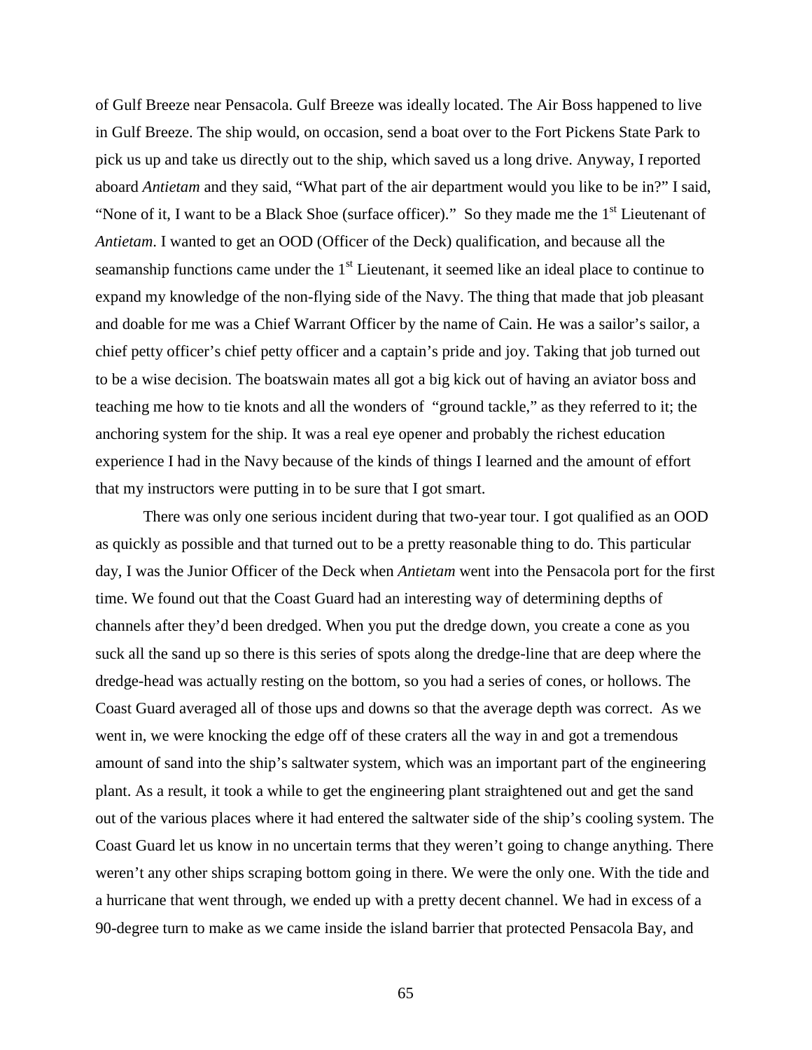of Gulf Breeze near Pensacola. Gulf Breeze was ideally located. The Air Boss happened to live in Gulf Breeze. The ship would, on occasion, send a boat over to the Fort Pickens State Park to pick us up and take us directly out to the ship, which saved us a long drive. Anyway, I reported aboard *Antietam* and they said, "What part of the air department would you like to be in?" I said, "None of it, I want to be a Black Shoe (surface officer)." So they made me the 1st Lieutenant of *Antietam*. I wanted to get an OOD (Officer of the Deck) qualification, and because all the seamanship functions came under the 1st Lieutenant, it seemed like an ideal place to continue to expand my knowledge of the non-flying side of the Navy. The thing that made that job pleasant and doable for me was a Chief Warrant Officer by the name of Cain. He was a sailor's sailor, a chief petty officer's chief petty officer and a captain's pride and joy. Taking that job turned out to be a wise decision. The boatswain mates all got a big kick out of having an aviator boss and teaching me how to tie knots and all the wonders of "ground tackle," as they referred to it; the anchoring system for the ship. It was a real eye opener and probably the richest education experience I had in the Navy because of the kinds of things I learned and the amount of effort that my instructors were putting in to be sure that I got smart.

There was only one serious incident during that two-year tour. I got qualified as an OOD as quickly as possible and that turned out to be a pretty reasonable thing to do. This particular day, I was the Junior Officer of the Deck when *Antietam* went into the Pensacola port for the first time. We found out that the Coast Guard had an interesting way of determining depths of channels after they'd been dredged. When you put the dredge down, you create a cone as you suck all the sand up so there is this series of spots along the dredge-line that are deep where the dredge-head was actually resting on the bottom, so you had a series of cones, or hollows. The Coast Guard averaged all of those ups and downs so that the average depth was correct. As we went in, we were knocking the edge off of these craters all the way in and got a tremendous amount of sand into the ship's saltwater system, which was an important part of the engineering plant. As a result, it took a while to get the engineering plant straightened out and get the sand out of the various places where it had entered the saltwater side of the ship's cooling system. The Coast Guard let us know in no uncertain terms that they weren't going to change anything. There weren't any other ships scraping bottom going in there. We were the only one. With the tide and a hurricane that went through, we ended up with a pretty decent channel. We had in excess of a 90-degree turn to make as we came inside the island barrier that protected Pensacola Bay, and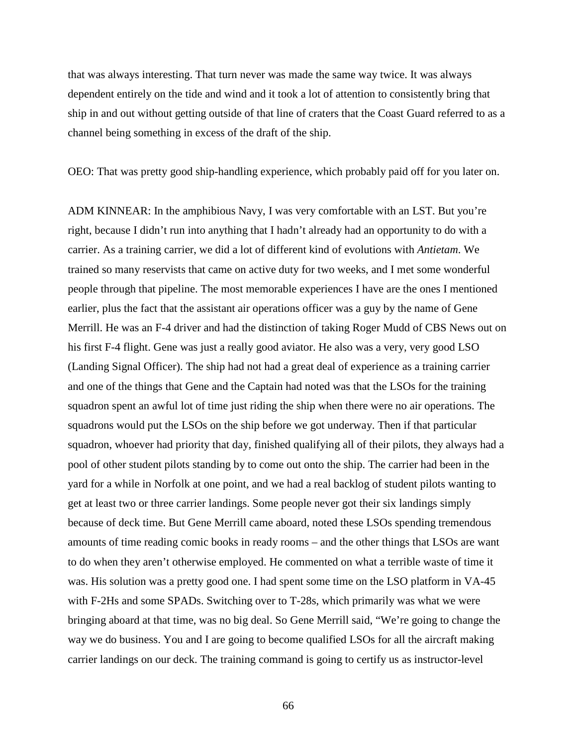that was always interesting. That turn never was made the same way twice. It was always dependent entirely on the tide and wind and it took a lot of attention to consistently bring that ship in and out without getting outside of that line of craters that the Coast Guard referred to as a channel being something in excess of the draft of the ship.

OEO: That was pretty good ship-handling experience, which probably paid off for you later on.

ADM KINNEAR: In the amphibious Navy, I was very comfortable with an LST. But you're right, because I didn't run into anything that I hadn't already had an opportunity to do with a carrier. As a training carrier, we did a lot of different kind of evolutions with *Antietam*. We trained so many reservists that came on active duty for two weeks, and I met some wonderful people through that pipeline. The most memorable experiences I have are the ones I mentioned earlier, plus the fact that the assistant air operations officer was a guy by the name of Gene Merrill. He was an F-4 driver and had the distinction of taking Roger Mudd of CBS News out on his first F-4 flight. Gene was just a really good aviator. He also was a very, very good LSO (Landing Signal Officer). The ship had not had a great deal of experience as a training carrier and one of the things that Gene and the Captain had noted was that the LSOs for the training squadron spent an awful lot of time just riding the ship when there were no air operations. The squadrons would put the LSOs on the ship before we got underway. Then if that particular squadron, whoever had priority that day, finished qualifying all of their pilots, they always had a pool of other student pilots standing by to come out onto the ship. The carrier had been in the yard for a while in Norfolk at one point, and we had a real backlog of student pilots wanting to get at least two or three carrier landings. Some people never got their six landings simply because of deck time. But Gene Merrill came aboard, noted these LSOs spending tremendous amounts of time reading comic books in ready rooms – and the other things that LSOs are want to do when they aren't otherwise employed. He commented on what a terrible waste of time it was. His solution was a pretty good one. I had spent some time on the LSO platform in VA-45 with F-2Hs and some SPADs. Switching over to T-28s, which primarily was what we were bringing aboard at that time, was no big deal. So Gene Merrill said, "We're going to change the way we do business. You and I are going to become qualified LSOs for all the aircraft making carrier landings on our deck. The training command is going to certify us as instructor-level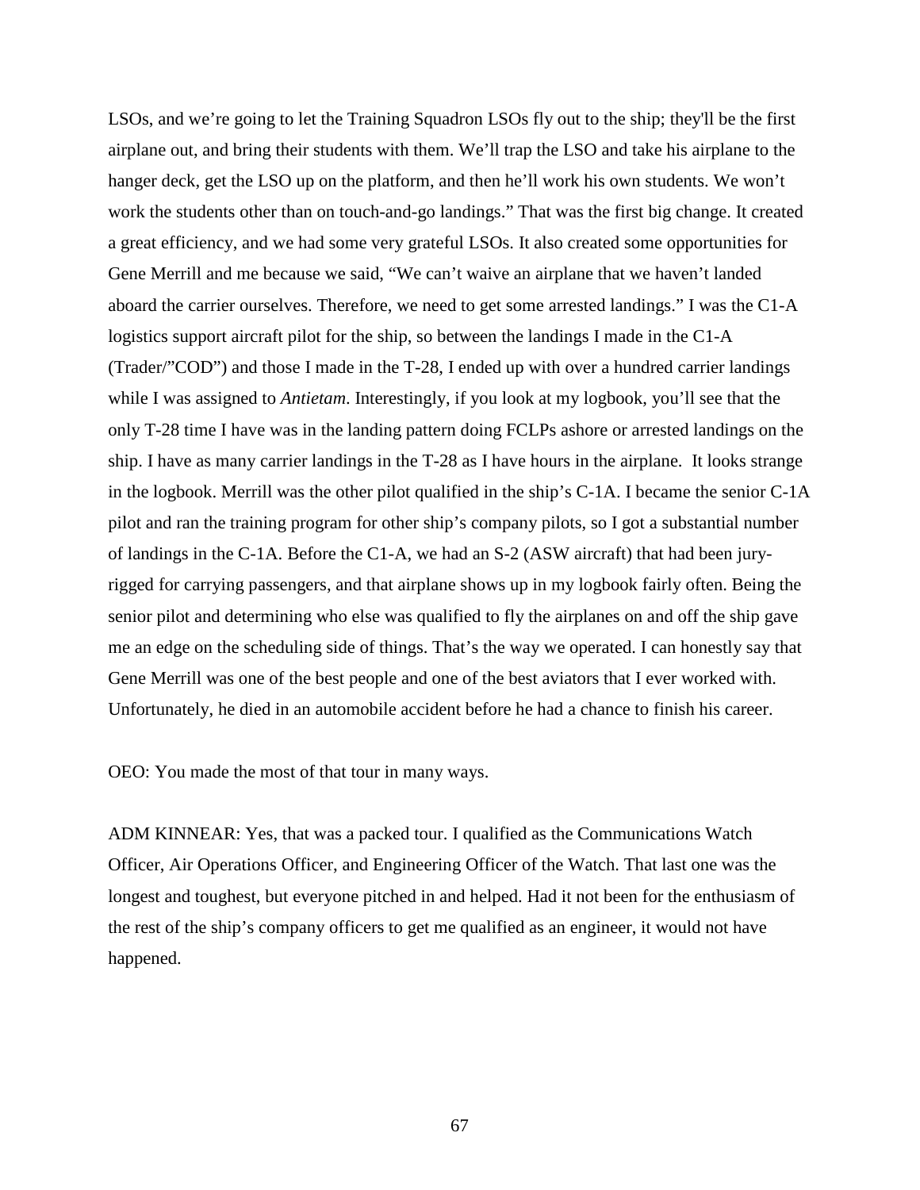LSOs, and we're going to let the Training Squadron LSOs fly out to the ship; they'll be the first airplane out, and bring their students with them. We'll trap the LSO and take his airplane to the hanger deck, get the LSO up on the platform, and then he'll work his own students. We won't work the students other than on touch-and-go landings." That was the first big change. It created a great efficiency, and we had some very grateful LSOs. It also created some opportunities for Gene Merrill and me because we said, "We can't waive an airplane that we haven't landed aboard the carrier ourselves. Therefore, we need to get some arrested landings." I was the C1-A logistics support aircraft pilot for the ship, so between the landings I made in the C1-A (Trader/"COD") and those I made in the T-28, I ended up with over a hundred carrier landings while I was assigned to *Antietam*. Interestingly, if you look at my logbook, you'll see that the only T-28 time I have was in the landing pattern doing FCLPs ashore or arrested landings on the ship. I have as many carrier landings in the T-28 as I have hours in the airplane. It looks strange in the logbook. Merrill was the other pilot qualified in the ship's C-1A. I became the senior C-1A pilot and ran the training program for other ship's company pilots, so I got a substantial number of landings in the C-1A. Before the C1-A, we had an S-2 (ASW aircraft) that had been jury-rigged for carrying passengers, and that airplane shows up in my logbook fairly often. Being the senior pilot and determining who else was qualified to fly the airplanes on and off the ship gave me an edge on the scheduling side of things. That's the way we operated. I can honestly say that Gene Merrill was one of the best people and one of the best aviators that I ever worked with. Unfortunately, he died in an automobile accident before he had a chance to finish his career.

OEO: You made the most of that tour in many ways.

ADM KINNEAR: Yes, that was a packed tour. I qualified as the Communications Watch Officer, Air Operations Officer, and Engineering Officer of the Watch. That last one was the longest and toughest, but everyone pitched in and helped. Had it not been for the enthusiasm of the rest of the ship's company officers to get me qualified as an engineer, it would not have happened.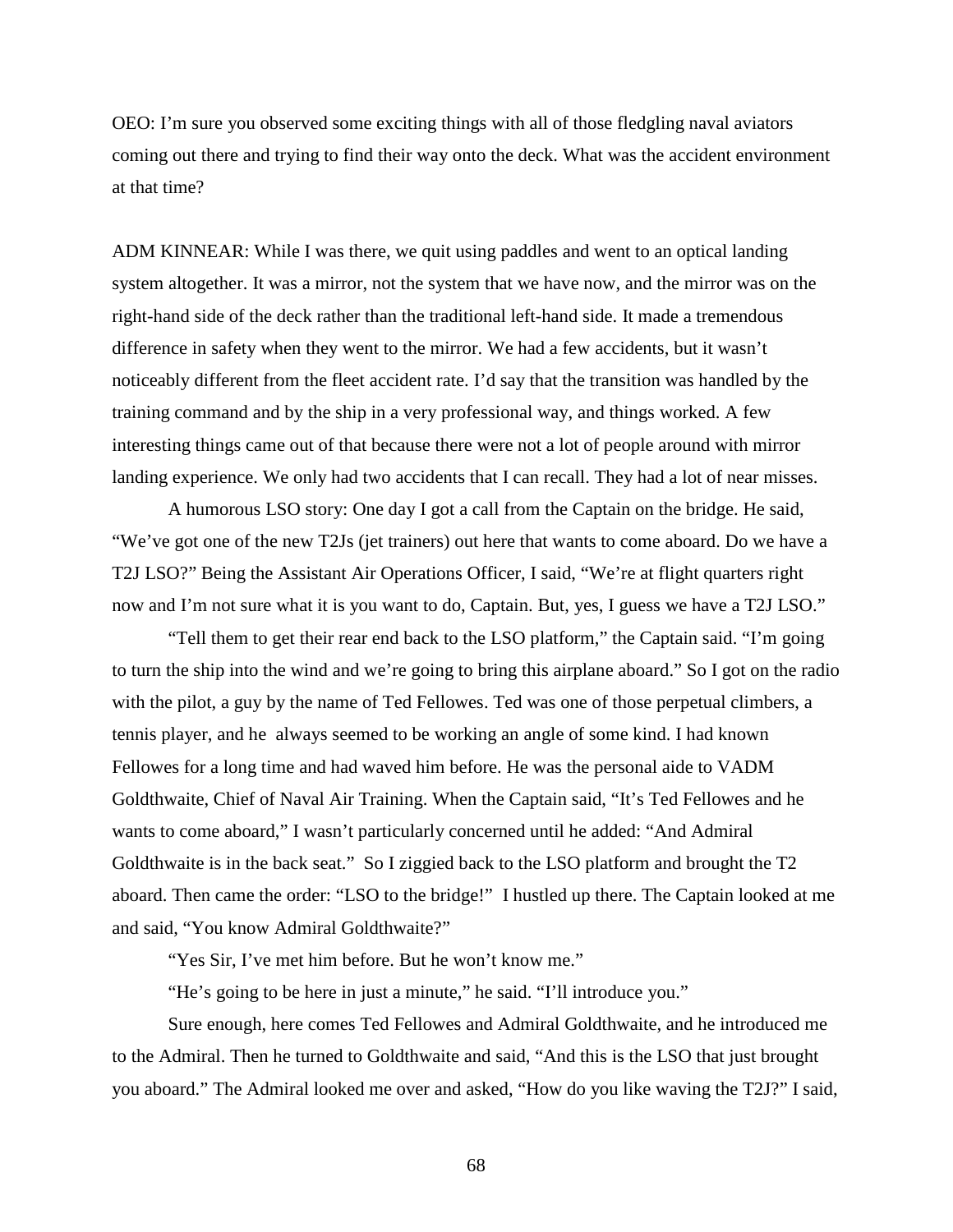OEO: I'm sure you observed some exciting things with all of those fledgling naval aviators coming out there and trying to find their way onto the deck. What was the accident environment at that time?

ADM KINNEAR: While I was there, we quit using paddles and went to an optical landing system altogether. It was a mirror, not the system that we have now, and the mirror was on the right-hand side of the deck rather than the traditional left-hand side. It made a tremendous difference in safety when they went to the mirror. We had a few accidents, but it wasn't noticeably different from the fleet accident rate. I'd say that the transition was handled by the training command and by the ship in a very professional way, and things worked. A few interesting things came out of that because there were not a lot of people around with mirror landing experience. We only had two accidents that I can recall. They had a lot of near misses.

A humorous LSO story: One day I got a call from the Captain on the bridge. He said, "We've got one of the new T2Js (jet trainers) out here that wants to come aboard. Do we have a T2J LSO?" Being the Assistant Air Operations Officer, I said, "We're at flight quarters right now and I'm not sure what it is you want to do, Captain. But, yes, I guess we have a T2J LSO."

"Tell them to get their rear end back to the LSO platform," the Captain said. "I'm going to turn the ship into the wind and we're going to bring this airplane aboard." So I got on the radio with the pilot, a guy by the name of Ted Fellowes. Ted was one of those perpetual climbers, a tennis player, and he always seemed to be working an angle of some kind. I had known Fellowes for a long time and had waved him before. He was the personal aide to VADM Goldthwaite, Chief of Naval Air Training. When the Captain said, "It's Ted Fellowes and he wants to come aboard," I wasn't particularly concerned until he added: "And Admiral Goldthwaite is in the back seat." So I ziggied back to the LSO platform and brought the T2 aboard. Then came the order: "LSO to the bridge!" I hustled up there. The Captain looked at me and said, "You know Admiral Goldthwaite?"

"Yes Sir, I've met him before. But he won't know me."

"He's going to be here in just a minute," he said. "I'll introduce you."

Sure enough, here comes Ted Fellowes and Admiral Goldthwaite, and he introduced me to the Admiral. Then he turned to Goldthwaite and said, "And this is the LSO that just brought you aboard." The Admiral looked me over and asked, "How do you like waving the T2J?" I said,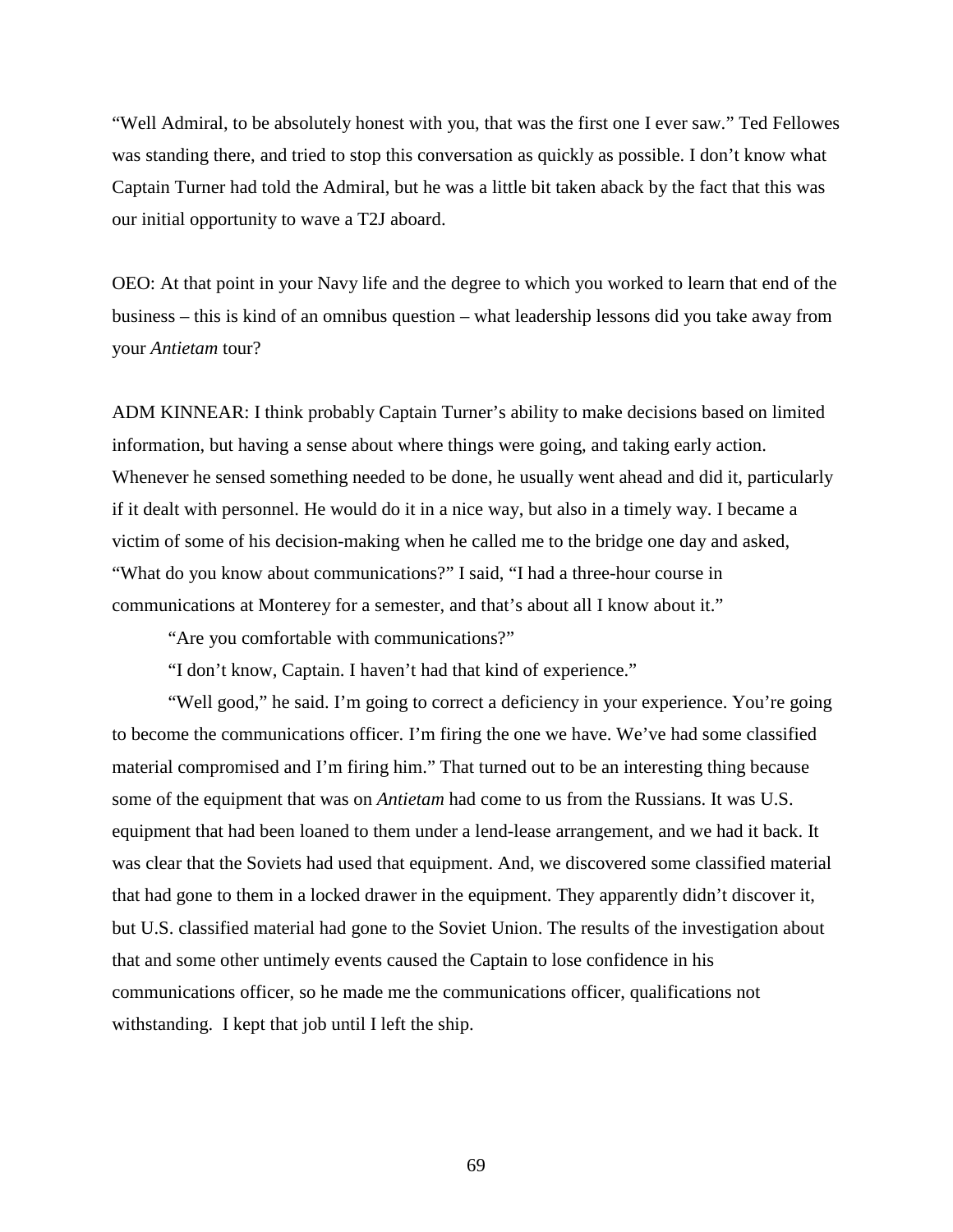"Well Admiral, to be absolutely honest with you, that was the first one I ever saw." Ted Fellowes was standing there, and tried to stop this conversation as quickly as possible. I don't know what Captain Turner had told the Admiral, but he was a little bit taken aback by the fact that this was our initial opportunity to wave a T2J aboard.

OEO: At that point in your Navy life and the degree to which you worked to learn that end of the business – this is kind of an omnibus question – what leadership lessons did you take away from your *Antietam* tour?

ADM KINNEAR: I think probably Captain Turner's ability to make decisions based on limited information, but having a sense about where things were going, and taking early action. Whenever he sensed something needed to be done, he usually went ahead and did it, particularly if it dealt with personnel. He would do it in a nice way, but also in a timely way. I became a victim of some of his decision-making when he called me to the bridge one day and asked, "What do you know about communications?" I said, "I had a three-hour course in communications at Monterey for a semester, and that's about all I know about it."

"Are you comfortable with communications?"

"I don't know, Captain. I haven't had that kind of experience."

"Well good," he said. I'm going to correct a deficiency in your experience. You're going to become the communications officer. I'm firing the one we have. We've had some classified material compromised and I'm firing him." That turned out to be an interesting thing because some of the equipment that was on *Antietam* had come to us from the Russians. It was U.S. equipment that had been loaned to them under a lend-lease arrangement, and we had it back. It was clear that the Soviets had used that equipment. And, we discovered some classified material that had gone to them in a locked drawer in the equipment. They apparently didn't discover it, but U.S. classified material had gone to the Soviet Union. The results of the investigation about that and some other untimely events caused the Captain to lose confidence in his communications officer, so he made me the communications officer, qualifications not withstanding. I kept that job until I left the ship.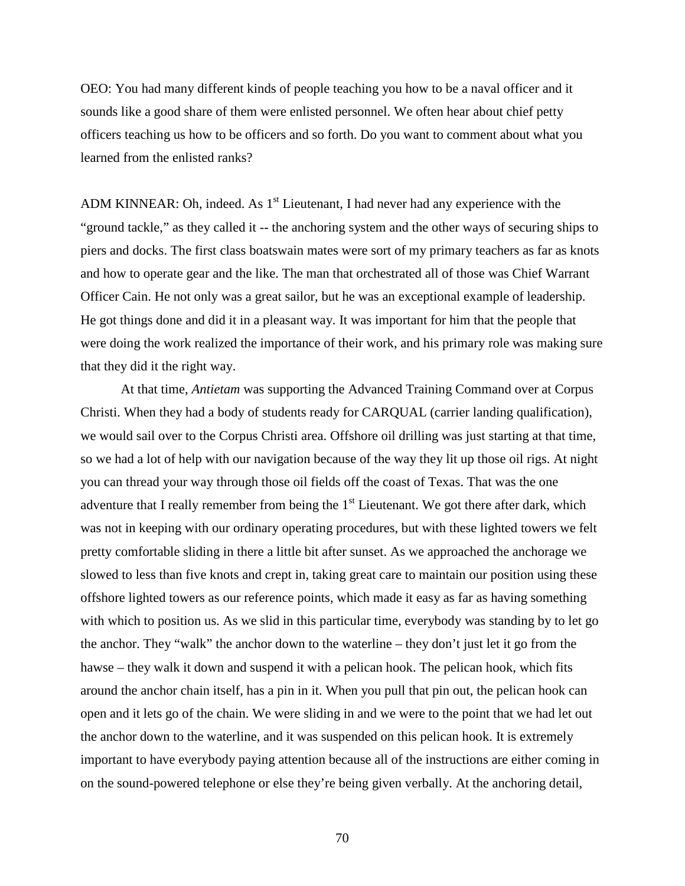OEO: You had many different kinds of people teaching you how to be a naval officer and it sounds like a good share of them were enlisted personnel. We often hear about chief petty officers teaching us how to be officers and so forth. Do you want to comment about what you learned from the enlisted ranks?

ADM KINNEAR: Oh, indeed. As 1st Lieutenant, I had never had any experience with the "ground tackle," as they called it -- the anchoring system and the other ways of securing ships to piers and docks. The first class boatswain mates were sort of my primary teachers as far as knots and how to operate gear and the like. The man that orchestrated all of those was Chief Warrant Officer Cain. He not only was a great sailor, but he was an exceptional example of leadership. He got things done and did it in a pleasant way. It was important for him that the people that were doing the work realized the importance of their work, and his primary role was making sure that they did it the right way.

At that time, *Antietam* was supporting the Advanced Training Command over at Corpus Christi. When they had a body of students ready for CARQUAL (carrier landing qualification), we would sail over to the Corpus Christi area. Offshore oil drilling was just starting at that time, so we had a lot of help with our navigation because of the way they lit up those oil rigs. At night you can thread your way through those oil fields off the coast of Texas. That was the one adventure that I really remember from being the 1st Lieutenant. We got there after dark, which was not in keeping with our ordinary operating procedures, but with these lighted towers we felt pretty comfortable sliding in there a little bit after sunset. As we approached the anchorage we slowed to less than five knots and crept in, taking great care to maintain our position using these offshore lighted towers as our reference points, which made it easy as far as having something with which to position us. As we slid in this particular time, everybody was standing by to let go the anchor. They "walk" the anchor down to the waterline – they don't just let it go from the hawse – they walk it down and suspend it with a pelican hook. The pelican hook, which fits around the anchor chain itself, has a pin in it. When you pull that pin out, the pelican hook can open and it lets go of the chain. We were sliding in and we were to the point that we had let out the anchor down to the waterline, and it was suspended on this pelican hook. It is extremely important to have everybody paying attention because all of the instructions are either coming in on the sound-powered telephone or else they're being given verbally. At the anchoring detail,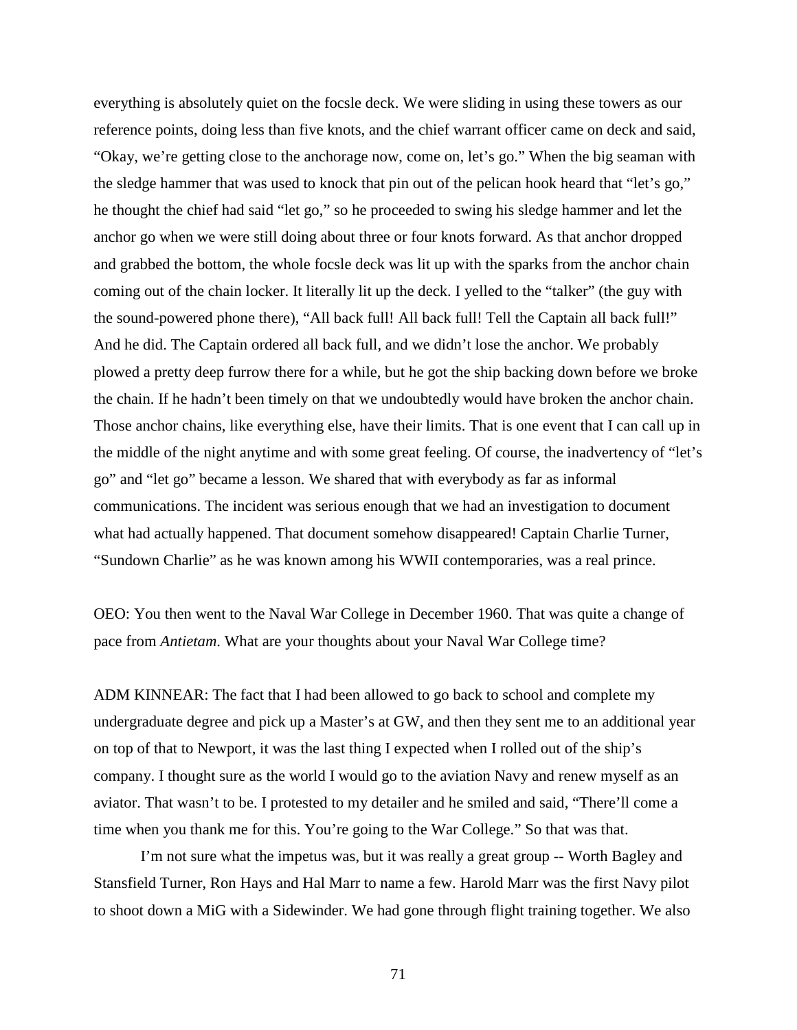everything is absolutely quiet on the focsle deck. We were sliding in using these towers as our reference points, doing less than five knots, and the chief warrant officer came on deck and said, "Okay, we're getting close to the anchorage now, come on, let's go." When the big seaman with the sledge hammer that was used to knock that pin out of the pelican hook heard that "let's go," he thought the chief had said "let go," so he proceeded to swing his sledge hammer and let the anchor go when we were still doing about three or four knots forward. As that anchor dropped and grabbed the bottom, the whole focsle deck was lit up with the sparks from the anchor chain coming out of the chain locker. It literally lit up the deck. I yelled to the "talker" (the guy with the sound-powered phone there), "All back full! All back full! Tell the Captain all back full!" And he did. The Captain ordered all back full, and we didn't lose the anchor. We probably plowed a pretty deep furrow there for a while, but he got the ship backing down before we broke the chain. If he hadn't been timely on that we undoubtedly would have broken the anchor chain. Those anchor chains, like everything else, have their limits. That is one event that I can call up in the middle of the night anytime and with some great feeling. Of course, the inadvertency of "let's go" and "let go" became a lesson. We shared that with everybody as far as informal communications. The incident was serious enough that we had an investigation to document what had actually happened. That document somehow disappeared! Captain Charlie Turner, "Sundown Charlie" as he was known among his WWII contemporaries, was a real prince.

OEO: You then went to the Naval War College in December 1960. That was quite a change of pace from *Antietam*. What are your thoughts about your Naval War College time?

ADM KINNEAR: The fact that I had been allowed to go back to school and complete my undergraduate degree and pick up a Master's at GW, and then they sent me to an additional year on top of that to Newport, it was the last thing I expected when I rolled out of the ship's company. I thought sure as the world I would go to the aviation Navy and renew myself as an aviator. That wasn't to be. I protested to my detailer and he smiled and said, "There'll come a time when you thank me for this. You're going to the War College." So that was that.

I'm not sure what the impetus was, but it was really a great group -- Worth Bagley and Stansfield Turner, Ron Hays and Hal Marr to name a few. Harold Marr was the first Navy pilot to shoot down a MiG with a Sidewinder. We had gone through flight training together. We also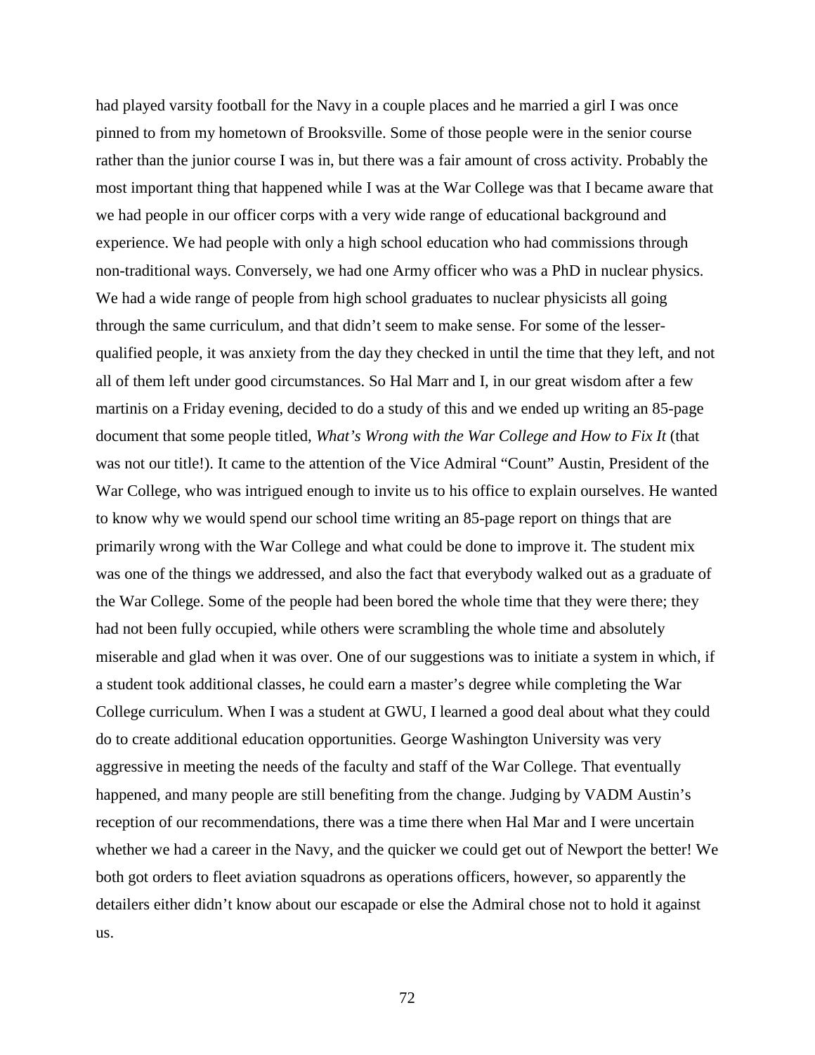had played varsity football for the Navy in a couple places and he married a girl I was once pinned to from my hometown of Brooksville. Some of those people were in the senior course rather than the junior course I was in, but there was a fair amount of cross activity. Probably the most important thing that happened while I was at the War College was that I became aware that we had people in our officer corps with a very wide range of educational background and experience. We had people with only a high school education who had commissions through non-traditional ways. Conversely, we had one Army officer who was a PhD in nuclear physics. We had a wide range of people from high school graduates to nuclear physicists all going through the same curriculum, and that didn't seem to make sense. For some of the lesser-qualified people, it was anxiety from the day they checked in until the time that they left, and not all of them left under good circumstances. So Hal Marr and I, in our great wisdom after a few martinis on a Friday evening, decided to do a study of this and we ended up writing an 85-page document that some people titled, *What's Wrong with the War College and How to Fix It* (that was not our title!). It came to the attention of the Vice Admiral "Count" Austin, President of the War College, who was intrigued enough to invite us to his office to explain ourselves. He wanted to know why we would spend our school time writing an 85-page report on things that are primarily wrong with the War College and what could be done to improve it. The student mix was one of the things we addressed, and also the fact that everybody walked out as a graduate of the War College. Some of the people had been bored the whole time that they were there; they had not been fully occupied, while others were scrambling the whole time and absolutely miserable and glad when it was over. One of our suggestions was to initiate a system in which, if a student took additional classes, he could earn a master's degree while completing the War College curriculum. When I was a student at GWU, I learned a good deal about what they could do to create additional education opportunities. George Washington University was very aggressive in meeting the needs of the faculty and staff of the War College. That eventually happened, and many people are still benefiting from the change. Judging by VADM Austin's reception of our recommendations, there was a time there when Hal Mar and I were uncertain whether we had a career in the Navy, and the quicker we could get out of Newport the better! We both got orders to fleet aviation squadrons as operations officers, however, so apparently the detailers either didn't know about our escapade or else the Admiral chose not to hold it against us.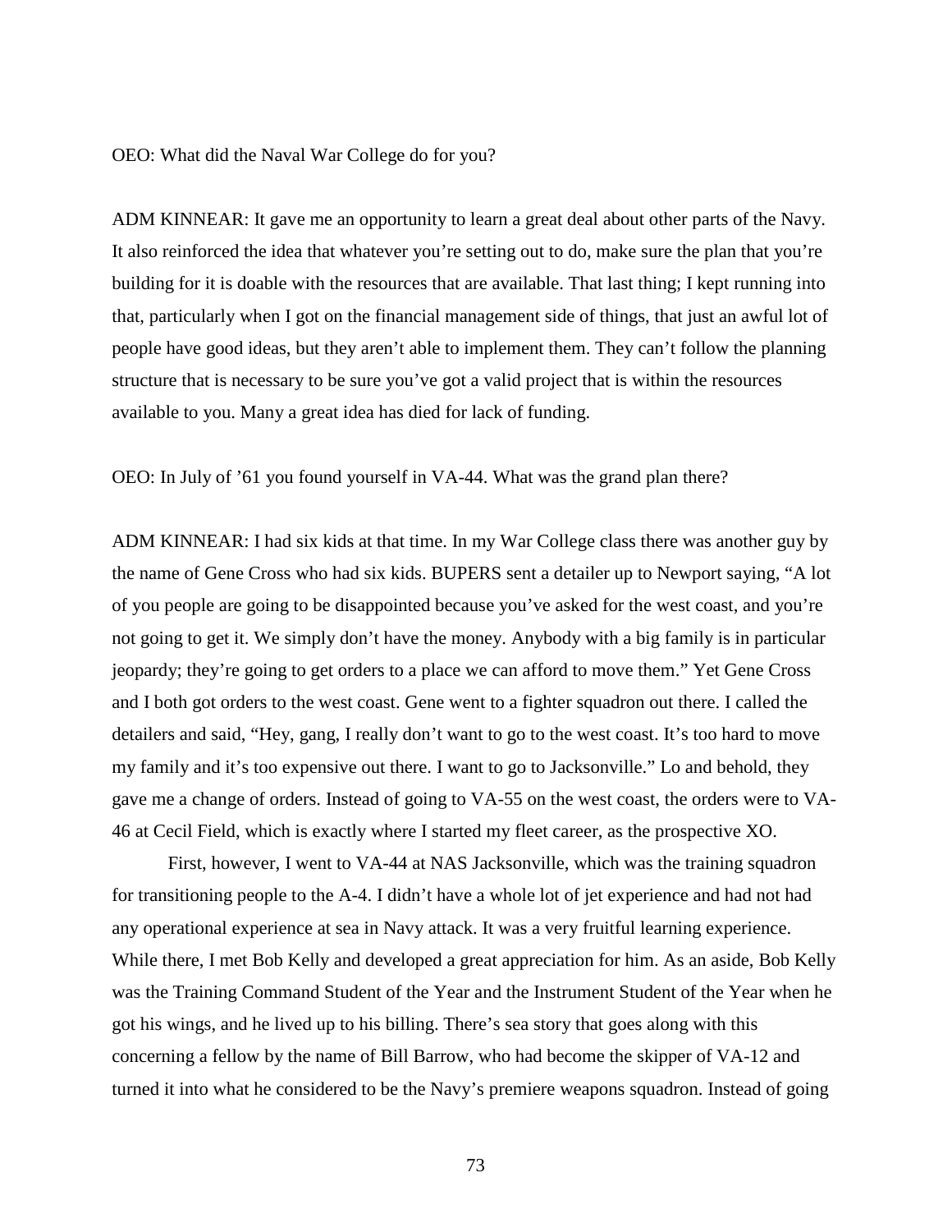OEO: What did the Naval War College do for you?

ADM KINNEAR: It gave me an opportunity to learn a great deal about other parts of the Navy. It also reinforced the idea that whatever you're setting out to do, make sure the plan that you're building for it is doable with the resources that are available. That last thing; I kept running into that, particularly when I got on the financial management side of things, that just an awful lot of people have good ideas, but they aren't able to implement them. They can't follow the planning structure that is necessary to be sure you've got a valid project that is within the resources available to you. Many a great idea has died for lack of funding.

OEO: In July of '61 you found yourself in VA-44. What was the grand plan there?

ADM KINNEAR: I had six kids at that time. In my War College class there was another guy by the name of Gene Cross who had six kids. BUPERS sent a detailer up to Newport saying, "A lot of you people are going to be disappointed because you've asked for the west coast, and you're not going to get it. We simply don't have the money. Anybody with a big family is in particular jeopardy; they're going to get orders to a place we can afford to move them." Yet Gene Cross and I both got orders to the west coast. Gene went to a fighter squadron out there. I called the detailers and said, "Hey, gang, I really don't want to go to the west coast. It's too hard to move my family and it's too expensive out there. I want to go to Jacksonville." Lo and behold, they gave me a change of orders. Instead of going to VA-55 on the west coast, the orders were to VA-46 at Cecil Field, which is exactly where I started my fleet career, as the prospective XO.

First, however, I went to VA-44 at NAS Jacksonville, which was the training squadron for transitioning people to the A-4. I didn't have a whole lot of jet experience and had not had any operational experience at sea in Navy attack. It was a very fruitful learning experience. While there, I met Bob Kelly and developed a great appreciation for him. As an aside, Bob Kelly was the Training Command Student of the Year and the Instrument Student of the Year when he got his wings, and he lived up to his billing. There's sea story that goes along with this concerning a fellow by the name of Bill Barrow, who had become the skipper of VA-12 and turned it into what he considered to be the Navy's premiere weapons squadron. Instead of going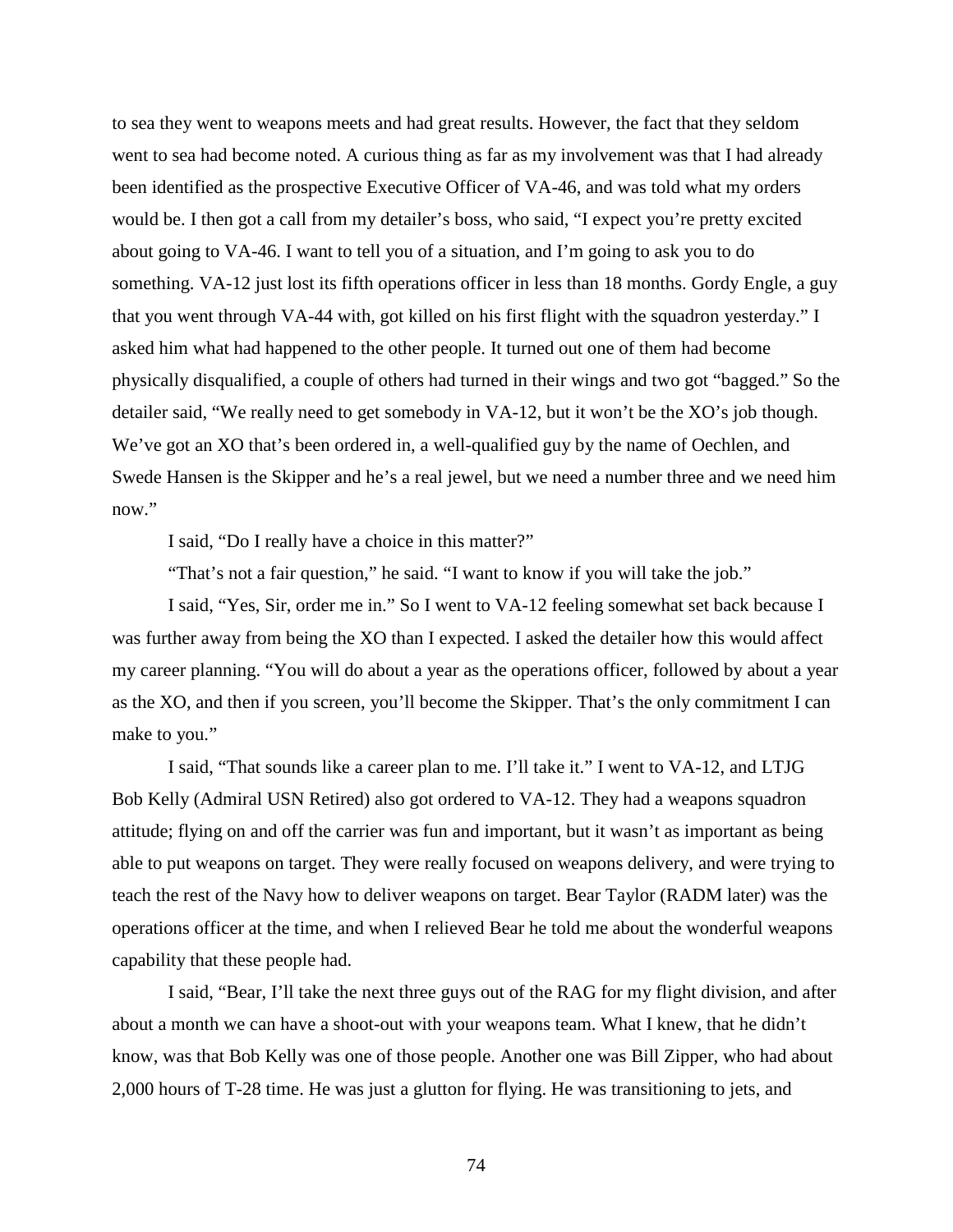to sea they went to weapons meets and had great results. However, the fact that they seldom went to sea had become noted. A curious thing as far as my involvement was that I had already been identified as the prospective Executive Officer of VA-46, and was told what my orders would be. I then got a call from my detailer's boss, who said, "I expect you're pretty excited about going to VA-46. I want to tell you of a situation, and I'm going to ask you to do something. VA-12 just lost its fifth operations officer in less than 18 months. Gordy Engle, a guy that you went through VA-44 with, got killed on his first flight with the squadron yesterday." I asked him what had happened to the other people. It turned out one of them had become physically disqualified, a couple of others had turned in their wings and two got "bagged." So the detailer said, "We really need to get somebody in VA-12, but it won't be the XO's job though. We've got an XO that's been ordered in, a well-qualified guy by the name of Oechlen, and Swede Hansen is the Skipper and he's a real jewel, but we need a number three and we need him now."

I said, "Do I really have a choice in this matter?"

"That's not a fair question," he said. "I want to know if you will take the job."

I said, "Yes, Sir, order me in." So I went to VA-12 feeling somewhat set back because I was further away from being the XO than I expected. I asked the detailer how this would affect my career planning. "You will do about a year as the operations officer, followed by about a year as the XO, and then if you screen, you'll become the Skipper. That's the only commitment I can make to you."

I said, "That sounds like a career plan to me. I'll take it." I went to VA-12, and LTJG Bob Kelly (Admiral USN Retired) also got ordered to VA-12. They had a weapons squadron attitude; flying on and off the carrier was fun and important, but it wasn't as important as being able to put weapons on target. They were really focused on weapons delivery, and were trying to teach the rest of the Navy how to deliver weapons on target. Bear Taylor (RADM later) was the operations officer at the time, and when I relieved Bear he told me about the wonderful weapons capability that these people had.

I said, "Bear, I'll take the next three guys out of the RAG for my flight division, and after about a month we can have a shoot-out with your weapons team. What I knew, that he didn't know, was that Bob Kelly was one of those people. Another one was Bill Zipper, who had about 2,000 hours of T-28 time. He was just a glutton for flying. He was transitioning to jets, and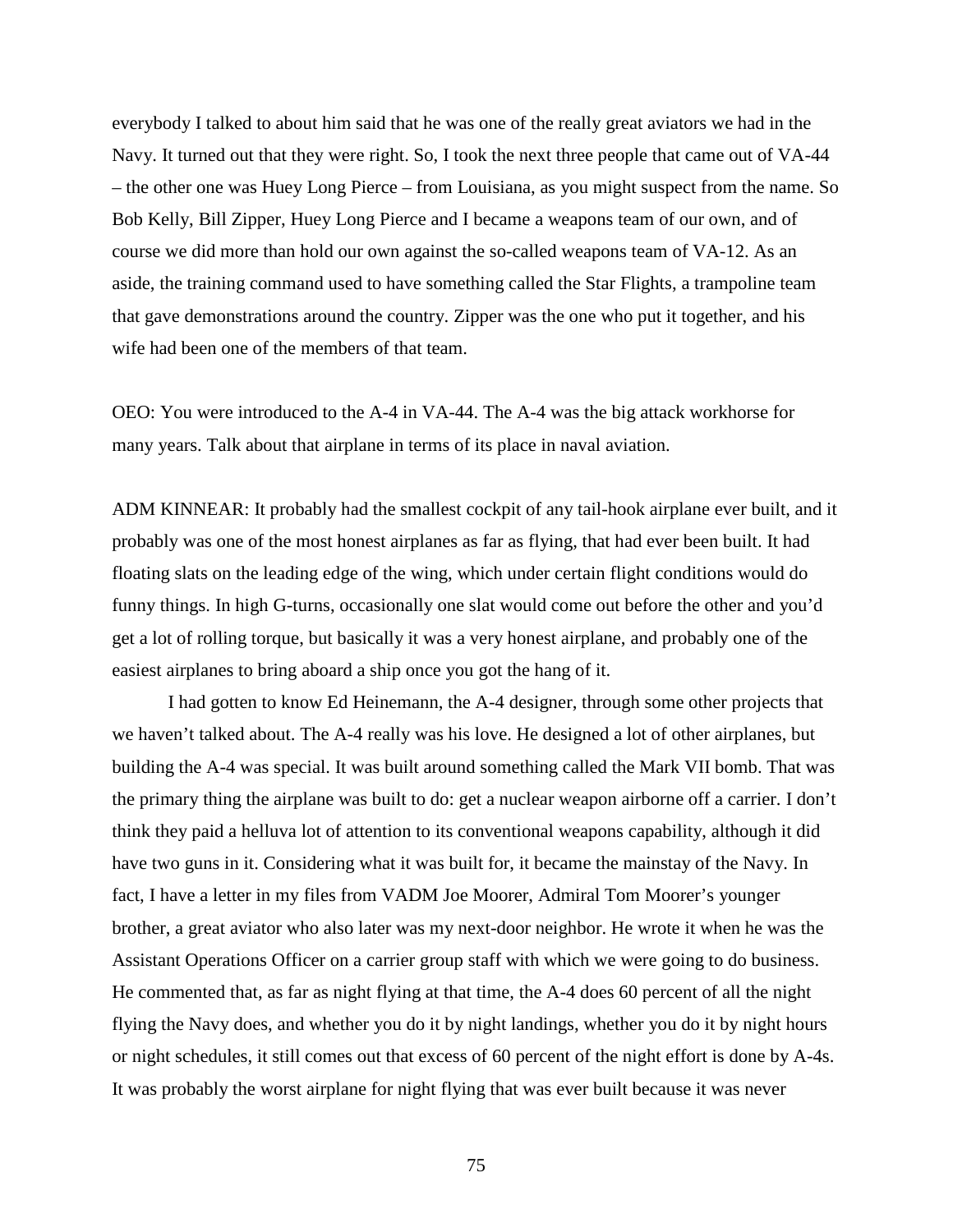everybody I talked to about him said that he was one of the really great aviators we had in the Navy. It turned out that they were right. So, I took the next three people that came out of VA-44 – the other one was Huey Long Pierce – from Louisiana, as you might suspect from the name. So Bob Kelly, Bill Zipper, Huey Long Pierce and I became a weapons team of our own, and of course we did more than hold our own against the so-called weapons team of VA-12. As an aside, the training command used to have something called the Star Flights, a trampoline team that gave demonstrations around the country. Zipper was the one who put it together, and his wife had been one of the members of that team.

OEO: You were introduced to the A-4 in VA-44. The A-4 was the big attack workhorse for many years. Talk about that airplane in terms of its place in naval aviation.

ADM KINNEAR: It probably had the smallest cockpit of any tail-hook airplane ever built, and it probably was one of the most honest airplanes as far as flying, that had ever been built. It had floating slats on the leading edge of the wing, which under certain flight conditions would do funny things. In high G-turns, occasionally one slat would come out before the other and you'd get a lot of rolling torque, but basically it was a very honest airplane, and probably one of the easiest airplanes to bring aboard a ship once you got the hang of it.

I had gotten to know Ed Heinemann, the A-4 designer, through some other projects that we haven't talked about. The A-4 really was his love. He designed a lot of other airplanes, but building the A-4 was special. It was built around something called the Mark VII bomb. That was the primary thing the airplane was built to do: get a nuclear weapon airborne off a carrier. I don't think they paid a helluva lot of attention to its conventional weapons capability, although it did have two guns in it. Considering what it was built for, it became the mainstay of the Navy. In fact, I have a letter in my files from VADM Joe Moorer, Admiral Tom Moorer's younger brother, a great aviator who also later was my next-door neighbor. He wrote it when he was the Assistant Operations Officer on a carrier group staff with which we were going to do business. He commented that, as far as night flying at that time, the A-4 does 60 percent of all the night flying the Navy does, and whether you do it by night landings, whether you do it by night hours or night schedules, it still comes out that excess of 60 percent of the night effort is done by A-4s. It was probably the worst airplane for night flying that was ever built because it was never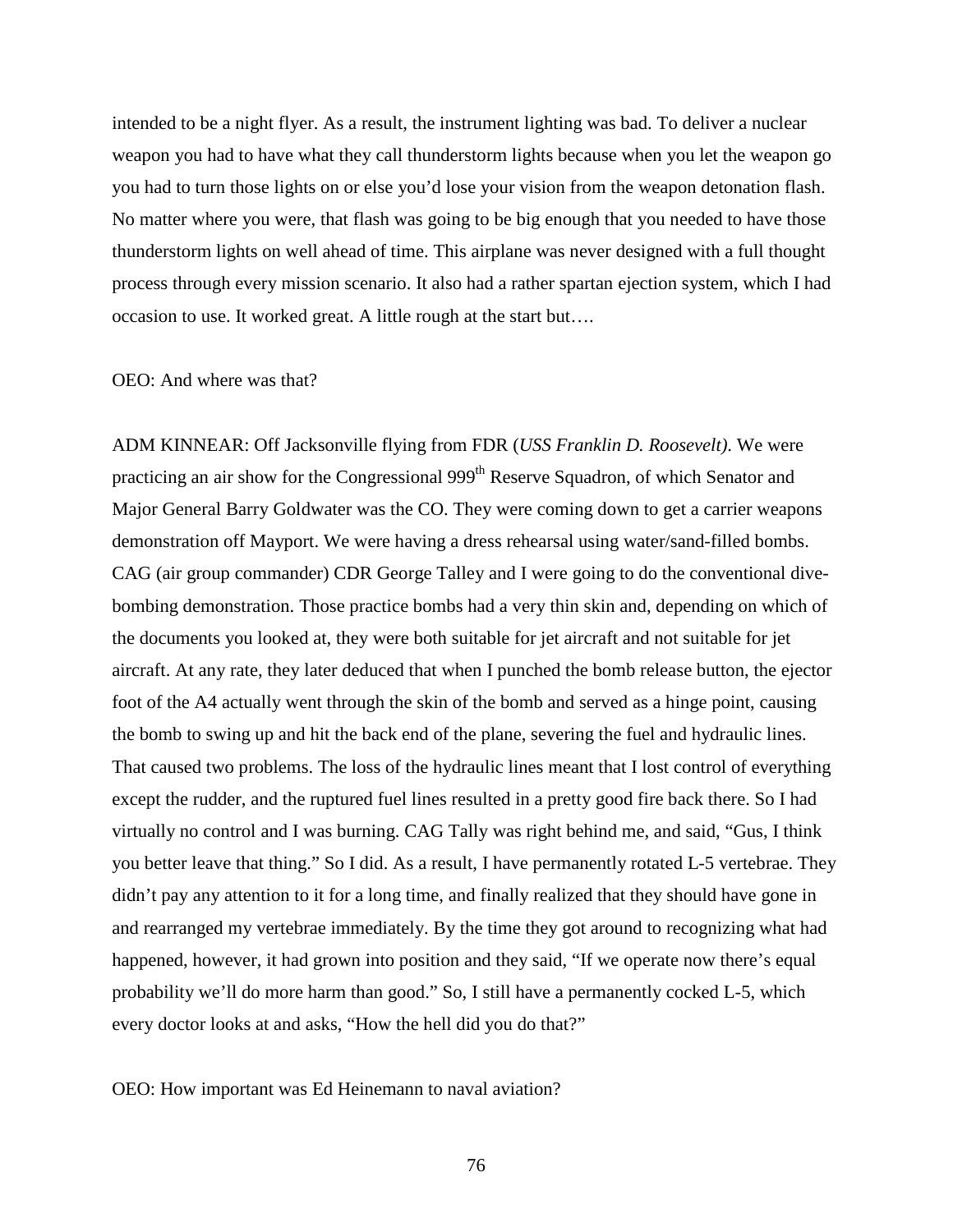intended to be a night flyer. As a result, the instrument lighting was bad. To deliver a nuclear weapon you had to have what they call thunderstorm lights because when you let the weapon go you had to turn those lights on or else you'd lose your vision from the weapon detonation flash. No matter where you were, that flash was going to be big enough that you needed to have those thunderstorm lights on well ahead of time. This airplane was never designed with a full thought process through every mission scenario. It also had a rather spartan ejection system, which I had occasion to use. It worked great. A little rough at the start but….

OEO: And where was that?

ADM KINNEAR: Off Jacksonville flying from FDR (*USS Franklin D. Roosevelt)*. We were practicing an air show for the Congressional 999th Reserve Squadron, of which Senator and Major General Barry Goldwater was the CO. They were coming down to get a carrier weapons demonstration off Mayport. We were having a dress rehearsal using water/sand-filled bombs. CAG (air group commander) CDR George Talley and I were going to do the conventional dive-bombing demonstration. Those practice bombs had a very thin skin and, depending on which of the documents you looked at, they were both suitable for jet aircraft and not suitable for jet aircraft. At any rate, they later deduced that when I punched the bomb release button, the ejector foot of the A4 actually went through the skin of the bomb and served as a hinge point, causing the bomb to swing up and hit the back end of the plane, severing the fuel and hydraulic lines. That caused two problems. The loss of the hydraulic lines meant that I lost control of everything except the rudder, and the ruptured fuel lines resulted in a pretty good fire back there. So I had virtually no control and I was burning. CAG Tally was right behind me, and said, "Gus, I think you better leave that thing." So I did. As a result, I have permanently rotated L-5 vertebrae. They didn't pay any attention to it for a long time, and finally realized that they should have gone in and rearranged my vertebrae immediately. By the time they got around to recognizing what had happened, however, it had grown into position and they said, "If we operate now there's equal probability we'll do more harm than good." So, I still have a permanently cocked L-5, which every doctor looks at and asks, "How the hell did you do that?"

OEO: How important was Ed Heinemann to naval aviation?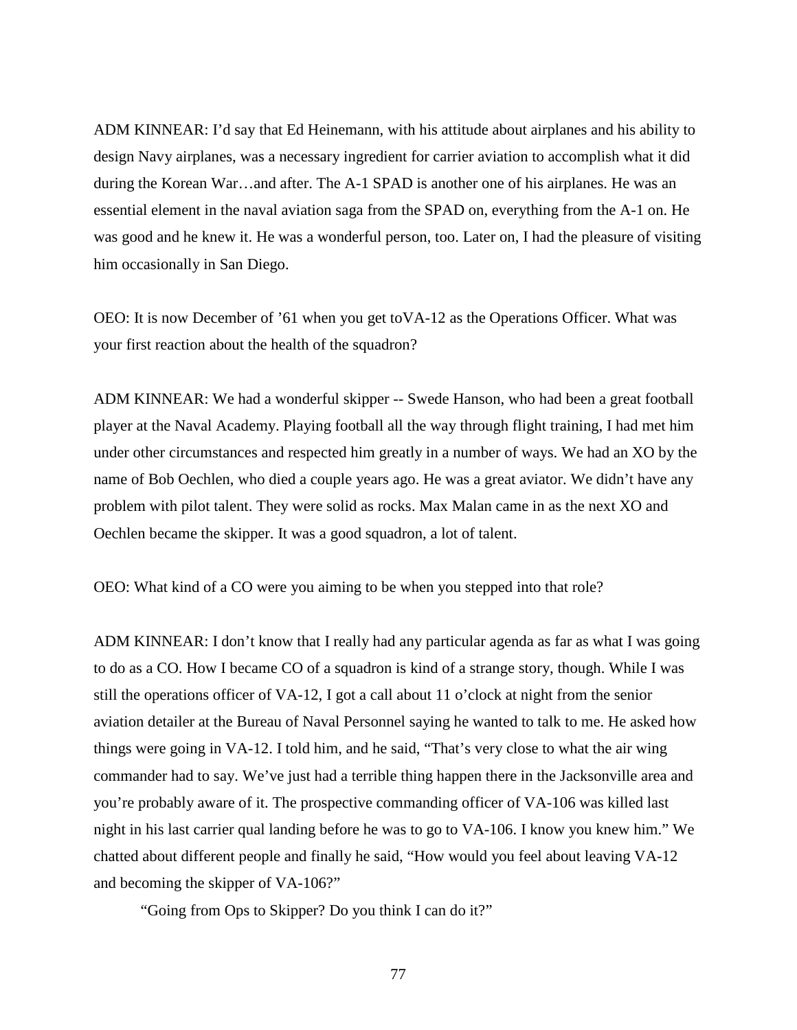ADM KINNEAR: I'd say that Ed Heinemann, with his attitude about airplanes and his ability to design Navy airplanes, was a necessary ingredient for carrier aviation to accomplish what it did during the Korean War…and after. The A-1 SPAD is another one of his airplanes. He was an essential element in the naval aviation saga from the SPAD on, everything from the A-1 on. He was good and he knew it. He was a wonderful person, too. Later on, I had the pleasure of visiting him occasionally in San Diego.

OEO: It is now December of '61 when you get toVA-12 as the Operations Officer. What was your first reaction about the health of the squadron?

ADM KINNEAR: We had a wonderful skipper -- Swede Hanson, who had been a great football player at the Naval Academy. Playing football all the way through flight training, I had met him under other circumstances and respected him greatly in a number of ways. We had an XO by the name of Bob Oechlen, who died a couple years ago. He was a great aviator. We didn't have any problem with pilot talent. They were solid as rocks. Max Malan came in as the next XO and Oechlen became the skipper. It was a good squadron, a lot of talent.

OEO: What kind of a CO were you aiming to be when you stepped into that role?

ADM KINNEAR: I don't know that I really had any particular agenda as far as what I was going to do as a CO. How I became CO of a squadron is kind of a strange story, though. While I was still the operations officer of VA-12, I got a call about 11 o'clock at night from the senior aviation detailer at the Bureau of Naval Personnel saying he wanted to talk to me. He asked how things were going in VA-12. I told him, and he said, "That's very close to what the air wing commander had to say. We've just had a terrible thing happen there in the Jacksonville area and you're probably aware of it. The prospective commanding officer of VA-106 was killed last night in his last carrier qual landing before he was to go to VA-106. I know you knew him." We chatted about different people and finally he said, "How would you feel about leaving VA-12 and becoming the skipper of VA-106?"

"Going from Ops to Skipper? Do you think I can do it?"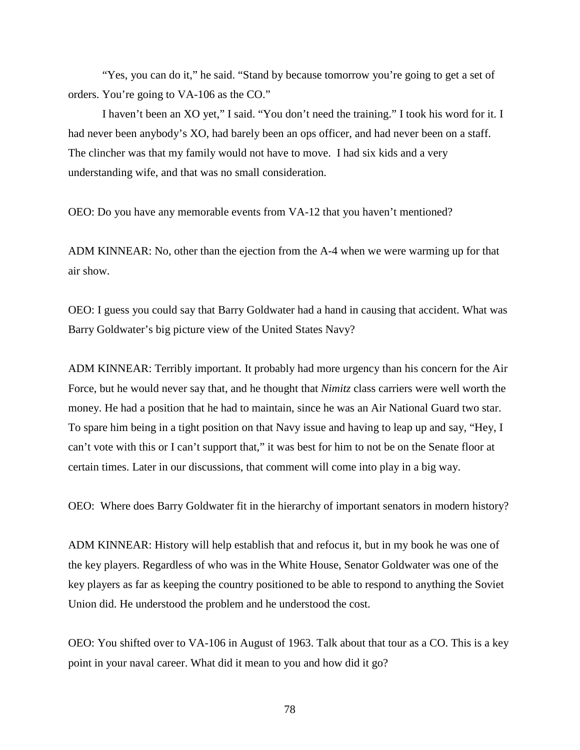“Yes, you can do it,” he said. “Stand by because tomorrow you’re going to get a set of orders. You’re going to VA-106 as the CO.”

I haven’t been an XO yet,” I said. “You don’t need the training.” I took his word for it. I had never been anybody’s XO, had barely been an ops officer, and had never been on a staff. The clincher was that my family would not have to move. I had six kids and a very understanding wife, and that was no small consideration.

OEO: Do you have any memorable events from VA-12 that you haven’t mentioned?

ADM KINNEAR: No, other than the ejection from the A-4 when we were warming up for that air show.

OEO: I guess you could say that Barry Goldwater had a hand in causing that accident. What was Barry Goldwater’s big picture view of the United States Navy?

ADM KINNEAR: Terribly important. It probably had more urgency than his concern for the Air Force, but he would never say that, and he thought that *Nimitz* class carriers were well worth the money. He had a position that he had to maintain, since he was an Air National Guard two star. To spare him being in a tight position on that Navy issue and having to leap up and say, “Hey, I can’t vote with this or I can’t support that,” it was best for him to not be on the Senate floor at certain times. Later in our discussions, that comment will come into play in a big way.

OEO: Where does Barry Goldwater fit in the hierarchy of important senators in modern history?

ADM KINNEAR: History will help establish that and refocus it, but in my book he was one of the key players. Regardless of who was in the White House, Senator Goldwater was one of the key players as far as keeping the country positioned to be able to respond to anything the Soviet Union did. He understood the problem and he understood the cost.

OEO: You shifted over to VA-106 in August of 1963. Talk about that tour as a CO. This is a key point in your naval career. What did it mean to you and how did it go?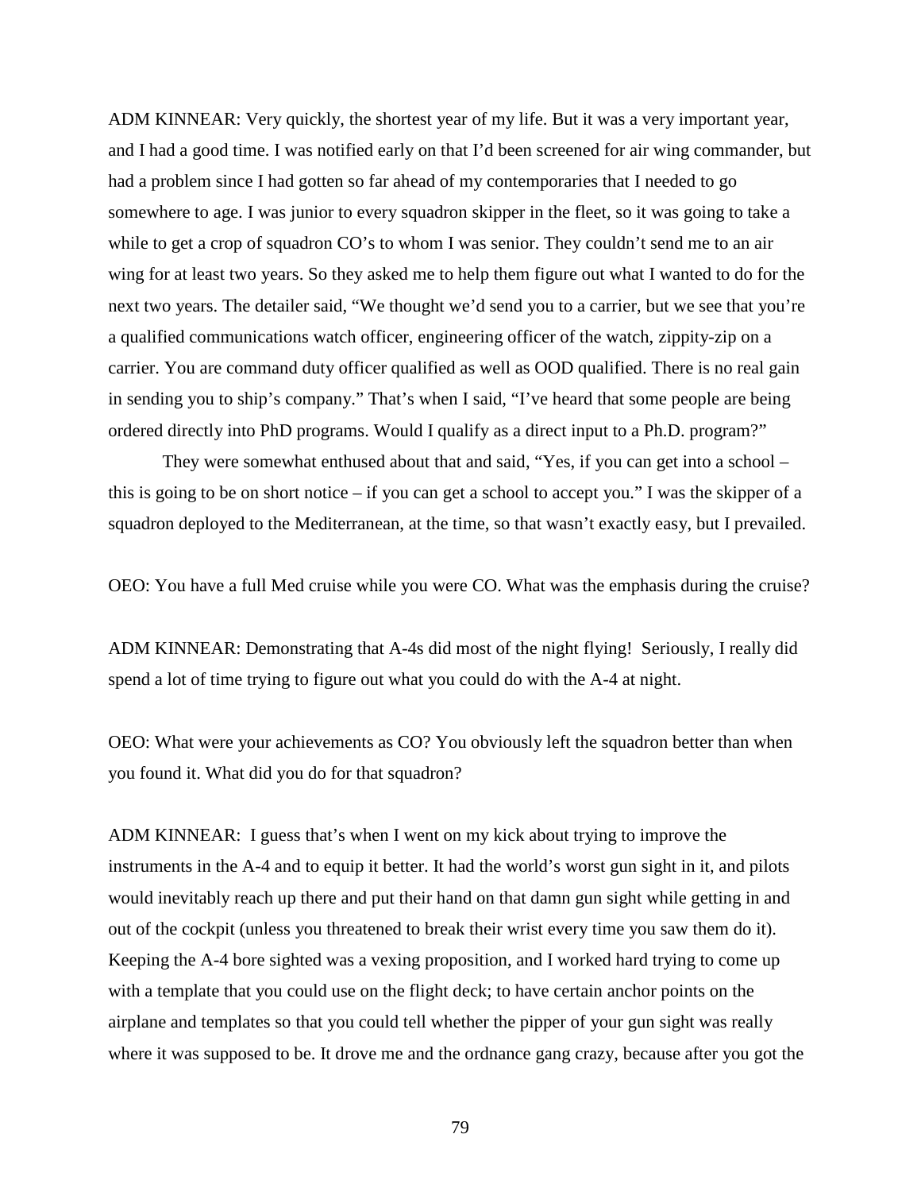ADM KINNEAR: Very quickly, the shortest year of my life. But it was a very important year, and I had a good time. I was notified early on that I'd been screened for air wing commander, but had a problem since I had gotten so far ahead of my contemporaries that I needed to go somewhere to age. I was junior to every squadron skipper in the fleet, so it was going to take a while to get a crop of squadron CO's to whom I was senior. They couldn't send me to an air wing for at least two years. So they asked me to help them figure out what I wanted to do for the next two years. The detailer said, "We thought we'd send you to a carrier, but we see that you're a qualified communications watch officer, engineering officer of the watch, zippity-zip on a carrier. You are command duty officer qualified as well as OOD qualified. There is no real gain in sending you to ship's company." That's when I said, "I've heard that some people are being ordered directly into PhD programs. Would I qualify as a direct input to a Ph.D. program?"

They were somewhat enthused about that and said, "Yes, if you can get into a school – this is going to be on short notice – if you can get a school to accept you." I was the skipper of a squadron deployed to the Mediterranean, at the time, so that wasn't exactly easy, but I prevailed.

OEO: You have a full Med cruise while you were CO. What was the emphasis during the cruise?

ADM KINNEAR: Demonstrating that A-4s did most of the night flying! Seriously, I really did spend a lot of time trying to figure out what you could do with the A-4 at night.

OEO: What were your achievements as CO? You obviously left the squadron better than when you found it. What did you do for that squadron?

ADM KINNEAR: I guess that's when I went on my kick about trying to improve the instruments in the A-4 and to equip it better. It had the world's worst gun sight in it, and pilots would inevitably reach up there and put their hand on that damn gun sight while getting in and out of the cockpit (unless you threatened to break their wrist every time you saw them do it). Keeping the A-4 bore sighted was a vexing proposition, and I worked hard trying to come up with a template that you could use on the flight deck; to have certain anchor points on the airplane and templates so that you could tell whether the pipper of your gun sight was really where it was supposed to be. It drove me and the ordnance gang crazy, because after you got the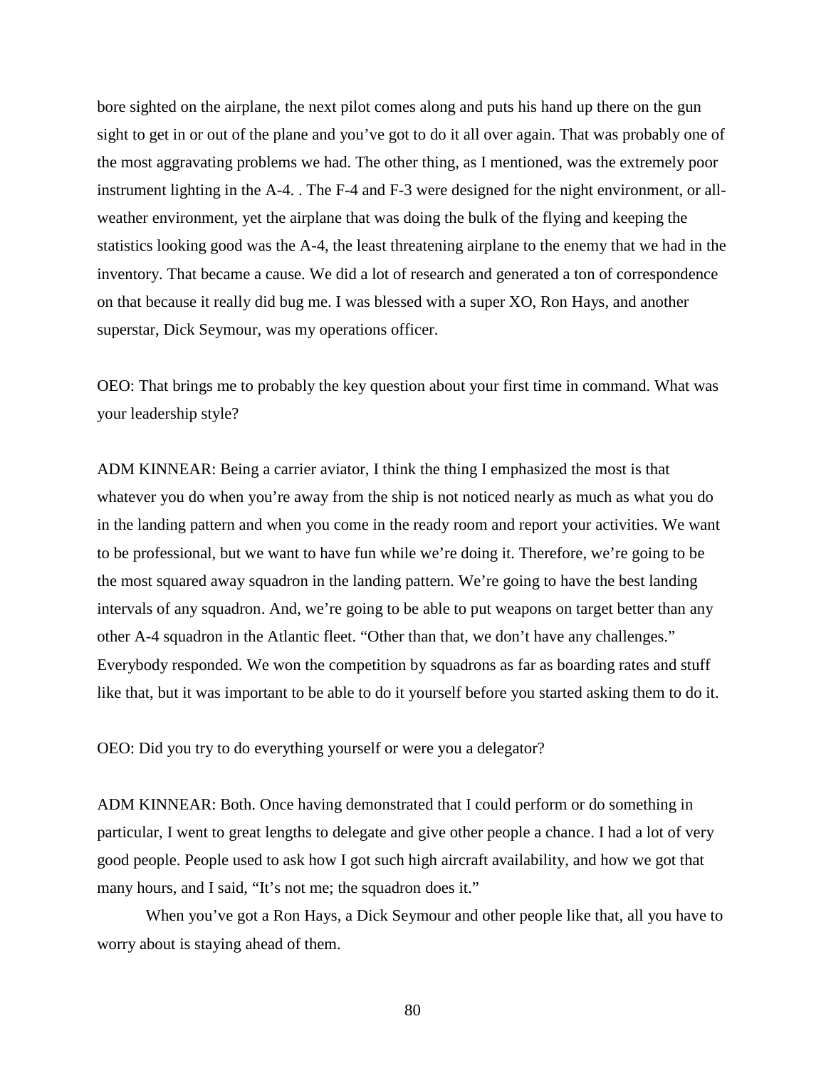bore sighted on the airplane, the next pilot comes along and puts his hand up there on the gun sight to get in or out of the plane and you've got to do it all over again. That was probably one of the most aggravating problems we had. The other thing, as I mentioned, was the extremely poor instrument lighting in the A-4. . The F-4 and F-3 were designed for the night environment, or all-weather environment, yet the airplane that was doing the bulk of the flying and keeping the statistics looking good was the A-4, the least threatening airplane to the enemy that we had in the inventory. That became a cause. We did a lot of research and generated a ton of correspondence on that because it really did bug me. I was blessed with a super XO, Ron Hays, and another superstar, Dick Seymour, was my operations officer.

OEO: That brings me to probably the key question about your first time in command. What was your leadership style?

ADM KINNEAR: Being a carrier aviator, I think the thing I emphasized the most is that whatever you do when you're away from the ship is not noticed nearly as much as what you do in the landing pattern and when you come in the ready room and report your activities. We want to be professional, but we want to have fun while we're doing it. Therefore, we're going to be the most squared away squadron in the landing pattern. We're going to have the best landing intervals of any squadron. And, we're going to be able to put weapons on target better than any other A-4 squadron in the Atlantic fleet. "Other than that, we don't have any challenges." Everybody responded. We won the competition by squadrons as far as boarding rates and stuff like that, but it was important to be able to do it yourself before you started asking them to do it.

OEO: Did you try to do everything yourself or were you a delegator?

ADM KINNEAR: Both. Once having demonstrated that I could perform or do something in particular, I went to great lengths to delegate and give other people a chance. I had a lot of very good people. People used to ask how I got such high aircraft availability, and how we got that many hours, and I said, "It's not me; the squadron does it."

When you've got a Ron Hays, a Dick Seymour and other people like that, all you have to worry about is staying ahead of them.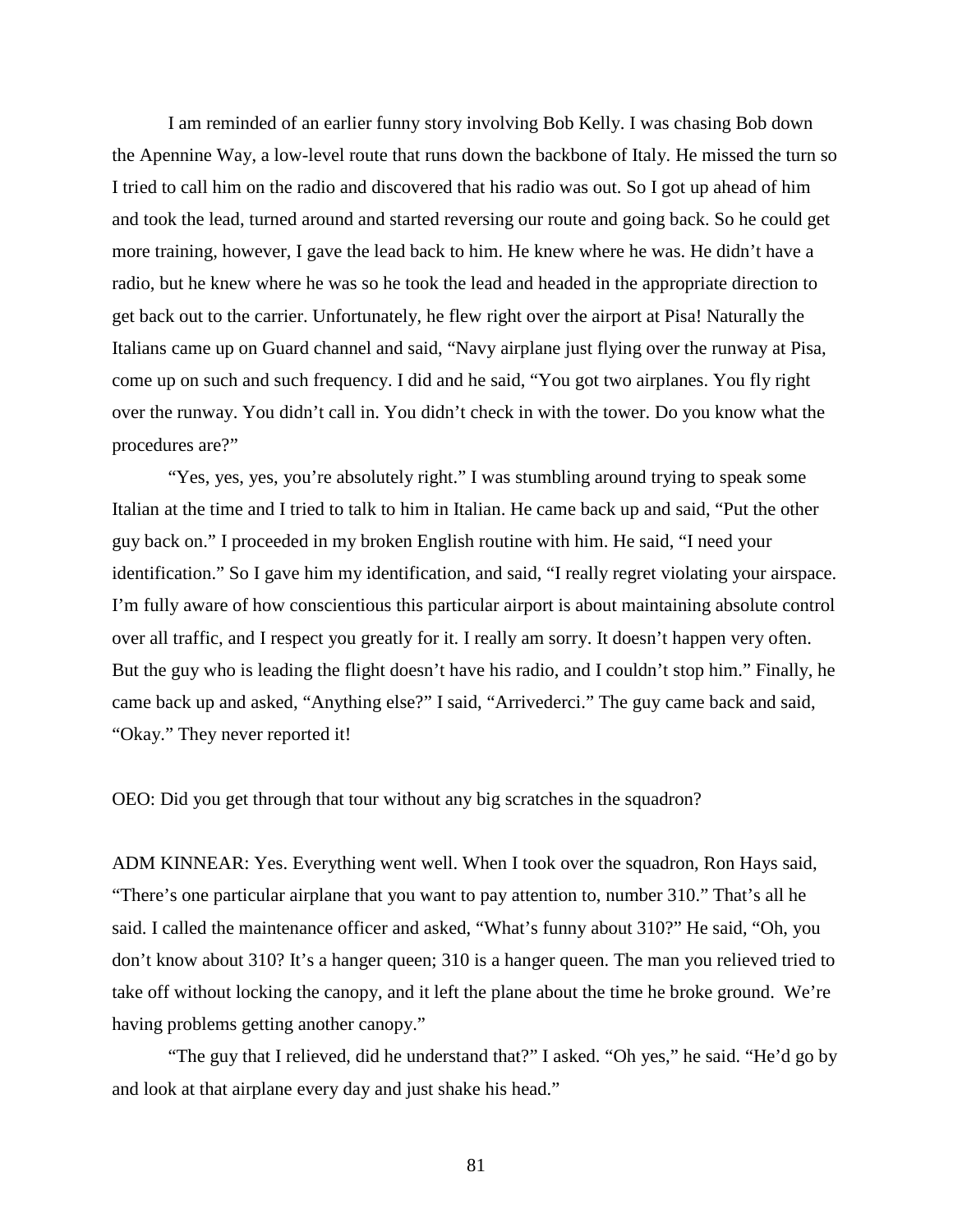I am reminded of an earlier funny story involving Bob Kelly. I was chasing Bob down the Apennine Way, a low-level route that runs down the backbone of Italy. He missed the turn so I tried to call him on the radio and discovered that his radio was out. So I got up ahead of him and took the lead, turned around and started reversing our route and going back. So he could get more training, however, I gave the lead back to him. He knew where he was. He didn't have a radio, but he knew where he was so he took the lead and headed in the appropriate direction to get back out to the carrier. Unfortunately, he flew right over the airport at Pisa! Naturally the Italians came up on Guard channel and said, "Navy airplane just flying over the runway at Pisa, come up on such and such frequency. I did and he said, "You got two airplanes. You fly right over the runway. You didn't call in. You didn't check in with the tower. Do you know what the procedures are?"

"Yes, yes, yes, you're absolutely right." I was stumbling around trying to speak some Italian at the time and I tried to talk to him in Italian. He came back up and said, "Put the other guy back on." I proceeded in my broken English routine with him. He said, "I need your identification." So I gave him my identification, and said, "I really regret violating your airspace. I'm fully aware of how conscientious this particular airport is about maintaining absolute control over all traffic, and I respect you greatly for it. I really am sorry. It doesn't happen very often. But the guy who is leading the flight doesn't have his radio, and I couldn't stop him." Finally, he came back up and asked, "Anything else?" I said, "Arrivederci." The guy came back and said, "Okay." They never reported it!

OEO: Did you get through that tour without any big scratches in the squadron?

ADM KINNEAR: Yes. Everything went well. When I took over the squadron, Ron Hays said, "There's one particular airplane that you want to pay attention to, number 310." That's all he said. I called the maintenance officer and asked, "What's funny about 310?" He said, "Oh, you don't know about 310? It's a hanger queen; 310 is a hanger queen. The man you relieved tried to take off without locking the canopy, and it left the plane about the time he broke ground. We're having problems getting another canopy."

"The guy that I relieved, did he understand that?" I asked. "Oh yes," he said. "He'd go by and look at that airplane every day and just shake his head."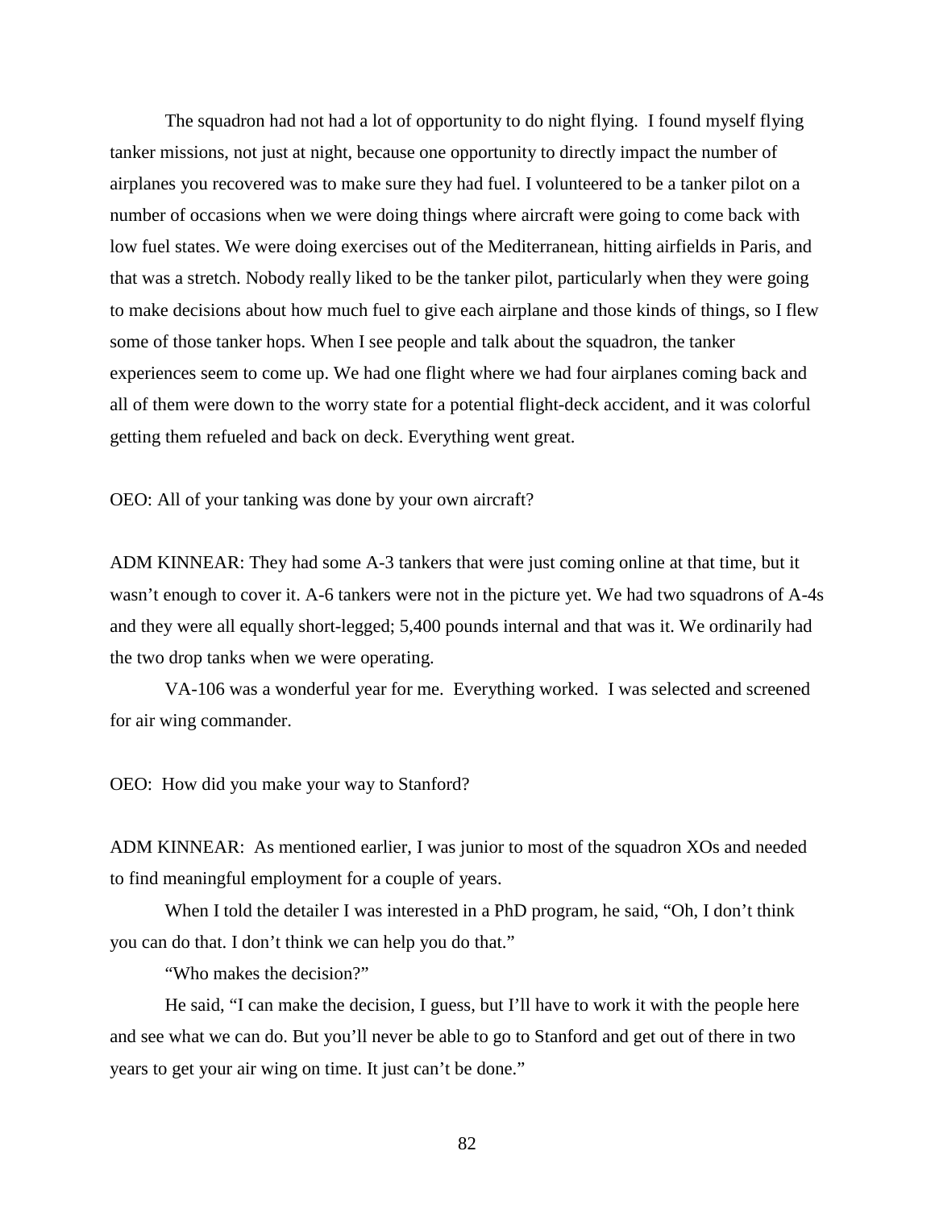The squadron had not had a lot of opportunity to do night flying. I found myself flying tanker missions, not just at night, because one opportunity to directly impact the number of airplanes you recovered was to make sure they had fuel. I volunteered to be a tanker pilot on a number of occasions when we were doing things where aircraft were going to come back with low fuel states. We were doing exercises out of the Mediterranean, hitting airfields in Paris, and that was a stretch. Nobody really liked to be the tanker pilot, particularly when they were going to make decisions about how much fuel to give each airplane and those kinds of things, so I flew some of those tanker hops. When I see people and talk about the squadron, the tanker experiences seem to come up. We had one flight where we had four airplanes coming back and all of them were down to the worry state for a potential flight-deck accident, and it was colorful getting them refueled and back on deck. Everything went great.

OEO: All of your tanking was done by your own aircraft?

ADM KINNEAR: They had some A-3 tankers that were just coming online at that time, but it wasn't enough to cover it. A-6 tankers were not in the picture yet. We had two squadrons of A-4s and they were all equally short-legged; 5,400 pounds internal and that was it. We ordinarily had the two drop tanks when we were operating.

VA-106 was a wonderful year for me. Everything worked. I was selected and screened for air wing commander.

OEO: How did you make your way to Stanford?

ADM KINNEAR: As mentioned earlier, I was junior to most of the squadron XOs and needed to find meaningful employment for a couple of years.

When I told the detailer I was interested in a PhD program, he said, "Oh, I don't think you can do that. I don't think we can help you do that."

"Who makes the decision?"

He said, "I can make the decision, I guess, but I'll have to work it with the people here and see what we can do. But you'll never be able to go to Stanford and get out of there in two years to get your air wing on time. It just can't be done."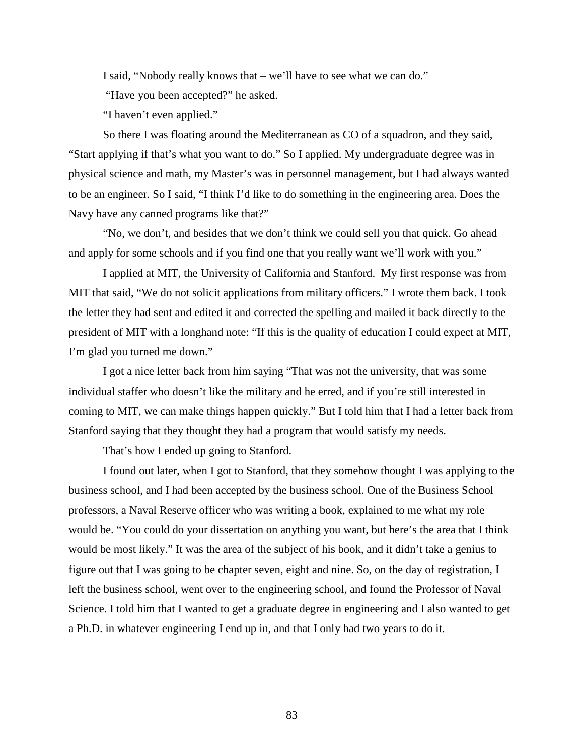I said, "Nobody really knows that – we'll have to see what we can do."

"Have you been accepted?" he asked.

"I haven't even applied."

So there I was floating around the Mediterranean as CO of a squadron, and they said, "Start applying if that's what you want to do." So I applied. My undergraduate degree was in physical science and math, my Master's was in personnel management, but I had always wanted to be an engineer. So I said, "I think I'd like to do something in the engineering area. Does the Navy have any canned programs like that?"

"No, we don't, and besides that we don't think we could sell you that quick. Go ahead and apply for some schools and if you find one that you really want we'll work with you."

I applied at MIT, the University of California and Stanford. My first response was from MIT that said, "We do not solicit applications from military officers." I wrote them back. I took the letter they had sent and edited it and corrected the spelling and mailed it back directly to the president of MIT with a longhand note: "If this is the quality of education I could expect at MIT, I'm glad you turned me down."

I got a nice letter back from him saying "That was not the university, that was some individual staffer who doesn't like the military and he erred, and if you're still interested in coming to MIT, we can make things happen quickly." But I told him that I had a letter back from Stanford saying that they thought they had a program that would satisfy my needs.

That's how I ended up going to Stanford.

I found out later, when I got to Stanford, that they somehow thought I was applying to the business school, and I had been accepted by the business school. One of the Business School professors, a Naval Reserve officer who was writing a book, explained to me what my role would be. "You could do your dissertation on anything you want, but here's the area that I think would be most likely." It was the area of the subject of his book, and it didn't take a genius to figure out that I was going to be chapter seven, eight and nine. So, on the day of registration, I left the business school, went over to the engineering school, and found the Professor of Naval Science. I told him that I wanted to get a graduate degree in engineering and I also wanted to get a Ph.D. in whatever engineering I end up in, and that I only had two years to do it.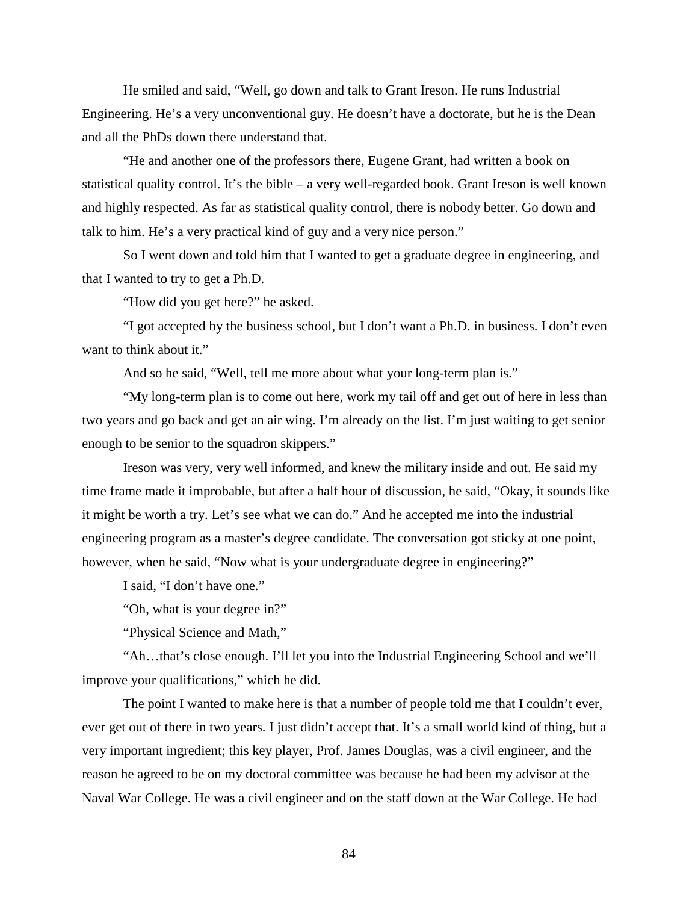He smiled and said, "Well, go down and talk to Grant Ireson. He runs Industrial Engineering. He's a very unconventional guy. He doesn't have a doctorate, but he is the Dean and all the PhDs down there understand that.

"He and another one of the professors there, Eugene Grant, had written a book on statistical quality control. It's the bible – a very well-regarded book. Grant Ireson is well known and highly respected. As far as statistical quality control, there is nobody better. Go down and talk to him. He's a very practical kind of guy and a very nice person."

So I went down and told him that I wanted to get a graduate degree in engineering, and that I wanted to try to get a Ph.D.

"How did you get here?" he asked.

"I got accepted by the business school, but I don't want a Ph.D. in business. I don't even want to think about it."

And so he said, "Well, tell me more about what your long-term plan is."

"My long-term plan is to come out here, work my tail off and get out of here in less than two years and go back and get an air wing. I'm already on the list. I'm just waiting to get senior enough to be senior to the squadron skippers."

Ireson was very, very well informed, and knew the military inside and out. He said my time frame made it improbable, but after a half hour of discussion, he said, "Okay, it sounds like it might be worth a try. Let's see what we can do." And he accepted me into the industrial engineering program as a master's degree candidate. The conversation got sticky at one point, however, when he said, "Now what is your undergraduate degree in engineering?"

I said, "I don't have one."

"Oh, what is your degree in?"

"Physical Science and Math,"

"Ah…that's close enough. I'll let you into the Industrial Engineering School and we'll improve your qualifications," which he did.

The point I wanted to make here is that a number of people told me that I couldn't ever, ever get out of there in two years. I just didn't accept that. It's a small world kind of thing, but a very important ingredient; this key player, Prof. James Douglas, was a civil engineer, and the reason he agreed to be on my doctoral committee was because he had been my advisor at the Naval War College. He was a civil engineer and on the staff down at the War College. He had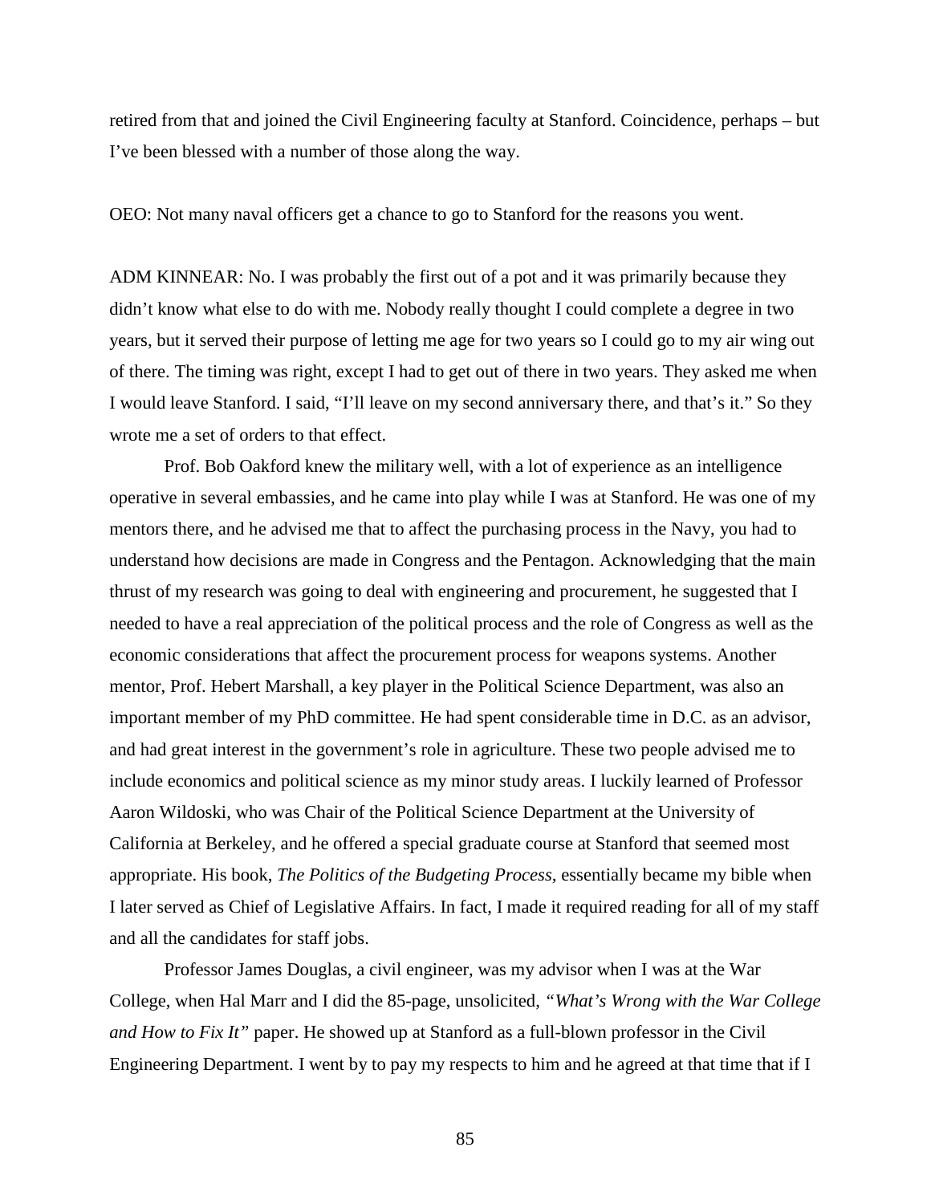retired from that and joined the Civil Engineering faculty at Stanford. Coincidence, perhaps – but I've been blessed with a number of those along the way.

OEO: Not many naval officers get a chance to go to Stanford for the reasons you went.

ADM KINNEAR: No. I was probably the first out of a pot and it was primarily because they didn't know what else to do with me. Nobody really thought I could complete a degree in two years, but it served their purpose of letting me age for two years so I could go to my air wing out of there. The timing was right, except I had to get out of there in two years. They asked me when I would leave Stanford. I said, "I'll leave on my second anniversary there, and that's it." So they wrote me a set of orders to that effect.

Prof. Bob Oakford knew the military well, with a lot of experience as an intelligence operative in several embassies, and he came into play while I was at Stanford. He was one of my mentors there, and he advised me that to affect the purchasing process in the Navy, you had to understand how decisions are made in Congress and the Pentagon. Acknowledging that the main thrust of my research was going to deal with engineering and procurement, he suggested that I needed to have a real appreciation of the political process and the role of Congress as well as the economic considerations that affect the procurement process for weapons systems. Another mentor, Prof. Hebert Marshall, a key player in the Political Science Department, was also an important member of my PhD committee. He had spent considerable time in D.C. as an advisor, and had great interest in the government's role in agriculture. These two people advised me to include economics and political science as my minor study areas. I luckily learned of Professor Aaron Wildoski, who was Chair of the Political Science Department at the University of California at Berkeley, and he offered a special graduate course at Stanford that seemed most appropriate. His book, *The Politics of the Budgeting Process,* essentially became my bible when I later served as Chief of Legislative Affairs. In fact, I made it required reading for all of my staff and all the candidates for staff jobs.

Professor James Douglas, a civil engineer, was my advisor when I was at the War College, when Hal Marr and I did the 85-page, unsolicited, *"What's Wrong with the War College and How to Fix It"* paper. He showed up at Stanford as a full-blown professor in the Civil Engineering Department. I went by to pay my respects to him and he agreed at that time that if I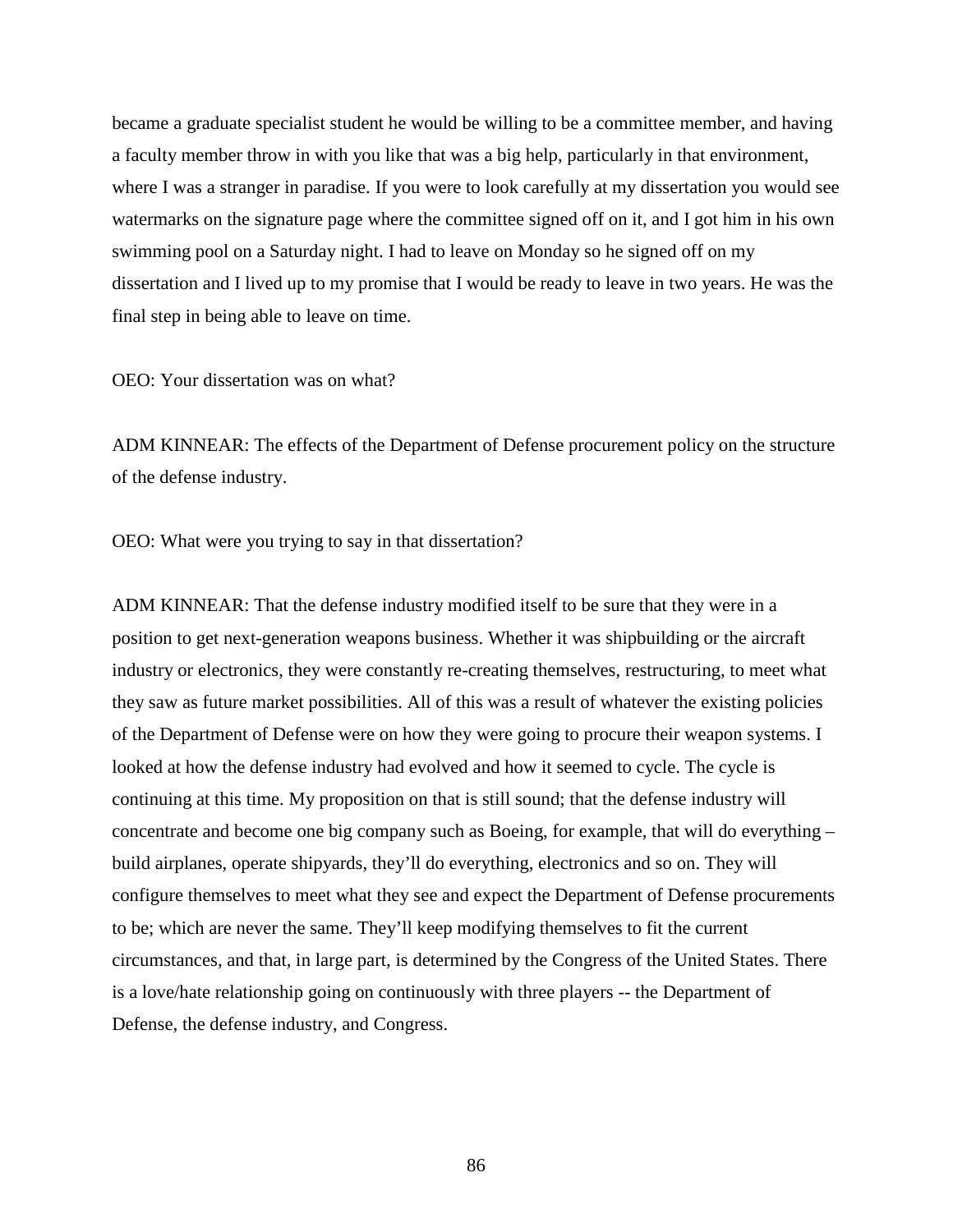became a graduate specialist student he would be willing to be a committee member, and having a faculty member throw in with you like that was a big help, particularly in that environment, where I was a stranger in paradise. If you were to look carefully at my dissertation you would see watermarks on the signature page where the committee signed off on it, and I got him in his own swimming pool on a Saturday night. I had to leave on Monday so he signed off on my dissertation and I lived up to my promise that I would be ready to leave in two years. He was the final step in being able to leave on time.

OEO: Your dissertation was on what?

ADM KINNEAR: The effects of the Department of Defense procurement policy on the structure of the defense industry.

OEO: What were you trying to say in that dissertation?

ADM KINNEAR: That the defense industry modified itself to be sure that they were in a position to get next-generation weapons business. Whether it was shipbuilding or the aircraft industry or electronics, they were constantly re-creating themselves, restructuring, to meet what they saw as future market possibilities. All of this was a result of whatever the existing policies of the Department of Defense were on how they were going to procure their weapon systems. I looked at how the defense industry had evolved and how it seemed to cycle. The cycle is continuing at this time. My proposition on that is still sound; that the defense industry will concentrate and become one big company such as Boeing, for example, that will do everything – build airplanes, operate shipyards, they'll do everything, electronics and so on. They will configure themselves to meet what they see and expect the Department of Defense procurements to be; which are never the same. They'll keep modifying themselves to fit the current circumstances, and that, in large part, is determined by the Congress of the United States. There is a love/hate relationship going on continuously with three players -- the Department of Defense, the defense industry, and Congress.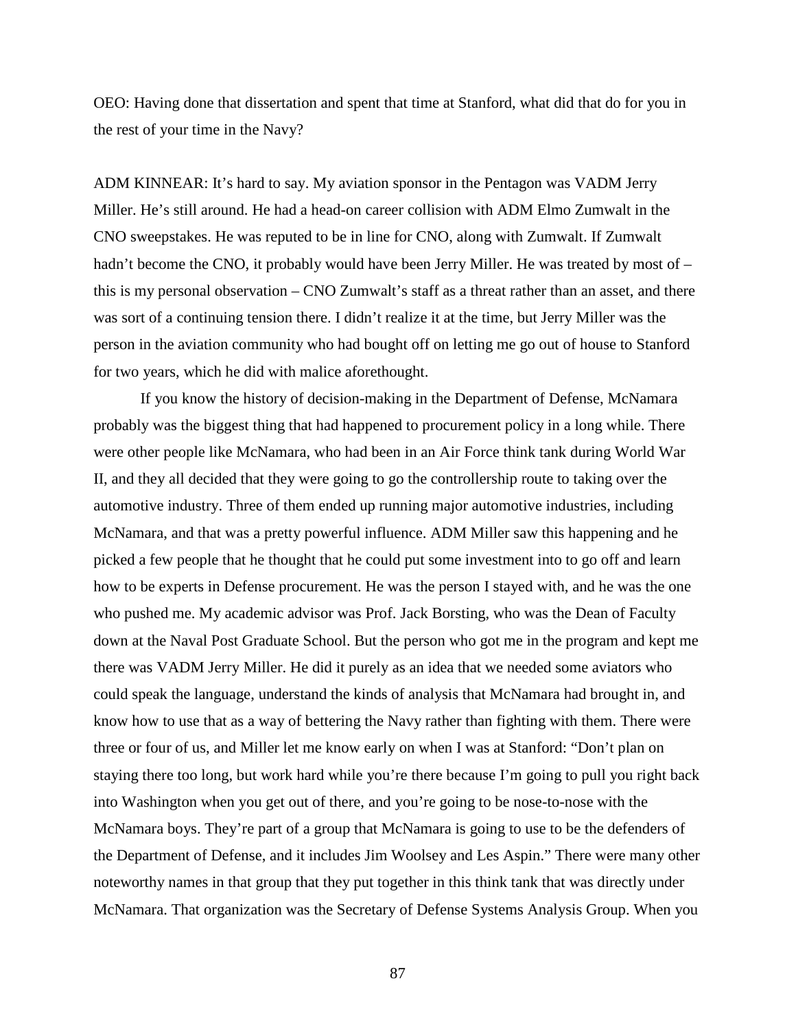OEO: Having done that dissertation and spent that time at Stanford, what did that do for you in the rest of your time in the Navy?

ADM KINNEAR: It's hard to say. My aviation sponsor in the Pentagon was VADM Jerry Miller. He's still around. He had a head-on career collision with ADM Elmo Zumwalt in the CNO sweepstakes. He was reputed to be in line for CNO, along with Zumwalt. If Zumwalt hadn't become the CNO, it probably would have been Jerry Miller. He was treated by most of – this is my personal observation – CNO Zumwalt's staff as a threat rather than an asset, and there was sort of a continuing tension there. I didn't realize it at the time, but Jerry Miller was the person in the aviation community who had bought off on letting me go out of house to Stanford for two years, which he did with malice aforethought.

If you know the history of decision-making in the Department of Defense, McNamara probably was the biggest thing that had happened to procurement policy in a long while. There were other people like McNamara, who had been in an Air Force think tank during World War II, and they all decided that they were going to go the controllership route to taking over the automotive industry. Three of them ended up running major automotive industries, including McNamara, and that was a pretty powerful influence. ADM Miller saw this happening and he picked a few people that he thought that he could put some investment into to go off and learn how to be experts in Defense procurement. He was the person I stayed with, and he was the one who pushed me. My academic advisor was Prof. Jack Borsting, who was the Dean of Faculty down at the Naval Post Graduate School. But the person who got me in the program and kept me there was VADM Jerry Miller. He did it purely as an idea that we needed some aviators who could speak the language, understand the kinds of analysis that McNamara had brought in, and know how to use that as a way of bettering the Navy rather than fighting with them. There were three or four of us, and Miller let me know early on when I was at Stanford: "Don't plan on staying there too long, but work hard while you're there because I'm going to pull you right back into Washington when you get out of there, and you're going to be nose-to-nose with the McNamara boys. They're part of a group that McNamara is going to use to be the defenders of the Department of Defense, and it includes Jim Woolsey and Les Aspin." There were many other noteworthy names in that group that they put together in this think tank that was directly under McNamara. That organization was the Secretary of Defense Systems Analysis Group. When you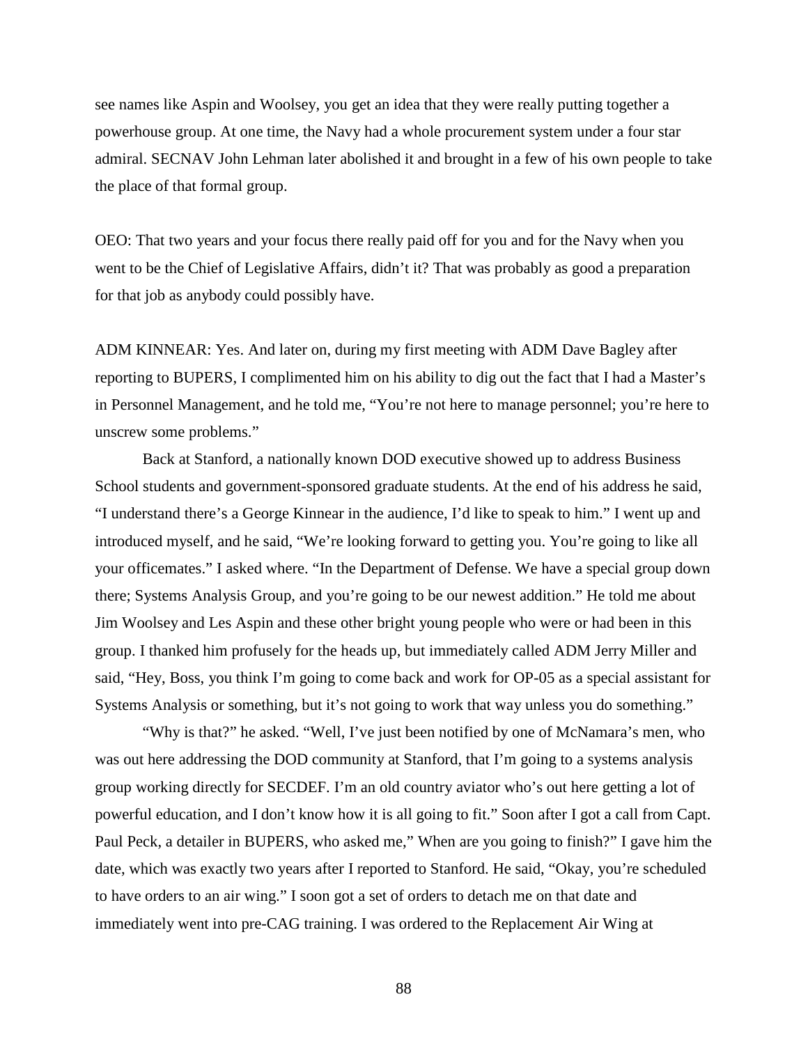see names like Aspin and Woolsey, you get an idea that they were really putting together a powerhouse group. At one time, the Navy had a whole procurement system under a four star admiral. SECNAV John Lehman later abolished it and brought in a few of his own people to take the place of that formal group.

OEO: That two years and your focus there really paid off for you and for the Navy when you went to be the Chief of Legislative Affairs, didn't it? That was probably as good a preparation for that job as anybody could possibly have.

ADM KINNEAR: Yes. And later on, during my first meeting with ADM Dave Bagley after reporting to BUPERS, I complimented him on his ability to dig out the fact that I had a Master's in Personnel Management, and he told me, "You're not here to manage personnel; you're here to unscrew some problems."

Back at Stanford, a nationally known DOD executive showed up to address Business School students and government-sponsored graduate students. At the end of his address he said, "I understand there's a George Kinnear in the audience, I'd like to speak to him." I went up and introduced myself, and he said, "We're looking forward to getting you. You're going to like all your officemates." I asked where. "In the Department of Defense. We have a special group down there; Systems Analysis Group, and you're going to be our newest addition." He told me about Jim Woolsey and Les Aspin and these other bright young people who were or had been in this group. I thanked him profusely for the heads up, but immediately called ADM Jerry Miller and said, "Hey, Boss, you think I'm going to come back and work for OP-05 as a special assistant for Systems Analysis or something, but it's not going to work that way unless you do something."

"Why is that?" he asked. "Well, I've just been notified by one of McNamara's men, who was out here addressing the DOD community at Stanford, that I'm going to a systems analysis group working directly for SECDEF. I'm an old country aviator who's out here getting a lot of powerful education, and I don't know how it is all going to fit." Soon after I got a call from Capt. Paul Peck, a detailer in BUPERS, who asked me," When are you going to finish?" I gave him the date, which was exactly two years after I reported to Stanford. He said, "Okay, you're scheduled to have orders to an air wing." I soon got a set of orders to detach me on that date and immediately went into pre-CAG training. I was ordered to the Replacement Air Wing at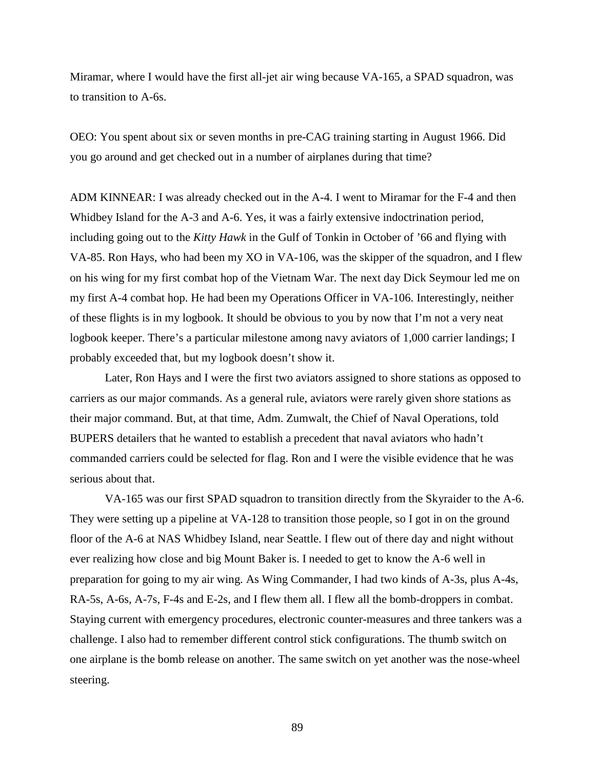Miramar, where I would have the first all-jet air wing because VA-165, a SPAD squadron, was to transition to A-6s.

OEO: You spent about six or seven months in pre-CAG training starting in August 1966. Did you go around and get checked out in a number of airplanes during that time?

ADM KINNEAR: I was already checked out in the A-4. I went to Miramar for the F-4 and then Whidbey Island for the A-3 and A-6. Yes, it was a fairly extensive indoctrination period, including going out to the *Kitty Hawk* in the Gulf of Tonkin in October of ’66 and flying with VA-85. Ron Hays, who had been my XO in VA-106, was the skipper of the squadron, and I flew on his wing for my first combat hop of the Vietnam War. The next day Dick Seymour led me on my first A-4 combat hop. He had been my Operations Officer in VA-106. Interestingly, neither of these flights is in my logbook. It should be obvious to you by now that I’m not a very neat logbook keeper. There’s a particular milestone among navy aviators of 1,000 carrier landings; I probably exceeded that, but my logbook doesn’t show it.

Later, Ron Hays and I were the first two aviators assigned to shore stations as opposed to carriers as our major commands. As a general rule, aviators were rarely given shore stations as their major command. But, at that time, Adm. Zumwalt, the Chief of Naval Operations, told BUPERS detailers that he wanted to establish a precedent that naval aviators who hadn’t commanded carriers could be selected for flag. Ron and I were the visible evidence that he was serious about that.

VA-165 was our first SPAD squadron to transition directly from the Skyraider to the A-6. They were setting up a pipeline at VA-128 to transition those people, so I got in on the ground floor of the A-6 at NAS Whidbey Island, near Seattle. I flew out of there day and night without ever realizing how close and big Mount Baker is. I needed to get to know the A-6 well in preparation for going to my air wing. As Wing Commander, I had two kinds of A-3s, plus A-4s, RA-5s, A-6s, A-7s, F-4s and E-2s, and I flew them all. I flew all the bomb-droppers in combat. Staying current with emergency procedures, electronic counter-measures and three tankers was a challenge. I also had to remember different control stick configurations. The thumb switch on one airplane is the bomb release on another. The same switch on yet another was the nose-wheel steering.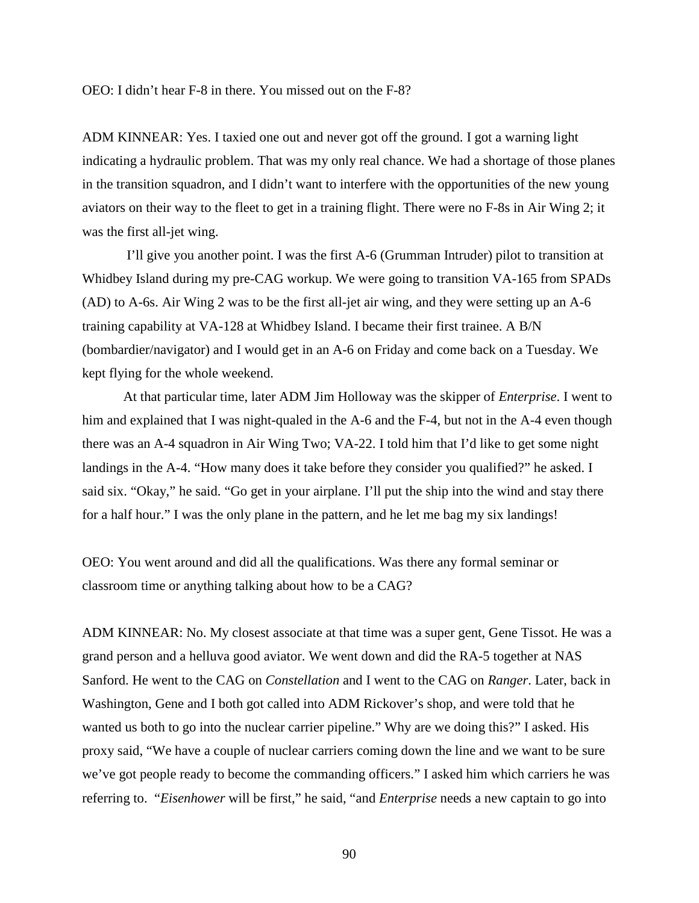OEO: I didn't hear F-8 in there. You missed out on the F-8?

ADM KINNEAR: Yes. I taxied one out and never got off the ground. I got a warning light indicating a hydraulic problem. That was my only real chance. We had a shortage of those planes in the transition squadron, and I didn't want to interfere with the opportunities of the new young aviators on their way to the fleet to get in a training flight. There were no F-8s in Air Wing 2; it was the first all-jet wing.

I'll give you another point. I was the first A-6 (Grumman Intruder) pilot to transition at Whidbey Island during my pre-CAG workup. We were going to transition VA-165 from SPADs (AD) to A-6s. Air Wing 2 was to be the first all-jet air wing, and they were setting up an A-6 training capability at VA-128 at Whidbey Island. I became their first trainee. A B/N (bombardier/navigator) and I would get in an A-6 on Friday and come back on a Tuesday. We kept flying for the whole weekend.

At that particular time, later ADM Jim Holloway was the skipper of *Enterprise*. I went to him and explained that I was night-qualed in the A-6 and the F-4, but not in the A-4 even though there was an A-4 squadron in Air Wing Two; VA-22. I told him that I'd like to get some night landings in the A-4. "How many does it take before they consider you qualified?" he asked. I said six. "Okay," he said. "Go get in your airplane. I'll put the ship into the wind and stay there for a half hour." I was the only plane in the pattern, and he let me bag my six landings!

OEO: You went around and did all the qualifications. Was there any formal seminar or classroom time or anything talking about how to be a CAG?

ADM KINNEAR: No. My closest associate at that time was a super gent, Gene Tissot. He was a grand person and a helluva good aviator. We went down and did the RA-5 together at NAS Sanford. He went to the CAG on *Constellation* and I went to the CAG on *Ranger*. Later, back in Washington, Gene and I both got called into ADM Rickover's shop, and were told that he wanted us both to go into the nuclear carrier pipeline." Why are we doing this?" I asked. His proxy said, "We have a couple of nuclear carriers coming down the line and we want to be sure we've got people ready to become the commanding officers." I asked him which carriers he was referring to. "*Eisenhower* will be first," he said, "and *Enterprise* needs a new captain to go into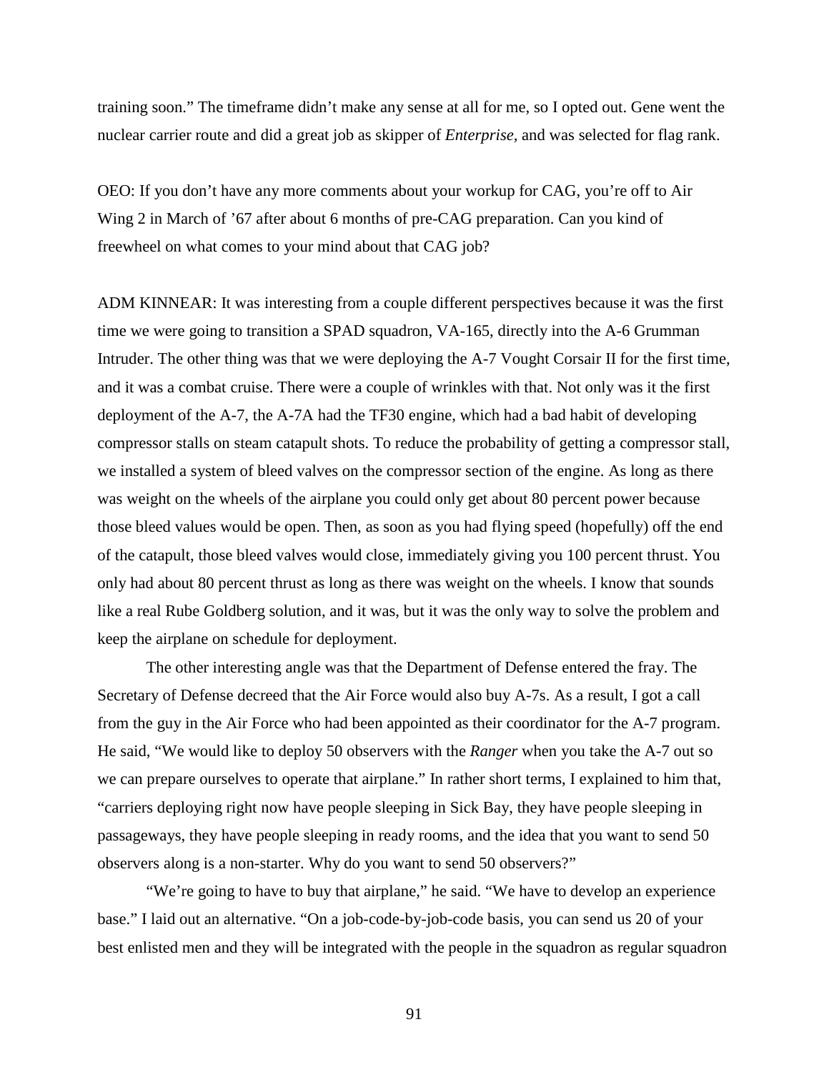training soon." The timeframe didn't make any sense at all for me, so I opted out. Gene went the nuclear carrier route and did a great job as skipper of *Enterprise*, and was selected for flag rank.

OEO: If you don't have any more comments about your workup for CAG, you're off to Air Wing 2 in March of '67 after about 6 months of pre-CAG preparation. Can you kind of freewheel on what comes to your mind about that CAG job?

ADM KINNEAR: It was interesting from a couple different perspectives because it was the first time we were going to transition a SPAD squadron, VA-165, directly into the A-6 Grumman Intruder. The other thing was that we were deploying the A-7 Vought Corsair II for the first time, and it was a combat cruise. There were a couple of wrinkles with that. Not only was it the first deployment of the A-7, the A-7A had the TF30 engine, which had a bad habit of developing compressor stalls on steam catapult shots. To reduce the probability of getting a compressor stall, we installed a system of bleed valves on the compressor section of the engine. As long as there was weight on the wheels of the airplane you could only get about 80 percent power because those bleed values would be open. Then, as soon as you had flying speed (hopefully) off the end of the catapult, those bleed valves would close, immediately giving you 100 percent thrust. You only had about 80 percent thrust as long as there was weight on the wheels. I know that sounds like a real Rube Goldberg solution, and it was, but it was the only way to solve the problem and keep the airplane on schedule for deployment.

The other interesting angle was that the Department of Defense entered the fray. The Secretary of Defense decreed that the Air Force would also buy A-7s. As a result, I got a call from the guy in the Air Force who had been appointed as their coordinator for the A-7 program. He said, "We would like to deploy 50 observers with the *Ranger* when you take the A-7 out so we can prepare ourselves to operate that airplane." In rather short terms, I explained to him that, "carriers deploying right now have people sleeping in Sick Bay, they have people sleeping in passageways, they have people sleeping in ready rooms, and the idea that you want to send 50 observers along is a non-starter. Why do you want to send 50 observers?"

"We're going to have to buy that airplane," he said. "We have to develop an experience base." I laid out an alternative. "On a job-code-by-job-code basis, you can send us 20 of your best enlisted men and they will be integrated with the people in the squadron as regular squadron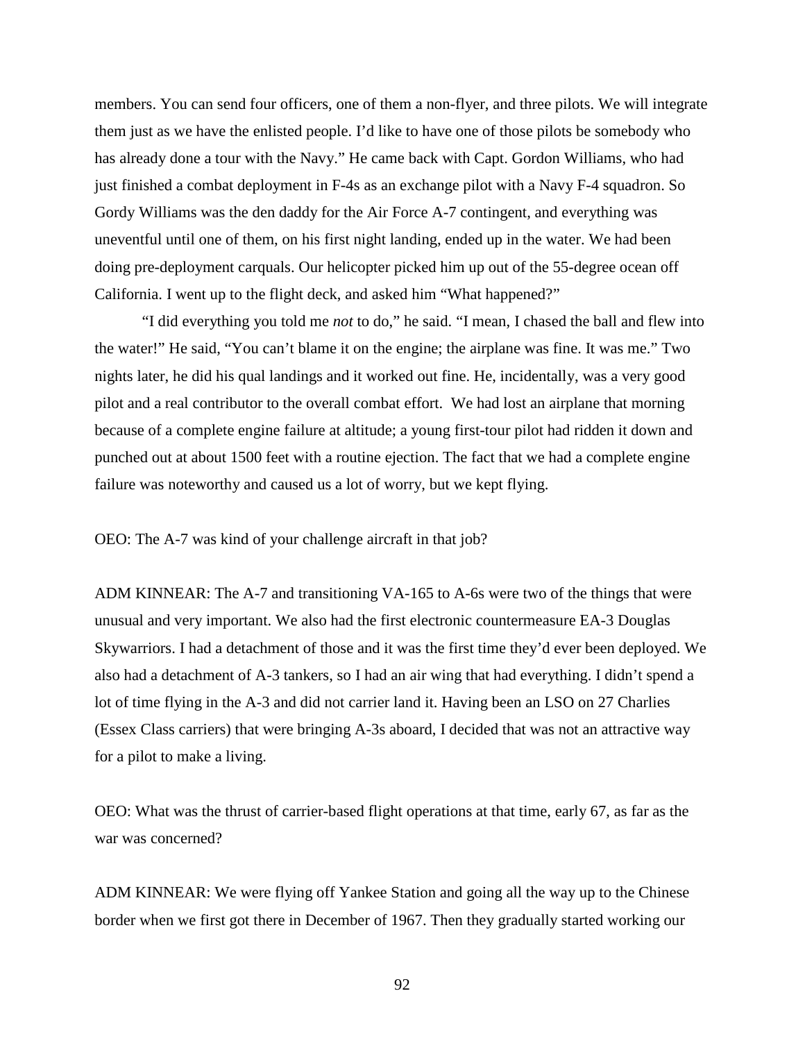members. You can send four officers, one of them a non-flyer, and three pilots. We will integrate them just as we have the enlisted people. I'd like to have one of those pilots be somebody who has already done a tour with the Navy." He came back with Capt. Gordon Williams, who had just finished a combat deployment in F-4s as an exchange pilot with a Navy F-4 squadron. So Gordy Williams was the den daddy for the Air Force A-7 contingent, and everything was uneventful until one of them, on his first night landing, ended up in the water. We had been doing pre-deployment carquals. Our helicopter picked him up out of the 55-degree ocean off California. I went up to the flight deck, and asked him "What happened?"

"I did everything you told me *not* to do," he said. "I mean, I chased the ball and flew into the water!" He said, "You can't blame it on the engine; the airplane was fine. It was me." Two nights later, he did his qual landings and it worked out fine. He, incidentally, was a very good pilot and a real contributor to the overall combat effort. We had lost an airplane that morning because of a complete engine failure at altitude; a young first-tour pilot had ridden it down and punched out at about 1500 feet with a routine ejection. The fact that we had a complete engine failure was noteworthy and caused us a lot of worry, but we kept flying.

OEO: The A-7 was kind of your challenge aircraft in that job?

ADM KINNEAR: The A-7 and transitioning VA-165 to A-6s were two of the things that were unusual and very important. We also had the first electronic countermeasure EA-3 Douglas Skywarriors. I had a detachment of those and it was the first time they'd ever been deployed. We also had a detachment of A-3 tankers, so I had an air wing that had everything. I didn't spend a lot of time flying in the A-3 and did not carrier land it. Having been an LSO on 27 Charlies (Essex Class carriers) that were bringing A-3s aboard, I decided that was not an attractive way for a pilot to make a living.

OEO: What was the thrust of carrier-based flight operations at that time, early 67, as far as the war was concerned?

ADM KINNEAR: We were flying off Yankee Station and going all the way up to the Chinese border when we first got there in December of 1967. Then they gradually started working our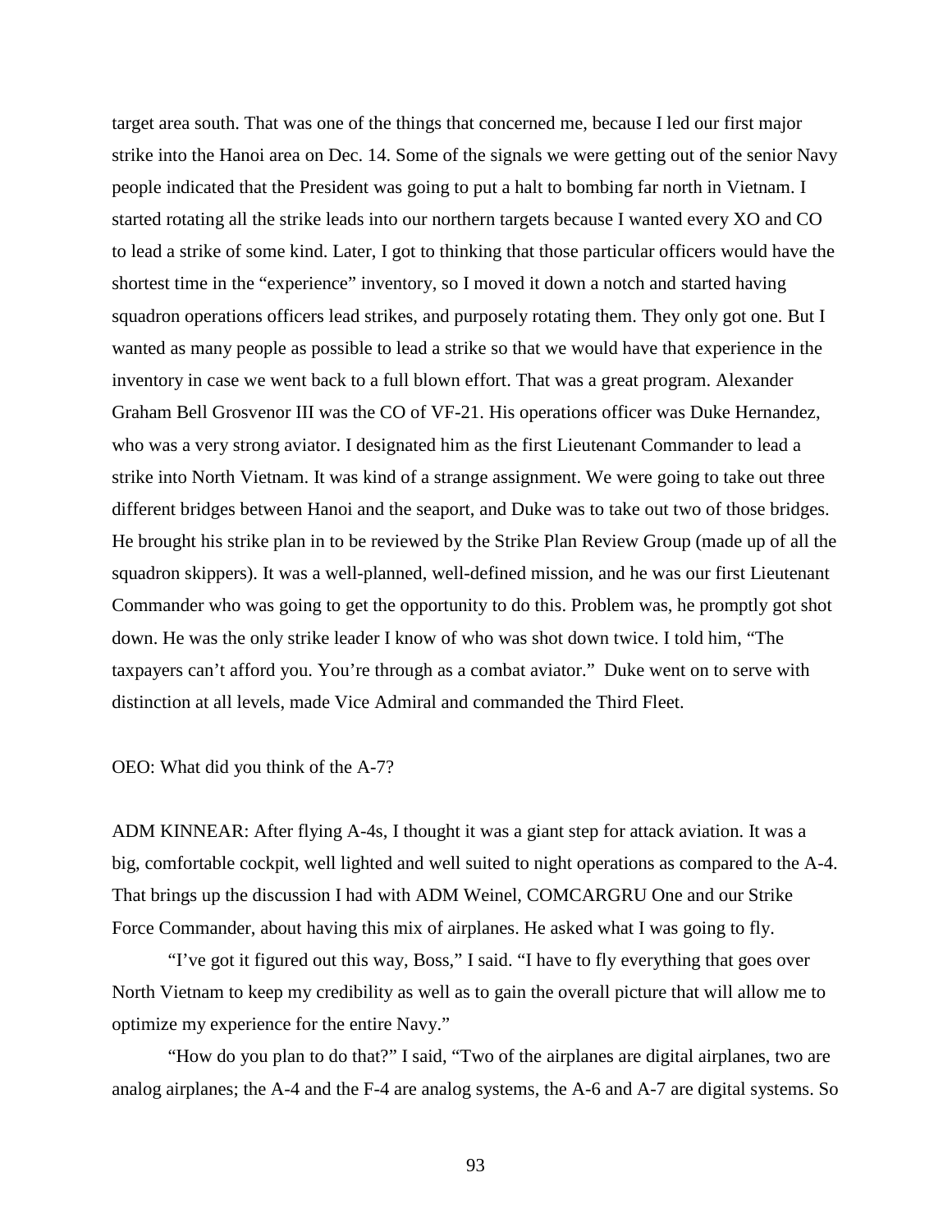target area south. That was one of the things that concerned me, because I led our first major strike into the Hanoi area on Dec. 14. Some of the signals we were getting out of the senior Navy people indicated that the President was going to put a halt to bombing far north in Vietnam. I started rotating all the strike leads into our northern targets because I wanted every XO and CO to lead a strike of some kind. Later, I got to thinking that those particular officers would have the shortest time in the "experience" inventory, so I moved it down a notch and started having squadron operations officers lead strikes, and purposely rotating them. They only got one. But I wanted as many people as possible to lead a strike so that we would have that experience in the inventory in case we went back to a full blown effort. That was a great program. Alexander Graham Bell Grosvenor III was the CO of VF-21. His operations officer was Duke Hernandez, who was a very strong aviator. I designated him as the first Lieutenant Commander to lead a strike into North Vietnam. It was kind of a strange assignment. We were going to take out three different bridges between Hanoi and the seaport, and Duke was to take out two of those bridges. He brought his strike plan in to be reviewed by the Strike Plan Review Group (made up of all the squadron skippers). It was a well-planned, well-defined mission, and he was our first Lieutenant Commander who was going to get the opportunity to do this. Problem was, he promptly got shot down. He was the only strike leader I know of who was shot down twice. I told him, "The taxpayers can't afford you. You're through as a combat aviator." Duke went on to serve with distinction at all levels, made Vice Admiral and commanded the Third Fleet.

OEO: What did you think of the A-7?

ADM KINNEAR: After flying A-4s, I thought it was a giant step for attack aviation. It was a big, comfortable cockpit, well lighted and well suited to night operations as compared to the A-4. That brings up the discussion I had with ADM Weinel, COMCARGRU One and our Strike Force Commander, about having this mix of airplanes. He asked what I was going to fly.

"I've got it figured out this way, Boss," I said. "I have to fly everything that goes over North Vietnam to keep my credibility as well as to gain the overall picture that will allow me to optimize my experience for the entire Navy."

"How do you plan to do that?" I said, "Two of the airplanes are digital airplanes, two are analog airplanes; the A-4 and the F-4 are analog systems, the A-6 and A-7 are digital systems. So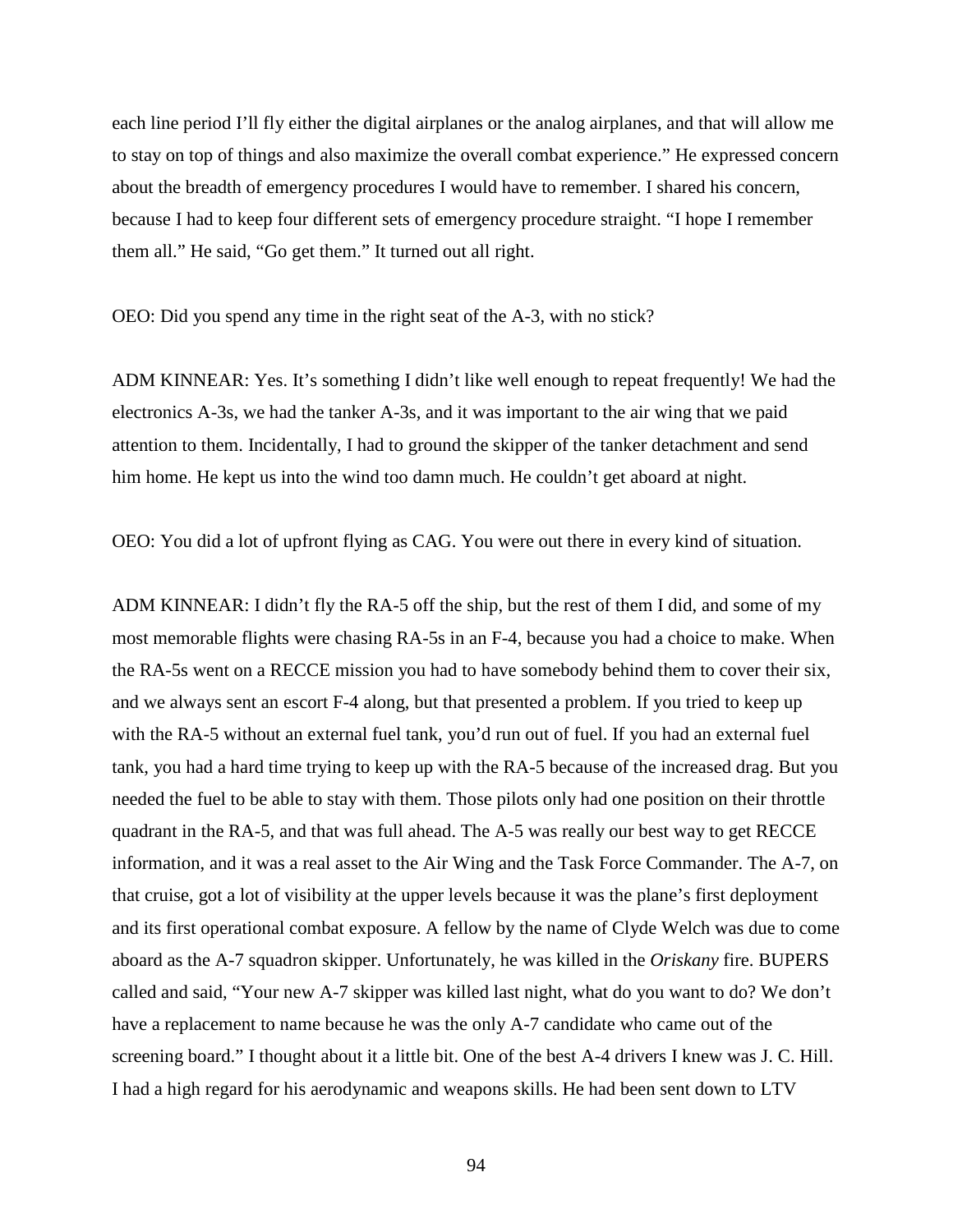each line period I'll fly either the digital airplanes or the analog airplanes, and that will allow me to stay on top of things and also maximize the overall combat experience." He expressed concern about the breadth of emergency procedures I would have to remember. I shared his concern, because I had to keep four different sets of emergency procedure straight. "I hope I remember them all." He said, "Go get them." It turned out all right.

OEO: Did you spend any time in the right seat of the A-3, with no stick?

ADM KINNEAR: Yes. It's something I didn't like well enough to repeat frequently! We had the electronics A-3s, we had the tanker A-3s, and it was important to the air wing that we paid attention to them. Incidentally, I had to ground the skipper of the tanker detachment and send him home. He kept us into the wind too damn much. He couldn't get aboard at night.

OEO: You did a lot of upfront flying as CAG. You were out there in every kind of situation.

ADM KINNEAR: I didn't fly the RA-5 off the ship, but the rest of them I did, and some of my most memorable flights were chasing RA-5s in an F-4, because you had a choice to make. When the RA-5s went on a RECCE mission you had to have somebody behind them to cover their six, and we always sent an escort F-4 along, but that presented a problem. If you tried to keep up with the RA-5 without an external fuel tank, you'd run out of fuel. If you had an external fuel tank, you had a hard time trying to keep up with the RA-5 because of the increased drag. But you needed the fuel to be able to stay with them. Those pilots only had one position on their throttle quadrant in the RA-5, and that was full ahead. The A-5 was really our best way to get RECCE information, and it was a real asset to the Air Wing and the Task Force Commander. The A-7, on that cruise, got a lot of visibility at the upper levels because it was the plane's first deployment and its first operational combat exposure. A fellow by the name of Clyde Welch was due to come aboard as the A-7 squadron skipper. Unfortunately, he was killed in the *Oriskany* fire. BUPERS called and said, "Your new A-7 skipper was killed last night, what do you want to do? We don't have a replacement to name because he was the only A-7 candidate who came out of the screening board." I thought about it a little bit. One of the best A-4 drivers I knew was J. C. Hill. I had a high regard for his aerodynamic and weapons skills. He had been sent down to LTV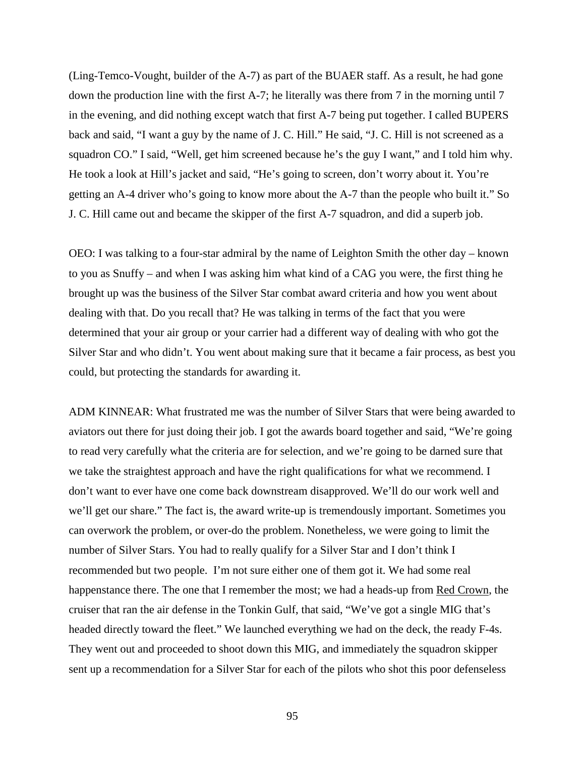(Ling-Temco-Vought, builder of the A-7) as part of the BUAER staff. As a result, he had gone down the production line with the first A-7; he literally was there from 7 in the morning until 7 in the evening, and did nothing except watch that first A-7 being put together. I called BUPERS back and said, "I want a guy by the name of J. C. Hill." He said, "J. C. Hill is not screened as a squadron CO." I said, "Well, get him screened because he's the guy I want," and I told him why. He took a look at Hill's jacket and said, "He's going to screen, don't worry about it. You're getting an A-4 driver who's going to know more about the A-7 than the people who built it." So J. C. Hill came out and became the skipper of the first A-7 squadron, and did a superb job.

OEO: I was talking to a four-star admiral by the name of Leighton Smith the other day – known to you as Snuffy – and when I was asking him what kind of a CAG you were, the first thing he brought up was the business of the Silver Star combat award criteria and how you went about dealing with that. Do you recall that? He was talking in terms of the fact that you were determined that your air group or your carrier had a different way of dealing with who got the Silver Star and who didn't. You went about making sure that it became a fair process, as best you could, but protecting the standards for awarding it.

ADM KINNEAR: What frustrated me was the number of Silver Stars that were being awarded to aviators out there for just doing their job. I got the awards board together and said, "We're going to read very carefully what the criteria are for selection, and we're going to be darned sure that we take the straightest approach and have the right qualifications for what we recommend. I don't want to ever have one come back downstream disapproved. We'll do our work well and we'll get our share." The fact is, the award write-up is tremendously important. Sometimes you can overwork the problem, or over-do the problem. Nonetheless, we were going to limit the number of Silver Stars. You had to really qualify for a Silver Star and I don't think I recommended but two people. I'm not sure either one of them got it. We had some real happenstance there. The one that I remember the most; we had a heads-up from Red Crown, the cruiser that ran the air defense in the Tonkin Gulf, that said, "We've got a single MIG that's headed directly toward the fleet." We launched everything we had on the deck, the ready F-4s. They went out and proceeded to shoot down this MIG, and immediately the squadron skipper sent up a recommendation for a Silver Star for each of the pilots who shot this poor defenseless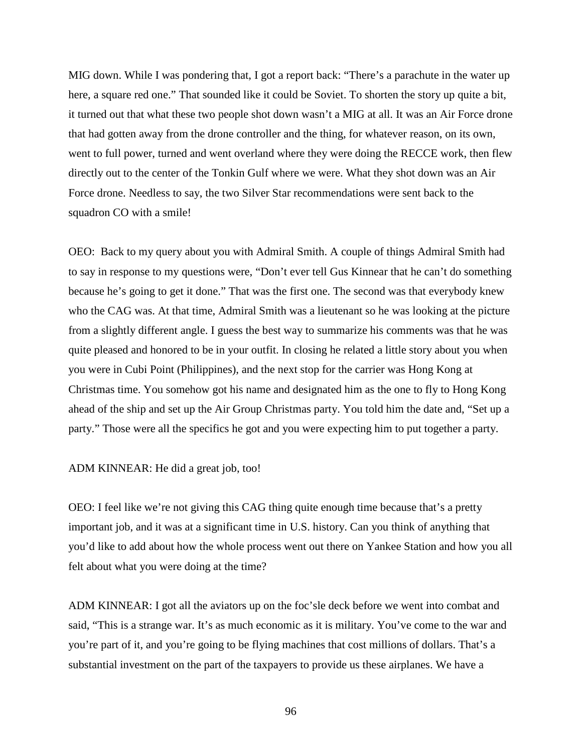MIG down. While I was pondering that, I got a report back: "There's a parachute in the water up here, a square red one." That sounded like it could be Soviet. To shorten the story up quite a bit, it turned out that what these two people shot down wasn't a MIG at all. It was an Air Force drone that had gotten away from the drone controller and the thing, for whatever reason, on its own, went to full power, turned and went overland where they were doing the RECCE work, then flew directly out to the center of the Tonkin Gulf where we were. What they shot down was an Air Force drone. Needless to say, the two Silver Star recommendations were sent back to the squadron CO with a smile!

OEO: Back to my query about you with Admiral Smith. A couple of things Admiral Smith had to say in response to my questions were, "Don't ever tell Gus Kinnear that he can't do something because he's going to get it done." That was the first one. The second was that everybody knew who the CAG was. At that time, Admiral Smith was a lieutenant so he was looking at the picture from a slightly different angle. I guess the best way to summarize his comments was that he was quite pleased and honored to be in your outfit. In closing he related a little story about you when you were in Cubi Point (Philippines), and the next stop for the carrier was Hong Kong at Christmas time. You somehow got his name and designated him as the one to fly to Hong Kong ahead of the ship and set up the Air Group Christmas party. You told him the date and, "Set up a party." Those were all the specifics he got and you were expecting him to put together a party.

ADM KINNEAR: He did a great job, too!

OEO: I feel like we're not giving this CAG thing quite enough time because that's a pretty important job, and it was at a significant time in U.S. history. Can you think of anything that you'd like to add about how the whole process went out there on Yankee Station and how you all felt about what you were doing at the time?

ADM KINNEAR: I got all the aviators up on the foc'sle deck before we went into combat and said, "This is a strange war. It's as much economic as it is military. You've come to the war and you're part of it, and you're going to be flying machines that cost millions of dollars. That's a substantial investment on the part of the taxpayers to provide us these airplanes. We have a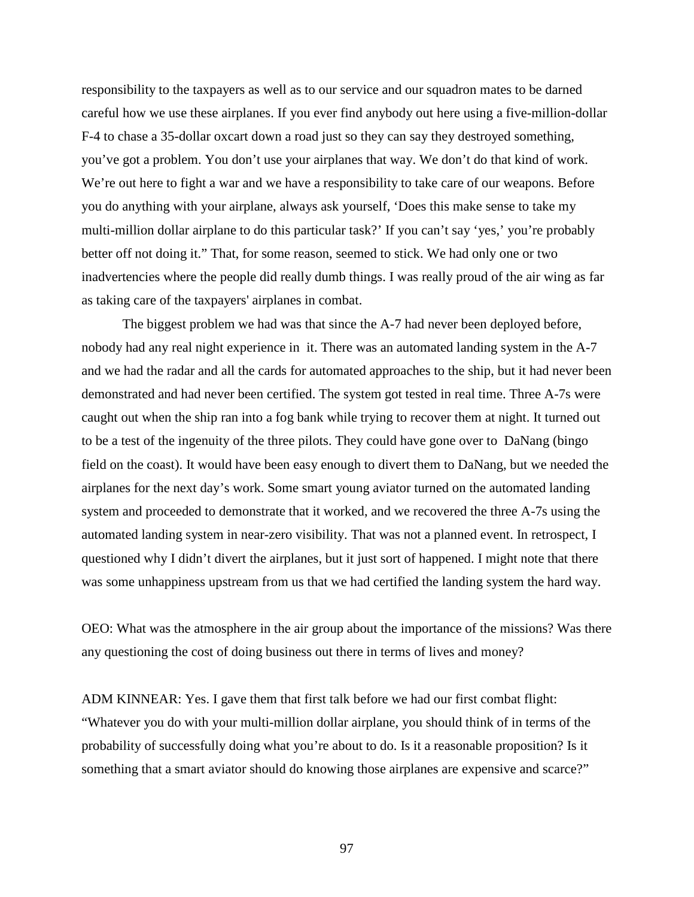responsibility to the taxpayers as well as to our service and our squadron mates to be darned careful how we use these airplanes. If you ever find anybody out here using a five-million-dollar F-4 to chase a 35-dollar oxcart down a road just so they can say they destroyed something, you've got a problem. You don't use your airplanes that way. We don't do that kind of work. We're out here to fight a war and we have a responsibility to take care of our weapons. Before you do anything with your airplane, always ask yourself, 'Does this make sense to take my multi-million dollar airplane to do this particular task?' If you can't say 'yes,' you're probably better off not doing it." That, for some reason, seemed to stick. We had only one or two inadvertencies where the people did really dumb things. I was really proud of the air wing as far as taking care of the taxpayers' airplanes in combat.

The biggest problem we had was that since the A-7 had never been deployed before, nobody had any real night experience in it. There was an automated landing system in the A-7 and we had the radar and all the cards for automated approaches to the ship, but it had never been demonstrated and had never been certified. The system got tested in real time. Three A-7s were caught out when the ship ran into a fog bank while trying to recover them at night. It turned out to be a test of the ingenuity of the three pilots. They could have gone over to DaNang (bingo field on the coast). It would have been easy enough to divert them to DaNang, but we needed the airplanes for the next day's work. Some smart young aviator turned on the automated landing system and proceeded to demonstrate that it worked, and we recovered the three A-7s using the automated landing system in near-zero visibility. That was not a planned event. In retrospect, I questioned why I didn't divert the airplanes, but it just sort of happened. I might note that there was some unhappiness upstream from us that we had certified the landing system the hard way.

OEO: What was the atmosphere in the air group about the importance of the missions? Was there any questioning the cost of doing business out there in terms of lives and money?

ADM KINNEAR: Yes. I gave them that first talk before we had our first combat flight: "Whatever you do with your multi-million dollar airplane, you should think of in terms of the probability of successfully doing what you're about to do. Is it a reasonable proposition? Is it something that a smart aviator should do knowing those airplanes are expensive and scarce?"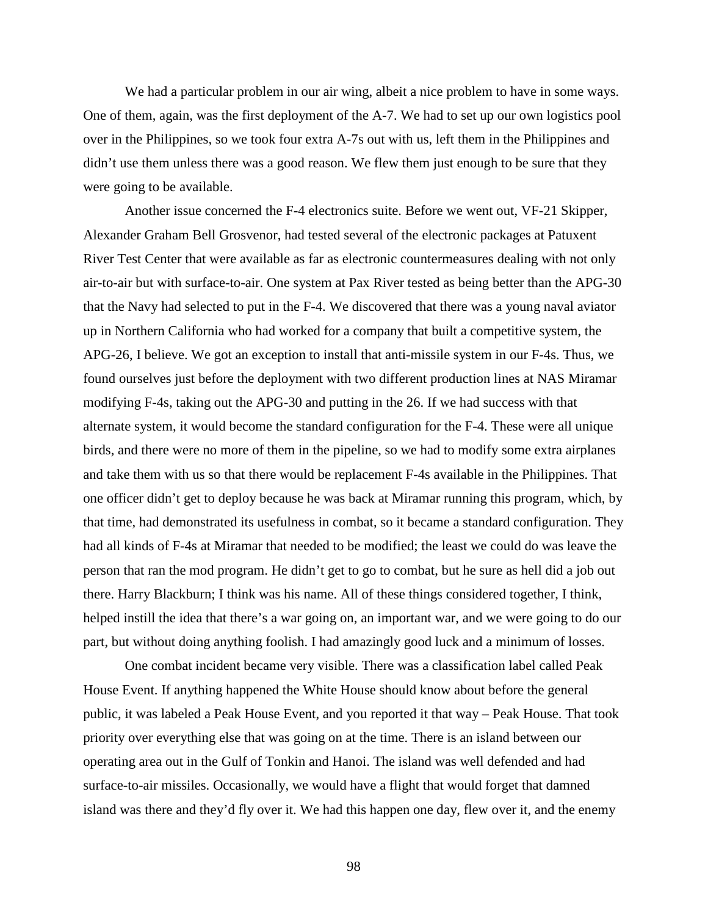We had a particular problem in our air wing, albeit a nice problem to have in some ways. One of them, again, was the first deployment of the A-7. We had to set up our own logistics pool over in the Philippines, so we took four extra A-7s out with us, left them in the Philippines and didn't use them unless there was a good reason. We flew them just enough to be sure that they were going to be available.

Another issue concerned the F-4 electronics suite. Before we went out, VF-21 Skipper, Alexander Graham Bell Grosvenor, had tested several of the electronic packages at Patuxent River Test Center that were available as far as electronic countermeasures dealing with not only air-to-air but with surface-to-air. One system at Pax River tested as being better than the APG-30 that the Navy had selected to put in the F-4. We discovered that there was a young naval aviator up in Northern California who had worked for a company that built a competitive system, the APG-26, I believe. We got an exception to install that anti-missile system in our F-4s. Thus, we found ourselves just before the deployment with two different production lines at NAS Miramar modifying F-4s, taking out the APG-30 and putting in the 26. If we had success with that alternate system, it would become the standard configuration for the F-4. These were all unique birds, and there were no more of them in the pipeline, so we had to modify some extra airplanes and take them with us so that there would be replacement F-4s available in the Philippines. That one officer didn't get to deploy because he was back at Miramar running this program, which, by that time, had demonstrated its usefulness in combat, so it became a standard configuration. They had all kinds of F-4s at Miramar that needed to be modified; the least we could do was leave the person that ran the mod program. He didn't get to go to combat, but he sure as hell did a job out there. Harry Blackburn; I think was his name. All of these things considered together, I think, helped instill the idea that there's a war going on, an important war, and we were going to do our part, but without doing anything foolish. I had amazingly good luck and a minimum of losses.

One combat incident became very visible. There was a classification label called Peak House Event. If anything happened the White House should know about before the general public, it was labeled a Peak House Event, and you reported it that way – Peak House. That took priority over everything else that was going on at the time. There is an island between our operating area out in the Gulf of Tonkin and Hanoi. The island was well defended and had surface-to-air missiles. Occasionally, we would have a flight that would forget that damned island was there and they'd fly over it. We had this happen one day, flew over it, and the enemy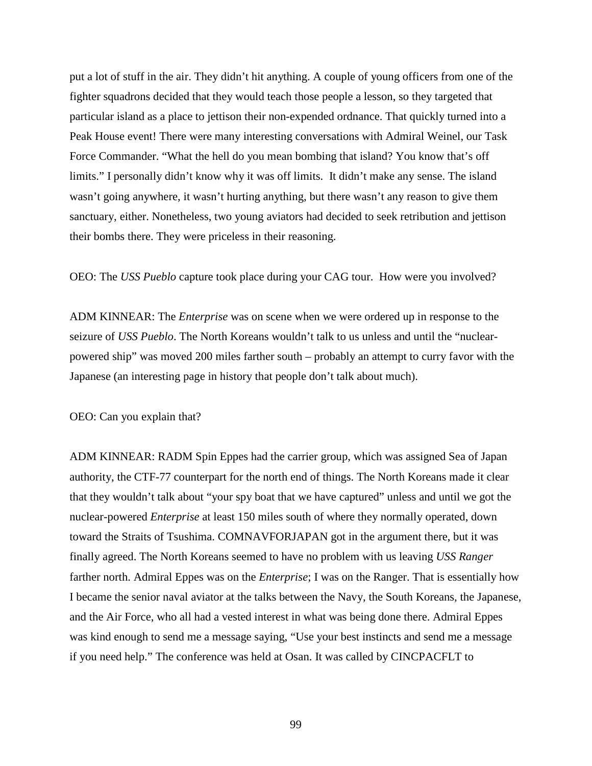put a lot of stuff in the air. They didn't hit anything. A couple of young officers from one of the fighter squadrons decided that they would teach those people a lesson, so they targeted that particular island as a place to jettison their non-expended ordnance. That quickly turned into a Peak House event! There were many interesting conversations with Admiral Weinel, our Task Force Commander. "What the hell do you mean bombing that island? You know that's off limits." I personally didn't know why it was off limits. It didn't make any sense. The island wasn't going anywhere, it wasn't hurting anything, but there wasn't any reason to give them sanctuary, either. Nonetheless, two young aviators had decided to seek retribution and jettison their bombs there. They were priceless in their reasoning.

OEO: The *USS Pueblo* capture took place during your CAG tour. How were you involved?

ADM KINNEAR: The *Enterprise* was on scene when we were ordered up in response to the seizure of *USS Pueblo*. The North Koreans wouldn't talk to us unless and until the "nuclear-powered ship" was moved 200 miles farther south – probably an attempt to curry favor with the Japanese (an interesting page in history that people don't talk about much).

OEO: Can you explain that?

ADM KINNEAR: RADM Spin Eppes had the carrier group, which was assigned Sea of Japan authority, the CTF-77 counterpart for the north end of things. The North Koreans made it clear that they wouldn't talk about "your spy boat that we have captured" unless and until we got the nuclear-powered *Enterprise* at least 150 miles south of where they normally operated, down toward the Straits of Tsushima. COMNAVFORJAPAN got in the argument there, but it was finally agreed. The North Koreans seemed to have no problem with us leaving *USS Ranger* farther north. Admiral Eppes was on the *Enterprise*; I was on the Ranger. That is essentially how I became the senior naval aviator at the talks between the Navy, the South Koreans, the Japanese, and the Air Force, who all had a vested interest in what was being done there. Admiral Eppes was kind enough to send me a message saying, "Use your best instincts and send me a message if you need help." The conference was held at Osan. It was called by CINCPACFLT to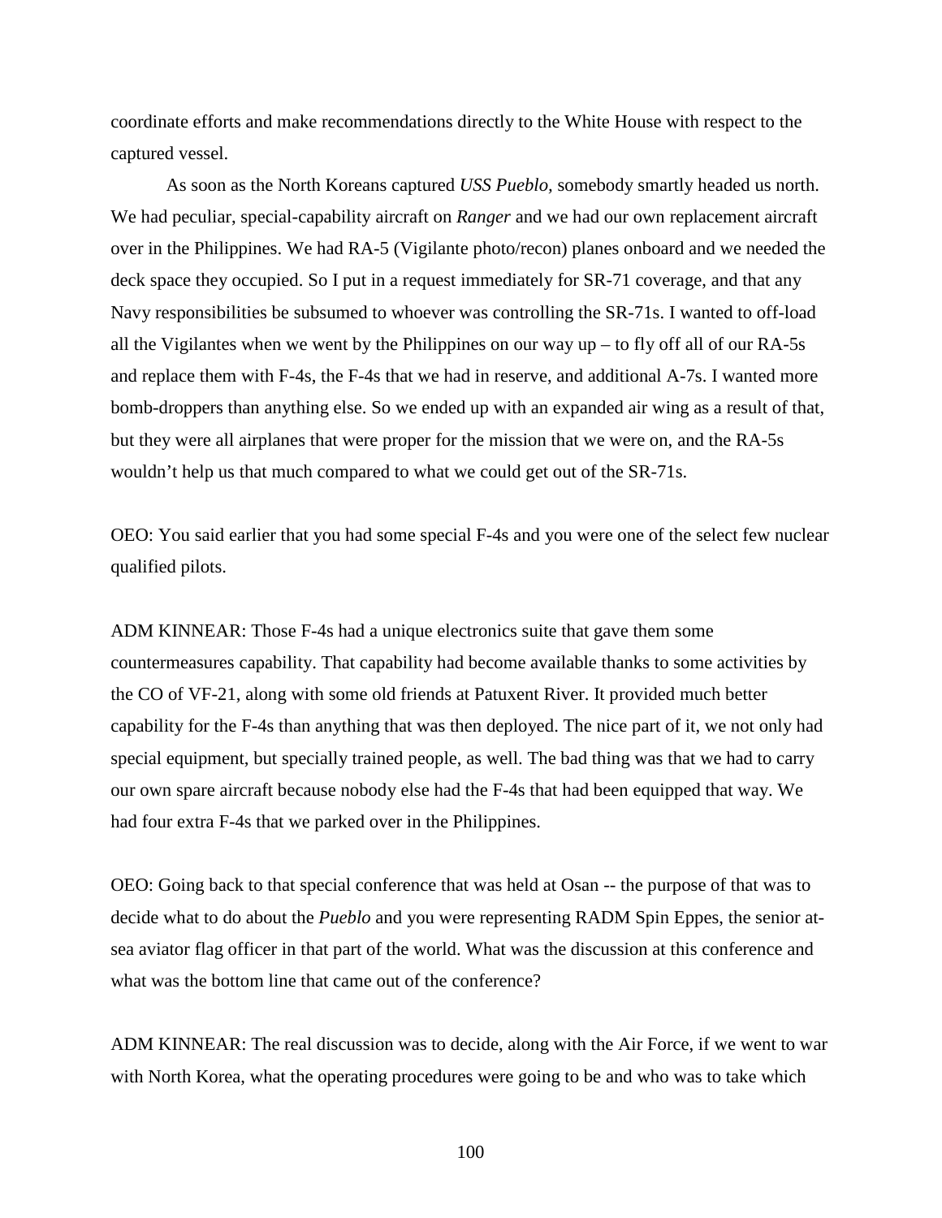coordinate efforts and make recommendations directly to the White House with respect to the captured vessel.

As soon as the North Koreans captured *USS Pueblo*, somebody smartly headed us north. We had peculiar, special-capability aircraft on *Ranger* and we had our own replacement aircraft over in the Philippines. We had RA-5 (Vigilante photo/recon) planes onboard and we needed the deck space they occupied. So I put in a request immediately for SR-71 coverage, and that any Navy responsibilities be subsumed to whoever was controlling the SR-71s. I wanted to off-load all the Vigilantes when we went by the Philippines on our way up – to fly off all of our RA-5s and replace them with F-4s, the F-4s that we had in reserve, and additional A-7s. I wanted more bomb-droppers than anything else. So we ended up with an expanded air wing as a result of that, but they were all airplanes that were proper for the mission that we were on, and the RA-5s wouldn't help us that much compared to what we could get out of the SR-71s.

OEO: You said earlier that you had some special F-4s and you were one of the select few nuclear qualified pilots.

ADM KINNEAR: Those F-4s had a unique electronics suite that gave them some countermeasures capability. That capability had become available thanks to some activities by the CO of VF-21, along with some old friends at Patuxent River. It provided much better capability for the F-4s than anything that was then deployed. The nice part of it, we not only had special equipment, but specially trained people, as well. The bad thing was that we had to carry our own spare aircraft because nobody else had the F-4s that had been equipped that way. We had four extra F-4s that we parked over in the Philippines.

OEO: Going back to that special conference that was held at Osan -- the purpose of that was to decide what to do about the *Pueblo* and you were representing RADM Spin Eppes, the senior at-sea aviator flag officer in that part of the world. What was the discussion at this conference and what was the bottom line that came out of the conference?

ADM KINNEAR: The real discussion was to decide, along with the Air Force, if we went to war with North Korea, what the operating procedures were going to be and who was to take which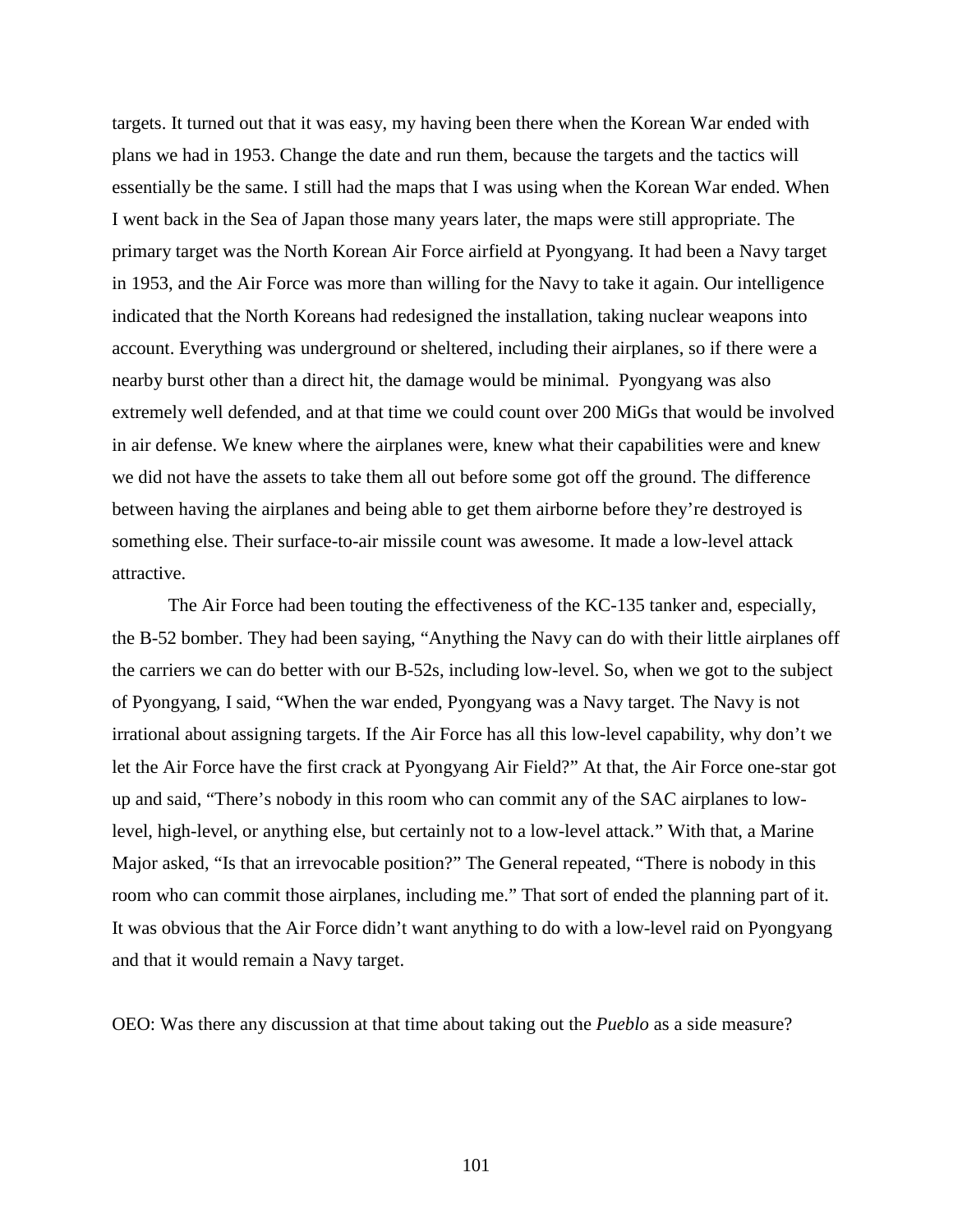targets. It turned out that it was easy, my having been there when the Korean War ended with plans we had in 1953. Change the date and run them, because the targets and the tactics will essentially be the same. I still had the maps that I was using when the Korean War ended. When I went back in the Sea of Japan those many years later, the maps were still appropriate. The primary target was the North Korean Air Force airfield at Pyongyang. It had been a Navy target in 1953, and the Air Force was more than willing for the Navy to take it again. Our intelligence indicated that the North Koreans had redesigned the installation, taking nuclear weapons into account. Everything was underground or sheltered, including their airplanes, so if there were a nearby burst other than a direct hit, the damage would be minimal.  Pyongyang was also extremely well defended, and at that time we could count over 200 MiGs that would be involved in air defense. We knew where the airplanes were, knew what their capabilities were and knew we did not have the assets to take them all out before some got off the ground. The difference between having the airplanes and being able to get them airborne before they're destroyed is something else. Their surface-to-air missile count was awesome. It made a low-level attack attractive.

The Air Force had been touting the effectiveness of the KC-135 tanker and, especially, the B-52 bomber. They had been saying, "Anything the Navy can do with their little airplanes off the carriers we can do better with our B-52s, including low-level. So, when we got to the subject of Pyongyang, I said, "When the war ended, Pyongyang was a Navy target. The Navy is not irrational about assigning targets. If the Air Force has all this low-level capability, why don't we let the Air Force have the first crack at Pyongyang Air Field?" At that, the Air Force one-star got up and said, "There's nobody in this room who can commit any of the SAC airplanes to low-level, high-level, or anything else, but certainly not to a low-level attack." With that, a Marine Major asked, "Is that an irrevocable position?" The General repeated, "There is nobody in this room who can commit those airplanes, including me." That sort of ended the planning part of it. It was obvious that the Air Force didn't want anything to do with a low-level raid on Pyongyang and that it would remain a Navy target.

OEO: Was there any discussion at that time about taking out the *Pueblo* as a side measure?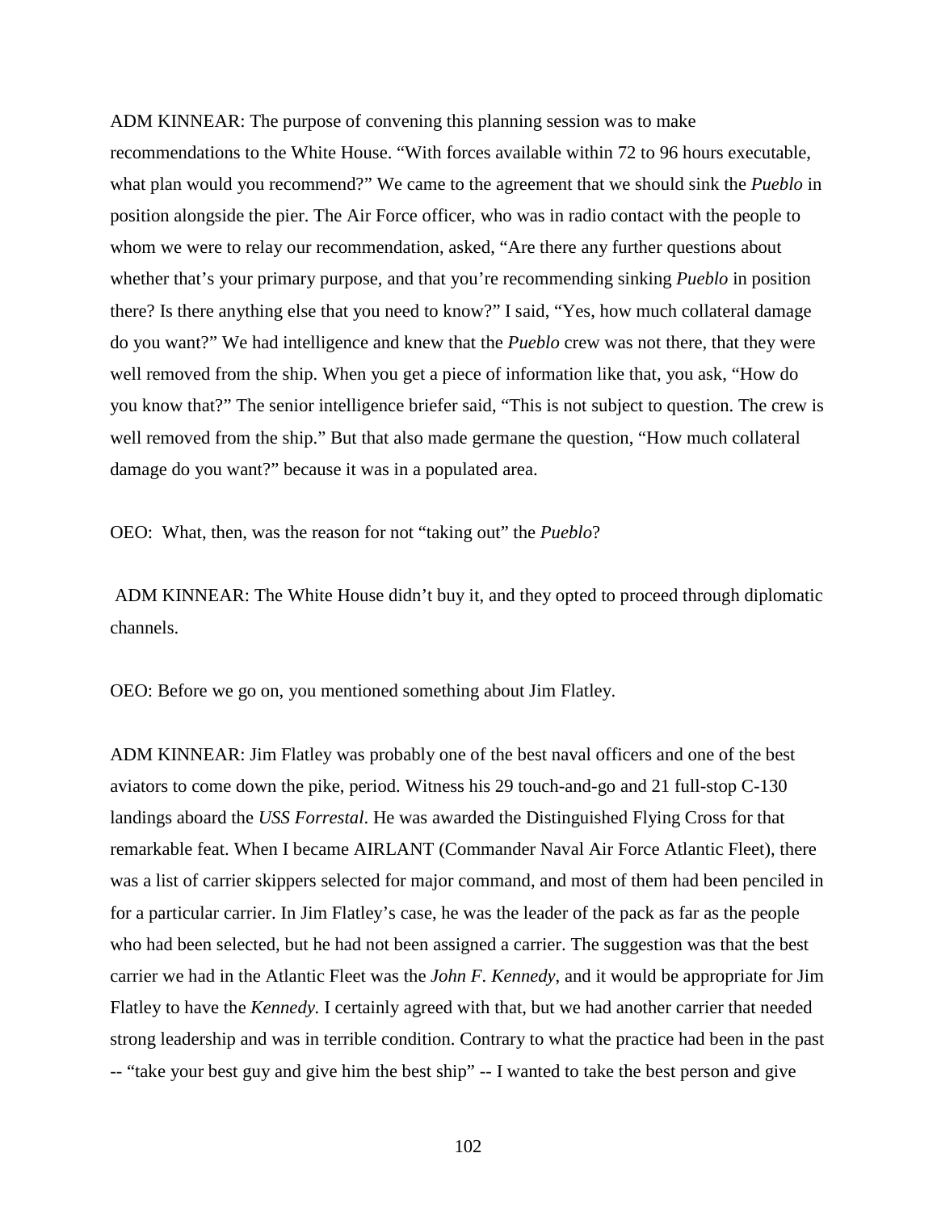ADM KINNEAR: The purpose of convening this planning session was to make recommendations to the White House. "With forces available within 72 to 96 hours executable, what plan would you recommend?" We came to the agreement that we should sink the *Pueblo* in position alongside the pier. The Air Force officer, who was in radio contact with the people to whom we were to relay our recommendation, asked, "Are there any further questions about whether that's your primary purpose, and that you're recommending sinking *Pueblo* in position there? Is there anything else that you need to know?" I said, "Yes, how much collateral damage do you want?" We had intelligence and knew that the *Pueblo* crew was not there, that they were well removed from the ship. When you get a piece of information like that, you ask, "How do you know that?" The senior intelligence briefer said, "This is not subject to question. The crew is well removed from the ship." But that also made germane the question, "How much collateral damage do you want?" because it was in a populated area.

OEO: What, then, was the reason for not "taking out" the *Pueblo*?

ADM KINNEAR: The White House didn't buy it, and they opted to proceed through diplomatic channels.

OEO: Before we go on, you mentioned something about Jim Flatley.

ADM KINNEAR: Jim Flatley was probably one of the best naval officers and one of the best aviators to come down the pike, period. Witness his 29 touch-and-go and 21 full-stop C-130 landings aboard the *USS Forrestal*. He was awarded the Distinguished Flying Cross for that remarkable feat. When I became AIRLANT (Commander Naval Air Force Atlantic Fleet), there was a list of carrier skippers selected for major command, and most of them had been penciled in for a particular carrier. In Jim Flatley's case, he was the leader of the pack as far as the people who had been selected, but he had not been assigned a carrier. The suggestion was that the best carrier we had in the Atlantic Fleet was the *John F. Kennedy*, and it would be appropriate for Jim Flatley to have the *Kennedy.* I certainly agreed with that, but we had another carrier that needed strong leadership and was in terrible condition. Contrary to what the practice had been in the past -- "take your best guy and give him the best ship" -- I wanted to take the best person and give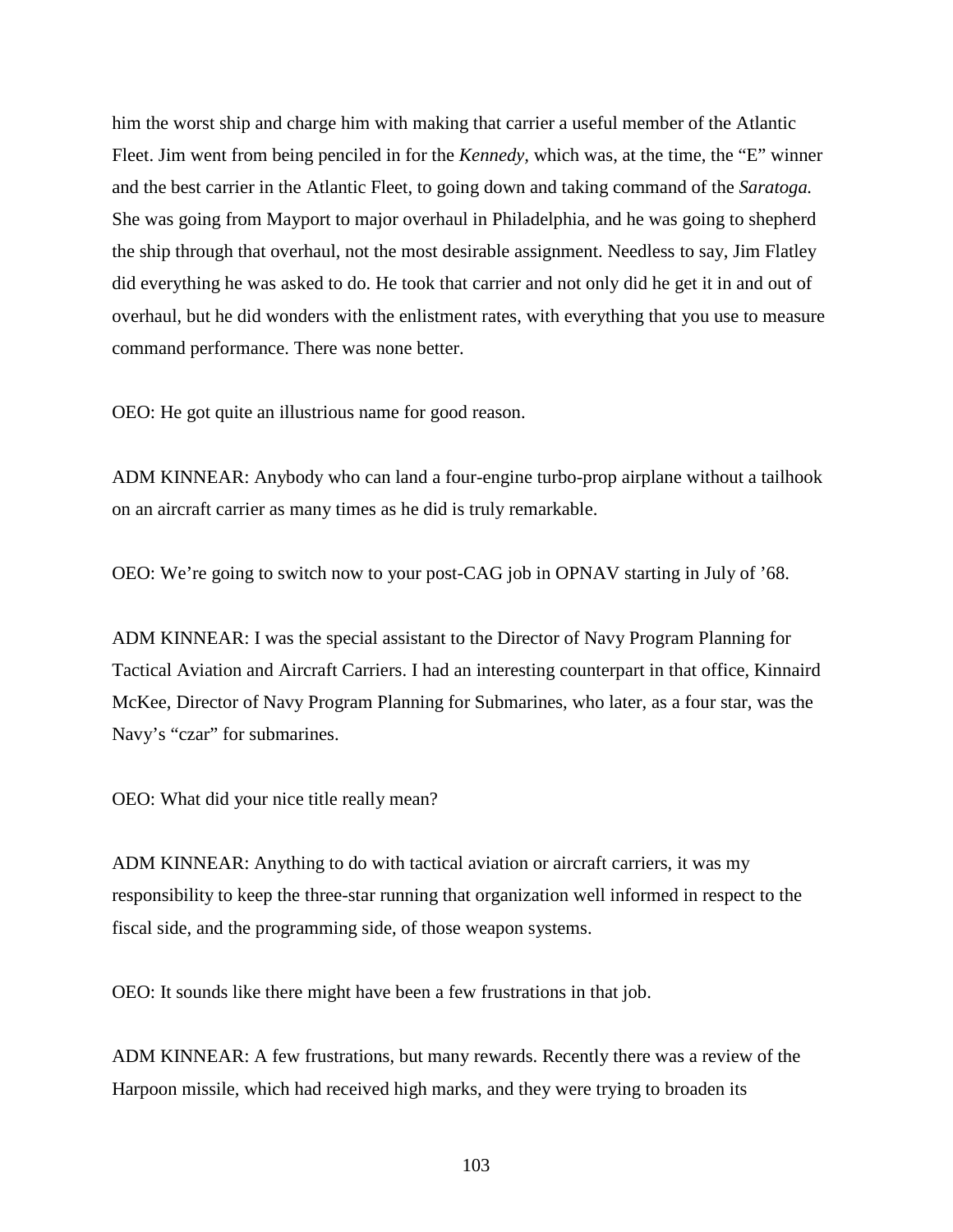him the worst ship and charge him with making that carrier a useful member of the Atlantic Fleet. Jim went from being penciled in for the *Kennedy,* which was, at the time, the "E" winner and the best carrier in the Atlantic Fleet, to going down and taking command of the *Saratoga.* She was going from Mayport to major overhaul in Philadelphia, and he was going to shepherd the ship through that overhaul, not the most desirable assignment. Needless to say, Jim Flatley did everything he was asked to do. He took that carrier and not only did he get it in and out of overhaul, but he did wonders with the enlistment rates, with everything that you use to measure command performance. There was none better.

OEO: He got quite an illustrious name for good reason.

ADM KINNEAR: Anybody who can land a four-engine turbo-prop airplane without a tailhook on an aircraft carrier as many times as he did is truly remarkable.

OEO: We're going to switch now to your post-CAG job in OPNAV starting in July of '68.

ADM KINNEAR: I was the special assistant to the Director of Navy Program Planning for Tactical Aviation and Aircraft Carriers. I had an interesting counterpart in that office, Kinnaird McKee, Director of Navy Program Planning for Submarines, who later, as a four star, was the Navy's "czar" for submarines.

OEO: What did your nice title really mean?

ADM KINNEAR: Anything to do with tactical aviation or aircraft carriers, it was my responsibility to keep the three-star running that organization well informed in respect to the fiscal side, and the programming side, of those weapon systems.

OEO: It sounds like there might have been a few frustrations in that job.

ADM KINNEAR: A few frustrations, but many rewards. Recently there was a review of the Harpoon missile, which had received high marks, and they were trying to broaden its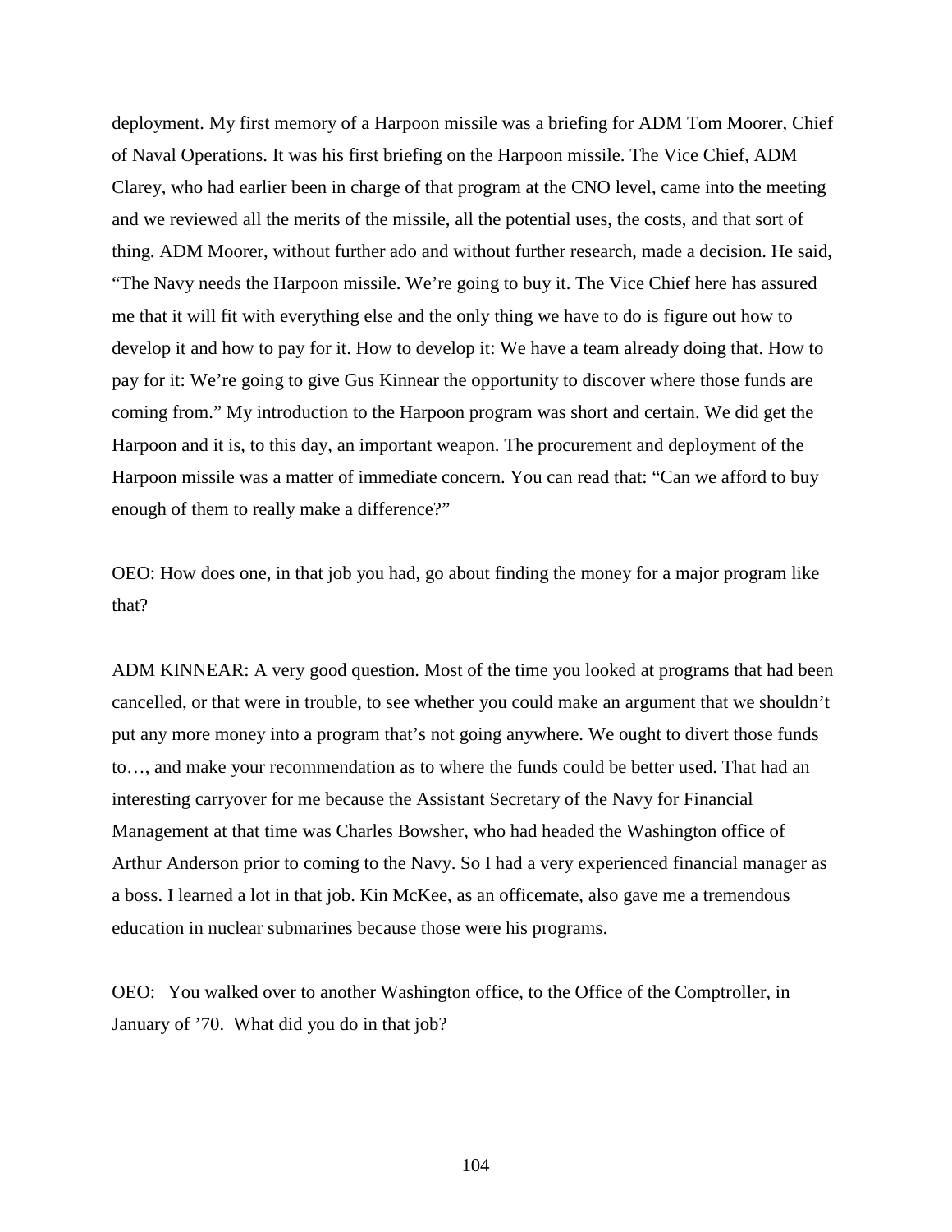deployment. My first memory of a Harpoon missile was a briefing for ADM Tom Moorer, Chief of Naval Operations. It was his first briefing on the Harpoon missile. The Vice Chief, ADM Clarey, who had earlier been in charge of that program at the CNO level, came into the meeting and we reviewed all the merits of the missile, all the potential uses, the costs, and that sort of thing. ADM Moorer, without further ado and without further research, made a decision. He said, "The Navy needs the Harpoon missile. We're going to buy it. The Vice Chief here has assured me that it will fit with everything else and the only thing we have to do is figure out how to develop it and how to pay for it. How to develop it: We have a team already doing that. How to pay for it: We're going to give Gus Kinnear the opportunity to discover where those funds are coming from." My introduction to the Harpoon program was short and certain. We did get the Harpoon and it is, to this day, an important weapon. The procurement and deployment of the Harpoon missile was a matter of immediate concern. You can read that: "Can we afford to buy enough of them to really make a difference?"

OEO: How does one, in that job you had, go about finding the money for a major program like that?

ADM KINNEAR: A very good question. Most of the time you looked at programs that had been cancelled, or that were in trouble, to see whether you could make an argument that we shouldn't put any more money into a program that's not going anywhere. We ought to divert those funds to…, and make your recommendation as to where the funds could be better used. That had an interesting carryover for me because the Assistant Secretary of the Navy for Financial Management at that time was Charles Bowsher, who had headed the Washington office of Arthur Anderson prior to coming to the Navy. So I had a very experienced financial manager as a boss. I learned a lot in that job. Kin McKee, as an officemate, also gave me a tremendous education in nuclear submarines because those were his programs.

OEO: You walked over to another Washington office, to the Office of the Comptroller, in January of '70. What did you do in that job?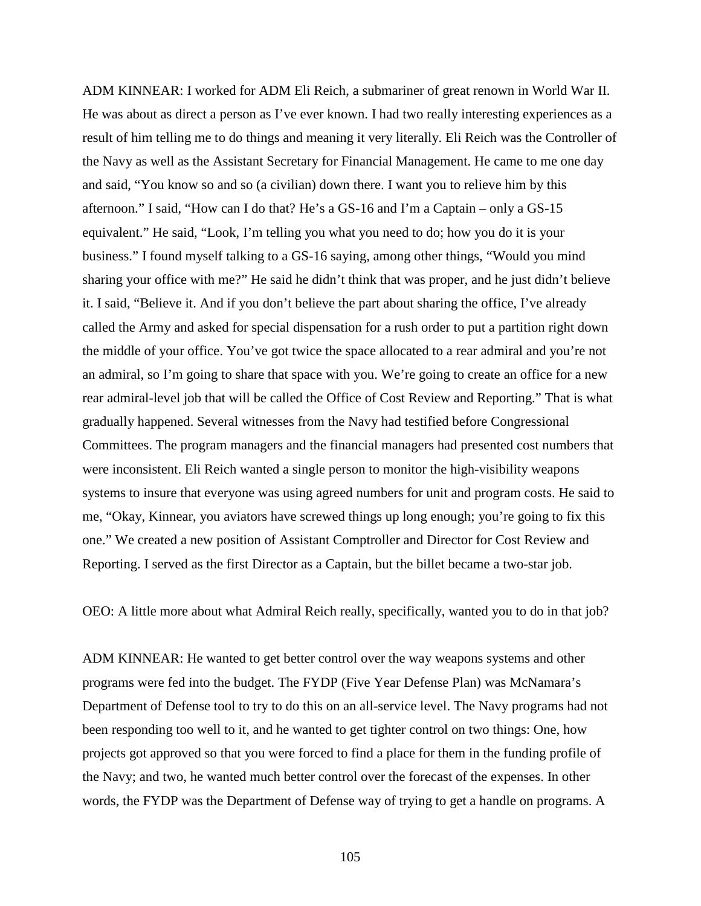ADM KINNEAR: I worked for ADM Eli Reich, a submariner of great renown in World War II. He was about as direct a person as I've ever known. I had two really interesting experiences as a result of him telling me to do things and meaning it very literally. Eli Reich was the Controller of the Navy as well as the Assistant Secretary for Financial Management. He came to me one day and said, "You know so and so (a civilian) down there. I want you to relieve him by this afternoon." I said, "How can I do that? He's a GS-16 and I'm a Captain – only a GS-15 equivalent." He said, "Look, I'm telling you what you need to do; how you do it is your business." I found myself talking to a GS-16 saying, among other things, "Would you mind sharing your office with me?" He said he didn't think that was proper, and he just didn't believe it. I said, "Believe it. And if you don't believe the part about sharing the office, I've already called the Army and asked for special dispensation for a rush order to put a partition right down the middle of your office. You've got twice the space allocated to a rear admiral and you're not an admiral, so I'm going to share that space with you. We're going to create an office for a new rear admiral-level job that will be called the Office of Cost Review and Reporting." That is what gradually happened. Several witnesses from the Navy had testified before Congressional Committees. The program managers and the financial managers had presented cost numbers that were inconsistent. Eli Reich wanted a single person to monitor the high-visibility weapons systems to insure that everyone was using agreed numbers for unit and program costs. He said to me, "Okay, Kinnear, you aviators have screwed things up long enough; you're going to fix this one." We created a new position of Assistant Comptroller and Director for Cost Review and Reporting. I served as the first Director as a Captain, but the billet became a two-star job.

OEO: A little more about what Admiral Reich really, specifically, wanted you to do in that job?

ADM KINNEAR: He wanted to get better control over the way weapons systems and other programs were fed into the budget. The FYDP (Five Year Defense Plan) was McNamara's Department of Defense tool to try to do this on an all-service level. The Navy programs had not been responding too well to it, and he wanted to get tighter control on two things: One, how projects got approved so that you were forced to find a place for them in the funding profile of the Navy; and two, he wanted much better control over the forecast of the expenses. In other words, the FYDP was the Department of Defense way of trying to get a handle on programs. A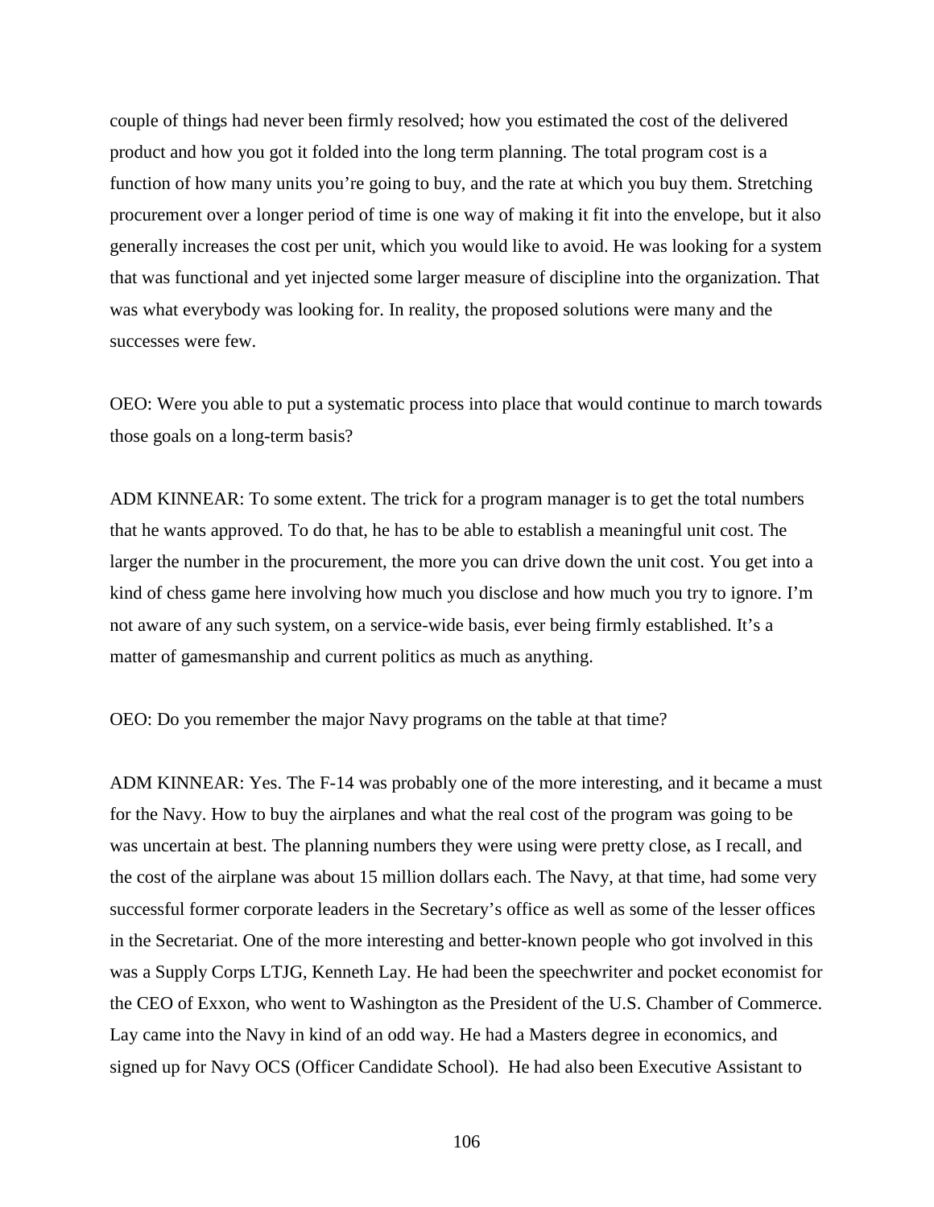couple of things had never been firmly resolved; how you estimated the cost of the delivered product and how you got it folded into the long term planning. The total program cost is a function of how many units you're going to buy, and the rate at which you buy them. Stretching procurement over a longer period of time is one way of making it fit into the envelope, but it also generally increases the cost per unit, which you would like to avoid. He was looking for a system that was functional and yet injected some larger measure of discipline into the organization. That was what everybody was looking for. In reality, the proposed solutions were many and the successes were few.

OEO: Were you able to put a systematic process into place that would continue to march towards those goals on a long-term basis?

ADM KINNEAR: To some extent. The trick for a program manager is to get the total numbers that he wants approved. To do that, he has to be able to establish a meaningful unit cost. The larger the number in the procurement, the more you can drive down the unit cost. You get into a kind of chess game here involving how much you disclose and how much you try to ignore. I'm not aware of any such system, on a service-wide basis, ever being firmly established. It's a matter of gamesmanship and current politics as much as anything.

OEO: Do you remember the major Navy programs on the table at that time?

ADM KINNEAR: Yes. The F-14 was probably one of the more interesting, and it became a must for the Navy. How to buy the airplanes and what the real cost of the program was going to be was uncertain at best. The planning numbers they were using were pretty close, as I recall, and the cost of the airplane was about 15 million dollars each. The Navy, at that time, had some very successful former corporate leaders in the Secretary's office as well as some of the lesser offices in the Secretariat. One of the more interesting and better-known people who got involved in this was a Supply Corps LTJG, Kenneth Lay. He had been the speechwriter and pocket economist for the CEO of Exxon, who went to Washington as the President of the U.S. Chamber of Commerce. Lay came into the Navy in kind of an odd way. He had a Masters degree in economics, and signed up for Navy OCS (Officer Candidate School). He had also been Executive Assistant to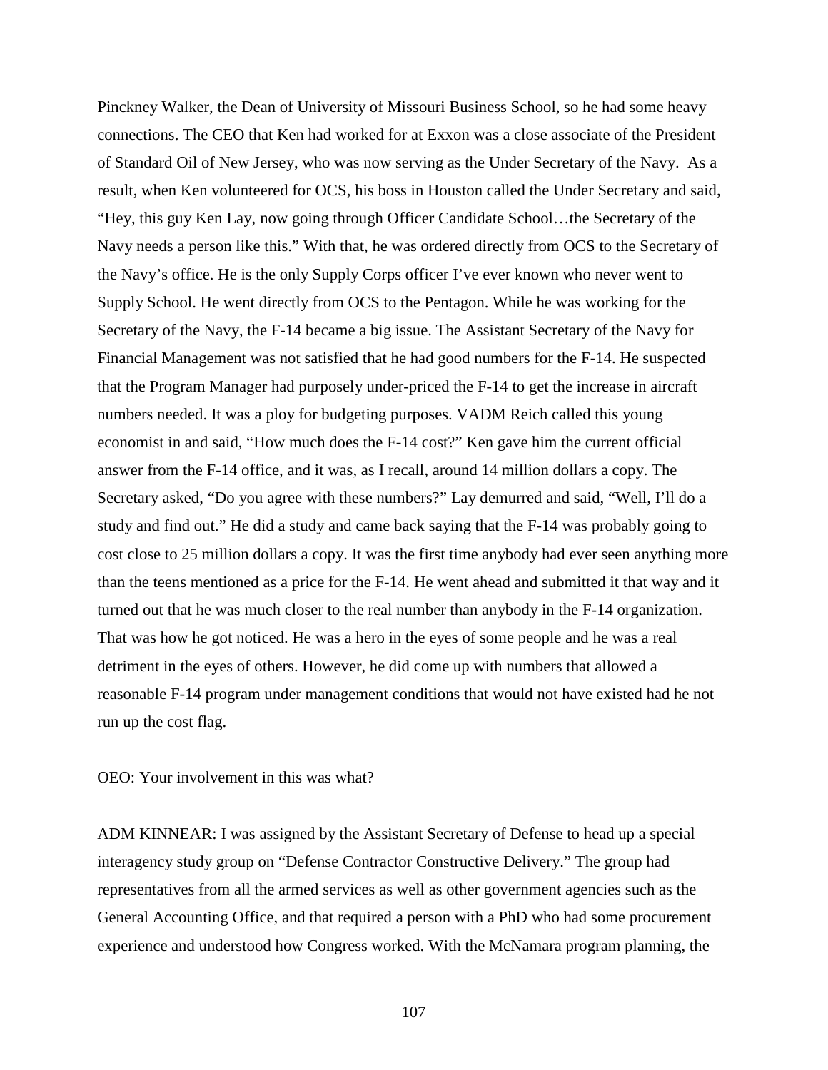Pinckney Walker, the Dean of University of Missouri Business School, so he had some heavy connections. The CEO that Ken had worked for at Exxon was a close associate of the President of Standard Oil of New Jersey, who was now serving as the Under Secretary of the Navy. As a result, when Ken volunteered for OCS, his boss in Houston called the Under Secretary and said, “Hey, this guy Ken Lay, now going through Officer Candidate School…the Secretary of the Navy needs a person like this.” With that, he was ordered directly from OCS to the Secretary of the Navy’s office. He is the only Supply Corps officer I’ve ever known who never went to Supply School. He went directly from OCS to the Pentagon. While he was working for the Secretary of the Navy, the F-14 became a big issue. The Assistant Secretary of the Navy for Financial Management was not satisfied that he had good numbers for the F-14. He suspected that the Program Manager had purposely under-priced the F-14 to get the increase in aircraft numbers needed. It was a ploy for budgeting purposes. VADM Reich called this young economist in and said, “How much does the F-14 cost?” Ken gave him the current official answer from the F-14 office, and it was, as I recall, around 14 million dollars a copy. The Secretary asked, “Do you agree with these numbers?” Lay demurred and said, “Well, I’ll do a study and find out.” He did a study and came back saying that the F-14 was probably going to cost close to 25 million dollars a copy. It was the first time anybody had ever seen anything more than the teens mentioned as a price for the F-14. He went ahead and submitted it that way and it turned out that he was much closer to the real number than anybody in the F-14 organization. That was how he got noticed. He was a hero in the eyes of some people and he was a real detriment in the eyes of others. However, he did come up with numbers that allowed a reasonable F-14 program under management conditions that would not have existed had he not run up the cost flag.

OEO: Your involvement in this was what?

ADM KINNEAR: I was assigned by the Assistant Secretary of Defense to head up a special interagency study group on “Defense Contractor Constructive Delivery.” The group had representatives from all the armed services as well as other government agencies such as the General Accounting Office, and that required a person with a PhD who had some procurement experience and understood how Congress worked. With the McNamara program planning, the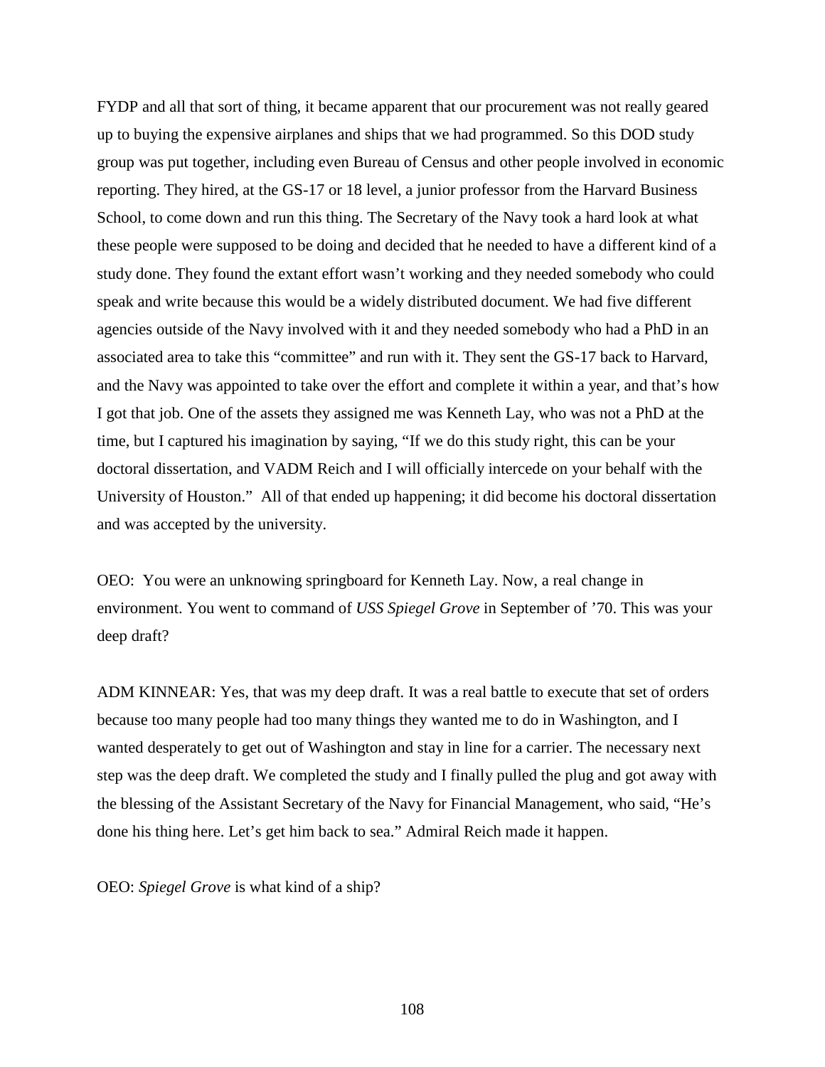FYDP and all that sort of thing, it became apparent that our procurement was not really geared up to buying the expensive airplanes and ships that we had programmed. So this DOD study group was put together, including even Bureau of Census and other people involved in economic reporting. They hired, at the GS-17 or 18 level, a junior professor from the Harvard Business School, to come down and run this thing. The Secretary of the Navy took a hard look at what these people were supposed to be doing and decided that he needed to have a different kind of a study done. They found the extant effort wasn't working and they needed somebody who could speak and write because this would be a widely distributed document. We had five different agencies outside of the Navy involved with it and they needed somebody who had a PhD in an associated area to take this "committee" and run with it. They sent the GS-17 back to Harvard, and the Navy was appointed to take over the effort and complete it within a year, and that's how I got that job. One of the assets they assigned me was Kenneth Lay, who was not a PhD at the time, but I captured his imagination by saying, "If we do this study right, this can be your doctoral dissertation, and VADM Reich and I will officially intercede on your behalf with the University of Houston." All of that ended up happening; it did become his doctoral dissertation and was accepted by the university.

OEO: You were an unknowing springboard for Kenneth Lay. Now, a real change in environment. You went to command of *USS Spiegel Grove* in September of '70. This was your deep draft?

ADM KINNEAR: Yes, that was my deep draft. It was a real battle to execute that set of orders because too many people had too many things they wanted me to do in Washington, and I wanted desperately to get out of Washington and stay in line for a carrier. The necessary next step was the deep draft. We completed the study and I finally pulled the plug and got away with the blessing of the Assistant Secretary of the Navy for Financial Management, who said, "He's done his thing here. Let's get him back to sea." Admiral Reich made it happen.

OEO: *Spiegel Grove* is what kind of a ship?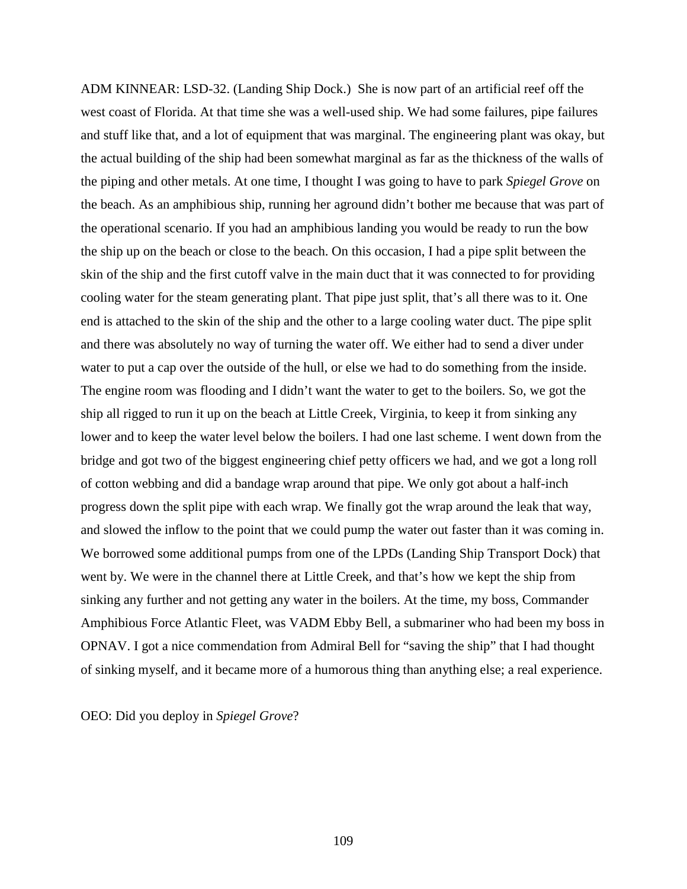ADM KINNEAR: LSD-32. (Landing Ship Dock.) She is now part of an artificial reef off the west coast of Florida. At that time she was a well-used ship. We had some failures, pipe failures and stuff like that, and a lot of equipment that was marginal. The engineering plant was okay, but the actual building of the ship had been somewhat marginal as far as the thickness of the walls of the piping and other metals. At one time, I thought I was going to have to park *Spiegel Grove* on the beach. As an amphibious ship, running her aground didn't bother me because that was part of the operational scenario. If you had an amphibious landing you would be ready to run the bow the ship up on the beach or close to the beach. On this occasion, I had a pipe split between the skin of the ship and the first cutoff valve in the main duct that it was connected to for providing cooling water for the steam generating plant. That pipe just split, that's all there was to it. One end is attached to the skin of the ship and the other to a large cooling water duct. The pipe split and there was absolutely no way of turning the water off. We either had to send a diver under water to put a cap over the outside of the hull, or else we had to do something from the inside. The engine room was flooding and I didn't want the water to get to the boilers. So, we got the ship all rigged to run it up on the beach at Little Creek, Virginia, to keep it from sinking any lower and to keep the water level below the boilers. I had one last scheme. I went down from the bridge and got two of the biggest engineering chief petty officers we had, and we got a long roll of cotton webbing and did a bandage wrap around that pipe. We only got about a half-inch progress down the split pipe with each wrap. We finally got the wrap around the leak that way, and slowed the inflow to the point that we could pump the water out faster than it was coming in. We borrowed some additional pumps from one of the LPDs (Landing Ship Transport Dock) that went by. We were in the channel there at Little Creek, and that's how we kept the ship from sinking any further and not getting any water in the boilers. At the time, my boss, Commander Amphibious Force Atlantic Fleet, was VADM Ebby Bell, a submariner who had been my boss in OPNAV. I got a nice commendation from Admiral Bell for "saving the ship" that I had thought of sinking myself, and it became more of a humorous thing than anything else; a real experience.

OEO: Did you deploy in *Spiegel Grove*?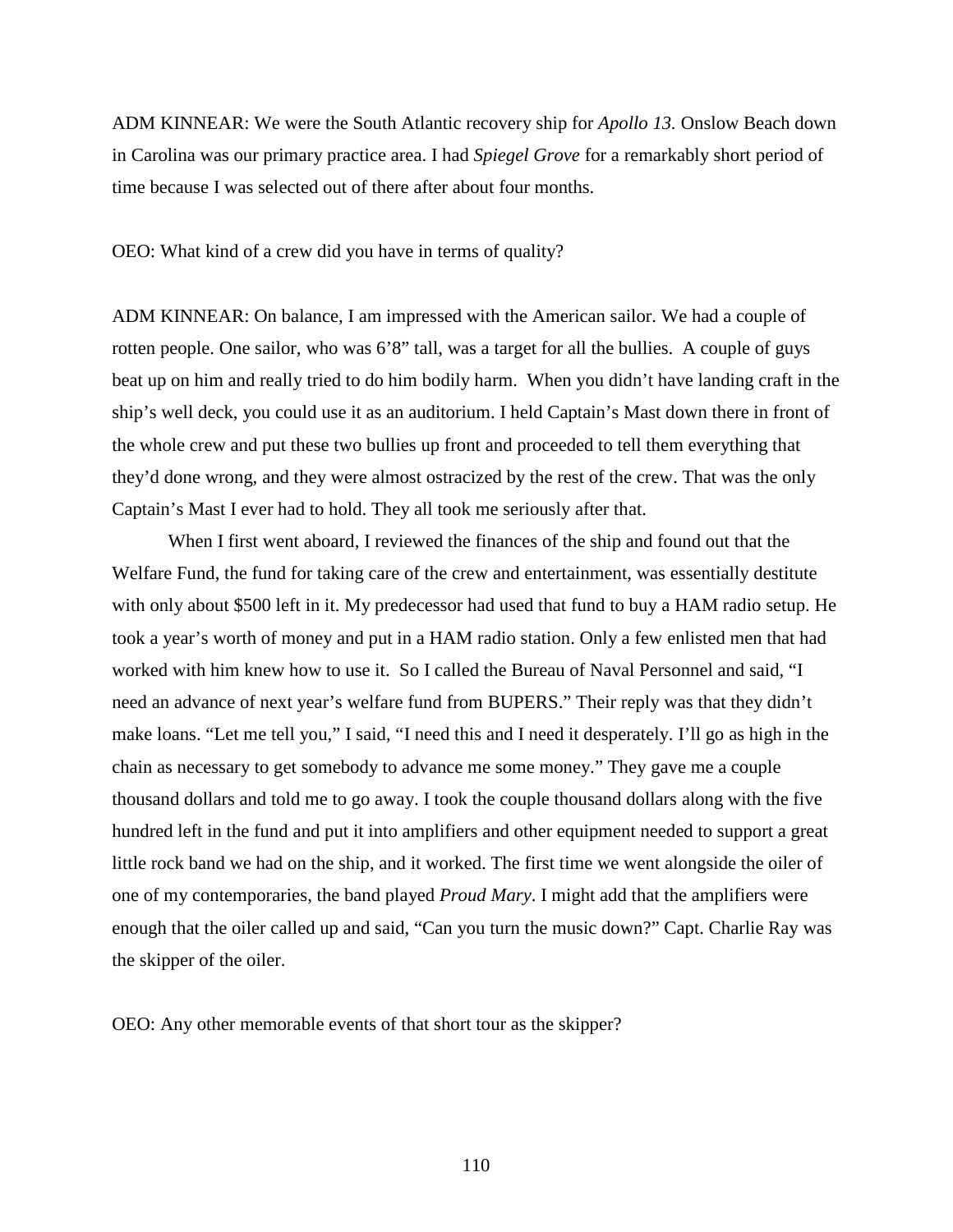ADM KINNEAR: We were the South Atlantic recovery ship for *Apollo 13.* Onslow Beach down in Carolina was our primary practice area. I had *Spiegel Grove* for a remarkably short period of time because I was selected out of there after about four months.

OEO: What kind of a crew did you have in terms of quality?

ADM KINNEAR: On balance, I am impressed with the American sailor. We had a couple of rotten people. One sailor, who was 6'8" tall, was a target for all the bullies. A couple of guys beat up on him and really tried to do him bodily harm. When you didn't have landing craft in the ship's well deck, you could use it as an auditorium. I held Captain's Mast down there in front of the whole crew and put these two bullies up front and proceeded to tell them everything that they'd done wrong, and they were almost ostracized by the rest of the crew. That was the only Captain's Mast I ever had to hold. They all took me seriously after that.

When I first went aboard, I reviewed the finances of the ship and found out that the Welfare Fund, the fund for taking care of the crew and entertainment, was essentially destitute with only about $500 left in it. My predecessor had used that fund to buy a HAM radio setup. He took a year's worth of money and put in a HAM radio station. Only a few enlisted men that had worked with him knew how to use it. So I called the Bureau of Naval Personnel and said, "I need an advance of next year's welfare fund from BUPERS." Their reply was that they didn't make loans. "Let me tell you," I said, "I need this and I need it desperately. I'll go as high in the chain as necessary to get somebody to advance me some money." They gave me a couple thousand dollars and told me to go away. I took the couple thousand dollars along with the five hundred left in the fund and put it into amplifiers and other equipment needed to support a great little rock band we had on the ship, and it worked. The first time we went alongside the oiler of one of my contemporaries, the band played *Proud Mary*. I might add that the amplifiers were enough that the oiler called up and said, "Can you turn the music down?" Capt. Charlie Ray was the skipper of the oiler.

OEO: Any other memorable events of that short tour as the skipper?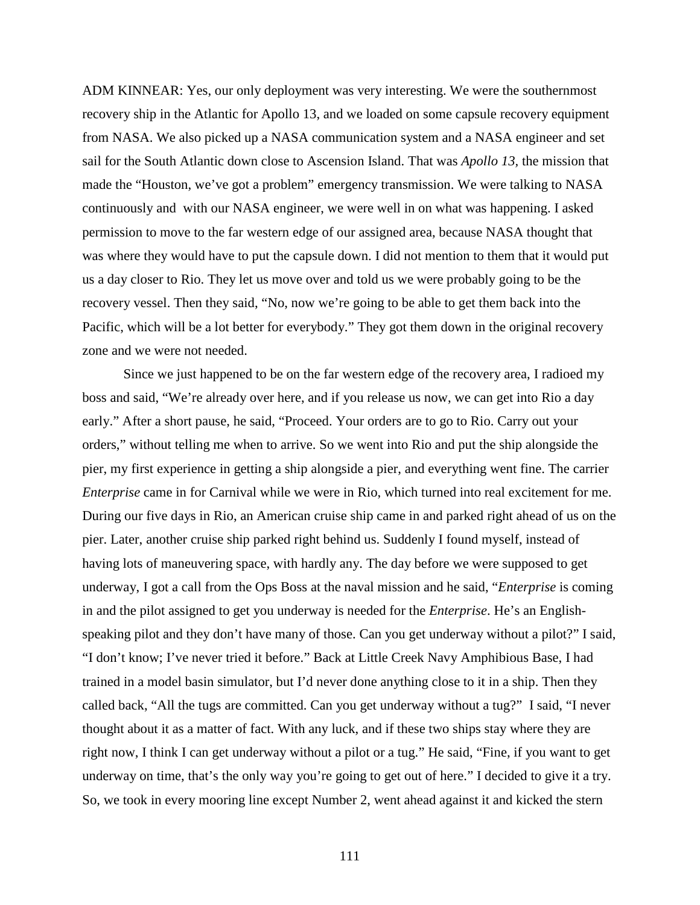ADM KINNEAR: Yes, our only deployment was very interesting. We were the southernmost recovery ship in the Atlantic for Apollo 13, and we loaded on some capsule recovery equipment from NASA. We also picked up a NASA communication system and a NASA engineer and set sail for the South Atlantic down close to Ascension Island. That was *Apollo 13*, the mission that made the "Houston, we've got a problem" emergency transmission. We were talking to NASA continuously and  with our NASA engineer, we were well in on what was happening. I asked permission to move to the far western edge of our assigned area, because NASA thought that was where they would have to put the capsule down. I did not mention to them that it would put us a day closer to Rio. They let us move over and told us we were probably going to be the recovery vessel. Then they said, "No, now we're going to be able to get them back into the Pacific, which will be a lot better for everybody." They got them down in the original recovery zone and we were not needed.

Since we just happened to be on the far western edge of the recovery area, I radioed my boss and said, "We're already over here, and if you release us now, we can get into Rio a day early." After a short pause, he said, "Proceed. Your orders are to go to Rio. Carry out your orders," without telling me when to arrive. So we went into Rio and put the ship alongside the pier, my first experience in getting a ship alongside a pier, and everything went fine. The carrier *Enterprise* came in for Carnival while we were in Rio, which turned into real excitement for me. During our five days in Rio, an American cruise ship came in and parked right ahead of us on the pier. Later, another cruise ship parked right behind us. Suddenly I found myself, instead of having lots of maneuvering space, with hardly any. The day before we were supposed to get underway, I got a call from the Ops Boss at the naval mission and he said, "*Enterprise* is coming in and the pilot assigned to get you underway is needed for the *Enterprise*. He's an English-speaking pilot and they don't have many of those. Can you get underway without a pilot?" I said, "I don't know; I've never tried it before." Back at Little Creek Navy Amphibious Base, I had trained in a model basin simulator, but I'd never done anything close to it in a ship. Then they called back, "All the tugs are committed. Can you get underway without a tug?"  I said, "I never thought about it as a matter of fact. With any luck, and if these two ships stay where they are right now, I think I can get underway without a pilot or a tug." He said, "Fine, if you want to get underway on time, that's the only way you're going to get out of here." I decided to give it a try. So, we took in every mooring line except Number 2, went ahead against it and kicked the stern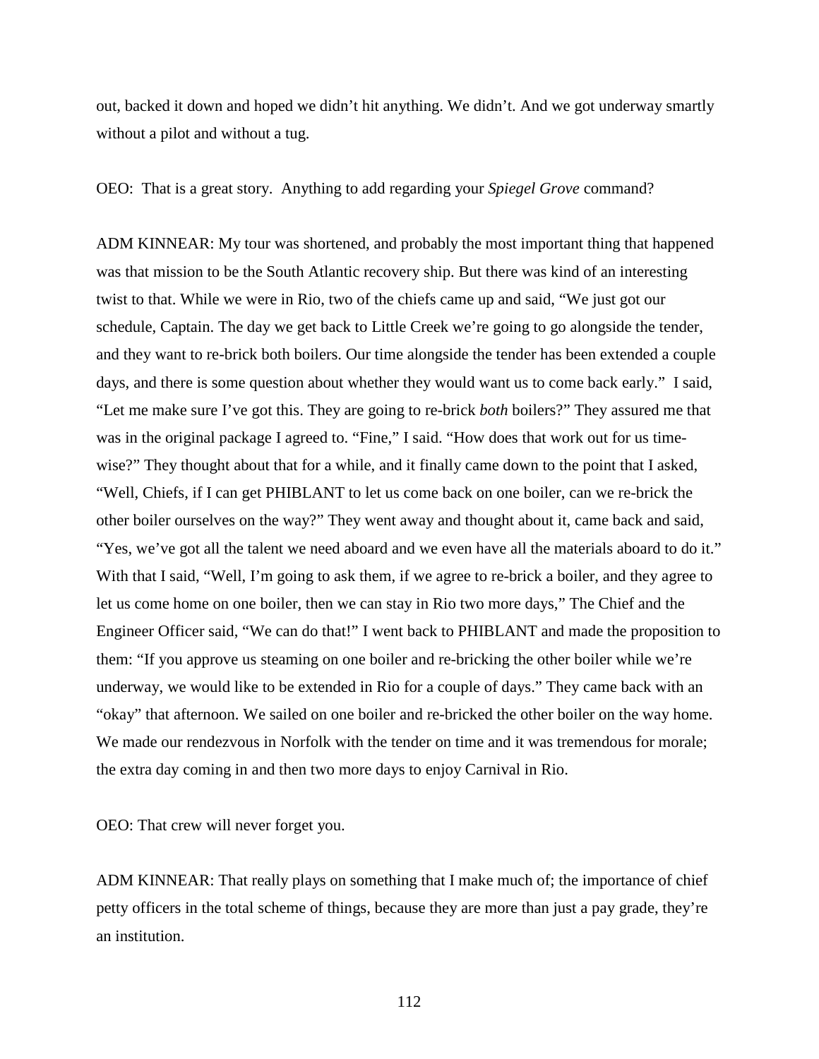out, backed it down and hoped we didn't hit anything. We didn't. And we got underway smartly without a pilot and without a tug.

OEO: That is a great story. Anything to add regarding your *Spiegel Grove* command?

ADM KINNEAR: My tour was shortened, and probably the most important thing that happened was that mission to be the South Atlantic recovery ship. But there was kind of an interesting twist to that. While we were in Rio, two of the chiefs came up and said, "We just got our schedule, Captain. The day we get back to Little Creek we're going to go alongside the tender, and they want to re-brick both boilers. Our time alongside the tender has been extended a couple days, and there is some question about whether they would want us to come back early." I said, "Let me make sure I've got this. They are going to re-brick *both* boilers?" They assured me that was in the original package I agreed to. "Fine," I said. "How does that work out for us time-wise?" They thought about that for a while, and it finally came down to the point that I asked, "Well, Chiefs, if I can get PHIBLANT to let us come back on one boiler, can we re-brick the other boiler ourselves on the way?" They went away and thought about it, came back and said, "Yes, we've got all the talent we need aboard and we even have all the materials aboard to do it." With that I said, "Well, I'm going to ask them, if we agree to re-brick a boiler, and they agree to let us come home on one boiler, then we can stay in Rio two more days," The Chief and the Engineer Officer said, "We can do that!" I went back to PHIBLANT and made the proposition to them: "If you approve us steaming on one boiler and re-bricking the other boiler while we're underway, we would like to be extended in Rio for a couple of days." They came back with an "okay" that afternoon. We sailed on one boiler and re-bricked the other boiler on the way home. We made our rendezvous in Norfolk with the tender on time and it was tremendous for morale; the extra day coming in and then two more days to enjoy Carnival in Rio.

OEO: That crew will never forget you.

ADM KINNEAR: That really plays on something that I make much of; the importance of chief petty officers in the total scheme of things, because they are more than just a pay grade, they're an institution.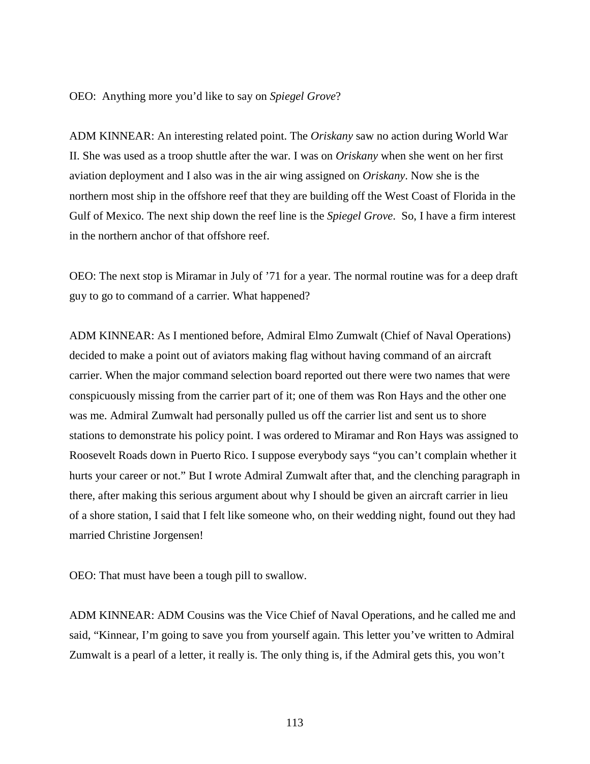OEO: Anything more you'd like to say on *Spiegel Grove*?

ADM KINNEAR: An interesting related point. The *Oriskany* saw no action during World War II. She was used as a troop shuttle after the war. I was on *Oriskany* when she went on her first aviation deployment and I also was in the air wing assigned on *Oriskany*. Now she is the northern most ship in the offshore reef that they are building off the West Coast of Florida in the Gulf of Mexico. The next ship down the reef line is the *Spiegel Grove*. So, I have a firm interest in the northern anchor of that offshore reef.

OEO: The next stop is Miramar in July of '71 for a year. The normal routine was for a deep draft guy to go to command of a carrier. What happened?

ADM KINNEAR: As I mentioned before, Admiral Elmo Zumwalt (Chief of Naval Operations) decided to make a point out of aviators making flag without having command of an aircraft carrier. When the major command selection board reported out there were two names that were conspicuously missing from the carrier part of it; one of them was Ron Hays and the other one was me. Admiral Zumwalt had personally pulled us off the carrier list and sent us to shore stations to demonstrate his policy point. I was ordered to Miramar and Ron Hays was assigned to Roosevelt Roads down in Puerto Rico. I suppose everybody says "you can't complain whether it hurts your career or not." But I wrote Admiral Zumwalt after that, and the clenching paragraph in there, after making this serious argument about why I should be given an aircraft carrier in lieu of a shore station, I said that I felt like someone who, on their wedding night, found out they had married Christine Jorgensen!

OEO: That must have been a tough pill to swallow.

ADM KINNEAR: ADM Cousins was the Vice Chief of Naval Operations, and he called me and said, "Kinnear, I'm going to save you from yourself again. This letter you've written to Admiral Zumwalt is a pearl of a letter, it really is. The only thing is, if the Admiral gets this, you won't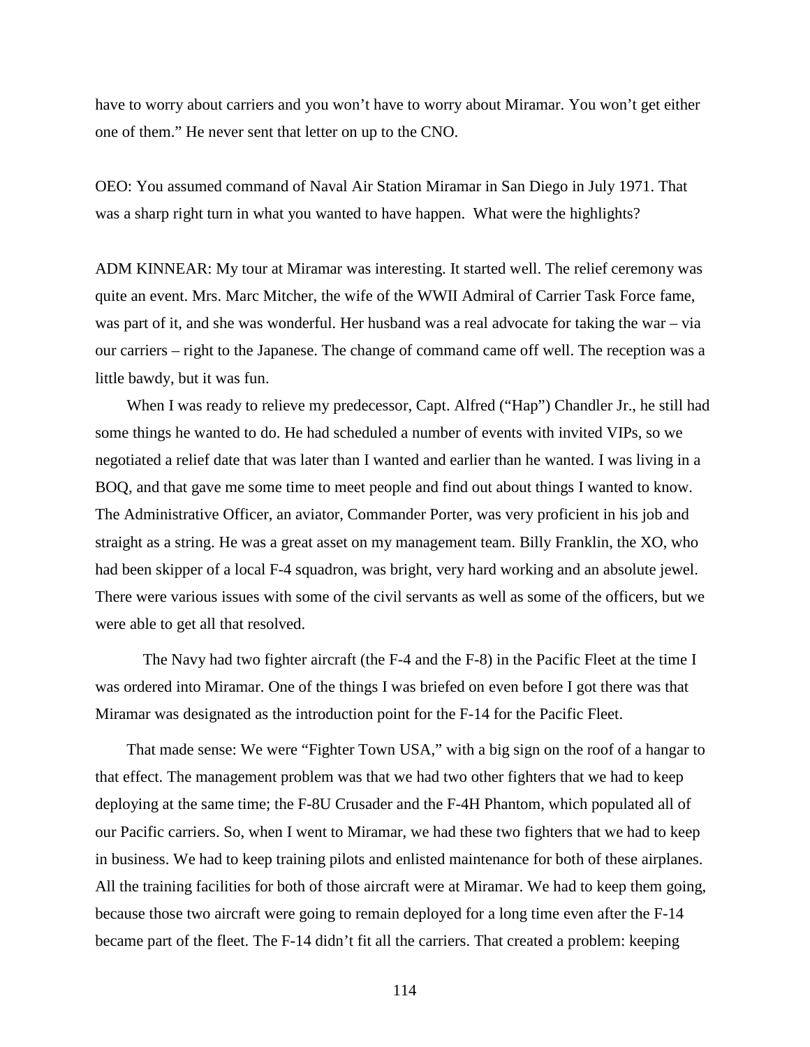have to worry about carriers and you won't have to worry about Miramar. You won't get either one of them." He never sent that letter on up to the CNO.

OEO: You assumed command of Naval Air Station Miramar in San Diego in July 1971. That was a sharp right turn in what you wanted to have happen. What were the highlights?

ADM KINNEAR: My tour at Miramar was interesting. It started well. The relief ceremony was quite an event. Mrs. Marc Mitcher, the wife of the WWII Admiral of Carrier Task Force fame, was part of it, and she was wonderful. Her husband was a real advocate for taking the war – via our carriers – right to the Japanese. The change of command came off well. The reception was a little bawdy, but it was fun.

When I was ready to relieve my predecessor, Capt. Alfred ("Hap") Chandler Jr., he still had some things he wanted to do. He had scheduled a number of events with invited VIPs, so we negotiated a relief date that was later than I wanted and earlier than he wanted. I was living in a BOQ, and that gave me some time to meet people and find out about things I wanted to know. The Administrative Officer, an aviator, Commander Porter, was very proficient in his job and straight as a string. He was a great asset on my management team. Billy Franklin, the XO, who had been skipper of a local F-4 squadron, was bright, very hard working and an absolute jewel. There were various issues with some of the civil servants as well as some of the officers, but we were able to get all that resolved.

The Navy had two fighter aircraft (the F-4 and the F-8) in the Pacific Fleet at the time I was ordered into Miramar. One of the things I was briefed on even before I got there was that Miramar was designated as the introduction point for the F-14 for the Pacific Fleet.

That made sense: We were "Fighter Town USA," with a big sign on the roof of a hangar to that effect. The management problem was that we had two other fighters that we had to keep deploying at the same time; the F-8U Crusader and the F-4H Phantom, which populated all of our Pacific carriers. So, when I went to Miramar, we had these two fighters that we had to keep in business. We had to keep training pilots and enlisted maintenance for both of these airplanes. All the training facilities for both of those aircraft were at Miramar. We had to keep them going, because those two aircraft were going to remain deployed for a long time even after the F-14 became part of the fleet. The F-14 didn't fit all the carriers. That created a problem: keeping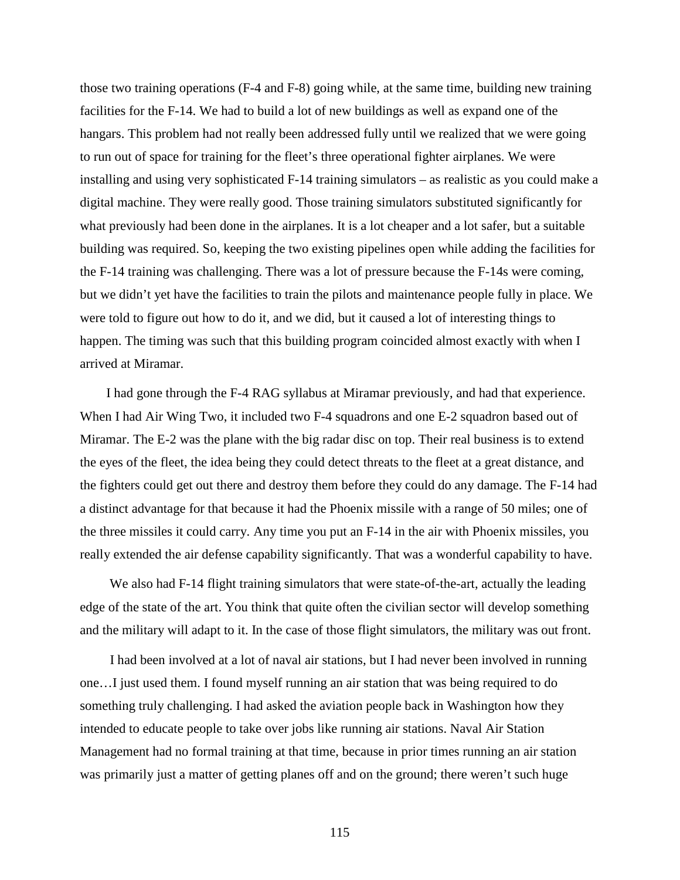those two training operations (F-4 and F-8) going while, at the same time, building new training facilities for the F-14. We had to build a lot of new buildings as well as expand one of the hangars. This problem had not really been addressed fully until we realized that we were going to run out of space for training for the fleet's three operational fighter airplanes. We were installing and using very sophisticated F-14 training simulators – as realistic as you could make a digital machine. They were really good. Those training simulators substituted significantly for what previously had been done in the airplanes. It is a lot cheaper and a lot safer, but a suitable building was required. So, keeping the two existing pipelines open while adding the facilities for the F-14 training was challenging. There was a lot of pressure because the F-14s were coming, but we didn't yet have the facilities to train the pilots and maintenance people fully in place. We were told to figure out how to do it, and we did, but it caused a lot of interesting things to happen. The timing was such that this building program coincided almost exactly with when I arrived at Miramar.

I had gone through the F-4 RAG syllabus at Miramar previously, and had that experience. When I had Air Wing Two, it included two F-4 squadrons and one E-2 squadron based out of Miramar. The E-2 was the plane with the big radar disc on top. Their real business is to extend the eyes of the fleet, the idea being they could detect threats to the fleet at a great distance, and the fighters could get out there and destroy them before they could do any damage. The F-14 had a distinct advantage for that because it had the Phoenix missile with a range of 50 miles; one of the three missiles it could carry. Any time you put an F-14 in the air with Phoenix missiles, you really extended the air defense capability significantly. That was a wonderful capability to have.

We also had F-14 flight training simulators that were state-of-the-art, actually the leading edge of the state of the art. You think that quite often the civilian sector will develop something and the military will adapt to it. In the case of those flight simulators, the military was out front.

I had been involved at a lot of naval air stations, but I had never been involved in running one…I just used them. I found myself running an air station that was being required to do something truly challenging. I had asked the aviation people back in Washington how they intended to educate people to take over jobs like running air stations. Naval Air Station Management had no formal training at that time, because in prior times running an air station was primarily just a matter of getting planes off and on the ground; there weren't such huge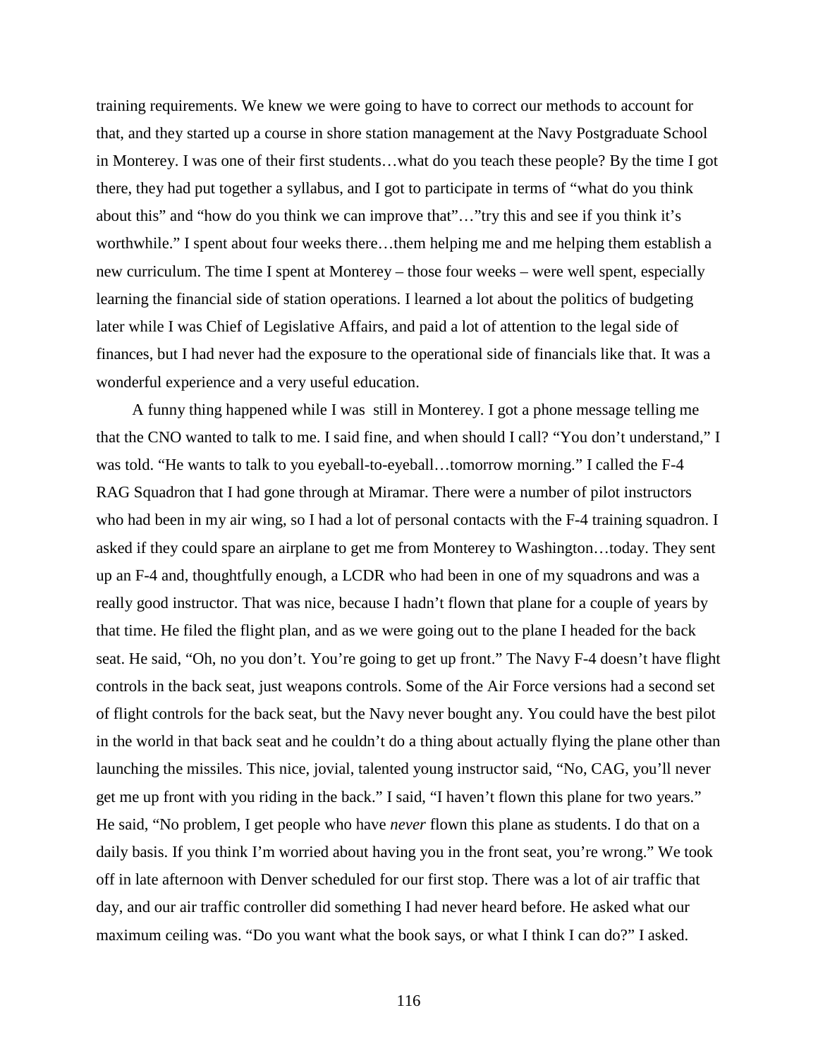training requirements. We knew we were going to have to correct our methods to account for that, and they started up a course in shore station management at the Navy Postgraduate School in Monterey. I was one of their first students…what do you teach these people? By the time I got there, they had put together a syllabus, and I got to participate in terms of "what do you think about this" and "how do you think we can improve that"…"try this and see if you think it's worthwhile." I spent about four weeks there…them helping me and me helping them establish a new curriculum. The time I spent at Monterey – those four weeks – were well spent, especially learning the financial side of station operations. I learned a lot about the politics of budgeting later while I was Chief of Legislative Affairs, and paid a lot of attention to the legal side of finances, but I had never had the exposure to the operational side of financials like that. It was a wonderful experience and a very useful education.

A funny thing happened while I was still in Monterey. I got a phone message telling me that the CNO wanted to talk to me. I said fine, and when should I call? "You don't understand," I was told. "He wants to talk to you eyeball-to-eyeball…tomorrow morning." I called the F-4 RAG Squadron that I had gone through at Miramar. There were a number of pilot instructors who had been in my air wing, so I had a lot of personal contacts with the F-4 training squadron. I asked if they could spare an airplane to get me from Monterey to Washington…today. They sent up an F-4 and, thoughtfully enough, a LCDR who had been in one of my squadrons and was a really good instructor. That was nice, because I hadn't flown that plane for a couple of years by that time. He filed the flight plan, and as we were going out to the plane I headed for the back seat. He said, "Oh, no you don't. You're going to get up front." The Navy F-4 doesn't have flight controls in the back seat, just weapons controls. Some of the Air Force versions had a second set of flight controls for the back seat, but the Navy never bought any. You could have the best pilot in the world in that back seat and he couldn't do a thing about actually flying the plane other than launching the missiles. This nice, jovial, talented young instructor said, "No, CAG, you'll never get me up front with you riding in the back." I said, "I haven't flown this plane for two years." He said, "No problem, I get people who have *never* flown this plane as students. I do that on a daily basis. If you think I'm worried about having you in the front seat, you're wrong." We took off in late afternoon with Denver scheduled for our first stop. There was a lot of air traffic that day, and our air traffic controller did something I had never heard before. He asked what our maximum ceiling was. "Do you want what the book says, or what I think I can do?" I asked.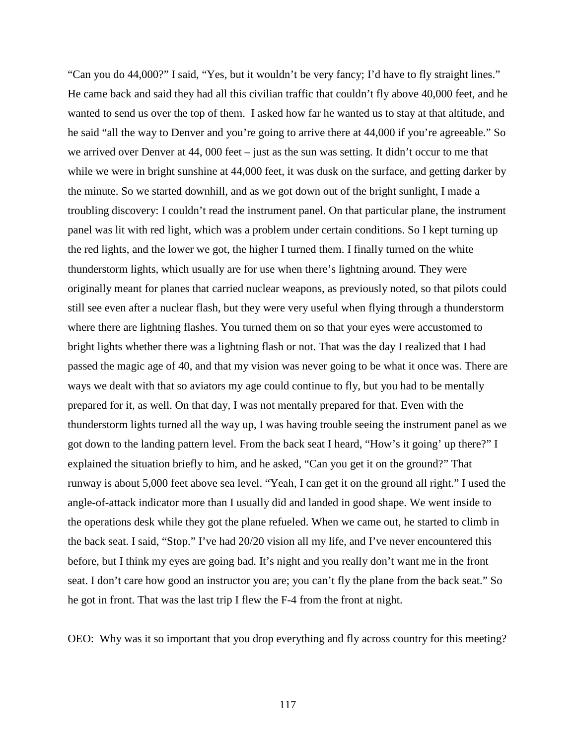"Can you do 44,000?" I said, "Yes, but it wouldn't be very fancy; I'd have to fly straight lines." He came back and said they had all this civilian traffic that couldn't fly above 40,000 feet, and he wanted to send us over the top of them. I asked how far he wanted us to stay at that altitude, and he said "all the way to Denver and you're going to arrive there at 44,000 if you're agreeable." So we arrived over Denver at 44, 000 feet – just as the sun was setting. It didn't occur to me that while we were in bright sunshine at 44,000 feet, it was dusk on the surface, and getting darker by the minute. So we started downhill, and as we got down out of the bright sunlight, I made a troubling discovery: I couldn't read the instrument panel. On that particular plane, the instrument panel was lit with red light, which was a problem under certain conditions. So I kept turning up the red lights, and the lower we got, the higher I turned them. I finally turned on the white thunderstorm lights, which usually are for use when there's lightning around. They were originally meant for planes that carried nuclear weapons, as previously noted, so that pilots could still see even after a nuclear flash, but they were very useful when flying through a thunderstorm where there are lightning flashes. You turned them on so that your eyes were accustomed to bright lights whether there was a lightning flash or not. That was the day I realized that I had passed the magic age of 40, and that my vision was never going to be what it once was. There are ways we dealt with that so aviators my age could continue to fly, but you had to be mentally prepared for it, as well. On that day, I was not mentally prepared for that. Even with the thunderstorm lights turned all the way up, I was having trouble seeing the instrument panel as we got down to the landing pattern level. From the back seat I heard, "How's it going' up there?" I explained the situation briefly to him, and he asked, "Can you get it on the ground?" That runway is about 5,000 feet above sea level. "Yeah, I can get it on the ground all right." I used the angle-of-attack indicator more than I usually did and landed in good shape. We went inside to the operations desk while they got the plane refueled. When we came out, he started to climb in the back seat. I said, "Stop." I've had 20/20 vision all my life, and I've never encountered this before, but I think my eyes are going bad. It's night and you really don't want me in the front seat. I don't care how good an instructor you are; you can't fly the plane from the back seat." So he got in front. That was the last trip I flew the F-4 from the front at night.

OEO: Why was it so important that you drop everything and fly across country for this meeting?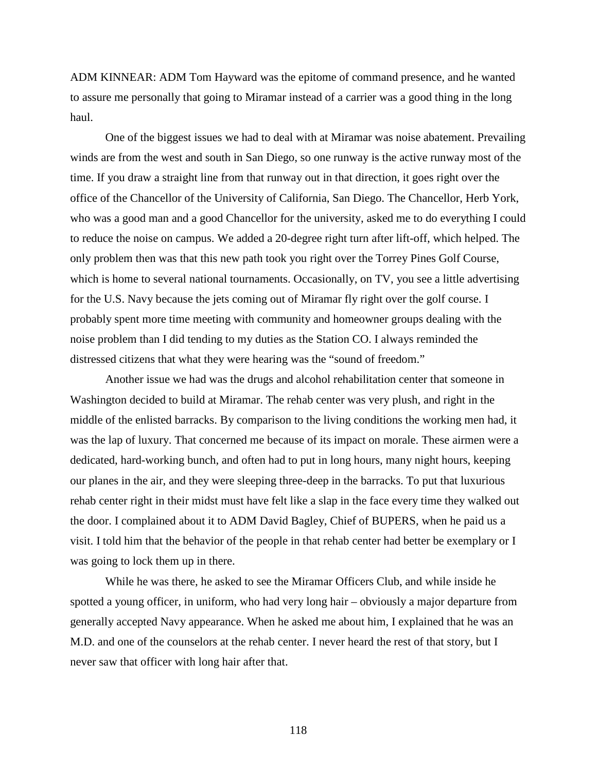ADM KINNEAR: ADM Tom Hayward was the epitome of command presence, and he wanted to assure me personally that going to Miramar instead of a carrier was a good thing in the long haul.

One of the biggest issues we had to deal with at Miramar was noise abatement. Prevailing winds are from the west and south in San Diego, so one runway is the active runway most of the time. If you draw a straight line from that runway out in that direction, it goes right over the office of the Chancellor of the University of California, San Diego. The Chancellor, Herb York, who was a good man and a good Chancellor for the university, asked me to do everything I could to reduce the noise on campus. We added a 20-degree right turn after lift-off, which helped. The only problem then was that this new path took you right over the Torrey Pines Golf Course, which is home to several national tournaments. Occasionally, on TV, you see a little advertising for the U.S. Navy because the jets coming out of Miramar fly right over the golf course. I probably spent more time meeting with community and homeowner groups dealing with the noise problem than I did tending to my duties as the Station CO. I always reminded the distressed citizens that what they were hearing was the "sound of freedom."

Another issue we had was the drugs and alcohol rehabilitation center that someone in Washington decided to build at Miramar. The rehab center was very plush, and right in the middle of the enlisted barracks. By comparison to the living conditions the working men had, it was the lap of luxury. That concerned me because of its impact on morale. These airmen were a dedicated, hard-working bunch, and often had to put in long hours, many night hours, keeping our planes in the air, and they were sleeping three-deep in the barracks. To put that luxurious rehab center right in their midst must have felt like a slap in the face every time they walked out the door. I complained about it to ADM David Bagley, Chief of BUPERS, when he paid us a visit. I told him that the behavior of the people in that rehab center had better be exemplary or I was going to lock them up in there.

While he was there, he asked to see the Miramar Officers Club, and while inside he spotted a young officer, in uniform, who had very long hair – obviously a major departure from generally accepted Navy appearance. When he asked me about him, I explained that he was an M.D. and one of the counselors at the rehab center. I never heard the rest of that story, but I never saw that officer with long hair after that.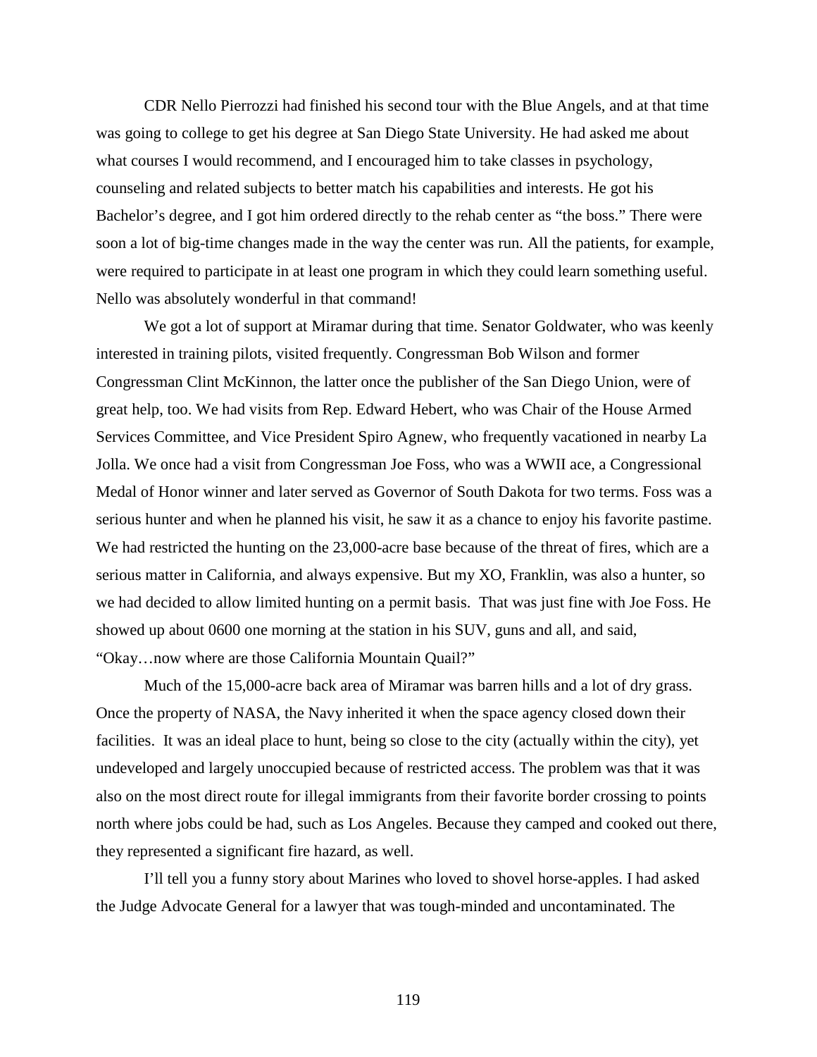CDR Nello Pierrozzi had finished his second tour with the Blue Angels, and at that time was going to college to get his degree at San Diego State University. He had asked me about what courses I would recommend, and I encouraged him to take classes in psychology, counseling and related subjects to better match his capabilities and interests. He got his Bachelor's degree, and I got him ordered directly to the rehab center as "the boss." There were soon a lot of big-time changes made in the way the center was run. All the patients, for example, were required to participate in at least one program in which they could learn something useful. Nello was absolutely wonderful in that command!

We got a lot of support at Miramar during that time. Senator Goldwater, who was keenly interested in training pilots, visited frequently. Congressman Bob Wilson and former Congressman Clint McKinnon, the latter once the publisher of the San Diego Union, were of great help, too. We had visits from Rep. Edward Hebert, who was Chair of the House Armed Services Committee, and Vice President Spiro Agnew, who frequently vacationed in nearby La Jolla. We once had a visit from Congressman Joe Foss, who was a WWII ace, a Congressional Medal of Honor winner and later served as Governor of South Dakota for two terms. Foss was a serious hunter and when he planned his visit, he saw it as a chance to enjoy his favorite pastime. We had restricted the hunting on the 23,000-acre base because of the threat of fires, which are a serious matter in California, and always expensive. But my XO, Franklin, was also a hunter, so we had decided to allow limited hunting on a permit basis. That was just fine with Joe Foss. He showed up about 0600 one morning at the station in his SUV, guns and all, and said, "Okay…now where are those California Mountain Quail?"

Much of the 15,000-acre back area of Miramar was barren hills and a lot of dry grass. Once the property of NASA, the Navy inherited it when the space agency closed down their facilities. It was an ideal place to hunt, being so close to the city (actually within the city), yet undeveloped and largely unoccupied because of restricted access. The problem was that it was also on the most direct route for illegal immigrants from their favorite border crossing to points north where jobs could be had, such as Los Angeles. Because they camped and cooked out there, they represented a significant fire hazard, as well.

I'll tell you a funny story about Marines who loved to shovel horse-apples. I had asked the Judge Advocate General for a lawyer that was tough-minded and uncontaminated. The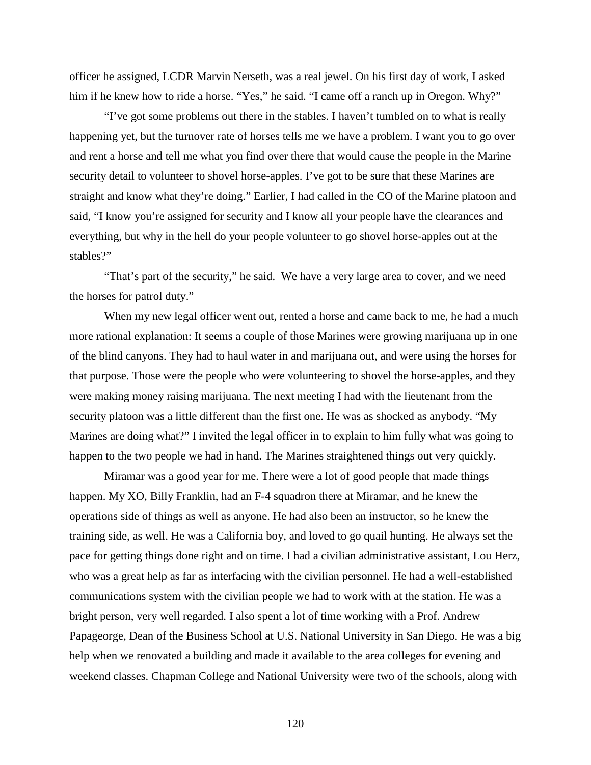officer he assigned, LCDR Marvin Nerseth, was a real jewel. On his first day of work, I asked him if he knew how to ride a horse. "Yes," he said. "I came off a ranch up in Oregon. Why?"

"I've got some problems out there in the stables. I haven't tumbled on to what is really happening yet, but the turnover rate of horses tells me we have a problem. I want you to go over and rent a horse and tell me what you find over there that would cause the people in the Marine security detail to volunteer to shovel horse-apples. I've got to be sure that these Marines are straight and know what they're doing." Earlier, I had called in the CO of the Marine platoon and said, "I know you're assigned for security and I know all your people have the clearances and everything, but why in the hell do your people volunteer to go shovel horse-apples out at the stables?"

"That's part of the security," he said. We have a very large area to cover, and we need the horses for patrol duty."

When my new legal officer went out, rented a horse and came back to me, he had a much more rational explanation: It seems a couple of those Marines were growing marijuana up in one of the blind canyons. They had to haul water in and marijuana out, and were using the horses for that purpose. Those were the people who were volunteering to shovel the horse-apples, and they were making money raising marijuana. The next meeting I had with the lieutenant from the security platoon was a little different than the first one. He was as shocked as anybody. "My Marines are doing what?" I invited the legal officer in to explain to him fully what was going to happen to the two people we had in hand. The Marines straightened things out very quickly.

Miramar was a good year for me. There were a lot of good people that made things happen. My XO, Billy Franklin, had an F-4 squadron there at Miramar, and he knew the operations side of things as well as anyone. He had also been an instructor, so he knew the training side, as well. He was a California boy, and loved to go quail hunting. He always set the pace for getting things done right and on time. I had a civilian administrative assistant, Lou Herz, who was a great help as far as interfacing with the civilian personnel. He had a well-established communications system with the civilian people we had to work with at the station. He was a bright person, very well regarded. I also spent a lot of time working with a Prof. Andrew Papageorge, Dean of the Business School at U.S. National University in San Diego. He was a big help when we renovated a building and made it available to the area colleges for evening and weekend classes. Chapman College and National University were two of the schools, along with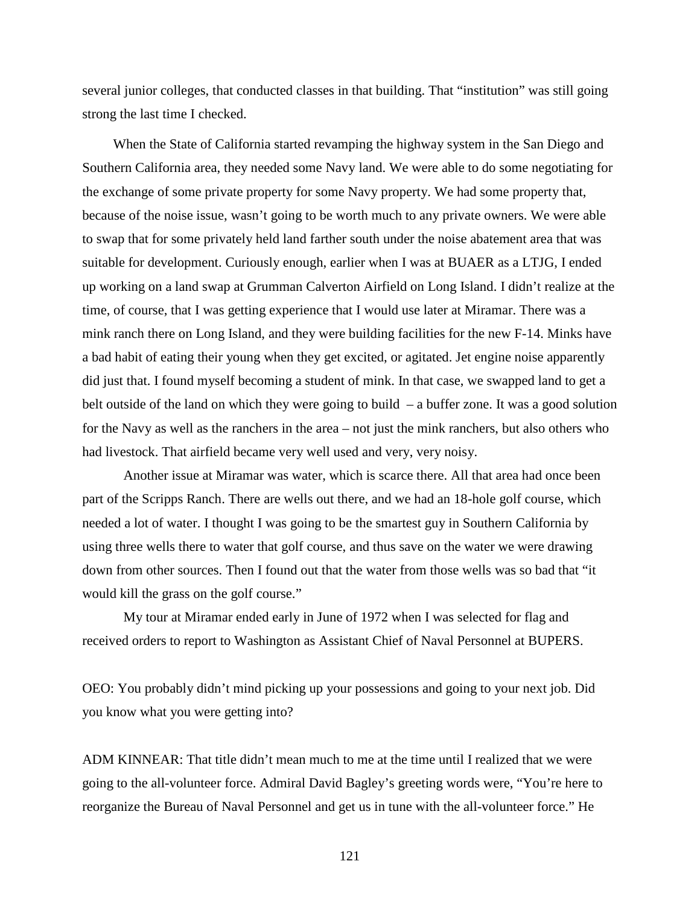several junior colleges, that conducted classes in that building. That "institution" was still going strong the last time I checked.

When the State of California started revamping the highway system in the San Diego and Southern California area, they needed some Navy land. We were able to do some negotiating for the exchange of some private property for some Navy property. We had some property that, because of the noise issue, wasn't going to be worth much to any private owners. We were able to swap that for some privately held land farther south under the noise abatement area that was suitable for development. Curiously enough, earlier when I was at BUAER as a LTJG, I ended up working on a land swap at Grumman Calverton Airfield on Long Island. I didn't realize at the time, of course, that I was getting experience that I would use later at Miramar. There was a mink ranch there on Long Island, and they were building facilities for the new F-14. Minks have a bad habit of eating their young when they get excited, or agitated. Jet engine noise apparently did just that. I found myself becoming a student of mink. In that case, we swapped land to get a belt outside of the land on which they were going to build – a buffer zone. It was a good solution for the Navy as well as the ranchers in the area – not just the mink ranchers, but also others who had livestock. That airfield became very well used and very, very noisy.

Another issue at Miramar was water, which is scarce there. All that area had once been part of the Scripps Ranch. There are wells out there, and we had an 18-hole golf course, which needed a lot of water. I thought I was going to be the smartest guy in Southern California by using three wells there to water that golf course, and thus save on the water we were drawing down from other sources. Then I found out that the water from those wells was so bad that "it would kill the grass on the golf course."

My tour at Miramar ended early in June of 1972 when I was selected for flag and received orders to report to Washington as Assistant Chief of Naval Personnel at BUPERS.

OEO: You probably didn't mind picking up your possessions and going to your next job. Did you know what you were getting into?

ADM KINNEAR: That title didn't mean much to me at the time until I realized that we were going to the all-volunteer force. Admiral David Bagley's greeting words were, "You're here to reorganize the Bureau of Naval Personnel and get us in tune with the all-volunteer force." He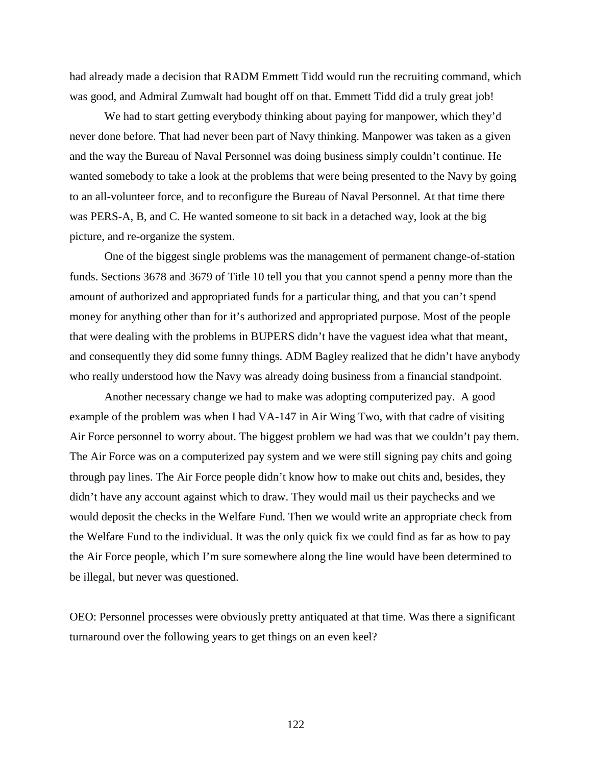had already made a decision that RADM Emmett Tidd would run the recruiting command, which was good, and Admiral Zumwalt had bought off on that. Emmett Tidd did a truly great job!

We had to start getting everybody thinking about paying for manpower, which they'd never done before. That had never been part of Navy thinking. Manpower was taken as a given and the way the Bureau of Naval Personnel was doing business simply couldn't continue. He wanted somebody to take a look at the problems that were being presented to the Navy by going to an all-volunteer force, and to reconfigure the Bureau of Naval Personnel. At that time there was PERS-A, B, and C. He wanted someone to sit back in a detached way, look at the big picture, and re-organize the system.

One of the biggest single problems was the management of permanent change-of-station funds. Sections 3678 and 3679 of Title 10 tell you that you cannot spend a penny more than the amount of authorized and appropriated funds for a particular thing, and that you can't spend money for anything other than for it's authorized and appropriated purpose. Most of the people that were dealing with the problems in BUPERS didn't have the vaguest idea what that meant, and consequently they did some funny things. ADM Bagley realized that he didn't have anybody who really understood how the Navy was already doing business from a financial standpoint.

Another necessary change we had to make was adopting computerized pay. A good example of the problem was when I had VA-147 in Air Wing Two, with that cadre of visiting Air Force personnel to worry about. The biggest problem we had was that we couldn't pay them. The Air Force was on a computerized pay system and we were still signing pay chits and going through pay lines. The Air Force people didn't know how to make out chits and, besides, they didn't have any account against which to draw. They would mail us their paychecks and we would deposit the checks in the Welfare Fund. Then we would write an appropriate check from the Welfare Fund to the individual. It was the only quick fix we could find as far as how to pay the Air Force people, which I'm sure somewhere along the line would have been determined to be illegal, but never was questioned.

OEO: Personnel processes were obviously pretty antiquated at that time. Was there a significant turnaround over the following years to get things on an even keel?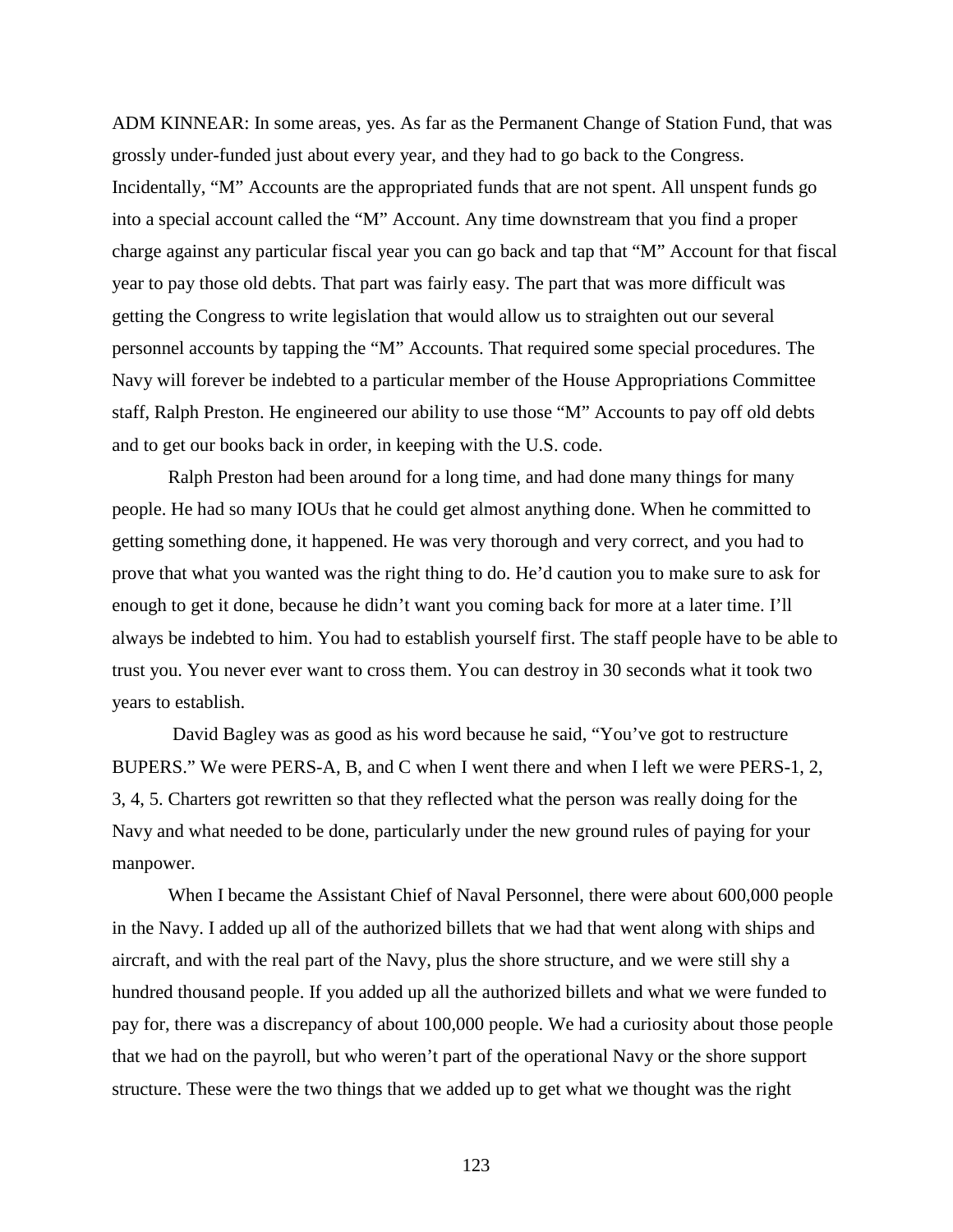ADM KINNEAR: In some areas, yes. As far as the Permanent Change of Station Fund, that was grossly under-funded just about every year, and they had to go back to the Congress. Incidentally, "M" Accounts are the appropriated funds that are not spent. All unspent funds go into a special account called the "M" Account. Any time downstream that you find a proper charge against any particular fiscal year you can go back and tap that "M" Account for that fiscal year to pay those old debts. That part was fairly easy. The part that was more difficult was getting the Congress to write legislation that would allow us to straighten out our several personnel accounts by tapping the "M" Accounts. That required some special procedures. The Navy will forever be indebted to a particular member of the House Appropriations Committee staff, Ralph Preston. He engineered our ability to use those "M" Accounts to pay off old debts and to get our books back in order, in keeping with the U.S. code.

Ralph Preston had been around for a long time, and had done many things for many people. He had so many IOUs that he could get almost anything done. When he committed to getting something done, it happened. He was very thorough and very correct, and you had to prove that what you wanted was the right thing to do. He'd caution you to make sure to ask for enough to get it done, because he didn't want you coming back for more at a later time. I'll always be indebted to him. You had to establish yourself first. The staff people have to be able to trust you. You never ever want to cross them. You can destroy in 30 seconds what it took two years to establish.

David Bagley was as good as his word because he said, "You've got to restructure BUPERS." We were PERS-A, B, and C when I went there and when I left we were PERS-1, 2, 3, 4, 5. Charters got rewritten so that they reflected what the person was really doing for the Navy and what needed to be done, particularly under the new ground rules of paying for your manpower.

When I became the Assistant Chief of Naval Personnel, there were about 600,000 people in the Navy. I added up all of the authorized billets that we had that went along with ships and aircraft, and with the real part of the Navy, plus the shore structure, and we were still shy a hundred thousand people. If you added up all the authorized billets and what we were funded to pay for, there was a discrepancy of about 100,000 people. We had a curiosity about those people that we had on the payroll, but who weren't part of the operational Navy or the shore support structure. These were the two things that we added up to get what we thought was the right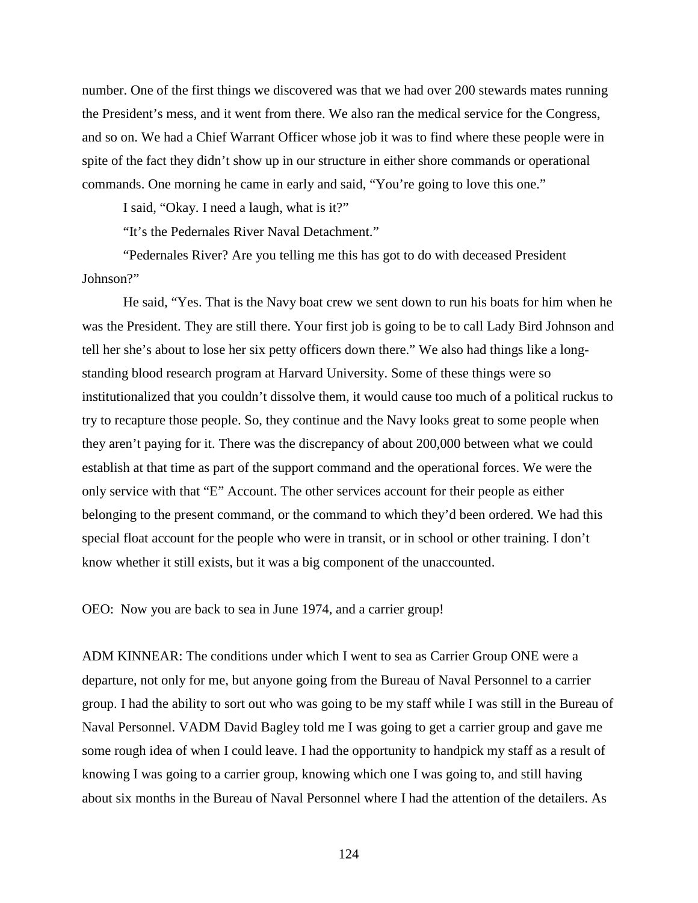number. One of the first things we discovered was that we had over 200 stewards mates running the President's mess, and it went from there. We also ran the medical service for the Congress, and so on. We had a Chief Warrant Officer whose job it was to find where these people were in spite of the fact they didn't show up in our structure in either shore commands or operational commands. One morning he came in early and said, "You're going to love this one."

I said, "Okay. I need a laugh, what is it?"

"It's the Pedernales River Naval Detachment."

"Pedernales River? Are you telling me this has got to do with deceased President Johnson?"

He said, "Yes. That is the Navy boat crew we sent down to run his boats for him when he was the President. They are still there. Your first job is going to be to call Lady Bird Johnson and tell her she's about to lose her six petty officers down there." We also had things like a long-standing blood research program at Harvard University. Some of these things were so institutionalized that you couldn't dissolve them, it would cause too much of a political ruckus to try to recapture those people. So, they continue and the Navy looks great to some people when they aren't paying for it. There was the discrepancy of about 200,000 between what we could establish at that time as part of the support command and the operational forces. We were the only service with that "E" Account. The other services account for their people as either belonging to the present command, or the command to which they'd been ordered. We had this special float account for the people who were in transit, or in school or other training. I don't know whether it still exists, but it was a big component of the unaccounted.

OEO: Now you are back to sea in June 1974, and a carrier group!

ADM KINNEAR: The conditions under which I went to sea as Carrier Group ONE were a departure, not only for me, but anyone going from the Bureau of Naval Personnel to a carrier group. I had the ability to sort out who was going to be my staff while I was still in the Bureau of Naval Personnel. VADM David Bagley told me I was going to get a carrier group and gave me some rough idea of when I could leave. I had the opportunity to handpick my staff as a result of knowing I was going to a carrier group, knowing which one I was going to, and still having about six months in the Bureau of Naval Personnel where I had the attention of the detailers. As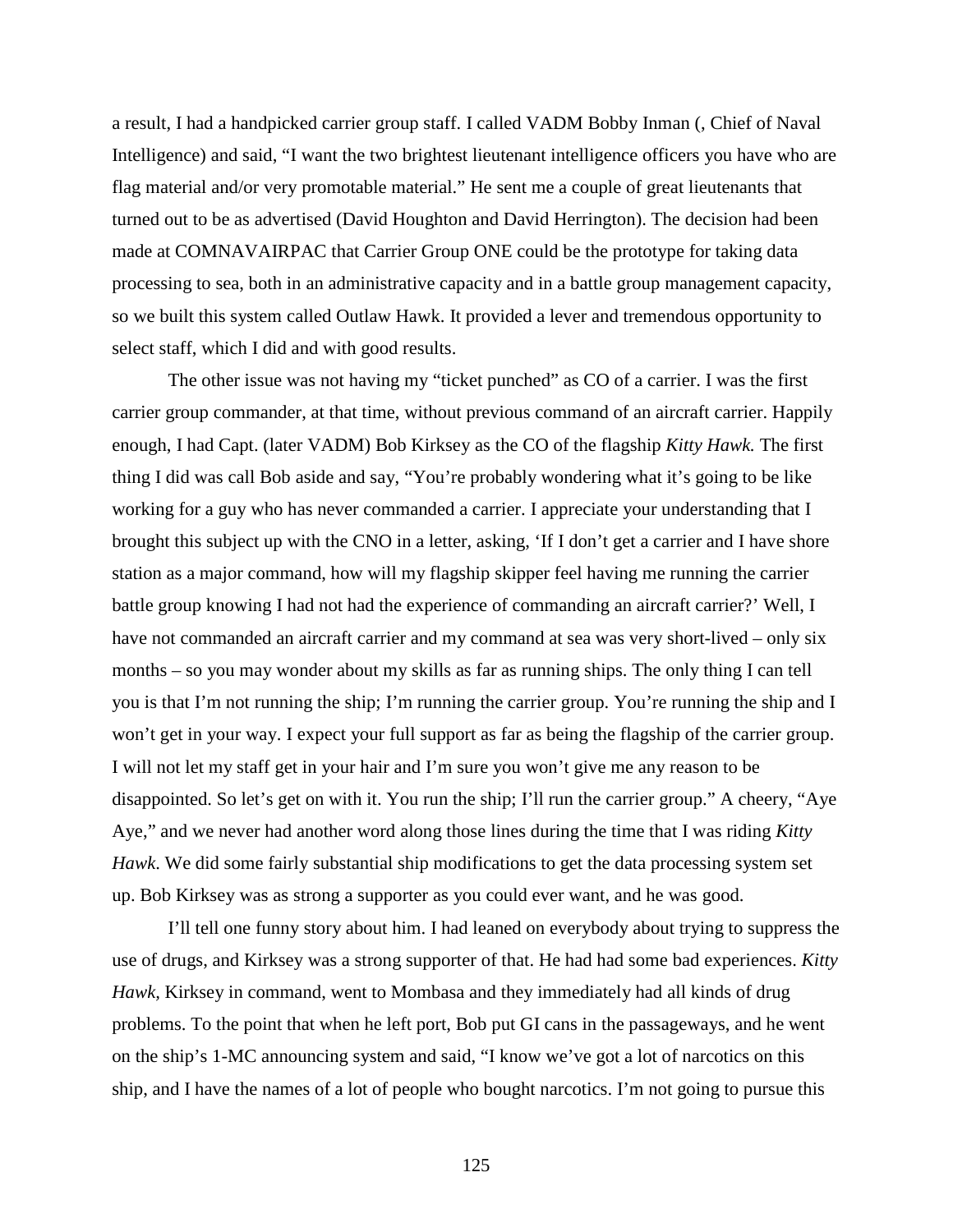a result, I had a handpicked carrier group staff. I called VADM Bobby Inman (, Chief of Naval Intelligence) and said, "I want the two brightest lieutenant intelligence officers you have who are flag material and/or very promotable material." He sent me a couple of great lieutenants that turned out to be as advertised (David Houghton and David Herrington). The decision had been made at COMNAVAIRPAC that Carrier Group ONE could be the prototype for taking data processing to sea, both in an administrative capacity and in a battle group management capacity, so we built this system called Outlaw Hawk. It provided a lever and tremendous opportunity to select staff, which I did and with good results.

The other issue was not having my "ticket punched" as CO of a carrier. I was the first carrier group commander, at that time, without previous command of an aircraft carrier. Happily enough, I had Capt. (later VADM) Bob Kirksey as the CO of the flagship *Kitty Hawk.* The first thing I did was call Bob aside and say, "You're probably wondering what it's going to be like working for a guy who has never commanded a carrier. I appreciate your understanding that I brought this subject up with the CNO in a letter, asking, 'If I don't get a carrier and I have shore station as a major command, how will my flagship skipper feel having me running the carrier battle group knowing I had not had the experience of commanding an aircraft carrier?' Well, I have not commanded an aircraft carrier and my command at sea was very short-lived – only six months – so you may wonder about my skills as far as running ships. The only thing I can tell you is that I'm not running the ship; I'm running the carrier group. You're running the ship and I won't get in your way. I expect your full support as far as being the flagship of the carrier group. I will not let my staff get in your hair and I'm sure you won't give me any reason to be disappointed. So let's get on with it. You run the ship; I'll run the carrier group." A cheery, "Aye Aye," and we never had another word along those lines during the time that I was riding *Kitty Hawk*. We did some fairly substantial ship modifications to get the data processing system set up. Bob Kirksey was as strong a supporter as you could ever want, and he was good.

I'll tell one funny story about him. I had leaned on everybody about trying to suppress the use of drugs, and Kirksey was a strong supporter of that. He had had some bad experiences. *Kitty Hawk,* Kirksey in command, went to Mombasa and they immediately had all kinds of drug problems. To the point that when he left port, Bob put GI cans in the passageways, and he went on the ship's 1-MC announcing system and said, "I know we've got a lot of narcotics on this ship, and I have the names of a lot of people who bought narcotics. I'm not going to pursue this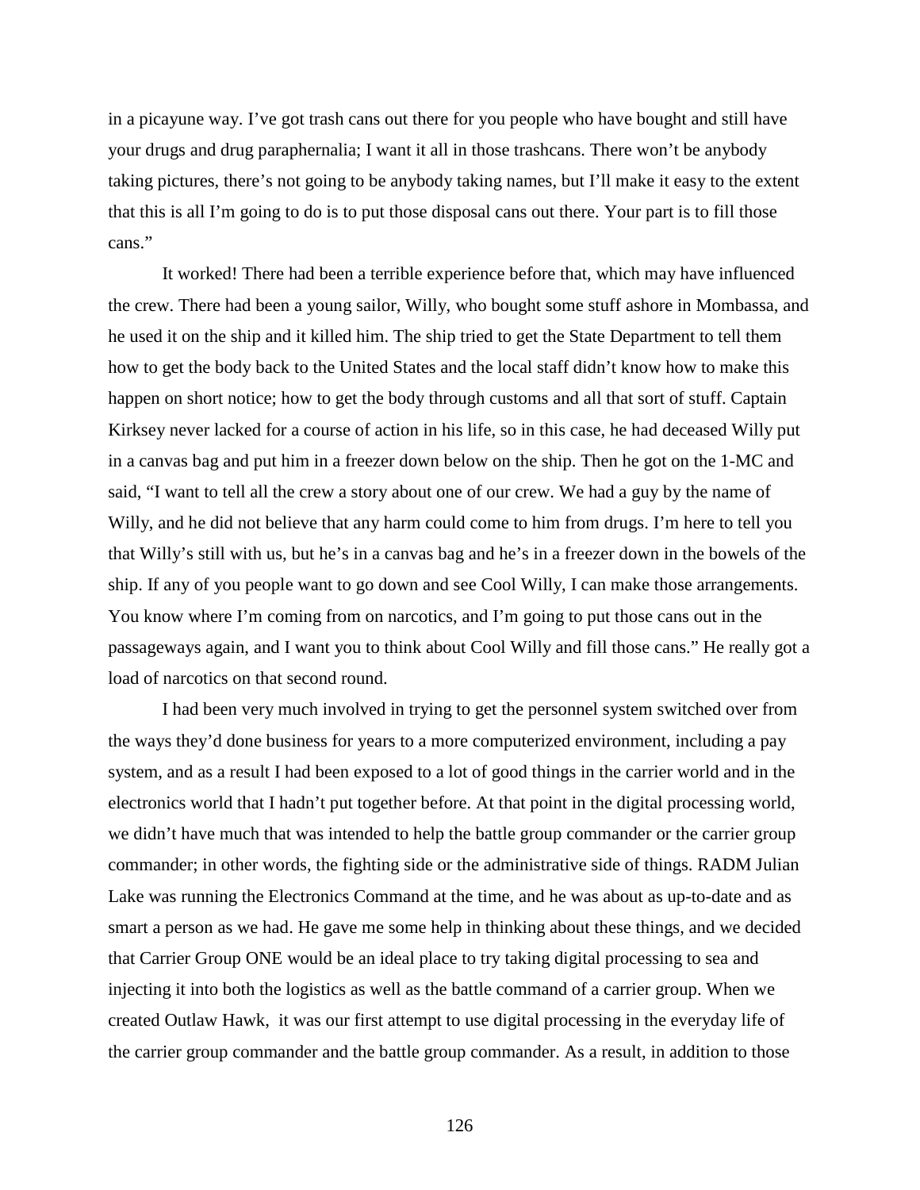in a picayune way. I've got trash cans out there for you people who have bought and still have your drugs and drug paraphernalia; I want it all in those trashcans. There won't be anybody taking pictures, there's not going to be anybody taking names, but I'll make it easy to the extent that this is all I'm going to do is to put those disposal cans out there. Your part is to fill those cans."

It worked! There had been a terrible experience before that, which may have influenced the crew. There had been a young sailor, Willy, who bought some stuff ashore in Mombassa, and he used it on the ship and it killed him. The ship tried to get the State Department to tell them how to get the body back to the United States and the local staff didn't know how to make this happen on short notice; how to get the body through customs and all that sort of stuff. Captain Kirksey never lacked for a course of action in his life, so in this case, he had deceased Willy put in a canvas bag and put him in a freezer down below on the ship. Then he got on the 1-MC and said, "I want to tell all the crew a story about one of our crew. We had a guy by the name of Willy, and he did not believe that any harm could come to him from drugs. I'm here to tell you that Willy's still with us, but he's in a canvas bag and he's in a freezer down in the bowels of the ship. If any of you people want to go down and see Cool Willy, I can make those arrangements. You know where I'm coming from on narcotics, and I'm going to put those cans out in the passageways again, and I want you to think about Cool Willy and fill those cans." He really got a load of narcotics on that second round.

I had been very much involved in trying to get the personnel system switched over from the ways they'd done business for years to a more computerized environment, including a pay system, and as a result I had been exposed to a lot of good things in the carrier world and in the electronics world that I hadn't put together before. At that point in the digital processing world, we didn't have much that was intended to help the battle group commander or the carrier group commander; in other words, the fighting side or the administrative side of things. RADM Julian Lake was running the Electronics Command at the time, and he was about as up-to-date and as smart a person as we had. He gave me some help in thinking about these things, and we decided that Carrier Group ONE would be an ideal place to try taking digital processing to sea and injecting it into both the logistics as well as the battle command of a carrier group. When we created Outlaw Hawk, it was our first attempt to use digital processing in the everyday life of the carrier group commander and the battle group commander. As a result, in addition to those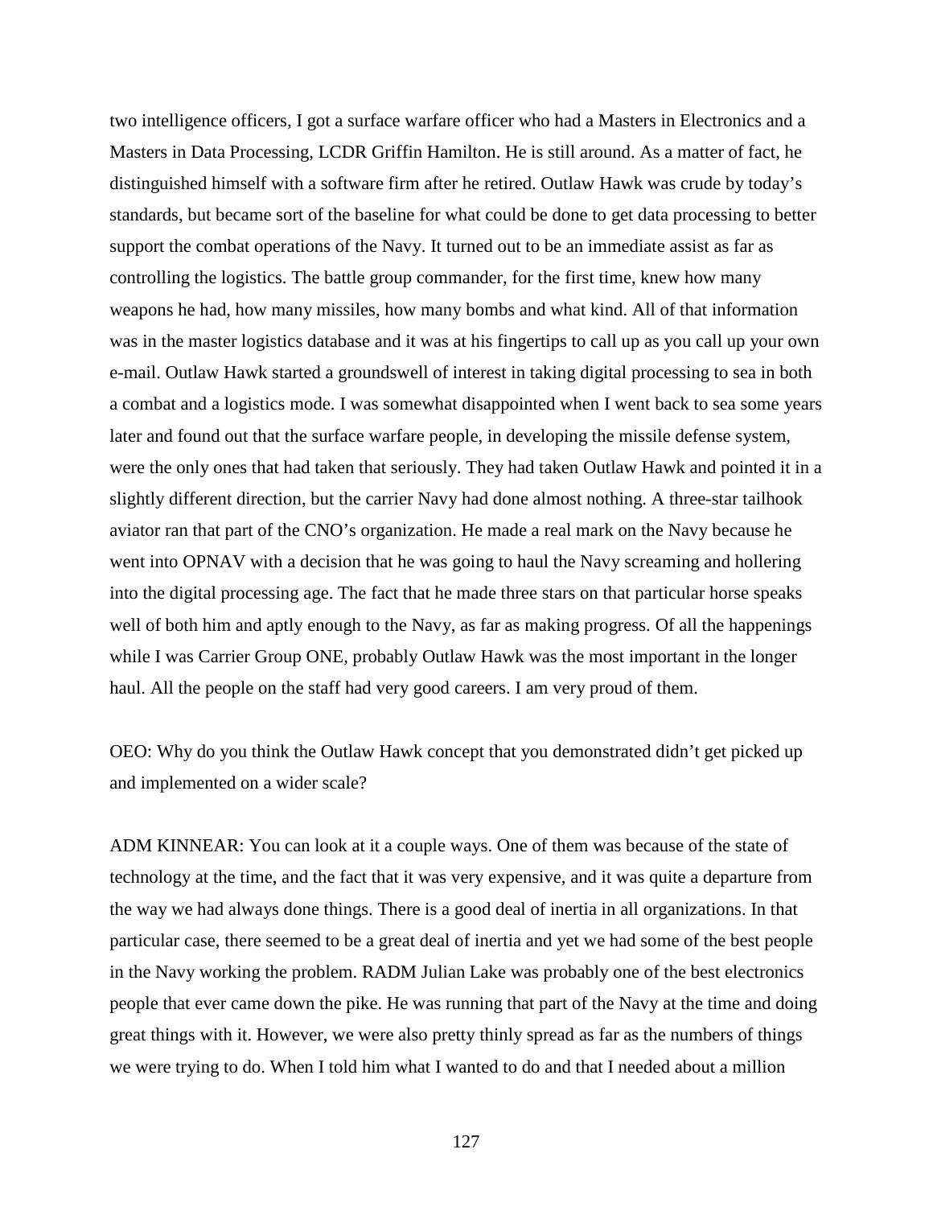two intelligence officers, I got a surface warfare officer who had a Masters in Electronics and a Masters in Data Processing, LCDR Griffin Hamilton. He is still around. As a matter of fact, he distinguished himself with a software firm after he retired. Outlaw Hawk was crude by today's standards, but became sort of the baseline for what could be done to get data processing to better support the combat operations of the Navy. It turned out to be an immediate assist as far as controlling the logistics. The battle group commander, for the first time, knew how many weapons he had, how many missiles, how many bombs and what kind. All of that information was in the master logistics database and it was at his fingertips to call up as you call up your own e-mail. Outlaw Hawk started a groundswell of interest in taking digital processing to sea in both a combat and a logistics mode. I was somewhat disappointed when I went back to sea some years later and found out that the surface warfare people, in developing the missile defense system, were the only ones that had taken that seriously. They had taken Outlaw Hawk and pointed it in a slightly different direction, but the carrier Navy had done almost nothing. A three-star tailhook aviator ran that part of the CNO's organization. He made a real mark on the Navy because he went into OPNAV with a decision that he was going to haul the Navy screaming and hollering into the digital processing age. The fact that he made three stars on that particular horse speaks well of both him and aptly enough to the Navy, as far as making progress. Of all the happenings while I was Carrier Group ONE, probably Outlaw Hawk was the most important in the longer haul. All the people on the staff had very good careers. I am very proud of them.

OEO: Why do you think the Outlaw Hawk concept that you demonstrated didn't get picked up and implemented on a wider scale?

ADM KINNEAR: You can look at it a couple ways. One of them was because of the state of technology at the time, and the fact that it was very expensive, and it was quite a departure from the way we had always done things. There is a good deal of inertia in all organizations. In that particular case, there seemed to be a great deal of inertia and yet we had some of the best people in the Navy working the problem. RADM Julian Lake was probably one of the best electronics people that ever came down the pike. He was running that part of the Navy at the time and doing great things with it. However, we were also pretty thinly spread as far as the numbers of things we were trying to do. When I told him what I wanted to do and that I needed about a million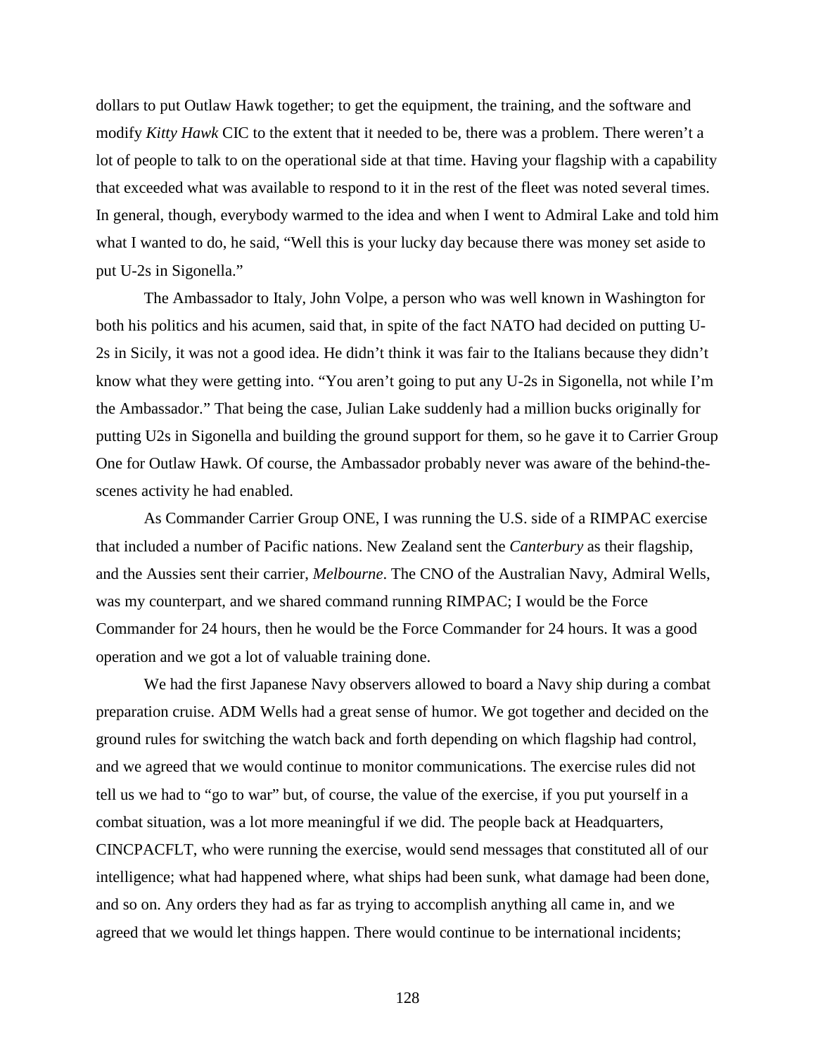dollars to put Outlaw Hawk together; to get the equipment, the training, and the software and modify *Kitty Hawk* CIC to the extent that it needed to be, there was a problem. There weren't a lot of people to talk to on the operational side at that time. Having your flagship with a capability that exceeded what was available to respond to it in the rest of the fleet was noted several times. In general, though, everybody warmed to the idea and when I went to Admiral Lake and told him what I wanted to do, he said, "Well this is your lucky day because there was money set aside to put U-2s in Sigonella."

The Ambassador to Italy, John Volpe, a person who was well known in Washington for both his politics and his acumen, said that, in spite of the fact NATO had decided on putting U-2s in Sicily, it was not a good idea. He didn't think it was fair to the Italians because they didn't know what they were getting into. "You aren't going to put any U-2s in Sigonella, not while I'm the Ambassador." That being the case, Julian Lake suddenly had a million bucks originally for putting U2s in Sigonella and building the ground support for them, so he gave it to Carrier Group One for Outlaw Hawk. Of course, the Ambassador probably never was aware of the behind-the-scenes activity he had enabled.

As Commander Carrier Group ONE, I was running the U.S. side of a RIMPAC exercise that included a number of Pacific nations. New Zealand sent the *Canterbury* as their flagship, and the Aussies sent their carrier, *Melbourne*. The CNO of the Australian Navy, Admiral Wells, was my counterpart, and we shared command running RIMPAC; I would be the Force Commander for 24 hours, then he would be the Force Commander for 24 hours. It was a good operation and we got a lot of valuable training done.

We had the first Japanese Navy observers allowed to board a Navy ship during a combat preparation cruise. ADM Wells had a great sense of humor. We got together and decided on the ground rules for switching the watch back and forth depending on which flagship had control, and we agreed that we would continue to monitor communications. The exercise rules did not tell us we had to "go to war" but, of course, the value of the exercise, if you put yourself in a combat situation, was a lot more meaningful if we did. The people back at Headquarters, CINCPACFLT, who were running the exercise, would send messages that constituted all of our intelligence; what had happened where, what ships had been sunk, what damage had been done, and so on. Any orders they had as far as trying to accomplish anything all came in, and we agreed that we would let things happen. There would continue to be international incidents;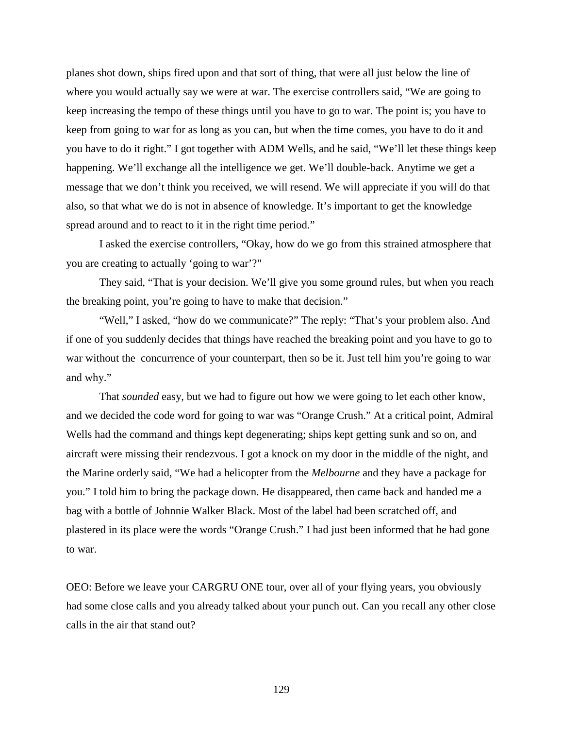planes shot down, ships fired upon and that sort of thing, that were all just below the line of where you would actually say we were at war. The exercise controllers said, "We are going to keep increasing the tempo of these things until you have to go to war. The point is; you have to keep from going to war for as long as you can, but when the time comes, you have to do it and you have to do it right." I got together with ADM Wells, and he said, "We'll let these things keep happening. We'll exchange all the intelligence we get. We'll double-back. Anytime we get a message that we don't think you received, we will resend. We will appreciate if you will do that also, so that what we do is not in absence of knowledge. It's important to get the knowledge spread around and to react to it in the right time period."

I asked the exercise controllers, "Okay, how do we go from this strained atmosphere that you are creating to actually 'going to war'?"

They said, "That is your decision. We'll give you some ground rules, but when you reach the breaking point, you're going to have to make that decision."

"Well," I asked, "how do we communicate?" The reply: "That's your problem also. And if one of you suddenly decides that things have reached the breaking point and you have to go to war without the concurrence of your counterpart, then so be it. Just tell him you're going to war and why."

That *sounded* easy, but we had to figure out how we were going to let each other know, and we decided the code word for going to war was "Orange Crush." At a critical point, Admiral Wells had the command and things kept degenerating; ships kept getting sunk and so on, and aircraft were missing their rendezvous. I got a knock on my door in the middle of the night, and the Marine orderly said, "We had a helicopter from the *Melbourne* and they have a package for you." I told him to bring the package down. He disappeared, then came back and handed me a bag with a bottle of Johnnie Walker Black. Most of the label had been scratched off, and plastered in its place were the words "Orange Crush." I had just been informed that he had gone to war.

OEO: Before we leave your CARGRU ONE tour, over all of your flying years, you obviously had some close calls and you already talked about your punch out. Can you recall any other close calls in the air that stand out?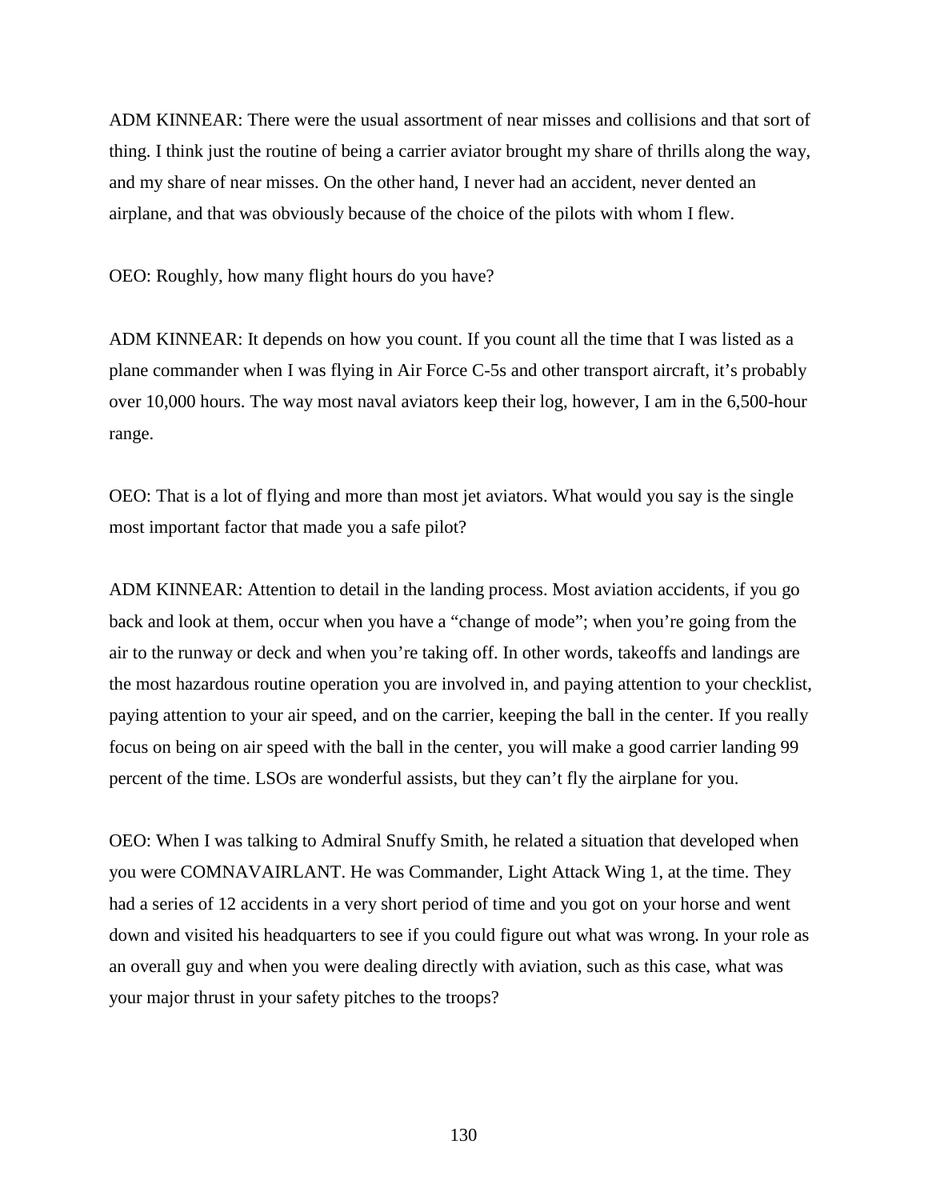ADM KINNEAR: There were the usual assortment of near misses and collisions and that sort of thing. I think just the routine of being a carrier aviator brought my share of thrills along the way, and my share of near misses. On the other hand, I never had an accident, never dented an airplane, and that was obviously because of the choice of the pilots with whom I flew.

OEO: Roughly, how many flight hours do you have?

ADM KINNEAR: It depends on how you count. If you count all the time that I was listed as a plane commander when I was flying in Air Force C-5s and other transport aircraft, it's probably over 10,000 hours. The way most naval aviators keep their log, however, I am in the 6,500-hour range.

OEO: That is a lot of flying and more than most jet aviators. What would you say is the single most important factor that made you a safe pilot?

ADM KINNEAR: Attention to detail in the landing process. Most aviation accidents, if you go back and look at them, occur when you have a "change of mode"; when you're going from the air to the runway or deck and when you're taking off. In other words, takeoffs and landings are the most hazardous routine operation you are involved in, and paying attention to your checklist, paying attention to your air speed, and on the carrier, keeping the ball in the center. If you really focus on being on air speed with the ball in the center, you will make a good carrier landing 99 percent of the time. LSOs are wonderful assists, but they can't fly the airplane for you.

OEO: When I was talking to Admiral Snuffy Smith, he related a situation that developed when you were COMNAVAIRLANT. He was Commander, Light Attack Wing 1, at the time. They had a series of 12 accidents in a very short period of time and you got on your horse and went down and visited his headquarters to see if you could figure out what was wrong. In your role as an overall guy and when you were dealing directly with aviation, such as this case, what was your major thrust in your safety pitches to the troops?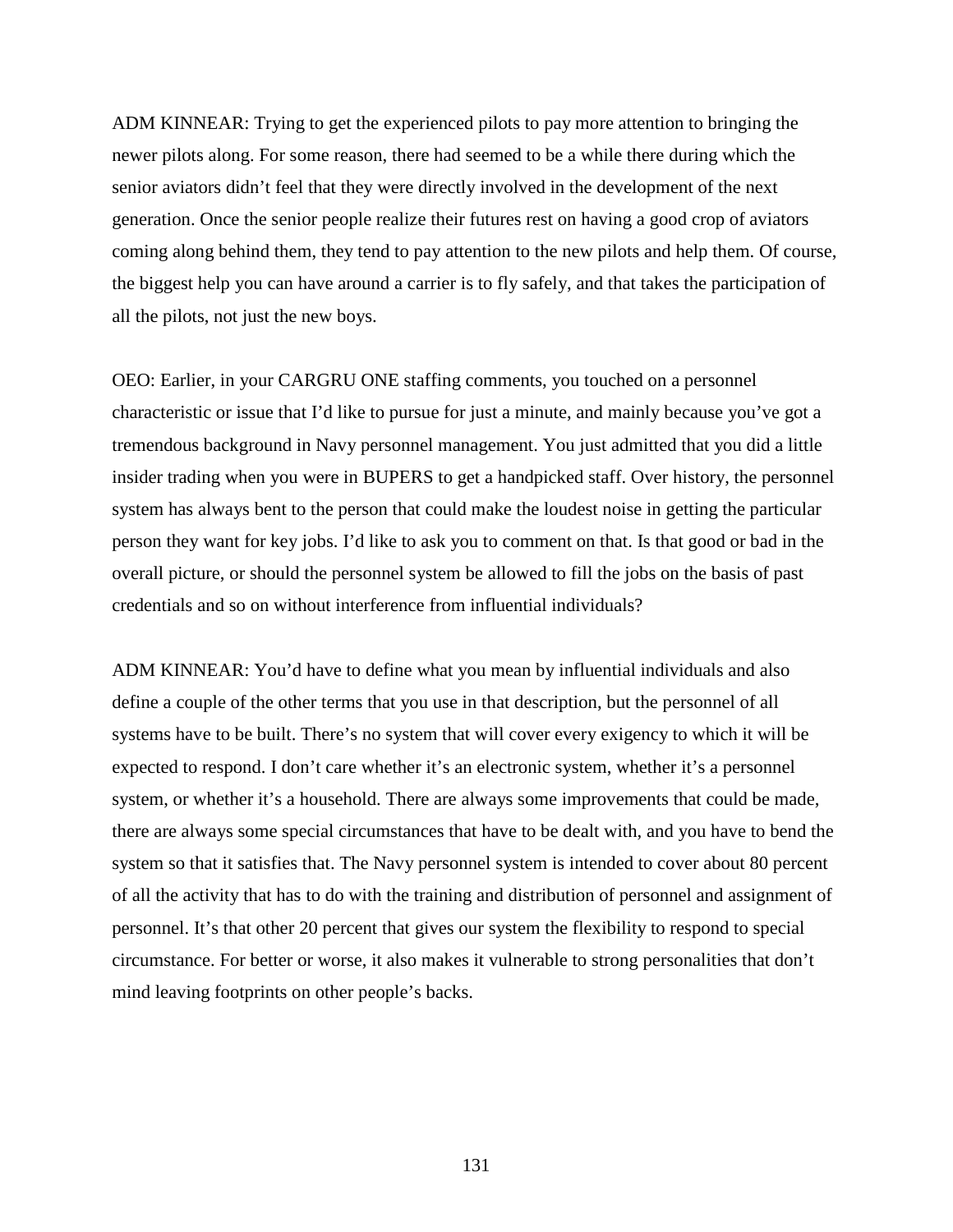ADM KINNEAR: Trying to get the experienced pilots to pay more attention to bringing the newer pilots along. For some reason, there had seemed to be a while there during which the senior aviators didn't feel that they were directly involved in the development of the next generation. Once the senior people realize their futures rest on having a good crop of aviators coming along behind them, they tend to pay attention to the new pilots and help them. Of course, the biggest help you can have around a carrier is to fly safely, and that takes the participation of all the pilots, not just the new boys.

OEO: Earlier, in your CARGRU ONE staffing comments, you touched on a personnel characteristic or issue that I'd like to pursue for just a minute, and mainly because you've got a tremendous background in Navy personnel management. You just admitted that you did a little insider trading when you were in BUPERS to get a handpicked staff. Over history, the personnel system has always bent to the person that could make the loudest noise in getting the particular person they want for key jobs. I'd like to ask you to comment on that. Is that good or bad in the overall picture, or should the personnel system be allowed to fill the jobs on the basis of past credentials and so on without interference from influential individuals?

ADM KINNEAR: You'd have to define what you mean by influential individuals and also define a couple of the other terms that you use in that description, but the personnel of all systems have to be built. There's no system that will cover every exigency to which it will be expected to respond. I don't care whether it's an electronic system, whether it's a personnel system, or whether it's a household. There are always some improvements that could be made, there are always some special circumstances that have to be dealt with, and you have to bend the system so that it satisfies that. The Navy personnel system is intended to cover about 80 percent of all the activity that has to do with the training and distribution of personnel and assignment of personnel. It's that other 20 percent that gives our system the flexibility to respond to special circumstance. For better or worse, it also makes it vulnerable to strong personalities that don't mind leaving footprints on other people's backs.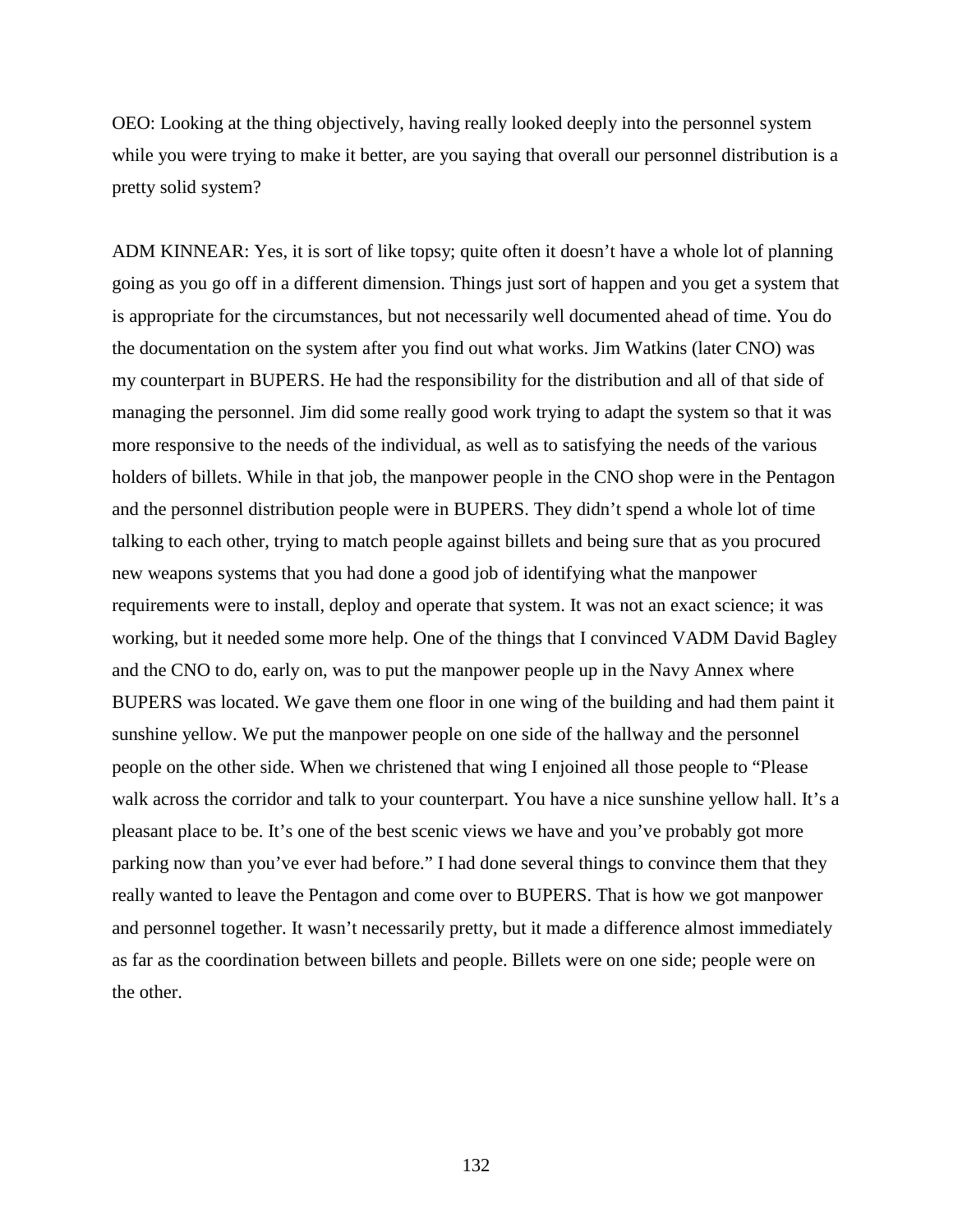OEO: Looking at the thing objectively, having really looked deeply into the personnel system while you were trying to make it better, are you saying that overall our personnel distribution is a pretty solid system?

ADM KINNEAR: Yes, it is sort of like topsy; quite often it doesn't have a whole lot of planning going as you go off in a different dimension. Things just sort of happen and you get a system that is appropriate for the circumstances, but not necessarily well documented ahead of time. You do the documentation on the system after you find out what works. Jim Watkins (later CNO) was my counterpart in BUPERS. He had the responsibility for the distribution and all of that side of managing the personnel. Jim did some really good work trying to adapt the system so that it was more responsive to the needs of the individual, as well as to satisfying the needs of the various holders of billets. While in that job, the manpower people in the CNO shop were in the Pentagon and the personnel distribution people were in BUPERS. They didn't spend a whole lot of time talking to each other, trying to match people against billets and being sure that as you procured new weapons systems that you had done a good job of identifying what the manpower requirements were to install, deploy and operate that system. It was not an exact science; it was working, but it needed some more help. One of the things that I convinced VADM David Bagley and the CNO to do, early on, was to put the manpower people up in the Navy Annex where BUPERS was located. We gave them one floor in one wing of the building and had them paint it sunshine yellow. We put the manpower people on one side of the hallway and the personnel people on the other side. When we christened that wing I enjoined all those people to "Please walk across the corridor and talk to your counterpart. You have a nice sunshine yellow hall. It's a pleasant place to be. It's one of the best scenic views we have and you've probably got more parking now than you've ever had before." I had done several things to convince them that they really wanted to leave the Pentagon and come over to BUPERS. That is how we got manpower and personnel together. It wasn't necessarily pretty, but it made a difference almost immediately as far as the coordination between billets and people. Billets were on one side; people were on the other.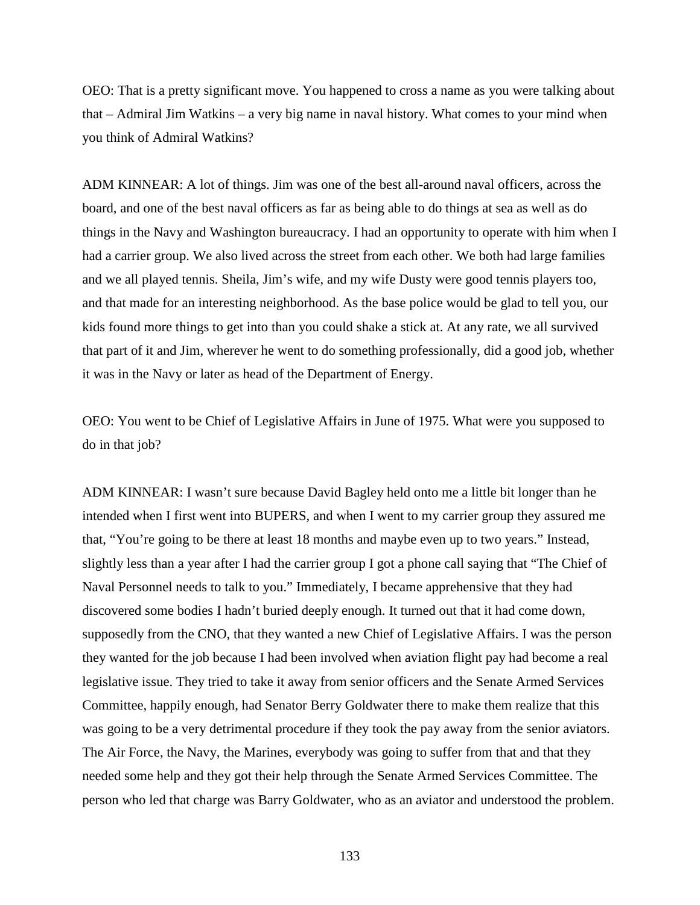OEO: That is a pretty significant move. You happened to cross a name as you were talking about that – Admiral Jim Watkins – a very big name in naval history. What comes to your mind when you think of Admiral Watkins?

ADM KINNEAR: A lot of things. Jim was one of the best all-around naval officers, across the board, and one of the best naval officers as far as being able to do things at sea as well as do things in the Navy and Washington bureaucracy. I had an opportunity to operate with him when I had a carrier group. We also lived across the street from each other. We both had large families and we all played tennis. Sheila, Jim's wife, and my wife Dusty were good tennis players too, and that made for an interesting neighborhood. As the base police would be glad to tell you, our kids found more things to get into than you could shake a stick at. At any rate, we all survived that part of it and Jim, wherever he went to do something professionally, did a good job, whether it was in the Navy or later as head of the Department of Energy.

OEO: You went to be Chief of Legislative Affairs in June of 1975. What were you supposed to do in that job?

ADM KINNEAR: I wasn't sure because David Bagley held onto me a little bit longer than he intended when I first went into BUPERS, and when I went to my carrier group they assured me that, "You're going to be there at least 18 months and maybe even up to two years." Instead, slightly less than a year after I had the carrier group I got a phone call saying that "The Chief of Naval Personnel needs to talk to you." Immediately, I became apprehensive that they had discovered some bodies I hadn't buried deeply enough. It turned out that it had come down, supposedly from the CNO, that they wanted a new Chief of Legislative Affairs. I was the person they wanted for the job because I had been involved when aviation flight pay had become a real legislative issue. They tried to take it away from senior officers and the Senate Armed Services Committee, happily enough, had Senator Berry Goldwater there to make them realize that this was going to be a very detrimental procedure if they took the pay away from the senior aviators. The Air Force, the Navy, the Marines, everybody was going to suffer from that and that they needed some help and they got their help through the Senate Armed Services Committee. The person who led that charge was Barry Goldwater, who as an aviator and understood the problem.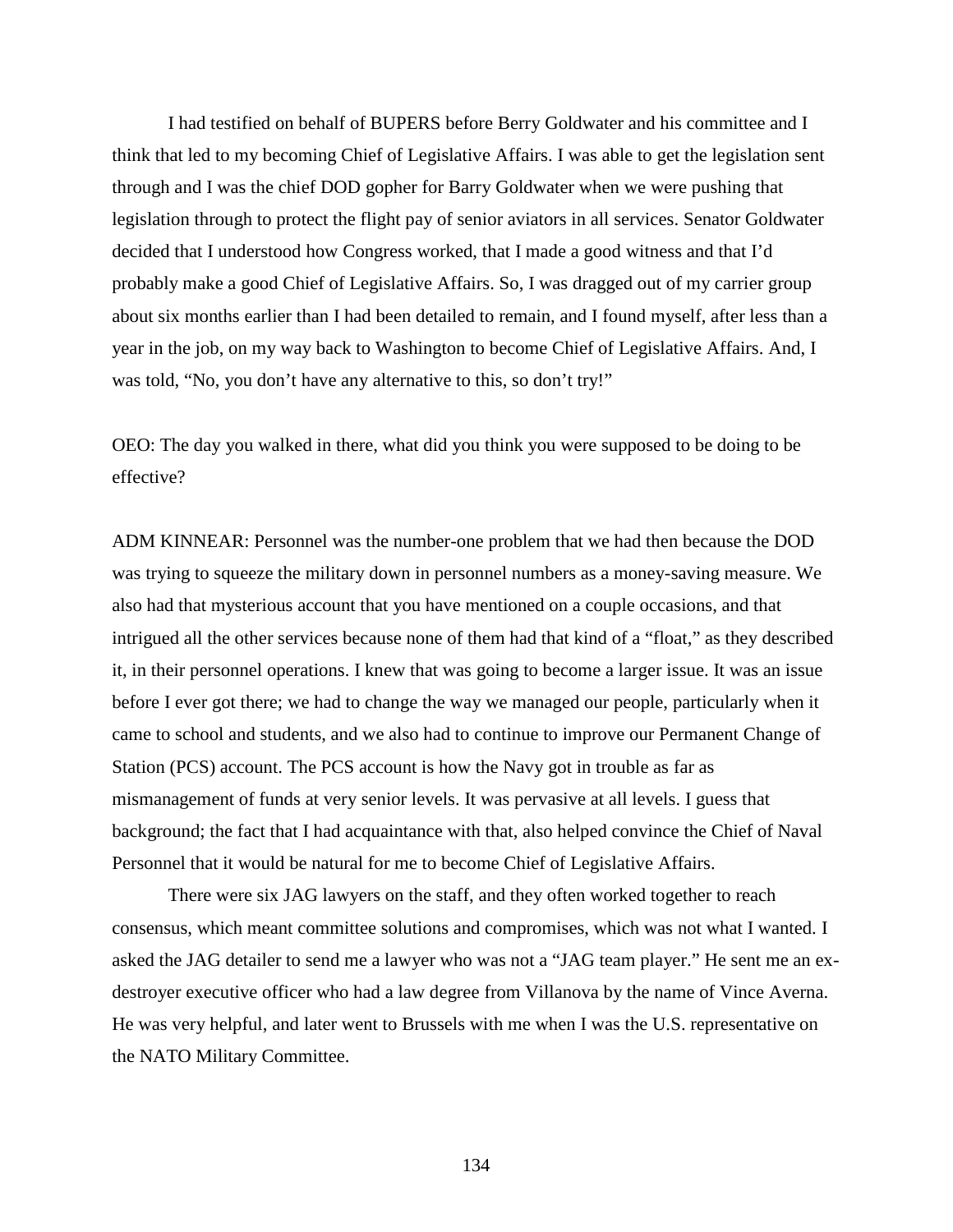I had testified on behalf of BUPERS before Berry Goldwater and his committee and I think that led to my becoming Chief of Legislative Affairs. I was able to get the legislation sent through and I was the chief DOD gopher for Barry Goldwater when we were pushing that legislation through to protect the flight pay of senior aviators in all services. Senator Goldwater decided that I understood how Congress worked, that I made a good witness and that I'd probably make a good Chief of Legislative Affairs. So, I was dragged out of my carrier group about six months earlier than I had been detailed to remain, and I found myself, after less than a year in the job, on my way back to Washington to become Chief of Legislative Affairs. And, I was told, "No, you don't have any alternative to this, so don't try!"

OEO: The day you walked in there, what did you think you were supposed to be doing to be effective?

ADM KINNEAR: Personnel was the number-one problem that we had then because the DOD was trying to squeeze the military down in personnel numbers as a money-saving measure. We also had that mysterious account that you have mentioned on a couple occasions, and that intrigued all the other services because none of them had that kind of a "float," as they described it, in their personnel operations. I knew that was going to become a larger issue. It was an issue before I ever got there; we had to change the way we managed our people, particularly when it came to school and students, and we also had to continue to improve our Permanent Change of Station (PCS) account. The PCS account is how the Navy got in trouble as far as mismanagement of funds at very senior levels. It was pervasive at all levels. I guess that background; the fact that I had acquaintance with that, also helped convince the Chief of Naval Personnel that it would be natural for me to become Chief of Legislative Affairs.

There were six JAG lawyers on the staff, and they often worked together to reach consensus, which meant committee solutions and compromises, which was not what I wanted. I asked the JAG detailer to send me a lawyer who was not a "JAG team player." He sent me an ex-destroyer executive officer who had a law degree from Villanova by the name of Vince Averna. He was very helpful, and later went to Brussels with me when I was the U.S. representative on the NATO Military Committee.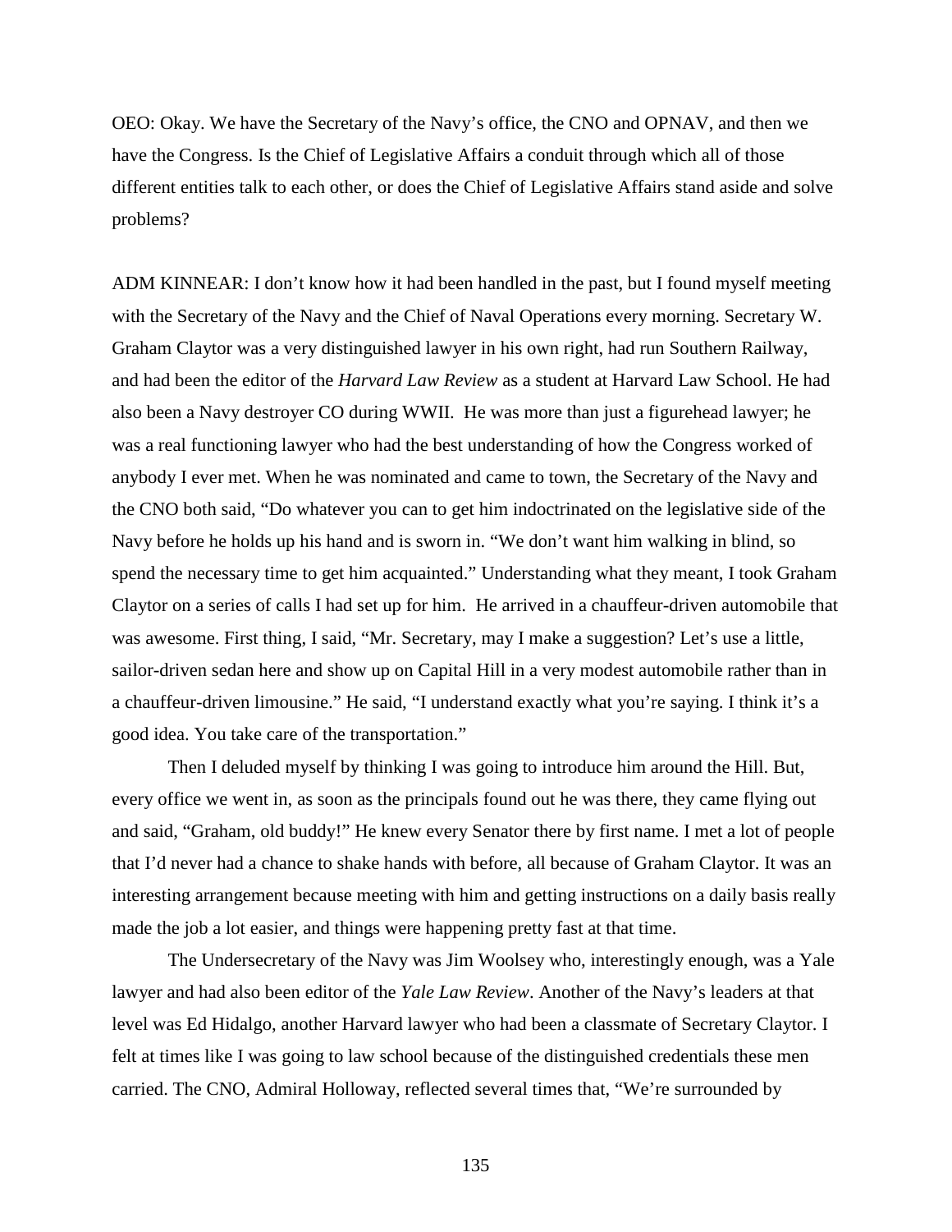OEO: Okay. We have the Secretary of the Navy's office, the CNO and OPNAV, and then we have the Congress. Is the Chief of Legislative Affairs a conduit through which all of those different entities talk to each other, or does the Chief of Legislative Affairs stand aside and solve problems?

ADM KINNEAR: I don't know how it had been handled in the past, but I found myself meeting with the Secretary of the Navy and the Chief of Naval Operations every morning. Secretary W. Graham Claytor was a very distinguished lawyer in his own right, had run Southern Railway, and had been the editor of the *Harvard Law Review* as a student at Harvard Law School. He had also been a Navy destroyer CO during WWII. He was more than just a figurehead lawyer; he was a real functioning lawyer who had the best understanding of how the Congress worked of anybody I ever met. When he was nominated and came to town, the Secretary of the Navy and the CNO both said, "Do whatever you can to get him indoctrinated on the legislative side of the Navy before he holds up his hand and is sworn in. "We don't want him walking in blind, so spend the necessary time to get him acquainted." Understanding what they meant, I took Graham Claytor on a series of calls I had set up for him. He arrived in a chauffeur-driven automobile that was awesome. First thing, I said, "Mr. Secretary, may I make a suggestion? Let's use a little, sailor-driven sedan here and show up on Capital Hill in a very modest automobile rather than in a chauffeur-driven limousine." He said, "I understand exactly what you're saying. I think it's a good idea. You take care of the transportation."

Then I deluded myself by thinking I was going to introduce him around the Hill. But, every office we went in, as soon as the principals found out he was there, they came flying out and said, "Graham, old buddy!" He knew every Senator there by first name. I met a lot of people that I'd never had a chance to shake hands with before, all because of Graham Claytor. It was an interesting arrangement because meeting with him and getting instructions on a daily basis really made the job a lot easier, and things were happening pretty fast at that time.

The Undersecretary of the Navy was Jim Woolsey who, interestingly enough, was a Yale lawyer and had also been editor of the *Yale Law Review*. Another of the Navy's leaders at that level was Ed Hidalgo, another Harvard lawyer who had been a classmate of Secretary Claytor. I felt at times like I was going to law school because of the distinguished credentials these men carried. The CNO, Admiral Holloway, reflected several times that, "We're surrounded by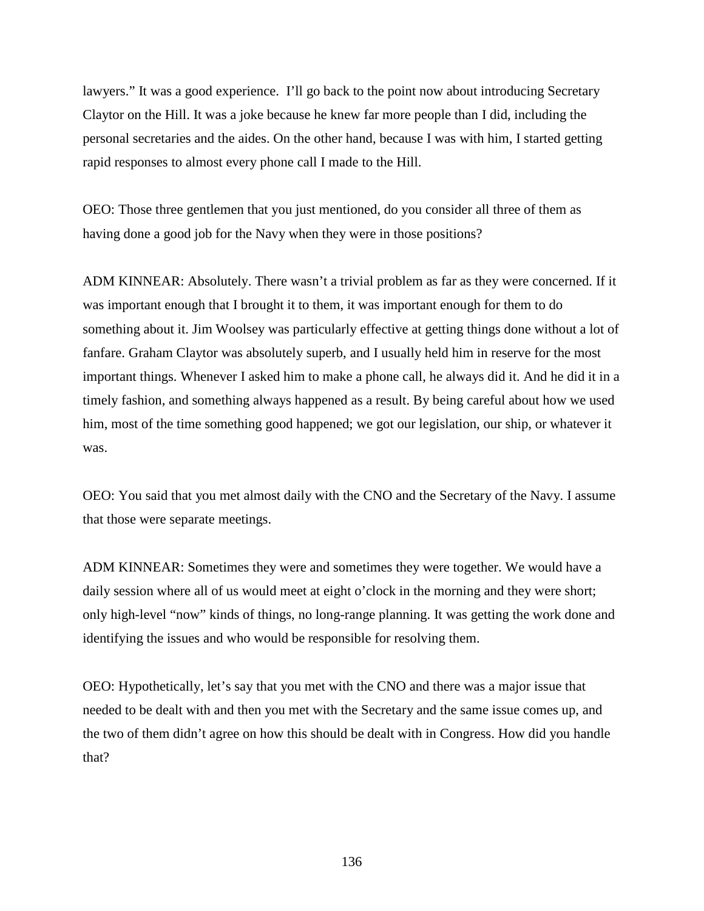lawyers." It was a good experience. I'll go back to the point now about introducing Secretary Claytor on the Hill. It was a joke because he knew far more people than I did, including the personal secretaries and the aides. On the other hand, because I was with him, I started getting rapid responses to almost every phone call I made to the Hill.

OEO: Those three gentlemen that you just mentioned, do you consider all three of them as having done a good job for the Navy when they were in those positions?

ADM KINNEAR: Absolutely. There wasn't a trivial problem as far as they were concerned. If it was important enough that I brought it to them, it was important enough for them to do something about it. Jim Woolsey was particularly effective at getting things done without a lot of fanfare. Graham Claytor was absolutely superb, and I usually held him in reserve for the most important things. Whenever I asked him to make a phone call, he always did it. And he did it in a timely fashion, and something always happened as a result. By being careful about how we used him, most of the time something good happened; we got our legislation, our ship, or whatever it was.

OEO: You said that you met almost daily with the CNO and the Secretary of the Navy. I assume that those were separate meetings.

ADM KINNEAR: Sometimes they were and sometimes they were together. We would have a daily session where all of us would meet at eight o'clock in the morning and they were short; only high-level "now" kinds of things, no long-range planning. It was getting the work done and identifying the issues and who would be responsible for resolving them.

OEO: Hypothetically, let's say that you met with the CNO and there was a major issue that needed to be dealt with and then you met with the Secretary and the same issue comes up, and the two of them didn't agree on how this should be dealt with in Congress. How did you handle that?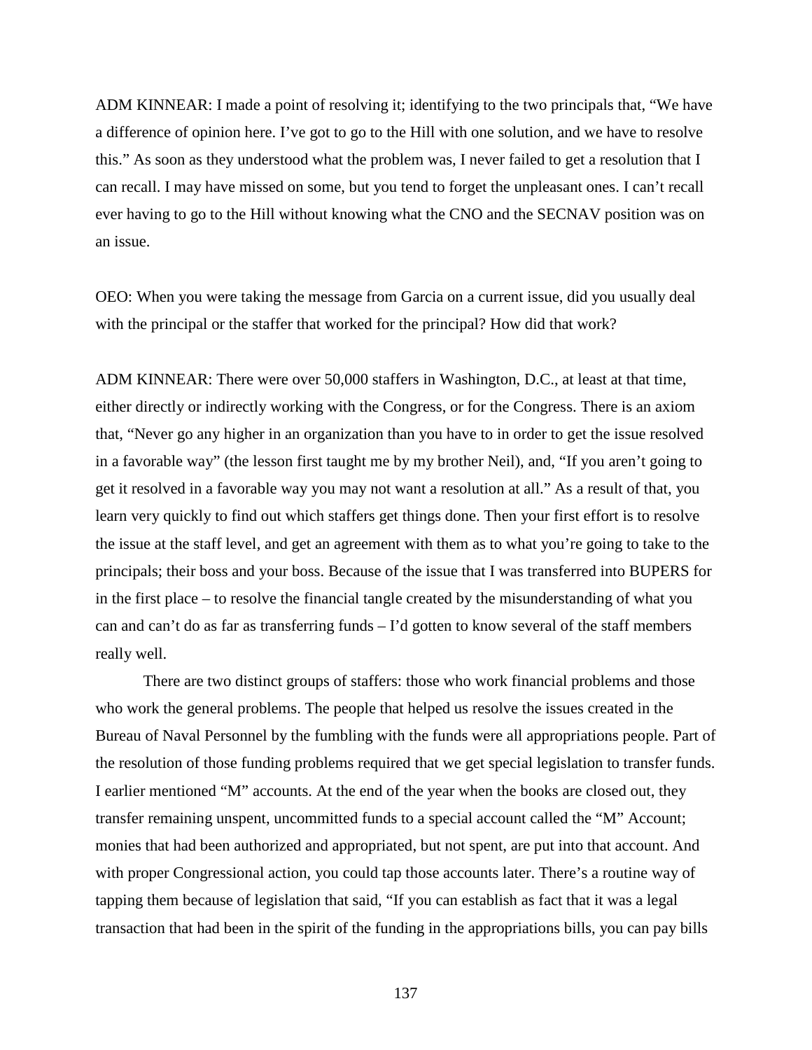ADM KINNEAR: I made a point of resolving it; identifying to the two principals that, "We have a difference of opinion here. I've got to go to the Hill with one solution, and we have to resolve this." As soon as they understood what the problem was, I never failed to get a resolution that I can recall. I may have missed on some, but you tend to forget the unpleasant ones. I can't recall ever having to go to the Hill without knowing what the CNO and the SECNAV position was on an issue.

OEO: When you were taking the message from Garcia on a current issue, did you usually deal with the principal or the staffer that worked for the principal? How did that work?

ADM KINNEAR: There were over 50,000 staffers in Washington, D.C., at least at that time, either directly or indirectly working with the Congress, or for the Congress. There is an axiom that, "Never go any higher in an organization than you have to in order to get the issue resolved in a favorable way" (the lesson first taught me by my brother Neil), and, "If you aren't going to get it resolved in a favorable way you may not want a resolution at all." As a result of that, you learn very quickly to find out which staffers get things done. Then your first effort is to resolve the issue at the staff level, and get an agreement with them as to what you're going to take to the principals; their boss and your boss. Because of the issue that I was transferred into BUPERS for in the first place – to resolve the financial tangle created by the misunderstanding of what you can and can't do as far as transferring funds – I'd gotten to know several of the staff members really well.

There are two distinct groups of staffers: those who work financial problems and those who work the general problems. The people that helped us resolve the issues created in the Bureau of Naval Personnel by the fumbling with the funds were all appropriations people. Part of the resolution of those funding problems required that we get special legislation to transfer funds. I earlier mentioned "M" accounts. At the end of the year when the books are closed out, they transfer remaining unspent, uncommitted funds to a special account called the "M" Account; monies that had been authorized and appropriated, but not spent, are put into that account. And with proper Congressional action, you could tap those accounts later. There's a routine way of tapping them because of legislation that said, "If you can establish as fact that it was a legal transaction that had been in the spirit of the funding in the appropriations bills, you can pay bills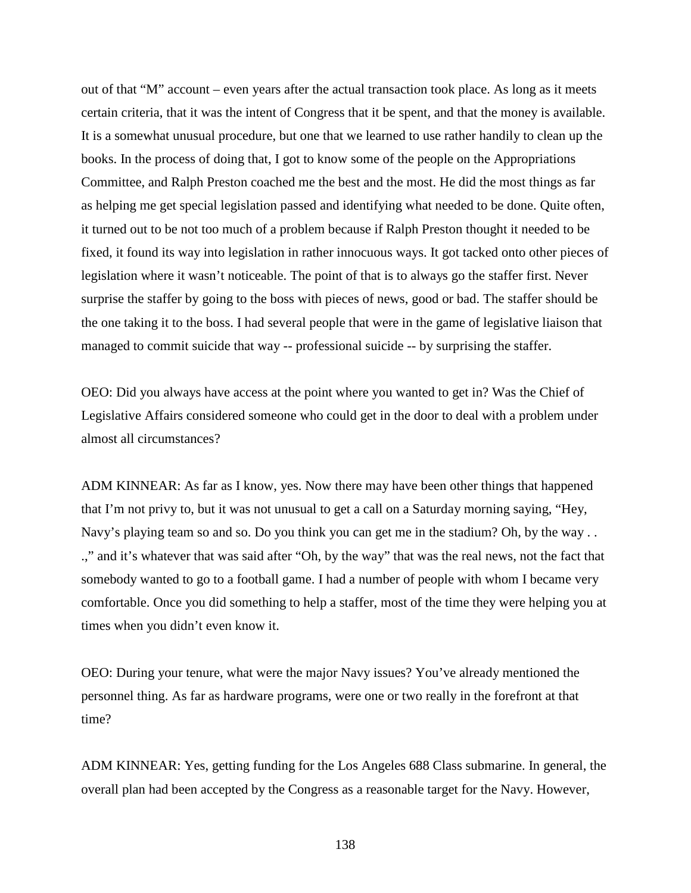out of that "M" account – even years after the actual transaction took place. As long as it meets certain criteria, that it was the intent of Congress that it be spent, and that the money is available. It is a somewhat unusual procedure, but one that we learned to use rather handily to clean up the books. In the process of doing that, I got to know some of the people on the Appropriations Committee, and Ralph Preston coached me the best and the most. He did the most things as far as helping me get special legislation passed and identifying what needed to be done. Quite often, it turned out to be not too much of a problem because if Ralph Preston thought it needed to be fixed, it found its way into legislation in rather innocuous ways. It got tacked onto other pieces of legislation where it wasn't noticeable. The point of that is to always go the staffer first. Never surprise the staffer by going to the boss with pieces of news, good or bad. The staffer should be the one taking it to the boss. I had several people that were in the game of legislative liaison that managed to commit suicide that way -- professional suicide -- by surprising the staffer.

OEO: Did you always have access at the point where you wanted to get in? Was the Chief of Legislative Affairs considered someone who could get in the door to deal with a problem under almost all circumstances?

ADM KINNEAR: As far as I know, yes. Now there may have been other things that happened that I'm not privy to, but it was not unusual to get a call on a Saturday morning saying, "Hey, Navy's playing team so and so. Do you think you can get me in the stadium? Oh, by the way . . .," and it's whatever that was said after "Oh, by the way" that was the real news, not the fact that somebody wanted to go to a football game. I had a number of people with whom I became very comfortable. Once you did something to help a staffer, most of the time they were helping you at times when you didn't even know it.

OEO: During your tenure, what were the major Navy issues? You've already mentioned the personnel thing. As far as hardware programs, were one or two really in the forefront at that time?

ADM KINNEAR: Yes, getting funding for the Los Angeles 688 Class submarine. In general, the overall plan had been accepted by the Congress as a reasonable target for the Navy. However,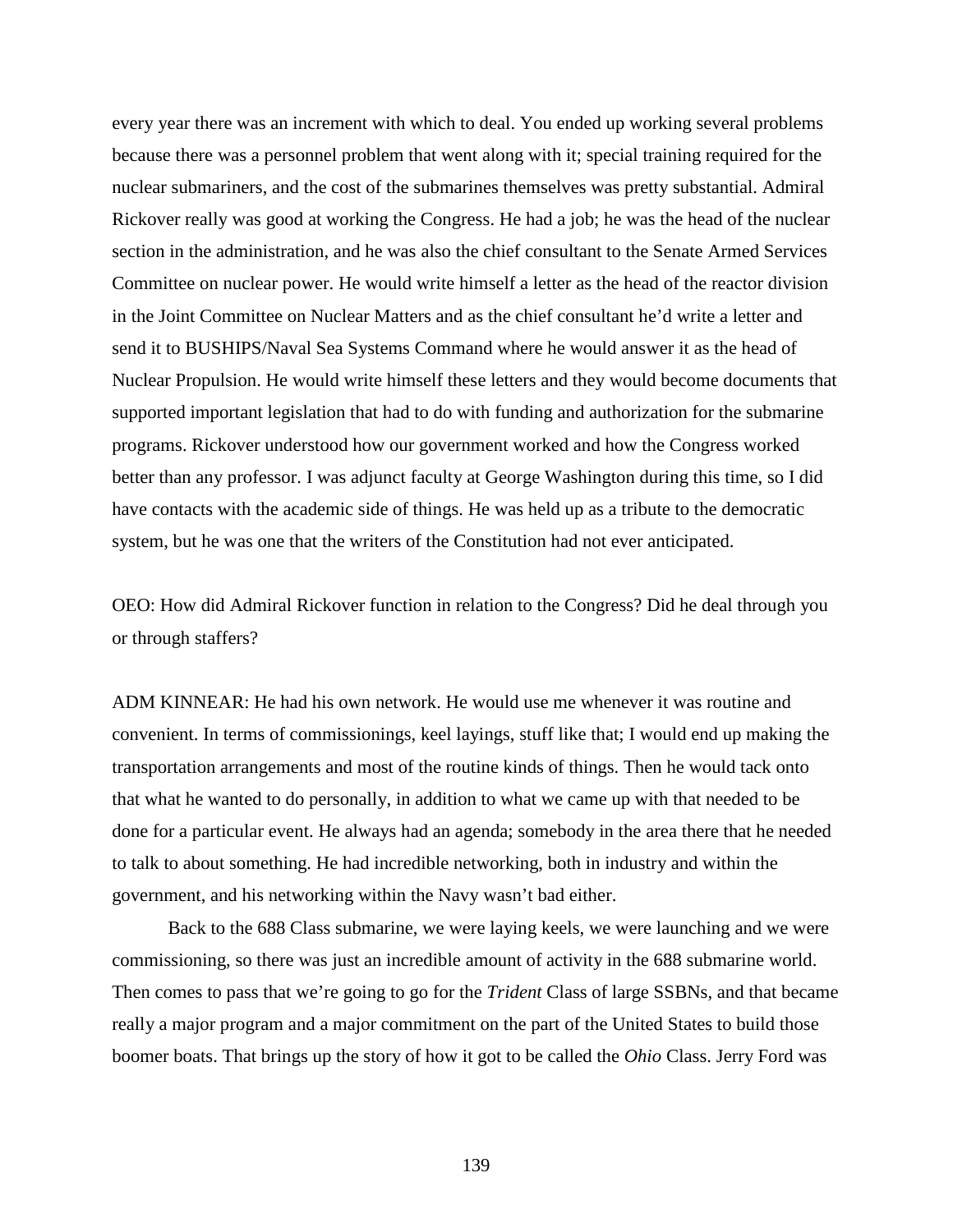every year there was an increment with which to deal. You ended up working several problems because there was a personnel problem that went along with it; special training required for the nuclear submariners, and the cost of the submarines themselves was pretty substantial. Admiral Rickover really was good at working the Congress. He had a job; he was the head of the nuclear section in the administration, and he was also the chief consultant to the Senate Armed Services Committee on nuclear power. He would write himself a letter as the head of the reactor division in the Joint Committee on Nuclear Matters and as the chief consultant he'd write a letter and send it to BUSHIPS/Naval Sea Systems Command where he would answer it as the head of Nuclear Propulsion. He would write himself these letters and they would become documents that supported important legislation that had to do with funding and authorization for the submarine programs. Rickover understood how our government worked and how the Congress worked better than any professor. I was adjunct faculty at George Washington during this time, so I did have contacts with the academic side of things. He was held up as a tribute to the democratic system, but he was one that the writers of the Constitution had not ever anticipated.

OEO: How did Admiral Rickover function in relation to the Congress? Did he deal through you or through staffers?

ADM KINNEAR: He had his own network. He would use me whenever it was routine and convenient. In terms of commissionings, keel layings, stuff like that; I would end up making the transportation arrangements and most of the routine kinds of things. Then he would tack onto that what he wanted to do personally, in addition to what we came up with that needed to be done for a particular event. He always had an agenda; somebody in the area there that he needed to talk to about something. He had incredible networking, both in industry and within the government, and his networking within the Navy wasn't bad either.

Back to the 688 Class submarine, we were laying keels, we were launching and we were commissioning, so there was just an incredible amount of activity in the 688 submarine world. Then comes to pass that we're going to go for the *Trident* Class of large SSBNs, and that became really a major program and a major commitment on the part of the United States to build those boomer boats. That brings up the story of how it got to be called the *Ohio* Class. Jerry Ford was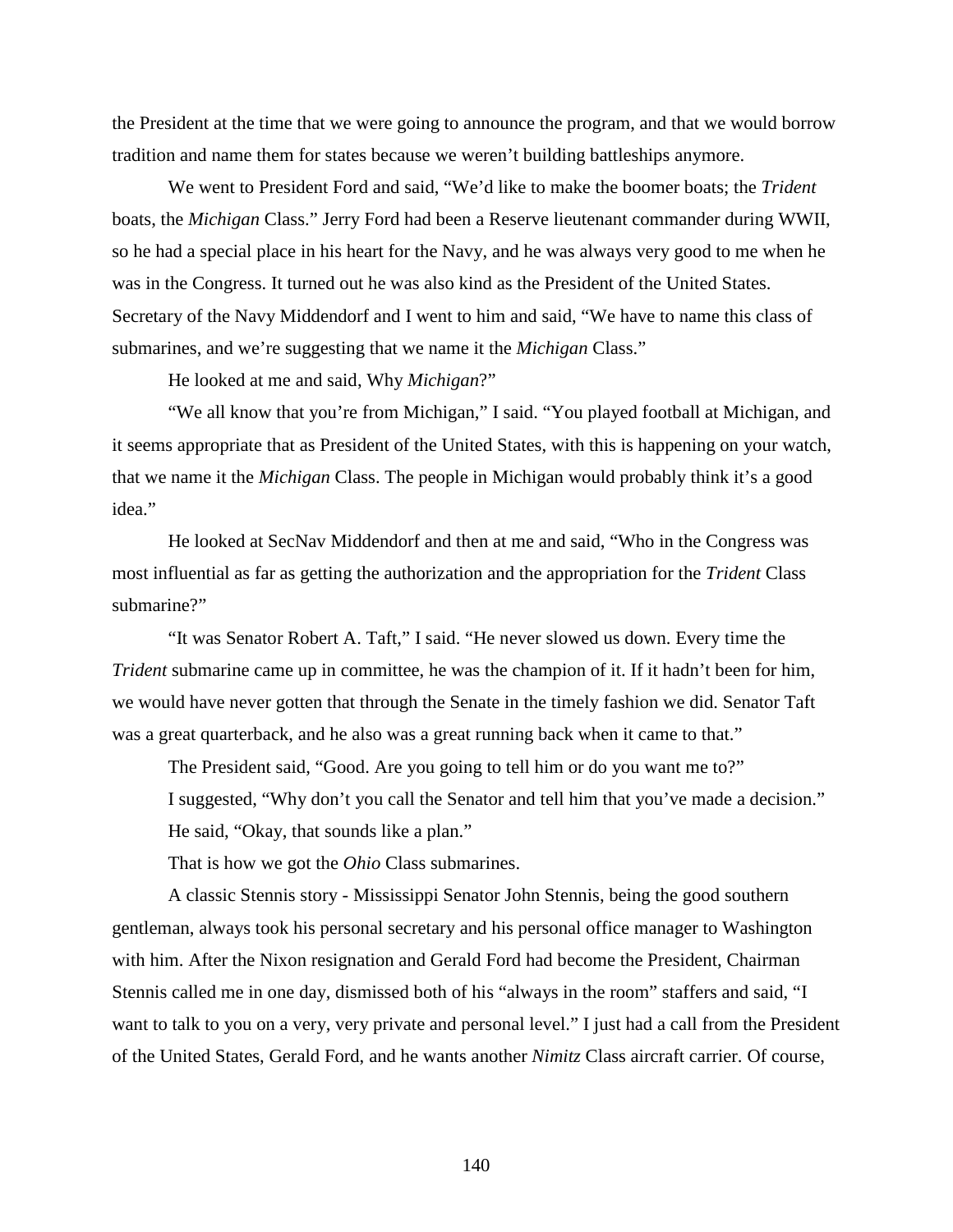the President at the time that we were going to announce the program, and that we would borrow tradition and name them for states because we weren't building battleships anymore.

We went to President Ford and said, "We'd like to make the boomer boats; the *Trident* boats, the *Michigan* Class." Jerry Ford had been a Reserve lieutenant commander during WWII, so he had a special place in his heart for the Navy, and he was always very good to me when he was in the Congress. It turned out he was also kind as the President of the United States. Secretary of the Navy Middendorf and I went to him and said, "We have to name this class of submarines, and we're suggesting that we name it the *Michigan* Class."

He looked at me and said, Why *Michigan*?"

"We all know that you're from Michigan," I said. "You played football at Michigan, and it seems appropriate that as President of the United States, with this is happening on your watch, that we name it the *Michigan* Class. The people in Michigan would probably think it's a good idea."

He looked at SecNav Middendorf and then at me and said, "Who in the Congress was most influential as far as getting the authorization and the appropriation for the *Trident* Class submarine?"

"It was Senator Robert A. Taft," I said. "He never slowed us down. Every time the *Trident* submarine came up in committee, he was the champion of it. If it hadn't been for him, we would have never gotten that through the Senate in the timely fashion we did. Senator Taft was a great quarterback, and he also was a great running back when it came to that."

The President said, "Good. Are you going to tell him or do you want me to?"

I suggested, "Why don't you call the Senator and tell him that you've made a decision."

He said, "Okay, that sounds like a plan."

That is how we got the *Ohio* Class submarines.

A classic Stennis story - Mississippi Senator John Stennis, being the good southern gentleman, always took his personal secretary and his personal office manager to Washington with him. After the Nixon resignation and Gerald Ford had become the President, Chairman Stennis called me in one day, dismissed both of his "always in the room" staffers and said, "I want to talk to you on a very, very private and personal level." I just had a call from the President of the United States, Gerald Ford, and he wants another *Nimitz* Class aircraft carrier. Of course,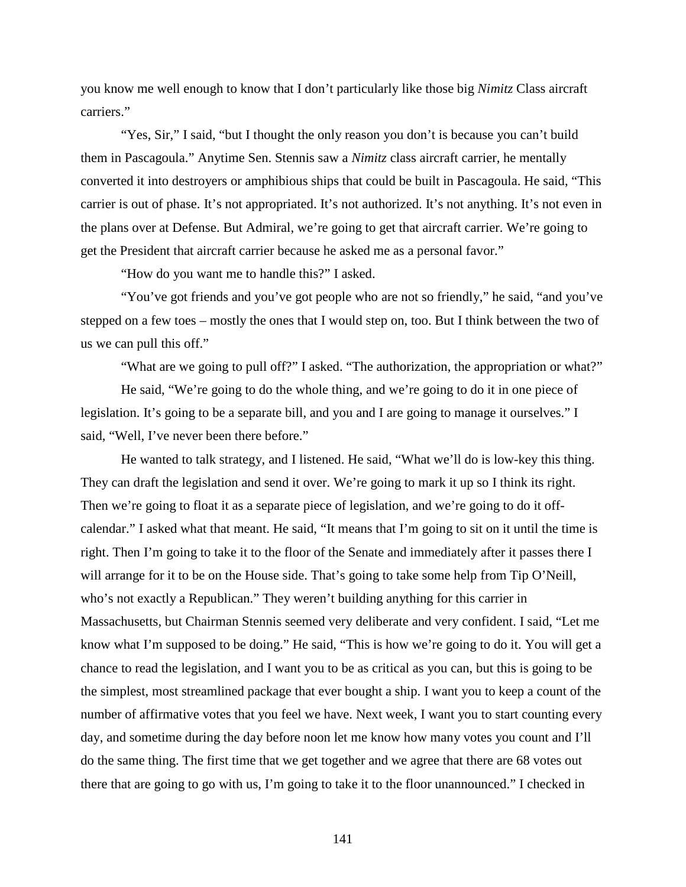you know me well enough to know that I don't particularly like those big *Nimitz* Class aircraft carriers."

"Yes, Sir," I said, "but I thought the only reason you don't is because you can't build them in Pascagoula." Anytime Sen. Stennis saw a *Nimitz* class aircraft carrier, he mentally converted it into destroyers or amphibious ships that could be built in Pascagoula. He said, "This carrier is out of phase. It's not appropriated. It's not authorized. It's not anything. It's not even in the plans over at Defense. But Admiral, we're going to get that aircraft carrier. We're going to get the President that aircraft carrier because he asked me as a personal favor."

"How do you want me to handle this?" I asked.

"You've got friends and you've got people who are not so friendly," he said, "and you've stepped on a few toes – mostly the ones that I would step on, too. But I think between the two of us we can pull this off."

"What are we going to pull off?" I asked. "The authorization, the appropriation or what?"

He said, "We're going to do the whole thing, and we're going to do it in one piece of legislation. It's going to be a separate bill, and you and I are going to manage it ourselves." I said, "Well, I've never been there before."

He wanted to talk strategy, and I listened. He said, "What we'll do is low-key this thing. They can draft the legislation and send it over. We're going to mark it up so I think its right. Then we're going to float it as a separate piece of legislation, and we're going to do it off-calendar." I asked what that meant. He said, "It means that I'm going to sit on it until the time is right. Then I'm going to take it to the floor of the Senate and immediately after it passes there I will arrange for it to be on the House side. That's going to take some help from Tip O'Neill, who's not exactly a Republican." They weren't building anything for this carrier in Massachusetts, but Chairman Stennis seemed very deliberate and very confident. I said, "Let me know what I'm supposed to be doing." He said, "This is how we're going to do it. You will get a chance to read the legislation, and I want you to be as critical as you can, but this is going to be the simplest, most streamlined package that ever bought a ship. I want you to keep a count of the number of affirmative votes that you feel we have. Next week, I want you to start counting every day, and sometime during the day before noon let me know how many votes you count and I'll do the same thing. The first time that we get together and we agree that there are 68 votes out there that are going to go with us, I'm going to take it to the floor unannounced." I checked in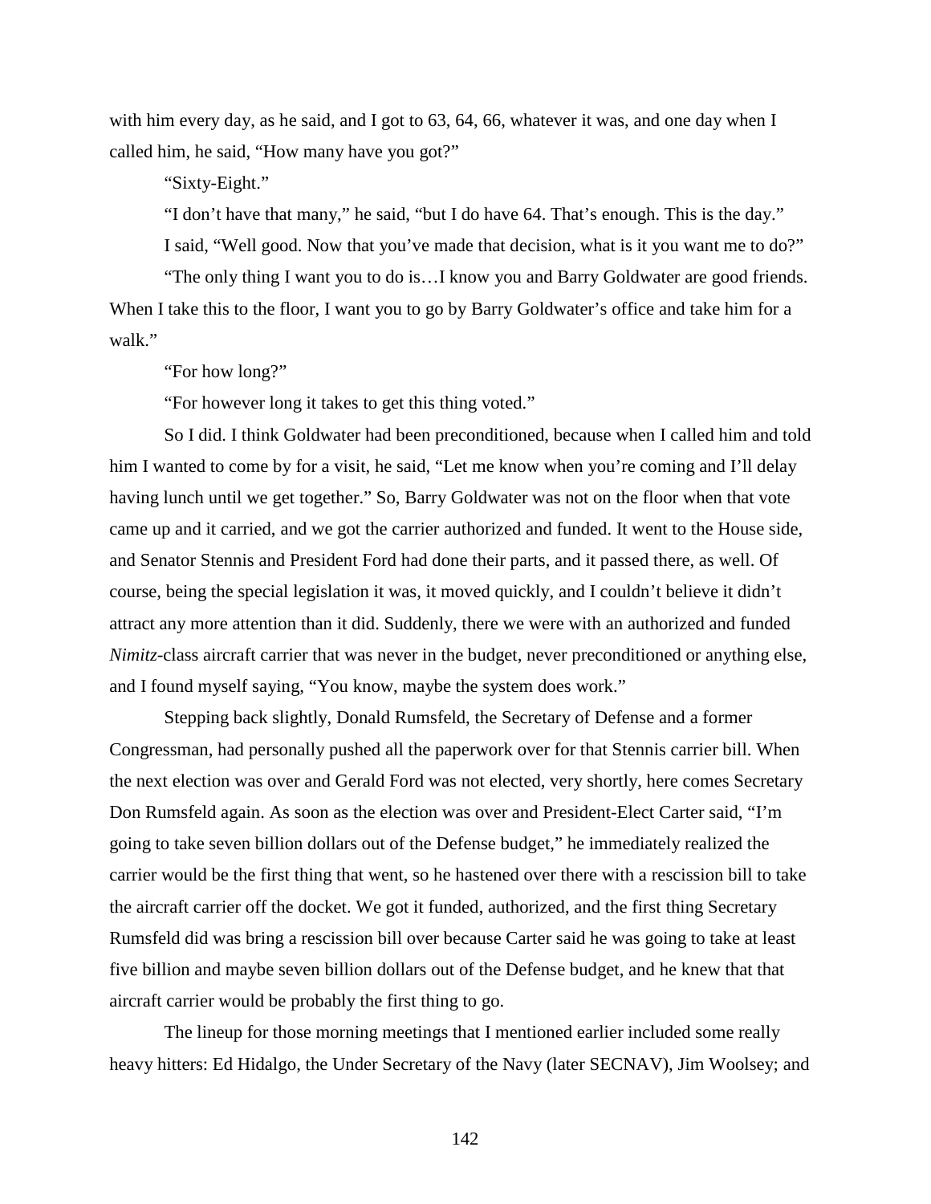with him every day, as he said, and I got to 63, 64, 66, whatever it was, and one day when I called him, he said, "How many have you got?"

"Sixty-Eight."

"I don't have that many," he said, "but I do have 64. That's enough. This is the day."

I said, "Well good. Now that you've made that decision, what is it you want me to do?"

"The only thing I want you to do is…I know you and Barry Goldwater are good friends. When I take this to the floor, I want you to go by Barry Goldwater's office and take him for a walk."

"For how long?"

"For however long it takes to get this thing voted."

So I did. I think Goldwater had been preconditioned, because when I called him and told him I wanted to come by for a visit, he said, "Let me know when you're coming and I'll delay having lunch until we get together." So, Barry Goldwater was not on the floor when that vote came up and it carried, and we got the carrier authorized and funded. It went to the House side, and Senator Stennis and President Ford had done their parts, and it passed there, as well. Of course, being the special legislation it was, it moved quickly, and I couldn't believe it didn't attract any more attention than it did. Suddenly, there we were with an authorized and funded *Nimitz*-class aircraft carrier that was never in the budget, never preconditioned or anything else, and I found myself saying, "You know, maybe the system does work."

Stepping back slightly, Donald Rumsfeld, the Secretary of Defense and a former Congressman, had personally pushed all the paperwork over for that Stennis carrier bill. When the next election was over and Gerald Ford was not elected, very shortly, here comes Secretary Don Rumsfeld again. As soon as the election was over and President-Elect Carter said, "I'm going to take seven billion dollars out of the Defense budget," he immediately realized the carrier would be the first thing that went, so he hastened over there with a rescission bill to take the aircraft carrier off the docket. We got it funded, authorized, and the first thing Secretary Rumsfeld did was bring a rescission bill over because Carter said he was going to take at least five billion and maybe seven billion dollars out of the Defense budget, and he knew that that aircraft carrier would be probably the first thing to go.

The lineup for those morning meetings that I mentioned earlier included some really heavy hitters: Ed Hidalgo, the Under Secretary of the Navy (later SECNAV), Jim Woolsey; and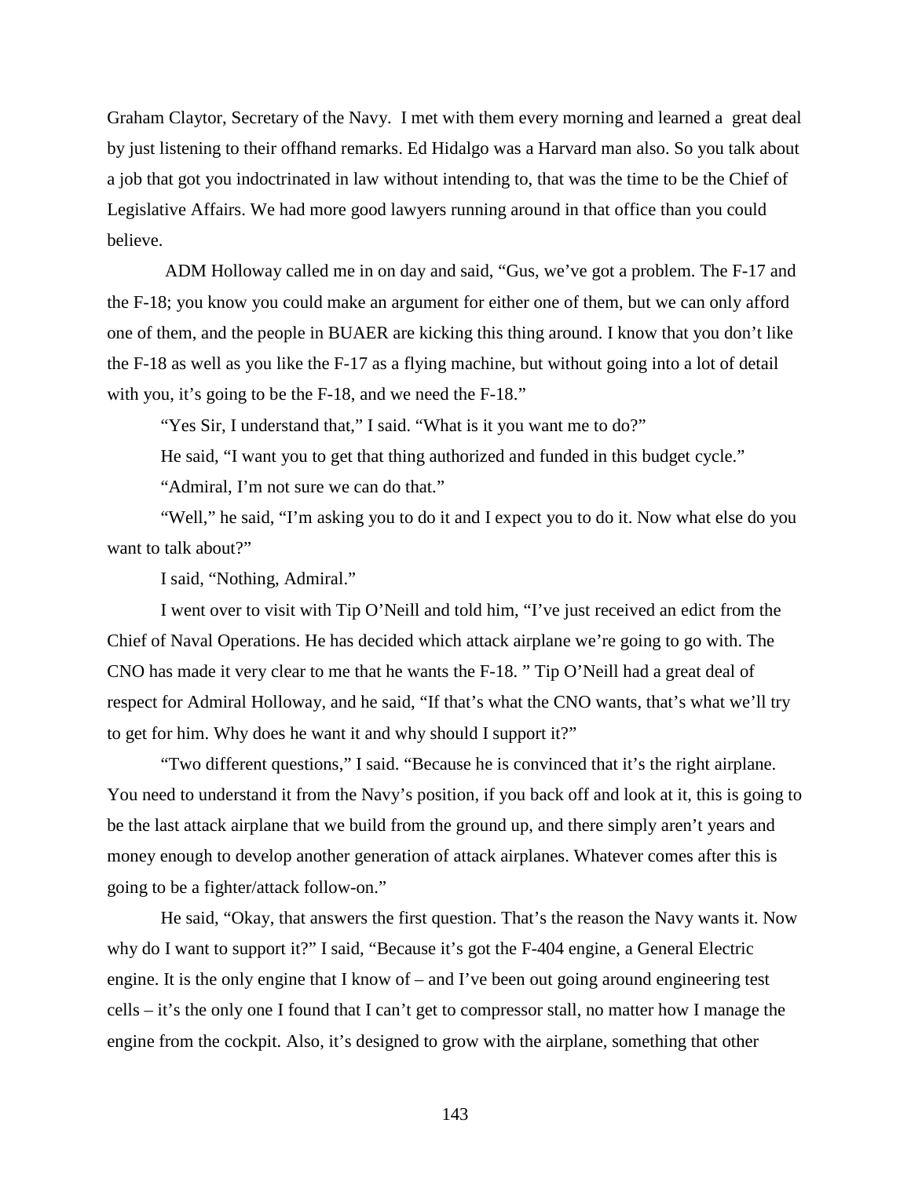Graham Claytor, Secretary of the Navy. I met with them every morning and learned a great deal by just listening to their offhand remarks. Ed Hidalgo was a Harvard man also. So you talk about a job that got you indoctrinated in law without intending to, that was the time to be the Chief of Legislative Affairs. We had more good lawyers running around in that office than you could believe.

ADM Holloway called me in on day and said, "Gus, we've got a problem. The F-17 and the F-18; you know you could make an argument for either one of them, but we can only afford one of them, and the people in BUAER are kicking this thing around. I know that you don't like the F-18 as well as you like the F-17 as a flying machine, but without going into a lot of detail with you, it's going to be the F-18, and we need the F-18."

"Yes Sir, I understand that," I said. "What is it you want me to do?"

He said, "I want you to get that thing authorized and funded in this budget cycle."

"Admiral, I'm not sure we can do that."

"Well," he said, "I'm asking you to do it and I expect you to do it. Now what else do you want to talk about?"

I said, "Nothing, Admiral."

I went over to visit with Tip O'Neill and told him, "I've just received an edict from the Chief of Naval Operations. He has decided which attack airplane we're going to go with. The CNO has made it very clear to me that he wants the F-18. " Tip O'Neill had a great deal of respect for Admiral Holloway, and he said, "If that's what the CNO wants, that's what we'll try to get for him. Why does he want it and why should I support it?"

"Two different questions," I said. "Because he is convinced that it's the right airplane. You need to understand it from the Navy's position, if you back off and look at it, this is going to be the last attack airplane that we build from the ground up, and there simply aren't years and money enough to develop another generation of attack airplanes. Whatever comes after this is going to be a fighter/attack follow-on."

He said, "Okay, that answers the first question. That's the reason the Navy wants it. Now why do I want to support it?" I said, "Because it's got the F-404 engine, a General Electric engine. It is the only engine that I know of – and I've been out going around engineering test cells – it's the only one I found that I can't get to compressor stall, no matter how I manage the engine from the cockpit. Also, it's designed to grow with the airplane, something that other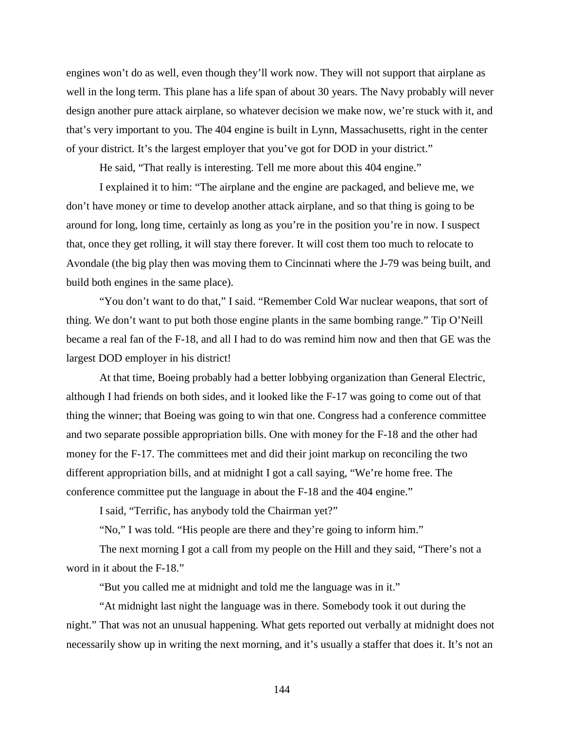engines won't do as well, even though they'll work now. They will not support that airplane as well in the long term. This plane has a life span of about 30 years. The Navy probably will never design another pure attack airplane, so whatever decision we make now, we're stuck with it, and that's very important to you. The 404 engine is built in Lynn, Massachusetts, right in the center of your district. It's the largest employer that you've got for DOD in your district."

He said, "That really is interesting. Tell me more about this 404 engine."

I explained it to him: "The airplane and the engine are packaged, and believe me, we don't have money or time to develop another attack airplane, and so that thing is going to be around for long, long time, certainly as long as you're in the position you're in now. I suspect that, once they get rolling, it will stay there forever. It will cost them too much to relocate to Avondale (the big play then was moving them to Cincinnati where the J-79 was being built, and build both engines in the same place).

"You don't want to do that," I said. "Remember Cold War nuclear weapons, that sort of thing. We don't want to put both those engine plants in the same bombing range." Tip O'Neill became a real fan of the F-18, and all I had to do was remind him now and then that GE was the largest DOD employer in his district!

At that time, Boeing probably had a better lobbying organization than General Electric, although I had friends on both sides, and it looked like the F-17 was going to come out of that thing the winner; that Boeing was going to win that one. Congress had a conference committee and two separate possible appropriation bills. One with money for the F-18 and the other had money for the F-17. The committees met and did their joint markup on reconciling the two different appropriation bills, and at midnight I got a call saying, "We're home free. The conference committee put the language in about the F-18 and the 404 engine."

I said, "Terrific, has anybody told the Chairman yet?"

"No," I was told. "His people are there and they're going to inform him."

The next morning I got a call from my people on the Hill and they said, "There's not a word in it about the F-18."

"But you called me at midnight and told me the language was in it."

"At midnight last night the language was in there. Somebody took it out during the night." That was not an unusual happening. What gets reported out verbally at midnight does not necessarily show up in writing the next morning, and it's usually a staffer that does it. It's not an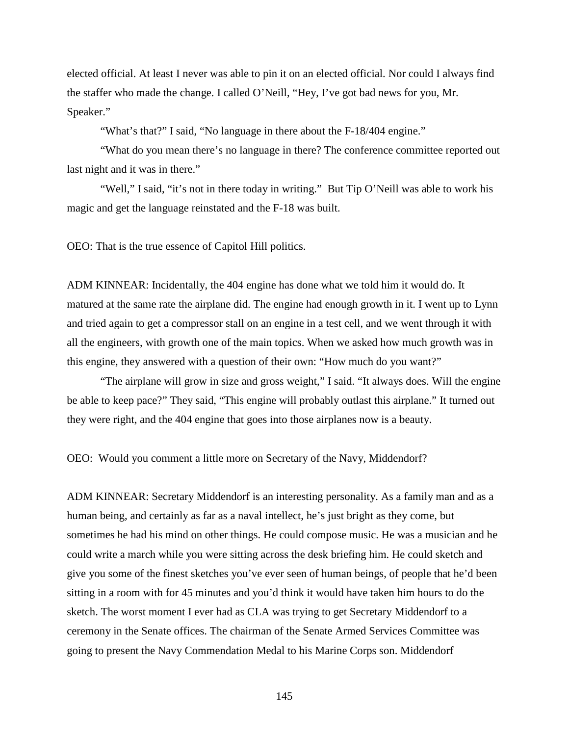elected official. At least I never was able to pin it on an elected official. Nor could I always find the staffer who made the change. I called O'Neill, "Hey, I've got bad news for you, Mr. Speaker."

"What's that?" I said, "No language in there about the F-18/404 engine."

"What do you mean there's no language in there? The conference committee reported out last night and it was in there."

"Well," I said, "it's not in there today in writing." But Tip O'Neill was able to work his magic and get the language reinstated and the F-18 was built.

OEO: That is the true essence of Capitol Hill politics.

ADM KINNEAR: Incidentally, the 404 engine has done what we told him it would do. It matured at the same rate the airplane did. The engine had enough growth in it. I went up to Lynn and tried again to get a compressor stall on an engine in a test cell, and we went through it with all the engineers, with growth one of the main topics. When we asked how much growth was in this engine, they answered with a question of their own: "How much do you want?"

"The airplane will grow in size and gross weight," I said. "It always does. Will the engine be able to keep pace?" They said, "This engine will probably outlast this airplane." It turned out they were right, and the 404 engine that goes into those airplanes now is a beauty.

OEO: Would you comment a little more on Secretary of the Navy, Middendorf?

ADM KINNEAR: Secretary Middendorf is an interesting personality. As a family man and as a human being, and certainly as far as a naval intellect, he's just bright as they come, but sometimes he had his mind on other things. He could compose music. He was a musician and he could write a march while you were sitting across the desk briefing him. He could sketch and give you some of the finest sketches you've ever seen of human beings, of people that he'd been sitting in a room with for 45 minutes and you'd think it would have taken him hours to do the sketch. The worst moment I ever had as CLA was trying to get Secretary Middendorf to a ceremony in the Senate offices. The chairman of the Senate Armed Services Committee was going to present the Navy Commendation Medal to his Marine Corps son. Middendorf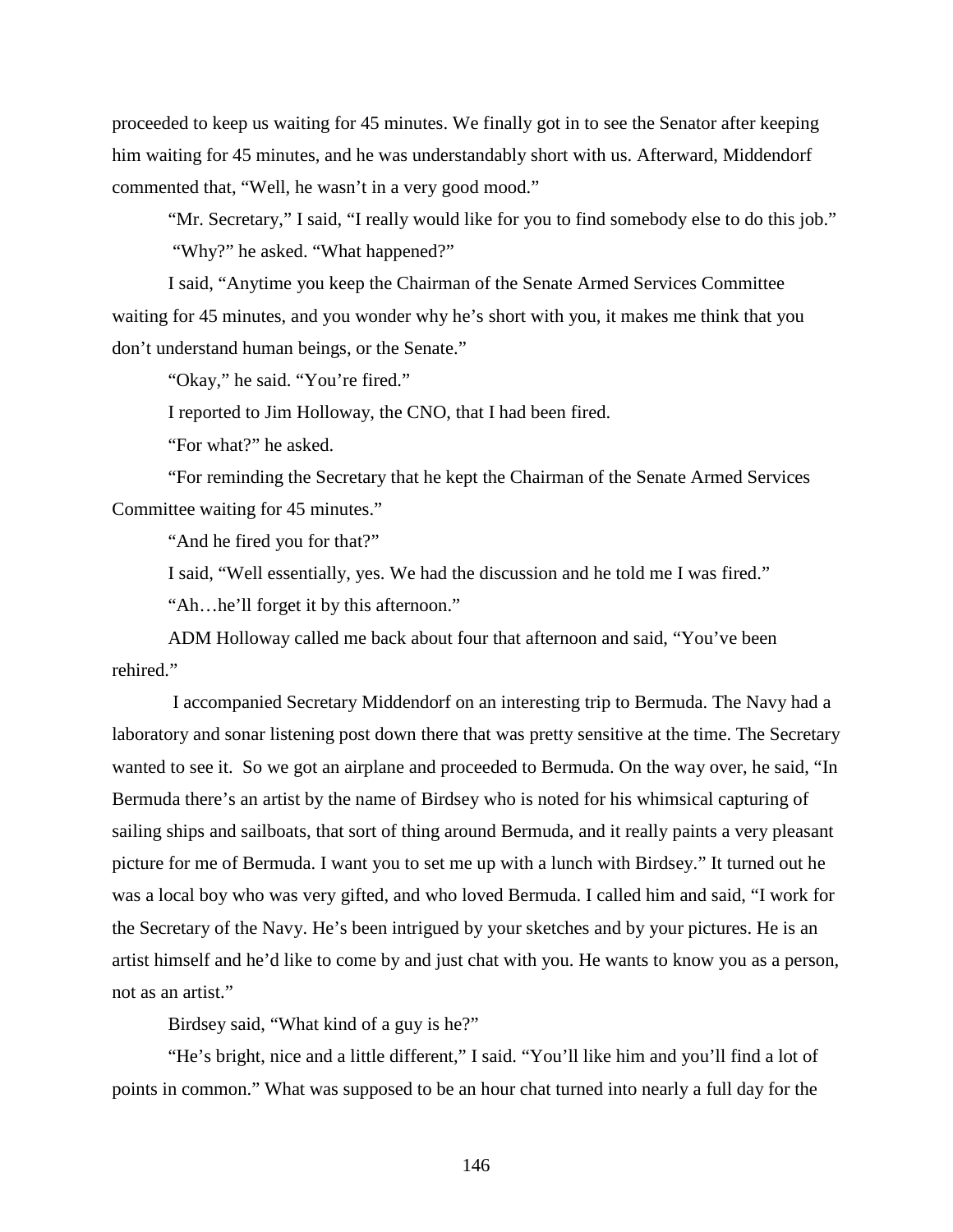proceeded to keep us waiting for 45 minutes. We finally got in to see the Senator after keeping him waiting for 45 minutes, and he was understandably short with us. Afterward, Middendorf commented that, "Well, he wasn't in a very good mood."

"Mr. Secretary," I said, "I really would like for you to find somebody else to do this job."

"Why?" he asked. "What happened?"

I said, "Anytime you keep the Chairman of the Senate Armed Services Committee waiting for 45 minutes, and you wonder why he's short with you, it makes me think that you don't understand human beings, or the Senate."

"Okay," he said. "You're fired."

I reported to Jim Holloway, the CNO, that I had been fired.

"For what?" he asked.

"For reminding the Secretary that he kept the Chairman of the Senate Armed Services Committee waiting for 45 minutes."

"And he fired you for that?"

I said, "Well essentially, yes. We had the discussion and he told me I was fired."

"Ah…he'll forget it by this afternoon."

ADM Holloway called me back about four that afternoon and said, "You've been rehired."

I accompanied Secretary Middendorf on an interesting trip to Bermuda. The Navy had a laboratory and sonar listening post down there that was pretty sensitive at the time. The Secretary wanted to see it. So we got an airplane and proceeded to Bermuda. On the way over, he said, "In Bermuda there's an artist by the name of Birdsey who is noted for his whimsical capturing of sailing ships and sailboats, that sort of thing around Bermuda, and it really paints a very pleasant picture for me of Bermuda. I want you to set me up with a lunch with Birdsey." It turned out he was a local boy who was very gifted, and who loved Bermuda. I called him and said, "I work for the Secretary of the Navy. He's been intrigued by your sketches and by your pictures. He is an artist himself and he'd like to come by and just chat with you. He wants to know you as a person, not as an artist."

Birdsey said, "What kind of a guy is he?"

"He's bright, nice and a little different," I said. "You'll like him and you'll find a lot of points in common." What was supposed to be an hour chat turned into nearly a full day for the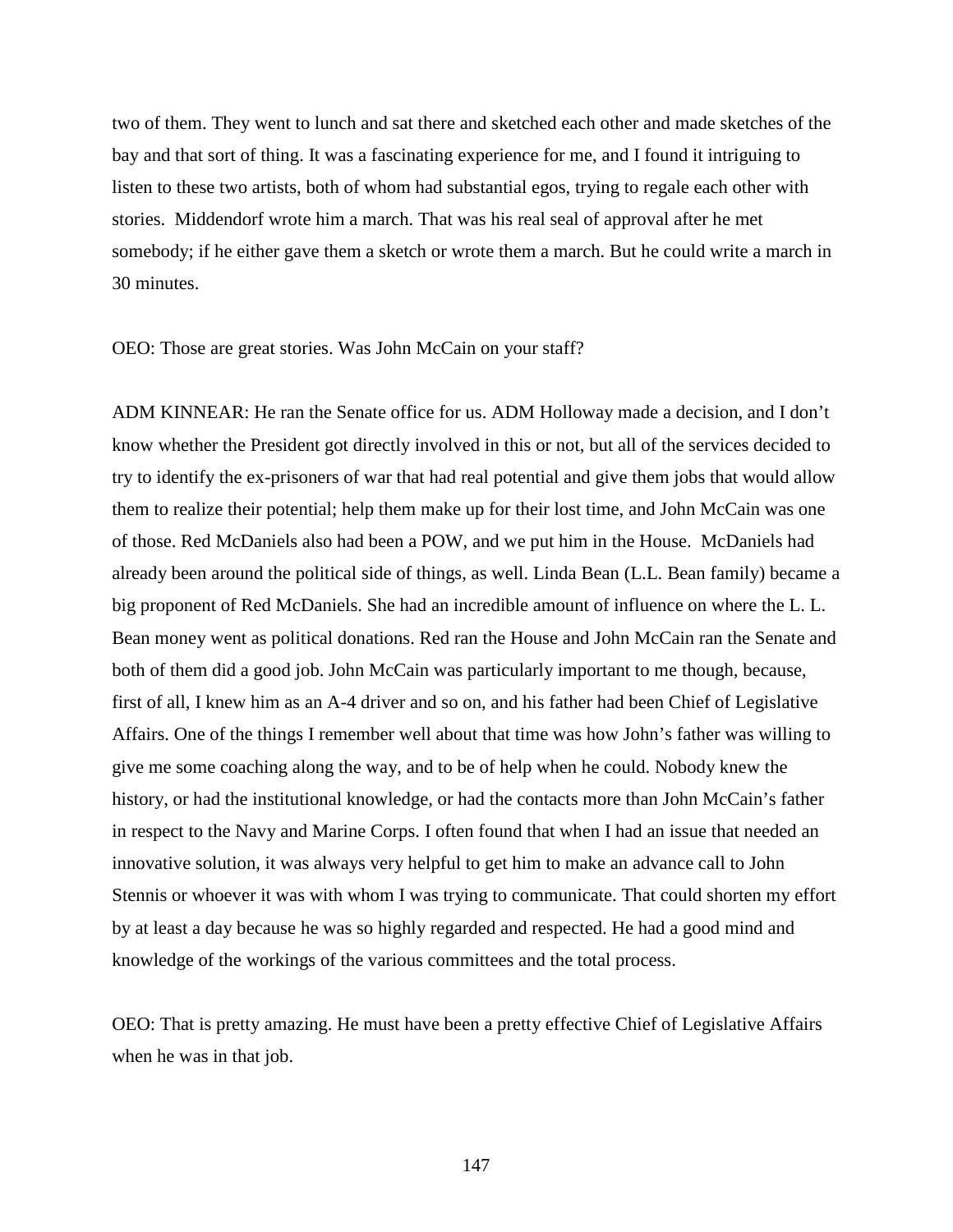two of them. They went to lunch and sat there and sketched each other and made sketches of the bay and that sort of thing. It was a fascinating experience for me, and I found it intriguing to listen to these two artists, both of whom had substantial egos, trying to regale each other with stories. Middendorf wrote him a march. That was his real seal of approval after he met somebody; if he either gave them a sketch or wrote them a march. But he could write a march in 30 minutes.

OEO: Those are great stories. Was John McCain on your staff?

ADM KINNEAR: He ran the Senate office for us. ADM Holloway made a decision, and I don't know whether the President got directly involved in this or not, but all of the services decided to try to identify the ex-prisoners of war that had real potential and give them jobs that would allow them to realize their potential; help them make up for their lost time, and John McCain was one of those. Red McDaniels also had been a POW, and we put him in the House. McDaniels had already been around the political side of things, as well. Linda Bean (L.L. Bean family) became a big proponent of Red McDaniels. She had an incredible amount of influence on where the L. L. Bean money went as political donations. Red ran the House and John McCain ran the Senate and both of them did a good job. John McCain was particularly important to me though, because, first of all, I knew him as an A-4 driver and so on, and his father had been Chief of Legislative Affairs. One of the things I remember well about that time was how John's father was willing to give me some coaching along the way, and to be of help when he could. Nobody knew the history, or had the institutional knowledge, or had the contacts more than John McCain's father in respect to the Navy and Marine Corps. I often found that when I had an issue that needed an innovative solution, it was always very helpful to get him to make an advance call to John Stennis or whoever it was with whom I was trying to communicate. That could shorten my effort by at least a day because he was so highly regarded and respected. He had a good mind and knowledge of the workings of the various committees and the total process.

OEO: That is pretty amazing. He must have been a pretty effective Chief of Legislative Affairs when he was in that job.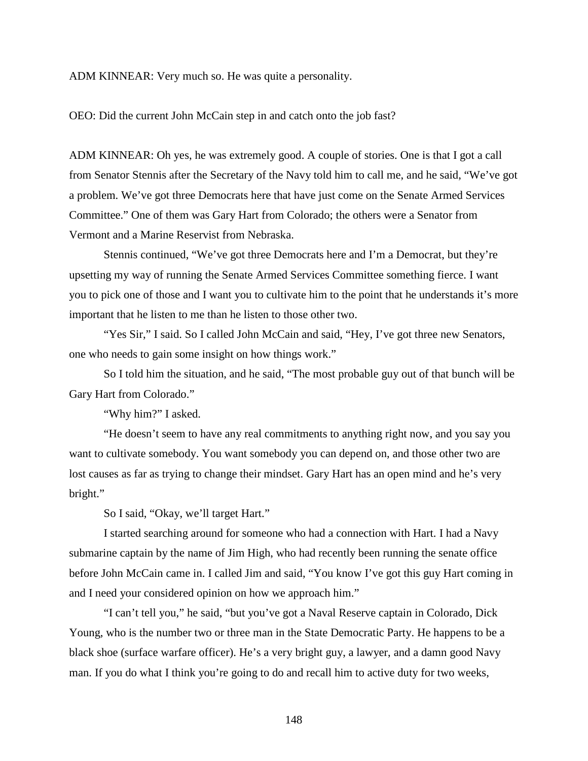ADM KINNEAR: Very much so. He was quite a personality.

OEO: Did the current John McCain step in and catch onto the job fast?

ADM KINNEAR: Oh yes, he was extremely good. A couple of stories. One is that I got a call from Senator Stennis after the Secretary of the Navy told him to call me, and he said, "We've got a problem. We've got three Democrats here that have just come on the Senate Armed Services Committee." One of them was Gary Hart from Colorado; the others were a Senator from Vermont and a Marine Reservist from Nebraska.

Stennis continued, "We've got three Democrats here and I'm a Democrat, but they're upsetting my way of running the Senate Armed Services Committee something fierce. I want you to pick one of those and I want you to cultivate him to the point that he understands it's more important that he listen to me than he listen to those other two.

"Yes Sir," I said. So I called John McCain and said, "Hey, I've got three new Senators, one who needs to gain some insight on how things work."

So I told him the situation, and he said, "The most probable guy out of that bunch will be Gary Hart from Colorado."

"Why him?" I asked.

"He doesn't seem to have any real commitments to anything right now, and you say you want to cultivate somebody. You want somebody you can depend on, and those other two are lost causes as far as trying to change their mindset. Gary Hart has an open mind and he's very bright."

So I said, "Okay, we'll target Hart."

I started searching around for someone who had a connection with Hart. I had a Navy submarine captain by the name of Jim High, who had recently been running the senate office before John McCain came in. I called Jim and said, "You know I've got this guy Hart coming in and I need your considered opinion on how we approach him."

"I can't tell you," he said, "but you've got a Naval Reserve captain in Colorado, Dick Young, who is the number two or three man in the State Democratic Party. He happens to be a black shoe (surface warfare officer). He's a very bright guy, a lawyer, and a damn good Navy man. If you do what I think you're going to do and recall him to active duty for two weeks,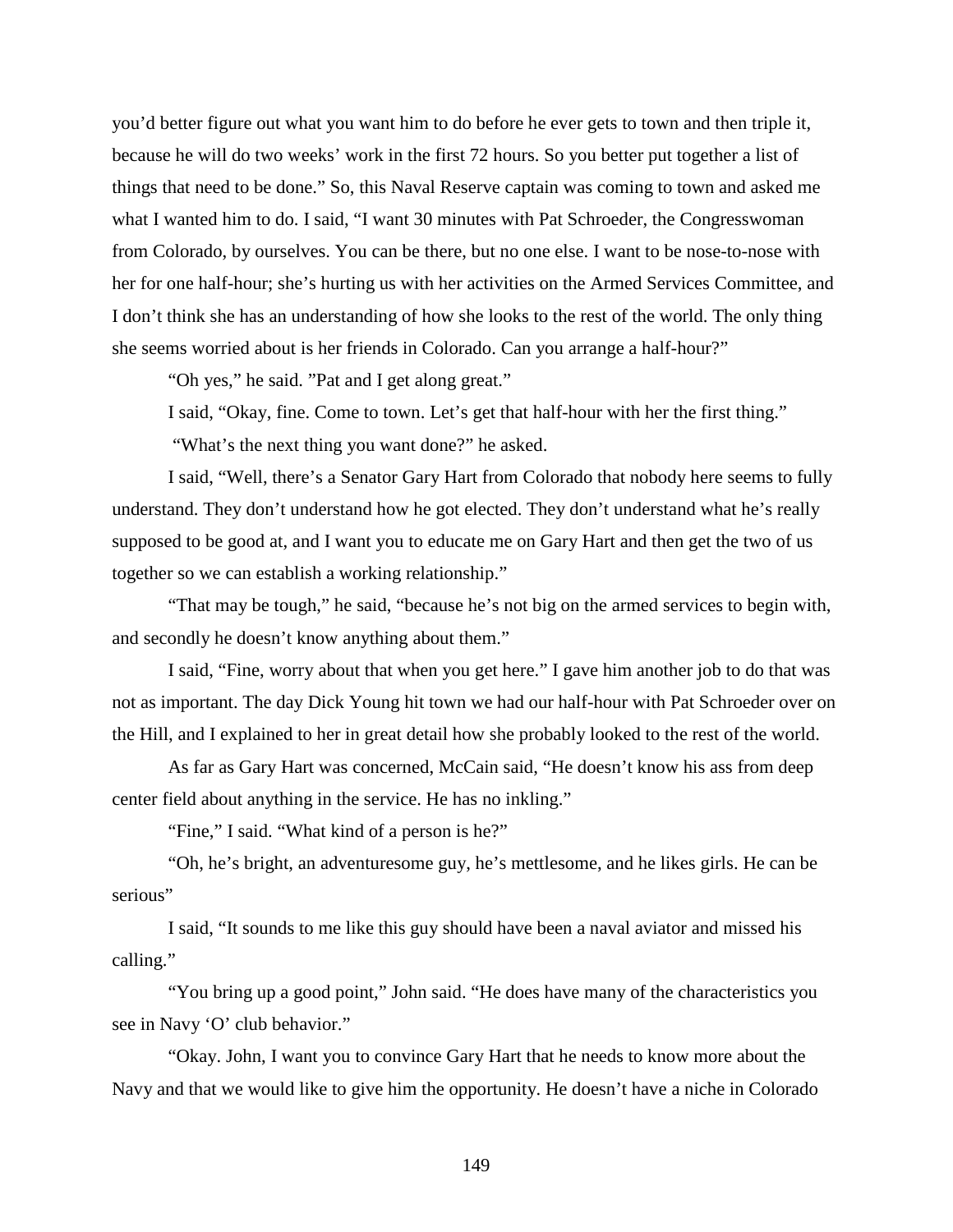you'd better figure out what you want him to do before he ever gets to town and then triple it, because he will do two weeks' work in the first 72 hours. So you better put together a list of things that need to be done." So, this Naval Reserve captain was coming to town and asked me what I wanted him to do. I said, "I want 30 minutes with Pat Schroeder, the Congresswoman from Colorado, by ourselves. You can be there, but no one else. I want to be nose-to-nose with her for one half-hour; she's hurting us with her activities on the Armed Services Committee, and I don't think she has an understanding of how she looks to the rest of the world. The only thing she seems worried about is her friends in Colorado. Can you arrange a half-hour?"

"Oh yes," he said. "Pat and I get along great."

I said, "Okay, fine. Come to town. Let's get that half-hour with her the first thing."

"What's the next thing you want done?" he asked.

I said, "Well, there's a Senator Gary Hart from Colorado that nobody here seems to fully understand. They don't understand how he got elected. They don't understand what he's really supposed to be good at, and I want you to educate me on Gary Hart and then get the two of us together so we can establish a working relationship."

"That may be tough," he said, "because he's not big on the armed services to begin with, and secondly he doesn't know anything about them."

I said, "Fine, worry about that when you get here." I gave him another job to do that was not as important. The day Dick Young hit town we had our half-hour with Pat Schroeder over on the Hill, and I explained to her in great detail how she probably looked to the rest of the world.

As far as Gary Hart was concerned, McCain said, "He doesn't know his ass from deep center field about anything in the service. He has no inkling."

"Fine," I said. "What kind of a person is he?"

"Oh, he's bright, an adventuresome guy, he's mettlesome, and he likes girls. He can be serious"

I said, "It sounds to me like this guy should have been a naval aviator and missed his calling."

"You bring up a good point," John said. "He does have many of the characteristics you see in Navy 'O' club behavior."

"Okay. John, I want you to convince Gary Hart that he needs to know more about the Navy and that we would like to give him the opportunity. He doesn't have a niche in Colorado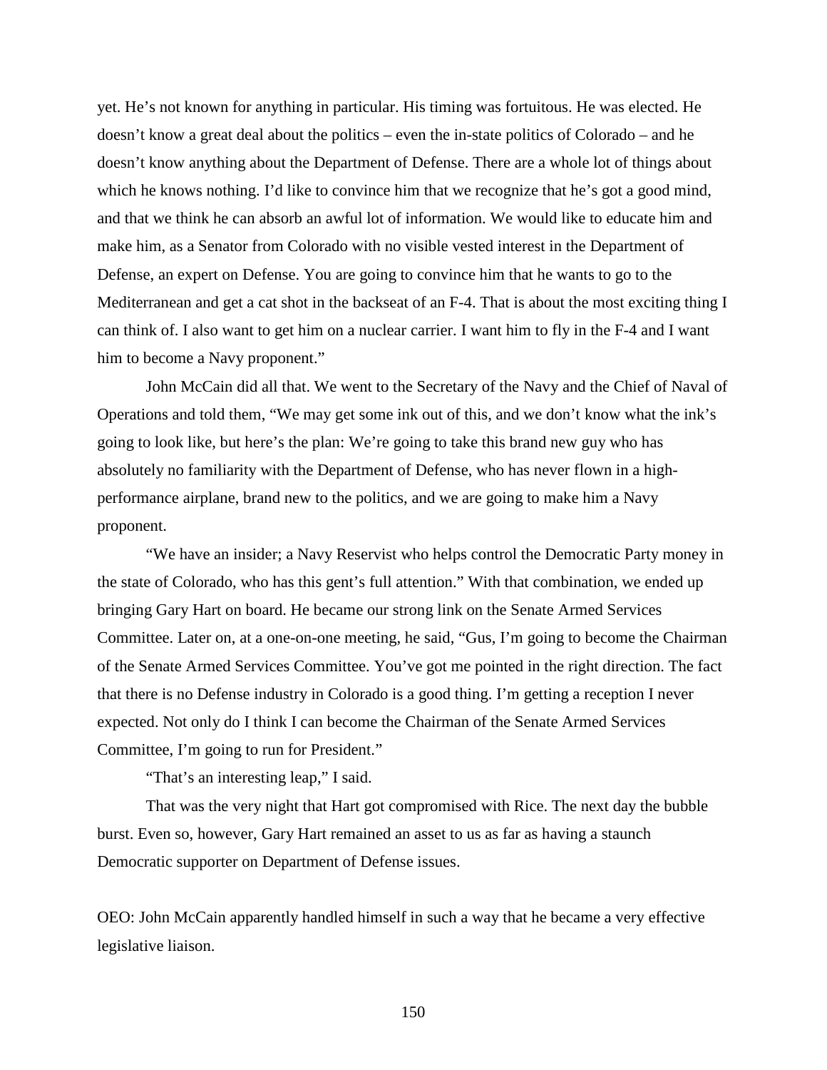yet. He's not known for anything in particular. His timing was fortuitous. He was elected. He doesn't know a great deal about the politics – even the in-state politics of Colorado – and he doesn't know anything about the Department of Defense. There are a whole lot of things about which he knows nothing. I'd like to convince him that we recognize that he's got a good mind, and that we think he can absorb an awful lot of information. We would like to educate him and make him, as a Senator from Colorado with no visible vested interest in the Department of Defense, an expert on Defense. You are going to convince him that he wants to go to the Mediterranean and get a cat shot in the backseat of an F-4. That is about the most exciting thing I can think of. I also want to get him on a nuclear carrier. I want him to fly in the F-4 and I want him to become a Navy proponent."

John McCain did all that. We went to the Secretary of the Navy and the Chief of Naval of Operations and told them, "We may get some ink out of this, and we don't know what the ink's going to look like, but here's the plan: We're going to take this brand new guy who has absolutely no familiarity with the Department of Defense, who has never flown in a high-performance airplane, brand new to the politics, and we are going to make him a Navy proponent.

"We have an insider; a Navy Reservist who helps control the Democratic Party money in the state of Colorado, who has this gent's full attention." With that combination, we ended up bringing Gary Hart on board. He became our strong link on the Senate Armed Services Committee. Later on, at a one-on-one meeting, he said, "Gus, I'm going to become the Chairman of the Senate Armed Services Committee. You've got me pointed in the right direction. The fact that there is no Defense industry in Colorado is a good thing. I'm getting a reception I never expected. Not only do I think I can become the Chairman of the Senate Armed Services Committee, I'm going to run for President."

"That's an interesting leap," I said.

That was the very night that Hart got compromised with Rice. The next day the bubble burst. Even so, however, Gary Hart remained an asset to us as far as having a staunch Democratic supporter on Department of Defense issues.

OEO: John McCain apparently handled himself in such a way that he became a very effective legislative liaison.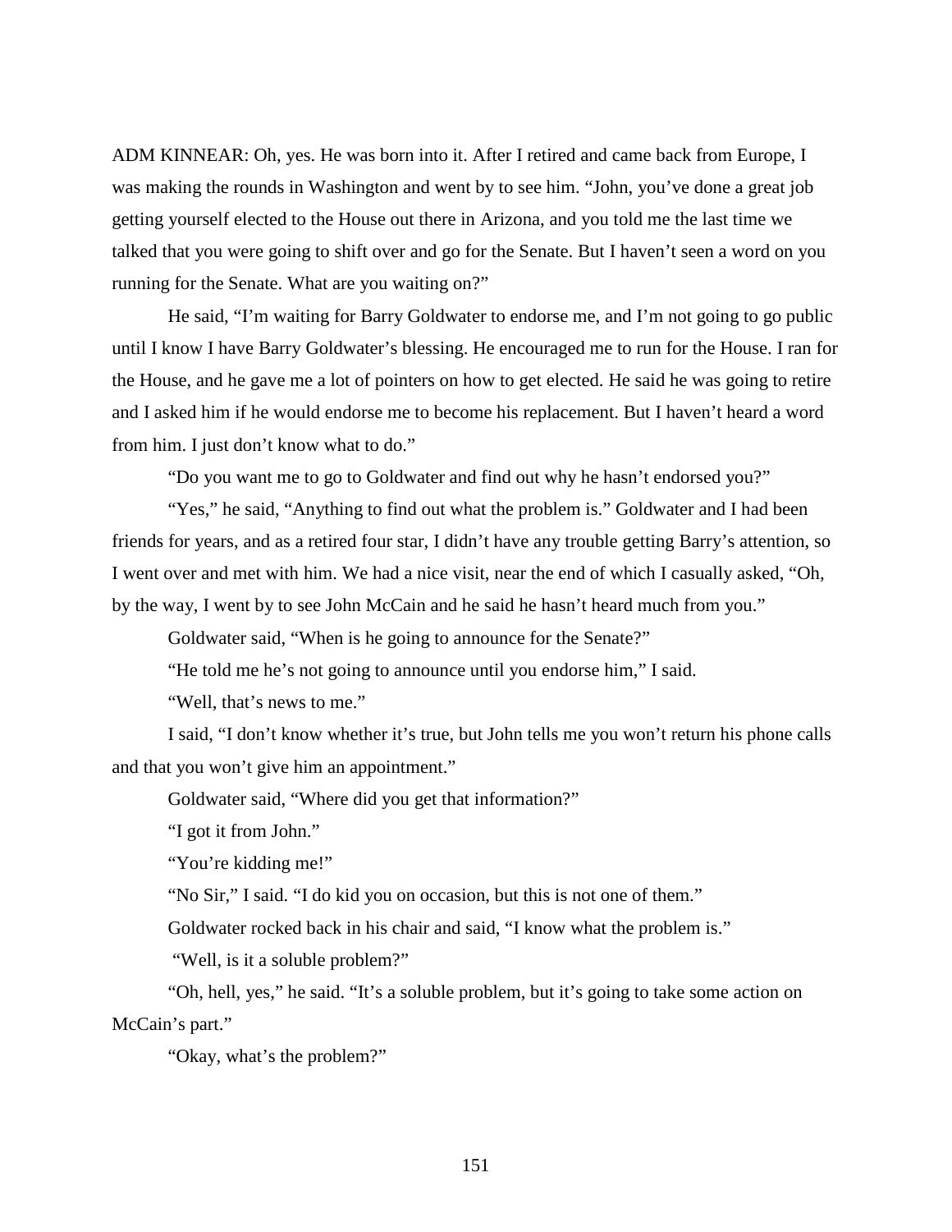ADM KINNEAR: Oh, yes. He was born into it. After I retired and came back from Europe, I was making the rounds in Washington and went by to see him. "John, you've done a great job getting yourself elected to the House out there in Arizona, and you told me the last time we talked that you were going to shift over and go for the Senate. But I haven't seen a word on you running for the Senate. What are you waiting on?"

He said, "I'm waiting for Barry Goldwater to endorse me, and I'm not going to go public until I know I have Barry Goldwater's blessing. He encouraged me to run for the House. I ran for the House, and he gave me a lot of pointers on how to get elected. He said he was going to retire and I asked him if he would endorse me to become his replacement. But I haven't heard a word from him. I just don't know what to do."

"Do you want me to go to Goldwater and find out why he hasn't endorsed you?"

"Yes," he said, "Anything to find out what the problem is." Goldwater and I had been friends for years, and as a retired four star, I didn't have any trouble getting Barry's attention, so I went over and met with him. We had a nice visit, near the end of which I casually asked, "Oh, by the way, I went by to see John McCain and he said he hasn't heard much from you."

Goldwater said, "When is he going to announce for the Senate?"

"He told me he's not going to announce until you endorse him," I said.

"Well, that's news to me."

I said, "I don't know whether it's true, but John tells me you won't return his phone calls and that you won't give him an appointment."

Goldwater said, "Where did you get that information?"

"I got it from John."

"You're kidding me!"

"No Sir," I said. "I do kid you on occasion, but this is not one of them."

Goldwater rocked back in his chair and said, "I know what the problem is."

"Well, is it a soluble problem?"

"Oh, hell, yes," he said. "It's a soluble problem, but it's going to take some action on McCain's part."

"Okay, what's the problem?"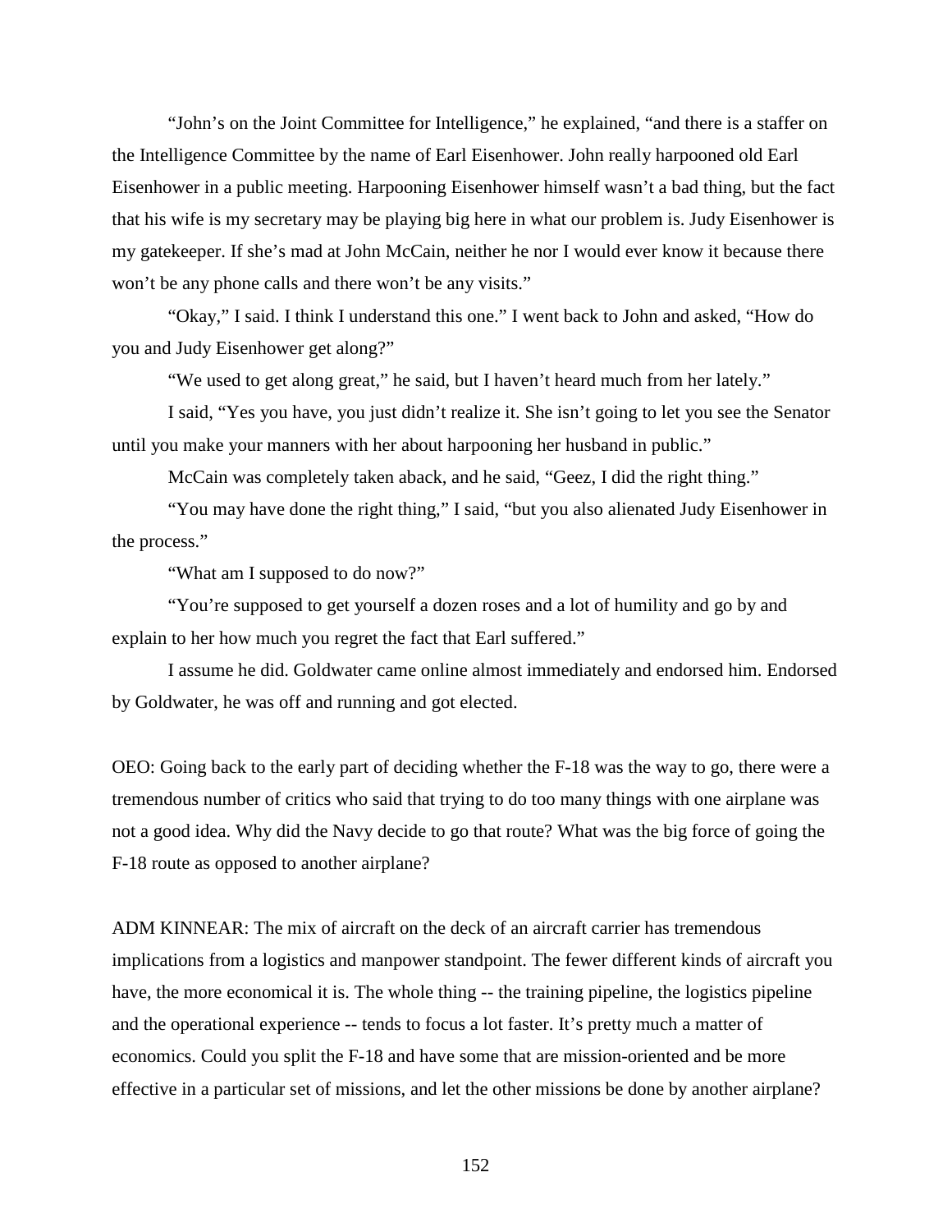"John's on the Joint Committee for Intelligence," he explained, "and there is a staffer on the Intelligence Committee by the name of Earl Eisenhower. John really harpooned old Earl Eisenhower in a public meeting. Harpooning Eisenhower himself wasn't a bad thing, but the fact that his wife is my secretary may be playing big here in what our problem is. Judy Eisenhower is my gatekeeper. If she's mad at John McCain, neither he nor I would ever know it because there won't be any phone calls and there won't be any visits."

"Okay," I said. I think I understand this one." I went back to John and asked, "How do you and Judy Eisenhower get along?"

"We used to get along great," he said, but I haven't heard much from her lately."

I said, "Yes you have, you just didn't realize it. She isn't going to let you see the Senator until you make your manners with her about harpooning her husband in public."

McCain was completely taken aback, and he said, "Geez, I did the right thing."

"You may have done the right thing," I said, "but you also alienated Judy Eisenhower in the process."

"What am I supposed to do now?"

"You're supposed to get yourself a dozen roses and a lot of humility and go by and explain to her how much you regret the fact that Earl suffered."

I assume he did. Goldwater came online almost immediately and endorsed him. Endorsed by Goldwater, he was off and running and got elected.

OEO: Going back to the early part of deciding whether the F-18 was the way to go, there were a tremendous number of critics who said that trying to do too many things with one airplane was not a good idea. Why did the Navy decide to go that route? What was the big force of going the F-18 route as opposed to another airplane?

ADM KINNEAR: The mix of aircraft on the deck of an aircraft carrier has tremendous implications from a logistics and manpower standpoint. The fewer different kinds of aircraft you have, the more economical it is. The whole thing -- the training pipeline, the logistics pipeline and the operational experience -- tends to focus a lot faster. It's pretty much a matter of economics. Could you split the F-18 and have some that are mission-oriented and be more effective in a particular set of missions, and let the other missions be done by another airplane?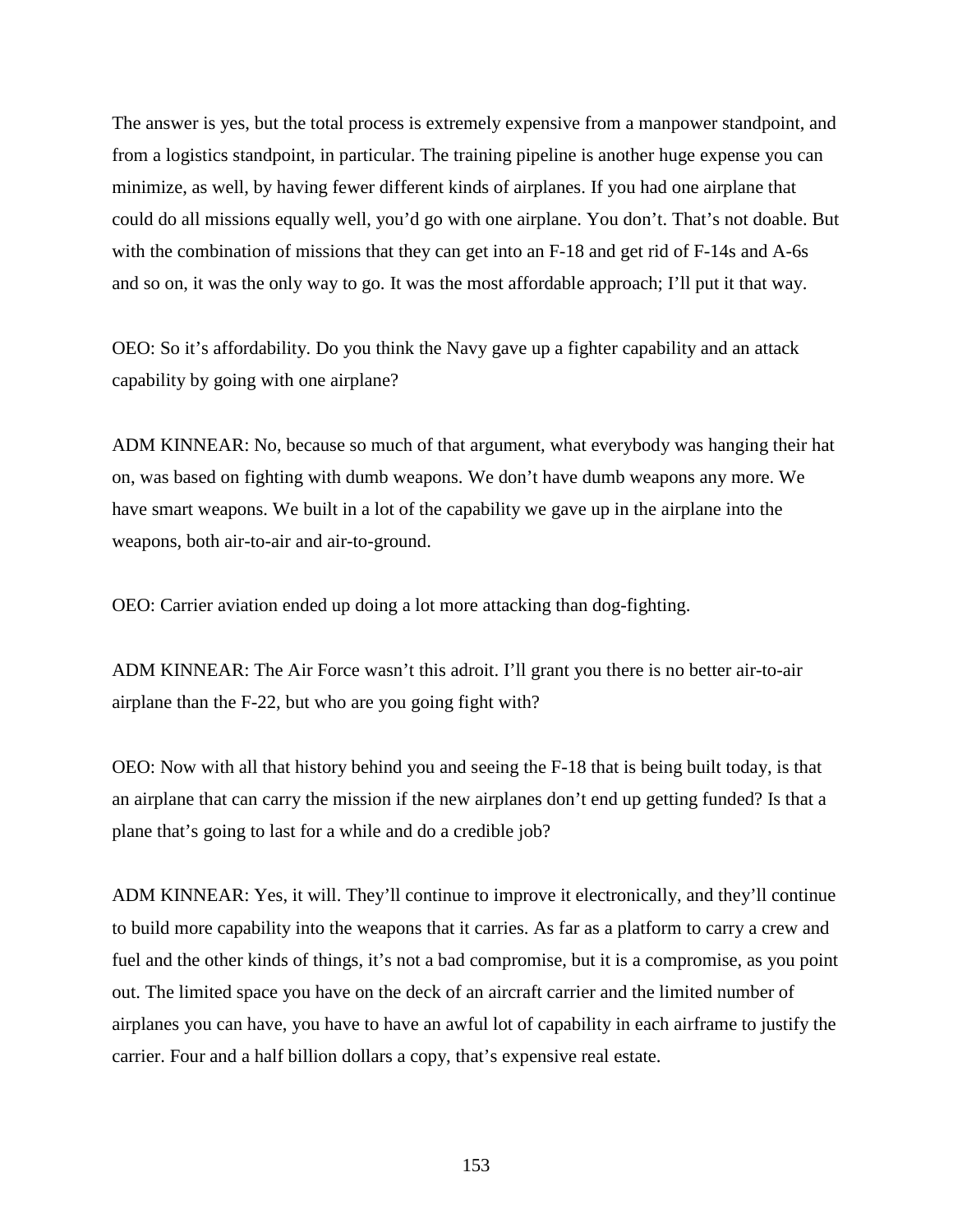The answer is yes, but the total process is extremely expensive from a manpower standpoint, and from a logistics standpoint, in particular. The training pipeline is another huge expense you can minimize, as well, by having fewer different kinds of airplanes. If you had one airplane that could do all missions equally well, you'd go with one airplane. You don't. That's not doable. But with the combination of missions that they can get into an F-18 and get rid of F-14s and A-6s and so on, it was the only way to go. It was the most affordable approach; I'll put it that way.

OEO: So it's affordability. Do you think the Navy gave up a fighter capability and an attack capability by going with one airplane?

ADM KINNEAR: No, because so much of that argument, what everybody was hanging their hat on, was based on fighting with dumb weapons. We don't have dumb weapons any more. We have smart weapons. We built in a lot of the capability we gave up in the airplane into the weapons, both air-to-air and air-to-ground.

OEO: Carrier aviation ended up doing a lot more attacking than dog-fighting.

ADM KINNEAR: The Air Force wasn't this adroit. I'll grant you there is no better air-to-air airplane than the F-22, but who are you going fight with?

OEO: Now with all that history behind you and seeing the F-18 that is being built today, is that an airplane that can carry the mission if the new airplanes don't end up getting funded? Is that a plane that's going to last for a while and do a credible job?

ADM KINNEAR: Yes, it will. They'll continue to improve it electronically, and they'll continue to build more capability into the weapons that it carries. As far as a platform to carry a crew and fuel and the other kinds of things, it's not a bad compromise, but it is a compromise, as you point out. The limited space you have on the deck of an aircraft carrier and the limited number of airplanes you can have, you have to have an awful lot of capability in each airframe to justify the carrier. Four and a half billion dollars a copy, that's expensive real estate.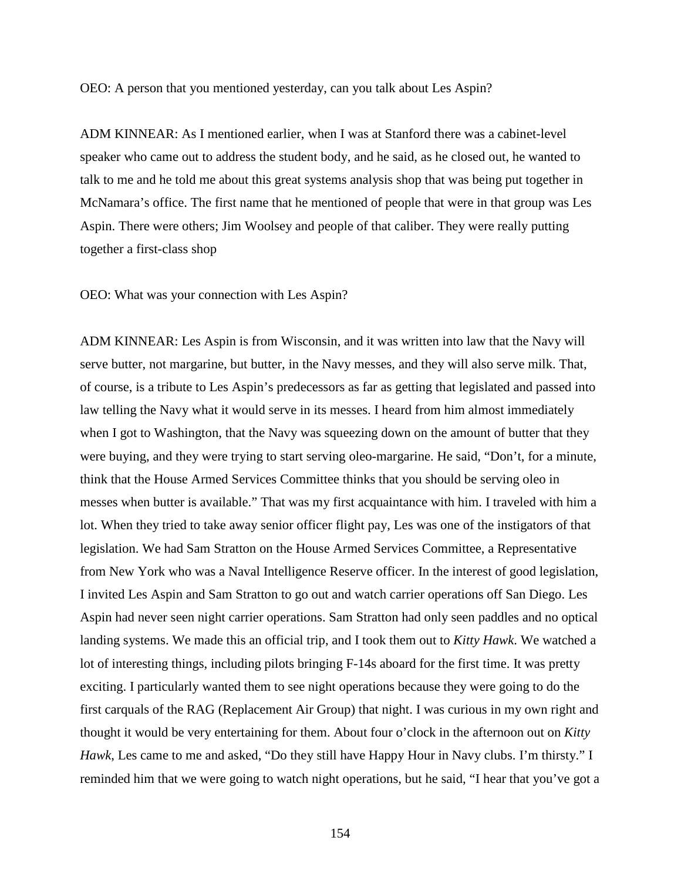OEO: A person that you mentioned yesterday, can you talk about Les Aspin?

ADM KINNEAR: As I mentioned earlier, when I was at Stanford there was a cabinet-level speaker who came out to address the student body, and he said, as he closed out, he wanted to talk to me and he told me about this great systems analysis shop that was being put together in McNamara's office. The first name that he mentioned of people that were in that group was Les Aspin. There were others; Jim Woolsey and people of that caliber. They were really putting together a first-class shop

OEO: What was your connection with Les Aspin?

ADM KINNEAR: Les Aspin is from Wisconsin, and it was written into law that the Navy will serve butter, not margarine, but butter, in the Navy messes, and they will also serve milk. That, of course, is a tribute to Les Aspin's predecessors as far as getting that legislated and passed into law telling the Navy what it would serve in its messes. I heard from him almost immediately when I got to Washington, that the Navy was squeezing down on the amount of butter that they were buying, and they were trying to start serving oleo-margarine. He said, "Don't, for a minute, think that the House Armed Services Committee thinks that you should be serving oleo in messes when butter is available." That was my first acquaintance with him. I traveled with him a lot. When they tried to take away senior officer flight pay, Les was one of the instigators of that legislation. We had Sam Stratton on the House Armed Services Committee, a Representative from New York who was a Naval Intelligence Reserve officer. In the interest of good legislation, I invited Les Aspin and Sam Stratton to go out and watch carrier operations off San Diego. Les Aspin had never seen night carrier operations. Sam Stratton had only seen paddles and no optical landing systems. We made this an official trip, and I took them out to *Kitty Hawk*. We watched a lot of interesting things, including pilots bringing F-14s aboard for the first time. It was pretty exciting. I particularly wanted them to see night operations because they were going to do the first carquals of the RAG (Replacement Air Group) that night. I was curious in my own right and thought it would be very entertaining for them. About four o'clock in the afternoon out on *Kitty Hawk*, Les came to me and asked, "Do they still have Happy Hour in Navy clubs. I'm thirsty." I reminded him that we were going to watch night operations, but he said, "I hear that you've got a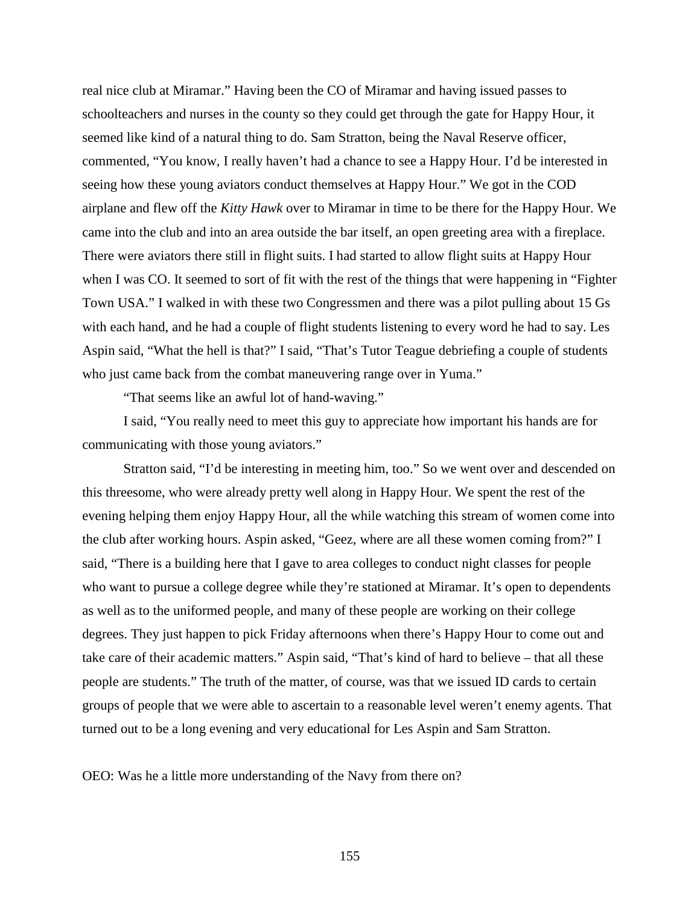real nice club at Miramar." Having been the CO of Miramar and having issued passes to schoolteachers and nurses in the county so they could get through the gate for Happy Hour, it seemed like kind of a natural thing to do. Sam Stratton, being the Naval Reserve officer, commented, "You know, I really haven't had a chance to see a Happy Hour. I'd be interested in seeing how these young aviators conduct themselves at Happy Hour." We got in the COD airplane and flew off the *Kitty Hawk* over to Miramar in time to be there for the Happy Hour. We came into the club and into an area outside the bar itself, an open greeting area with a fireplace. There were aviators there still in flight suits. I had started to allow flight suits at Happy Hour when I was CO. It seemed to sort of fit with the rest of the things that were happening in "Fighter Town USA." I walked in with these two Congressmen and there was a pilot pulling about 15 Gs with each hand, and he had a couple of flight students listening to every word he had to say. Les Aspin said, "What the hell is that?" I said, "That's Tutor Teague debriefing a couple of students who just came back from the combat maneuvering range over in Yuma."

"That seems like an awful lot of hand-waving."

I said, "You really need to meet this guy to appreciate how important his hands are for communicating with those young aviators."

Stratton said, "I'd be interesting in meeting him, too." So we went over and descended on this threesome, who were already pretty well along in Happy Hour. We spent the rest of the evening helping them enjoy Happy Hour, all the while watching this stream of women come into the club after working hours. Aspin asked, "Geez, where are all these women coming from?" I said, "There is a building here that I gave to area colleges to conduct night classes for people who want to pursue a college degree while they're stationed at Miramar. It's open to dependents as well as to the uniformed people, and many of these people are working on their college degrees. They just happen to pick Friday afternoons when there's Happy Hour to come out and take care of their academic matters." Aspin said, "That's kind of hard to believe – that all these people are students." The truth of the matter, of course, was that we issued ID cards to certain groups of people that we were able to ascertain to a reasonable level weren't enemy agents. That turned out to be a long evening and very educational for Les Aspin and Sam Stratton.

OEO: Was he a little more understanding of the Navy from there on?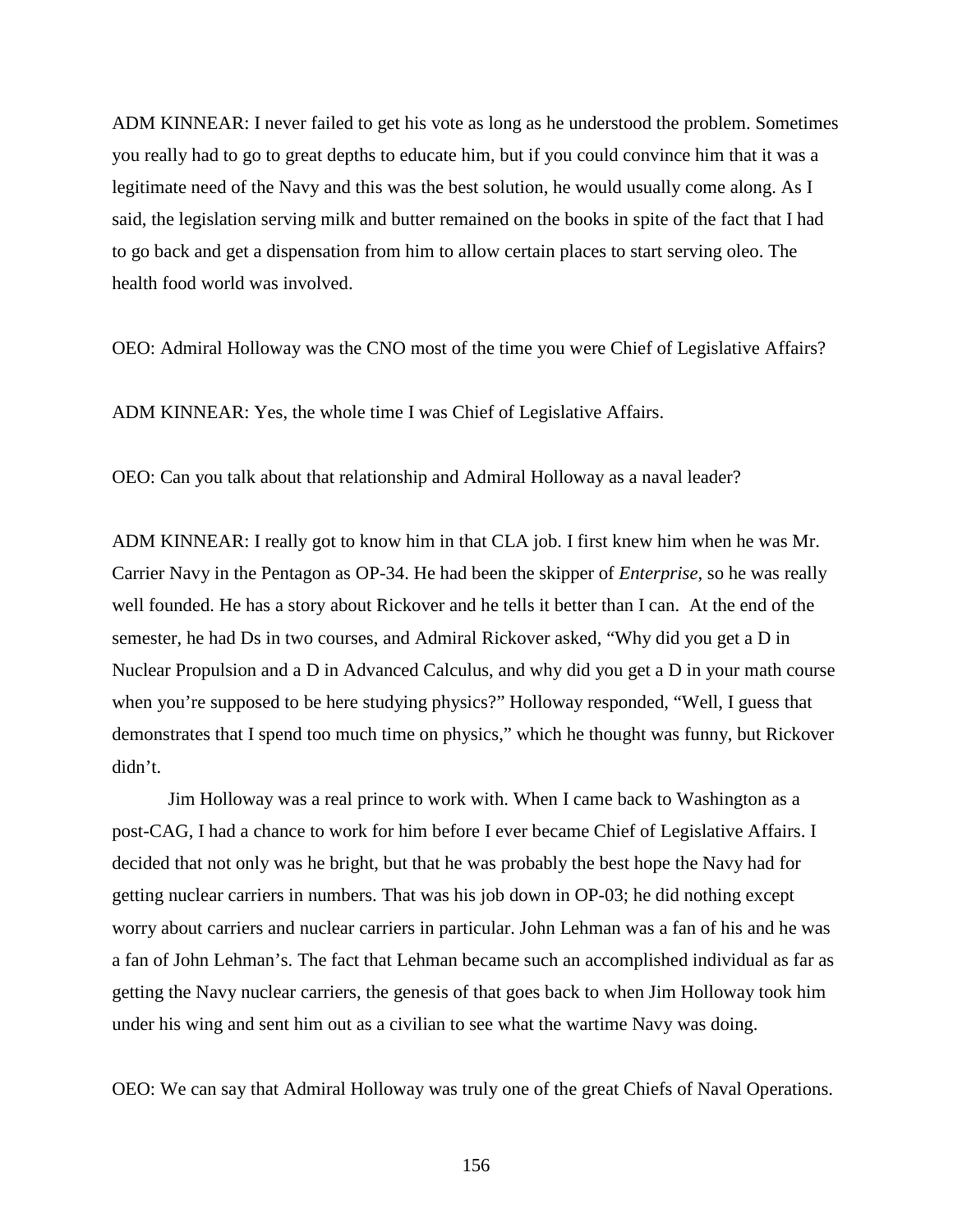ADM KINNEAR: I never failed to get his vote as long as he understood the problem. Sometimes you really had to go to great depths to educate him, but if you could convince him that it was a legitimate need of the Navy and this was the best solution, he would usually come along. As I said, the legislation serving milk and butter remained on the books in spite of the fact that I had to go back and get a dispensation from him to allow certain places to start serving oleo. The health food world was involved.

OEO: Admiral Holloway was the CNO most of the time you were Chief of Legislative Affairs?

ADM KINNEAR: Yes, the whole time I was Chief of Legislative Affairs.

OEO: Can you talk about that relationship and Admiral Holloway as a naval leader?

ADM KINNEAR: I really got to know him in that CLA job. I first knew him when he was Mr. Carrier Navy in the Pentagon as OP-34. He had been the skipper of *Enterprise,* so he was really well founded. He has a story about Rickover and he tells it better than I can. At the end of the semester, he had Ds in two courses, and Admiral Rickover asked, "Why did you get a D in Nuclear Propulsion and a D in Advanced Calculus, and why did you get a D in your math course when you're supposed to be here studying physics?" Holloway responded, "Well, I guess that demonstrates that I spend too much time on physics," which he thought was funny, but Rickover didn't.

Jim Holloway was a real prince to work with. When I came back to Washington as a post-CAG, I had a chance to work for him before I ever became Chief of Legislative Affairs. I decided that not only was he bright, but that he was probably the best hope the Navy had for getting nuclear carriers in numbers. That was his job down in OP-03; he did nothing except worry about carriers and nuclear carriers in particular. John Lehman was a fan of his and he was a fan of John Lehman's. The fact that Lehman became such an accomplished individual as far as getting the Navy nuclear carriers, the genesis of that goes back to when Jim Holloway took him under his wing and sent him out as a civilian to see what the wartime Navy was doing.

OEO: We can say that Admiral Holloway was truly one of the great Chiefs of Naval Operations.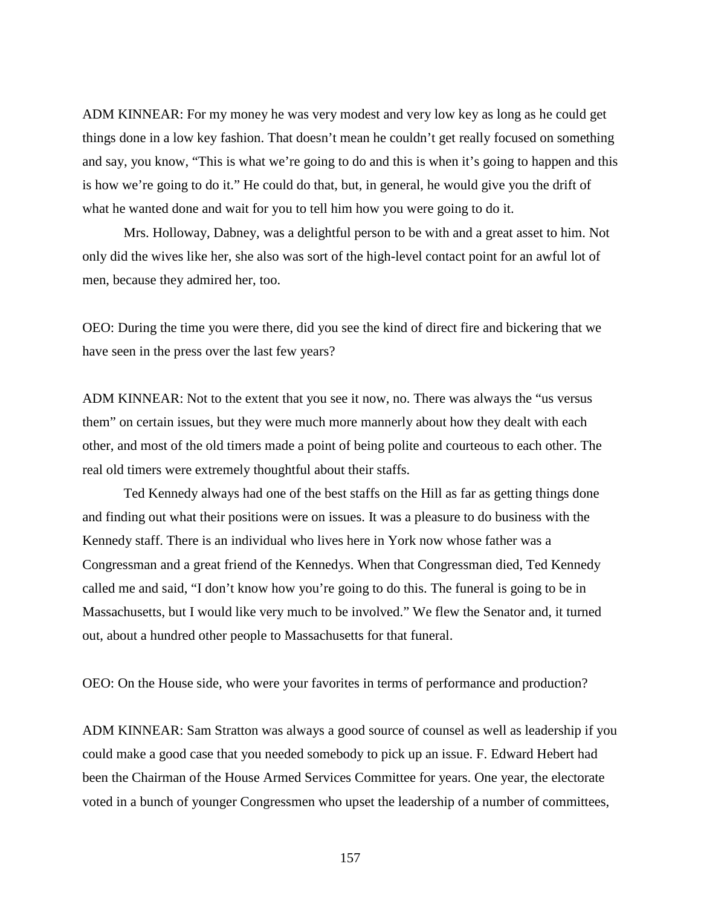ADM KINNEAR: For my money he was very modest and very low key as long as he could get things done in a low key fashion. That doesn't mean he couldn't get really focused on something and say, you know, "This is what we're going to do and this is when it's going to happen and this is how we're going to do it." He could do that, but, in general, he would give you the drift of what he wanted done and wait for you to tell him how you were going to do it.

Mrs. Holloway, Dabney, was a delightful person to be with and a great asset to him. Not only did the wives like her, she also was sort of the high-level contact point for an awful lot of men, because they admired her, too.

OEO: During the time you were there, did you see the kind of direct fire and bickering that we have seen in the press over the last few years?

ADM KINNEAR: Not to the extent that you see it now, no. There was always the "us versus them" on certain issues, but they were much more mannerly about how they dealt with each other, and most of the old timers made a point of being polite and courteous to each other. The real old timers were extremely thoughtful about their staffs.

Ted Kennedy always had one of the best staffs on the Hill as far as getting things done and finding out what their positions were on issues. It was a pleasure to do business with the Kennedy staff. There is an individual who lives here in York now whose father was a Congressman and a great friend of the Kennedys. When that Congressman died, Ted Kennedy called me and said, "I don't know how you're going to do this. The funeral is going to be in Massachusetts, but I would like very much to be involved." We flew the Senator and, it turned out, about a hundred other people to Massachusetts for that funeral.

OEO: On the House side, who were your favorites in terms of performance and production?

ADM KINNEAR: Sam Stratton was always a good source of counsel as well as leadership if you could make a good case that you needed somebody to pick up an issue. F. Edward Hebert had been the Chairman of the House Armed Services Committee for years. One year, the electorate voted in a bunch of younger Congressmen who upset the leadership of a number of committees,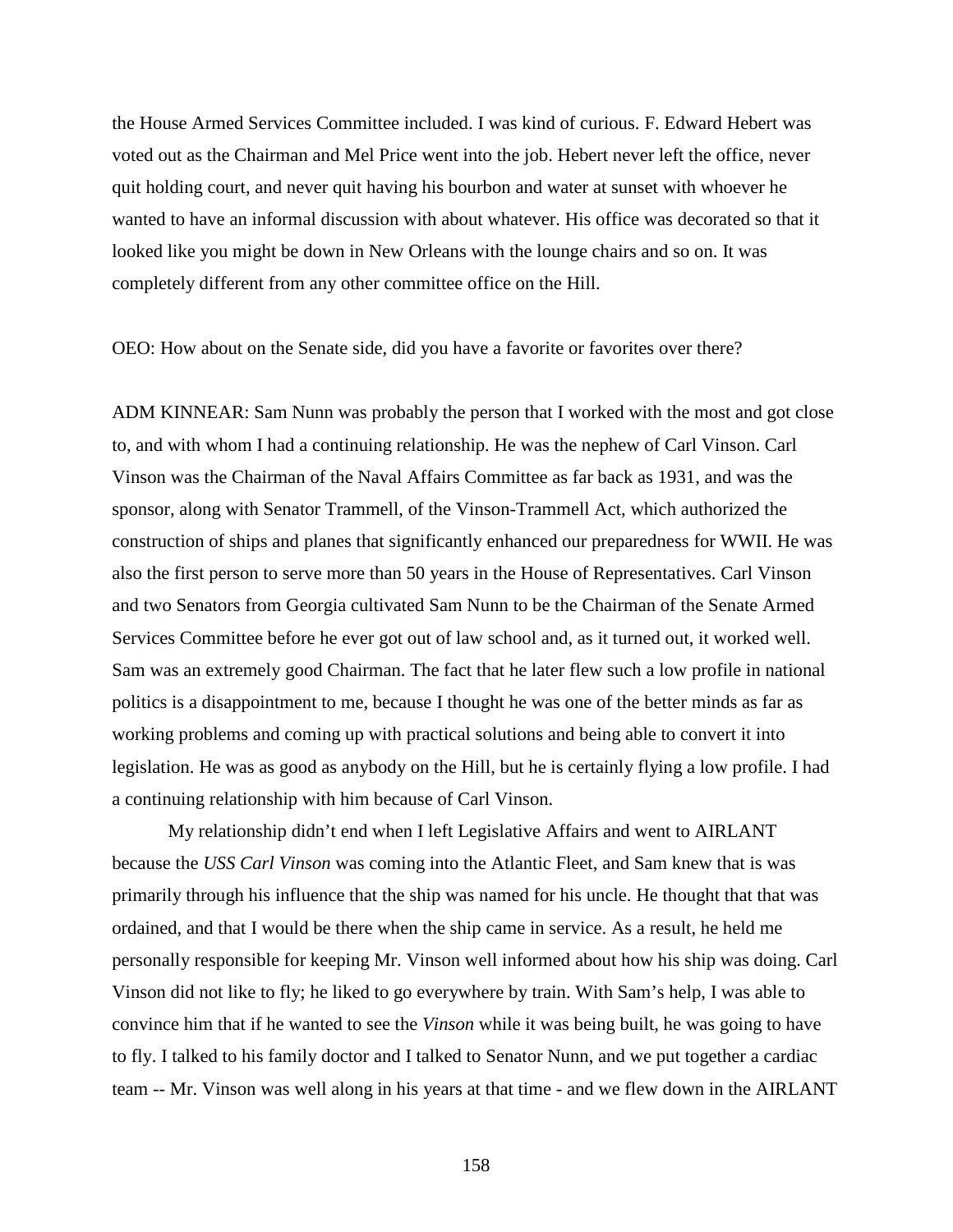the House Armed Services Committee included. I was kind of curious. F. Edward Hebert was voted out as the Chairman and Mel Price went into the job. Hebert never left the office, never quit holding court, and never quit having his bourbon and water at sunset with whoever he wanted to have an informal discussion with about whatever. His office was decorated so that it looked like you might be down in New Orleans with the lounge chairs and so on. It was completely different from any other committee office on the Hill.

OEO: How about on the Senate side, did you have a favorite or favorites over there?

ADM KINNEAR: Sam Nunn was probably the person that I worked with the most and got close to, and with whom I had a continuing relationship. He was the nephew of Carl Vinson. Carl Vinson was the Chairman of the Naval Affairs Committee as far back as 1931, and was the sponsor, along with Senator Trammell, of the Vinson-Trammell Act, which authorized the construction of ships and planes that significantly enhanced our preparedness for WWII. He was also the first person to serve more than 50 years in the House of Representatives. Carl Vinson and two Senators from Georgia cultivated Sam Nunn to be the Chairman of the Senate Armed Services Committee before he ever got out of law school and, as it turned out, it worked well. Sam was an extremely good Chairman. The fact that he later flew such a low profile in national politics is a disappointment to me, because I thought he was one of the better minds as far as working problems and coming up with practical solutions and being able to convert it into legislation. He was as good as anybody on the Hill, but he is certainly flying a low profile. I had a continuing relationship with him because of Carl Vinson.

My relationship didn't end when I left Legislative Affairs and went to AIRLANT because the *USS Carl Vinson* was coming into the Atlantic Fleet, and Sam knew that is was primarily through his influence that the ship was named for his uncle. He thought that that was ordained, and that I would be there when the ship came in service. As a result, he held me personally responsible for keeping Mr. Vinson well informed about how his ship was doing. Carl Vinson did not like to fly; he liked to go everywhere by train. With Sam's help, I was able to convince him that if he wanted to see the *Vinson* while it was being built, he was going to have to fly. I talked to his family doctor and I talked to Senator Nunn, and we put together a cardiac team -- Mr. Vinson was well along in his years at that time - and we flew down in the AIRLANT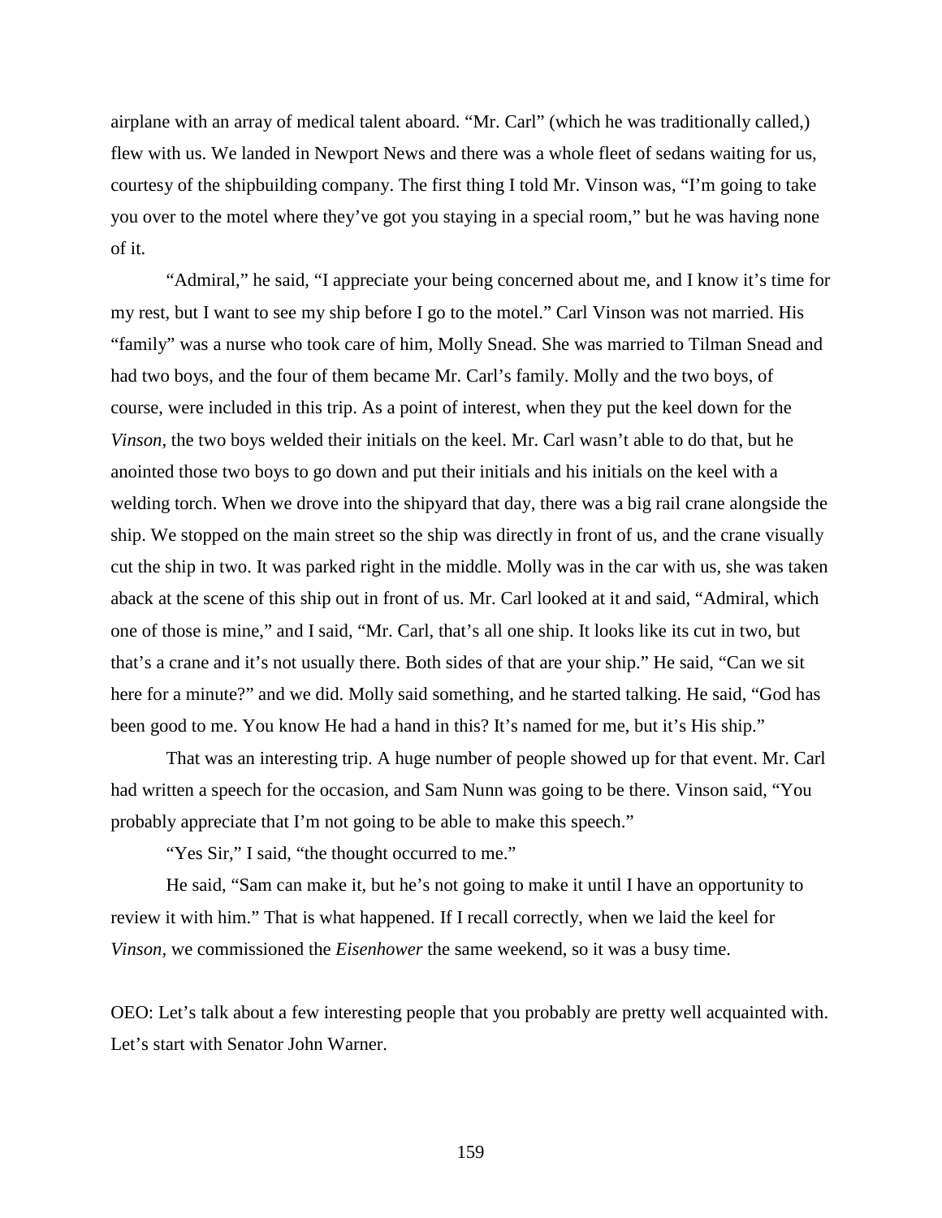airplane with an array of medical talent aboard. "Mr. Carl" (which he was traditionally called,) flew with us. We landed in Newport News and there was a whole fleet of sedans waiting for us, courtesy of the shipbuilding company. The first thing I told Mr. Vinson was, "I'm going to take you over to the motel where they've got you staying in a special room," but he was having none of it.

"Admiral," he said, "I appreciate your being concerned about me, and I know it's time for my rest, but I want to see my ship before I go to the motel." Carl Vinson was not married. His "family" was a nurse who took care of him, Molly Snead. She was married to Tilman Snead and had two boys, and the four of them became Mr. Carl's family. Molly and the two boys, of course, were included in this trip. As a point of interest, when they put the keel down for the *Vinson*, the two boys welded their initials on the keel. Mr. Carl wasn't able to do that, but he anointed those two boys to go down and put their initials and his initials on the keel with a welding torch. When we drove into the shipyard that day, there was a big rail crane alongside the ship. We stopped on the main street so the ship was directly in front of us, and the crane visually cut the ship in two. It was parked right in the middle. Molly was in the car with us, she was taken aback at the scene of this ship out in front of us. Mr. Carl looked at it and said, "Admiral, which one of those is mine," and I said, "Mr. Carl, that's all one ship. It looks like its cut in two, but that's a crane and it's not usually there. Both sides of that are your ship." He said, "Can we sit here for a minute?" and we did. Molly said something, and he started talking. He said, "God has been good to me. You know He had a hand in this? It's named for me, but it's His ship."

That was an interesting trip. A huge number of people showed up for that event. Mr. Carl had written a speech for the occasion, and Sam Nunn was going to be there. Vinson said, "You probably appreciate that I'm not going to be able to make this speech."

"Yes Sir," I said, "the thought occurred to me."

He said, "Sam can make it, but he's not going to make it until I have an opportunity to review it with him." That is what happened. If I recall correctly, when we laid the keel for *Vinson,* we commissioned the *Eisenhower* the same weekend, so it was a busy time.

OEO: Let's talk about a few interesting people that you probably are pretty well acquainted with. Let's start with Senator John Warner.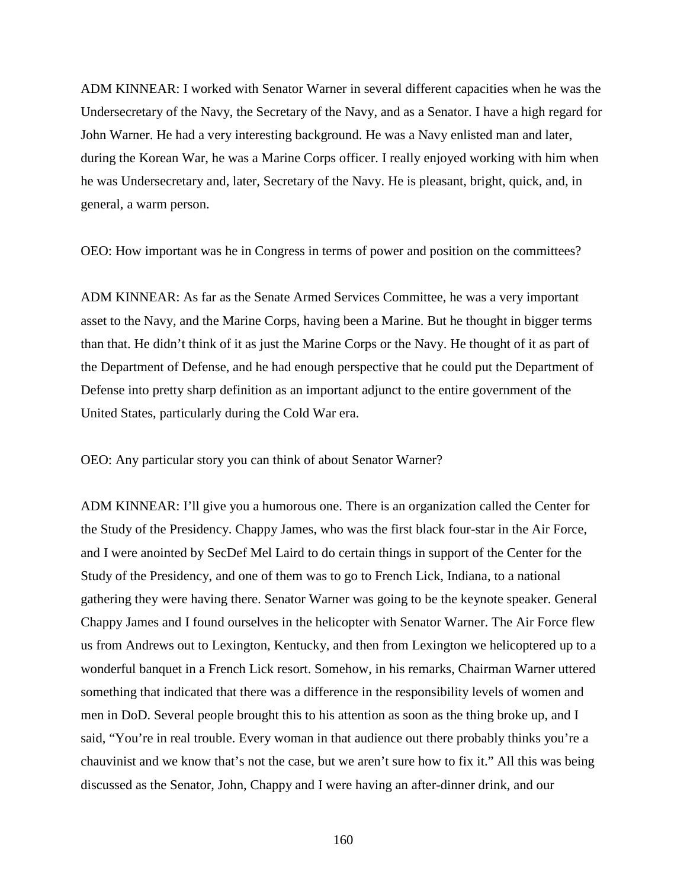ADM KINNEAR: I worked with Senator Warner in several different capacities when he was the Undersecretary of the Navy, the Secretary of the Navy, and as a Senator. I have a high regard for John Warner. He had a very interesting background. He was a Navy enlisted man and later, during the Korean War, he was a Marine Corps officer. I really enjoyed working with him when he was Undersecretary and, later, Secretary of the Navy. He is pleasant, bright, quick, and, in general, a warm person.

OEO: How important was he in Congress in terms of power and position on the committees?

ADM KINNEAR: As far as the Senate Armed Services Committee, he was a very important asset to the Navy, and the Marine Corps, having been a Marine. But he thought in bigger terms than that. He didn't think of it as just the Marine Corps or the Navy. He thought of it as part of the Department of Defense, and he had enough perspective that he could put the Department of Defense into pretty sharp definition as an important adjunct to the entire government of the United States, particularly during the Cold War era.

OEO: Any particular story you can think of about Senator Warner?

ADM KINNEAR: I'll give you a humorous one. There is an organization called the Center for the Study of the Presidency. Chappy James, who was the first black four-star in the Air Force, and I were anointed by SecDef Mel Laird to do certain things in support of the Center for the Study of the Presidency, and one of them was to go to French Lick, Indiana, to a national gathering they were having there. Senator Warner was going to be the keynote speaker. General Chappy James and I found ourselves in the helicopter with Senator Warner. The Air Force flew us from Andrews out to Lexington, Kentucky, and then from Lexington we helicoptered up to a wonderful banquet in a French Lick resort. Somehow, in his remarks, Chairman Warner uttered something that indicated that there was a difference in the responsibility levels of women and men in DoD. Several people brought this to his attention as soon as the thing broke up, and I said, "You're in real trouble. Every woman in that audience out there probably thinks you're a chauvinist and we know that's not the case, but we aren't sure how to fix it." All this was being discussed as the Senator, John, Chappy and I were having an after-dinner drink, and our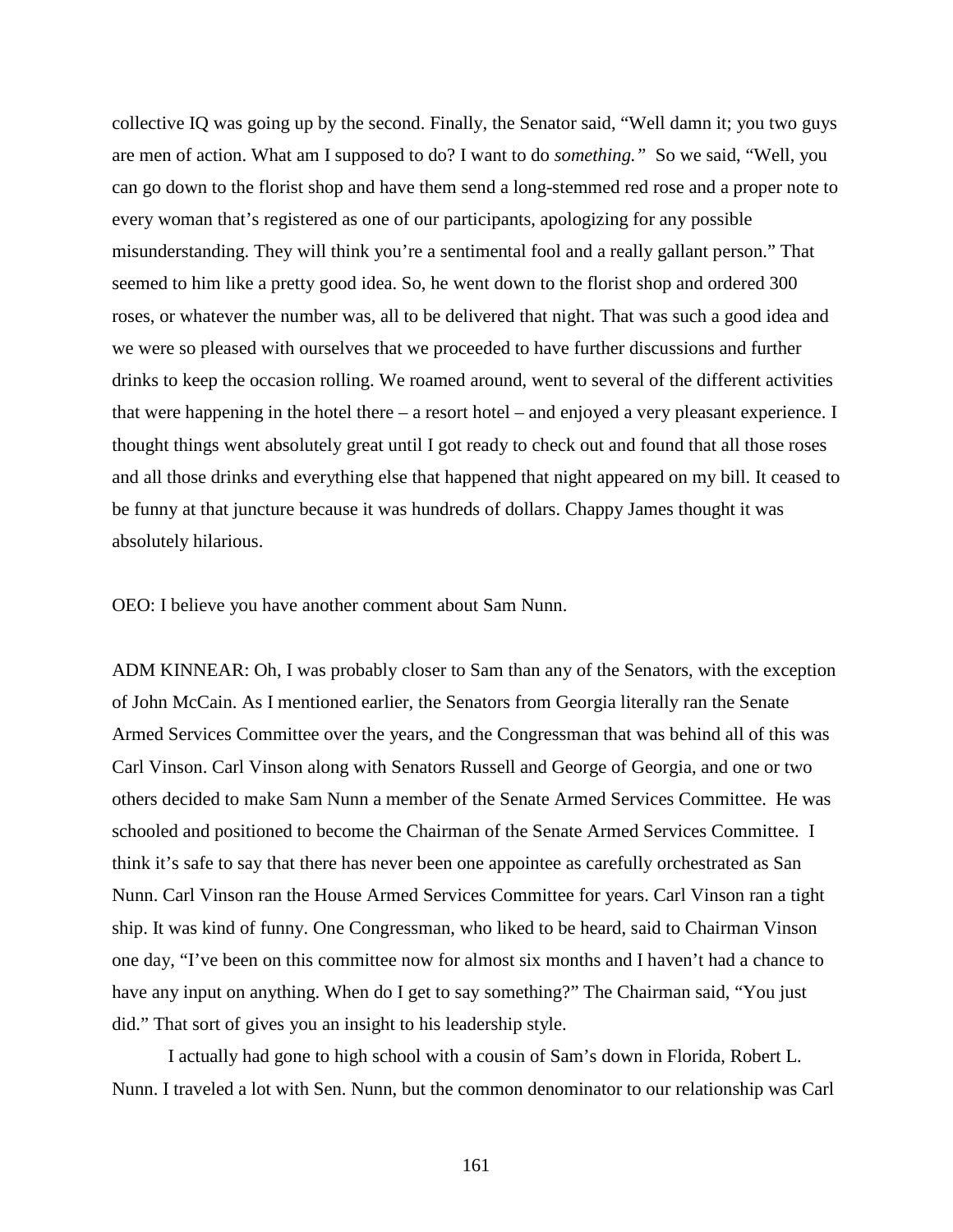collective IQ was going up by the second. Finally, the Senator said, "Well damn it; you two guys are men of action. What am I supposed to do? I want to do *something."* So we said, "Well, you can go down to the florist shop and have them send a long-stemmed red rose and a proper note to every woman that's registered as one of our participants, apologizing for any possible misunderstanding. They will think you're a sentimental fool and a really gallant person." That seemed to him like a pretty good idea. So, he went down to the florist shop and ordered 300 roses, or whatever the number was, all to be delivered that night. That was such a good idea and we were so pleased with ourselves that we proceeded to have further discussions and further drinks to keep the occasion rolling. We roamed around, went to several of the different activities that were happening in the hotel there – a resort hotel – and enjoyed a very pleasant experience. I thought things went absolutely great until I got ready to check out and found that all those roses and all those drinks and everything else that happened that night appeared on my bill. It ceased to be funny at that juncture because it was hundreds of dollars. Chappy James thought it was absolutely hilarious.

OEO: I believe you have another comment about Sam Nunn.

ADM KINNEAR: Oh, I was probably closer to Sam than any of the Senators, with the exception of John McCain. As I mentioned earlier, the Senators from Georgia literally ran the Senate Armed Services Committee over the years, and the Congressman that was behind all of this was Carl Vinson. Carl Vinson along with Senators Russell and George of Georgia, and one or two others decided to make Sam Nunn a member of the Senate Armed Services Committee. He was schooled and positioned to become the Chairman of the Senate Armed Services Committee. I think it's safe to say that there has never been one appointee as carefully orchestrated as San Nunn. Carl Vinson ran the House Armed Services Committee for years. Carl Vinson ran a tight ship. It was kind of funny. One Congressman, who liked to be heard, said to Chairman Vinson one day, "I've been on this committee now for almost six months and I haven't had a chance to have any input on anything. When do I get to say something?" The Chairman said, "You just did." That sort of gives you an insight to his leadership style.

I actually had gone to high school with a cousin of Sam's down in Florida, Robert L. Nunn. I traveled a lot with Sen. Nunn, but the common denominator to our relationship was Carl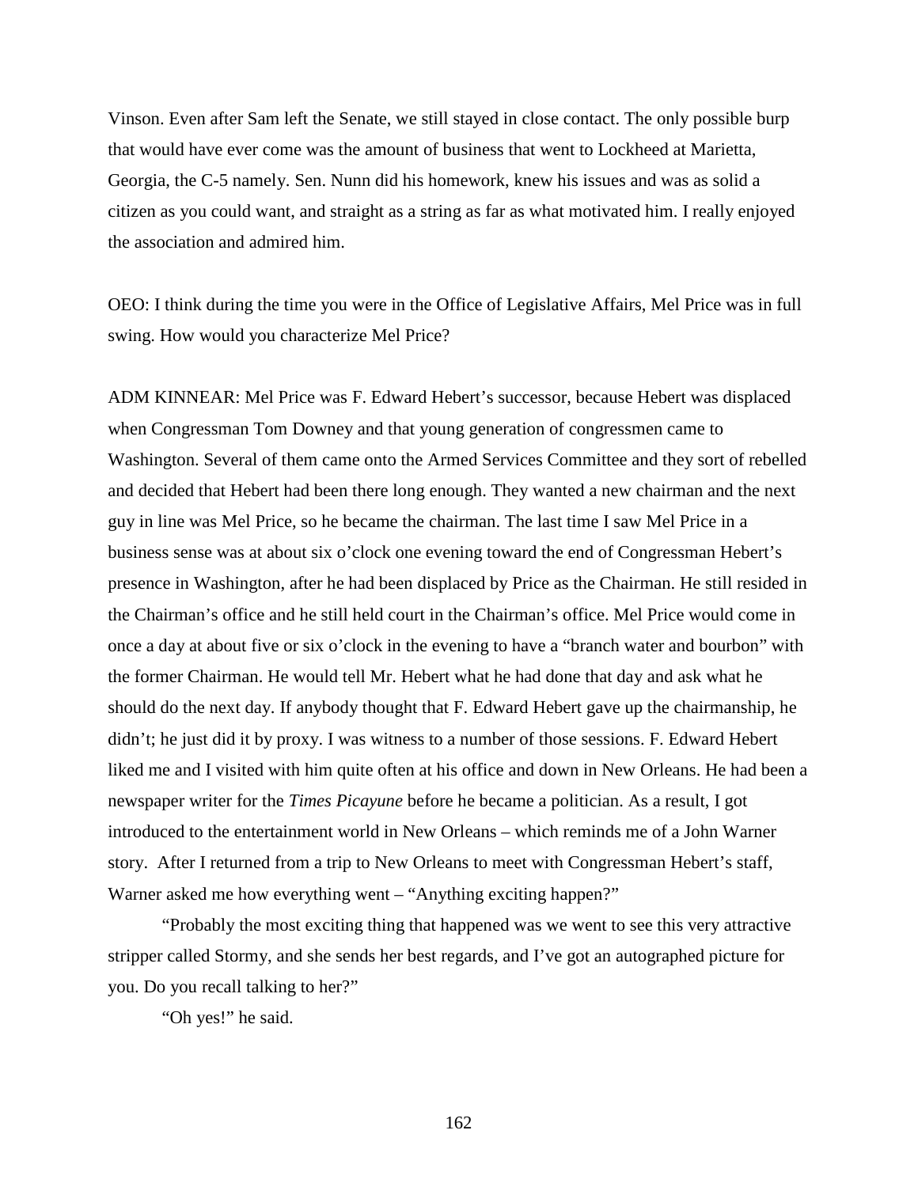Vinson. Even after Sam left the Senate, we still stayed in close contact. The only possible burp that would have ever come was the amount of business that went to Lockheed at Marietta, Georgia, the C-5 namely. Sen. Nunn did his homework, knew his issues and was as solid a citizen as you could want, and straight as a string as far as what motivated him. I really enjoyed the association and admired him.

OEO: I think during the time you were in the Office of Legislative Affairs, Mel Price was in full swing. How would you characterize Mel Price?

ADM KINNEAR: Mel Price was F. Edward Hebert's successor, because Hebert was displaced when Congressman Tom Downey and that young generation of congressmen came to Washington. Several of them came onto the Armed Services Committee and they sort of rebelled and decided that Hebert had been there long enough. They wanted a new chairman and the next guy in line was Mel Price, so he became the chairman. The last time I saw Mel Price in a business sense was at about six o'clock one evening toward the end of Congressman Hebert's presence in Washington, after he had been displaced by Price as the Chairman. He still resided in the Chairman's office and he still held court in the Chairman's office. Mel Price would come in once a day at about five or six o'clock in the evening to have a "branch water and bourbon" with the former Chairman. He would tell Mr. Hebert what he had done that day and ask what he should do the next day. If anybody thought that F. Edward Hebert gave up the chairmanship, he didn't; he just did it by proxy. I was witness to a number of those sessions. F. Edward Hebert liked me and I visited with him quite often at his office and down in New Orleans. He had been a newspaper writer for the *Times Picayune* before he became a politician. As a result, I got introduced to the entertainment world in New Orleans – which reminds me of a John Warner story. After I returned from a trip to New Orleans to meet with Congressman Hebert's staff, Warner asked me how everything went – "Anything exciting happen?"

"Probably the most exciting thing that happened was we went to see this very attractive stripper called Stormy, and she sends her best regards, and I've got an autographed picture for you. Do you recall talking to her?"

"Oh yes!" he said.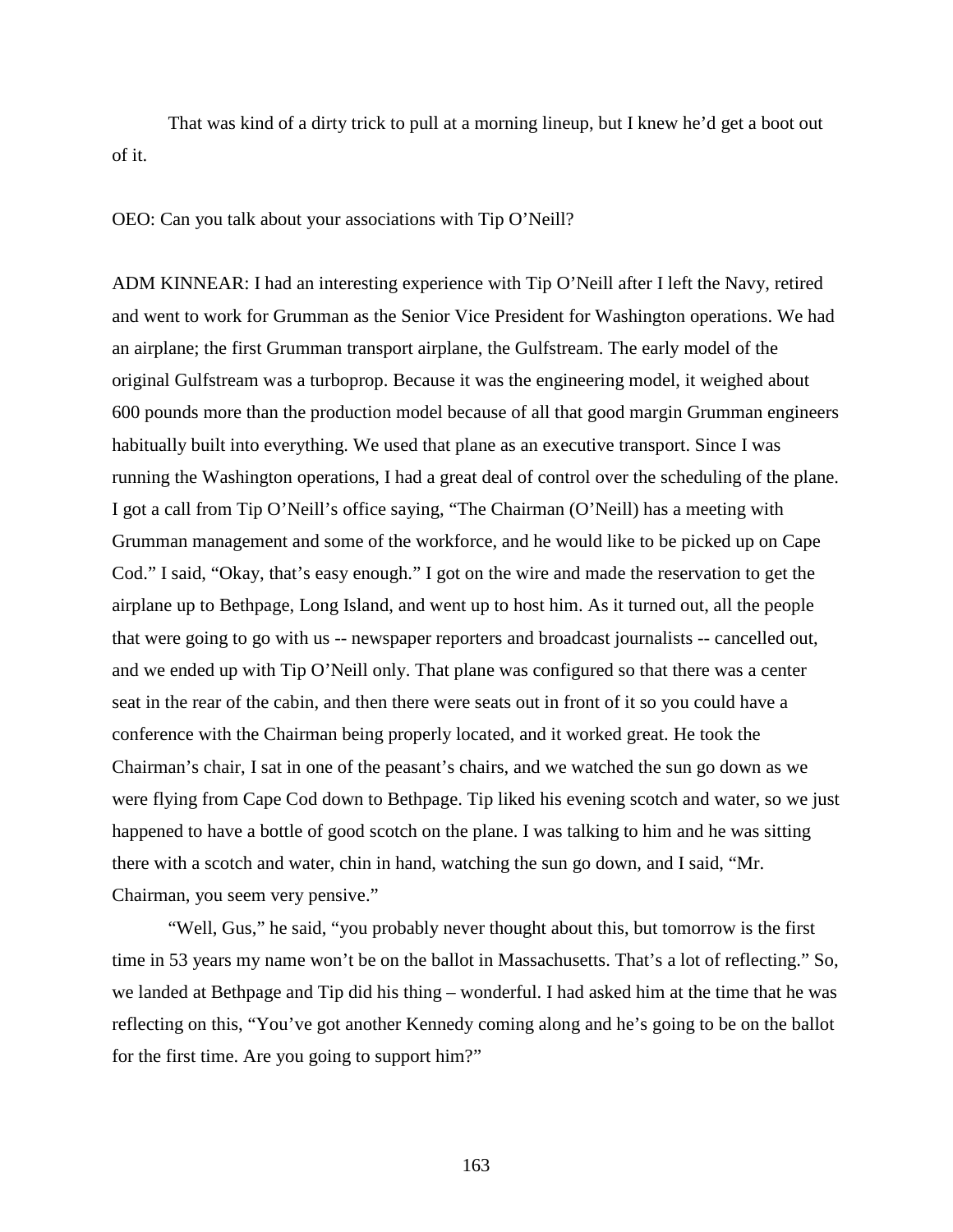That was kind of a dirty trick to pull at a morning lineup, but I knew he'd get a boot out of it.

OEO: Can you talk about your associations with Tip O'Neill?

ADM KINNEAR: I had an interesting experience with Tip O'Neill after I left the Navy, retired and went to work for Grumman as the Senior Vice President for Washington operations. We had an airplane; the first Grumman transport airplane, the Gulfstream. The early model of the original Gulfstream was a turboprop. Because it was the engineering model, it weighed about 600 pounds more than the production model because of all that good margin Grumman engineers habitually built into everything. We used that plane as an executive transport. Since I was running the Washington operations, I had a great deal of control over the scheduling of the plane. I got a call from Tip O'Neill's office saying, "The Chairman (O'Neill) has a meeting with Grumman management and some of the workforce, and he would like to be picked up on Cape Cod." I said, "Okay, that's easy enough." I got on the wire and made the reservation to get the airplane up to Bethpage, Long Island, and went up to host him. As it turned out, all the people that were going to go with us -- newspaper reporters and broadcast journalists -- cancelled out, and we ended up with Tip O'Neill only. That plane was configured so that there was a center seat in the rear of the cabin, and then there were seats out in front of it so you could have a conference with the Chairman being properly located, and it worked great. He took the Chairman's chair, I sat in one of the peasant's chairs, and we watched the sun go down as we were flying from Cape Cod down to Bethpage. Tip liked his evening scotch and water, so we just happened to have a bottle of good scotch on the plane. I was talking to him and he was sitting there with a scotch and water, chin in hand, watching the sun go down, and I said, "Mr. Chairman, you seem very pensive."

"Well, Gus," he said, "you probably never thought about this, but tomorrow is the first time in 53 years my name won't be on the ballot in Massachusetts. That's a lot of reflecting." So, we landed at Bethpage and Tip did his thing – wonderful. I had asked him at the time that he was reflecting on this, "You've got another Kennedy coming along and he's going to be on the ballot for the first time. Are you going to support him?"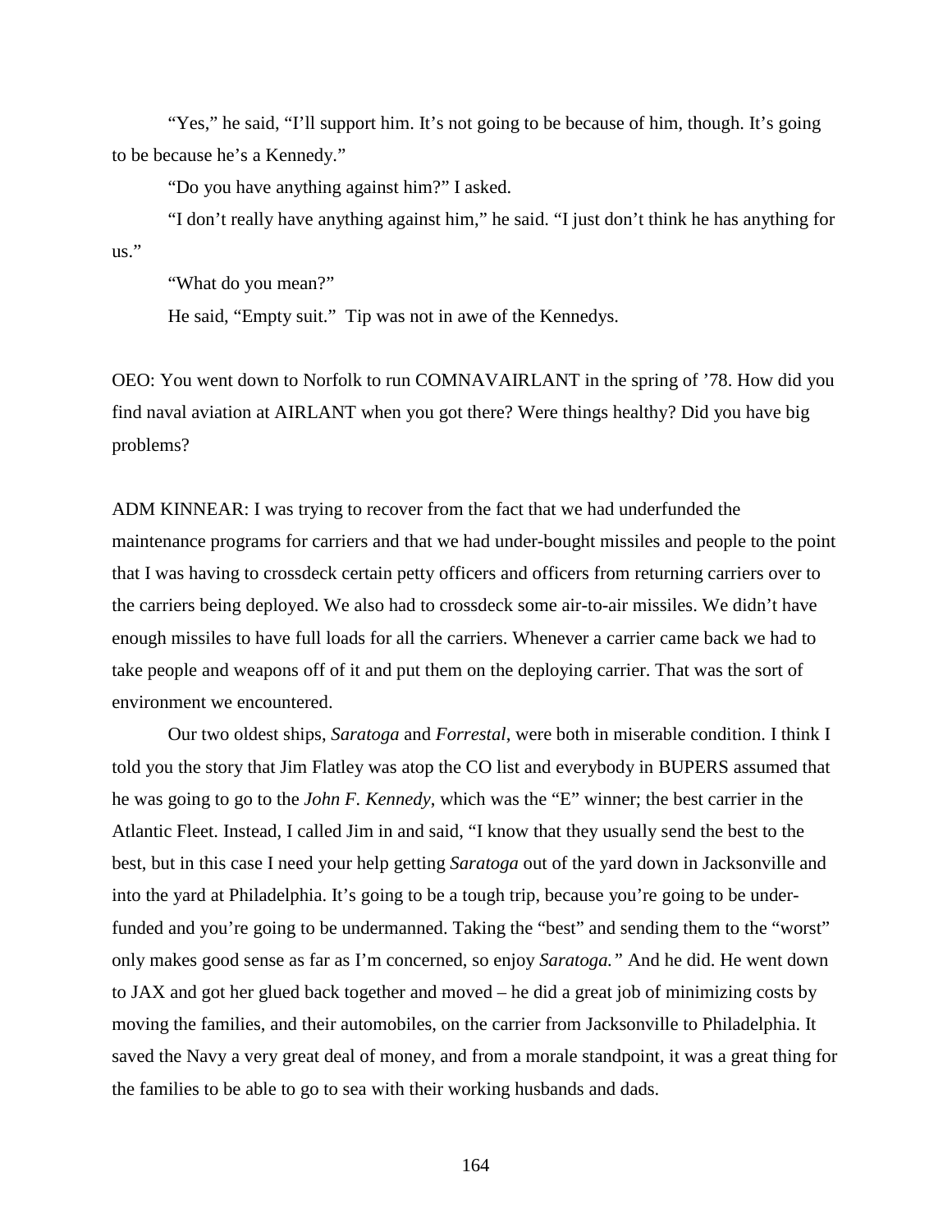"Yes," he said, "I'll support him. It's not going to be because of him, though. It's going to be because he's a Kennedy."

"Do you have anything against him?" I asked.

"I don't really have anything against him," he said. "I just don't think he has anything for us."

"What do you mean?"

He said, "Empty suit." Tip was not in awe of the Kennedys.

OEO: You went down to Norfolk to run COMNAVAIRLANT in the spring of '78. How did you find naval aviation at AIRLANT when you got there? Were things healthy? Did you have big problems?

ADM KINNEAR: I was trying to recover from the fact that we had underfunded the maintenance programs for carriers and that we had under-bought missiles and people to the point that I was having to crossdeck certain petty officers and officers from returning carriers over to the carriers being deployed. We also had to crossdeck some air-to-air missiles. We didn't have enough missiles to have full loads for all the carriers. Whenever a carrier came back we had to take people and weapons off of it and put them on the deploying carrier. That was the sort of environment we encountered.

Our two oldest ships, *Saratoga* and *Forrestal*, were both in miserable condition. I think I told you the story that Jim Flatley was atop the CO list and everybody in BUPERS assumed that he was going to go to the *John F. Kennedy,* which was the "E" winner; the best carrier in the Atlantic Fleet. Instead, I called Jim in and said, "I know that they usually send the best to the best, but in this case I need your help getting *Saratoga* out of the yard down in Jacksonville and into the yard at Philadelphia. It's going to be a tough trip, because you're going to be under-funded and you're going to be undermanned. Taking the "best" and sending them to the "worst" only makes good sense as far as I'm concerned, so enjoy *Saratoga."* And he did. He went down to JAX and got her glued back together and moved – he did a great job of minimizing costs by moving the families, and their automobiles, on the carrier from Jacksonville to Philadelphia. It saved the Navy a very great deal of money, and from a morale standpoint, it was a great thing for the families to be able to go to sea with their working husbands and dads.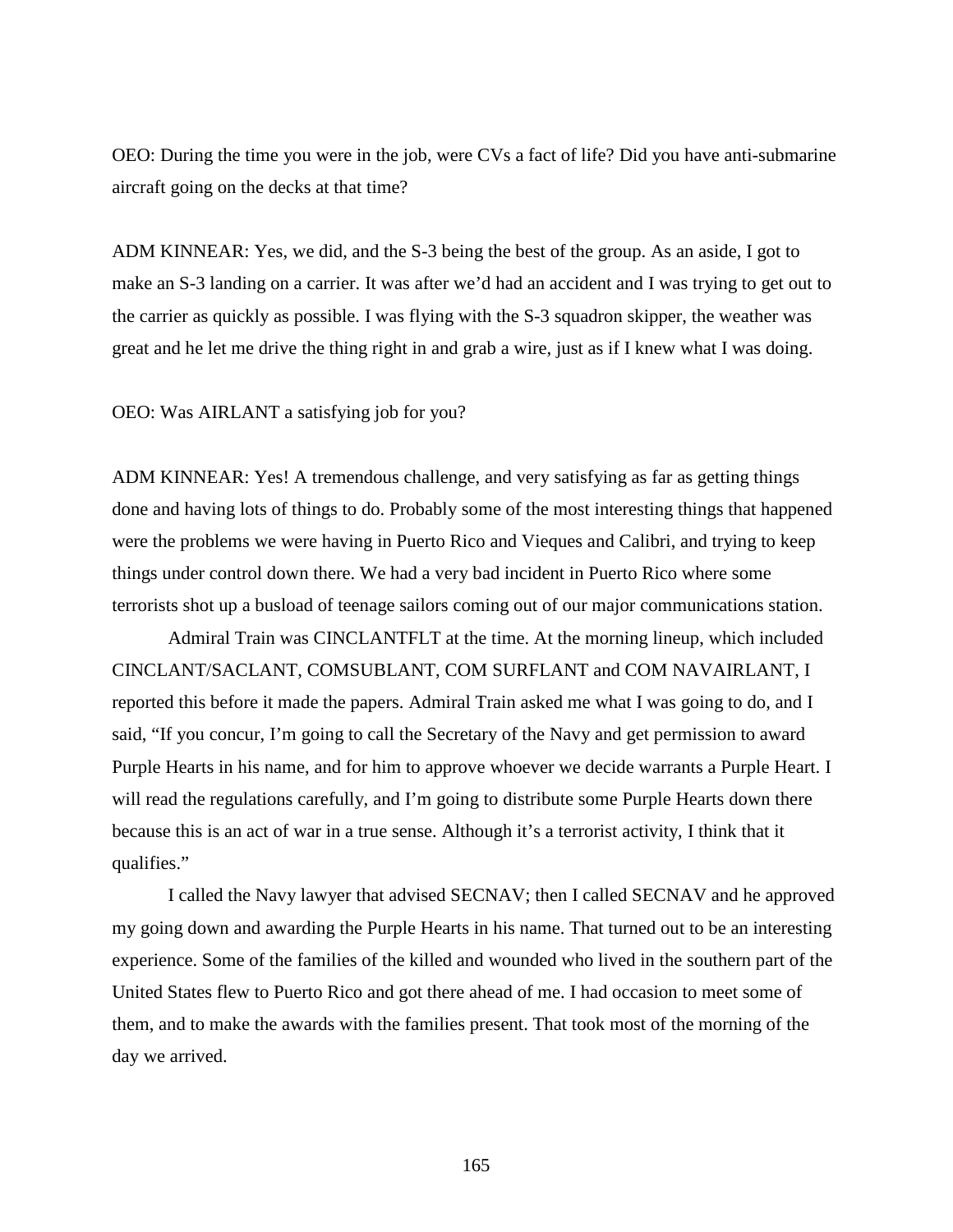OEO: During the time you were in the job, were CVs a fact of life? Did you have anti-submarine aircraft going on the decks at that time?

ADM KINNEAR: Yes, we did, and the S-3 being the best of the group. As an aside, I got to make an S-3 landing on a carrier. It was after we'd had an accident and I was trying to get out to the carrier as quickly as possible. I was flying with the S-3 squadron skipper, the weather was great and he let me drive the thing right in and grab a wire, just as if I knew what I was doing.

OEO: Was AIRLANT a satisfying job for you?

ADM KINNEAR: Yes! A tremendous challenge, and very satisfying as far as getting things done and having lots of things to do. Probably some of the most interesting things that happened were the problems we were having in Puerto Rico and Vieques and Calibri, and trying to keep things under control down there. We had a very bad incident in Puerto Rico where some terrorists shot up a busload of teenage sailors coming out of our major communications station.

Admiral Train was CINCLANTFLT at the time. At the morning lineup, which included CINCLANT/SACLANT, COMSUBLANT, COM SURFLANT and COM NAVAIRLANT, I reported this before it made the papers. Admiral Train asked me what I was going to do, and I said, "If you concur, I'm going to call the Secretary of the Navy and get permission to award Purple Hearts in his name, and for him to approve whoever we decide warrants a Purple Heart. I will read the regulations carefully, and I'm going to distribute some Purple Hearts down there because this is an act of war in a true sense. Although it's a terrorist activity, I think that it qualifies."

I called the Navy lawyer that advised SECNAV; then I called SECNAV and he approved my going down and awarding the Purple Hearts in his name. That turned out to be an interesting experience. Some of the families of the killed and wounded who lived in the southern part of the United States flew to Puerto Rico and got there ahead of me. I had occasion to meet some of them, and to make the awards with the families present. That took most of the morning of the day we arrived.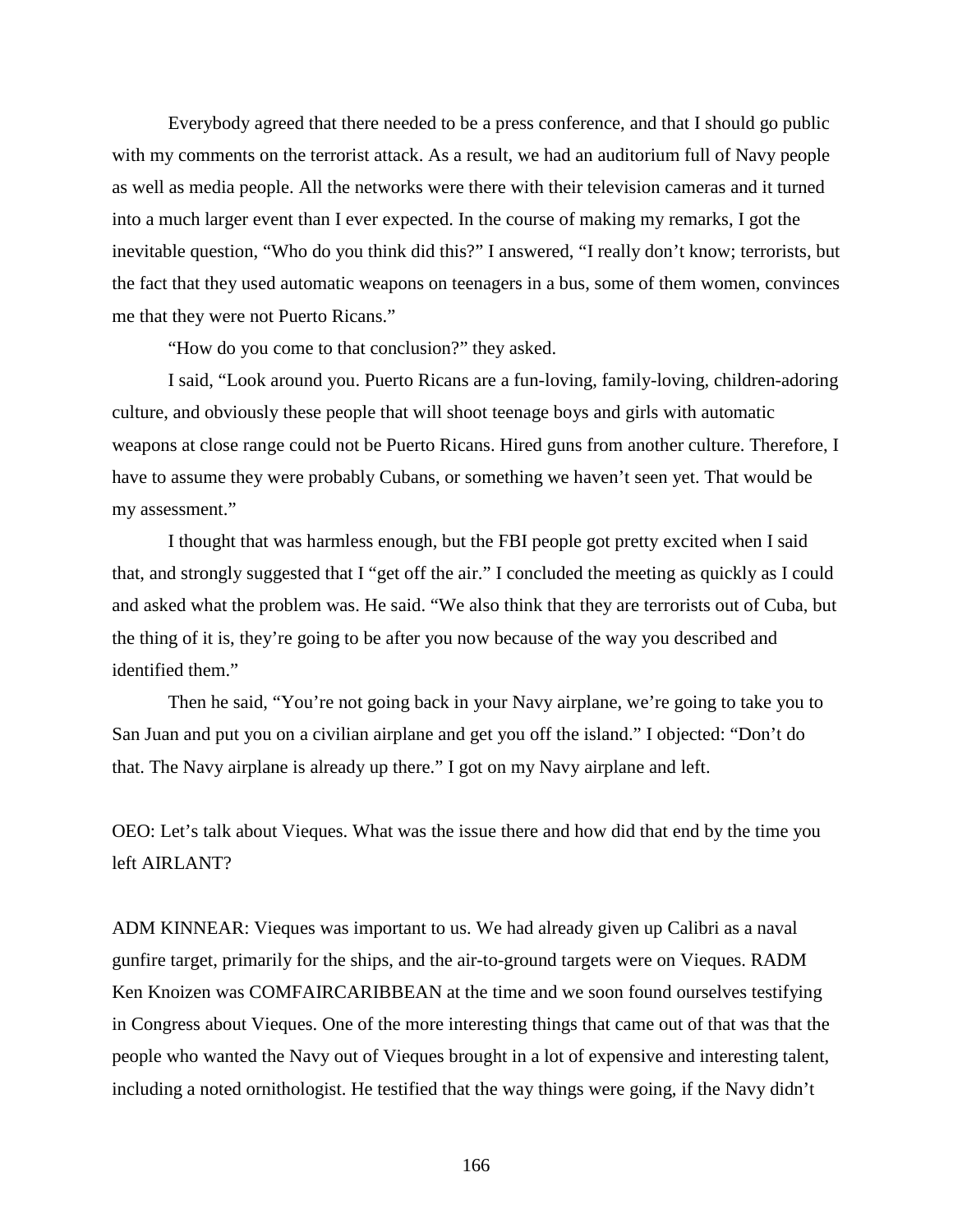Everybody agreed that there needed to be a press conference, and that I should go public with my comments on the terrorist attack. As a result, we had an auditorium full of Navy people as well as media people. All the networks were there with their television cameras and it turned into a much larger event than I ever expected. In the course of making my remarks, I got the inevitable question, "Who do you think did this?" I answered, "I really don't know; terrorists, but the fact that they used automatic weapons on teenagers in a bus, some of them women, convinces me that they were not Puerto Ricans."

"How do you come to that conclusion?" they asked.

I said, "Look around you. Puerto Ricans are a fun-loving, family-loving, children-adoring culture, and obviously these people that will shoot teenage boys and girls with automatic weapons at close range could not be Puerto Ricans. Hired guns from another culture. Therefore, I have to assume they were probably Cubans, or something we haven't seen yet. That would be my assessment."

I thought that was harmless enough, but the FBI people got pretty excited when I said that, and strongly suggested that I "get off the air." I concluded the meeting as quickly as I could and asked what the problem was. He said. "We also think that they are terrorists out of Cuba, but the thing of it is, they're going to be after you now because of the way you described and identified them."

Then he said, "You're not going back in your Navy airplane, we're going to take you to San Juan and put you on a civilian airplane and get you off the island." I objected: "Don't do that. The Navy airplane is already up there." I got on my Navy airplane and left.

OEO: Let's talk about Vieques. What was the issue there and how did that end by the time you left AIRLANT?

ADM KINNEAR: Vieques was important to us. We had already given up Calibri as a naval gunfire target, primarily for the ships, and the air-to-ground targets were on Vieques. RADM Ken Knoizen was COMFAIRCARIBBEAN at the time and we soon found ourselves testifying in Congress about Vieques. One of the more interesting things that came out of that was that the people who wanted the Navy out of Vieques brought in a lot of expensive and interesting talent, including a noted ornithologist. He testified that the way things were going, if the Navy didn't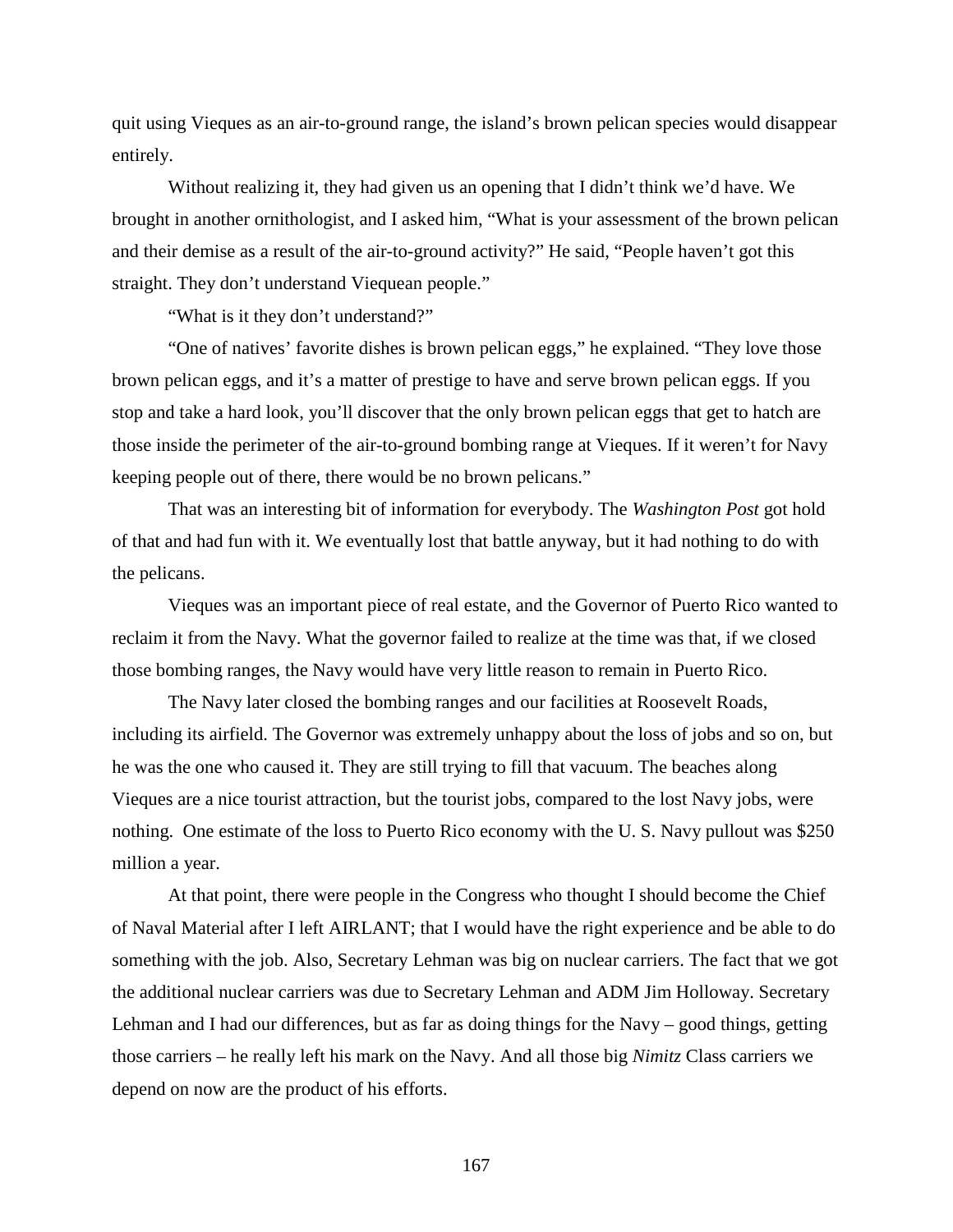quit using Vieques as an air-to-ground range, the island's brown pelican species would disappear entirely.

Without realizing it, they had given us an opening that I didn't think we'd have. We brought in another ornithologist, and I asked him, "What is your assessment of the brown pelican and their demise as a result of the air-to-ground activity?" He said, "People haven't got this straight. They don't understand Viequean people."

"What is it they don't understand?"

"One of natives' favorite dishes is brown pelican eggs," he explained. "They love those brown pelican eggs, and it's a matter of prestige to have and serve brown pelican eggs. If you stop and take a hard look, you'll discover that the only brown pelican eggs that get to hatch are those inside the perimeter of the air-to-ground bombing range at Vieques. If it weren't for Navy keeping people out of there, there would be no brown pelicans."

That was an interesting bit of information for everybody. The *Washington Post* got hold of that and had fun with it. We eventually lost that battle anyway, but it had nothing to do with the pelicans.

Vieques was an important piece of real estate, and the Governor of Puerto Rico wanted to reclaim it from the Navy. What the governor failed to realize at the time was that, if we closed those bombing ranges, the Navy would have very little reason to remain in Puerto Rico.

The Navy later closed the bombing ranges and our facilities at Roosevelt Roads, including its airfield. The Governor was extremely unhappy about the loss of jobs and so on, but he was the one who caused it. They are still trying to fill that vacuum. The beaches along Vieques are a nice tourist attraction, but the tourist jobs, compared to the lost Navy jobs, were nothing. One estimate of the loss to Puerto Rico economy with the U. S. Navy pullout was $250 million a year.

At that point, there were people in the Congress who thought I should become the Chief of Naval Material after I left AIRLANT; that I would have the right experience and be able to do something with the job. Also, Secretary Lehman was big on nuclear carriers. The fact that we got the additional nuclear carriers was due to Secretary Lehman and ADM Jim Holloway. Secretary Lehman and I had our differences, but as far as doing things for the Navy – good things, getting those carriers – he really left his mark on the Navy. And all those big *Nimitz* Class carriers we depend on now are the product of his efforts.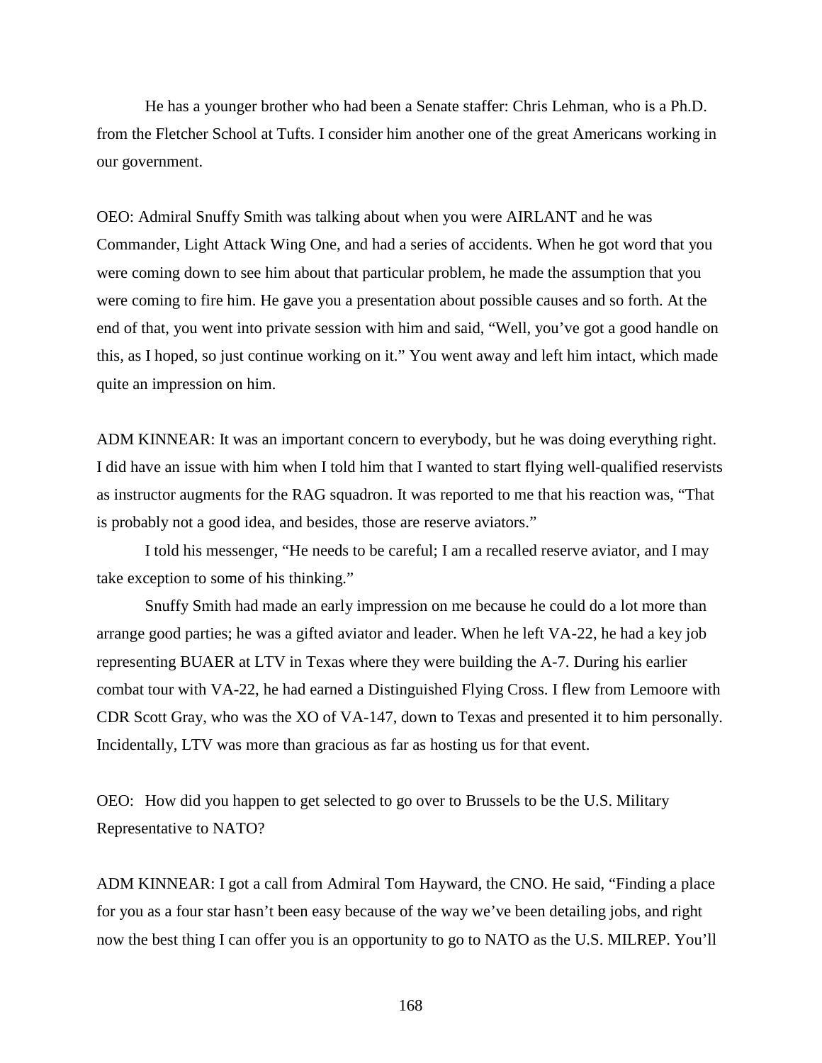He has a younger brother who had been a Senate staffer: Chris Lehman, who is a Ph.D. from the Fletcher School at Tufts. I consider him another one of the great Americans working in our government.

OEO: Admiral Snuffy Smith was talking about when you were AIRLANT and he was Commander, Light Attack Wing One, and had a series of accidents. When he got word that you were coming down to see him about that particular problem, he made the assumption that you were coming to fire him. He gave you a presentation about possible causes and so forth. At the end of that, you went into private session with him and said, "Well, you've got a good handle on this, as I hoped, so just continue working on it." You went away and left him intact, which made quite an impression on him.

ADM KINNEAR: It was an important concern to everybody, but he was doing everything right. I did have an issue with him when I told him that I wanted to start flying well-qualified reservists as instructor augments for the RAG squadron. It was reported to me that his reaction was, "That is probably not a good idea, and besides, those are reserve aviators."

I told his messenger, "He needs to be careful; I am a recalled reserve aviator, and I may take exception to some of his thinking."

Snuffy Smith had made an early impression on me because he could do a lot more than arrange good parties; he was a gifted aviator and leader. When he left VA-22, he had a key job representing BUAER at LTV in Texas where they were building the A-7. During his earlier combat tour with VA-22, he had earned a Distinguished Flying Cross. I flew from Lemoore with CDR Scott Gray, who was the XO of VA-147, down to Texas and presented it to him personally. Incidentally, LTV was more than gracious as far as hosting us for that event.

OEO: How did you happen to get selected to go over to Brussels to be the U.S. Military Representative to NATO?

ADM KINNEAR: I got a call from Admiral Tom Hayward, the CNO. He said, "Finding a place for you as a four star hasn't been easy because of the way we've been detailing jobs, and right now the best thing I can offer you is an opportunity to go to NATO as the U.S. MILREP. You'll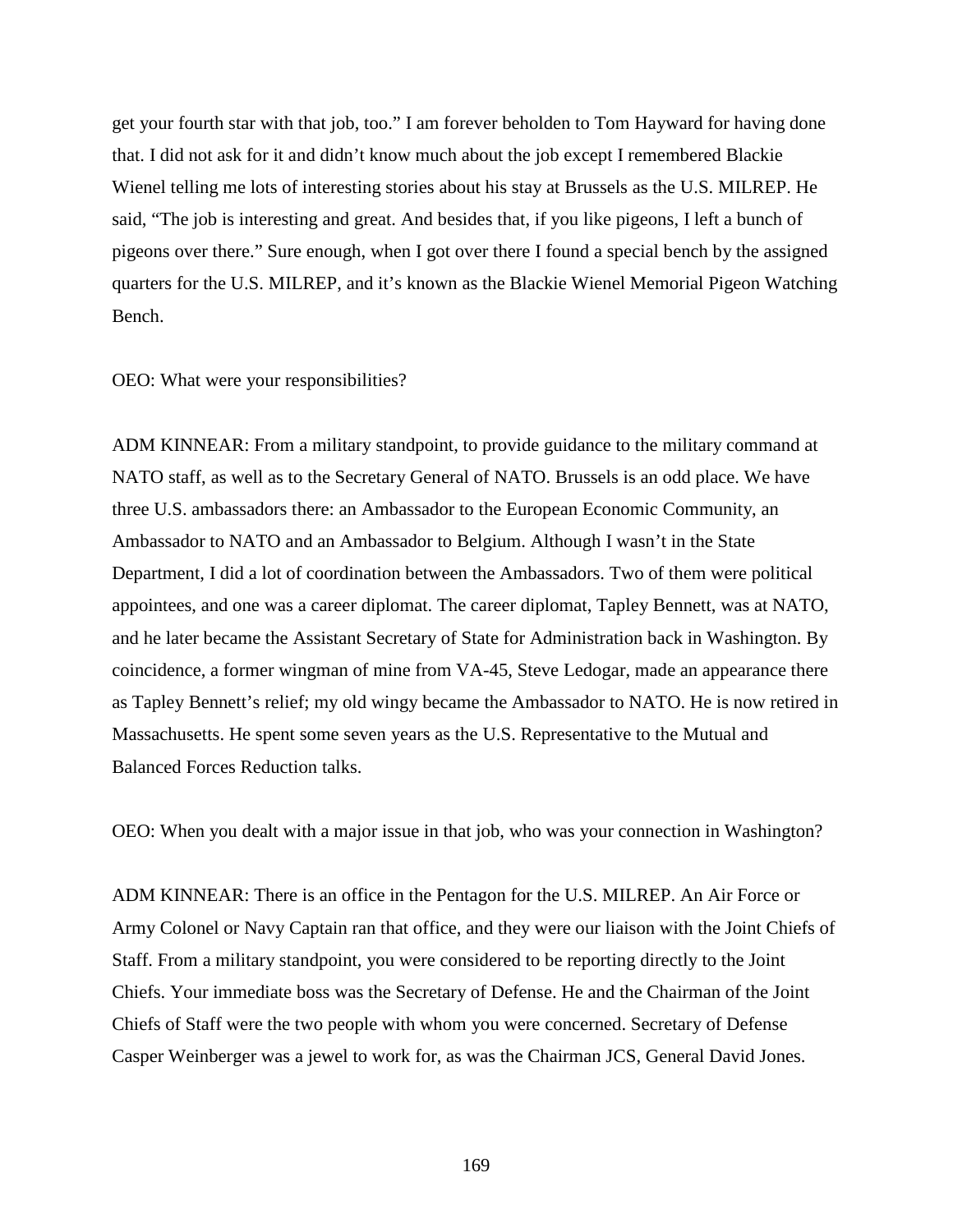get your fourth star with that job, too." I am forever beholden to Tom Hayward for having done that. I did not ask for it and didn't know much about the job except I remembered Blackie Wienel telling me lots of interesting stories about his stay at Brussels as the U.S. MILREP. He said, "The job is interesting and great. And besides that, if you like pigeons, I left a bunch of pigeons over there." Sure enough, when I got over there I found a special bench by the assigned quarters for the U.S. MILREP, and it's known as the Blackie Wienel Memorial Pigeon Watching Bench.

OEO: What were your responsibilities?

ADM KINNEAR: From a military standpoint, to provide guidance to the military command at NATO staff, as well as to the Secretary General of NATO. Brussels is an odd place. We have three U.S. ambassadors there: an Ambassador to the European Economic Community, an Ambassador to NATO and an Ambassador to Belgium. Although I wasn't in the State Department, I did a lot of coordination between the Ambassadors. Two of them were political appointees, and one was a career diplomat. The career diplomat, Tapley Bennett, was at NATO, and he later became the Assistant Secretary of State for Administration back in Washington. By coincidence, a former wingman of mine from VA-45, Steve Ledogar, made an appearance there as Tapley Bennett's relief; my old wingy became the Ambassador to NATO. He is now retired in Massachusetts. He spent some seven years as the U.S. Representative to the Mutual and Balanced Forces Reduction talks.

OEO: When you dealt with a major issue in that job, who was your connection in Washington?

ADM KINNEAR: There is an office in the Pentagon for the U.S. MILREP. An Air Force or Army Colonel or Navy Captain ran that office, and they were our liaison with the Joint Chiefs of Staff. From a military standpoint, you were considered to be reporting directly to the Joint Chiefs. Your immediate boss was the Secretary of Defense. He and the Chairman of the Joint Chiefs of Staff were the two people with whom you were concerned. Secretary of Defense Casper Weinberger was a jewel to work for, as was the Chairman JCS, General David Jones.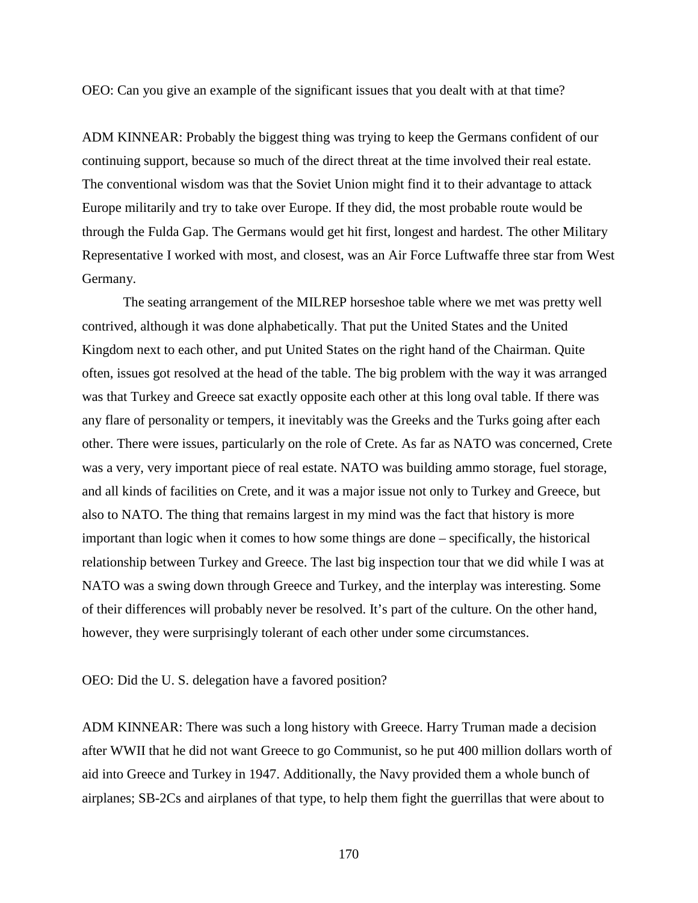OEO: Can you give an example of the significant issues that you dealt with at that time?

ADM KINNEAR: Probably the biggest thing was trying to keep the Germans confident of our continuing support, because so much of the direct threat at the time involved their real estate. The conventional wisdom was that the Soviet Union might find it to their advantage to attack Europe militarily and try to take over Europe. If they did, the most probable route would be through the Fulda Gap. The Germans would get hit first, longest and hardest. The other Military Representative I worked with most, and closest, was an Air Force Luftwaffe three star from West Germany.

The seating arrangement of the MILREP horseshoe table where we met was pretty well contrived, although it was done alphabetically. That put the United States and the United Kingdom next to each other, and put United States on the right hand of the Chairman. Quite often, issues got resolved at the head of the table. The big problem with the way it was arranged was that Turkey and Greece sat exactly opposite each other at this long oval table. If there was any flare of personality or tempers, it inevitably was the Greeks and the Turks going after each other. There were issues, particularly on the role of Crete. As far as NATO was concerned, Crete was a very, very important piece of real estate. NATO was building ammo storage, fuel storage, and all kinds of facilities on Crete, and it was a major issue not only to Turkey and Greece, but also to NATO. The thing that remains largest in my mind was the fact that history is more important than logic when it comes to how some things are done – specifically, the historical relationship between Turkey and Greece. The last big inspection tour that we did while I was at NATO was a swing down through Greece and Turkey, and the interplay was interesting. Some of their differences will probably never be resolved. It's part of the culture. On the other hand, however, they were surprisingly tolerant of each other under some circumstances.

OEO: Did the U. S. delegation have a favored position?

ADM KINNEAR: There was such a long history with Greece. Harry Truman made a decision after WWII that he did not want Greece to go Communist, so he put 400 million dollars worth of aid into Greece and Turkey in 1947. Additionally, the Navy provided them a whole bunch of airplanes; SB-2Cs and airplanes of that type, to help them fight the guerrillas that were about to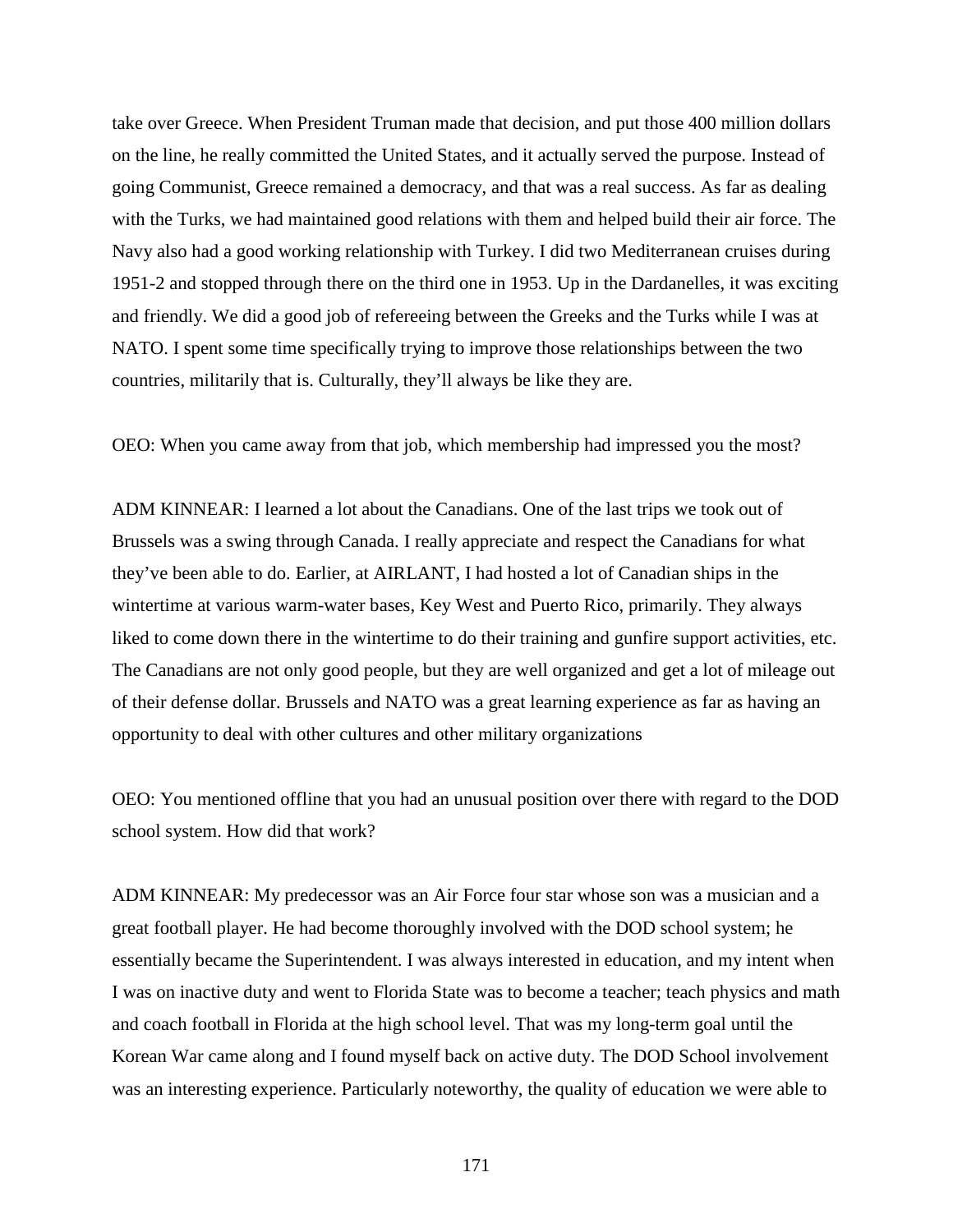take over Greece. When President Truman made that decision, and put those 400 million dollars on the line, he really committed the United States, and it actually served the purpose. Instead of going Communist, Greece remained a democracy, and that was a real success. As far as dealing with the Turks, we had maintained good relations with them and helped build their air force. The Navy also had a good working relationship with Turkey. I did two Mediterranean cruises during 1951-2 and stopped through there on the third one in 1953. Up in the Dardanelles, it was exciting and friendly. We did a good job of refereeing between the Greeks and the Turks while I was at NATO. I spent some time specifically trying to improve those relationships between the two countries, militarily that is. Culturally, they'll always be like they are.

OEO: When you came away from that job, which membership had impressed you the most?

ADM KINNEAR: I learned a lot about the Canadians. One of the last trips we took out of Brussels was a swing through Canada. I really appreciate and respect the Canadians for what they've been able to do. Earlier, at AIRLANT, I had hosted a lot of Canadian ships in the wintertime at various warm-water bases, Key West and Puerto Rico, primarily. They always liked to come down there in the wintertime to do their training and gunfire support activities, etc. The Canadians are not only good people, but they are well organized and get a lot of mileage out of their defense dollar. Brussels and NATO was a great learning experience as far as having an opportunity to deal with other cultures and other military organizations

OEO: You mentioned offline that you had an unusual position over there with regard to the DOD school system. How did that work?

ADM KINNEAR: My predecessor was an Air Force four star whose son was a musician and a great football player. He had become thoroughly involved with the DOD school system; he essentially became the Superintendent. I was always interested in education, and my intent when I was on inactive duty and went to Florida State was to become a teacher; teach physics and math and coach football in Florida at the high school level. That was my long-term goal until the Korean War came along and I found myself back on active duty. The DOD School involvement was an interesting experience. Particularly noteworthy, the quality of education we were able to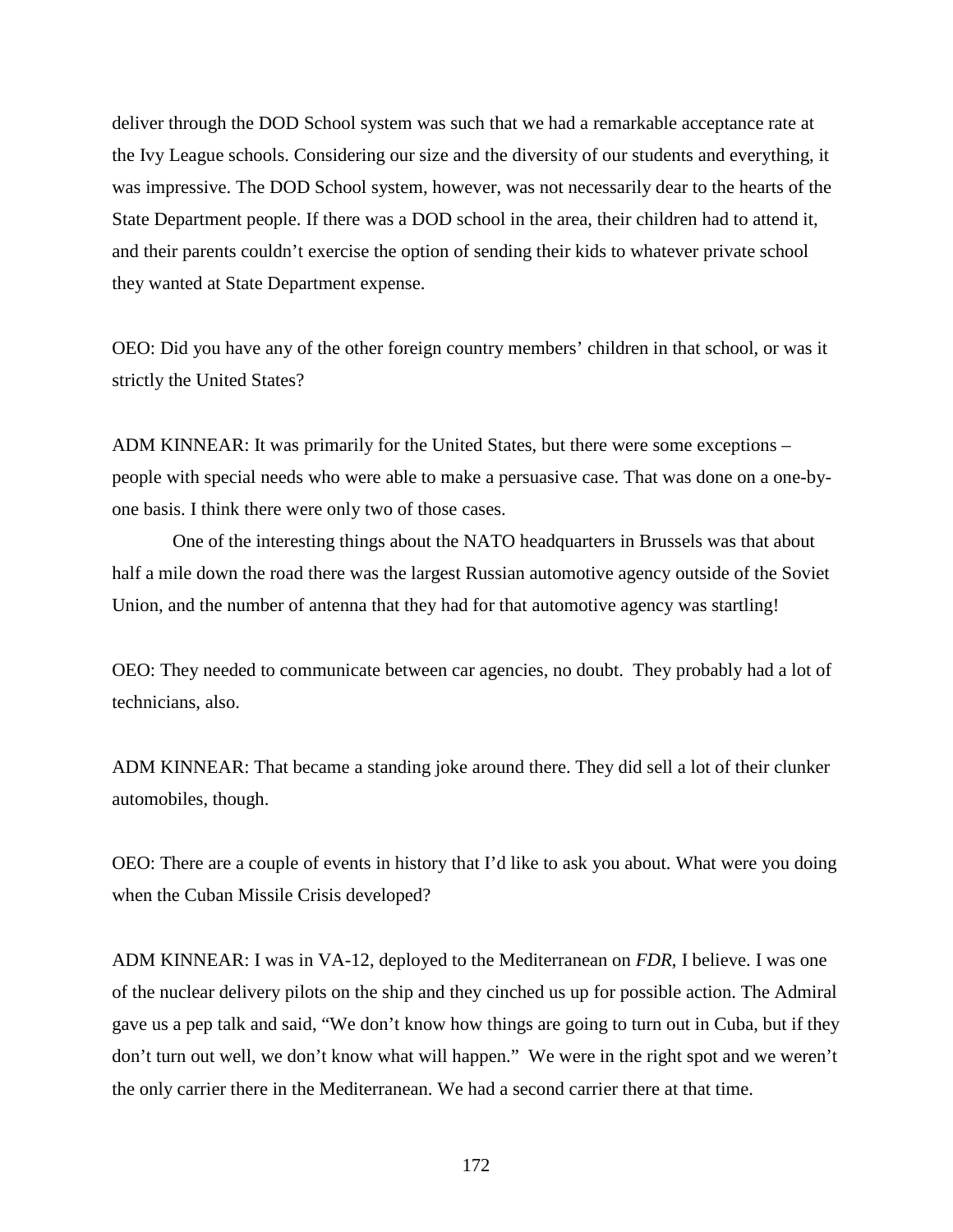deliver through the DOD School system was such that we had a remarkable acceptance rate at the Ivy League schools. Considering our size and the diversity of our students and everything, it was impressive. The DOD School system, however, was not necessarily dear to the hearts of the State Department people. If there was a DOD school in the area, their children had to attend it, and their parents couldn't exercise the option of sending their kids to whatever private school they wanted at State Department expense.

OEO: Did you have any of the other foreign country members' children in that school, or was it strictly the United States?

ADM KINNEAR: It was primarily for the United States, but there were some exceptions – people with special needs who were able to make a persuasive case. That was done on a one-by-one basis. I think there were only two of those cases.

One of the interesting things about the NATO headquarters in Brussels was that about half a mile down the road there was the largest Russian automotive agency outside of the Soviet Union, and the number of antenna that they had for that automotive agency was startling!

OEO: They needed to communicate between car agencies, no doubt. They probably had a lot of technicians, also.

ADM KINNEAR: That became a standing joke around there. They did sell a lot of their clunker automobiles, though.

OEO: There are a couple of events in history that I'd like to ask you about. What were you doing when the Cuban Missile Crisis developed?

ADM KINNEAR: I was in VA-12, deployed to the Mediterranean on *FDR*, I believe. I was one of the nuclear delivery pilots on the ship and they cinched us up for possible action. The Admiral gave us a pep talk and said, "We don't know how things are going to turn out in Cuba, but if they don't turn out well, we don't know what will happen." We were in the right spot and we weren't the only carrier there in the Mediterranean. We had a second carrier there at that time.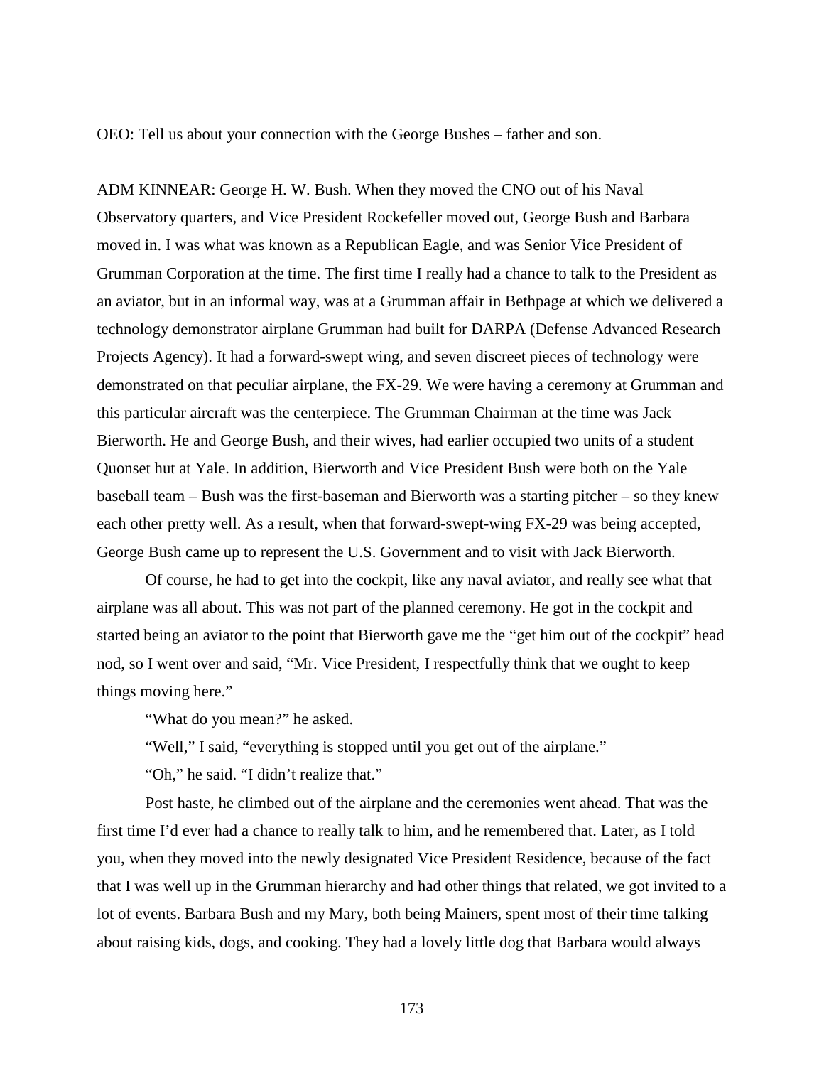OEO: Tell us about your connection with the George Bushes – father and son.

ADM KINNEAR: George H. W. Bush. When they moved the CNO out of his Naval Observatory quarters, and Vice President Rockefeller moved out, George Bush and Barbara moved in. I was what was known as a Republican Eagle, and was Senior Vice President of Grumman Corporation at the time. The first time I really had a chance to talk to the President as an aviator, but in an informal way, was at a Grumman affair in Bethpage at which we delivered a technology demonstrator airplane Grumman had built for DARPA (Defense Advanced Research Projects Agency). It had a forward-swept wing, and seven discreet pieces of technology were demonstrated on that peculiar airplane, the FX-29. We were having a ceremony at Grumman and this particular aircraft was the centerpiece. The Grumman Chairman at the time was Jack Bierworth. He and George Bush, and their wives, had earlier occupied two units of a student Quonset hut at Yale. In addition, Bierworth and Vice President Bush were both on the Yale baseball team – Bush was the first-baseman and Bierworth was a starting pitcher – so they knew each other pretty well. As a result, when that forward-swept-wing FX-29 was being accepted, George Bush came up to represent the U.S. Government and to visit with Jack Bierworth.

Of course, he had to get into the cockpit, like any naval aviator, and really see what that airplane was all about. This was not part of the planned ceremony. He got in the cockpit and started being an aviator to the point that Bierworth gave me the "get him out of the cockpit" head nod, so I went over and said, "Mr. Vice President, I respectfully think that we ought to keep things moving here."

"What do you mean?" he asked.

"Well," I said, "everything is stopped until you get out of the airplane."

"Oh," he said. "I didn't realize that."

Post haste, he climbed out of the airplane and the ceremonies went ahead. That was the first time I'd ever had a chance to really talk to him, and he remembered that. Later, as I told you, when they moved into the newly designated Vice President Residence, because of the fact that I was well up in the Grumman hierarchy and had other things that related, we got invited to a lot of events. Barbara Bush and my Mary, both being Mainers, spent most of their time talking about raising kids, dogs, and cooking. They had a lovely little dog that Barbara would always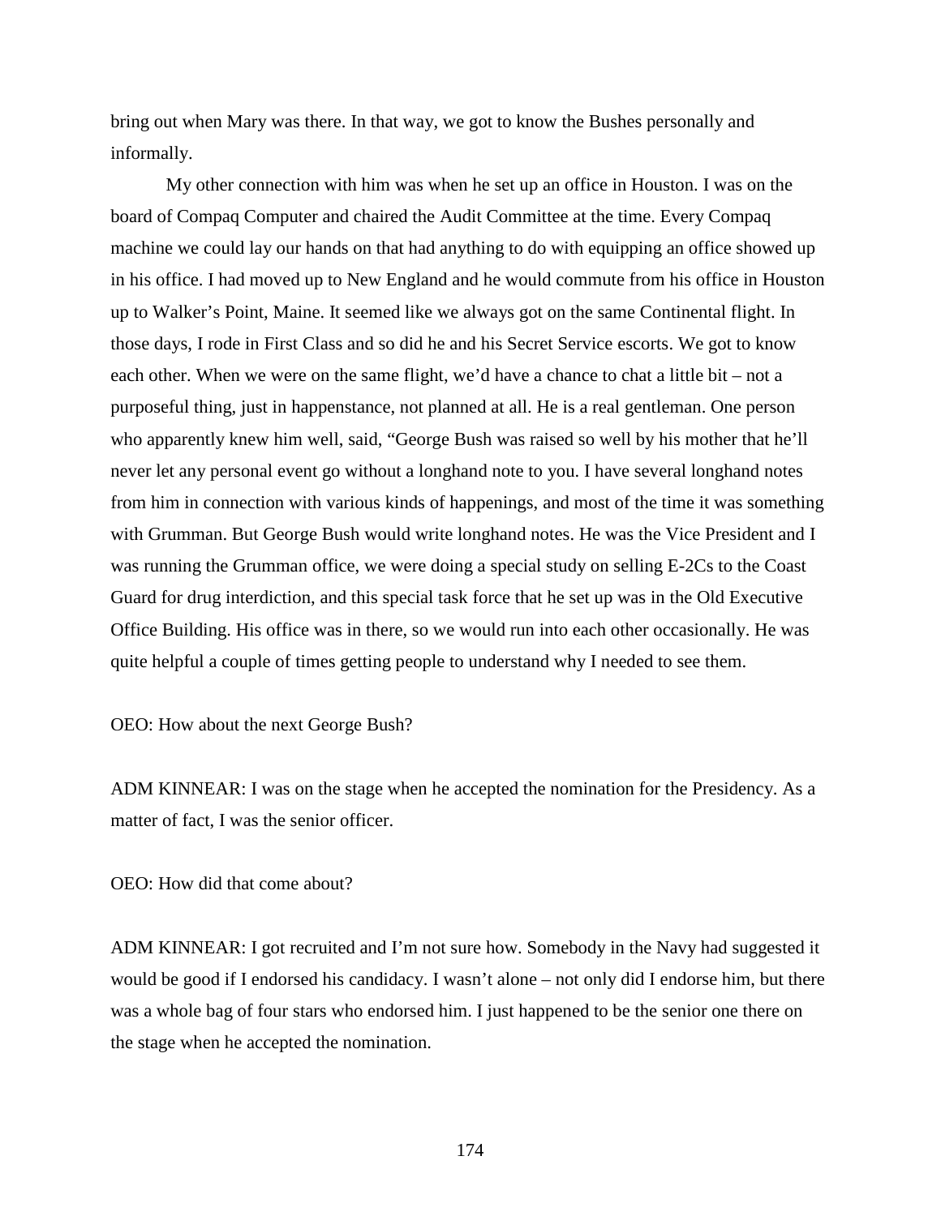bring out when Mary was there. In that way, we got to know the Bushes personally and informally.

My other connection with him was when he set up an office in Houston. I was on the board of Compaq Computer and chaired the Audit Committee at the time. Every Compaq machine we could lay our hands on that had anything to do with equipping an office showed up in his office. I had moved up to New England and he would commute from his office in Houston up to Walker's Point, Maine. It seemed like we always got on the same Continental flight. In those days, I rode in First Class and so did he and his Secret Service escorts. We got to know each other. When we were on the same flight, we'd have a chance to chat a little bit – not a purposeful thing, just in happenstance, not planned at all. He is a real gentleman. One person who apparently knew him well, said, "George Bush was raised so well by his mother that he'll never let any personal event go without a longhand note to you. I have several longhand notes from him in connection with various kinds of happenings, and most of the time it was something with Grumman. But George Bush would write longhand notes. He was the Vice President and I was running the Grumman office, we were doing a special study on selling E-2Cs to the Coast Guard for drug interdiction, and this special task force that he set up was in the Old Executive Office Building. His office was in there, so we would run into each other occasionally. He was quite helpful a couple of times getting people to understand why I needed to see them.

OEO: How about the next George Bush?

ADM KINNEAR: I was on the stage when he accepted the nomination for the Presidency. As a matter of fact, I was the senior officer.

OEO: How did that come about?

ADM KINNEAR: I got recruited and I'm not sure how. Somebody in the Navy had suggested it would be good if I endorsed his candidacy. I wasn't alone – not only did I endorse him, but there was a whole bag of four stars who endorsed him. I just happened to be the senior one there on the stage when he accepted the nomination.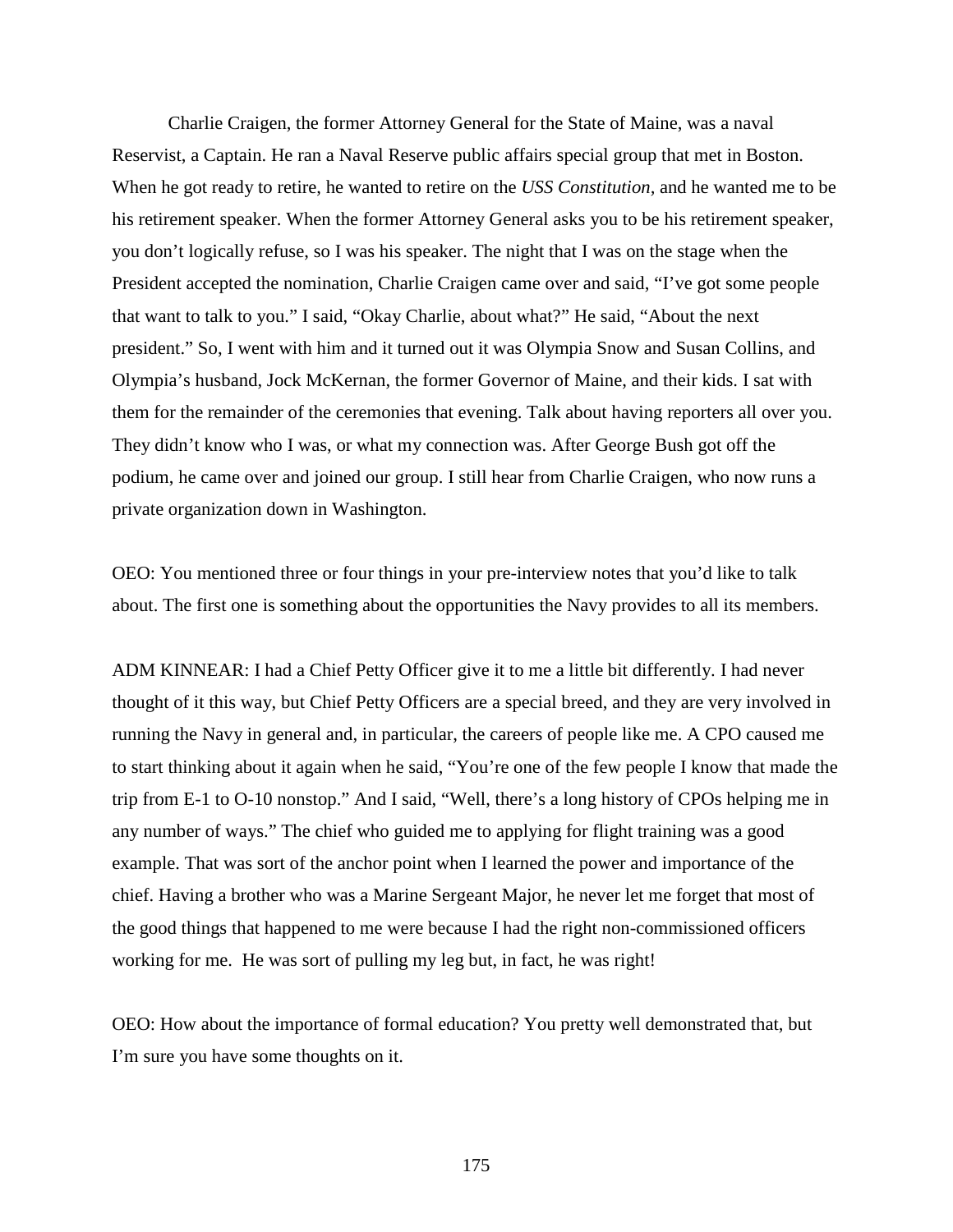Charlie Craigen, the former Attorney General for the State of Maine, was a naval Reservist, a Captain. He ran a Naval Reserve public affairs special group that met in Boston. When he got ready to retire, he wanted to retire on the *USS Constitution*, and he wanted me to be his retirement speaker. When the former Attorney General asks you to be his retirement speaker, you don't logically refuse, so I was his speaker. The night that I was on the stage when the President accepted the nomination, Charlie Craigen came over and said, "I've got some people that want to talk to you." I said, "Okay Charlie, about what?" He said, "About the next president." So, I went with him and it turned out it was Olympia Snow and Susan Collins, and Olympia's husband, Jock McKernan, the former Governor of Maine, and their kids. I sat with them for the remainder of the ceremonies that evening. Talk about having reporters all over you. They didn't know who I was, or what my connection was. After George Bush got off the podium, he came over and joined our group. I still hear from Charlie Craigen, who now runs a private organization down in Washington.

OEO: You mentioned three or four things in your pre-interview notes that you'd like to talk about. The first one is something about the opportunities the Navy provides to all its members.

ADM KINNEAR: I had a Chief Petty Officer give it to me a little bit differently. I had never thought of it this way, but Chief Petty Officers are a special breed, and they are very involved in running the Navy in general and, in particular, the careers of people like me. A CPO caused me to start thinking about it again when he said, "You're one of the few people I know that made the trip from E-1 to O-10 nonstop." And I said, "Well, there's a long history of CPOs helping me in any number of ways." The chief who guided me to applying for flight training was a good example. That was sort of the anchor point when I learned the power and importance of the chief. Having a brother who was a Marine Sergeant Major, he never let me forget that most of the good things that happened to me were because I had the right non-commissioned officers working for me. He was sort of pulling my leg but, in fact, he was right!

OEO: How about the importance of formal education? You pretty well demonstrated that, but I'm sure you have some thoughts on it.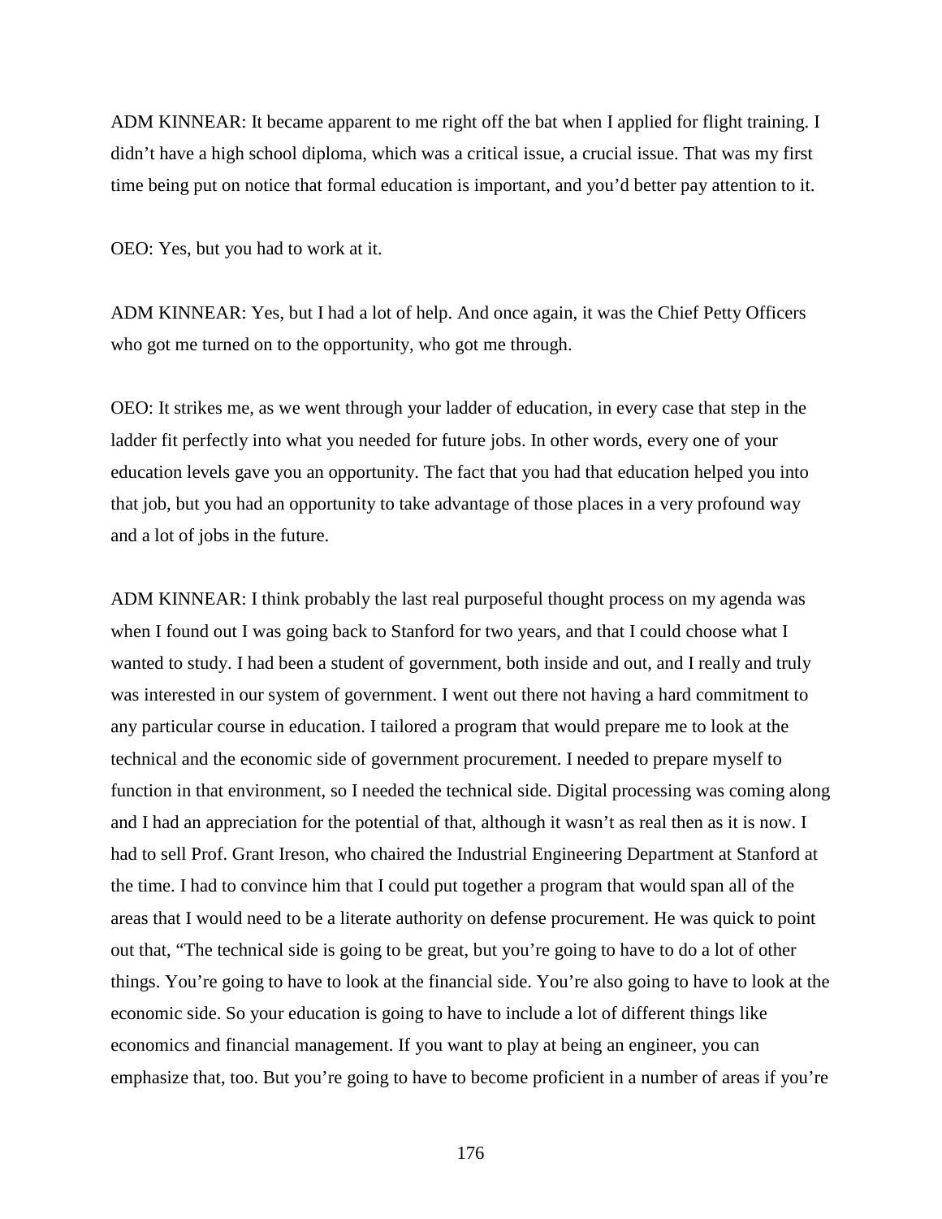ADM KINNEAR: It became apparent to me right off the bat when I applied for flight training. I didn't have a high school diploma, which was a critical issue, a crucial issue. That was my first time being put on notice that formal education is important, and you'd better pay attention to it.

OEO: Yes, but you had to work at it.

ADM KINNEAR: Yes, but I had a lot of help. And once again, it was the Chief Petty Officers who got me turned on to the opportunity, who got me through.

OEO: It strikes me, as we went through your ladder of education, in every case that step in the ladder fit perfectly into what you needed for future jobs. In other words, every one of your education levels gave you an opportunity. The fact that you had that education helped you into that job, but you had an opportunity to take advantage of those places in a very profound way and a lot of jobs in the future.

ADM KINNEAR: I think probably the last real purposeful thought process on my agenda was when I found out I was going back to Stanford for two years, and that I could choose what I wanted to study. I had been a student of government, both inside and out, and I really and truly was interested in our system of government. I went out there not having a hard commitment to any particular course in education. I tailored a program that would prepare me to look at the technical and the economic side of government procurement. I needed to prepare myself to function in that environment, so I needed the technical side. Digital processing was coming along and I had an appreciation for the potential of that, although it wasn't as real then as it is now. I had to sell Prof. Grant Ireson, who chaired the Industrial Engineering Department at Stanford at the time. I had to convince him that I could put together a program that would span all of the areas that I would need to be a literate authority on defense procurement. He was quick to point out that, "The technical side is going to be great, but you're going to have to do a lot of other things. You're going to have to look at the financial side. You're also going to have to look at the economic side. So your education is going to have to include a lot of different things like economics and financial management. If you want to play at being an engineer, you can emphasize that, too. But you're going to have to become proficient in a number of areas if you're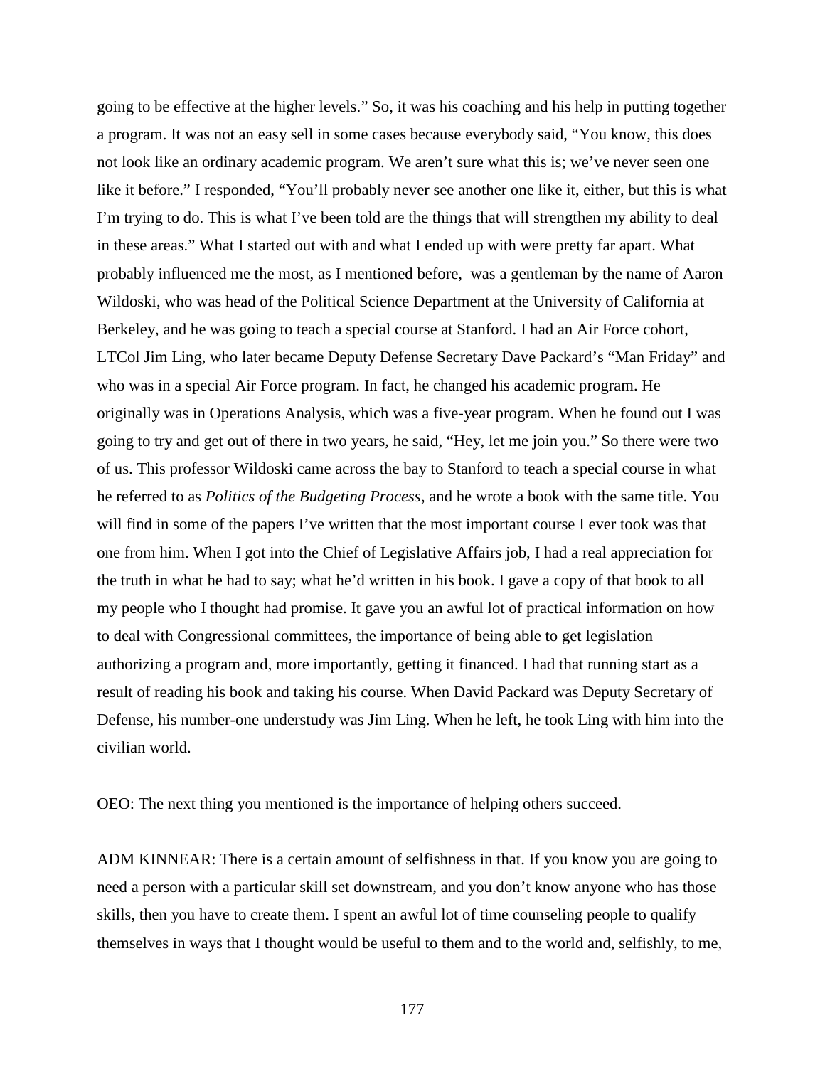going to be effective at the higher levels." So, it was his coaching and his help in putting together a program. It was not an easy sell in some cases because everybody said, "You know, this does not look like an ordinary academic program. We aren't sure what this is; we've never seen one like it before." I responded, "You'll probably never see another one like it, either, but this is what I'm trying to do. This is what I've been told are the things that will strengthen my ability to deal in these areas." What I started out with and what I ended up with were pretty far apart. What probably influenced me the most, as I mentioned before, was a gentleman by the name of Aaron Wildoski, who was head of the Political Science Department at the University of California at Berkeley, and he was going to teach a special course at Stanford. I had an Air Force cohort, LTCol Jim Ling, who later became Deputy Defense Secretary Dave Packard's "Man Friday" and who was in a special Air Force program. In fact, he changed his academic program. He originally was in Operations Analysis, which was a five-year program. When he found out I was going to try and get out of there in two years, he said, "Hey, let me join you." So there were two of us. This professor Wildoski came across the bay to Stanford to teach a special course in what he referred to as *Politics of the Budgeting Process*, and he wrote a book with the same title. You will find in some of the papers I've written that the most important course I ever took was that one from him. When I got into the Chief of Legislative Affairs job, I had a real appreciation for the truth in what he had to say; what he'd written in his book. I gave a copy of that book to all my people who I thought had promise. It gave you an awful lot of practical information on how to deal with Congressional committees, the importance of being able to get legislation authorizing a program and, more importantly, getting it financed. I had that running start as a result of reading his book and taking his course. When David Packard was Deputy Secretary of Defense, his number-one understudy was Jim Ling. When he left, he took Ling with him into the civilian world.

OEO: The next thing you mentioned is the importance of helping others succeed.

ADM KINNEAR: There is a certain amount of selfishness in that. If you know you are going to need a person with a particular skill set downstream, and you don't know anyone who has those skills, then you have to create them. I spent an awful lot of time counseling people to qualify themselves in ways that I thought would be useful to them and to the world and, selfishly, to me,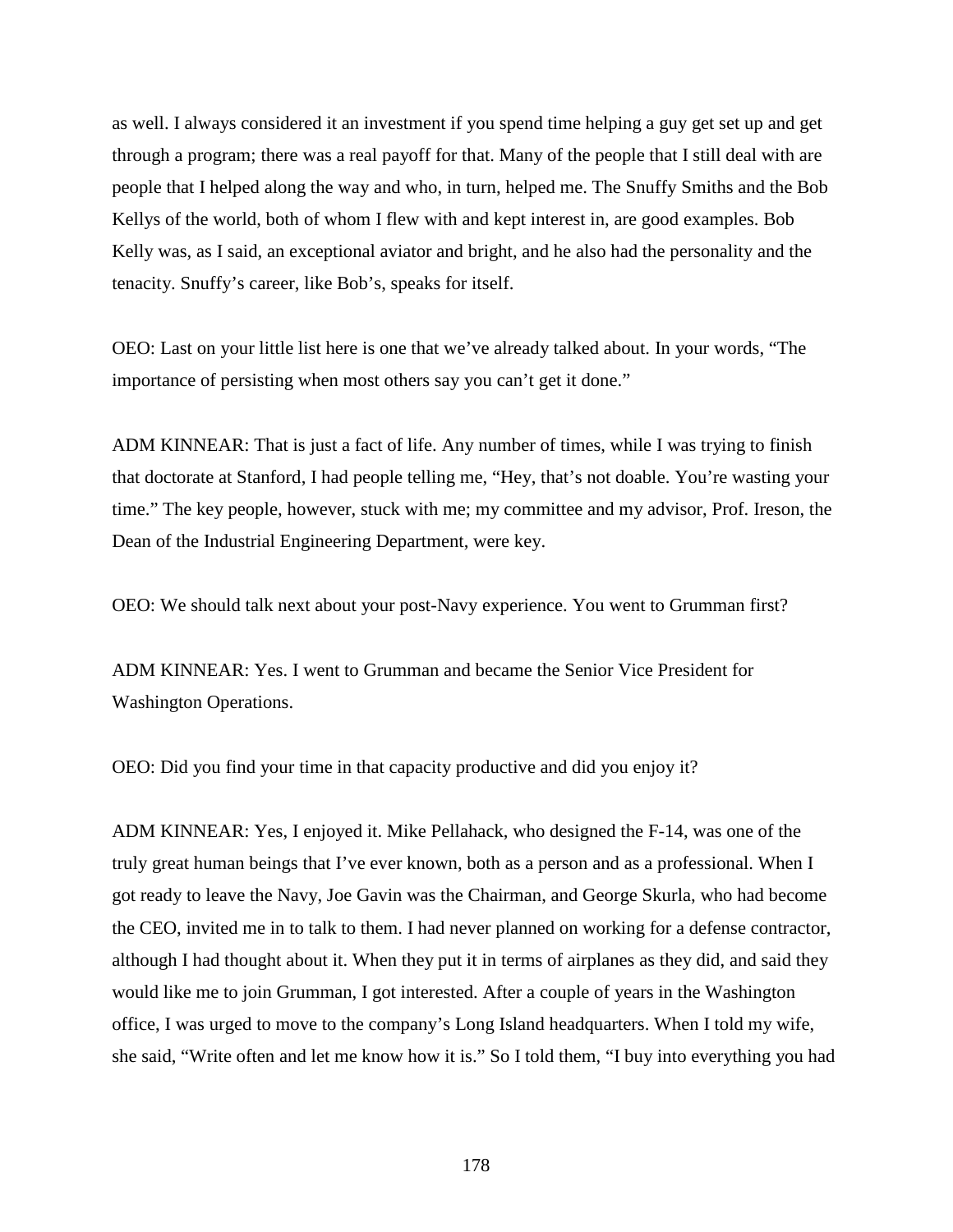as well. I always considered it an investment if you spend time helping a guy get set up and get through a program; there was a real payoff for that. Many of the people that I still deal with are people that I helped along the way and who, in turn, helped me. The Snuffy Smiths and the Bob Kellys of the world, both of whom I flew with and kept interest in, are good examples. Bob Kelly was, as I said, an exceptional aviator and bright, and he also had the personality and the tenacity. Snuffy's career, like Bob's, speaks for itself.

OEO: Last on your little list here is one that we've already talked about. In your words, "The importance of persisting when most others say you can't get it done."

ADM KINNEAR: That is just a fact of life. Any number of times, while I was trying to finish that doctorate at Stanford, I had people telling me, "Hey, that's not doable. You're wasting your time." The key people, however, stuck with me; my committee and my advisor, Prof. Ireson, the Dean of the Industrial Engineering Department, were key.

OEO: We should talk next about your post-Navy experience. You went to Grumman first?

ADM KINNEAR: Yes. I went to Grumman and became the Senior Vice President for Washington Operations.

OEO: Did you find your time in that capacity productive and did you enjoy it?

ADM KINNEAR: Yes, I enjoyed it. Mike Pellahack, who designed the F-14, was one of the truly great human beings that I've ever known, both as a person and as a professional. When I got ready to leave the Navy, Joe Gavin was the Chairman, and George Skurla, who had become the CEO, invited me in to talk to them. I had never planned on working for a defense contractor, although I had thought about it. When they put it in terms of airplanes as they did, and said they would like me to join Grumman, I got interested. After a couple of years in the Washington office, I was urged to move to the company's Long Island headquarters. When I told my wife, she said, "Write often and let me know how it is." So I told them, "I buy into everything you had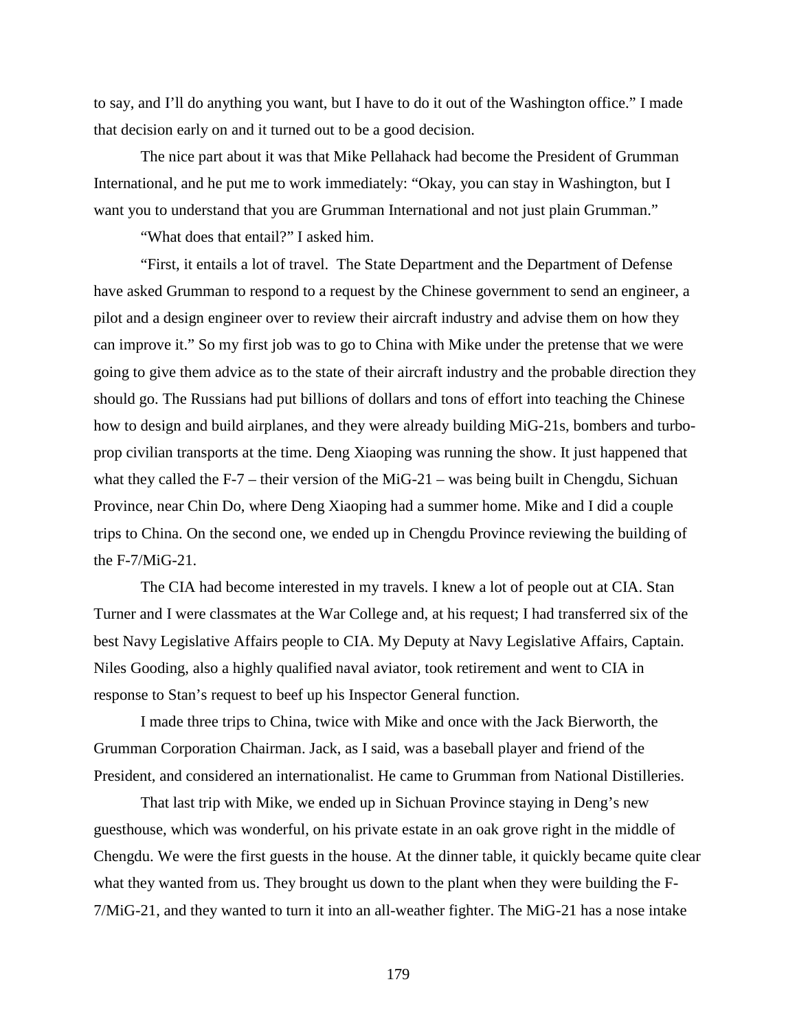to say, and I'll do anything you want, but I have to do it out of the Washington office." I made that decision early on and it turned out to be a good decision.

The nice part about it was that Mike Pellahack had become the President of Grumman International, and he put me to work immediately: "Okay, you can stay in Washington, but I want you to understand that you are Grumman International and not just plain Grumman."

"What does that entail?" I asked him.

"First, it entails a lot of travel. The State Department and the Department of Defense have asked Grumman to respond to a request by the Chinese government to send an engineer, a pilot and a design engineer over to review their aircraft industry and advise them on how they can improve it." So my first job was to go to China with Mike under the pretense that we were going to give them advice as to the state of their aircraft industry and the probable direction they should go. The Russians had put billions of dollars and tons of effort into teaching the Chinese how to design and build airplanes, and they were already building MiG-21s, bombers and turbo-prop civilian transports at the time. Deng Xiaoping was running the show. It just happened that what they called the F-7 – their version of the MiG-21 – was being built in Chengdu, Sichuan Province, near Chin Do, where Deng Xiaoping had a summer home. Mike and I did a couple trips to China. On the second one, we ended up in Chengdu Province reviewing the building of the F-7/MiG-21.

The CIA had become interested in my travels. I knew a lot of people out at CIA. Stan Turner and I were classmates at the War College and, at his request; I had transferred six of the best Navy Legislative Affairs people to CIA. My Deputy at Navy Legislative Affairs, Captain. Niles Gooding, also a highly qualified naval aviator, took retirement and went to CIA in response to Stan's request to beef up his Inspector General function.

I made three trips to China, twice with Mike and once with the Jack Bierworth, the Grumman Corporation Chairman. Jack, as I said, was a baseball player and friend of the President, and considered an internationalist. He came to Grumman from National Distilleries.

That last trip with Mike, we ended up in Sichuan Province staying in Deng's new guesthouse, which was wonderful, on his private estate in an oak grove right in the middle of Chengdu. We were the first guests in the house. At the dinner table, it quickly became quite clear what they wanted from us. They brought us down to the plant when they were building the F-7/MiG-21, and they wanted to turn it into an all-weather fighter. The MiG-21 has a nose intake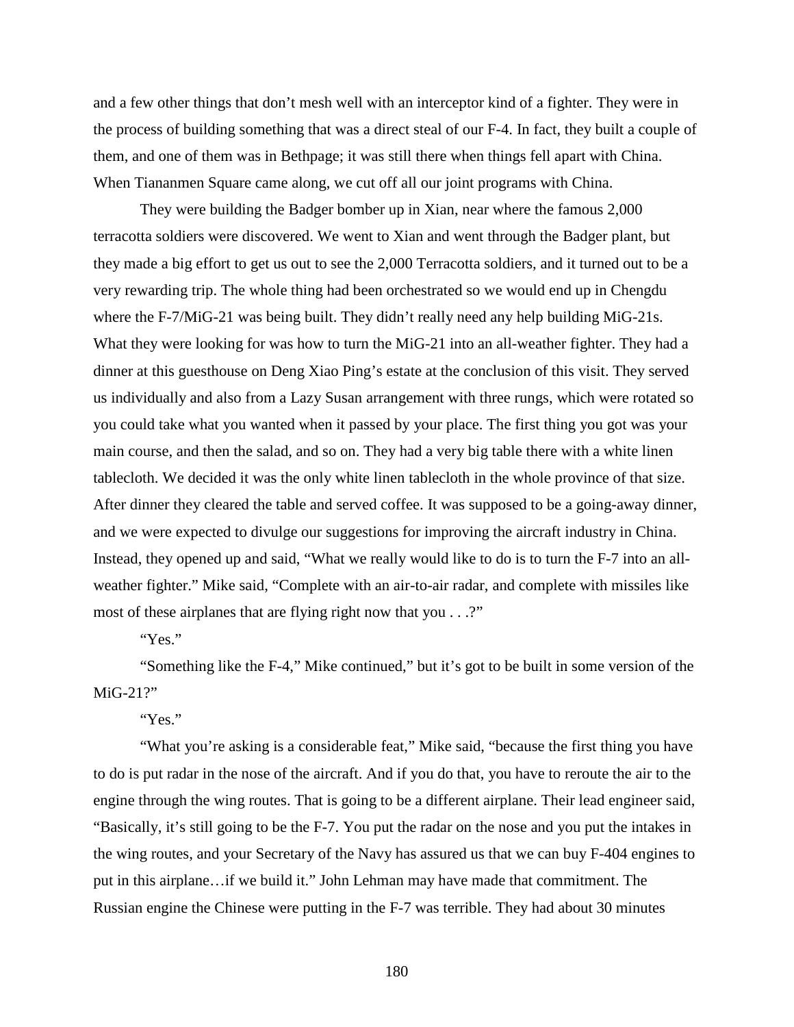and a few other things that don't mesh well with an interceptor kind of a fighter. They were in the process of building something that was a direct steal of our F-4. In fact, they built a couple of them, and one of them was in Bethpage; it was still there when things fell apart with China. When Tiananmen Square came along, we cut off all our joint programs with China.

They were building the Badger bomber up in Xian, near where the famous 2,000 terracotta soldiers were discovered. We went to Xian and went through the Badger plant, but they made a big effort to get us out to see the 2,000 Terracotta soldiers, and it turned out to be a very rewarding trip. The whole thing had been orchestrated so we would end up in Chengdu where the F-7/MiG-21 was being built. They didn't really need any help building MiG-21s. What they were looking for was how to turn the MiG-21 into an all-weather fighter. They had a dinner at this guesthouse on Deng Xiao Ping's estate at the conclusion of this visit. They served us individually and also from a Lazy Susan arrangement with three rungs, which were rotated so you could take what you wanted when it passed by your place. The first thing you got was your main course, and then the salad, and so on. They had a very big table there with a white linen tablecloth. We decided it was the only white linen tablecloth in the whole province of that size. After dinner they cleared the table and served coffee. It was supposed to be a going-away dinner, and we were expected to divulge our suggestions for improving the aircraft industry in China. Instead, they opened up and said, "What we really would like to do is to turn the F-7 into an all-weather fighter." Mike said, "Complete with an air-to-air radar, and complete with missiles like most of these airplanes that are flying right now that you . . .?"

"Yes."

"Something like the F-4," Mike continued," but it's got to be built in some version of the MiG-21?"

"Yes."

"What you're asking is a considerable feat," Mike said, "because the first thing you have to do is put radar in the nose of the aircraft. And if you do that, you have to reroute the air to the engine through the wing routes. That is going to be a different airplane. Their lead engineer said, "Basically, it's still going to be the F-7. You put the radar on the nose and you put the intakes in the wing routes, and your Secretary of the Navy has assured us that we can buy F-404 engines to put in this airplane…if we build it." John Lehman may have made that commitment. The Russian engine the Chinese were putting in the F-7 was terrible. They had about 30 minutes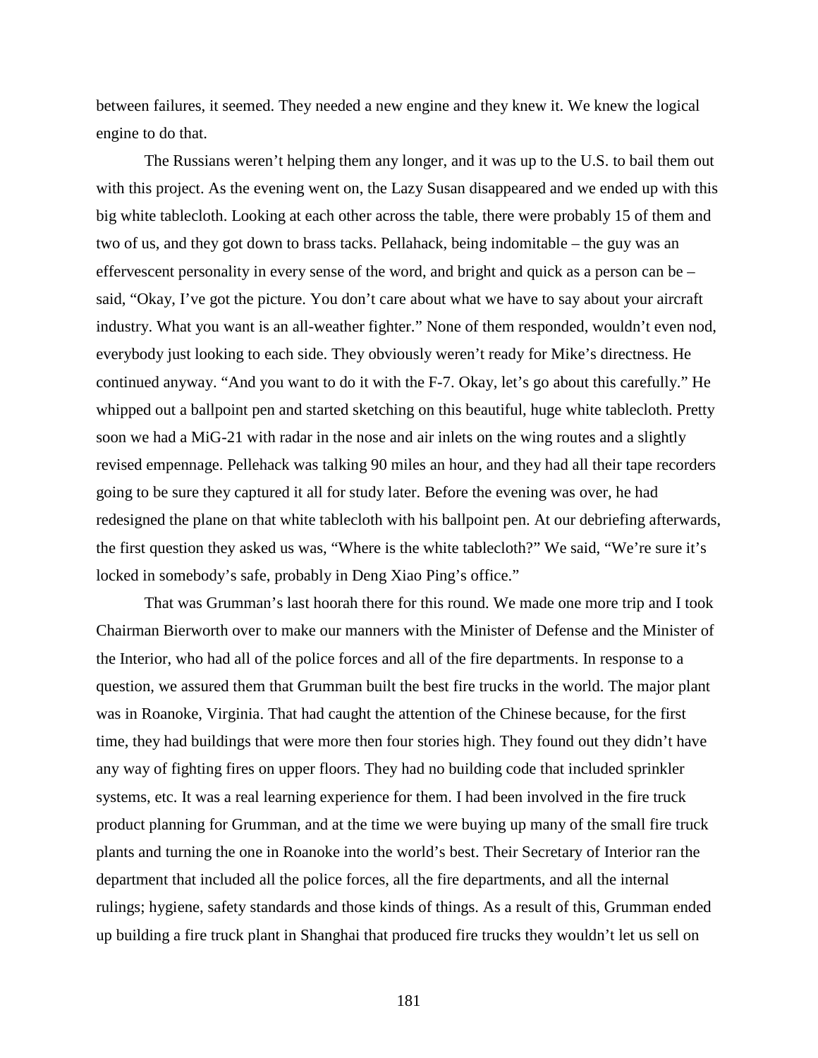between failures, it seemed. They needed a new engine and they knew it. We knew the logical engine to do that.

The Russians weren't helping them any longer, and it was up to the U.S. to bail them out with this project. As the evening went on, the Lazy Susan disappeared and we ended up with this big white tablecloth. Looking at each other across the table, there were probably 15 of them and two of us, and they got down to brass tacks. Pellahack, being indomitable – the guy was an effervescent personality in every sense of the word, and bright and quick as a person can be – said, "Okay, I've got the picture. You don't care about what we have to say about your aircraft industry. What you want is an all-weather fighter." None of them responded, wouldn't even nod, everybody just looking to each side. They obviously weren't ready for Mike's directness. He continued anyway. "And you want to do it with the F-7. Okay, let's go about this carefully." He whipped out a ballpoint pen and started sketching on this beautiful, huge white tablecloth. Pretty soon we had a MiG-21 with radar in the nose and air inlets on the wing routes and a slightly revised empennage. Pellehack was talking 90 miles an hour, and they had all their tape recorders going to be sure they captured it all for study later. Before the evening was over, he had redesigned the plane on that white tablecloth with his ballpoint pen. At our debriefing afterwards, the first question they asked us was, "Where is the white tablecloth?" We said, "We're sure it's locked in somebody's safe, probably in Deng Xiao Ping's office."

That was Grumman's last hoorah there for this round. We made one more trip and I took Chairman Bierworth over to make our manners with the Minister of Defense and the Minister of the Interior, who had all of the police forces and all of the fire departments. In response to a question, we assured them that Grumman built the best fire trucks in the world. The major plant was in Roanoke, Virginia. That had caught the attention of the Chinese because, for the first time, they had buildings that were more then four stories high. They found out they didn't have any way of fighting fires on upper floors. They had no building code that included sprinkler systems, etc. It was a real learning experience for them. I had been involved in the fire truck product planning for Grumman, and at the time we were buying up many of the small fire truck plants and turning the one in Roanoke into the world's best. Their Secretary of Interior ran the department that included all the police forces, all the fire departments, and all the internal rulings; hygiene, safety standards and those kinds of things. As a result of this, Grumman ended up building a fire truck plant in Shanghai that produced fire trucks they wouldn't let us sell on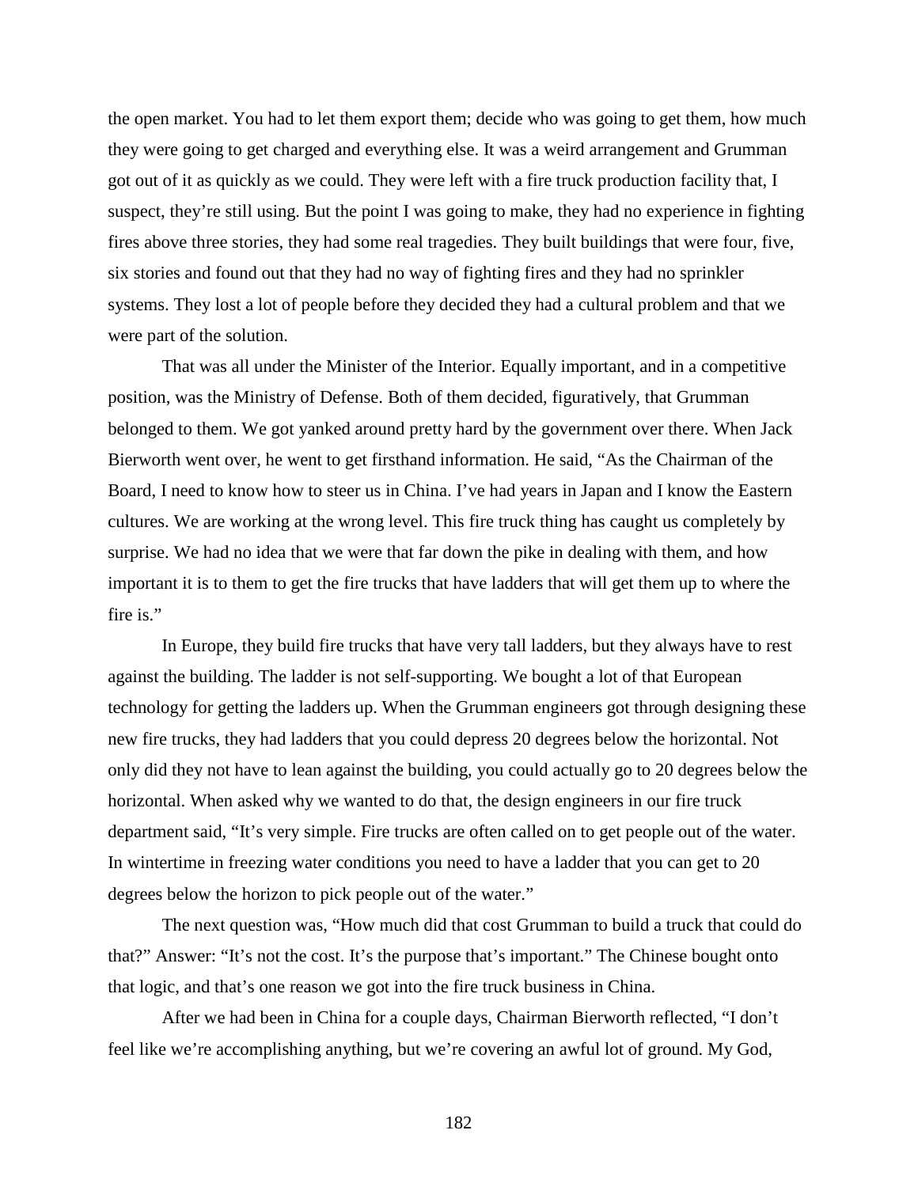the open market. You had to let them export them; decide who was going to get them, how much they were going to get charged and everything else. It was a weird arrangement and Grumman got out of it as quickly as we could. They were left with a fire truck production facility that, I suspect, they're still using. But the point I was going to make, they had no experience in fighting fires above three stories, they had some real tragedies. They built buildings that were four, five, six stories and found out that they had no way of fighting fires and they had no sprinkler systems. They lost a lot of people before they decided they had a cultural problem and that we were part of the solution.

That was all under the Minister of the Interior. Equally important, and in a competitive position, was the Ministry of Defense. Both of them decided, figuratively, that Grumman belonged to them. We got yanked around pretty hard by the government over there. When Jack Bierworth went over, he went to get firsthand information. He said, "As the Chairman of the Board, I need to know how to steer us in China. I've had years in Japan and I know the Eastern cultures. We are working at the wrong level. This fire truck thing has caught us completely by surprise. We had no idea that we were that far down the pike in dealing with them, and how important it is to them to get the fire trucks that have ladders that will get them up to where the fire is."

In Europe, they build fire trucks that have very tall ladders, but they always have to rest against the building. The ladder is not self-supporting. We bought a lot of that European technology for getting the ladders up. When the Grumman engineers got through designing these new fire trucks, they had ladders that you could depress 20 degrees below the horizontal. Not only did they not have to lean against the building, you could actually go to 20 degrees below the horizontal. When asked why we wanted to do that, the design engineers in our fire truck department said, "It's very simple. Fire trucks are often called on to get people out of the water. In wintertime in freezing water conditions you need to have a ladder that you can get to 20 degrees below the horizon to pick people out of the water."

The next question was, "How much did that cost Grumman to build a truck that could do that?" Answer: "It's not the cost. It's the purpose that's important." The Chinese bought onto that logic, and that's one reason we got into the fire truck business in China.

After we had been in China for a couple days, Chairman Bierworth reflected, "I don't feel like we're accomplishing anything, but we're covering an awful lot of ground. My God,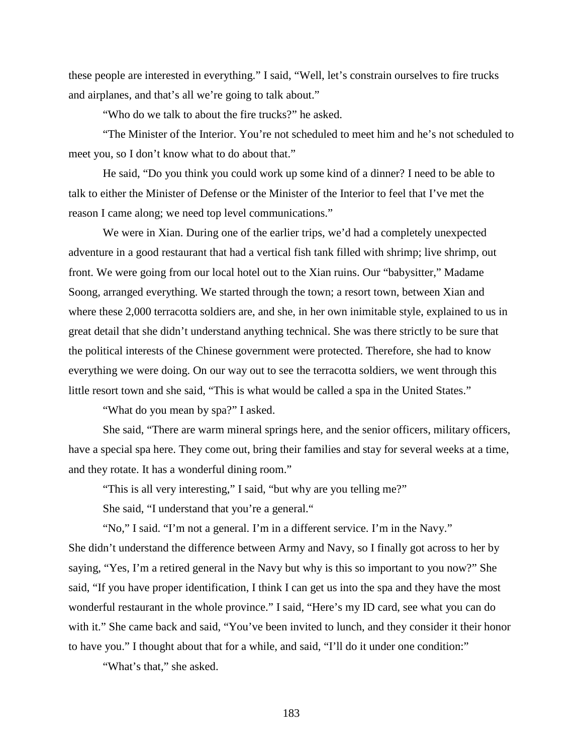these people are interested in everything." I said, "Well, let's constrain ourselves to fire trucks and airplanes, and that's all we're going to talk about."

"Who do we talk to about the fire trucks?" he asked.

"The Minister of the Interior. You're not scheduled to meet him and he's not scheduled to meet you, so I don't know what to do about that."

He said, "Do you think you could work up some kind of a dinner? I need to be able to talk to either the Minister of Defense or the Minister of the Interior to feel that I've met the reason I came along; we need top level communications."

We were in Xian. During one of the earlier trips, we'd had a completely unexpected adventure in a good restaurant that had a vertical fish tank filled with shrimp; live shrimp, out front. We were going from our local hotel out to the Xian ruins. Our "babysitter," Madame Soong, arranged everything. We started through the town; a resort town, between Xian and where these 2,000 terracotta soldiers are, and she, in her own inimitable style, explained to us in great detail that she didn't understand anything technical. She was there strictly to be sure that the political interests of the Chinese government were protected. Therefore, she had to know everything we were doing. On our way out to see the terracotta soldiers, we went through this little resort town and she said, "This is what would be called a spa in the United States."

"What do you mean by spa?" I asked.

She said, "There are warm mineral springs here, and the senior officers, military officers, have a special spa here. They come out, bring their families and stay for several weeks at a time, and they rotate. It has a wonderful dining room."

"This is all very interesting," I said, "but why are you telling me?"

She said, "I understand that you're a general."

"No," I said. "I'm not a general. I'm in a different service. I'm in the Navy."
She didn't understand the difference between Army and Navy, so I finally got across to her by saying, "Yes, I'm a retired general in the Navy but why is this so important to you now?" She said, "If you have proper identification, I think I can get us into the spa and they have the most wonderful restaurant in the whole province." I said, "Here's my ID card, see what you can do with it." She came back and said, "You've been invited to lunch, and they consider it their honor to have you." I thought about that for a while, and said, "I'll do it under one condition:"

"What's that," she asked.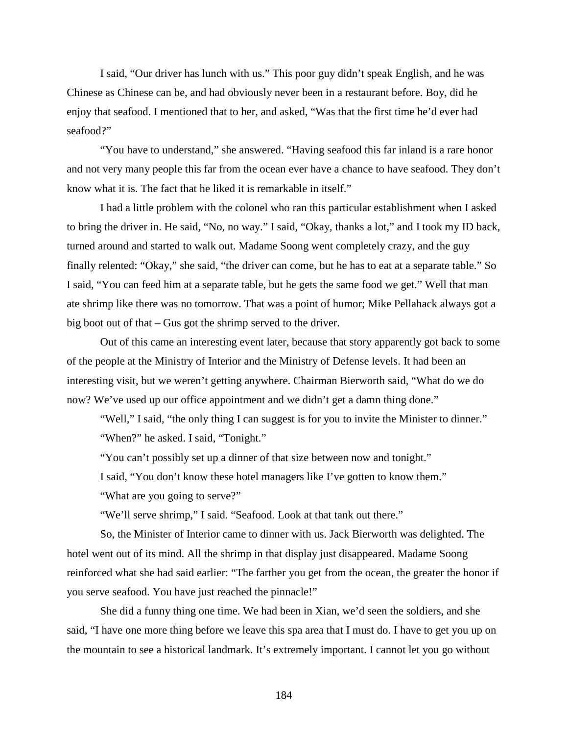I said, “Our driver has lunch with us.” This poor guy didn’t speak English, and he was Chinese as Chinese can be, and had obviously never been in a restaurant before. Boy, did he enjoy that seafood. I mentioned that to her, and asked, “Was that the first time he’d ever had seafood?”

“You have to understand,” she answered. “Having seafood this far inland is a rare honor and not very many people this far from the ocean ever have a chance to have seafood. They don’t know what it is. The fact that he liked it is remarkable in itself.”

I had a little problem with the colonel who ran this particular establishment when I asked to bring the driver in. He said, “No, no way.” I said, “Okay, thanks a lot,” and I took my ID back, turned around and started to walk out. Madame Soong went completely crazy, and the guy finally relented: “Okay,” she said, “the driver can come, but he has to eat at a separate table.” So I said, “You can feed him at a separate table, but he gets the same food we get.” Well that man ate shrimp like there was no tomorrow. That was a point of humor; Mike Pellahack always got a big boot out of that – Gus got the shrimp served to the driver.

Out of this came an interesting event later, because that story apparently got back to some of the people at the Ministry of Interior and the Ministry of Defense levels. It had been an interesting visit, but we weren’t getting anywhere. Chairman Bierworth said, “What do we do now? We’ve used up our office appointment and we didn’t get a damn thing done.”

“Well,” I said, “the only thing I can suggest is for you to invite the Minister to dinner.”

“When?” he asked. I said, “Tonight.”

“You can’t possibly set up a dinner of that size between now and tonight.”

I said, “You don’t know these hotel managers like I’ve gotten to know them.”

“What are you going to serve?”

“We’ll serve shrimp,” I said. “Seafood. Look at that tank out there.”

So, the Minister of Interior came to dinner with us. Jack Bierworth was delighted. The hotel went out of its mind. All the shrimp in that display just disappeared. Madame Soong reinforced what she had said earlier: “The farther you get from the ocean, the greater the honor if you serve seafood. You have just reached the pinnacle!”

She did a funny thing one time. We had been in Xian, we’d seen the soldiers, and she said, “I have one more thing before we leave this spa area that I must do. I have to get you up on the mountain to see a historical landmark. It’s extremely important. I cannot let you go without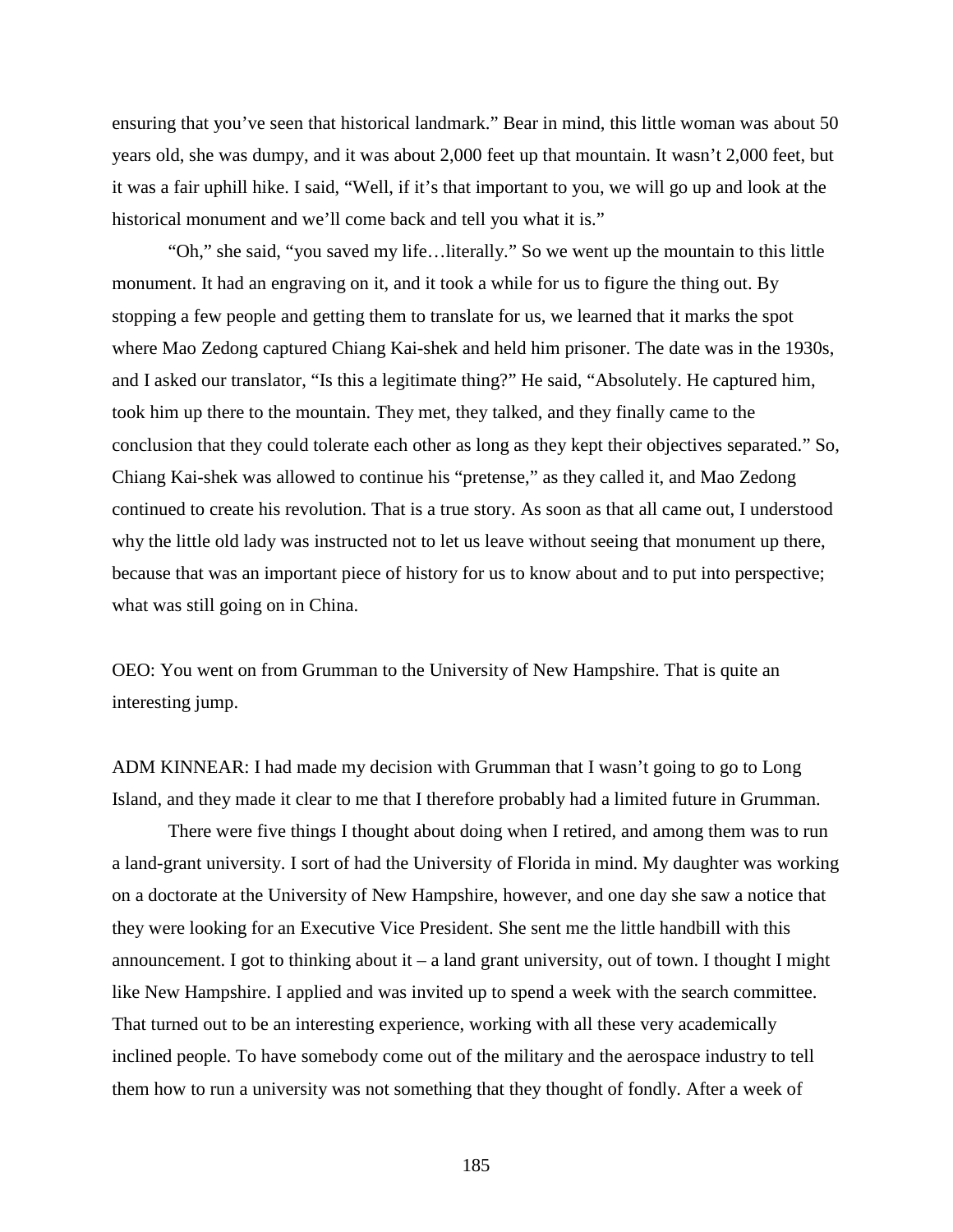ensuring that you've seen that historical landmark." Bear in mind, this little woman was about 50 years old, she was dumpy, and it was about 2,000 feet up that mountain. It wasn't 2,000 feet, but it was a fair uphill hike. I said, "Well, if it's that important to you, we will go up and look at the historical monument and we'll come back and tell you what it is."

"Oh," she said, "you saved my life…literally." So we went up the mountain to this little monument. It had an engraving on it, and it took a while for us to figure the thing out. By stopping a few people and getting them to translate for us, we learned that it marks the spot where Mao Zedong captured Chiang Kai-shek and held him prisoner. The date was in the 1930s, and I asked our translator, "Is this a legitimate thing?" He said, "Absolutely. He captured him, took him up there to the mountain. They met, they talked, and they finally came to the conclusion that they could tolerate each other as long as they kept their objectives separated." So, Chiang Kai-shek was allowed to continue his "pretense," as they called it, and Mao Zedong continued to create his revolution. That is a true story. As soon as that all came out, I understood why the little old lady was instructed not to let us leave without seeing that monument up there, because that was an important piece of history for us to know about and to put into perspective; what was still going on in China.

OEO: You went on from Grumman to the University of New Hampshire. That is quite an interesting jump.

ADM KINNEAR: I had made my decision with Grumman that I wasn't going to go to Long Island, and they made it clear to me that I therefore probably had a limited future in Grumman.

There were five things I thought about doing when I retired, and among them was to run a land-grant university. I sort of had the University of Florida in mind. My daughter was working on a doctorate at the University of New Hampshire, however, and one day she saw a notice that they were looking for an Executive Vice President. She sent me the little handbill with this announcement. I got to thinking about it – a land grant university, out of town. I thought I might like New Hampshire. I applied and was invited up to spend a week with the search committee. That turned out to be an interesting experience, working with all these very academically inclined people. To have somebody come out of the military and the aerospace industry to tell them how to run a university was not something that they thought of fondly. After a week of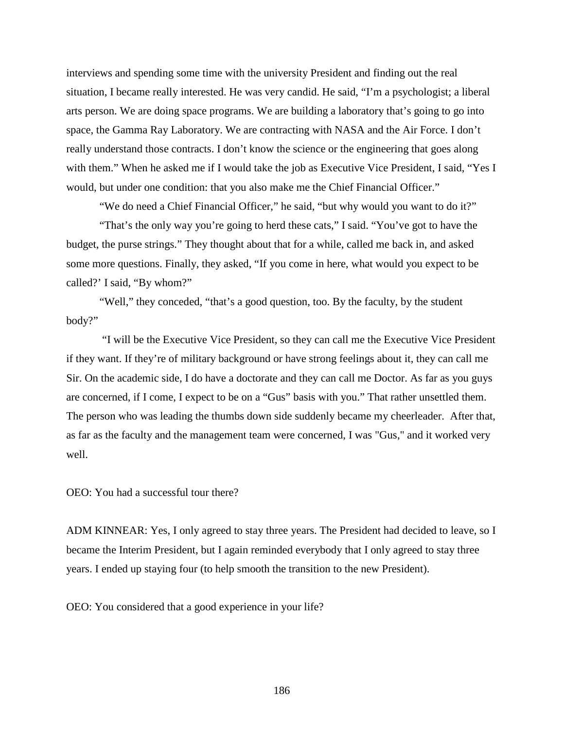interviews and spending some time with the university President and finding out the real situation, I became really interested. He was very candid. He said, "I'm a psychologist; a liberal arts person. We are doing space programs. We are building a laboratory that's going to go into space, the Gamma Ray Laboratory. We are contracting with NASA and the Air Force. I don't really understand those contracts. I don't know the science or the engineering that goes along with them." When he asked me if I would take the job as Executive Vice President, I said, "Yes I would, but under one condition: that you also make me the Chief Financial Officer."

"We do need a Chief Financial Officer," he said, "but why would you want to do it?"

"That's the only way you're going to herd these cats," I said. "You've got to have the budget, the purse strings." They thought about that for a while, called me back in, and asked some more questions. Finally, they asked, "If you come in here, what would you expect to be called?' I said, "By whom?"

"Well," they conceded, "that's a good question, too. By the faculty, by the student body?"

"I will be the Executive Vice President, so they can call me the Executive Vice President if they want. If they're of military background or have strong feelings about it, they can call me Sir. On the academic side, I do have a doctorate and they can call me Doctor. As far as you guys are concerned, if I come, I expect to be on a "Gus" basis with you." That rather unsettled them. The person who was leading the thumbs down side suddenly became my cheerleader. After that, as far as the faculty and the management team were concerned, I was "Gus," and it worked very well.

OEO: You had a successful tour there?

ADM KINNEAR: Yes, I only agreed to stay three years. The President had decided to leave, so I became the Interim President, but I again reminded everybody that I only agreed to stay three years. I ended up staying four (to help smooth the transition to the new President).

OEO: You considered that a good experience in your life?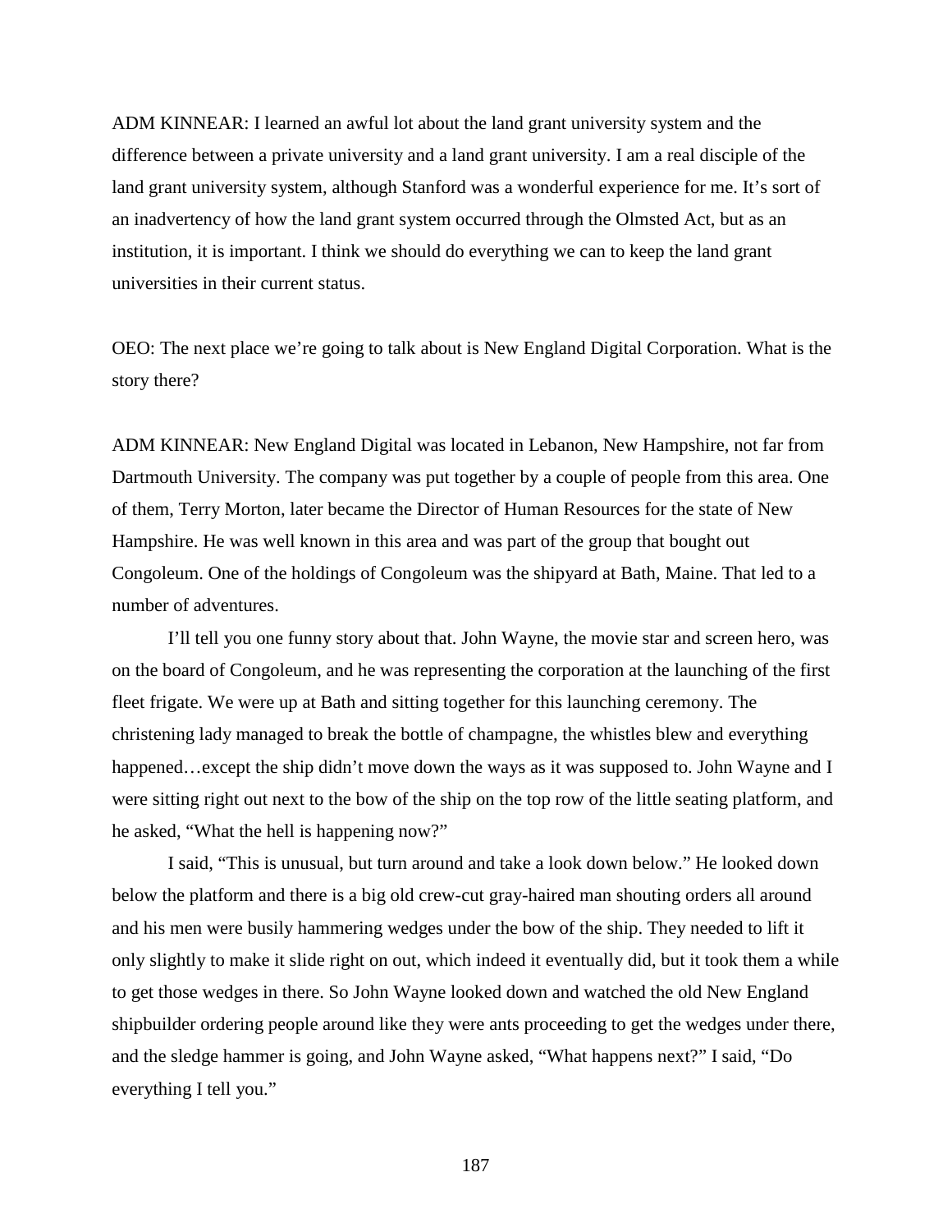ADM KINNEAR: I learned an awful lot about the land grant university system and the difference between a private university and a land grant university. I am a real disciple of the land grant university system, although Stanford was a wonderful experience for me. It's sort of an inadvertency of how the land grant system occurred through the Olmsted Act, but as an institution, it is important. I think we should do everything we can to keep the land grant universities in their current status.

OEO: The next place we're going to talk about is New England Digital Corporation. What is the story there?

ADM KINNEAR: New England Digital was located in Lebanon, New Hampshire, not far from Dartmouth University. The company was put together by a couple of people from this area. One of them, Terry Morton, later became the Director of Human Resources for the state of New Hampshire. He was well known in this area and was part of the group that bought out Congoleum. One of the holdings of Congoleum was the shipyard at Bath, Maine. That led to a number of adventures.

I'll tell you one funny story about that. John Wayne, the movie star and screen hero, was on the board of Congoleum, and he was representing the corporation at the launching of the first fleet frigate. We were up at Bath and sitting together for this launching ceremony. The christening lady managed to break the bottle of champagne, the whistles blew and everything happened…except the ship didn't move down the ways as it was supposed to. John Wayne and I were sitting right out next to the bow of the ship on the top row of the little seating platform, and he asked, "What the hell is happening now?"

I said, "This is unusual, but turn around and take a look down below." He looked down below the platform and there is a big old crew-cut gray-haired man shouting orders all around and his men were busily hammering wedges under the bow of the ship. They needed to lift it only slightly to make it slide right on out, which indeed it eventually did, but it took them a while to get those wedges in there. So John Wayne looked down and watched the old New England shipbuilder ordering people around like they were ants proceeding to get the wedges under there, and the sledge hammer is going, and John Wayne asked, "What happens next?" I said, "Do everything I tell you."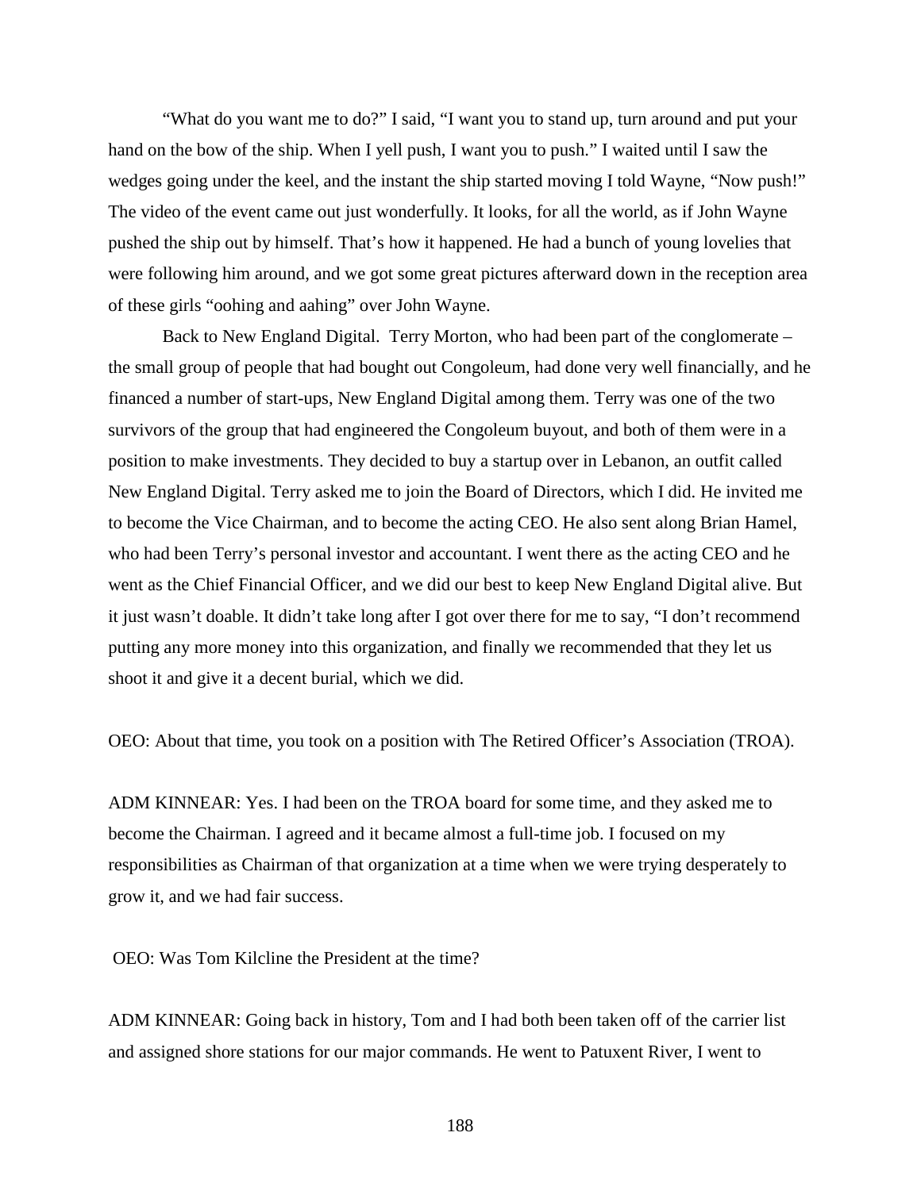"What do you want me to do?" I said, "I want you to stand up, turn around and put your hand on the bow of the ship. When I yell push, I want you to push." I waited until I saw the wedges going under the keel, and the instant the ship started moving I told Wayne, "Now push!" The video of the event came out just wonderfully. It looks, for all the world, as if John Wayne pushed the ship out by himself. That's how it happened. He had a bunch of young lovelies that were following him around, and we got some great pictures afterward down in the reception area of these girls "oohing and aahing" over John Wayne.

Back to New England Digital. Terry Morton, who had been part of the conglomerate – the small group of people that had bought out Congoleum, had done very well financially, and he financed a number of start-ups, New England Digital among them. Terry was one of the two survivors of the group that had engineered the Congoleum buyout, and both of them were in a position to make investments. They decided to buy a startup over in Lebanon, an outfit called New England Digital. Terry asked me to join the Board of Directors, which I did. He invited me to become the Vice Chairman, and to become the acting CEO. He also sent along Brian Hamel, who had been Terry's personal investor and accountant. I went there as the acting CEO and he went as the Chief Financial Officer, and we did our best to keep New England Digital alive. But it just wasn't doable. It didn't take long after I got over there for me to say, "I don't recommend putting any more money into this organization, and finally we recommended that they let us shoot it and give it a decent burial, which we did.

OEO: About that time, you took on a position with The Retired Officer's Association (TROA).

ADM KINNEAR: Yes. I had been on the TROA board for some time, and they asked me to become the Chairman. I agreed and it became almost a full-time job. I focused on my responsibilities as Chairman of that organization at a time when we were trying desperately to grow it, and we had fair success.

OEO: Was Tom Kilcline the President at the time?

ADM KINNEAR: Going back in history, Tom and I had both been taken off of the carrier list and assigned shore stations for our major commands. He went to Patuxent River, I went to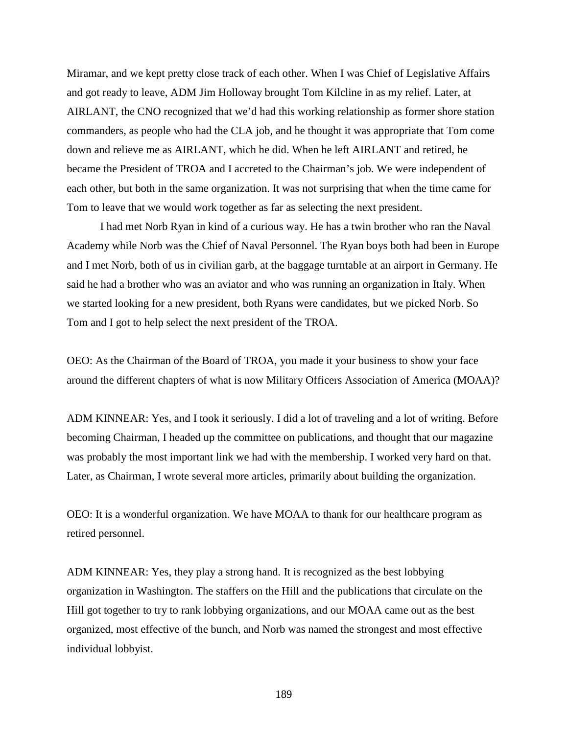Miramar, and we kept pretty close track of each other. When I was Chief of Legislative Affairs and got ready to leave, ADM Jim Holloway brought Tom Kilcline in as my relief. Later, at AIRLANT, the CNO recognized that we'd had this working relationship as former shore station commanders, as people who had the CLA job, and he thought it was appropriate that Tom come down and relieve me as AIRLANT, which he did. When he left AIRLANT and retired, he became the President of TROA and I accreted to the Chairman's job. We were independent of each other, but both in the same organization. It was not surprising that when the time came for Tom to leave that we would work together as far as selecting the next president.

I had met Norb Ryan in kind of a curious way. He has a twin brother who ran the Naval Academy while Norb was the Chief of Naval Personnel. The Ryan boys both had been in Europe and I met Norb, both of us in civilian garb, at the baggage turntable at an airport in Germany. He said he had a brother who was an aviator and who was running an organization in Italy. When we started looking for a new president, both Ryans were candidates, but we picked Norb. So Tom and I got to help select the next president of the TROA.

OEO: As the Chairman of the Board of TROA, you made it your business to show your face around the different chapters of what is now Military Officers Association of America (MOAA)?

ADM KINNEAR: Yes, and I took it seriously. I did a lot of traveling and a lot of writing. Before becoming Chairman, I headed up the committee on publications, and thought that our magazine was probably the most important link we had with the membership. I worked very hard on that. Later, as Chairman, I wrote several more articles, primarily about building the organization.

OEO: It is a wonderful organization. We have MOAA to thank for our healthcare program as retired personnel.

ADM KINNEAR: Yes, they play a strong hand. It is recognized as the best lobbying organization in Washington. The staffers on the Hill and the publications that circulate on the Hill got together to try to rank lobbying organizations, and our MOAA came out as the best organized, most effective of the bunch, and Norb was named the strongest and most effective individual lobbyist.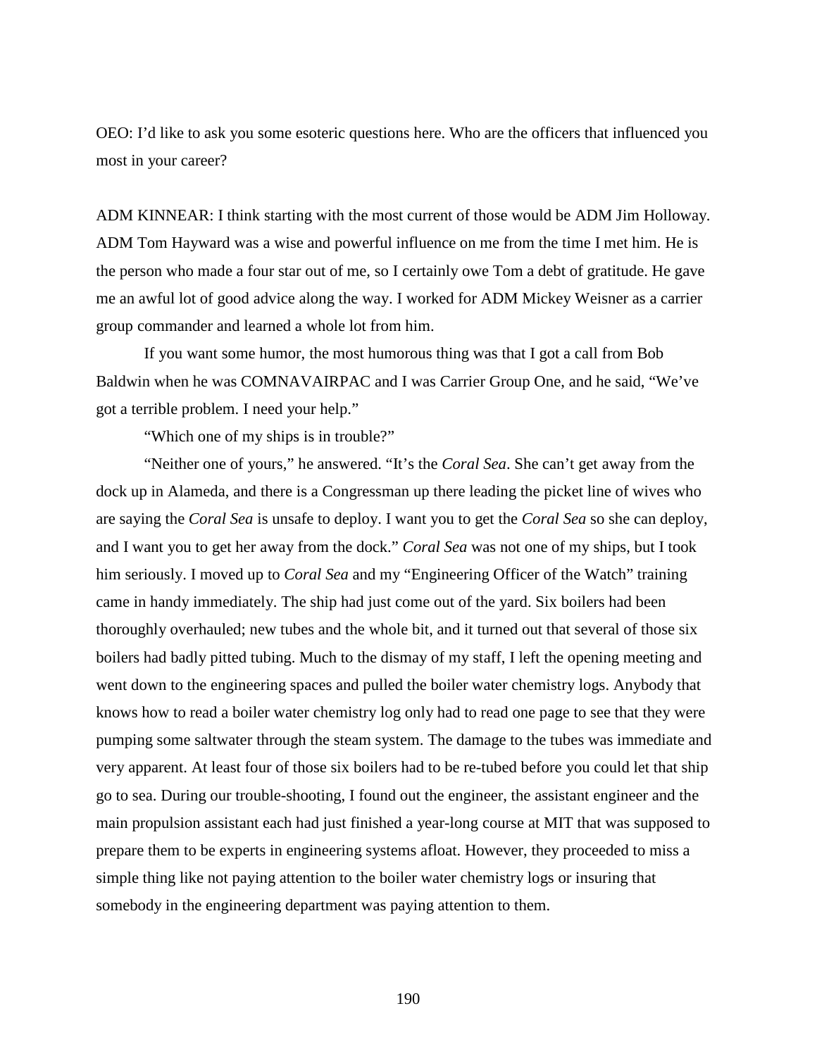OEO: I'd like to ask you some esoteric questions here. Who are the officers that influenced you most in your career?

ADM KINNEAR: I think starting with the most current of those would be ADM Jim Holloway. ADM Tom Hayward was a wise and powerful influence on me from the time I met him. He is the person who made a four star out of me, so I certainly owe Tom a debt of gratitude. He gave me an awful lot of good advice along the way. I worked for ADM Mickey Weisner as a carrier group commander and learned a whole lot from him.

If you want some humor, the most humorous thing was that I got a call from Bob Baldwin when he was COMNAVAIRPAC and I was Carrier Group One, and he said, "We've got a terrible problem. I need your help."

"Which one of my ships is in trouble?"

"Neither one of yours," he answered. "It's the *Coral Sea*. She can't get away from the dock up in Alameda, and there is a Congressman up there leading the picket line of wives who are saying the *Coral Sea* is unsafe to deploy. I want you to get the *Coral Sea* so she can deploy, and I want you to get her away from the dock." *Coral Sea* was not one of my ships, but I took him seriously. I moved up to *Coral Sea* and my "Engineering Officer of the Watch" training came in handy immediately. The ship had just come out of the yard. Six boilers had been thoroughly overhauled; new tubes and the whole bit, and it turned out that several of those six boilers had badly pitted tubing. Much to the dismay of my staff, I left the opening meeting and went down to the engineering spaces and pulled the boiler water chemistry logs. Anybody that knows how to read a boiler water chemistry log only had to read one page to see that they were pumping some saltwater through the steam system. The damage to the tubes was immediate and very apparent. At least four of those six boilers had to be re-tubed before you could let that ship go to sea. During our trouble-shooting, I found out the engineer, the assistant engineer and the main propulsion assistant each had just finished a year-long course at MIT that was supposed to prepare them to be experts in engineering systems afloat. However, they proceeded to miss a simple thing like not paying attention to the boiler water chemistry logs or insuring that somebody in the engineering department was paying attention to them.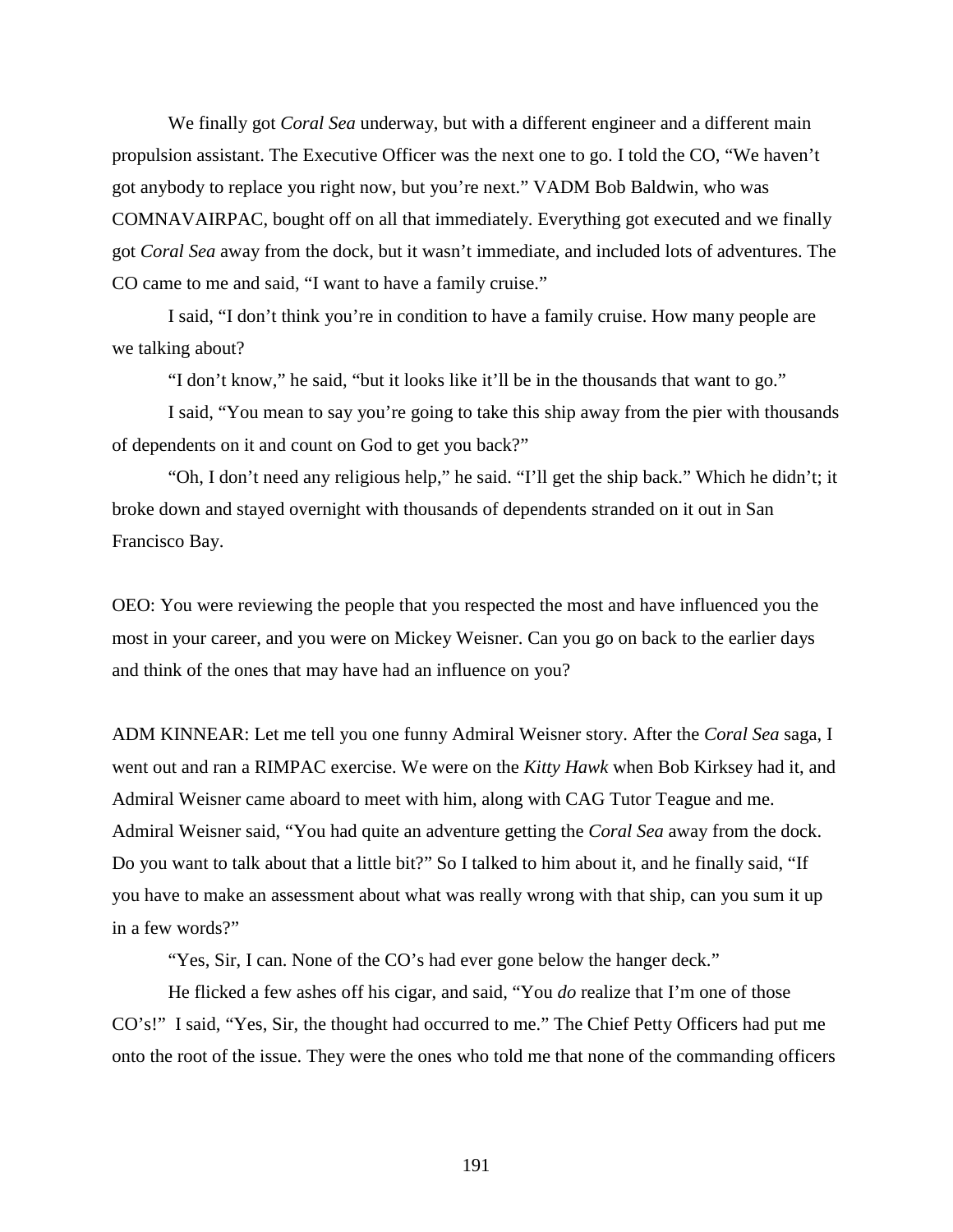We finally got *Coral Sea* underway, but with a different engineer and a different main propulsion assistant. The Executive Officer was the next one to go. I told the CO, "We haven't got anybody to replace you right now, but you're next." VADM Bob Baldwin, who was COMNAVAIRPAC, bought off on all that immediately. Everything got executed and we finally got *Coral Sea* away from the dock, but it wasn't immediate, and included lots of adventures. The CO came to me and said, "I want to have a family cruise."

I said, "I don't think you're in condition to have a family cruise. How many people are we talking about?

"I don't know," he said, "but it looks like it'll be in the thousands that want to go."

I said, "You mean to say you're going to take this ship away from the pier with thousands of dependents on it and count on God to get you back?"

"Oh, I don't need any religious help," he said. "I'll get the ship back." Which he didn't; it broke down and stayed overnight with thousands of dependents stranded on it out in San Francisco Bay.

OEO: You were reviewing the people that you respected the most and have influenced you the most in your career, and you were on Mickey Weisner. Can you go on back to the earlier days and think of the ones that may have had an influence on you?

ADM KINNEAR: Let me tell you one funny Admiral Weisner story. After the *Coral Sea* saga, I went out and ran a RIMPAC exercise. We were on the *Kitty Hawk* when Bob Kirksey had it, and Admiral Weisner came aboard to meet with him, along with CAG Tutor Teague and me. Admiral Weisner said, "You had quite an adventure getting the *Coral Sea* away from the dock. Do you want to talk about that a little bit?" So I talked to him about it, and he finally said, "If you have to make an assessment about what was really wrong with that ship, can you sum it up in a few words?"

"Yes, Sir, I can. None of the CO's had ever gone below the hanger deck."

He flicked a few ashes off his cigar, and said, "You *do* realize that I'm one of those CO's!" I said, "Yes, Sir, the thought had occurred to me." The Chief Petty Officers had put me onto the root of the issue. They were the ones who told me that none of the commanding officers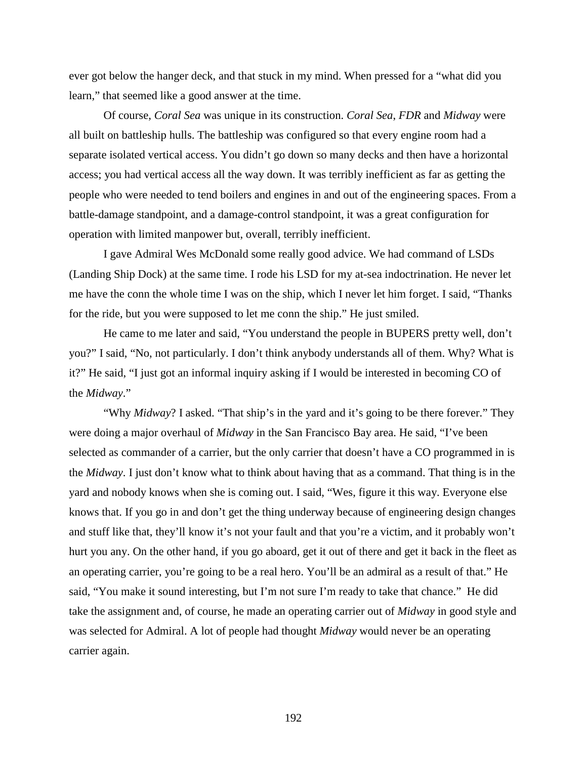ever got below the hanger deck, and that stuck in my mind. When pressed for a "what did you learn," that seemed like a good answer at the time.

Of course, *Coral Sea* was unique in its construction. *Coral Sea*, *FDR* and *Midway* were all built on battleship hulls. The battleship was configured so that every engine room had a separate isolated vertical access. You didn't go down so many decks and then have a horizontal access; you had vertical access all the way down. It was terribly inefficient as far as getting the people who were needed to tend boilers and engines in and out of the engineering spaces. From a battle-damage standpoint, and a damage-control standpoint, it was a great configuration for operation with limited manpower but, overall, terribly inefficient.

I gave Admiral Wes McDonald some really good advice. We had command of LSDs (Landing Ship Dock) at the same time. I rode his LSD for my at-sea indoctrination. He never let me have the conn the whole time I was on the ship, which I never let him forget. I said, "Thanks for the ride, but you were supposed to let me conn the ship." He just smiled.

He came to me later and said, "You understand the people in BUPERS pretty well, don't you?" I said, "No, not particularly. I don't think anybody understands all of them. Why? What is it?" He said, "I just got an informal inquiry asking if I would be interested in becoming CO of the *Midway*."

"Why *Midway*? I asked. "That ship's in the yard and it's going to be there forever." They were doing a major overhaul of *Midway* in the San Francisco Bay area. He said, "I've been selected as commander of a carrier, but the only carrier that doesn't have a CO programmed in is the *Midway*. I just don't know what to think about having that as a command. That thing is in the yard and nobody knows when she is coming out. I said, "Wes, figure it this way. Everyone else knows that. If you go in and don't get the thing underway because of engineering design changes and stuff like that, they'll know it's not your fault and that you're a victim, and it probably won't hurt you any. On the other hand, if you go aboard, get it out of there and get it back in the fleet as an operating carrier, you're going to be a real hero. You'll be an admiral as a result of that." He said, "You make it sound interesting, but I'm not sure I'm ready to take that chance." He did take the assignment and, of course, he made an operating carrier out of *Midway* in good style and was selected for Admiral. A lot of people had thought *Midway* would never be an operating carrier again.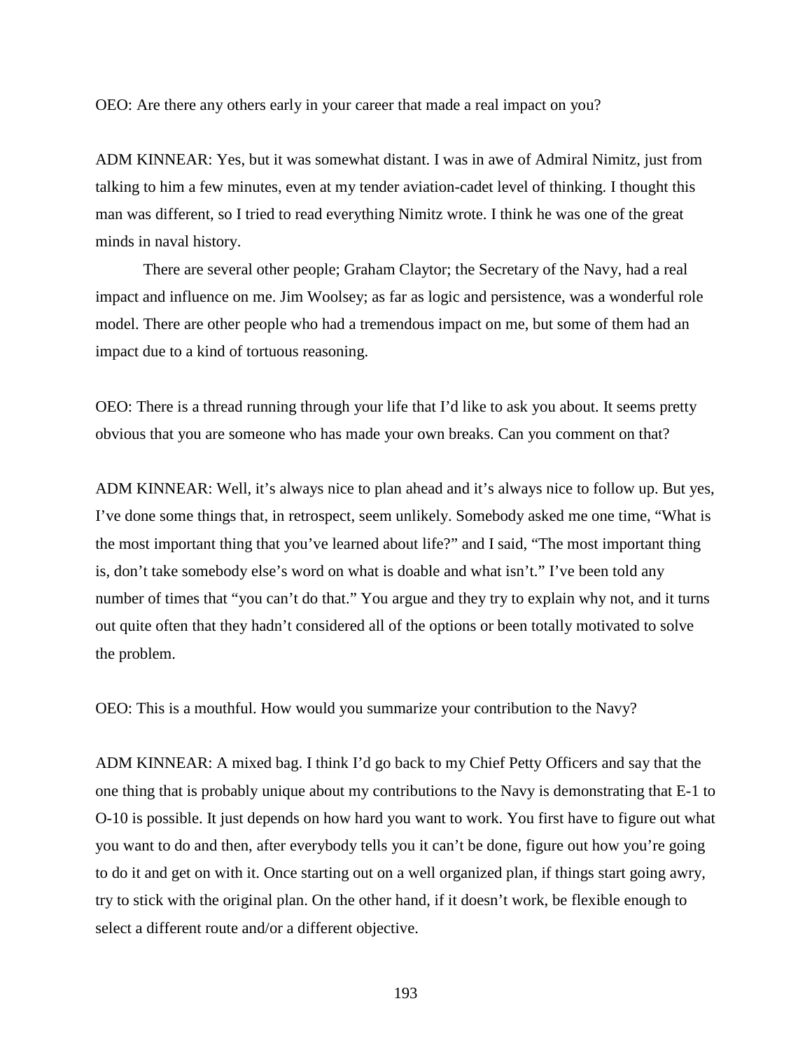OEO: Are there any others early in your career that made a real impact on you?

ADM KINNEAR: Yes, but it was somewhat distant. I was in awe of Admiral Nimitz, just from talking to him a few minutes, even at my tender aviation-cadet level of thinking. I thought this man was different, so I tried to read everything Nimitz wrote. I think he was one of the great minds in naval history.

There are several other people; Graham Claytor; the Secretary of the Navy, had a real impact and influence on me. Jim Woolsey; as far as logic and persistence, was a wonderful role model. There are other people who had a tremendous impact on me, but some of them had an impact due to a kind of tortuous reasoning.

OEO: There is a thread running through your life that I'd like to ask you about. It seems pretty obvious that you are someone who has made your own breaks. Can you comment on that?

ADM KINNEAR: Well, it's always nice to plan ahead and it's always nice to follow up. But yes, I've done some things that, in retrospect, seem unlikely. Somebody asked me one time, "What is the most important thing that you've learned about life?" and I said, "The most important thing is, don't take somebody else's word on what is doable and what isn't." I've been told any number of times that "you can't do that." You argue and they try to explain why not, and it turns out quite often that they hadn't considered all of the options or been totally motivated to solve the problem.

OEO: This is a mouthful. How would you summarize your contribution to the Navy?

ADM KINNEAR: A mixed bag. I think I'd go back to my Chief Petty Officers and say that the one thing that is probably unique about my contributions to the Navy is demonstrating that E-1 to O-10 is possible. It just depends on how hard you want to work. You first have to figure out what you want to do and then, after everybody tells you it can't be done, figure out how you're going to do it and get on with it. Once starting out on a well organized plan, if things start going awry, try to stick with the original plan. On the other hand, if it doesn't work, be flexible enough to select a different route and/or a different objective.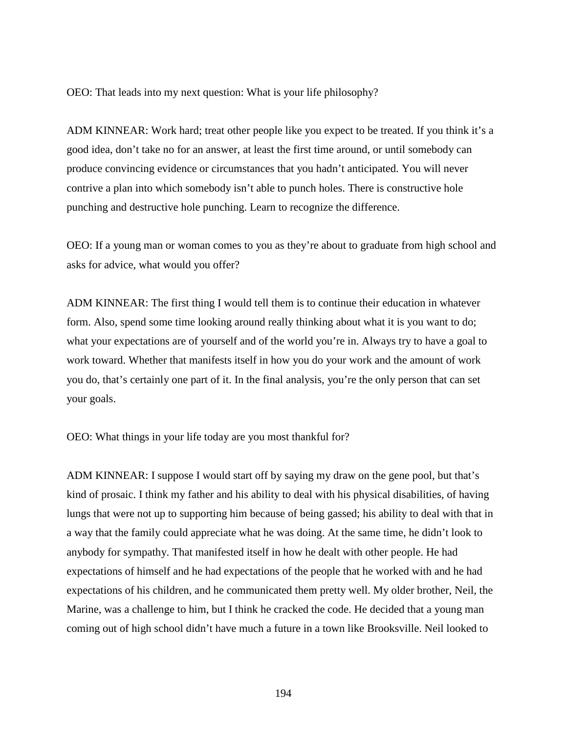OEO: That leads into my next question: What is your life philosophy?

ADM KINNEAR: Work hard; treat other people like you expect to be treated. If you think it's a good idea, don't take no for an answer, at least the first time around, or until somebody can produce convincing evidence or circumstances that you hadn't anticipated. You will never contrive a plan into which somebody isn't able to punch holes. There is constructive hole punching and destructive hole punching. Learn to recognize the difference.

OEO: If a young man or woman comes to you as they're about to graduate from high school and asks for advice, what would you offer?

ADM KINNEAR: The first thing I would tell them is to continue their education in whatever form. Also, spend some time looking around really thinking about what it is you want to do; what your expectations are of yourself and of the world you're in. Always try to have a goal to work toward. Whether that manifests itself in how you do your work and the amount of work you do, that's certainly one part of it. In the final analysis, you're the only person that can set your goals.

OEO: What things in your life today are you most thankful for?

ADM KINNEAR: I suppose I would start off by saying my draw on the gene pool, but that's kind of prosaic. I think my father and his ability to deal with his physical disabilities, of having lungs that were not up to supporting him because of being gassed; his ability to deal with that in a way that the family could appreciate what he was doing. At the same time, he didn't look to anybody for sympathy. That manifested itself in how he dealt with other people. He had expectations of himself and he had expectations of the people that he worked with and he had expectations of his children, and he communicated them pretty well. My older brother, Neil, the Marine, was a challenge to him, but I think he cracked the code. He decided that a young man coming out of high school didn't have much a future in a town like Brooksville. Neil looked to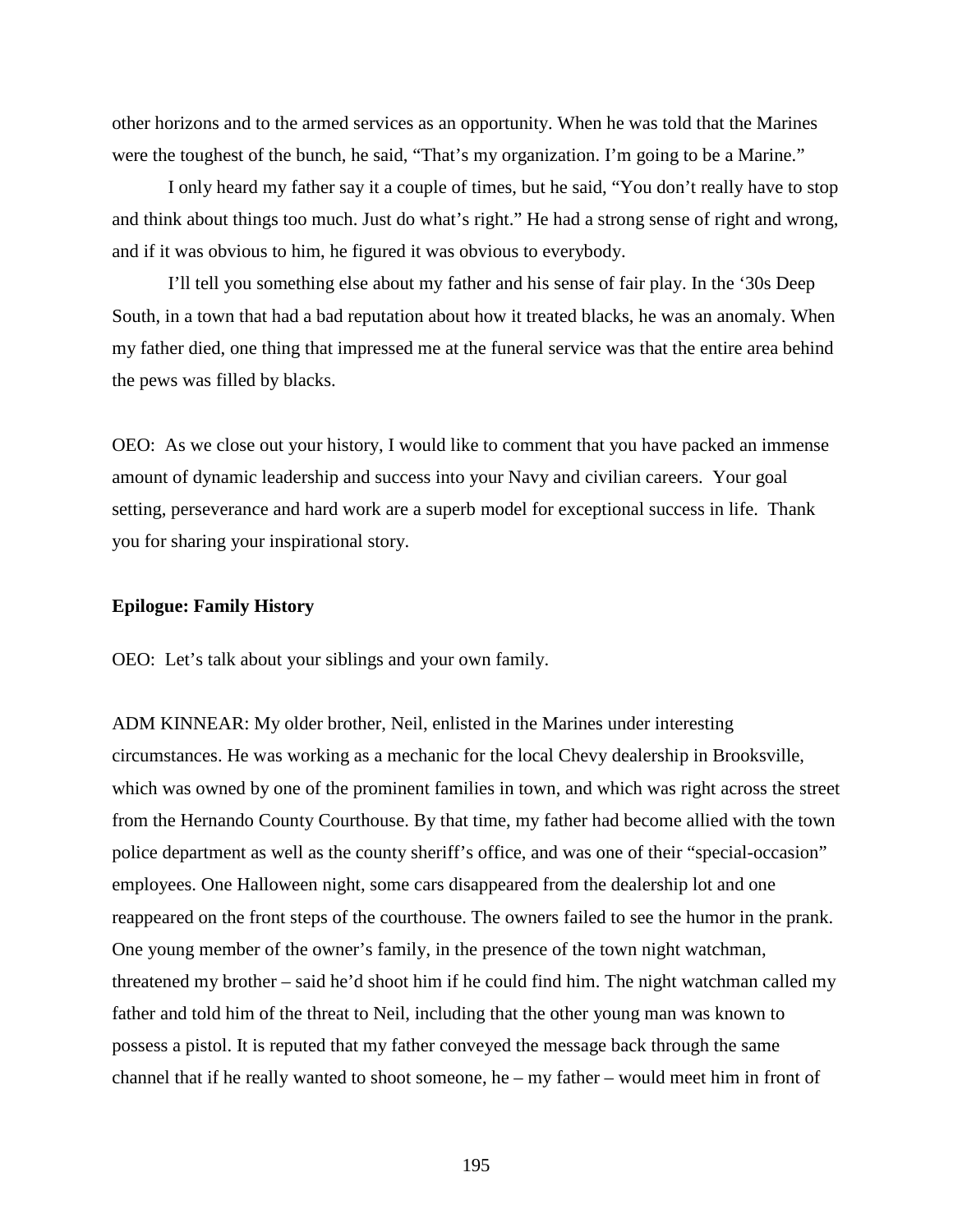other horizons and to the armed services as an opportunity. When he was told that the Marines were the toughest of the bunch, he said, "That's my organization. I'm going to be a Marine."

I only heard my father say it a couple of times, but he said, "You don't really have to stop and think about things too much. Just do what's right." He had a strong sense of right and wrong, and if it was obvious to him, he figured it was obvious to everybody.

I'll tell you something else about my father and his sense of fair play. In the '30s Deep South, in a town that had a bad reputation about how it treated blacks, he was an anomaly. When my father died, one thing that impressed me at the funeral service was that the entire area behind the pews was filled by blacks.

OEO: As we close out your history, I would like to comment that you have packed an immense amount of dynamic leadership and success into your Navy and civilian careers. Your goal setting, perseverance and hard work are a superb model for exceptional success in life. Thank you for sharing your inspirational story.

**Epilogue: Family History**

OEO: Let's talk about your siblings and your own family.

ADM KINNEAR: My older brother, Neil, enlisted in the Marines under interesting circumstances. He was working as a mechanic for the local Chevy dealership in Brooksville, which was owned by one of the prominent families in town, and which was right across the street from the Hernando County Courthouse. By that time, my father had become allied with the town police department as well as the county sheriff's office, and was one of their "special-occasion" employees. One Halloween night, some cars disappeared from the dealership lot and one reappeared on the front steps of the courthouse. The owners failed to see the humor in the prank. One young member of the owner's family, in the presence of the town night watchman, threatened my brother – said he'd shoot him if he could find him. The night watchman called my father and told him of the threat to Neil, including that the other young man was known to possess a pistol. It is reputed that my father conveyed the message back through the same channel that if he really wanted to shoot someone, he – my father – would meet him in front of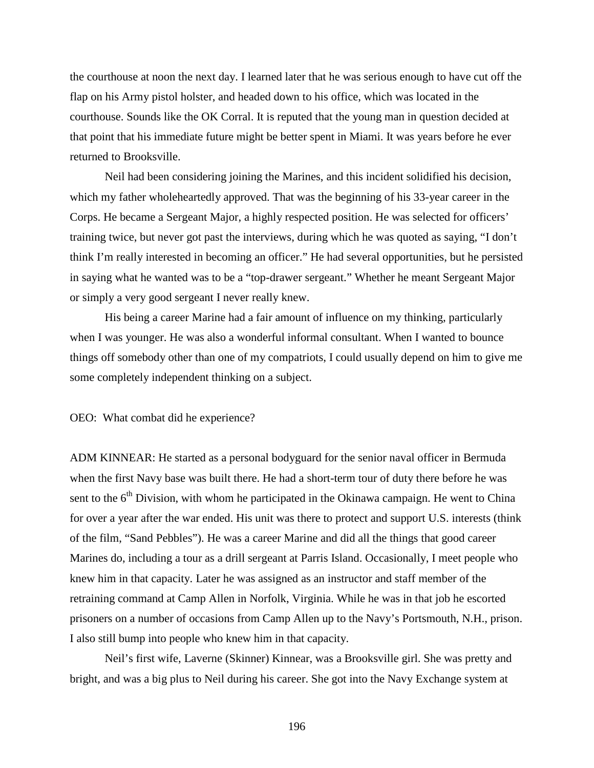the courthouse at noon the next day. I learned later that he was serious enough to have cut off the flap on his Army pistol holster, and headed down to his office, which was located in the courthouse. Sounds like the OK Corral. It is reputed that the young man in question decided at that point that his immediate future might be better spent in Miami. It was years before he ever returned to Brooksville.

Neil had been considering joining the Marines, and this incident solidified his decision, which my father wholeheartedly approved. That was the beginning of his 33-year career in the Corps. He became a Sergeant Major, a highly respected position. He was selected for officers' training twice, but never got past the interviews, during which he was quoted as saying, "I don't think I'm really interested in becoming an officer." He had several opportunities, but he persisted in saying what he wanted was to be a "top-drawer sergeant." Whether he meant Sergeant Major or simply a very good sergeant I never really knew.

His being a career Marine had a fair amount of influence on my thinking, particularly when I was younger. He was also a wonderful informal consultant. When I wanted to bounce things off somebody other than one of my compatriots, I could usually depend on him to give me some completely independent thinking on a subject.

OEO: What combat did he experience?

ADM KINNEAR: He started as a personal bodyguard for the senior naval officer in Bermuda when the first Navy base was built there. He had a short-term tour of duty there before he was sent to the 6th Division, with whom he participated in the Okinawa campaign. He went to China for over a year after the war ended. His unit was there to protect and support U.S. interests (think of the film, "Sand Pebbles"). He was a career Marine and did all the things that good career Marines do, including a tour as a drill sergeant at Parris Island. Occasionally, I meet people who knew him in that capacity. Later he was assigned as an instructor and staff member of the retraining command at Camp Allen in Norfolk, Virginia. While he was in that job he escorted prisoners on a number of occasions from Camp Allen up to the Navy's Portsmouth, N.H., prison. I also still bump into people who knew him in that capacity.

Neil's first wife, Laverne (Skinner) Kinnear, was a Brooksville girl. She was pretty and bright, and was a big plus to Neil during his career. She got into the Navy Exchange system at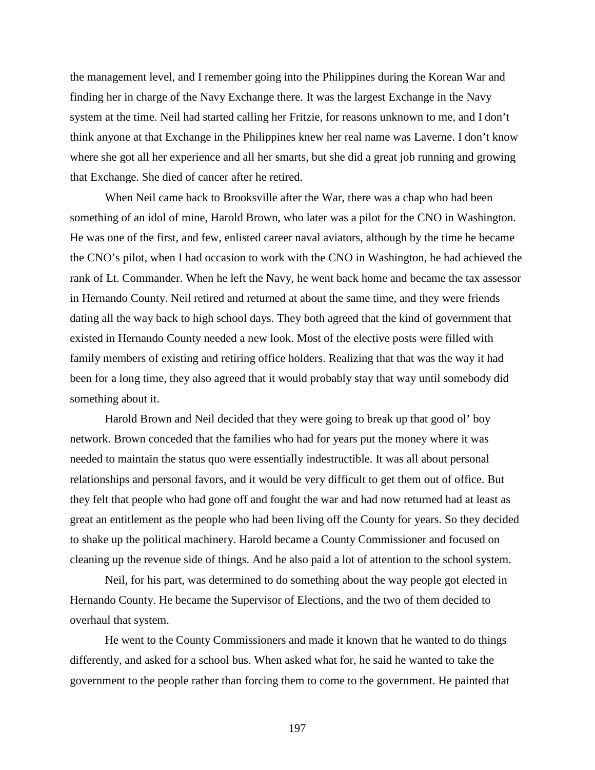the management level, and I remember going into the Philippines during the Korean War and finding her in charge of the Navy Exchange there. It was the largest Exchange in the Navy system at the time. Neil had started calling her Fritzie, for reasons unknown to me, and I don't think anyone at that Exchange in the Philippines knew her real name was Laverne. I don't know where she got all her experience and all her smarts, but she did a great job running and growing that Exchange. She died of cancer after he retired.

When Neil came back to Brooksville after the War, there was a chap who had been something of an idol of mine, Harold Brown, who later was a pilot for the CNO in Washington. He was one of the first, and few, enlisted career naval aviators, although by the time he became the CNO's pilot, when I had occasion to work with the CNO in Washington, he had achieved the rank of Lt. Commander. When he left the Navy, he went back home and became the tax assessor in Hernando County. Neil retired and returned at about the same time, and they were friends dating all the way back to high school days. They both agreed that the kind of government that existed in Hernando County needed a new look. Most of the elective posts were filled with family members of existing and retiring office holders. Realizing that that was the way it had been for a long time, they also agreed that it would probably stay that way until somebody did something about it.

Harold Brown and Neil decided that they were going to break up that good ol' boy network. Brown conceded that the families who had for years put the money where it was needed to maintain the status quo were essentially indestructible. It was all about personal relationships and personal favors, and it would be very difficult to get them out of office. But they felt that people who had gone off and fought the war and had now returned had at least as great an entitlement as the people who had been living off the County for years. So they decided to shake up the political machinery. Harold became a County Commissioner and focused on cleaning up the revenue side of things. And he also paid a lot of attention to the school system.

Neil, for his part, was determined to do something about the way people got elected in Hernando County. He became the Supervisor of Elections, and the two of them decided to overhaul that system.

He went to the County Commissioners and made it known that he wanted to do things differently, and asked for a school bus. When asked what for, he said he wanted to take the government to the people rather than forcing them to come to the government. He painted that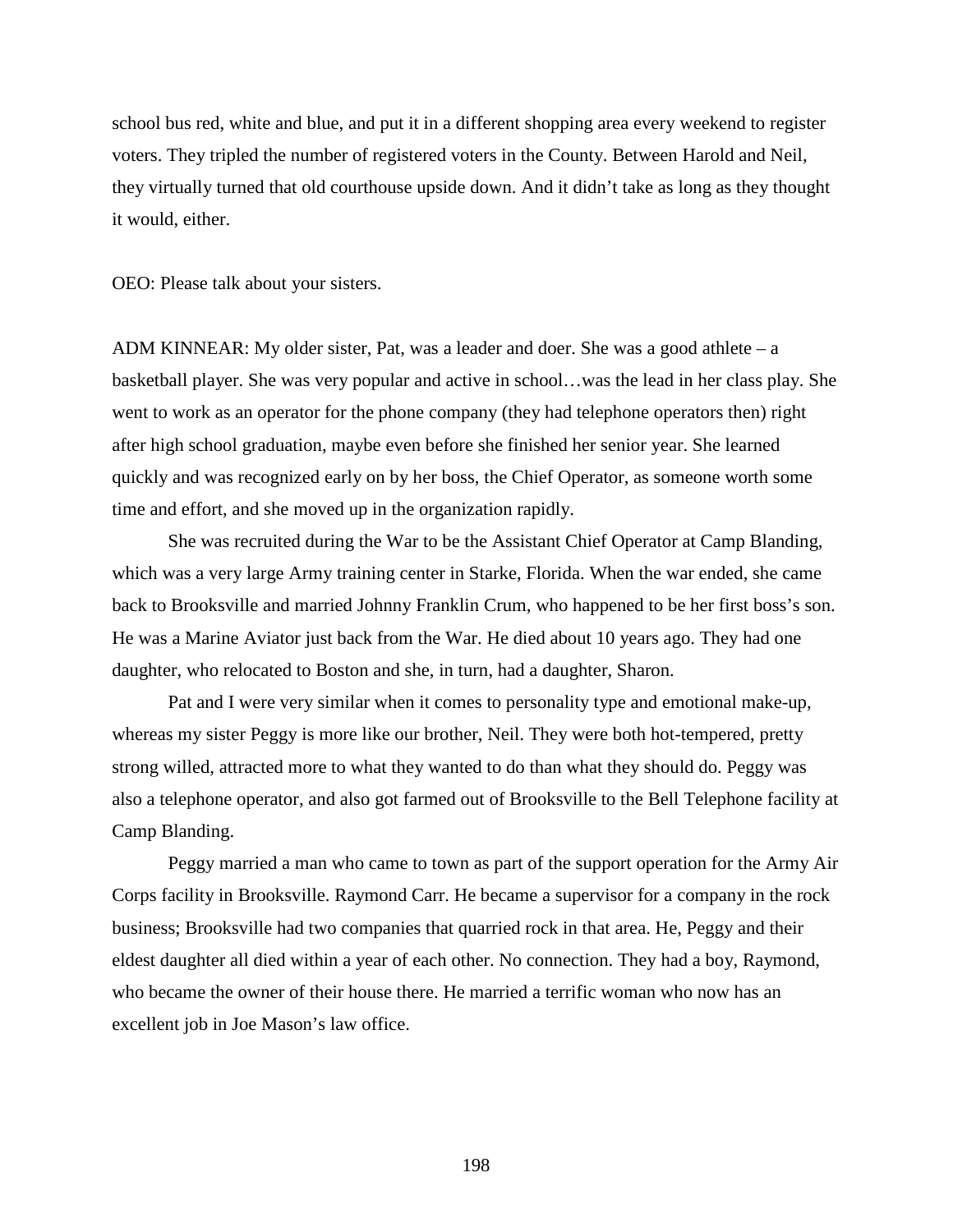school bus red, white and blue, and put it in a different shopping area every weekend to register voters. They tripled the number of registered voters in the County. Between Harold and Neil, they virtually turned that old courthouse upside down. And it didn't take as long as they thought it would, either.

OEO: Please talk about your sisters.

ADM KINNEAR: My older sister, Pat, was a leader and doer. She was a good athlete – a basketball player. She was very popular and active in school…was the lead in her class play. She went to work as an operator for the phone company (they had telephone operators then) right after high school graduation, maybe even before she finished her senior year. She learned quickly and was recognized early on by her boss, the Chief Operator, as someone worth some time and effort, and she moved up in the organization rapidly.

She was recruited during the War to be the Assistant Chief Operator at Camp Blanding, which was a very large Army training center in Starke, Florida. When the war ended, she came back to Brooksville and married Johnny Franklin Crum, who happened to be her first boss's son. He was a Marine Aviator just back from the War. He died about 10 years ago. They had one daughter, who relocated to Boston and she, in turn, had a daughter, Sharon.

Pat and I were very similar when it comes to personality type and emotional make-up, whereas my sister Peggy is more like our brother, Neil. They were both hot-tempered, pretty strong willed, attracted more to what they wanted to do than what they should do. Peggy was also a telephone operator, and also got farmed out of Brooksville to the Bell Telephone facility at Camp Blanding.

Peggy married a man who came to town as part of the support operation for the Army Air Corps facility in Brooksville. Raymond Carr. He became a supervisor for a company in the rock business; Brooksville had two companies that quarried rock in that area. He, Peggy and their eldest daughter all died within a year of each other. No connection. They had a boy, Raymond, who became the owner of their house there. He married a terrific woman who now has an excellent job in Joe Mason's law office.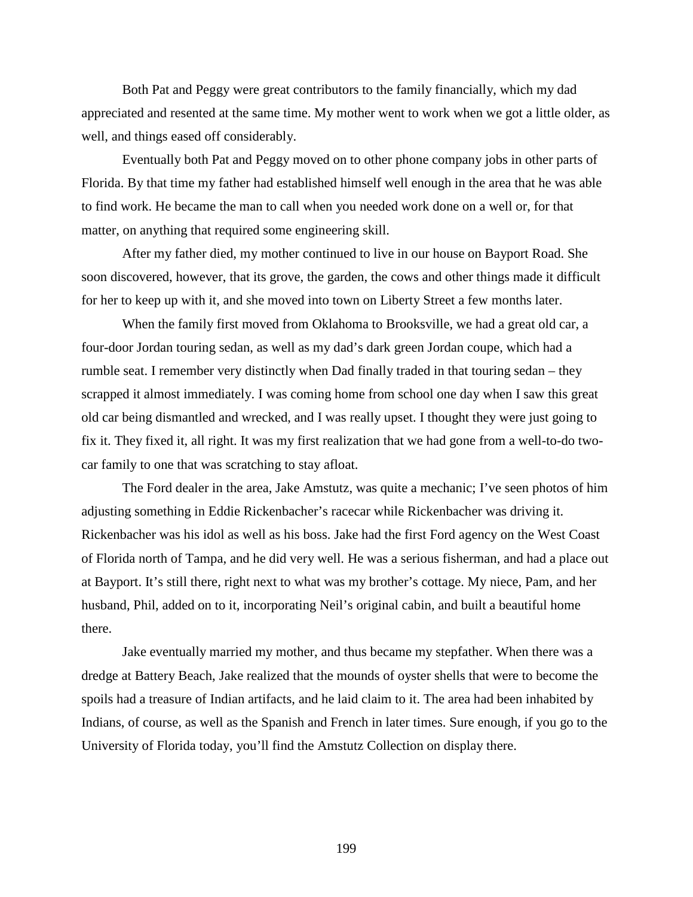Both Pat and Peggy were great contributors to the family financially, which my dad appreciated and resented at the same time. My mother went to work when we got a little older, as well, and things eased off considerably.

Eventually both Pat and Peggy moved on to other phone company jobs in other parts of Florida. By that time my father had established himself well enough in the area that he was able to find work. He became the man to call when you needed work done on a well or, for that matter, on anything that required some engineering skill.

After my father died, my mother continued to live in our house on Bayport Road. She soon discovered, however, that its grove, the garden, the cows and other things made it difficult for her to keep up with it, and she moved into town on Liberty Street a few months later.

When the family first moved from Oklahoma to Brooksville, we had a great old car, a four-door Jordan touring sedan, as well as my dad's dark green Jordan coupe, which had a rumble seat. I remember very distinctly when Dad finally traded in that touring sedan – they scrapped it almost immediately. I was coming home from school one day when I saw this great old car being dismantled and wrecked, and I was really upset. I thought they were just going to fix it. They fixed it, all right. It was my first realization that we had gone from a well-to-do two-car family to one that was scratching to stay afloat.

The Ford dealer in the area, Jake Amstutz, was quite a mechanic; I've seen photos of him adjusting something in Eddie Rickenbacher's racecar while Rickenbacher was driving it. Rickenbacher was his idol as well as his boss. Jake had the first Ford agency on the West Coast of Florida north of Tampa, and he did very well. He was a serious fisherman, and had a place out at Bayport. It's still there, right next to what was my brother's cottage. My niece, Pam, and her husband, Phil, added on to it, incorporating Neil's original cabin, and built a beautiful home there.

Jake eventually married my mother, and thus became my stepfather. When there was a dredge at Battery Beach, Jake realized that the mounds of oyster shells that were to become the spoils had a treasure of Indian artifacts, and he laid claim to it. The area had been inhabited by Indians, of course, as well as the Spanish and French in later times. Sure enough, if you go to the University of Florida today, you'll find the Amstutz Collection on display there.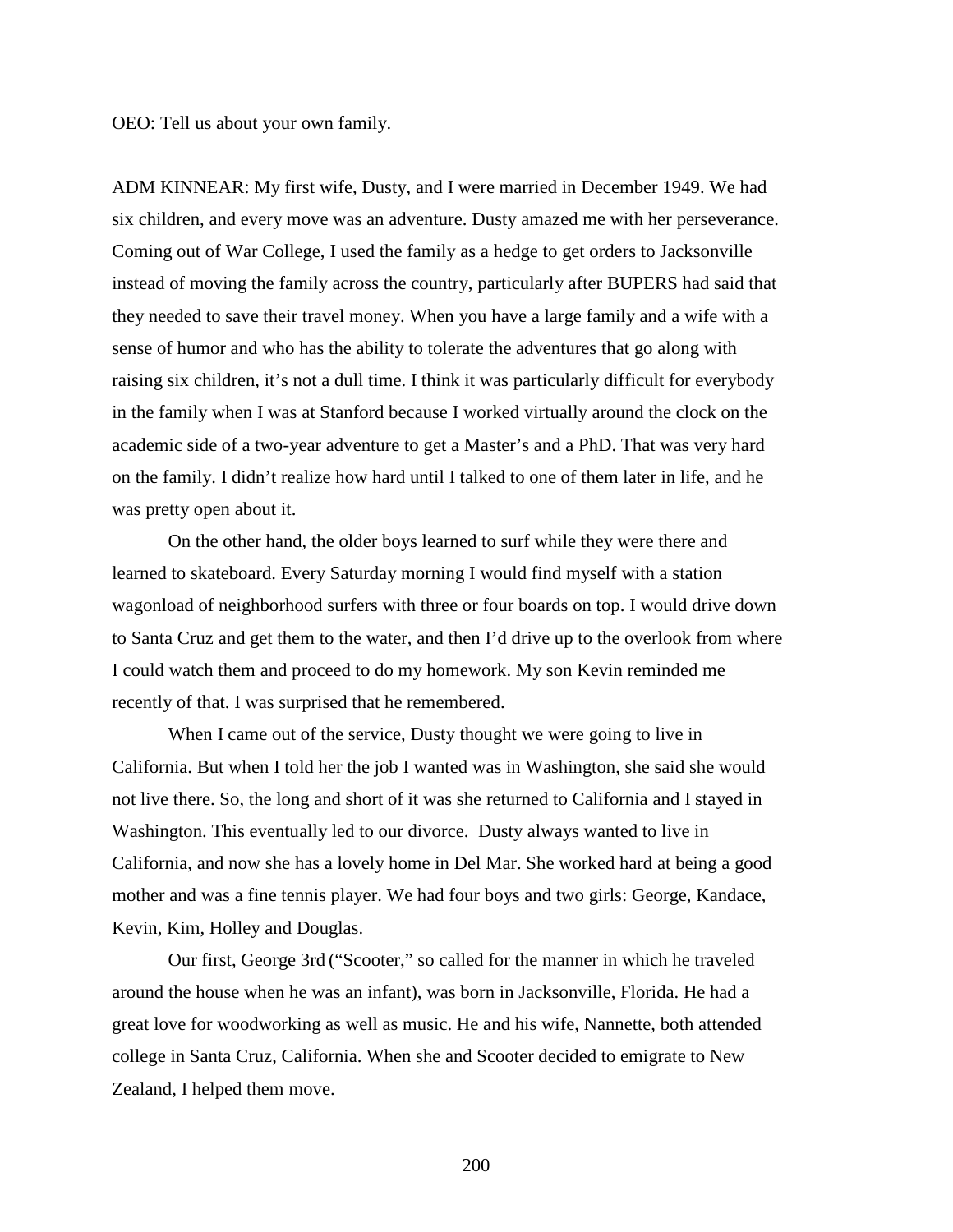OEO: Tell us about your own family.

ADM KINNEAR: My first wife, Dusty, and I were married in December 1949. We had six children, and every move was an adventure. Dusty amazed me with her perseverance. Coming out of War College, I used the family as a hedge to get orders to Jacksonville instead of moving the family across the country, particularly after BUPERS had said that they needed to save their travel money. When you have a large family and a wife with a sense of humor and who has the ability to tolerate the adventures that go along with raising six children, it's not a dull time. I think it was particularly difficult for everybody in the family when I was at Stanford because I worked virtually around the clock on the academic side of a two-year adventure to get a Master's and a PhD. That was very hard on the family. I didn't realize how hard until I talked to one of them later in life, and he was pretty open about it.

On the other hand, the older boys learned to surf while they were there and learned to skateboard. Every Saturday morning I would find myself with a station wagonload of neighborhood surfers with three or four boards on top. I would drive down to Santa Cruz and get them to the water, and then I'd drive up to the overlook from where I could watch them and proceed to do my homework. My son Kevin reminded me recently of that. I was surprised that he remembered.

When I came out of the service, Dusty thought we were going to live in California. But when I told her the job I wanted was in Washington, she said she would not live there. So, the long and short of it was she returned to California and I stayed in Washington. This eventually led to our divorce. Dusty always wanted to live in California, and now she has a lovely home in Del Mar. She worked hard at being a good mother and was a fine tennis player. We had four boys and two girls: George, Kandace, Kevin, Kim, Holley and Douglas.

Our first, George 3rd ("Scooter," so called for the manner in which he traveled around the house when he was an infant), was born in Jacksonville, Florida. He had a great love for woodworking as well as music. He and his wife, Nannette, both attended college in Santa Cruz, California. When she and Scooter decided to emigrate to New Zealand, I helped them move.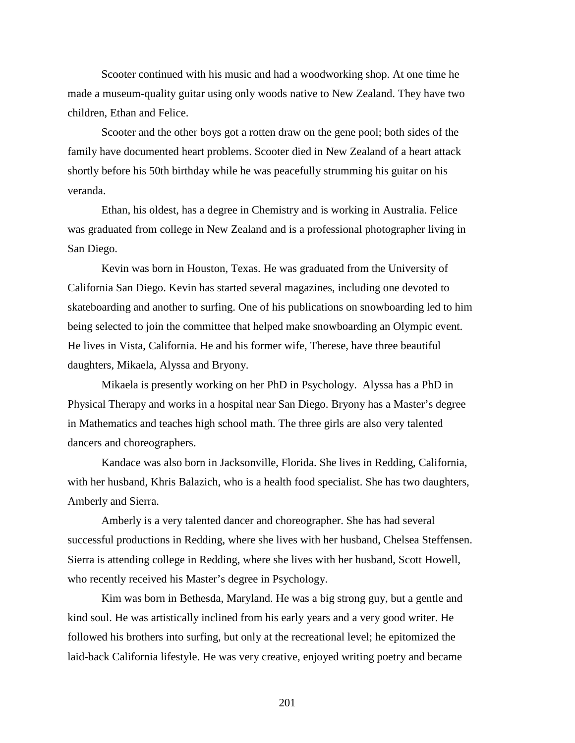Scooter continued with his music and had a woodworking shop. At one time he made a museum-quality guitar using only woods native to New Zealand. They have two children, Ethan and Felice.

Scooter and the other boys got a rotten draw on the gene pool; both sides of the family have documented heart problems. Scooter died in New Zealand of a heart attack shortly before his 50th birthday while he was peacefully strumming his guitar on his veranda.

Ethan, his oldest, has a degree in Chemistry and is working in Australia. Felice was graduated from college in New Zealand and is a professional photographer living in San Diego.

Kevin was born in Houston, Texas. He was graduated from the University of California San Diego. Kevin has started several magazines, including one devoted to skateboarding and another to surfing. One of his publications on snowboarding led to him being selected to join the committee that helped make snowboarding an Olympic event. He lives in Vista, California. He and his former wife, Therese, have three beautiful daughters, Mikaela, Alyssa and Bryony.

Mikaela is presently working on her PhD in Psychology. Alyssa has a PhD in Physical Therapy and works in a hospital near San Diego. Bryony has a Master's degree in Mathematics and teaches high school math. The three girls are also very talented dancers and choreographers.

Kandace was also born in Jacksonville, Florida. She lives in Redding, California, with her husband, Khris Balazich, who is a health food specialist. She has two daughters, Amberly and Sierra.

Amberly is a very talented dancer and choreographer. She has had several successful productions in Redding, where she lives with her husband, Chelsea Steffensen. Sierra is attending college in Redding, where she lives with her husband, Scott Howell, who recently received his Master's degree in Psychology.

Kim was born in Bethesda, Maryland. He was a big strong guy, but a gentle and kind soul. He was artistically inclined from his early years and a very good writer. He followed his brothers into surfing, but only at the recreational level; he epitomized the laid-back California lifestyle. He was very creative, enjoyed writing poetry and became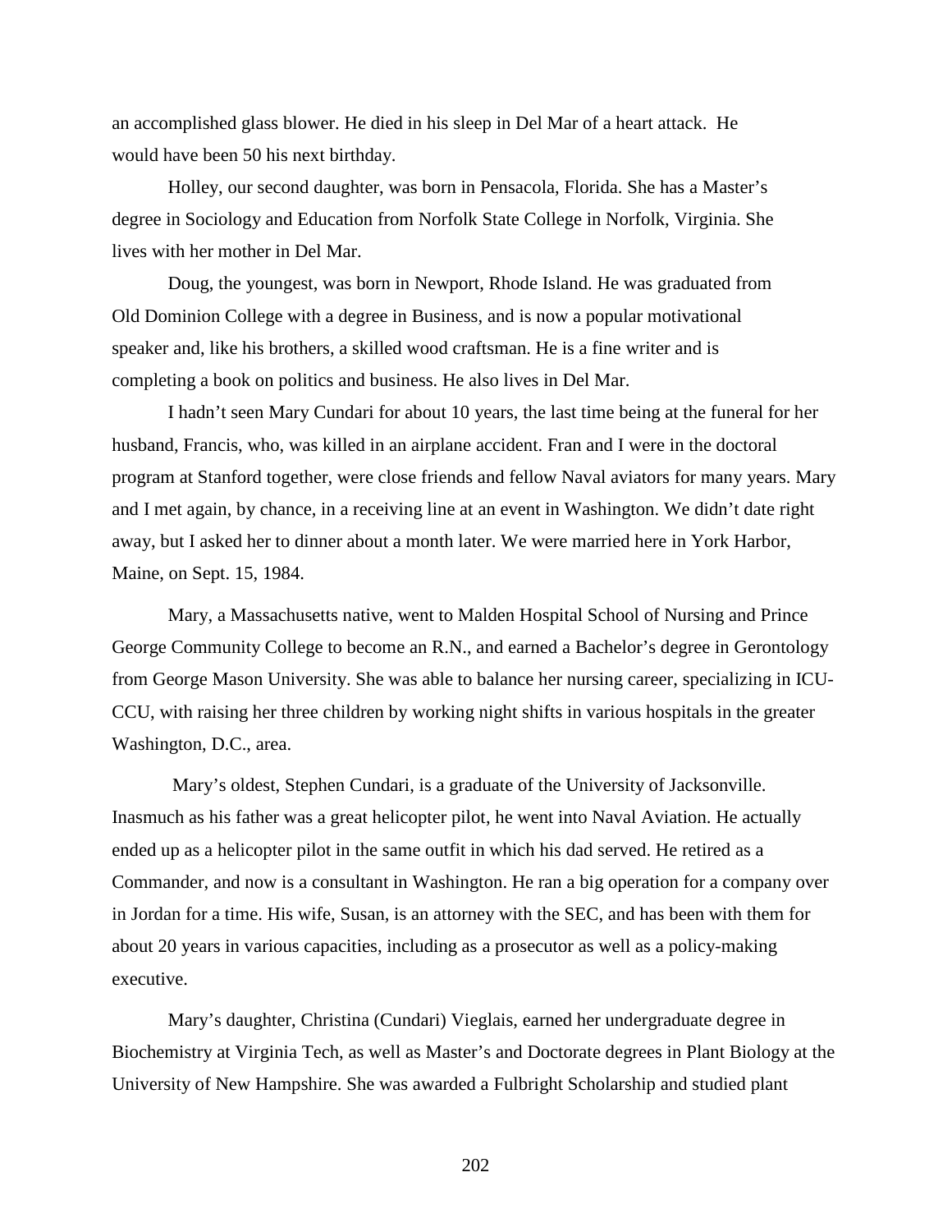an accomplished glass blower. He died in his sleep in Del Mar of a heart attack. He would have been 50 his next birthday.

Holley, our second daughter, was born in Pensacola, Florida. She has a Master's degree in Sociology and Education from Norfolk State College in Norfolk, Virginia. She lives with her mother in Del Mar.

Doug, the youngest, was born in Newport, Rhode Island. He was graduated from Old Dominion College with a degree in Business, and is now a popular motivational speaker and, like his brothers, a skilled wood craftsman. He is a fine writer and is completing a book on politics and business. He also lives in Del Mar.

I hadn't seen Mary Cundari for about 10 years, the last time being at the funeral for her husband, Francis, who, was killed in an airplane accident. Fran and I were in the doctoral program at Stanford together, were close friends and fellow Naval aviators for many years. Mary and I met again, by chance, in a receiving line at an event in Washington. We didn't date right away, but I asked her to dinner about a month later. We were married here in York Harbor, Maine, on Sept. 15, 1984.

Mary, a Massachusetts native, went to Malden Hospital School of Nursing and Prince George Community College to become an R.N., and earned a Bachelor's degree in Gerontology from George Mason University. She was able to balance her nursing career, specializing in ICU-CCU, with raising her three children by working night shifts in various hospitals in the greater Washington, D.C., area.

Mary's oldest, Stephen Cundari, is a graduate of the University of Jacksonville. Inasmuch as his father was a great helicopter pilot, he went into Naval Aviation. He actually ended up as a helicopter pilot in the same outfit in which his dad served. He retired as a Commander, and now is a consultant in Washington. He ran a big operation for a company over in Jordan for a time. His wife, Susan, is an attorney with the SEC, and has been with them for about 20 years in various capacities, including as a prosecutor as well as a policy-making executive.

Mary's daughter, Christina (Cundari) Vieglais, earned her undergraduate degree in Biochemistry at Virginia Tech, as well as Master's and Doctorate degrees in Plant Biology at the University of New Hampshire. She was awarded a Fulbright Scholarship and studied plant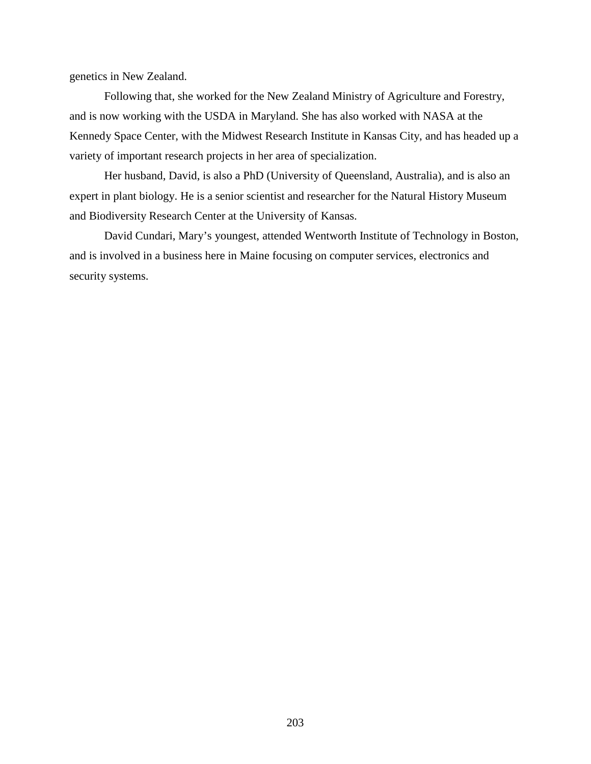genetics in New Zealand.

Following that, she worked for the New Zealand Ministry of Agriculture and Forestry, and is now working with the USDA in Maryland. She has also worked with NASA at the Kennedy Space Center, with the Midwest Research Institute in Kansas City, and has headed up a variety of important research projects in her area of specialization.

Her husband, David, is also a PhD (University of Queensland, Australia), and is also an expert in plant biology. He is a senior scientist and researcher for the Natural History Museum and Biodiversity Research Center at the University of Kansas.

David Cundari, Mary's youngest, attended Wentworth Institute of Technology in Boston, and is involved in a business here in Maine focusing on computer services, electronics and security systems.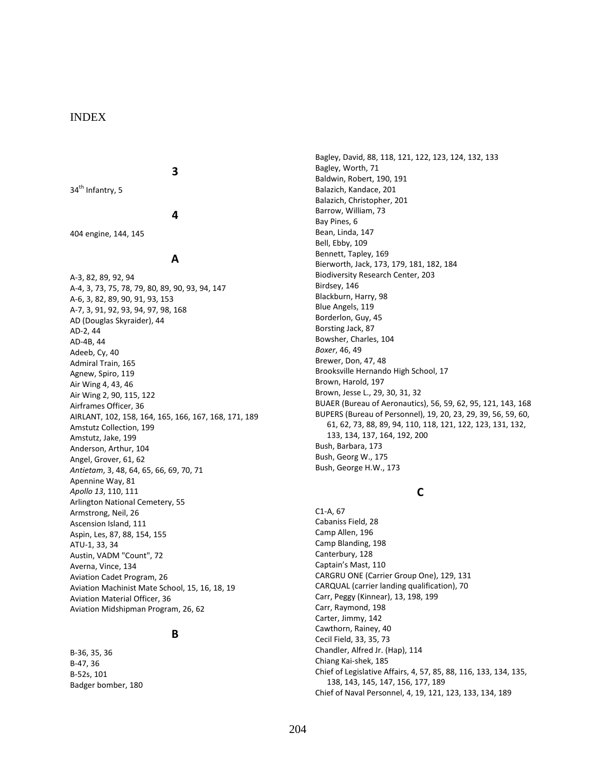# INDEX

## 3

34th Infantry, 5

## 4

404 engine, 144, 145

## A

A-3, 82, 89, 92, 94
A-4, 3, 73, 75, 78, 79, 80, 89, 90, 93, 94, 147
A-6, 3, 82, 89, 90, 91, 93, 153
A-7, 3, 91, 92, 93, 94, 97, 98, 168
AD (Douglas Skyraider), 44
AD-2, 44
AD-4B, 44
Adeeb, Cy, 40
Admiral Train, 165
Agnew, Spiro, 119
Air Wing 4, 43, 46
Air Wing 2, 90, 115, 122
Airframes Officer, 36
AIRLANT, 102, 158, 164, 165, 166, 167, 168, 171, 189
Amstutz Collection, 199
Amstutz, Jake, 199
Anderson, Arthur, 104
Angel, Grover, 61, 62
*Antietam*, 3, 48, 64, 65, 66, 69, 70, 71
Apennine Way, 81
*Apollo 13*, 110, 111
Arlington National Cemetery, 55
Armstrong, Neil, 26
Ascension Island, 111
Aspin, Les, 87, 88, 154, 155
ATU-1, 33, 34
Austin, VADM "Count", 72
Averna, Vince, 134
Aviation Cadet Program, 26
Aviation Machinist Mate School, 15, 16, 18, 19
Aviation Material Officer, 36
Aviation Midshipman Program, 26, 62

## B

B-36, 35, 36
B-47, 36
B-52s, 101
Badger bomber, 180
Bagley, David, 88, 118, 121, 122, 123, 124, 132, 133
Bagley, Worth, 71
Baldwin, Robert, 190, 191
Balazich, Kandace, 201
Balazich, Christopher, 201
Barrow, William, 73
Bay Pines, 6
Bean, Linda, 147
Bell, Ebby, 109
Bennett, Tapley, 169
Bierworth, Jack, 173, 179, 181, 182, 184
Biodiversity Research Center, 203
Birdsey, 146
Blackburn, Harry, 98
Blue Angels, 119
Borderlon, Guy, 45
Borsting Jack, 87
Bowsher, Charles, 104
*Boxer*, 46, 49
Brewer, Don, 47, 48
Brooksville Hernando High School, 17
Brown, Harold, 197
Brown, Jesse L., 29, 30, 31, 32
BUAER (Bureau of Aeronautics), 56, 59, 62, 95, 121, 143, 168
BUPERS (Bureau of Personnel), 19, 20, 23, 29, 39, 56, 59, 60, 61, 62, 73, 88, 89, 94, 110, 118, 121, 122, 123, 131, 132, 133, 134, 137, 164, 192, 200
Bush, Barbara, 173
Bush, Georg W., 175
Bush, George H.W., 173

## C

C1-A, 67
Cabaniss Field, 28
Camp Allen, 196
Camp Blanding, 198
Canterbury, 128
Captain's Mast, 110
CARGRU ONE (Carrier Group One), 129, 131
CARQUAL (carrier landing qualification), 70
Carr, Peggy (Kinnear), 13, 198, 199
Carr, Raymond, 198
Carter, Jimmy, 142
Cawthorn, Rainey, 40
Cecil Field, 33, 35, 73
Chandler, Alfred Jr. (Hap), 114
Chiang Kai-shek, 185
Chief of Legislative Affairs, 4, 57, 85, 88, 116, 133, 134, 135, 138, 143, 145, 147, 156, 177, 189
Chief of Naval Personnel, 4, 19, 121, 123, 133, 134, 189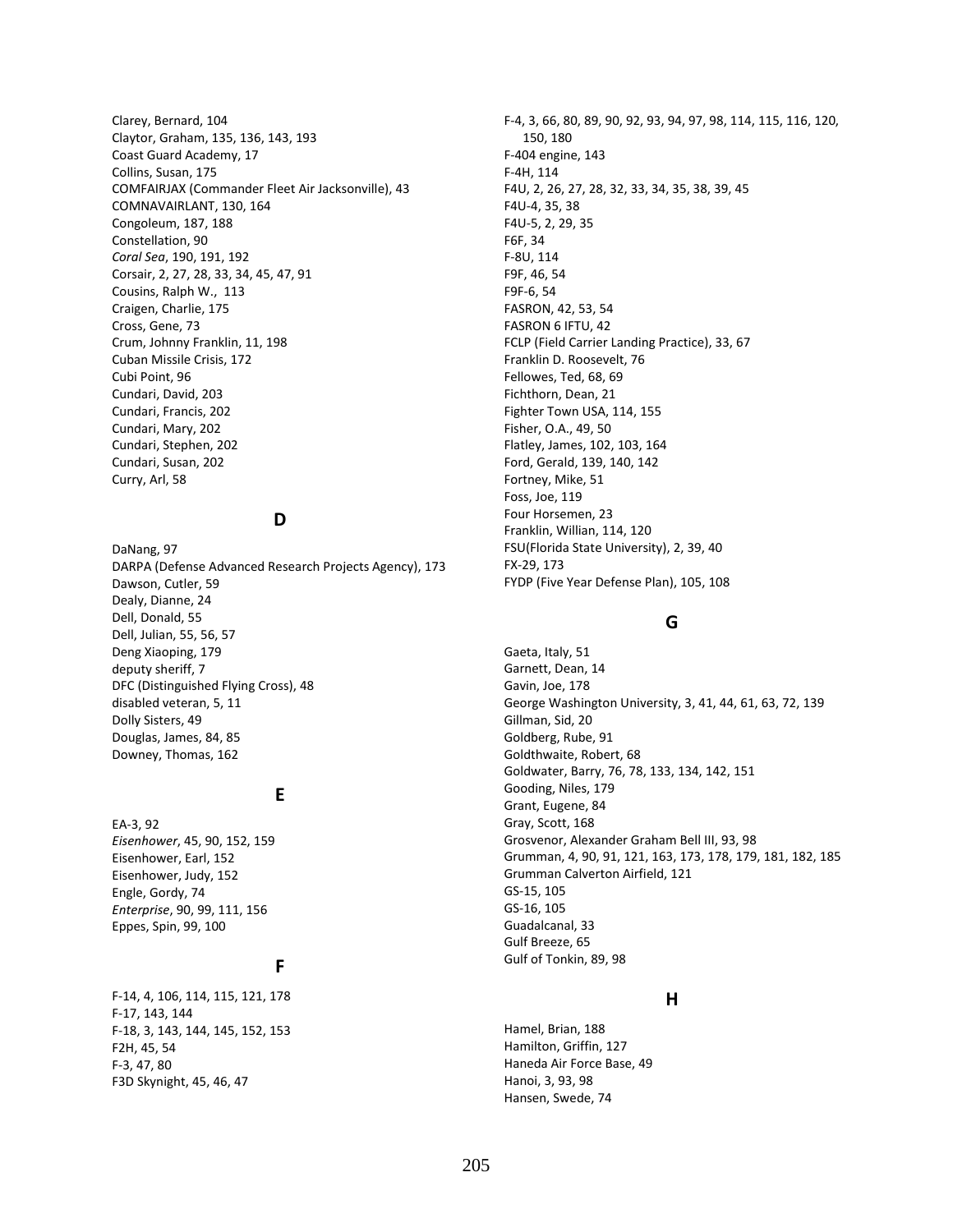Clarey, Bernard, 104
Claytor, Graham, 135, 136, 143, 193
Coast Guard Academy, 17
Collins, Susan, 175
COMFAIRJAX (Commander Fleet Air Jacksonville), 43
COMNAVAIRLANT, 130, 164
Congoleum, 187, 188
Constellation, 90
*Coral Sea*, 190, 191, 192
Corsair, 2, 27, 28, 33, 34, 45, 47, 91
Cousins, Ralph W., 113
Craigen, Charlie, 175
Cross, Gene, 73
Crum, Johnny Franklin, 11, 198
Cuban Missile Crisis, 172
Cubi Point, 96
Cundari, David, 203
Cundari, Francis, 202
Cundari, Mary, 202
Cundari, Stephen, 202
Cundari, Susan, 202
Curry, Arl, 58

## D

DaNang, 97
DARPA (Defense Advanced Research Projects Agency), 173
Dawson, Cutler, 59
Dealy, Dianne, 24
Dell, Donald, 55
Dell, Julian, 55, 56, 57
Deng Xiaoping, 179
deputy sheriff, 7
DFC (Distinguished Flying Cross), 48
disabled veteran, 5, 11
Dolly Sisters, 49
Douglas, James, 84, 85
Downey, Thomas, 162

## E

EA-3, 92
*Eisenhower*, 45, 90, 152, 159
Eisenhower, Earl, 152
Eisenhower, Judy, 152
Engle, Gordy, 74
*Enterprise*, 90, 99, 111, 156
Eppes, Spin, 99, 100

## F

F-14, 4, 106, 114, 115, 121, 178
F-17, 143, 144
F-18, 3, 143, 144, 145, 152, 153
F2H, 45, 54
F-3, 47, 80
F3D Skynight, 45, 46, 47
F-4, 3, 66, 80, 89, 90, 92, 93, 94, 97, 98, 114, 115, 116, 120, 150, 180
F-404 engine, 143
F-4H, 114
F4U, 2, 26, 27, 28, 32, 33, 34, 35, 38, 39, 45
F4U-4, 35, 38
F4U-5, 2, 29, 35
F6F, 34
F-8U, 114
F9F, 46, 54
F9F-6, 54
FASRON, 42, 53, 54
FASRON 6 IFTU, 42
FCLP (Field Carrier Landing Practice), 33, 67
Franklin D. Roosevelt, 76
Fellowes, Ted, 68, 69
Fichthorn, Dean, 21
Fighter Town USA, 114, 155
Fisher, O.A., 49, 50
Flatley, James, 102, 103, 164
Ford, Gerald, 139, 140, 142
Fortney, Mike, 51
Foss, Joe, 119
Four Horsemen, 23
Franklin, Willian, 114, 120
FSU(Florida State University), 2, 39, 40
FX-29, 173
FYDP (Five Year Defense Plan), 105, 108

## G

Gaeta, Italy, 51
Garnett, Dean, 14
Gavin, Joe, 178
George Washington University, 3, 41, 44, 61, 63, 72, 139
Gillman, Sid, 20
Goldberg, Rube, 91
Goldthwaite, Robert, 68
Goldwater, Barry, 76, 78, 133, 134, 142, 151
Gooding, Niles, 179
Grant, Eugene, 84
Gray, Scott, 168
Grosvenor, Alexander Graham Bell III, 93, 98
Grumman, 4, 90, 91, 121, 163, 173, 178, 179, 181, 182, 185
Grumman Calverton Airfield, 121
GS-15, 105
GS-16, 105
Guadalcanal, 33
Gulf Breeze, 65
Gulf of Tonkin, 89, 98

## H

Hamel, Brian, 188
Hamilton, Griffin, 127
Haneda Air Force Base, 49
Hanoi, 3, 93, 98
Hansen, Swede, 74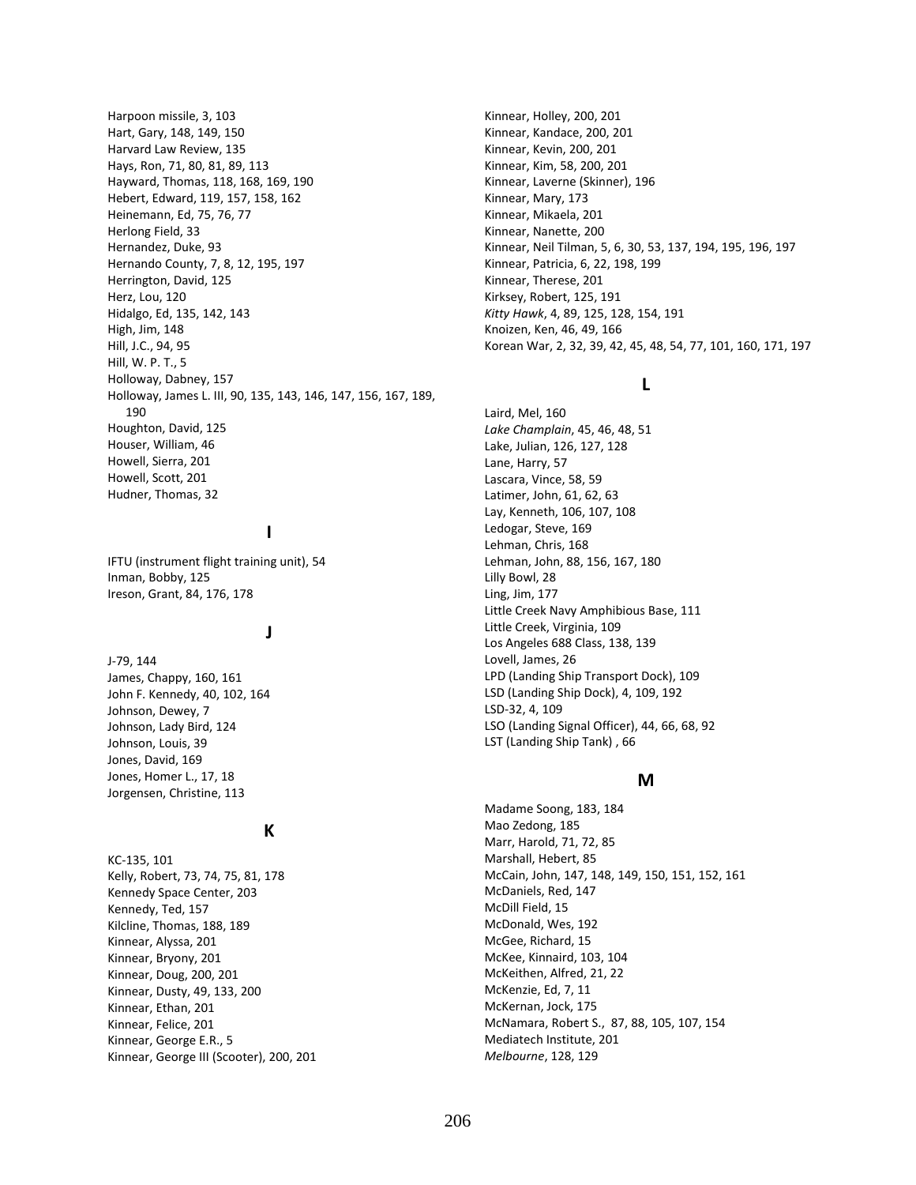Harpoon missile, 3, 103
Hart, Gary, 148, 149, 150
Harvard Law Review, 135
Hays, Ron, 71, 80, 81, 89, 113
Hayward, Thomas, 118, 168, 169, 190
Hebert, Edward, 119, 157, 158, 162
Heinemann, Ed, 75, 76, 77
Herlong Field, 33
Hernandez, Duke, 93
Hernando County, 7, 8, 12, 195, 197
Herrington, David, 125
Herz, Lou, 120
Hidalgo, Ed, 135, 142, 143
High, Jim, 148
Hill, J.C., 94, 95
Hill, W. P. T., 5
Holloway, Dabney, 157
Holloway, James L. III, 90, 135, 143, 146, 147, 156, 167, 189, 190
Houghton, David, 125
Houser, William, 46
Howell, Sierra, 201
Howell, Scott, 201
Hudner, Thomas, 32

## I

IFTU (instrument flight training unit), 54
Inman, Bobby, 125
Ireson, Grant, 84, 176, 178

## J

J-79, 144
James, Chappy, 160, 161
John F. Kennedy, 40, 102, 164
Johnson, Dewey, 7
Johnson, Lady Bird, 124
Johnson, Louis, 39
Jones, David, 169
Jones, Homer L., 17, 18
Jorgensen, Christine, 113

## K

KC-135, 101
Kelly, Robert, 73, 74, 75, 81, 178
Kennedy Space Center, 203
Kennedy, Ted, 157
Kilcline, Thomas, 188, 189
Kinnear, Alyssa, 201
Kinnear, Bryony, 201
Kinnear, Doug, 200, 201
Kinnear, Dusty, 49, 133, 200
Kinnear, Ethan, 201
Kinnear, Felice, 201
Kinnear, George E.R., 5
Kinnear, George III (Scooter), 200, 201
Kinnear, Holley, 200, 201
Kinnear, Kandace, 200, 201
Kinnear, Kevin, 200, 201
Kinnear, Kim, 58, 200, 201
Kinnear, Laverne (Skinner), 196
Kinnear, Mary, 173
Kinnear, Mikaela, 201
Kinnear, Nanette, 200
Kinnear, Neil Tilman, 5, 6, 30, 53, 137, 194, 195, 196, 197
Kinnear, Patricia, 6, 22, 198, 199
Kinnear, Therese, 201
Kirksey, Robert, 125, 191
*Kitty Hawk*, 4, 89, 125, 128, 154, 191
Knoizen, Ken, 46, 49, 166
Korean War, 2, 32, 39, 42, 45, 48, 54, 77, 101, 160, 171, 197

## L

Laird, Mel, 160
*Lake Champlain*, 45, 46, 48, 51
Lake, Julian, 126, 127, 128
Lane, Harry, 57
Lascara, Vince, 58, 59
Latimer, John, 61, 62, 63
Lay, Kenneth, 106, 107, 108
Ledogar, Steve, 169
Lehman, Chris, 168
Lehman, John, 88, 156, 167, 180
Lilly Bowl, 28
Ling, Jim, 177
Little Creek Navy Amphibious Base, 111
Little Creek, Virginia, 109
Los Angeles 688 Class, 138, 139
Lovell, James, 26
LPD (Landing Ship Transport Dock), 109
LSD (Landing Ship Dock), 4, 109, 192
LSD-32, 4, 109
LSO (Landing Signal Officer), 44, 66, 68, 92
LST (Landing Ship Tank) , 66

## M

Madame Soong, 183, 184
Mao Zedong, 185
Marr, Harold, 71, 72, 85
Marshall, Hebert, 85
McCain, John, 147, 148, 149, 150, 151, 152, 161
McDaniels, Red, 147
McDill Field, 15
McDonald, Wes, 192
McGee, Richard, 15
McKee, Kinnaird, 103, 104
McKeithen, Alfred, 21, 22
McKenzie, Ed, 7, 11
McKernan, Jock, 175
McNamara, Robert S., 87, 88, 105, 107, 154
Mediatech Institute, 201
*Melbourne*, 128, 129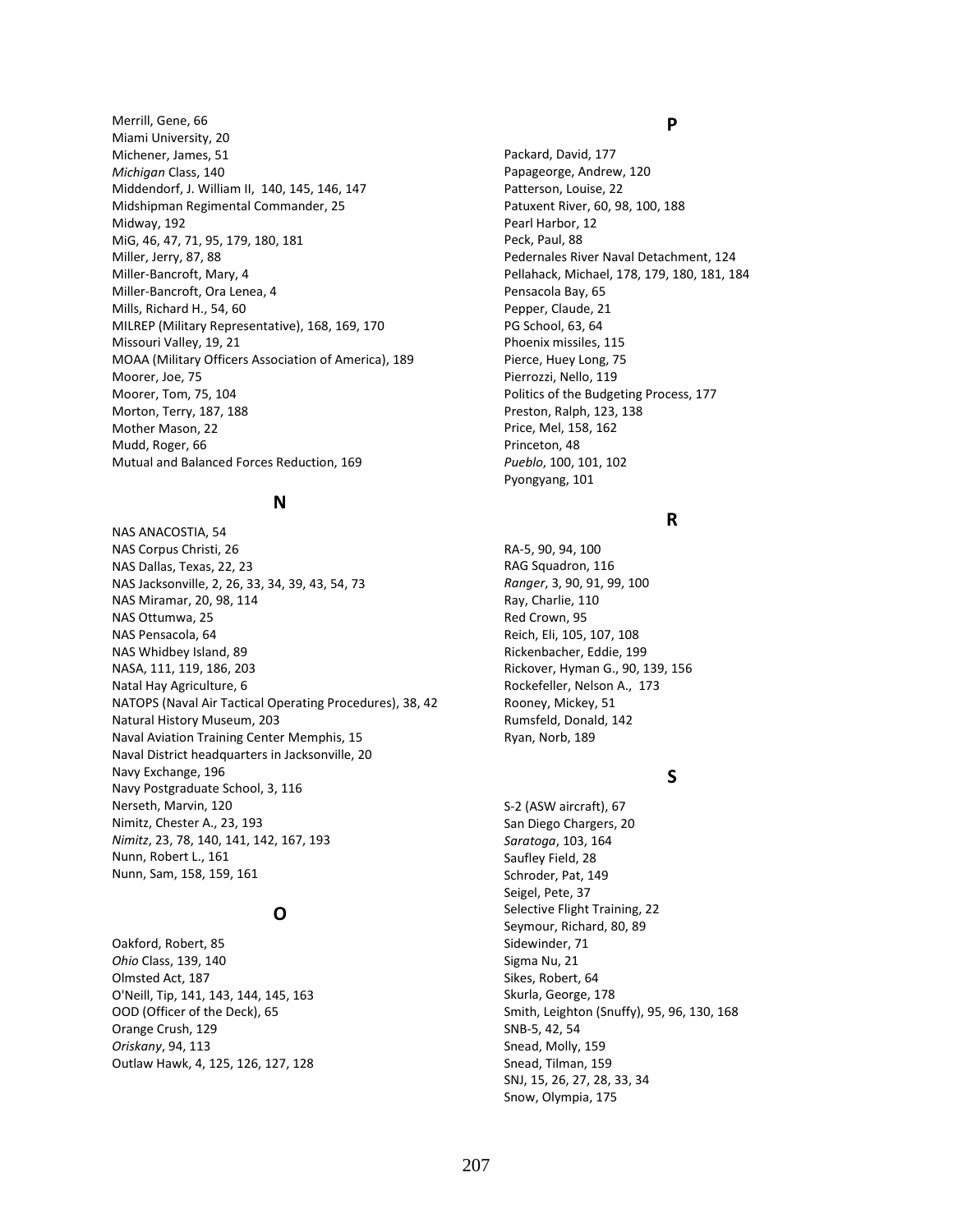Merrill, Gene, 66
Miami University, 20
Michener, James, 51
*Michigan* Class, 140
Middendorf, J. William II, 140, 145, 146, 147
Midshipman Regimental Commander, 25
Midway, 192
MiG, 46, 47, 71, 95, 179, 180, 181
Miller, Jerry, 87, 88
Miller-Bancroft, Mary, 4
Miller-Bancroft, Ora Lenea, 4
Mills, Richard H., 54, 60
MILREP (Military Representative), 168, 169, 170
Missouri Valley, 19, 21
MOAA (Military Officers Association of America), 189
Moorer, Joe, 75
Moorer, Tom, 75, 104
Morton, Terry, 187, 188
Mother Mason, 22
Mudd, Roger, 66
Mutual and Balanced Forces Reduction, 169

## N

NAS ANACOSTIA, 54
NAS Corpus Christi, 26
NAS Dallas, Texas, 22, 23
NAS Jacksonville, 2, 26, 33, 34, 39, 43, 54, 73
NAS Miramar, 20, 98, 114
NAS Ottumwa, 25
NAS Pensacola, 64
NAS Whidbey Island, 89
NASA, 111, 119, 186, 203
Natal Hay Agriculture, 6
NATOPS (Naval Air Tactical Operating Procedures), 38, 42
Natural History Museum, 203
Naval Aviation Training Center Memphis, 15
Naval District headquarters in Jacksonville, 20
Navy Exchange, 196
Navy Postgraduate School, 3, 116
Nerseth, Marvin, 120
Nimitz, Chester A., 23, 193
*Nimitz*, 23, 78, 140, 141, 142, 167, 193
Nunn, Robert L., 161
Nunn, Sam, 158, 159, 161

## O

Oakford, Robert, 85
*Ohio* Class, 139, 140
Olmsted Act, 187
O'Neill, Tip, 141, 143, 144, 145, 163
OOD (Officer of the Deck), 65
Orange Crush, 129
*Oriskany*, 94, 113
Outlaw Hawk, 4, 125, 126, 127, 128

## P

Packard, David, 177
Papageorge, Andrew, 120
Patterson, Louise, 22
Patuxent River, 60, 98, 100, 188
Pearl Harbor, 12
Peck, Paul, 88
Pedernales River Naval Detachment, 124
Pellahack, Michael, 178, 179, 180, 181, 184
Pensacola Bay, 65
Pepper, Claude, 21
PG School, 63, 64
Phoenix missiles, 115
Pierce, Huey Long, 75
Pierrozzi, Nello, 119
Politics of the Budgeting Process, 177
Preston, Ralph, 123, 138
Price, Mel, 158, 162
Princeton, 48
*Pueblo*, 100, 101, 102
Pyongyang, 101

## R

RA-5, 90, 94, 100
RAG Squadron, 116
*Ranger*, 3, 90, 91, 99, 100
Ray, Charlie, 110
Red Crown, 95
Reich, Eli, 105, 107, 108
Rickenbacher, Eddie, 199
Rickover, Hyman G., 90, 139, 156
Rockefeller, Nelson A., 173
Rooney, Mickey, 51
Rumsfeld, Donald, 142
Ryan, Norb, 189

## S

S-2 (ASW aircraft), 67
San Diego Chargers, 20
*Saratoga*, 103, 164
Saufley Field, 28
Schroder, Pat, 149
Seigel, Pete, 37
Selective Flight Training, 22
Seymour, Richard, 80, 89
Sidewinder, 71
Sigma Nu, 21
Sikes, Robert, 64
Skurla, George, 178
Smith, Leighton (Snuffy), 95, 96, 130, 168
SNB-5, 42, 54
Snead, Molly, 159
Snead, Tilman, 159
SNJ, 15, 26, 27, 28, 33, 34
Snow, Olympia, 175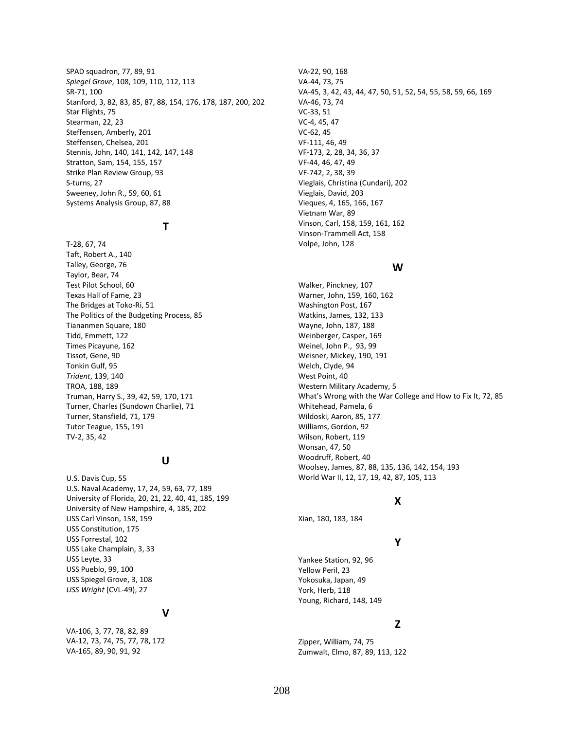SPAD squadron, 77, 89, 91
*Spiegel Grove*, 108, 109, 110, 112, 113
SR-71, 100
Stanford, 3, 82, 83, 85, 87, 88, 154, 176, 178, 187, 200, 202
Star Flights, 75
Stearman, 22, 23
Steffensen, Amberly, 201
Steffensen, Chelsea, 201
Stennis, John, 140, 141, 142, 147, 148
Stratton, Sam, 154, 155, 157
Strike Plan Review Group, 93
S-turns, 27
Sweeney, John R., 59, 60, 61
Systems Analysis Group, 87, 88

## T

T-28, 67, 74
Taft, Robert A., 140
Talley, George, 76
Taylor, Bear, 74
Test Pilot School, 60
Texas Hall of Fame, 23
The Bridges at Toko-Ri, 51
The Politics of the Budgeting Process, 85
Tiananmen Square, 180
Tidd, Emmett, 122
Times Picayune, 162
Tissot, Gene, 90
Tonkin Gulf, 95
*Trident*, 139, 140
TROA, 188, 189
Truman, Harry S., 39, 42, 59, 170, 171
Turner, Charles (Sundown Charlie), 71
Turner, Stansfield, 71, 179
Tutor Teague, 155, 191
TV-2, 35, 42

## U

U.S. Davis Cup, 55
U.S. Naval Academy, 17, 24, 59, 63, 77, 189
University of Florida, 20, 21, 22, 40, 41, 185, 199
University of New Hampshire, 4, 185, 202
USS Carl Vinson, 158, 159
USS Constitution, 175
USS Forrestal, 102
USS Lake Champlain, 3, 33
USS Leyte, 33
USS Pueblo, 99, 100
USS Spiegel Grove, 3, 108
*USS Wright* (CVL-49), 27

## V

VA-106, 3, 77, 78, 82, 89
VA-12, 73, 74, 75, 77, 78, 172
VA-165, 89, 90, 91, 92
VA-22, 90, 168
VA-44, 73, 75
VA-45, 3, 42, 43, 44, 47, 50, 51, 52, 54, 55, 58, 59, 66, 169
VA-46, 73, 74
VC-33, 51
VC-4, 45, 47
VC-62, 45
VF-111, 46, 49
VF-173, 2, 28, 34, 36, 37
VF-44, 46, 47, 49
VF-742, 2, 38, 39
Vieglais, Christina (Cundari), 202
Vieglais, David, 203
Vieques, 4, 165, 166, 167
Vietnam War, 89
Vinson, Carl, 158, 159, 161, 162
Vinson-Trammell Act, 158
Volpe, John, 128

## W

Walker, Pinckney, 107
Warner, John, 159, 160, 162
Washington Post, 167
Watkins, James, 132, 133
Wayne, John, 187, 188
Weinberger, Casper, 169
Weinel, John P., 93, 99
Weisner, Mickey, 190, 191
Welch, Clyde, 94
West Point, 40
Western Military Academy, 5
What's Wrong with the War College and How to Fix It, 72, 85
Whitehead, Pamela, 6
Wildoski, Aaron, 85, 177
Williams, Gordon, 92
Wilson, Robert, 119
Wonsan, 47, 50
Woodruff, Robert, 40
Woolsey, James, 87, 88, 135, 136, 142, 154, 193
World War II, 12, 17, 19, 42, 87, 105, 113

## X

Xian, 180, 183, 184

## Y

Yankee Station, 92, 96
Yellow Peril, 23
Yokosuka, Japan, 49
York, Herb, 118
Young, Richard, 148, 149

## Z

Zipper, William, 74, 75
Zumwalt, Elmo, 87, 89, 113, 122